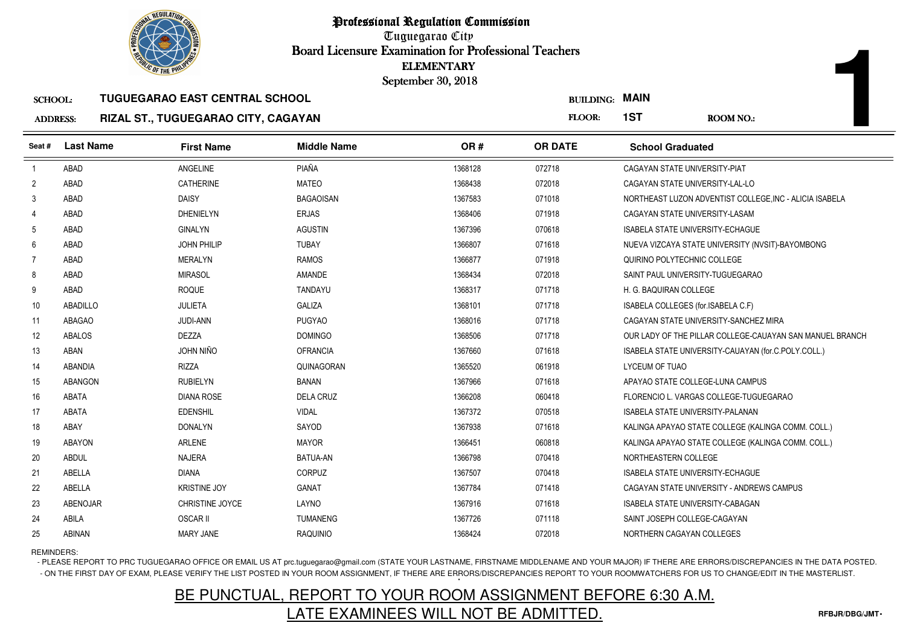# Professional Regulation Commission

Tuguegarao City

Board Licensure Examination for Professional Teachers

ELEMENTARY

September 30, 2018

**1**

SCHOOL: **TUGUEGARAO EAST CENTRAL SCHOOL**

BUILDING: **MAIN**

ADDRESS: **RIZAL ST., TUGUEGARAO CITY, CAGAYAN**

FLOOR: **1ST**

ROOM NO.:

| Seat # | Last Name | First Name | Middle Name | OR # | OR DATE | School Graduated |
|---|---|---|---|---|---|---|
| 1 | ABAD | ANGELINE | PIAÑA | 1368128 | 072718 | CAGAYAN STATE UNIVERSITY-PIAT |
| 2 | ABAD | CATHERINE | MATEO | 1368438 | 072018 | CAGAYAN STATE UNIVERSITY-LAL-LO |
| 3 | ABAD | DAISY | BAGAOISAN | 1367583 | 071018 | NORTHEAST LUZON ADVENTIST COLLEGE,INC - ALICIA ISABELA |
| 4 | ABAD | DHENIELYN | ERJAS | 1368406 | 071918 | CAGAYAN STATE UNIVERSITY-LASAM |
| 5 | ABAD | GINALYN | AGUSTIN | 1367396 | 070618 | ISABELA STATE UNIVERSITY-ECHAGUE |
| 6 | ABAD | JOHN PHILIP | TUBAY | 1366807 | 071618 | NUEVA VIZCAYA STATE UNIVERSITY (NVSIT)-BAYOMBONG |
| 7 | ABAD | MERALYN | RAMOS | 1366877 | 071918 | QUIRINO POLYTECHNIC COLLEGE |
| 8 | ABAD | MIRASOL | AMANDE | 1368434 | 072018 | SAINT PAUL UNIVERSITY-TUGUEGARAO |
| 9 | ABAD | ROQUE | TANDAYU | 1368317 | 071718 | H. G. BAQUIRAN COLLEGE |
| 10 | ABADILLO | JULIETA | GALIZA | 1368101 | 071718 | ISABELA COLLEGES (for.ISABELA C.F) |
| 11 | ABAGAO | JUDI-ANN | PUGYAO | 1368016 | 071718 | CAGAYAN STATE UNIVERSITY-SANCHEZ MIRA |
| 12 | ABALOS | DEZZA | DOMINGO | 1368506 | 071718 | OUR LADY OF THE PILLAR COLLEGE-CAUAYAN SAN MANUEL BRANCH |
| 13 | ABAN | JOHN NIÑO | OFRANCIA | 1367660 | 071618 | ISABELA STATE UNIVERSITY-CAUAYAN (for.C.POLY.COLL.) |
| 14 | ABANDIA | RIZZA | QUINAGORAN | 1365520 | 061918 | LYCEUM OF TUAO |
| 15 | ABANGON | RUBIELYN | BANAN | 1367966 | 071618 | APAYAO STATE COLLEGE-LUNA CAMPUS |
| 16 | ABATA | DIANA ROSE | DELA CRUZ | 1366208 | 060418 | FLORENCIO L. VARGAS COLLEGE-TUGUEGARAO |
| 17 | ABATA | EDENSHIL | VIDAL | 1367372 | 070518 | ISABELA STATE UNIVERSITY-PALANAN |
| 18 | ABAY | DONALYN | SAYOD | 1367938 | 071618 | KALINGA APAYAO STATE COLLEGE (KALINGA COMM. COLL.) |
| 19 | ABAYON | ARLENE | MAYOR | 1366451 | 060818 | KALINGA APAYAO STATE COLLEGE (KALINGA COMM. COLL.) |
| 20 | ABDUL | NAJERA | BATUA-AN | 1366798 | 070418 | NORTHEASTERN COLLEGE |
| 21 | ABELLA | DIANA | CORPUZ | 1367507 | 070418 | ISABELA STATE UNIVERSITY-ECHAGUE |
| 22 | ABELLA | KRISTINE JOY | GANAT | 1367784 | 071418 | CAGAYAN STATE UNIVERSITY - ANDREWS CAMPUS |
| 23 | ABENOJAR | CHRISTINE JOYCE | LAYNO | 1367916 | 071618 | ISABELA STATE UNIVERSITY-CABAGAN |
| 24 | ABILA | OSCAR II | TUMANENG | 1367726 | 071118 | SAINT JOSEPH COLLEGE-CAGAYAN |
| 25 | ABINAN | MARY JANE | RAQUINIO | 1368424 | 072018 | NORTHERN CAGAYAN COLLEGES |

REMINDERS:

- PLEASE REPORT TO PRC TUGUEGARAO OFFICE OR EMAIL US AT prc.tuguegarao@gmail.com (STATE YOUR LASTNAME, FIRSTNAME MIDDLENAME AND YOUR MAJOR) IF THERE ARE ERRORS/DISCREPANCIES IN THE DATA POSTED.
- ON THE FIRST DAY OF EXAM, PLEASE VERIFY THE LIST POSTED IN YOUR ROOM ASSIGNMENT, IF THERE ARE ERRORS/DISCREPANCIES REPORT TO YOUR ROOMWATCHERS FOR US TO CHANGE/EDIT IN THE MASTERLIST.

BE PUNCTUAL, REPORT TO YOUR ROOM ASSIGNMENT BEFORE 6:30 A.M.

LATE EXAMINEES WILL NOT BE ADMITTED.

RFBJR/DBG/JMT-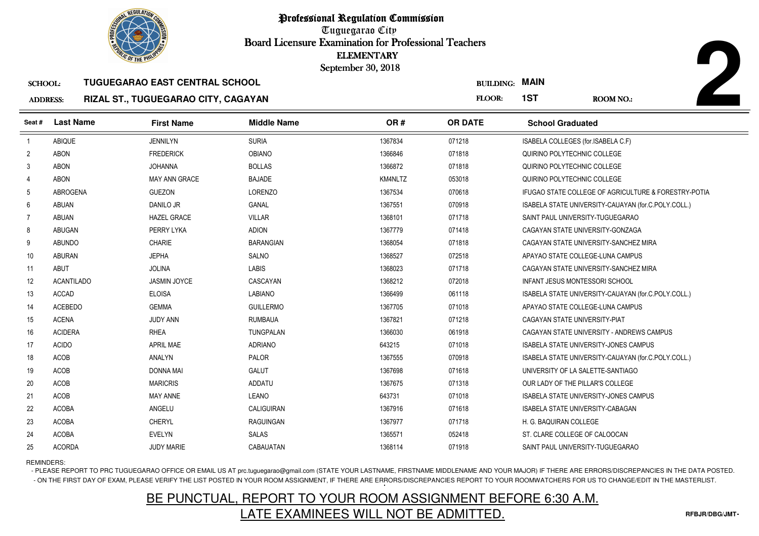# Professional Regulation Commission

Tuguegarao City

Board Licensure Examination for Professional Teachers

ELEMENTARY

September 30, 2018

**SCHOOL:** TUGUEGARAO EAST CENTRAL SCHOOL

**ADDRESS:** RIZAL ST., TUGUEGARAO CITY, CAGAYAN

**BUILDING:** MAIN

**FLOOR:** 1ST

**ROOM NO.:** 2

| Seat # | Last Name | First Name | Middle Name | OR # | OR DATE | School Graduated |
|---|---|---|---|---|---|---|
| 1 | ABIQUE | JENNILYN | SURIA | 1367834 | 071218 | ISABELA COLLEGES (for.ISABELA C.F) |
| 2 | ABON | FREDERICK | OBIANO | 1366846 | 071818 | QUIRINO POLYTECHNIC COLLEGE |
| 3 | ABON | JOHANNA | BOLLAS | 1366872 | 071818 | QUIRINO POLYTECHNIC COLLEGE |
| 4 | ABON | MAY ANN GRACE | BAJADE | KM4NLTZ | 053018 | QUIRINO POLYTECHNIC COLLEGE |
| 5 | ABROGENA | GUEZON | LORENZO | 1367534 | 070618 | IFUGAO STATE COLLEGE OF AGRICULTURE & FORESTRY-POTIA |
| 6 | ABUAN | DANILO JR | GANAL | 1367551 | 070918 | ISABELA STATE UNIVERSITY-CAUAYAN (for.C.POLY.COLL.) |
| 7 | ABUAN | HAZEL GRACE | VILLAR | 1368101 | 071718 | SAINT PAUL UNIVERSITY-TUGUEGARAO |
| 8 | ABUGAN | PERRY LYKA | ADION | 1367779 | 071418 | CAGAYAN STATE UNIVERSITY-GONZAGA |
| 9 | ABUNDO | CHARIE | BARANGIAN | 1368054 | 071818 | CAGAYAN STATE UNIVERSITY-SANCHEZ MIRA |
| 10 | ABURAN | JEPHA | SALNO | 1368527 | 072518 | APAYAO STATE COLLEGE-LUNA CAMPUS |
| 11 | ABUT | JOLINA | LABIS | 1368023 | 071718 | CAGAYAN STATE UNIVERSITY-SANCHEZ MIRA |
| 12 | ACANTILADO | JASMIN JOYCE | CASCAYAN | 1368212 | 072018 | INFANT JESUS MONTESSORI SCHOOL |
| 13 | ACCAD | ELOISA | LABIANO | 1366499 | 061118 | ISABELA STATE UNIVERSITY-CAUAYAN (for.C.POLY.COLL.) |
| 14 | ACEBEDO | GEMMA | GUILLERMO | 1367705 | 071018 | APAYAO STATE COLLEGE-LUNA CAMPUS |
| 15 | ACENA | JUDY ANN | RUMBAUA | 1367821 | 071218 | CAGAYAN STATE UNIVERSITY-PIAT |
| 16 | ACIDERA | RHEA | TUNGPALAN | 1366030 | 061918 | CAGAYAN STATE UNIVERSITY - ANDREWS CAMPUS |
| 17 | ACIDO | APRIL MAE | ADRIANO | 643215 | 071018 | ISABELA STATE UNIVERSITY-JONES CAMPUS |
| 18 | ACOB | ANALYN | PALOR | 1367555 | 070918 | ISABELA STATE UNIVERSITY-CAUAYAN (for.C.POLY.COLL.) |
| 19 | ACOB | DONNA MAI | GALUT | 1367698 | 071618 | UNIVERSITY OF LA SALETTE-SANTIAGO |
| 20 | ACOB | MARICRIS | ADDATU | 1367675 | 071318 | OUR LADY OF THE PILLAR'S COLLEGE |
| 21 | ACOB | MAY ANNE | LEANO | 643731 | 071018 | ISABELA STATE UNIVERSITY-JONES CAMPUS |
| 22 | ACOBA | ANGELU | CALIGUIRAN | 1367916 | 071618 | ISABELA STATE UNIVERSITY-CABAGAN |
| 23 | ACOBA | CHERYL | RAGUINGAN | 1367977 | 071718 | H. G. BAQUIRAN COLLEGE |
| 24 | ACOBA | EVELYN | SALAS | 1365571 | 052418 | ST. CLARE COLLEGE OF CALOOCAN |
| 25 | ACORDA | JUDY MARIE | CABAUATAN | 1368114 | 071918 | SAINT PAUL UNIVERSITY-TUGUEGARAO |

REMINDERS:

- PLEASE REPORT TO PRC TUGUEGARAO OFFICE OR EMAIL US AT prc.tuguegarao@gmail.com (STATE YOUR LASTNAME, FIRSTNAME MIDDLENAME AND YOUR MAJOR) IF THERE ARE ERRORS/DISCREPANCIES IN THE DATA POSTED.
- ON THE FIRST DAY OF EXAM, PLEASE VERIFY THE LIST POSTED IN YOUR ROOM ASSIGNMENT, IF THERE ARE ERRORS/DISCREPANCIES REPORT TO YOUR ROOMWATCHERS FOR US TO CHANGE/EDIT IN THE MASTERLIST.

BE PUNCTUAL, REPORT TO YOUR ROOM ASSIGNMENT BEFORE 6:30 A.M.

LATE EXAMINEES WILL NOT BE ADMITTED.

RFBJR/DBG/JMT-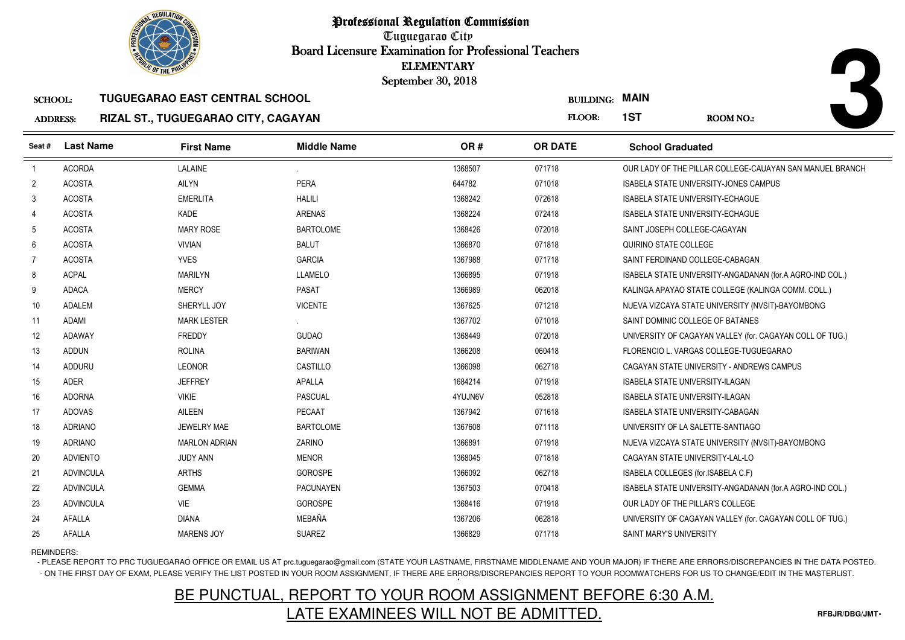# Professional Regulation Commission

Tuguegarao City

Board Licensure Examination for Professional Teachers

ELEMENTARY

September 30, 2018

**SCHOOL:** TUGUEGARAO EAST CENTRAL SCHOOL

**ADDRESS:** RIZAL ST., TUGUEGARAO CITY, CAGAYAN

**BUILDING:** MAIN

**FLOOR:** 1ST

**ROOM NO.:** 3

| Seat # | Last Name | First Name | Middle Name | OR # | OR DATE | School Graduated |
|---|---|---|---|---|---|---|
| 1 | ACORDA | LALAINE | . | 1368507 | 071718 | OUR LADY OF THE PILLAR COLLEGE-CAUAYAN SAN MANUEL BRANCH |
| 2 | ACOSTA | AILYN | PERA | 644782 | 071018 | ISABELA STATE UNIVERSITY-JONES CAMPUS |
| 3 | ACOSTA | EMERLITA | HALILI | 1368242 | 072618 | ISABELA STATE UNIVERSITY-ECHAGUE |
| 4 | ACOSTA | KADE | ARENAS | 1368224 | 072418 | ISABELA STATE UNIVERSITY-ECHAGUE |
| 5 | ACOSTA | MARY ROSE | BARTOLOME | 1368426 | 072018 | SAINT JOSEPH COLLEGE-CAGAYAN |
| 6 | ACOSTA | VIVIAN | BALUT | 1366870 | 071818 | QUIRINO STATE COLLEGE |
| 7 | ACOSTA | YVES | GARCIA | 1367988 | 071718 | SAINT FERDINAND COLLEGE-CABAGAN |
| 8 | ACPAL | MARILYN | LLAMELO | 1366895 | 071918 | ISABELA STATE UNIVERSITY-ANGADANAN (for.A AGRO-IND COL.) |
| 9 | ADACA | MERCY | PASAT | 1366989 | 062018 | KALINGA APAYAO STATE COLLEGE (KALINGA COMM. COLL.) |
| 10 | ADALEM | SHERYLL JOY | VICENTE | 1367625 | 071218 | NUEVA VIZCAYA STATE UNIVERSITY (NVSIT)-BAYOMBONG |
| 11 | ADAMI | MARK LESTER | . | 1367702 | 071018 | SAINT DOMINIC COLLEGE OF BATANES |
| 12 | ADAWAY | FREDDY | GUDAO | 1368449 | 072018 | UNIVERSITY OF CAGAYAN VALLEY (for. CAGAYAN COLL OF TUG.) |
| 13 | ADDUN | ROLINA | BARIWAN | 1366208 | 060418 | FLORENCIO L. VARGAS COLLEGE-TUGUEGARAO |
| 14 | ADDURU | LEONOR | CASTILLO | 1366098 | 062718 | CAGAYAN STATE UNIVERSITY - ANDREWS CAMPUS |
| 15 | ADER | JEFFREY | APALLA | 1684214 | 071918 | ISABELA STATE UNIVERSITY-ILAGAN |
| 16 | ADORNA | VIKIE | PASCUAL | 4YUJN6V | 052818 | ISABELA STATE UNIVERSITY-ILAGAN |
| 17 | ADOVAS | AILEEN | PECAAT | 1367942 | 071618 | ISABELA STATE UNIVERSITY-CABAGAN |
| 18 | ADRIANO | JEWELRY MAE | BARTOLOME | 1367608 | 071118 | UNIVERSITY OF LA SALETTE-SANTIAGO |
| 19 | ADRIANO | MARLON ADRIAN | ZARINO | 1366891 | 071918 | NUEVA VIZCAYA STATE UNIVERSITY (NVSIT)-BAYOMBONG |
| 20 | ADVIENTO | JUDY ANN | MENOR | 1368045 | 071818 | CAGAYAN STATE UNIVERSITY-LAL-LO |
| 21 | ADVINCULA | ARTHS | GOROSPE | 1366092 | 062718 | ISABELA COLLEGES (for.ISABELA C.F) |
| 22 | ADVINCULA | GEMMA | PACUNAYEN | 1367503 | 070418 | ISABELA STATE UNIVERSITY-ANGADANAN (for.A AGRO-IND COL.) |
| 23 | ADVINCULA | VIE | GOROSPE | 1368416 | 071918 | OUR LADY OF THE PILLAR'S COLLEGE |
| 24 | AFALLA | DIANA | MEBAÑA | 1367206 | 062818 | UNIVERSITY OF CAGAYAN VALLEY (for. CAGAYAN COLL OF TUG.) |
| 25 | AFALLA | MARENS JOY | SUAREZ | 1366829 | 071718 | SAINT MARY'S UNIVERSITY |

REMINDERS:

- PLEASE REPORT TO PRC TUGUEGARAO OFFICE OR EMAIL US AT prc.tuguegarao@gmail.com (STATE YOUR LASTNAME, FIRSTNAME MIDDLENAME AND YOUR MAJOR) IF THERE ARE ERRORS/DISCREPANCIES IN THE DATA POSTED.
- ON THE FIRST DAY OF EXAM, PLEASE VERIFY THE LIST POSTED IN YOUR ROOM ASSIGNMENT, IF THERE ARE ERRORS/DISCREPANCIES REPORT TO YOUR ROOMWATCHERS FOR US TO CHANGE/EDIT IN THE MASTERLIST.

**BE PUNCTUAL, REPORT TO YOUR ROOM ASSIGNMENT BEFORE 6:30 A.M.**

**LATE EXAMINEES WILL NOT BE ADMITTED.**

RFBJR/DBG/JMT-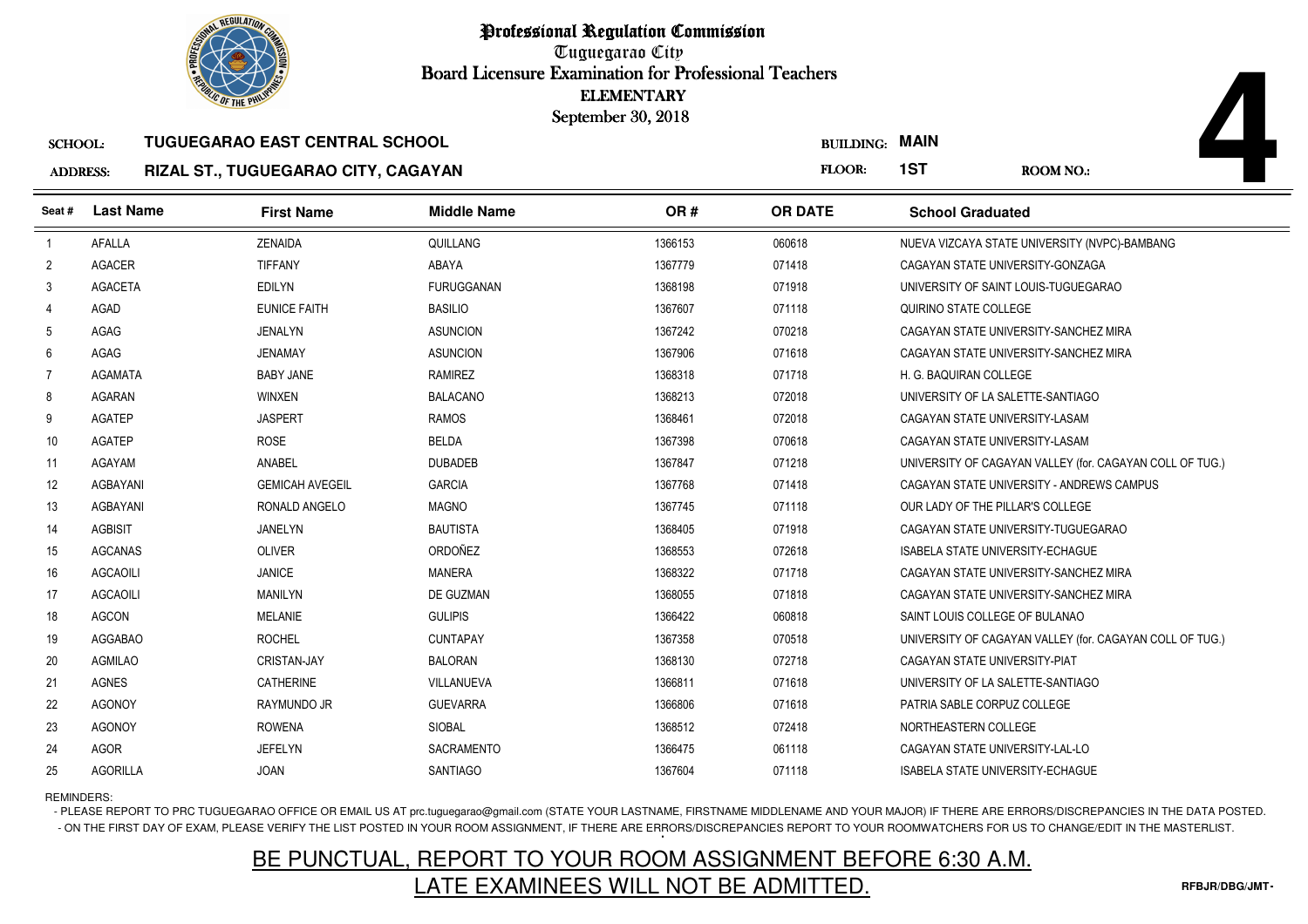# Professional Regulation Commission

Tuguegarao City

Board Licensure Examination for Professional Teachers

ELEMENTARY

September 30, 2018

**SCHOOL:** TUGUEGARAO EAST CENTRAL SCHOOL

**ADDRESS:** RIZAL ST., TUGUEGARAO CITY, CAGAYAN

**BUILDING:** MAIN

**FLOOR:** 1ST

**ROOM NO.:** 4

| Seat # | Last Name | First Name | Middle Name | OR # | OR DATE | School Graduated |
|---|---|---|---|---|---|---|
| 1 | AFALLA | ZENAIDA | QUILLANG | 1366153 | 060618 | NUEVA VIZCAYA STATE UNIVERSITY (NVPC)-BAMBANG |
| 2 | AGACER | TIFFANY | ABAYA | 1367779 | 071418 | CAGAYAN STATE UNIVERSITY-GONZAGA |
| 3 | AGACETA | EDILYN | FURUGGANAN | 1368198 | 071918 | UNIVERSITY OF SAINT LOUIS-TUGUEGARAO |
| 4 | AGAD | EUNICE FAITH | BASILIO | 1367607 | 071118 | QUIRINO STATE COLLEGE |
| 5 | AGAG | JENALYN | ASUNCION | 1367242 | 070218 | CAGAYAN STATE UNIVERSITY-SANCHEZ MIRA |
| 6 | AGAG | JENAMAY | ASUNCION | 1367906 | 071618 | CAGAYAN STATE UNIVERSITY-SANCHEZ MIRA |
| 7 | AGAMATA | BABY JANE | RAMIREZ | 1368318 | 071718 | H. G. BAQUIRAN COLLEGE |
| 8 | AGARAN | WINXEN | BALACANO | 1368213 | 072018 | UNIVERSITY OF LA SALETTE-SANTIAGO |
| 9 | AGATEP | JASPERT | RAMOS | 1368461 | 072018 | CAGAYAN STATE UNIVERSITY-LASAM |
| 10 | AGATEP | ROSE | BELDA | 1367398 | 070618 | CAGAYAN STATE UNIVERSITY-LASAM |
| 11 | AGAYAM | ANABEL | DUBADEB | 1367847 | 071218 | UNIVERSITY OF CAGAYAN VALLEY (for. CAGAYAN COLL OF TUG.) |
| 12 | AGBAYANI | GEMICAH AVEGEIL | GARCIA | 1367768 | 071418 | CAGAYAN STATE UNIVERSITY - ANDREWS CAMPUS |
| 13 | AGBAYANI | RONALD ANGELO | MAGNO | 1367745 | 071118 | OUR LADY OF THE PILLAR'S COLLEGE |
| 14 | AGBISIT | JANELYN | BAUTISTA | 1368405 | 071918 | CAGAYAN STATE UNIVERSITY-TUGUEGARAO |
| 15 | AGCANAS | OLIVER | ORDOÑEZ | 1368553 | 072618 | ISABELA STATE UNIVERSITY-ECHAGUE |
| 16 | AGCAOILI | JANICE | MANERA | 1368322 | 071718 | CAGAYAN STATE UNIVERSITY-SANCHEZ MIRA |
| 17 | AGCAOILI | MANILYN | DE GUZMAN | 1368055 | 071818 | CAGAYAN STATE UNIVERSITY-SANCHEZ MIRA |
| 18 | AGCON | MELANIE | GULIPIS | 1366422 | 060818 | SAINT LOUIS COLLEGE OF BULANAO |
| 19 | AGGABAO | ROCHEL | CUNTAPAY | 1367358 | 070518 | UNIVERSITY OF CAGAYAN VALLEY (for. CAGAYAN COLL OF TUG.) |
| 20 | AGMILAO | CRISTAN-JAY | BALORAN | 1368130 | 072718 | CAGAYAN STATE UNIVERSITY-PIAT |
| 21 | AGNES | CATHERINE | VILLANUEVA | 1366811 | 071618 | UNIVERSITY OF LA SALETTE-SANTIAGO |
| 22 | AGONOY | RAYMUNDO JR | GUEVARRA | 1366806 | 071618 | PATRIA SABLE CORPUZ COLLEGE |
| 23 | AGONOY | ROWENA | SIOBAL | 1368512 | 072418 | NORTHEASTERN COLLEGE |
| 24 | AGOR | JEFELYN | SACRAMENTO | 1366475 | 061118 | CAGAYAN STATE UNIVERSITY-LAL-LO |
| 25 | AGORILLA | JOAN | SANTIAGO | 1367604 | 071118 | ISABELA STATE UNIVERSITY-ECHAGUE |

REMINDERS:

- PLEASE REPORT TO PRC TUGUEGARAO OFFICE OR EMAIL US AT prc.tuguegarao@gmail.com (STATE YOUR LASTNAME, FIRSTNAME MIDDLENAME AND YOUR MAJOR) IF THERE ARE ERRORS/DISCREPANCIES IN THE DATA POSTED.
- ON THE FIRST DAY OF EXAM, PLEASE VERIFY THE LIST POSTED IN YOUR ROOM ASSIGNMENT, IF THERE ARE ERRORS/DISCREPANCIES REPORT TO YOUR ROOMWATCHERS FOR US TO CHANGE/EDIT IN THE MASTERLIST.

## BE PUNCTUAL, REPORT TO YOUR ROOM ASSIGNMENT BEFORE 6:30 A.M.
## LATE EXAMINEES WILL NOT BE ADMITTED.

RFBJR/DBG/JMT-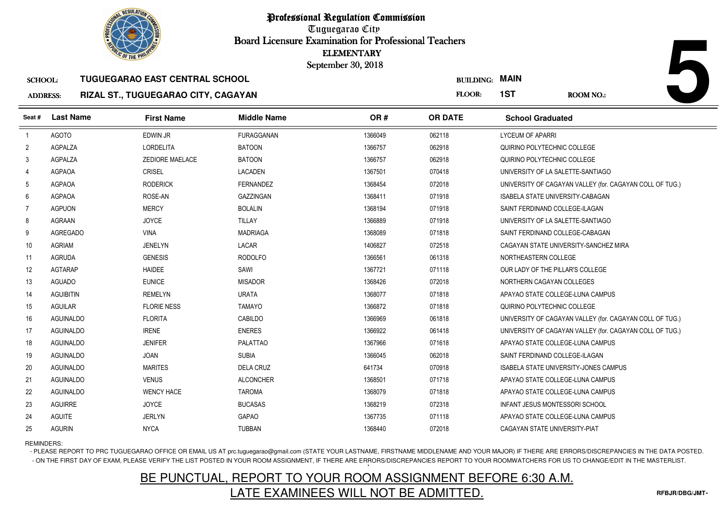# Professional Regulation Commission

Tuguegarao City

Board Licensure Examination for Professional Teachers

ELEMENTARY

September 30, 2018

**SCHOOL:** TUGUEGARAO EAST CENTRAL SCHOOL

**ADDRESS:** RIZAL ST., TUGUEGARAO CITY, CAGAYAN

**BUILDING:** MAIN

**FLOOR:** 1ST

**ROOM NO.:** 5

| Seat # | Last Name | First Name | Middle Name | OR # | OR DATE | School Graduated |
|---|---|---|---|---|---|---|
| 1 | AGOTO | EDWIN JR | FURAGGANAN | 1366049 | 062118 | LYCEUM OF APARRI |
| 2 | AGPALZA | LORDELITA | BATOON | 1366757 | 062918 | QUIRINO POLYTECHNIC COLLEGE |
| 3 | AGPALZA | ZEDIORE MAELACE | BATOON | 1366757 | 062918 | QUIRINO POLYTECHNIC COLLEGE |
| 4 | AGPAOA | CRISEL | LACADEN | 1367501 | 070418 | UNIVERSITY OF LA SALETTE-SANTIAGO |
| 5 | AGPAOA | RODERICK | FERNANDEZ | 1368454 | 072018 | UNIVERSITY OF CAGAYAN VALLEY (for. CAGAYAN COLL OF TUG.) |
| 6 | AGPAOA | ROSE-AN | GAZZINGAN | 1368411 | 071918 | ISABELA STATE UNIVERSITY-CABAGAN |
| 7 | AGPUON | MERCY | BOLALIN | 1368194 | 071918 | SAINT FERDINAND COLLEGE-ILAGAN |
| 8 | AGRAAN | JOYCE | TILLAY | 1366889 | 071918 | UNIVERSITY OF LA SALETTE-SANTIAGO |
| 9 | AGREGADO | VINA | MADRIAGA | 1368089 | 071818 | SAINT FERDINAND COLLEGE-CABAGAN |
| 10 | AGRIAM | JENELYN | LACAR | 1406827 | 072518 | CAGAYAN STATE UNIVERSITY-SANCHEZ MIRA |
| 11 | AGRUDA | GENESIS | RODOLFO | 1366561 | 061318 | NORTHEASTERN COLLEGE |
| 12 | AGTARAP | HAIDEE | SAWI | 1367721 | 071118 | OUR LADY OF THE PILLAR'S COLLEGE |
| 13 | AGUADO | EUNICE | MISADOR | 1368426 | 072018 | NORTHERN CAGAYAN COLLEGES |
| 14 | AGUIBITIN | REMELYN | URATA | 1368077 | 071818 | APAYAO STATE COLLEGE-LUNA CAMPUS |
| 15 | AGUILAR | FLORIE NESS | TAMAYO | 1366872 | 071818 | QUIRINO POLYTECHNIC COLLEGE |
| 16 | AGUINALDO | FLORITA | CABILDO | 1366969 | 061818 | UNIVERSITY OF CAGAYAN VALLEY (for. CAGAYAN COLL OF TUG.) |
| 17 | AGUINALDO | IRENE | ENERES | 1366922 | 061418 | UNIVERSITY OF CAGAYAN VALLEY (for. CAGAYAN COLL OF TUG.) |
| 18 | AGUINALDO | JENIFER | PALATTAO | 1367966 | 071618 | APAYAO STATE COLLEGE-LUNA CAMPUS |
| 19 | AGUINALDO | JOAN | SUBIA | 1366045 | 062018 | SAINT FERDINAND COLLEGE-ILAGAN |
| 20 | AGUINALDO | MARITES | DELA CRUZ | 641734 | 070918 | ISABELA STATE UNIVERSITY-JONES CAMPUS |
| 21 | AGUINALDO | VENUS | ALCONCHER | 1368501 | 071718 | APAYAO STATE COLLEGE-LUNA CAMPUS |
| 22 | AGUINALDO | WENCY HACE | TAROMA | 1368079 | 071818 | APAYAO STATE COLLEGE-LUNA CAMPUS |
| 23 | AGUIRRE | JOYCE | BUCASAS | 1368219 | 072318 | INFANT JESUS MONTESSORI SCHOOL |
| 24 | AGUITE | JERLYN | GAPAO | 1367735 | 071118 | APAYAO STATE COLLEGE-LUNA CAMPUS |
| 25 | AGURIN | NYCA | TUBBAN | 1368440 | 072018 | CAGAYAN STATE UNIVERSITY-PIAT |

REMINDERS:

- PLEASE REPORT TO PRC TUGUEGARAO OFFICE OR EMAIL US AT prc.tuguegarao@gmail.com (STATE YOUR LASTNAME, FIRSTNAME MIDDLENAME AND YOUR MAJOR) IF THERE ARE ERRORS/DISCREPANCIES IN THE DATA POSTED.
- ON THE FIRST DAY OF EXAM, PLEASE VERIFY THE LIST POSTED IN YOUR ROOM ASSIGNMENT, IF THERE ARE ERRORS/DISCREPANCIES REPORT TO YOUR ROOMWATCHERS FOR US TO CHANGE/EDIT IN THE MASTERLIST.

BE PUNCTUAL, REPORT TO YOUR ROOM ASSIGNMENT BEFORE 6:30 A.M.

LATE EXAMINEES WILL NOT BE ADMITTED.

RFBJR/DBG/JMT-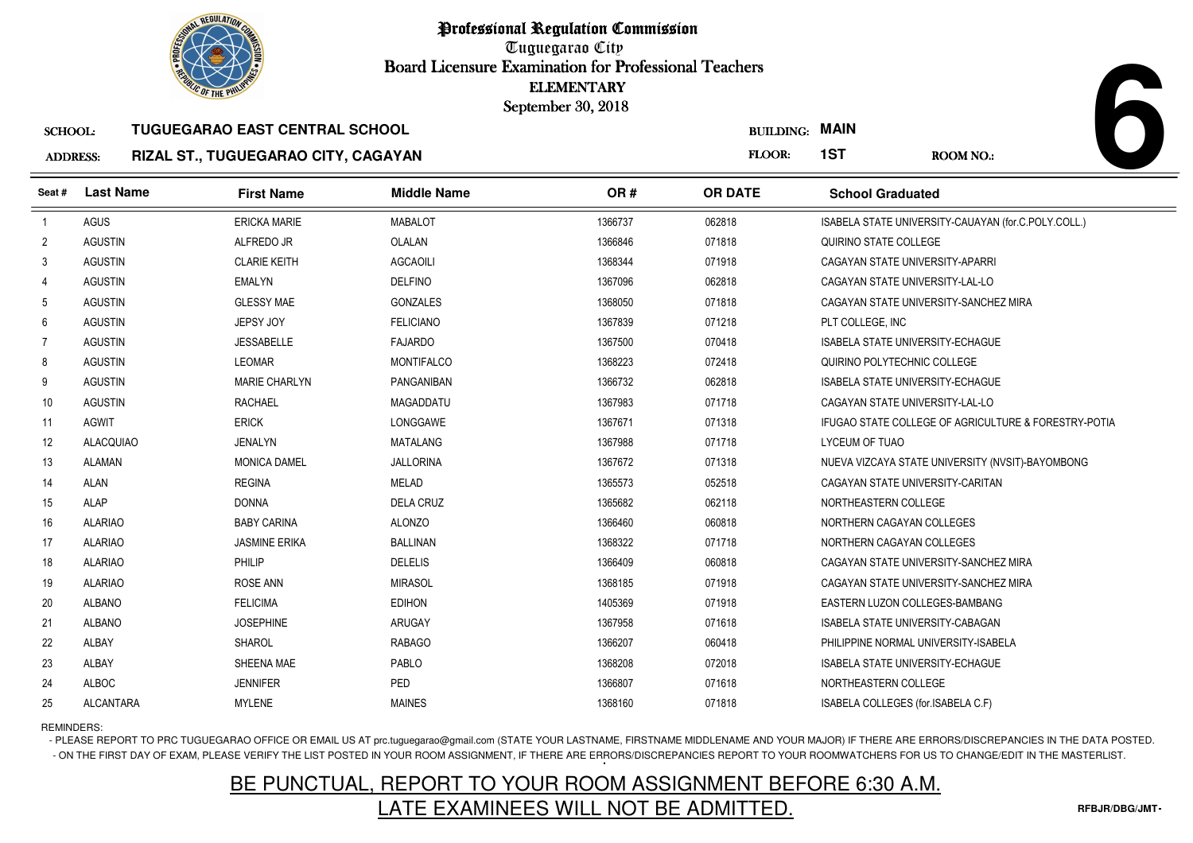# Professional Regulation Commission

Tuguegarao City

Board Licensure Examination for Professional Teachers

ELEMENTARY

September 30, 2018

**SCHOOL:** TUGUEGARAO EAST CENTRAL SCHOOL

**ADDRESS:** RIZAL ST., TUGUEGARAO CITY, CAGAYAN

**BUILDING:** MAIN

**FLOOR:** 1ST

**ROOM NO.:** 6

| Seat # | Last Name | First Name | Middle Name | OR # | OR DATE | School Graduated |
|---|---|---|---|---|---|---|
| 1 | AGUS | ERICKA MARIE | MABALOT | 1366737 | 062818 | ISABELA STATE UNIVERSITY-CAUAYAN (for.C.POLY.COLL.) |
| 2 | AGUSTIN | ALFREDO JR | OLALAN | 1366846 | 071818 | QUIRINO STATE COLLEGE |
| 3 | AGUSTIN | CLARIE KEITH | AGCAOILI | 1368344 | 071918 | CAGAYAN STATE UNIVERSITY-APARRI |
| 4 | AGUSTIN | EMALYN | DELFINO | 1367096 | 062818 | CAGAYAN STATE UNIVERSITY-LAL-LO |
| 5 | AGUSTIN | GLESSY MAE | GONZALES | 1368050 | 071818 | CAGAYAN STATE UNIVERSITY-SANCHEZ MIRA |
| 6 | AGUSTIN | JEPSY JOY | FELICIANO | 1367839 | 071218 | PLT COLLEGE, INC |
| 7 | AGUSTIN | JESSABELLE | FAJARDO | 1367500 | 070418 | ISABELA STATE UNIVERSITY-ECHAGUE |
| 8 | AGUSTIN | LEOMAR | MONTIFALCO | 1368223 | 072418 | QUIRINO POLYTECHNIC COLLEGE |
| 9 | AGUSTIN | MARIE CHARLYN | PANGANIBAN | 1366732 | 062818 | ISABELA STATE UNIVERSITY-ECHAGUE |
| 10 | AGUSTIN | RACHAEL | MAGADDATU | 1367983 | 071718 | CAGAYAN STATE UNIVERSITY-LAL-LO |
| 11 | AGWIT | ERICK | LONGGAWE | 1367671 | 071318 | IFUGAO STATE COLLEGE OF AGRICULTURE & FORESTRY-POTIA |
| 12 | ALACQUIAO | JENALYN | MATALANG | 1367988 | 071718 | LYCEUM OF TUAO |
| 13 | ALAMAN | MONICA DAMEL | JALLORINA | 1367672 | 071318 | NUEVA VIZCAYA STATE UNIVERSITY (NVSIT)-BAYOMBONG |
| 14 | ALAN | REGINA | MELAD | 1365573 | 052518 | CAGAYAN STATE UNIVERSITY-CARITAN |
| 15 | ALAP | DONNA | DELA CRUZ | 1365682 | 062118 | NORTHEASTERN COLLEGE |
| 16 | ALARIAO | BABY CARINA | ALONZO | 1366460 | 060818 | NORTHERN CAGAYAN COLLEGES |
| 17 | ALARIAO | JASMINE ERIKA | BALLINAN | 1368322 | 071718 | NORTHERN CAGAYAN COLLEGES |
| 18 | ALARIAO | PHILIP | DELELIS | 1366409 | 060818 | CAGAYAN STATE UNIVERSITY-SANCHEZ MIRA |
| 19 | ALARIAO | ROSE ANN | MIRASOL | 1368185 | 071918 | CAGAYAN STATE UNIVERSITY-SANCHEZ MIRA |
| 20 | ALBANO | FELICIMA | EDIHON | 1405369 | 071918 | EASTERN LUZON COLLEGES-BAMBANG |
| 21 | ALBANO | JOSEPHINE | ARUGAY | 1367958 | 071618 | ISABELA STATE UNIVERSITY-CABAGAN |
| 22 | ALBAY | SHAROL | RABAGO | 1366207 | 060418 | PHILIPPINE NORMAL UNIVERSITY-ISABELA |
| 23 | ALBAY | SHEENA MAE | PABLO | 1368208 | 072018 | ISABELA STATE UNIVERSITY-ECHAGUE |
| 24 | ALBOC | JENNIFER | PED | 1366807 | 071618 | NORTHEASTERN COLLEGE |
| 25 | ALCANTARA | MYLENE | MAINES | 1368160 | 071818 | ISABELA COLLEGES (for.ISABELA C.F) |

REMINDERS:

- PLEASE REPORT TO PRC TUGUEGARAO OFFICE OR EMAIL US AT prc.tuguegarao@gmail.com (STATE YOUR LASTNAME, FIRSTNAME MIDDLENAME AND YOUR MAJOR) IF THERE ARE ERRORS/DISCREPANCIES IN THE DATA POSTED.
- ON THE FIRST DAY OF EXAM, PLEASE VERIFY THE LIST POSTED IN YOUR ROOM ASSIGNMENT, IF THERE ARE ERRORS/DISCREPANCIES REPORT TO YOUR ROOMWATCHERS FOR US TO CHANGE/EDIT IN THE MASTERLIST.

## BE PUNCTUAL, REPORT TO YOUR ROOM ASSIGNMENT BEFORE 6:30 A.M. LATE EXAMINEES WILL NOT BE ADMITTED.

RFBJR/DBG/JMT-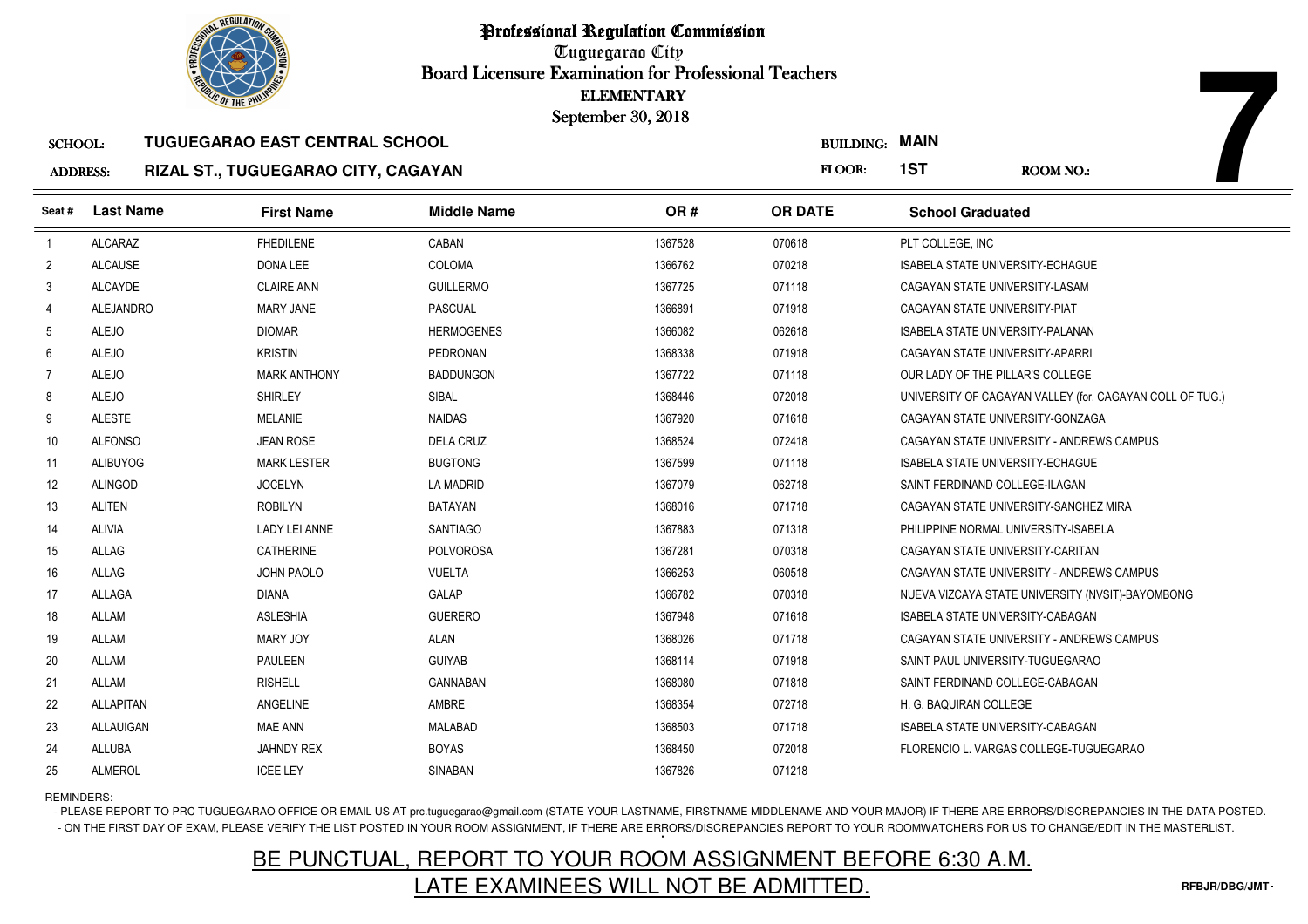# Professional Regulation Commission

Tuguegarao City

Board Licensure Examination for Professional Teachers

ELEMENTARY

September 30, 2018

**SCHOOL:** TUGUEGARAO EAST CENTRAL SCHOOL

**ADDRESS:** RIZAL ST., TUGUEGARAO CITY, CAGAYAN

**BUILDING:** MAIN

**FLOOR:** 1ST

**ROOM NO.:** 7

| Seat # | Last Name | First Name | Middle Name | OR # | OR DATE | School Graduated |
|---|---|---|---|---|---|---|
| 1 | ALCARAZ | FHEDILENE | CABAN | 1367528 | 070618 | PLT COLLEGE, INC |
| 2 | ALCAUSE | DONA LEE | COLOMA | 1366762 | 070218 | ISABELA STATE UNIVERSITY-ECHAGUE |
| 3 | ALCAYDE | CLAIRE ANN | GUILLERMO | 1367725 | 071118 | CAGAYAN STATE UNIVERSITY-LASAM |
| 4 | ALEJANDRO | MARY JANE | PASCUAL | 1366891 | 071918 | CAGAYAN STATE UNIVERSITY-PIAT |
| 5 | ALEJO | DIOMAR | HERMOGENES | 1366082 | 062618 | ISABELA STATE UNIVERSITY-PALANAN |
| 6 | ALEJO | KRISTIN | PEDRONAN | 1368338 | 071918 | CAGAYAN STATE UNIVERSITY-APARRI |
| 7 | ALEJO | MARK ANTHONY | BADDUNGON | 1367722 | 071118 | OUR LADY OF THE PILLAR'S COLLEGE |
| 8 | ALEJO | SHIRLEY | SIBAL | 1368446 | 072018 | UNIVERSITY OF CAGAYAN VALLEY (for. CAGAYAN COLL OF TUG.) |
| 9 | ALESTE | MELANIE | NAIDAS | 1367920 | 071618 | CAGAYAN STATE UNIVERSITY-GONZAGA |
| 10 | ALFONSO | JEAN ROSE | DELA CRUZ | 1368524 | 072418 | CAGAYAN STATE UNIVERSITY - ANDREWS CAMPUS |
| 11 | ALIBUYOG | MARK LESTER | BUGTONG | 1367599 | 071118 | ISABELA STATE UNIVERSITY-ECHAGUE |
| 12 | ALINGOD | JOCELYN | LA MADRID | 1367079 | 062718 | SAINT FERDINAND COLLEGE-ILAGAN |
| 13 | ALITEN | ROBILYN | BATAYAN | 1368016 | 071718 | CAGAYAN STATE UNIVERSITY-SANCHEZ MIRA |
| 14 | ALIVIA | LADY LEI ANNE | SANTIAGO | 1367883 | 071318 | PHILIPPINE NORMAL UNIVERSITY-ISABELA |
| 15 | ALLAG | CATHERINE | POLVOROSA | 1367281 | 070318 | CAGAYAN STATE UNIVERSITY-CARITAN |
| 16 | ALLAG | JOHN PAOLO | VUELTA | 1366253 | 060518 | CAGAYAN STATE UNIVERSITY - ANDREWS CAMPUS |
| 17 | ALLAGA | DIANA | GALAP | 1366782 | 070318 | NUEVA VIZCAYA STATE UNIVERSITY (NVSIT)-BAYOMBONG |
| 18 | ALLAM | ASLESHIA | GUERERO | 1367948 | 071618 | ISABELA STATE UNIVERSITY-CABAGAN |
| 19 | ALLAM | MARY JOY | ALAN | 1368026 | 071718 | CAGAYAN STATE UNIVERSITY - ANDREWS CAMPUS |
| 20 | ALLAM | PAULEEN | GUIYAB | 1368114 | 071918 | SAINT PAUL UNIVERSITY-TUGUEGARAO |
| 21 | ALLAM | RISHELL | GANNABAN | 1368080 | 071818 | SAINT FERDINAND COLLEGE-CABAGAN |
| 22 | ALLAPITAN | ANGELINE | AMBRE | 1368354 | 072718 | H. G. BAQUIRAN COLLEGE |
| 23 | ALLAUIGAN | MAE ANN | MALABAD | 1368503 | 071718 | ISABELA STATE UNIVERSITY-CABAGAN |
| 24 | ALLUBA | JAHNDY REX | BOYAS | 1368450 | 072018 | FLORENCIO L. VARGAS COLLEGE-TUGUEGARAO |
| 25 | ALMEROL | ICEE LEY | SINABAN | 1367826 | 071218 | |

REMINDERS:

- PLEASE REPORT TO PRC TUGUEGARAO OFFICE OR EMAIL US AT prc.tuguegarao@gmail.com (STATE YOUR LASTNAME, FIRSTNAME MIDDLENAME AND YOUR MAJOR) IF THERE ARE ERRORS/DISCREPANCIES IN THE DATA POSTED.
- ON THE FIRST DAY OF EXAM, PLEASE VERIFY THE LIST POSTED IN YOUR ROOM ASSIGNMENT, IF THERE ARE ERRORS/DISCREPANCIES REPORT TO YOUR ROOMWATCHERS FOR US TO CHANGE/EDIT IN THE MASTERLIST.

BE PUNCTUAL, REPORT TO YOUR ROOM ASSIGNMENT BEFORE 6:30 A.M.

LATE EXAMINEES WILL NOT BE ADMITTED.

RFBJR/DBG/JMT-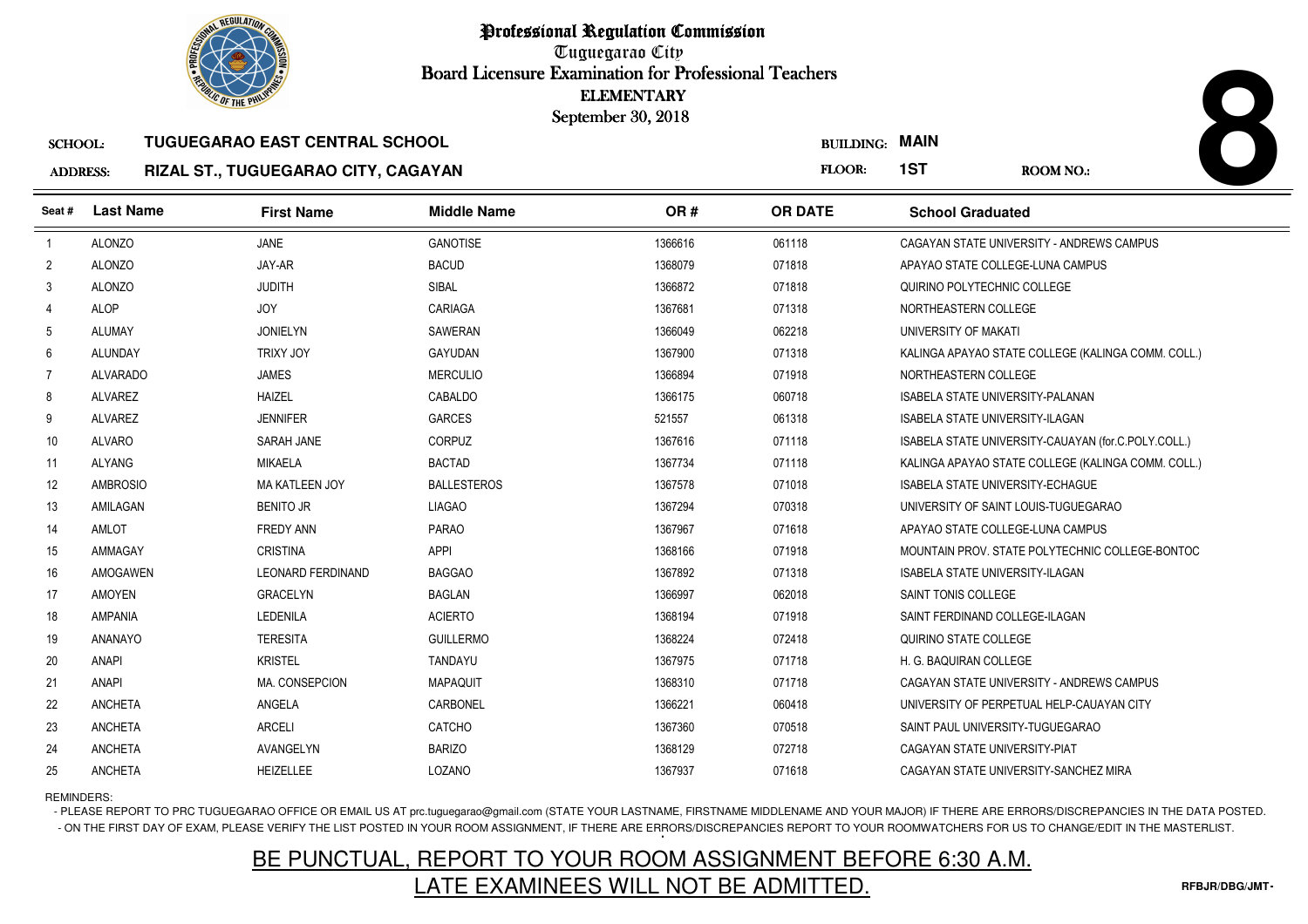# Professional Regulation Commission

Tuguegarao City

Board Licensure Examination for Professional Teachers

ELEMENTARY

September 30, 2018

**SCHOOL:** TUGUEGARAO EAST CENTRAL SCHOOL

**ADDRESS:** RIZAL ST., TUGUEGARAO CITY, CAGAYAN

**BUILDING:** MAIN

**FLOOR:** 1ST

**ROOM NO.:** 8

| Seat # | Last Name | First Name | Middle Name | OR # | OR DATE | School Graduated |
|---|---|---|---|---|---|---|
| 1 | ALONZO | JANE | GANOTISE | 1366616 | 061118 | CAGAYAN STATE UNIVERSITY - ANDREWS CAMPUS |
| 2 | ALONZO | JAY-AR | BACUD | 1368079 | 071818 | APAYAO STATE COLLEGE-LUNA CAMPUS |
| 3 | ALONZO | JUDITH | SIBAL | 1366872 | 071818 | QUIRINO POLYTECHNIC COLLEGE |
| 4 | ALOP | JOY | CARIAGA | 1367681 | 071318 | NORTHEASTERN COLLEGE |
| 5 | ALUMAY | JONIELYN | SAWERAN | 1366049 | 062218 | UNIVERSITY OF MAKATI |
| 6 | ALUNDAY | TRIXY JOY | GAYUDAN | 1367900 | 071318 | KALINGA APAYAO STATE COLLEGE (KALINGA COMM. COLL.) |
| 7 | ALVARADO | JAMES | MERCULIO | 1366894 | 071918 | NORTHEASTERN COLLEGE |
| 8 | ALVAREZ | HAIZEL | CABALDO | 1366175 | 060718 | ISABELA STATE UNIVERSITY-PALANAN |
| 9 | ALVAREZ | JENNIFER | GARCES | 521557 | 061318 | ISABELA STATE UNIVERSITY-ILAGAN |
| 10 | ALVARO | SARAH JANE | CORPUZ | 1367616 | 071118 | ISABELA STATE UNIVERSITY-CAUAYAN (for.C.POLY.COLL.) |
| 11 | ALYANG | MIKAELA | BACTAD | 1367734 | 071118 | KALINGA APAYAO STATE COLLEGE (KALINGA COMM. COLL.) |
| 12 | AMBROSIO | MA KATLEEN JOY | BALLESTEROS | 1367578 | 071018 | ISABELA STATE UNIVERSITY-ECHAGUE |
| 13 | AMILAGAN | BENITO JR | LIAGAO | 1367294 | 070318 | UNIVERSITY OF SAINT LOUIS-TUGUEGARAO |
| 14 | AMLOT | FREDY ANN | PARAO | 1367967 | 071618 | APAYAO STATE COLLEGE-LUNA CAMPUS |
| 15 | AMMAGAY | CRISTINA | APPI | 1368166 | 071918 | MOUNTAIN PROV. STATE POLYTECHNIC COLLEGE-BONTOC |
| 16 | AMOGAWEN | LEONARD FERDINAND | BAGGAO | 1367892 | 071318 | ISABELA STATE UNIVERSITY-ILAGAN |
| 17 | AMOYEN | GRACELYN | BAGLAN | 1366997 | 062018 | SAINT TONIS COLLEGE |
| 18 | AMPANIA | LEDENILA | ACIERTO | 1368194 | 071918 | SAINT FERDINAND COLLEGE-ILAGAN |
| 19 | ANANAYO | TERESITA | GUILLERMO | 1368224 | 072418 | QUIRINO STATE COLLEGE |
| 20 | ANAPI | KRISTEL | TANDAYU | 1367975 | 071718 | H. G. BAQUIRAN COLLEGE |
| 21 | ANAPI | MA. CONSEPCION | MAPAQUIT | 1368310 | 071718 | CAGAYAN STATE UNIVERSITY - ANDREWS CAMPUS |
| 22 | ANCHETA | ANGELA | CARBONEL | 1366221 | 060418 | UNIVERSITY OF PERPETUAL HELP-CAUAYAN CITY |
| 23 | ANCHETA | ARCELI | CATCHO | 1367360 | 070518 | SAINT PAUL UNIVERSITY-TUGUEGARAO |
| 24 | ANCHETA | AVANGELYN | BARIZO | 1368129 | 072718 | CAGAYAN STATE UNIVERSITY-PIAT |
| 25 | ANCHETA | HEIZELLEE | LOZANO | 1367937 | 071618 | CAGAYAN STATE UNIVERSITY-SANCHEZ MIRA |

REMINDERS:

- PLEASE REPORT TO PRC TUGUEGARAO OFFICE OR EMAIL US AT prc.tuguegarao@gmail.com (STATE YOUR LASTNAME, FIRSTNAME MIDDLENAME AND YOUR MAJOR) IF THERE ARE ERRORS/DISCREPANCIES IN THE DATA POSTED.
- ON THE FIRST DAY OF EXAM, PLEASE VERIFY THE LIST POSTED IN YOUR ROOM ASSIGNMENT, IF THERE ARE ERRORS/DISCREPANCIES REPORT TO YOUR ROOMWATCHERS FOR US TO CHANGE/EDIT IN THE MASTERLIST.

## BE PUNCTUAL, REPORT TO YOUR ROOM ASSIGNMENT BEFORE 6:30 A.M.
## LATE EXAMINEES WILL NOT BE ADMITTED.

RFBJR/DBG/JMT-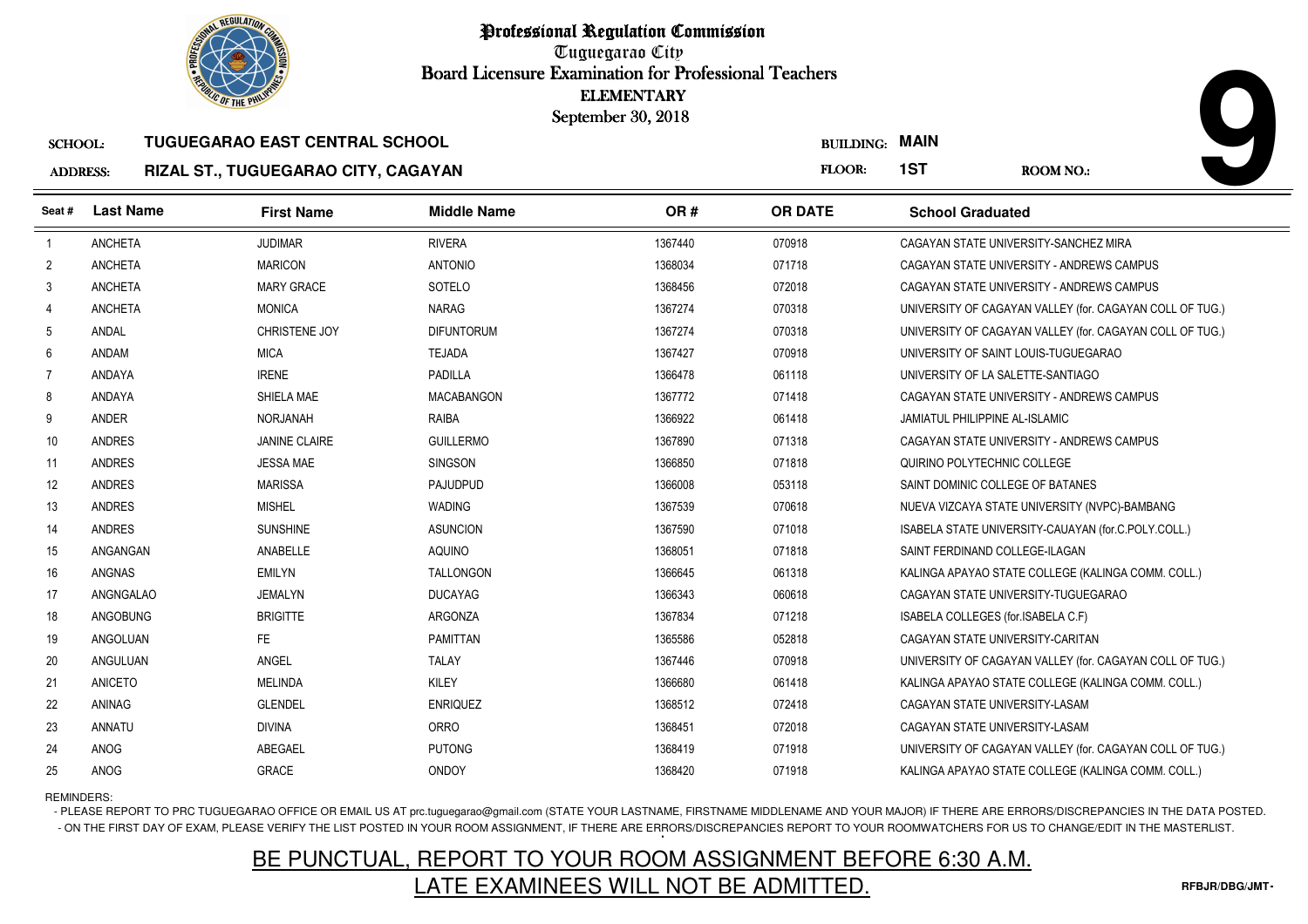# Professional Regulation Commission

Tuguegarao City

Board Licensure Examination for Professional Teachers

ELEMENTARY

September 30, 2018

**SCHOOL:** TUGUEGARAO EAST CENTRAL SCHOOL

**ADDRESS:** RIZAL ST., TUGUEGARAO CITY, CAGAYAN

**BUILDING:** MAIN

**FLOOR:** 1ST

**ROOM NO.:** 9

| Seat # | Last Name | First Name | Middle Name | OR # | OR DATE | School Graduated |
|---|---|---|---|---|---|---|
| 1 | ANCHETA | JUDIMAR | RIVERA | 1367440 | 070918 | CAGAYAN STATE UNIVERSITY-SANCHEZ MIRA |
| 2 | ANCHETA | MARICON | ANTONIO | 1368034 | 071718 | CAGAYAN STATE UNIVERSITY - ANDREWS CAMPUS |
| 3 | ANCHETA | MARY GRACE | SOTELO | 1368456 | 072018 | CAGAYAN STATE UNIVERSITY - ANDREWS CAMPUS |
| 4 | ANCHETA | MONICA | NARAG | 1367274 | 070318 | UNIVERSITY OF CAGAYAN VALLEY (for. CAGAYAN COLL OF TUG.) |
| 5 | ANDAL | CHRISTENE JOY | DIFUNTORUM | 1367274 | 070318 | UNIVERSITY OF CAGAYAN VALLEY (for. CAGAYAN COLL OF TUG.) |
| 6 | ANDAM | MICA | TEJADA | 1367427 | 070918 | UNIVERSITY OF SAINT LOUIS-TUGUEGARAO |
| 7 | ANDAYA | IRENE | PADILLA | 1366478 | 061118 | UNIVERSITY OF LA SALETTE-SANTIAGO |
| 8 | ANDAYA | SHIELA MAE | MACABANGON | 1367772 | 071418 | CAGAYAN STATE UNIVERSITY - ANDREWS CAMPUS |
| 9 | ANDER | NORJANAH | RAIBA | 1366922 | 061418 | JAMIATUL PHILIPPINE AL-ISLAMIC |
| 10 | ANDRES | JANINE CLAIRE | GUILLERMO | 1367890 | 071318 | CAGAYAN STATE UNIVERSITY - ANDREWS CAMPUS |
| 11 | ANDRES | JESSA MAE | SINGSON | 1366850 | 071818 | QUIRINO POLYTECHNIC COLLEGE |
| 12 | ANDRES | MARISSA | PAJUDPUD | 1366008 | 053118 | SAINT DOMINIC COLLEGE OF BATANES |
| 13 | ANDRES | MISHEL | WADING | 1367539 | 070618 | NUEVA VIZCAYA STATE UNIVERSITY (NVPC)-BAMBANG |
| 14 | ANDRES | SUNSHINE | ASUNCION | 1367590 | 071018 | ISABELA STATE UNIVERSITY-CAUAYAN (for.C.POLY.COLL.) |
| 15 | ANGANGAN | ANABELLE | AQUINO | 1368051 | 071818 | SAINT FERDINAND COLLEGE-ILAGAN |
| 16 | ANGNAS | EMILYN | TALLONGON | 1366645 | 061318 | KALINGA APAYAO STATE COLLEGE (KALINGA COMM. COLL.) |
| 17 | ANGNGALAO | JEMALYN | DUCAYAG | 1366343 | 060618 | CAGAYAN STATE UNIVERSITY-TUGUEGARAO |
| 18 | ANGOBUNG | BRIGITTE | ARGONZA | 1367834 | 071218 | ISABELA COLLEGES (for.ISABELA C.F) |
| 19 | ANGOLUAN | FE | PAMITTAN | 1365586 | 052818 | CAGAYAN STATE UNIVERSITY-CARITAN |
| 20 | ANGULUAN | ANGEL | TALAY | 1367446 | 070918 | UNIVERSITY OF CAGAYAN VALLEY (for. CAGAYAN COLL OF TUG.) |
| 21 | ANICETO | MELINDA | KILEY | 1366680 | 061418 | KALINGA APAYAO STATE COLLEGE (KALINGA COMM. COLL.) |
| 22 | ANINAG | GLENDEL | ENRIQUEZ | 1368512 | 072418 | CAGAYAN STATE UNIVERSITY-LASAM |
| 23 | ANNATU | DIVINA | ORRO | 1368451 | 072018 | CAGAYAN STATE UNIVERSITY-LASAM |
| 24 | ANOG | ABEGAEL | PUTONG | 1368419 | 071918 | UNIVERSITY OF CAGAYAN VALLEY (for. CAGAYAN COLL OF TUG.) |
| 25 | ANOG | GRACE | ONDOY | 1368420 | 071918 | KALINGA APAYAO STATE COLLEGE (KALINGA COMM. COLL.) |

REMINDERS:

- PLEASE REPORT TO PRC TUGUEGARAO OFFICE OR EMAIL US AT prc.tuguegarao@gmail.com (STATE YOUR LASTNAME, FIRSTNAME MIDDLENAME AND YOUR MAJOR) IF THERE ARE ERRORS/DISCREPANCIES IN THE DATA POSTED.
- ON THE FIRST DAY OF EXAM, PLEASE VERIFY THE LIST POSTED IN YOUR ROOM ASSIGNMENT, IF THERE ARE ERRORS/DISCREPANCIES REPORT TO YOUR ROOMWATCHERS FOR US TO CHANGE/EDIT IN THE MASTERLIST.

## BE PUNCTUAL, REPORT TO YOUR ROOM ASSIGNMENT BEFORE 6:30 A.M.
## LATE EXAMINEES WILL NOT BE ADMITTED.

RFBJR/DBG/JMT-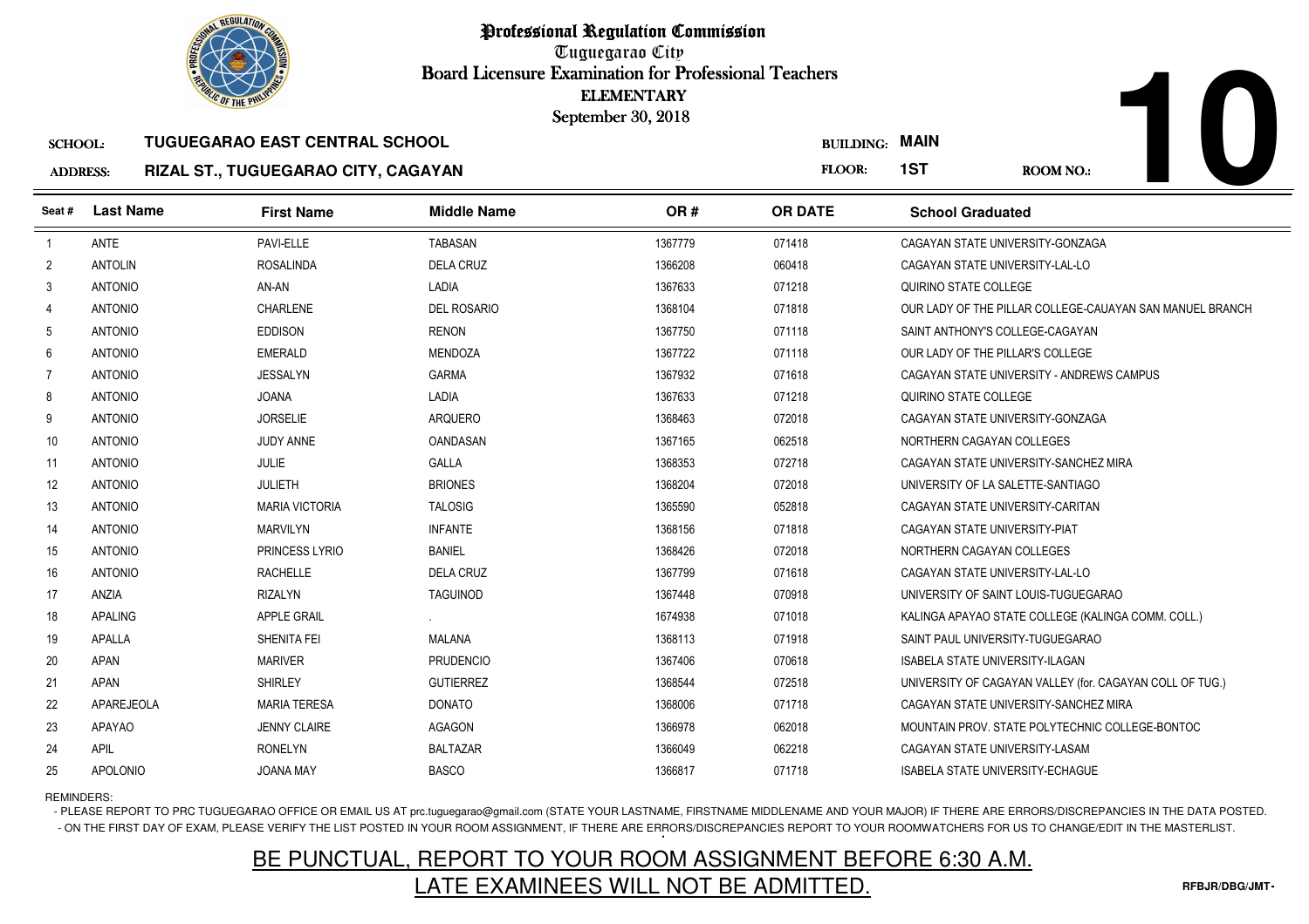# Professional Regulation Commission

Tuguegarao City

Board Licensure Examination for Professional Teachers

ELEMENTARY

September 30, 2018

**SCHOOL:** TUGUEGARAO EAST CENTRAL SCHOOL

**ADDRESS:** RIZAL ST., TUGUEGARAO CITY, CAGAYAN

**BUILDING:** MAIN

**FLOOR:** 1ST

**ROOM NO.:** 10

| Seat # | Last Name | First Name | Middle Name | OR # | OR DATE | School Graduated |
|---|---|---|---|---|---|---|
| 1 | ANTE | PAVI-ELLE | TABASAN | 1367779 | 071418 | CAGAYAN STATE UNIVERSITY-GONZAGA |
| 2 | ANTOLIN | ROSALINDA | DELA CRUZ | 1366208 | 060418 | CAGAYAN STATE UNIVERSITY-LAL-LO |
| 3 | ANTONIO | AN-AN | LADIA | 1367633 | 071218 | QUIRINO STATE COLLEGE |
| 4 | ANTONIO | CHARLENE | DEL ROSARIO | 1368104 | 071818 | OUR LADY OF THE PILLAR COLLEGE-CAUAYAN SAN MANUEL BRANCH |
| 5 | ANTONIO | EDDISON | RENON | 1367750 | 071118 | SAINT ANTHONY'S COLLEGE-CAGAYAN |
| 6 | ANTONIO | EMERALD | MENDOZA | 1367722 | 071118 | OUR LADY OF THE PILLAR'S COLLEGE |
| 7 | ANTONIO | JESSALYN | GARMA | 1367932 | 071618 | CAGAYAN STATE UNIVERSITY - ANDREWS CAMPUS |
| 8 | ANTONIO | JOANA | LADIA | 1367633 | 071218 | QUIRINO STATE COLLEGE |
| 9 | ANTONIO | JORSELIE | ARQUERO | 1368463 | 072018 | CAGAYAN STATE UNIVERSITY-GONZAGA |
| 10 | ANTONIO | JUDY ANNE | OANDASAN | 1367165 | 062518 | NORTHERN CAGAYAN COLLEGES |
| 11 | ANTONIO | JULIE | GALLA | 1368353 | 072718 | CAGAYAN STATE UNIVERSITY-SANCHEZ MIRA |
| 12 | ANTONIO | JULIETH | BRIONES | 1368204 | 072018 | UNIVERSITY OF LA SALETTE-SANTIAGO |
| 13 | ANTONIO | MARIA VICTORIA | TALOSIG | 1365590 | 052818 | CAGAYAN STATE UNIVERSITY-CARITAN |
| 14 | ANTONIO | MARVILYN | INFANTE | 1368156 | 071818 | CAGAYAN STATE UNIVERSITY-PIAT |
| 15 | ANTONIO | PRINCESS LYRIO | BANIEL | 1368426 | 072018 | NORTHERN CAGAYAN COLLEGES |
| 16 | ANTONIO | RACHELLE | DELA CRUZ | 1367799 | 071618 | CAGAYAN STATE UNIVERSITY-LAL-LO |
| 17 | ANZIA | RIZALYN | TAGUINOD | 1367448 | 070918 | UNIVERSITY OF SAINT LOUIS-TUGUEGARAO |
| 18 | APALING | APPLE GRAIL | . | 1674938 | 071018 | KALINGA APAYAO STATE COLLEGE (KALINGA COMM. COLL.) |
| 19 | APALLA | SHENITA FEI | MALANA | 1368113 | 071918 | SAINT PAUL UNIVERSITY-TUGUEGARAO |
| 20 | APAN | MARIVER | PRUDENCIO | 1367406 | 070618 | ISABELA STATE UNIVERSITY-ILAGAN |
| 21 | APAN | SHIRLEY | GUTIERREZ | 1368544 | 072518 | UNIVERSITY OF CAGAYAN VALLEY (for. CAGAYAN COLL OF TUG.) |
| 22 | APAREJEOLA | MARIA TERESA | DONATO | 1368006 | 071718 | CAGAYAN STATE UNIVERSITY-SANCHEZ MIRA |
| 23 | APAYAO | JENNY CLAIRE | AGAGON | 1366978 | 062018 | MOUNTAIN PROV. STATE POLYTECHNIC COLLEGE-BONTOC |
| 24 | APIL | RONELYN | BALTAZAR | 1366049 | 062218 | CAGAYAN STATE UNIVERSITY-LASAM |
| 25 | APOLONIO | JOANA MAY | BASCO | 1366817 | 071718 | ISABELA STATE UNIVERSITY-ECHAGUE |

REMINDERS:

- PLEASE REPORT TO PRC TUGUEGARAO OFFICE OR EMAIL US AT prc.tuguegarao@gmail.com (STATE YOUR LASTNAME, FIRSTNAME MIDDLENAME AND YOUR MAJOR) IF THERE ARE ERRORS/DISCREPANCIES IN THE DATA POSTED.
- ON THE FIRST DAY OF EXAM, PLEASE VERIFY THE LIST POSTED IN YOUR ROOM ASSIGNMENT, IF THERE ARE ERRORS/DISCREPANCIES REPORT TO YOUR ROOMWATCHERS FOR US TO CHANGE/EDIT IN THE MASTERLIST.

BE PUNCTUAL, REPORT TO YOUR ROOM ASSIGNMENT BEFORE 6:30 A.M.

LATE EXAMINEES WILL NOT BE ADMITTED.

RFBJR/DBG/JMT-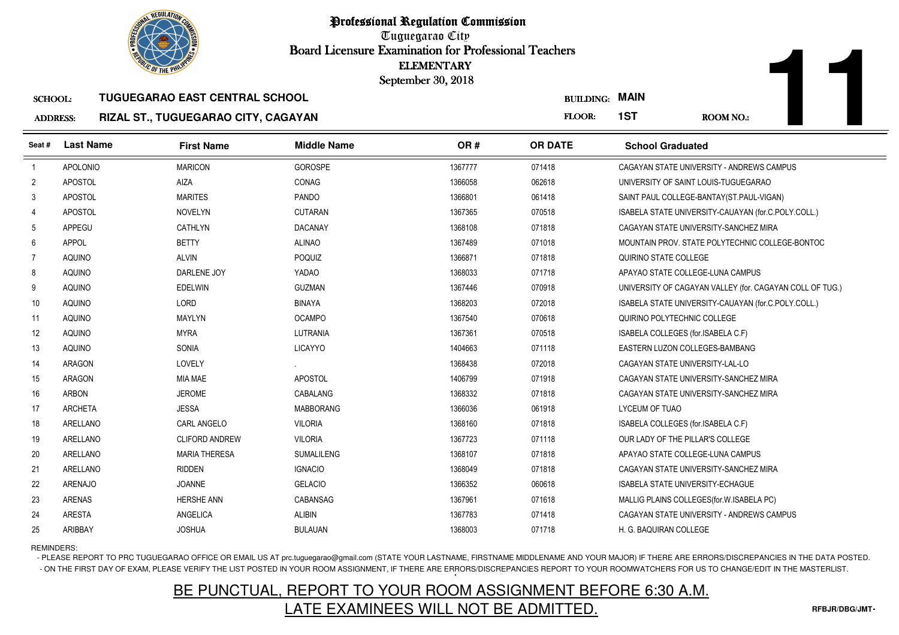# Professional Regulation Commission

Tuguegarao City

Board Licensure Examination for Professional Teachers

ELEMENTARY

September 30, 2018

**SCHOOL:** TUGUEGARAO EAST CENTRAL SCHOOL

**ADDRESS:** RIZAL ST., TUGUEGARAO CITY, CAGAYAN

**BUILDING:** MAIN

**FLOOR:** 1ST

**ROOM NO.:** 11

| Seat # | Last Name | First Name | Middle Name | OR # | OR DATE | School Graduated |
|---|---|---|---|---|---|---|
| 1 | APOLONIO | MARICON | GOROSPE | 1367777 | 071418 | CAGAYAN STATE UNIVERSITY - ANDREWS CAMPUS |
| 2 | APOSTOL | AIZA | CONAG | 1366058 | 062618 | UNIVERSITY OF SAINT LOUIS-TUGUEGARAO |
| 3 | APOSTOL | MARITES | PANDO | 1366801 | 061418 | SAINT PAUL COLLEGE-BANTAY(ST.PAUL-VIGAN) |
| 4 | APOSTOL | NOVELYN | CUTARAN | 1367365 | 070518 | ISABELA STATE UNIVERSITY-CAUAYAN (for.C.POLY.COLL.) |
| 5 | APPEGU | CATHLYN | DACANAY | 1368108 | 071818 | CAGAYAN STATE UNIVERSITY-SANCHEZ MIRA |
| 6 | APPOL | BETTY | ALINAO | 1367489 | 071018 | MOUNTAIN PROV. STATE POLYTECHNIC COLLEGE-BONTOC |
| 7 | AQUINO | ALVIN | POQUIZ | 1366871 | 071818 | QUIRINO STATE COLLEGE |
| 8 | AQUINO | DARLENE JOY | YADAO | 1368033 | 071718 | APAYAO STATE COLLEGE-LUNA CAMPUS |
| 9 | AQUINO | EDELWIN | GUZMAN | 1367446 | 070918 | UNIVERSITY OF CAGAYAN VALLEY (for. CAGAYAN COLL OF TUG.) |
| 10 | AQUINO | LORD | BINAYA | 1368203 | 072018 | ISABELA STATE UNIVERSITY-CAUAYAN (for.C.POLY.COLL.) |
| 11 | AQUINO | MAYLYN | OCAMPO | 1367540 | 070618 | QUIRINO POLYTECHNIC COLLEGE |
| 12 | AQUINO | MYRA | LUTRANIA | 1367361 | 070518 | ISABELA COLLEGES (for.ISABELA C.F) |
| 13 | AQUINO | SONIA | LICAYYO | 1404663 | 071118 | EASTERN LUZON COLLEGES-BAMBANG |
| 14 | ARAGON | LOVELY | . | 1368438 | 072018 | CAGAYAN STATE UNIVERSITY-LAL-LO |
| 15 | ARAGON | MIA MAE | APOSTOL | 1406799 | 071918 | CAGAYAN STATE UNIVERSITY-SANCHEZ MIRA |
| 16 | ARBON | JEROME | CABALANG | 1368332 | 071818 | CAGAYAN STATE UNIVERSITY-SANCHEZ MIRA |
| 17 | ARCHETA | JESSA | MABBORANG | 1366036 | 061918 | LYCEUM OF TUAO |
| 18 | ARELLANO | CARL ANGELO | VILORIA | 1368160 | 071818 | ISABELA COLLEGES (for.ISABELA C.F) |
| 19 | ARELLANO | CLIFORD ANDREW | VILORIA | 1367723 | 071118 | OUR LADY OF THE PILLAR'S COLLEGE |
| 20 | ARELLANO | MARIA THERESA | SUMALILENG | 1368107 | 071818 | APAYAO STATE COLLEGE-LUNA CAMPUS |
| 21 | ARELLANO | RIDDEN | IGNACIO | 1368049 | 071818 | CAGAYAN STATE UNIVERSITY-SANCHEZ MIRA |
| 22 | ARENAJO | JOANNE | GELACIO | 1366352 | 060618 | ISABELA STATE UNIVERSITY-ECHAGUE |
| 23 | ARENAS | HERSHE ANN | CABANSAG | 1367961 | 071618 | MALLIG PLAINS COLLEGES(for.W.ISABELA PC) |
| 24 | ARESTA | ANGELICA | ALIBIN | 1367783 | 071418 | CAGAYAN STATE UNIVERSITY - ANDREWS CAMPUS |
| 25 | ARIBBAY | JOSHUA | BULAUAN | 1368003 | 071718 | H. G. BAQUIRAN COLLEGE |

REMINDERS:

- PLEASE REPORT TO PRC TUGUEGARAO OFFICE OR EMAIL US AT prc.tuguegarao@gmail.com (STATE YOUR LASTNAME, FIRSTNAME MIDDLENAME AND YOUR MAJOR) IF THERE ARE ERRORS/DISCREPANCIES IN THE DATA POSTED.
- ON THE FIRST DAY OF EXAM, PLEASE VERIFY THE LIST POSTED IN YOUR ROOM ASSIGNMENT, IF THERE ARE ERRORS/DISCREPANCIES REPORT TO YOUR ROOMWATCHERS FOR US TO CHANGE/EDIT IN THE MASTERLIST.

## BE PUNCTUAL, REPORT TO YOUR ROOM ASSIGNMENT BEFORE 6:30 A.M.
## LATE EXAMINEES WILL NOT BE ADMITTED.

RFBJR/DBG/JMT-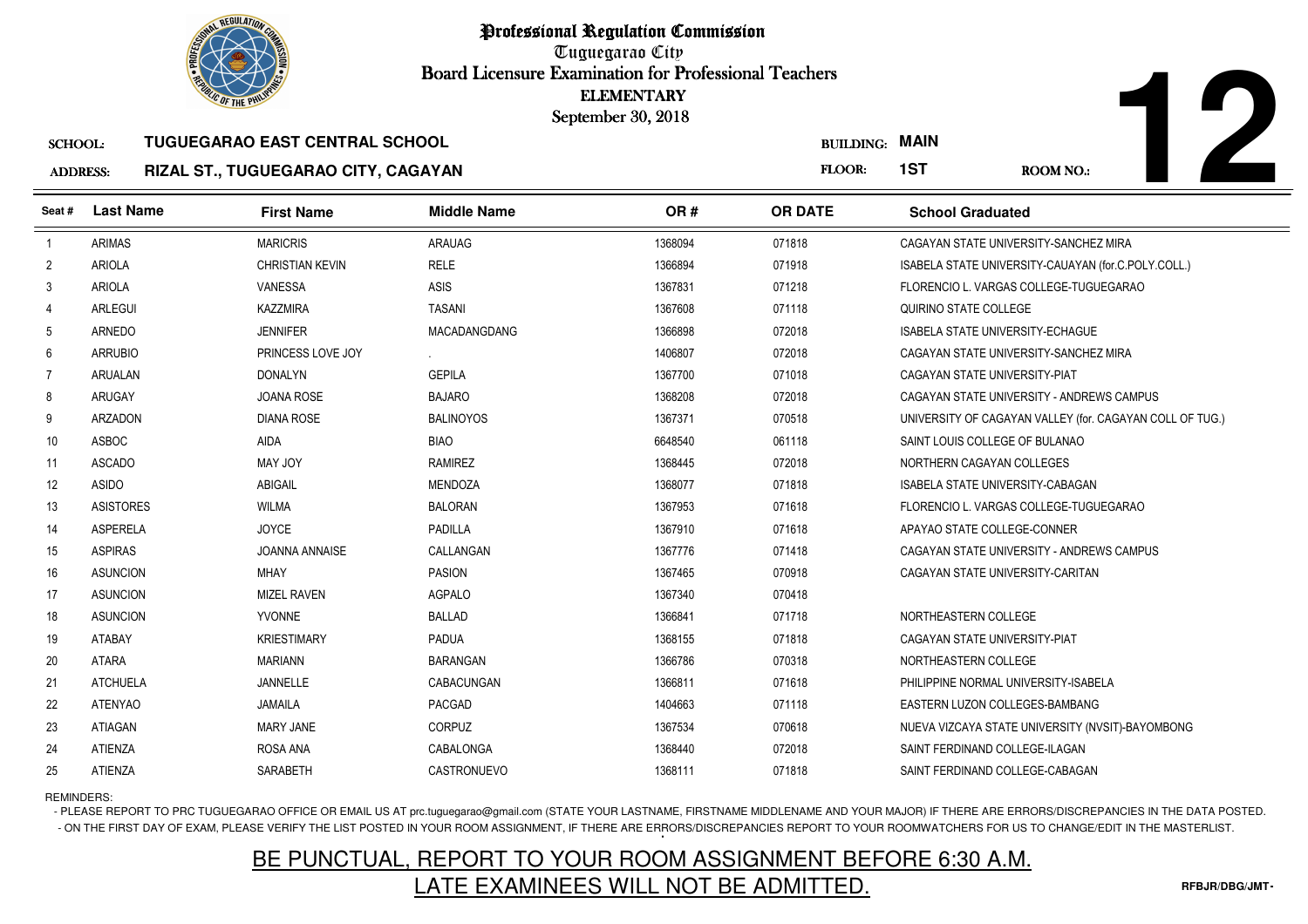# Professional Regulation Commission

Tuguegarao City

Board Licensure Examination for Professional Teachers

ELEMENTARY

September 30, 2018

**12**

SCHOOL: **TUGUEGARAO EAST CENTRAL SCHOOL** BUILDING: **MAIN**

ADDRESS: **RIZAL ST., TUGUEGARAO CITY, CAGAYAN** FLOOR: **1ST** ROOM NO.:

| Seat # | Last Name | First Name | Middle Name | OR # | OR DATE | School Graduated |
|---|---|---|---|---|---|---|
| 1 | ARIMAS | MARICRIS | ARAUAG | 1368094 | 071818 | CAGAYAN STATE UNIVERSITY-SANCHEZ MIRA |
| 2 | ARIOLA | CHRISTIAN KEVIN | RELE | 1366894 | 071918 | ISABELA STATE UNIVERSITY-CAUAYAN (for.C.POLY.COLL.) |
| 3 | ARIOLA | VANESSA | ASIS | 1367831 | 071218 | FLORENCIO L. VARGAS COLLEGE-TUGUEGARAO |
| 4 | ARLEGUI | KAZZMIRA | TASANI | 1367608 | 071118 | QUIRINO STATE COLLEGE |
| 5 | ARNEDO | JENNIFER | MACADANGDANG | 1366898 | 072018 | ISABELA STATE UNIVERSITY-ECHAGUE |
| 6 | ARRUBIO | PRINCESS LOVE JOY | . | 1406807 | 072018 | CAGAYAN STATE UNIVERSITY-SANCHEZ MIRA |
| 7 | ARUALAN | DONALYN | GEPILA | 1367700 | 071018 | CAGAYAN STATE UNIVERSITY-PIAT |
| 8 | ARUGAY | JOANA ROSE | BAJARO | 1368208 | 072018 | CAGAYAN STATE UNIVERSITY - ANDREWS CAMPUS |
| 9 | ARZADON | DIANA ROSE | BALINOYOS | 1367371 | 070518 | UNIVERSITY OF CAGAYAN VALLEY (for. CAGAYAN COLL OF TUG.) |
| 10 | ASBOC | AIDA | BIAO | 6648540 | 061118 | SAINT LOUIS COLLEGE OF BULANAO |
| 11 | ASCADO | MAY JOY | RAMIREZ | 1368445 | 072018 | NORTHERN CAGAYAN COLLEGES |
| 12 | ASIDO | ABIGAIL | MENDOZA | 1368077 | 071818 | ISABELA STATE UNIVERSITY-CABAGAN |
| 13 | ASISTORES | WILMA | BALORAN | 1367953 | 071618 | FLORENCIO L. VARGAS COLLEGE-TUGUEGARAO |
| 14 | ASPERELA | JOYCE | PADILLA | 1367910 | 071618 | APAYAO STATE COLLEGE-CONNER |
| 15 | ASPIRAS | JOANNA ANNAISE | CALLANGAN | 1367776 | 071418 | CAGAYAN STATE UNIVERSITY - ANDREWS CAMPUS |
| 16 | ASUNCION | MHAY | PASION | 1367465 | 070918 | CAGAYAN STATE UNIVERSITY-CARITAN |
| 17 | ASUNCION | MIZEL RAVEN | AGPALO | 1367340 | 070418 | |
| 18 | ASUNCION | YVONNE | BALLAD | 1366841 | 071718 | NORTHEASTERN COLLEGE |
| 19 | ATABAY | KRIESTIMARY | PADUA | 1368155 | 071818 | CAGAYAN STATE UNIVERSITY-PIAT |
| 20 | ATARA | MARIANN | BARANGAN | 1366786 | 070318 | NORTHEASTERN COLLEGE |
| 21 | ATCHUELA | JANNELLE | CABACUNGAN | 1366811 | 071618 | PHILIPPINE NORMAL UNIVERSITY-ISABELA |
| 22 | ATENYAO | JAMAILA | PACGAD | 1404663 | 071118 | EASTERN LUZON COLLEGES-BAMBANG |
| 23 | ATIAGAN | MARY JANE | CORPUZ | 1367534 | 070618 | NUEVA VIZCAYA STATE UNIVERSITY (NVSIT)-BAYOMBONG |
| 24 | ATIENZA | ROSA ANA | CABALONGA | 1368440 | 072018 | SAINT FERDINAND COLLEGE-ILAGAN |
| 25 | ATIENZA | SARABETH | CASTRONUEVO | 1368111 | 071818 | SAINT FERDINAND COLLEGE-CABAGAN |

REMINDERS:

- PLEASE REPORT TO PRC TUGUEGARAO OFFICE OR EMAIL US AT prc.tuguegarao@gmail.com (STATE YOUR LASTNAME, FIRSTNAME MIDDLENAME AND YOUR MAJOR) IF THERE ARE ERRORS/DISCREPANCIES IN THE DATA POSTED.
- ON THE FIRST DAY OF EXAM, PLEASE VERIFY THE LIST POSTED IN YOUR ROOM ASSIGNMENT, IF THERE ARE ERRORS/DISCREPANCIES REPORT TO YOUR ROOMWATCHERS FOR US TO CHANGE/EDIT IN THE MASTERLIST.

BE PUNCTUAL, REPORT TO YOUR ROOM ASSIGNMENT BEFORE 6:30 A.M.

LATE EXAMINEES WILL NOT BE ADMITTED.

RFBJR/DBG/JMT-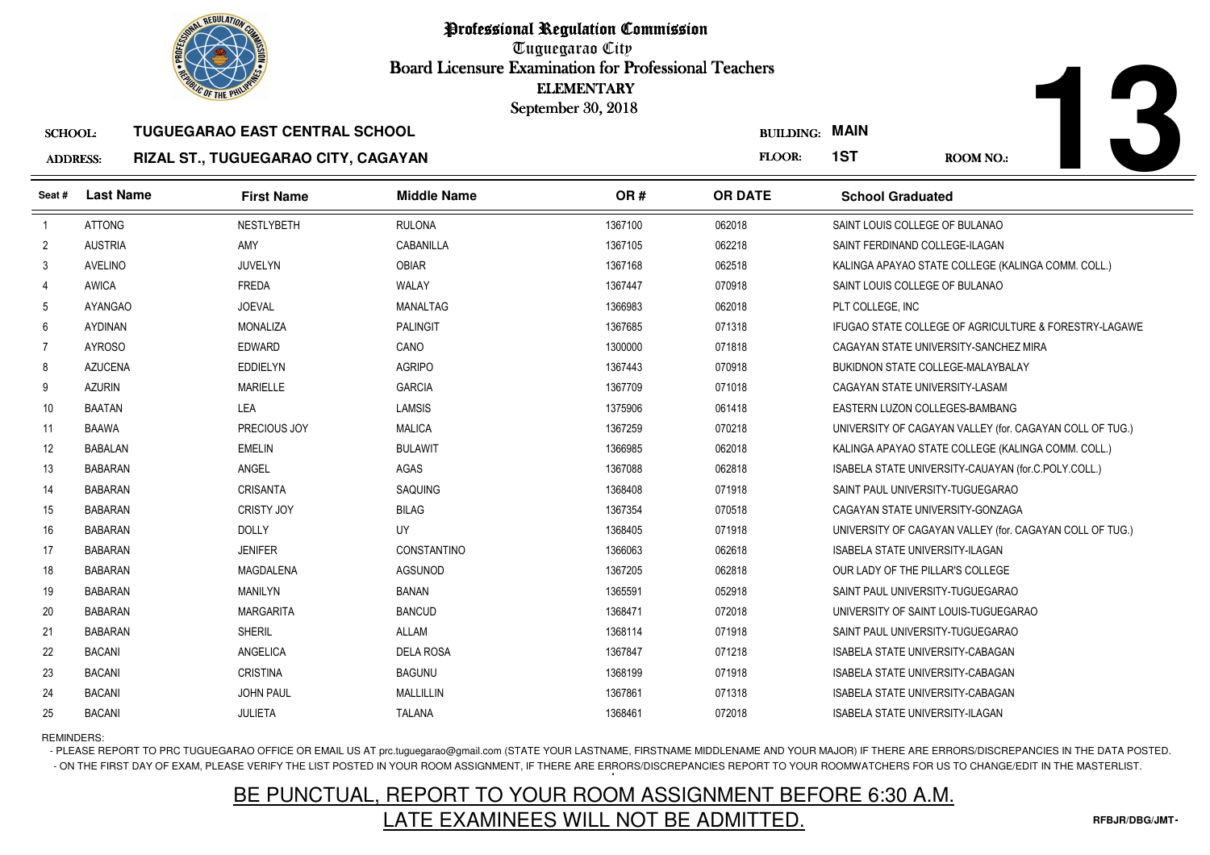# Professional Regulation Commission

Tuguegarao City

Board Licensure Examination for Professional Teachers

ELEMENTARY

September 30, 2018

**SCHOOL:** TUGUEGARAO EAST CENTRAL SCHOOL

**ADDRESS:** RIZAL ST., TUGUEGARAO CITY, CAGAYAN

**BUILDING:** MAIN

**FLOOR:** 1ST

**ROOM NO.:** 13

| Seat # | Last Name | First Name | Middle Name | OR # | OR DATE | School Graduated |
|---|---|---|---|---|---|---|
| 1 | ATTONG | NESTLYBETH | RULONA | 1367100 | 062018 | SAINT LOUIS COLLEGE OF BULANAO |
| 2 | AUSTRIA | AMY | CABANILLA | 1367105 | 062218 | SAINT FERDINAND COLLEGE-ILAGAN |
| 3 | AVELINO | JUVELYN | OBIAR | 1367168 | 062518 | KALINGA APAYAO STATE COLLEGE (KALINGA COMM. COLL.) |
| 4 | AWICA | FREDA | WALAY | 1367447 | 070918 | SAINT LOUIS COLLEGE OF BULANAO |
| 5 | AYANGAO | JOEVAL | MANALTAG | 1366983 | 062018 | PLT COLLEGE, INC |
| 6 | AYDINAN | MONALIZA | PALINGIT | 1367685 | 071318 | IFUGAO STATE COLLEGE OF AGRICULTURE & FORESTRY-LAGAWE |
| 7 | AYROSO | EDWARD | CANO | 1300000 | 071818 | CAGAYAN STATE UNIVERSITY-SANCHEZ MIRA |
| 8 | AZUCENA | EDDIELYN | AGRIPO | 1367443 | 070918 | BUKIDNON STATE COLLEGE-MALAYBALAY |
| 9 | AZURIN | MARIELLE | GARCIA | 1367709 | 071018 | CAGAYAN STATE UNIVERSITY-LASAM |
| 10 | BAATAN | LEA | LAMSIS | 1375906 | 061418 | EASTERN LUZON COLLEGES-BAMBANG |
| 11 | BAAWA | PRECIOUS JOY | MALICA | 1367259 | 070218 | UNIVERSITY OF CAGAYAN VALLEY (for. CAGAYAN COLL OF TUG.) |
| 12 | BABALAN | EMELIN | BULAWIT | 1366985 | 062018 | KALINGA APAYAO STATE COLLEGE (KALINGA COMM. COLL.) |
| 13 | BABARAN | ANGEL | AGAS | 1367088 | 062818 | ISABELA STATE UNIVERSITY-CAUAYAN (for.C.POLY.COLL.) |
| 14 | BABARAN | CRISANTA | SAQUING | 1368408 | 071918 | SAINT PAUL UNIVERSITY-TUGUEGARAO |
| 15 | BABARAN | CRISTY JOY | BILAG | 1367354 | 070518 | CAGAYAN STATE UNIVERSITY-GONZAGA |
| 16 | BABARAN | DOLLY | UY | 1368405 | 071918 | UNIVERSITY OF CAGAYAN VALLEY (for. CAGAYAN COLL OF TUG.) |
| 17 | BABARAN | JENIFER | CONSTANTINO | 1366063 | 062618 | ISABELA STATE UNIVERSITY-ILAGAN |
| 18 | BABARAN | MAGDALENA | AGSUNOD | 1367205 | 062818 | OUR LADY OF THE PILLAR'S COLLEGE |
| 19 | BABARAN | MANILYN | BANAN | 1365591 | 052918 | SAINT PAUL UNIVERSITY-TUGUEGARAO |
| 20 | BABARAN | MARGARITA | BANCUD | 1368471 | 072018 | UNIVERSITY OF SAINT LOUIS-TUGUEGARAO |
| 21 | BABARAN | SHERIL | ALLAM | 1368114 | 071918 | SAINT PAUL UNIVERSITY-TUGUEGARAO |
| 22 | BACANI | ANGELICA | DELA ROSA | 1367847 | 071218 | ISABELA STATE UNIVERSITY-CABAGAN |
| 23 | BACANI | CRISTINA | BAGUNU | 1368199 | 071918 | ISABELA STATE UNIVERSITY-CABAGAN |
| 24 | BACANI | JOHN PAUL | MALLILLIN | 1367861 | 071318 | ISABELA STATE UNIVERSITY-CABAGAN |
| 25 | BACANI | JULIETA | TALANA | 1368461 | 072018 | ISABELA STATE UNIVERSITY-ILAGAN |

REMINDERS:

- PLEASE REPORT TO PRC TUGUEGARAO OFFICE OR EMAIL US AT prc.tuguegarao@gmail.com (STATE YOUR LASTNAME, FIRSTNAME MIDDLENAME AND YOUR MAJOR) IF THERE ARE ERRORS/DISCREPANCIES IN THE DATA POSTED.
- ON THE FIRST DAY OF EXAM, PLEASE VERIFY THE LIST POSTED IN YOUR ROOM ASSIGNMENT, IF THERE ARE ERRORS/DISCREPANCIES REPORT TO YOUR ROOMWATCHERS FOR US TO CHANGE/EDIT IN THE MASTERLIST.

## BE PUNCTUAL, REPORT TO YOUR ROOM ASSIGNMENT BEFORE 6:30 A.M.
## LATE EXAMINEES WILL NOT BE ADMITTED.

RFBJR/DBG/JMT-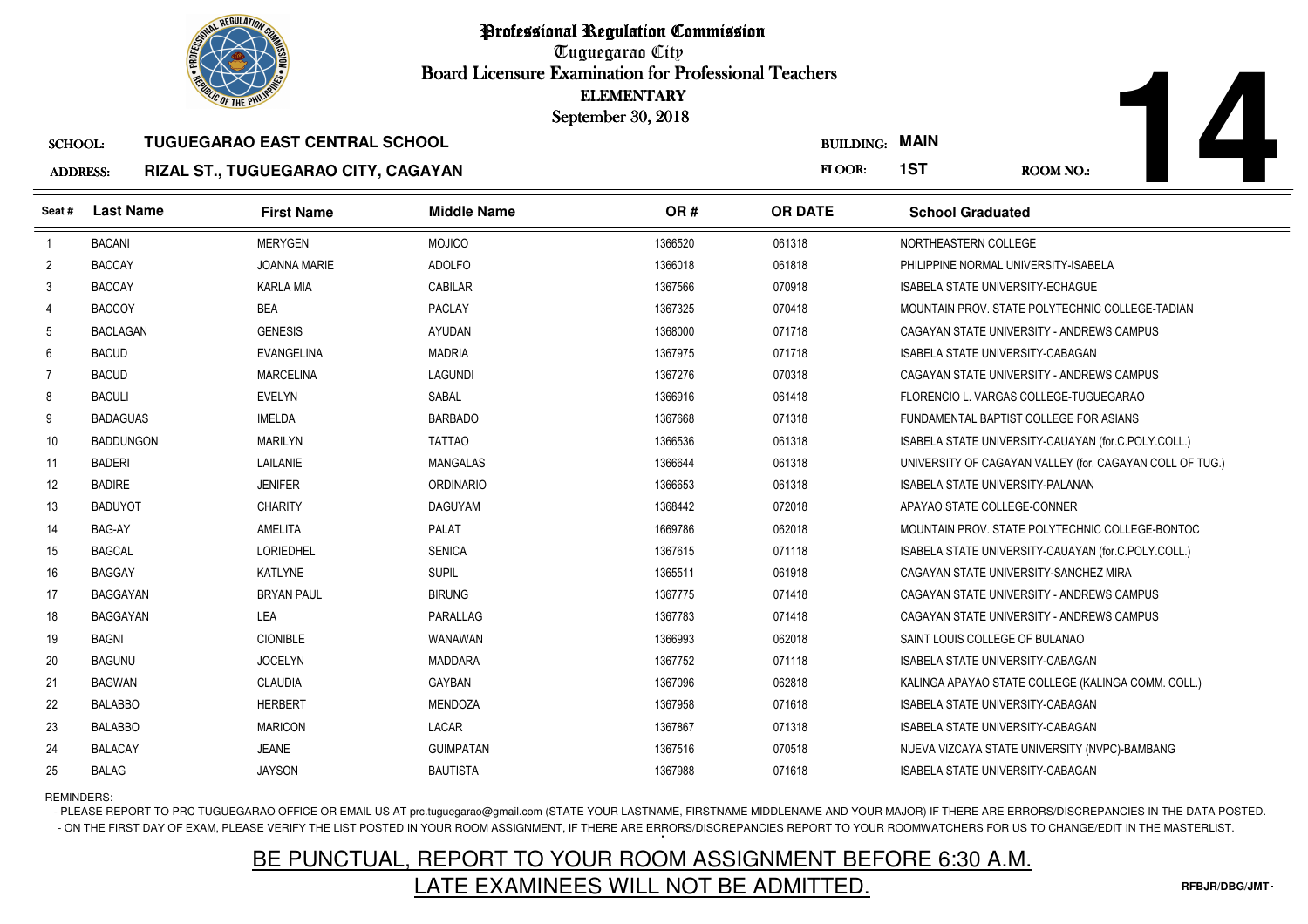# Professional Regulation Commission

Tuguegarao City

Board Licensure Examination for Professional Teachers

ELEMENTARY

September 30, 2018

**SCHOOL:** TUGUEGARAO EAST CENTRAL SCHOOL

**ADDRESS:** RIZAL ST., TUGUEGARAO CITY, CAGAYAN

**BUILDING:** MAIN

**FLOOR:** 1ST

**ROOM NO.:** 14

| Seat # | Last Name | First Name | Middle Name | OR # | OR DATE | School Graduated |
|---|---|---|---|---|---|---|
| 1 | BACANI | MERYGEN | MOJICO | 1366520 | 061318 | NORTHEASTERN COLLEGE |
| 2 | BACCAY | JOANNA MARIE | ADOLFO | 1366018 | 061818 | PHILIPPINE NORMAL UNIVERSITY-ISABELA |
| 3 | BACCAY | KARLA MIA | CABILAR | 1367566 | 070918 | ISABELA STATE UNIVERSITY-ECHAGUE |
| 4 | BACCOY | BEA | PACLAY | 1367325 | 070418 | MOUNTAIN PROV. STATE POLYTECHNIC COLLEGE-TADIAN |
| 5 | BACLAGAN | GENESIS | AYUDAN | 1368000 | 071718 | CAGAYAN STATE UNIVERSITY - ANDREWS CAMPUS |
| 6 | BACUD | EVANGELINA | MADRIA | 1367975 | 071718 | ISABELA STATE UNIVERSITY-CABAGAN |
| 7 | BACUD | MARCELINA | LAGUNDI | 1367276 | 070318 | CAGAYAN STATE UNIVERSITY - ANDREWS CAMPUS |
| 8 | BACULI | EVELYN | SABAL | 1366916 | 061418 | FLORENCIO L. VARGAS COLLEGE-TUGUEGARAO |
| 9 | BADAGUAS | IMELDA | BARBADO | 1367668 | 071318 | FUNDAMENTAL BAPTIST COLLEGE FOR ASIANS |
| 10 | BADDUNGON | MARILYN | TATTAO | 1366536 | 061318 | ISABELA STATE UNIVERSITY-CAUAYAN (for.C.POLY.COLL.) |
| 11 | BADERI | LAILANIE | MANGALAS | 1366644 | 061318 | UNIVERSITY OF CAGAYAN VALLEY (for. CAGAYAN COLL OF TUG.) |
| 12 | BADIRE | JENIFER | ORDINARIO | 1366653 | 061318 | ISABELA STATE UNIVERSITY-PALANAN |
| 13 | BADUYOT | CHARITY | DAGUYAM | 1368442 | 072018 | APAYAO STATE COLLEGE-CONNER |
| 14 | BAG-AY | AMELITA | PALAT | 1669786 | 062018 | MOUNTAIN PROV. STATE POLYTECHNIC COLLEGE-BONTOC |
| 15 | BAGCAL | LORIEDHEL | SENICA | 1367615 | 071118 | ISABELA STATE UNIVERSITY-CAUAYAN (for.C.POLY.COLL.) |
| 16 | BAGGAY | KATLYNE | SUPIL | 1365511 | 061918 | CAGAYAN STATE UNIVERSITY-SANCHEZ MIRA |
| 17 | BAGGAYAN | BRYAN PAUL | BIRUNG | 1367775 | 071418 | CAGAYAN STATE UNIVERSITY - ANDREWS CAMPUS |
| 18 | BAGGAYAN | LEA | PARALLAG | 1367783 | 071418 | CAGAYAN STATE UNIVERSITY - ANDREWS CAMPUS |
| 19 | BAGNI | CIONIBLE | WANAWAN | 1366993 | 062018 | SAINT LOUIS COLLEGE OF BULANAO |
| 20 | BAGUNU | JOCELYN | MADDARA | 1367752 | 071118 | ISABELA STATE UNIVERSITY-CABAGAN |
| 21 | BAGWAN | CLAUDIA | GAYBAN | 1367096 | 062818 | KALINGA APAYAO STATE COLLEGE (KALINGA COMM. COLL.) |
| 22 | BALABBO | HERBERT | MENDOZA | 1367958 | 071618 | ISABELA STATE UNIVERSITY-CABAGAN |
| 23 | BALABBO | MARICON | LACAR | 1367867 | 071318 | ISABELA STATE UNIVERSITY-CABAGAN |
| 24 | BALACAY | JEANE | GUIMPATAN | 1367516 | 070518 | NUEVA VIZCAYA STATE UNIVERSITY (NVPC)-BAMBANG |
| 25 | BALAG | JAYSON | BAUTISTA | 1367988 | 071618 | ISABELA STATE UNIVERSITY-CABAGAN |

REMINDERS:

- PLEASE REPORT TO PRC TUGUEGARAO OFFICE OR EMAIL US AT prc.tuguegarao@gmail.com (STATE YOUR LASTNAME, FIRSTNAME MIDDLENAME AND YOUR MAJOR) IF THERE ARE ERRORS/DISCREPANCIES IN THE DATA POSTED.
- ON THE FIRST DAY OF EXAM, PLEASE VERIFY THE LIST POSTED IN YOUR ROOM ASSIGNMENT, IF THERE ARE ERRORS/DISCREPANCIES REPORT TO YOUR ROOMWATCHERS FOR US TO CHANGE/EDIT IN THE MASTERLIST.

BE PUNCTUAL, REPORT TO YOUR ROOM ASSIGNMENT BEFORE 6:30 A.M.

LATE EXAMINEES WILL NOT BE ADMITTED.

RFBJR/DBG/JMT-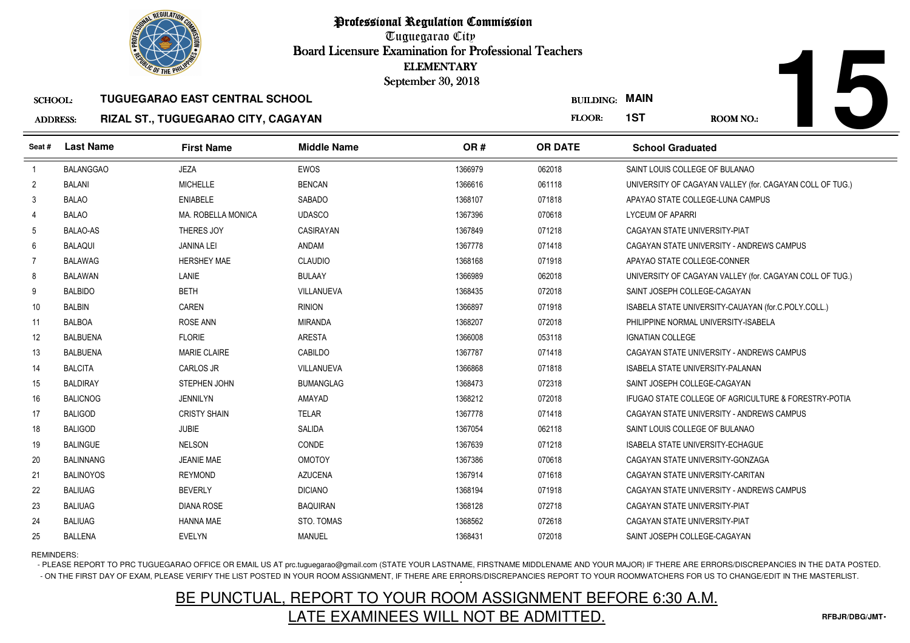# Professional Regulation Commission

Tuguegarao City

Board Licensure Examination for Professional Teachers

ELEMENTARY

September 30, 2018

**SCHOOL:** TUGUEGARAO EAST CENTRAL SCHOOL

**ADDRESS:** RIZAL ST., TUGUEGARAO CITY, CAGAYAN

**BUILDING:** MAIN

**FLOOR:** 1ST

**ROOM NO.:** 15

| Seat # | Last Name | First Name | Middle Name | OR # | OR DATE | School Graduated |
|---|---|---|---|---|---|---|
| 1 | BALANGGAO | JEZA | EWOS | 1366979 | 062018 | SAINT LOUIS COLLEGE OF BULANAO |
| 2 | BALANI | MICHELLE | BENCAN | 1366616 | 061118 | UNIVERSITY OF CAGAYAN VALLEY (for. CAGAYAN COLL OF TUG.) |
| 3 | BALAO | ENIABELE | SABADO | 1368107 | 071818 | APAYAO STATE COLLEGE-LUNA CAMPUS |
| 4 | BALAO | MA. ROBELLA MONICA | UDASCO | 1367396 | 070618 | LYCEUM OF APARRI |
| 5 | BALAO-AS | THERES JOY | CASIRAYAN | 1367849 | 071218 | CAGAYAN STATE UNIVERSITY-PIAT |
| 6 | BALAQUI | JANINA LEI | ANDAM | 1367778 | 071418 | CAGAYAN STATE UNIVERSITY - ANDREWS CAMPUS |
| 7 | BALAWAG | HERSHEY MAE | CLAUDIO | 1368168 | 071918 | APAYAO STATE COLLEGE-CONNER |
| 8 | BALAWAN | LANIE | BULAAY | 1366989 | 062018 | UNIVERSITY OF CAGAYAN VALLEY (for. CAGAYAN COLL OF TUG.) |
| 9 | BALBIDO | BETH | VILLANUEVA | 1368435 | 072018 | SAINT JOSEPH COLLEGE-CAGAYAN |
| 10 | BALBIN | CAREN | RINION | 1366897 | 071918 | ISABELA STATE UNIVERSITY-CAUAYAN (for.C.POLY.COLL.) |
| 11 | BALBOA | ROSE ANN | MIRANDA | 1368207 | 072018 | PHILIPPINE NORMAL UNIVERSITY-ISABELA |
| 12 | BALBUENA | FLORIE | ARESTA | 1366008 | 053118 | IGNATIAN COLLEGE |
| 13 | BALBUENA | MARIE CLAIRE | CABILDO | 1367787 | 071418 | CAGAYAN STATE UNIVERSITY - ANDREWS CAMPUS |
| 14 | BALCITA | CARLOS JR | VILLANUEVA | 1366868 | 071818 | ISABELA STATE UNIVERSITY-PALANAN |
| 15 | BALDIRAY | STEPHEN JOHN | BUMANGLAG | 1368473 | 072318 | SAINT JOSEPH COLLEGE-CAGAYAN |
| 16 | BALICNOG | JENNILYN | AMAYAD | 1368212 | 072018 | IFUGAO STATE COLLEGE OF AGRICULTURE & FORESTRY-POTIA |
| 17 | BALIGOD | CRISTY SHAIN | TELAR | 1367778 | 071418 | CAGAYAN STATE UNIVERSITY - ANDREWS CAMPUS |
| 18 | BALIGOD | JUBIE | SALIDA | 1367054 | 062118 | SAINT LOUIS COLLEGE OF BULANAO |
| 19 | BALINGUE | NELSON | CONDE | 1367639 | 071218 | ISABELA STATE UNIVERSITY-ECHAGUE |
| 20 | BALINNANG | JEANIE MAE | OMOTOY | 1367386 | 070618 | CAGAYAN STATE UNIVERSITY-GONZAGA |
| 21 | BALINOYOS | REYMOND | AZUCENA | 1367914 | 071618 | CAGAYAN STATE UNIVERSITY-CARITAN |
| 22 | BALIUAG | BEVERLY | DICIANO | 1368194 | 071918 | CAGAYAN STATE UNIVERSITY - ANDREWS CAMPUS |
| 23 | BALIUAG | DIANA ROSE | BAQUIRAN | 1368128 | 072718 | CAGAYAN STATE UNIVERSITY-PIAT |
| 24 | BALIUAG | HANNA MAE | STO. TOMAS | 1368562 | 072618 | CAGAYAN STATE UNIVERSITY-PIAT |
| 25 | BALLENA | EVELYN | MANUEL | 1368431 | 072018 | SAINT JOSEPH COLLEGE-CAGAYAN |

REMINDERS:

- PLEASE REPORT TO PRC TUGUEGARAO OFFICE OR EMAIL US AT prc.tuguegarao@gmail.com (STATE YOUR LASTNAME, FIRSTNAME MIDDLENAME AND YOUR MAJOR) IF THERE ARE ERRORS/DISCREPANCIES IN THE DATA POSTED.
- ON THE FIRST DAY OF EXAM, PLEASE VERIFY THE LIST POSTED IN YOUR ROOM ASSIGNMENT, IF THERE ARE ERRORS/DISCREPANCIES REPORT TO YOUR ROOMWATCHERS FOR US TO CHANGE/EDIT IN THE MASTERLIST.

## BE PUNCTUAL, REPORT TO YOUR ROOM ASSIGNMENT BEFORE 6:30 A.M.
## LATE EXAMINEES WILL NOT BE ADMITTED.

RFBJR/DBG/JMT-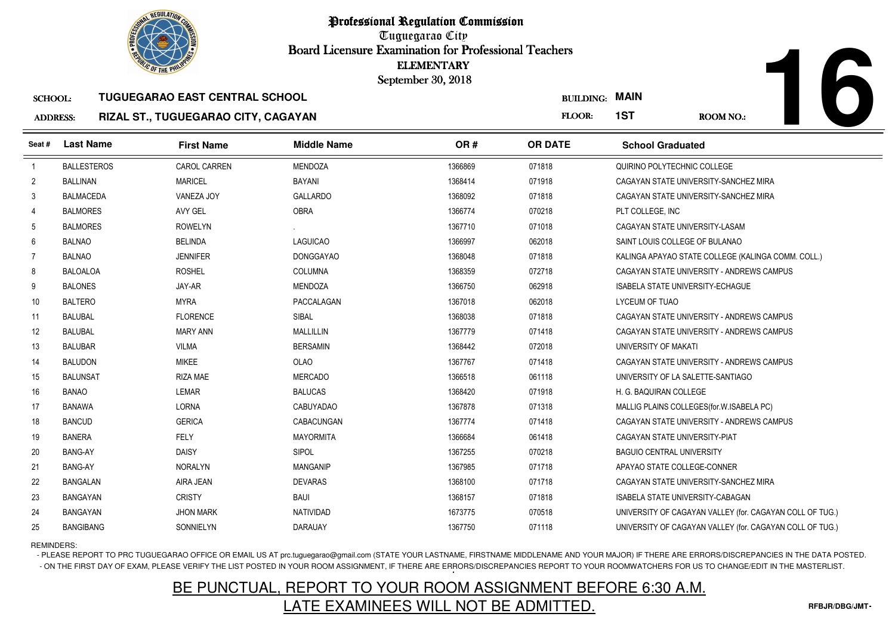# Professional Regulation Commission

Tuguegarao City

Board Licensure Examination for Professional Teachers

ELEMENTARY

September 30, 2018

**SCHOOL:** TUGUEGARAO EAST CENTRAL SCHOOL

**ADDRESS:** RIZAL ST., TUGUEGARAO CITY, CAGAYAN

**BUILDING:** MAIN

**FLOOR:** 1ST

**ROOM NO.:** 16

| Seat # | Last Name | First Name | Middle Name | OR # | OR DATE | School Graduated |
|---|---|---|---|---|---|---|
| 1 | BALLESTEROS | CAROL CARREN | MENDOZA | 1366869 | 071818 | QUIRINO POLYTECHNIC COLLEGE |
| 2 | BALLINAN | MARICEL | BAYANI | 1368414 | 071918 | CAGAYAN STATE UNIVERSITY-SANCHEZ MIRA |
| 3 | BALMACEDA | VANEZA JOY | GALLARDO | 1368092 | 071818 | CAGAYAN STATE UNIVERSITY-SANCHEZ MIRA |
| 4 | BALMORES | AVY GEL | OBRA | 1366774 | 070218 | PLT COLLEGE, INC |
| 5 | BALMORES | ROWELYN | . | 1367710 | 071018 | CAGAYAN STATE UNIVERSITY-LASAM |
| 6 | BALNAO | BELINDA | LAGUICAO | 1366997 | 062018 | SAINT LOUIS COLLEGE OF BULANAO |
| 7 | BALNAO | JENNIFER | DONGGAYAO | 1368048 | 071818 | KALINGA APAYAO STATE COLLEGE (KALINGA COMM. COLL.) |
| 8 | BALOALOA | ROSHEL | COLUMNA | 1368359 | 072718 | CAGAYAN STATE UNIVERSITY - ANDREWS CAMPUS |
| 9 | BALONES | JAY-AR | MENDOZA | 1366750 | 062918 | ISABELA STATE UNIVERSITY-ECHAGUE |
| 10 | BALTERO | MYRA | PACCALAGAN | 1367018 | 062018 | LYCEUM OF TUAO |
| 11 | BALUBAL | FLORENCE | SIBAL | 1368038 | 071818 | CAGAYAN STATE UNIVERSITY - ANDREWS CAMPUS |
| 12 | BALUBAL | MARY ANN | MALLILLIN | 1367779 | 071418 | CAGAYAN STATE UNIVERSITY - ANDREWS CAMPUS |
| 13 | BALUBAR | VILMA | BERSAMIN | 1368442 | 072018 | UNIVERSITY OF MAKATI |
| 14 | BALUDON | MIKEE | OLAO | 1367767 | 071418 | CAGAYAN STATE UNIVERSITY - ANDREWS CAMPUS |
| 15 | BALUNSAT | RIZA MAE | MERCADO | 1366518 | 061118 | UNIVERSITY OF LA SALETTE-SANTIAGO |
| 16 | BANAO | LEMAR | BALUCAS | 1368420 | 071918 | H. G. BAQUIRAN COLLEGE |
| 17 | BANAWA | LORNA | CABUYADAO | 1367878 | 071318 | MALLIG PLAINS COLLEGES(for.W.ISABELA PC) |
| 18 | BANCUD | GERICA | CABACUNGAN | 1367774 | 071418 | CAGAYAN STATE UNIVERSITY - ANDREWS CAMPUS |
| 19 | BANERA | FELY | MAYORMITA | 1366684 | 061418 | CAGAYAN STATE UNIVERSITY-PIAT |
| 20 | BANG-AY | DAISY | SIPOL | 1367255 | 070218 | BAGUIO CENTRAL UNIVERSITY |
| 21 | BANG-AY | NORALYN | MANGANIP | 1367985 | 071718 | APAYAO STATE COLLEGE-CONNER |
| 22 | BANGALAN | AIRA JEAN | DEVARAS | 1368100 | 071718 | CAGAYAN STATE UNIVERSITY-SANCHEZ MIRA |
| 23 | BANGAYAN | CRISTY | BAUI | 1368157 | 071818 | ISABELA STATE UNIVERSITY-CABAGAN |
| 24 | BANGAYAN | JHON MARK | NATIVIDAD | 1673775 | 070518 | UNIVERSITY OF CAGAYAN VALLEY (for. CAGAYAN COLL OF TUG.) |
| 25 | BANGIBANG | SONNIELYN | DARAUAY | 1367750 | 071118 | UNIVERSITY OF CAGAYAN VALLEY (for. CAGAYAN COLL OF TUG.) |

REMINDERS:

- PLEASE REPORT TO PRC TUGUEGARAO OFFICE OR EMAIL US AT prc.tuguegarao@gmail.com (STATE YOUR LASTNAME, FIRSTNAME MIDDLENAME AND YOUR MAJOR) IF THERE ARE ERRORS/DISCREPANCIES IN THE DATA POSTED.
- ON THE FIRST DAY OF EXAM, PLEASE VERIFY THE LIST POSTED IN YOUR ROOM ASSIGNMENT, IF THERE ARE ERRORS/DISCREPANCIES REPORT TO YOUR ROOMWATCHERS FOR US TO CHANGE/EDIT IN THE MASTERLIST.

BE PUNCTUAL, REPORT TO YOUR ROOM ASSIGNMENT BEFORE 6:30 A.M.

LATE EXAMINEES WILL NOT BE ADMITTED.

RFBJR/DBG/JMT-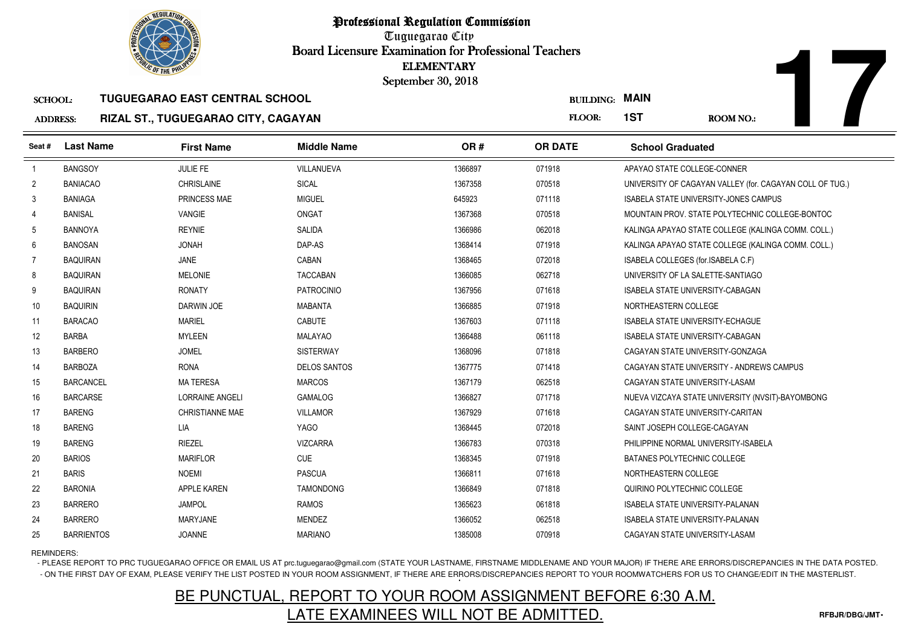# Professional Regulation Commission

Tuguegarao City

Board Licensure Examination for Professional Teachers

ELEMENTARY

September 30, 2018

**SCHOOL:** TUGUEGARAO EAST CENTRAL SCHOOL

**ADDRESS:** RIZAL ST., TUGUEGARAO CITY, CAGAYAN

**BUILDING:** MAIN

**FLOOR:** 1ST

**ROOM NO.:** 17

| Seat # | Last Name | First Name | Middle Name | OR # | OR DATE | School Graduated |
|---|---|---|---|---|---|---|
| 1 | BANGSOY | JULIE FE | VILLANUEVA | 1366897 | 071918 | APAYAO STATE COLLEGE-CONNER |
| 2 | BANIACAO | CHRISLAINE | SICAL | 1367358 | 070518 | UNIVERSITY OF CAGAYAN VALLEY (for. CAGAYAN COLL OF TUG.) |
| 3 | BANIAGA | PRINCESS MAE | MIGUEL | 645923 | 071118 | ISABELA STATE UNIVERSITY-JONES CAMPUS |
| 4 | BANISAL | VANGIE | ONGAT | 1367368 | 070518 | MOUNTAIN PROV. STATE POLYTECHNIC COLLEGE-BONTOC |
| 5 | BANNOYA | REYNIE | SALIDA | 1366986 | 062018 | KALINGA APAYAO STATE COLLEGE (KALINGA COMM. COLL.) |
| 6 | BANOSAN | JONAH | DAP-AS | 1368414 | 071918 | KALINGA APAYAO STATE COLLEGE (KALINGA COMM. COLL.) |
| 7 | BAQUIRAN | JANE | CABAN | 1368465 | 072018 | ISABELA COLLEGES (for.ISABELA C.F) |
| 8 | BAQUIRAN | MELONIE | TACCABAN | 1366085 | 062718 | UNIVERSITY OF LA SALETTE-SANTIAGO |
| 9 | BAQUIRAN | RONATY | PATROCINIO | 1367956 | 071618 | ISABELA STATE UNIVERSITY-CABAGAN |
| 10 | BAQUIRIN | DARWIN JOE | MABANTA | 1366885 | 071918 | NORTHEASTERN COLLEGE |
| 11 | BARACAO | MARIEL | CABUTE | 1367603 | 071118 | ISABELA STATE UNIVERSITY-ECHAGUE |
| 12 | BARBA | MYLEEN | MALAYAO | 1366488 | 061118 | ISABELA STATE UNIVERSITY-CABAGAN |
| 13 | BARBERO | JOMEL | SISTERWAY | 1368096 | 071818 | CAGAYAN STATE UNIVERSITY-GONZAGA |
| 14 | BARBOZA | RONA | DELOS SANTOS | 1367775 | 071418 | CAGAYAN STATE UNIVERSITY - ANDREWS CAMPUS |
| 15 | BARCANCEL | MA TERESA | MARCOS | 1367179 | 062518 | CAGAYAN STATE UNIVERSITY-LASAM |
| 16 | BARCARSE | LORRAINE ANGELI | GAMALOG | 1366827 | 071718 | NUEVA VIZCAYA STATE UNIVERSITY (NVSIT)-BAYOMBONG |
| 17 | BARENG | CHRISTIANNE MAE | VILLAMOR | 1367929 | 071618 | CAGAYAN STATE UNIVERSITY-CARITAN |
| 18 | BARENG | LIA | YAGO | 1368445 | 072018 | SAINT JOSEPH COLLEGE-CAGAYAN |
| 19 | BARENG | RIEZEL | VIZCARRA | 1366783 | 070318 | PHILIPPINE NORMAL UNIVERSITY-ISABELA |
| 20 | BARIOS | MARIFLOR | CUE | 1368345 | 071918 | BATANES POLYTECHNIC COLLEGE |
| 21 | BARIS | NOEMI | PASCUA | 1366811 | 071618 | NORTHEASTERN COLLEGE |
| 22 | BARONIA | APPLE KAREN | TAMONDONG | 1366849 | 071818 | QUIRINO POLYTECHNIC COLLEGE |
| 23 | BARRERO | JAMPOL | RAMOS | 1365623 | 061818 | ISABELA STATE UNIVERSITY-PALANAN |
| 24 | BARRERO | MARYJANE | MENDEZ | 1366052 | 062518 | ISABELA STATE UNIVERSITY-PALANAN |
| 25 | BARRIENTOS | JOANNE | MARIANO | 1385008 | 070918 | CAGAYAN STATE UNIVERSITY-LASAM |

REMINDERS:

- PLEASE REPORT TO PRC TUGUEGARAO OFFICE OR EMAIL US AT prc.tuguegarao@gmail.com (STATE YOUR LASTNAME, FIRSTNAME MIDDLENAME AND YOUR MAJOR) IF THERE ARE ERRORS/DISCREPANCIES IN THE DATA POSTED.
- ON THE FIRST DAY OF EXAM, PLEASE VERIFY THE LIST POSTED IN YOUR ROOM ASSIGNMENT, IF THERE ARE ERRORS/DISCREPANCIES REPORT TO YOUR ROOMWATCHERS FOR US TO CHANGE/EDIT IN THE MASTERLIST.

BE PUNCTUAL, REPORT TO YOUR ROOM ASSIGNMENT BEFORE 6:30 A.M.
LATE EXAMINEES WILL NOT BE ADMITTED.

RFBJR/DBG/JMT-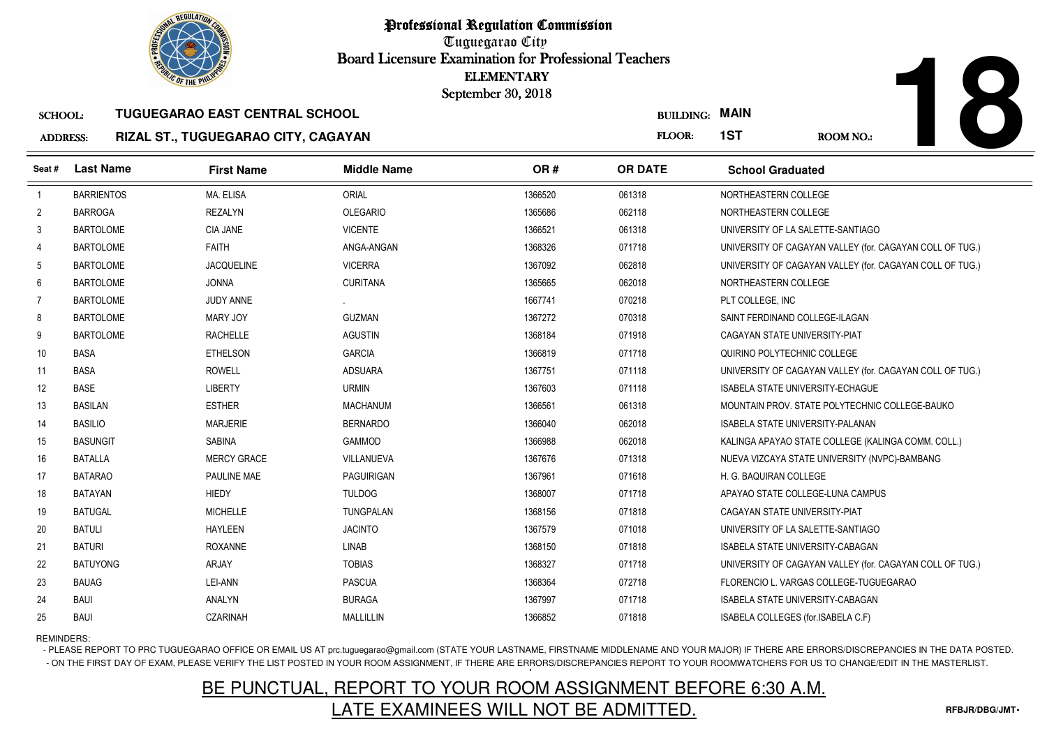# Professional Regulation Commission

Tuguegarao City

Board Licensure Examination for Professional Teachers

ELEMENTARY

September 30, 2018

**SCHOOL:** TUGUEGARAO EAST CENTRAL SCHOOL

**ADDRESS:** RIZAL ST., TUGUEGARAO CITY, CAGAYAN

**BUILDING:** MAIN

**FLOOR:** 1ST

**ROOM NO.:** 18

| Seat # | Last Name | First Name | Middle Name | OR # | OR DATE | School Graduated |
|---|---|---|---|---|---|---|
| 1 | BARRIENTOS | MA. ELISA | ORIAL | 1366520 | 061318 | NORTHEASTERN COLLEGE |
| 2 | BARROGA | REZALYN | OLEGARIO | 1365686 | 062118 | NORTHEASTERN COLLEGE |
| 3 | BARTOLOME | CIA JANE | VICENTE | 1366521 | 061318 | UNIVERSITY OF LA SALETTE-SANTIAGO |
| 4 | BARTOLOME | FAITH | ANGA-ANGAN | 1368326 | 071718 | UNIVERSITY OF CAGAYAN VALLEY (for. CAGAYAN COLL OF TUG.) |
| 5 | BARTOLOME | JACQUELINE | VICERRA | 1367092 | 062818 | UNIVERSITY OF CAGAYAN VALLEY (for. CAGAYAN COLL OF TUG.) |
| 6 | BARTOLOME | JONNA | CURITANA | 1365665 | 062018 | NORTHEASTERN COLLEGE |
| 7 | BARTOLOME | JUDY ANNE | . | 1667741 | 070218 | PLT COLLEGE, INC |
| 8 | BARTOLOME | MARY JOY | GUZMAN | 1367272 | 070318 | SAINT FERDINAND COLLEGE-ILAGAN |
| 9 | BARTOLOME | RACHELLE | AGUSTIN | 1368184 | 071918 | CAGAYAN STATE UNIVERSITY-PIAT |
| 10 | BASA | ETHELSON | GARCIA | 1366819 | 071718 | QUIRINO POLYTECHNIC COLLEGE |
| 11 | BASA | ROWELL | ADSUARA | 1367751 | 071118 | UNIVERSITY OF CAGAYAN VALLEY (for. CAGAYAN COLL OF TUG.) |
| 12 | BASE | LIBERTY | URMIN | 1367603 | 071118 | ISABELA STATE UNIVERSITY-ECHAGUE |
| 13 | BASILAN | ESTHER | MACHANUM | 1366561 | 061318 | MOUNTAIN PROV. STATE POLYTECHNIC COLLEGE-BAUKO |
| 14 | BASILIO | MARJERIE | BERNARDO | 1366040 | 062018 | ISABELA STATE UNIVERSITY-PALANAN |
| 15 | BASUNGIT | SABINA | GAMMOD | 1366988 | 062018 | KALINGA APAYAO STATE COLLEGE (KALINGA COMM. COLL.) |
| 16 | BATALLA | MERCY GRACE | VILLANUEVA | 1367676 | 071318 | NUEVA VIZCAYA STATE UNIVERSITY (NVPC)-BAMBANG |
| 17 | BATARAO | PAULINE MAE | PAGUIRIGAN | 1367961 | 071618 | H. G. BAQUIRAN COLLEGE |
| 18 | BATAYAN | HIEDY | TULDOG | 1368007 | 071718 | APAYAO STATE COLLEGE-LUNA CAMPUS |
| 19 | BATUGAL | MICHELLE | TUNGPALAN | 1368156 | 071818 | CAGAYAN STATE UNIVERSITY-PIAT |
| 20 | BATULI | HAYLEEN | JACINTO | 1367579 | 071018 | UNIVERSITY OF LA SALETTE-SANTIAGO |
| 21 | BATURI | ROXANNE | LINAB | 1368150 | 071818 | ISABELA STATE UNIVERSITY-CABAGAN |
| 22 | BATUYONG | ARJAY | TOBIAS | 1368327 | 071718 | UNIVERSITY OF CAGAYAN VALLEY (for. CAGAYAN COLL OF TUG.) |
| 23 | BAUAG | LEI-ANN | PASCUA | 1368364 | 072718 | FLORENCIO L. VARGAS COLLEGE-TUGUEGARAO |
| 24 | BAUI | ANALYN | BURAGA | 1367997 | 071718 | ISABELA STATE UNIVERSITY-CABAGAN |
| 25 | BAUI | CZARINAH | MALLILLIN | 1366852 | 071818 | ISABELA COLLEGES (for.ISABELA C.F) |

REMINDERS:

- PLEASE REPORT TO PRC TUGUEGARAO OFFICE OR EMAIL US AT prc.tuguegarao@gmail.com (STATE YOUR LASTNAME, FIRSTNAME MIDDLENAME AND YOUR MAJOR) IF THERE ARE ERRORS/DISCREPANCIES IN THE DATA POSTED.
- ON THE FIRST DAY OF EXAM, PLEASE VERIFY THE LIST POSTED IN YOUR ROOM ASSIGNMENT, IF THERE ARE ERRORS/DISCREPANCIES REPORT TO YOUR ROOMWATCHERS FOR US TO CHANGE/EDIT IN THE MASTERLIST.

## BE PUNCTUAL, REPORT TO YOUR ROOM ASSIGNMENT BEFORE 6:30 A.M.
## LATE EXAMINEES WILL NOT BE ADMITTED.

RFBJR/DBG/JMT-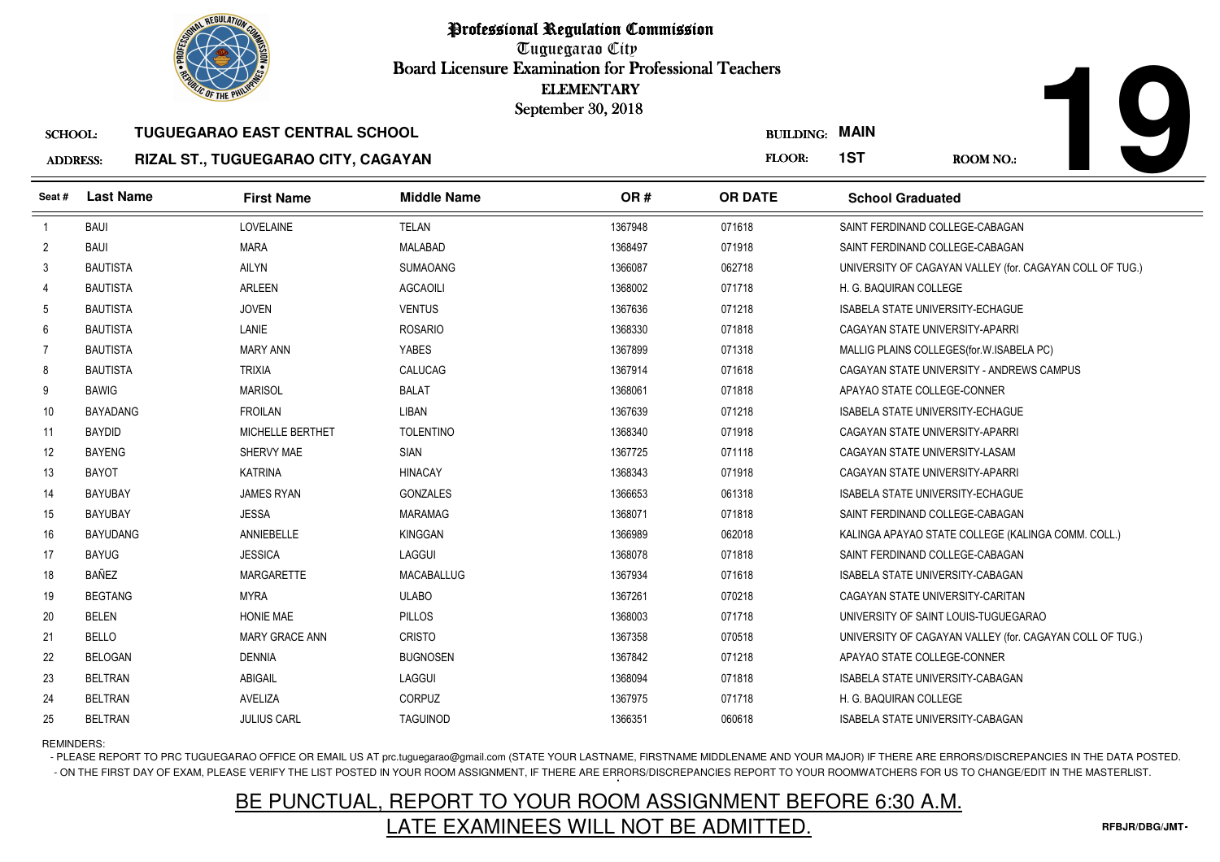# Professional Regulation Commission

Tuguegarao City

Board Licensure Examination for Professional Teachers

ELEMENTARY

September 30, 2018

**19**

**SCHOOL:** TUGUEGARAO EAST CENTRAL SCHOOL
**BUILDING:** MAIN

**ADDRESS:** RIZAL ST., TUGUEGARAO CITY, CAGAYAN
**FLOOR:** 1ST
**ROOM NO.:**

| Seat # | Last Name | First Name | Middle Name | OR # | OR DATE | School Graduated |
|---|---|---|---|---|---|---|
| 1 | BAUI | LOVELAINE | TELAN | 1367948 | 071618 | SAINT FERDINAND COLLEGE-CABAGAN |
| 2 | BAUI | MARA | MALABAD | 1368497 | 071918 | SAINT FERDINAND COLLEGE-CABAGAN |
| 3 | BAUTISTA | AILYN | SUMAOANG | 1366087 | 062718 | UNIVERSITY OF CAGAYAN VALLEY (for. CAGAYAN COLL OF TUG.) |
| 4 | BAUTISTA | ARLEEN | AGCAOILI | 1368002 | 071718 | H. G. BAQUIRAN COLLEGE |
| 5 | BAUTISTA | JOVEN | VENTUS | 1367636 | 071218 | ISABELA STATE UNIVERSITY-ECHAGUE |
| 6 | BAUTISTA | LANIE | ROSARIO | 1368330 | 071818 | CAGAYAN STATE UNIVERSITY-APARRI |
| 7 | BAUTISTA | MARY ANN | YABES | 1367899 | 071318 | MALLIG PLAINS COLLEGES(for.W.ISABELA PC) |
| 8 | BAUTISTA | TRIXIA | CALUCAG | 1367914 | 071618 | CAGAYAN STATE UNIVERSITY - ANDREWS CAMPUS |
| 9 | BAWIG | MARISOL | BALAT | 1368061 | 071818 | APAYAO STATE COLLEGE-CONNER |
| 10 | BAYADANG | FROILAN | LIBAN | 1367639 | 071218 | ISABELA STATE UNIVERSITY-ECHAGUE |
| 11 | BAYDID | MICHELLE BERTHET | TOLENTINO | 1368340 | 071918 | CAGAYAN STATE UNIVERSITY-APARRI |
| 12 | BAYENG | SHERVY MAE | SIAN | 1367725 | 071118 | CAGAYAN STATE UNIVERSITY-LASAM |
| 13 | BAYOT | KATRINA | HINACAY | 1368343 | 071918 | CAGAYAN STATE UNIVERSITY-APARRI |
| 14 | BAYUBAY | JAMES RYAN | GONZALES | 1366653 | 061318 | ISABELA STATE UNIVERSITY-ECHAGUE |
| 15 | BAYUBAY | JESSA | MARAMAG | 1368071 | 071818 | SAINT FERDINAND COLLEGE-CABAGAN |
| 16 | BAYUDANG | ANNIEBELLE | KINGGAN | 1366989 | 062018 | KALINGA APAYAO STATE COLLEGE (KALINGA COMM. COLL.) |
| 17 | BAYUG | JESSICA | LAGGUI | 1368078 | 071818 | SAINT FERDINAND COLLEGE-CABAGAN |
| 18 | BAÑEZ | MARGARETTE | MACABALLUG | 1367934 | 071618 | ISABELA STATE UNIVERSITY-CABAGAN |
| 19 | BEGTANG | MYRA | ULABO | 1367261 | 070218 | CAGAYAN STATE UNIVERSITY-CARITAN |
| 20 | BELEN | HONIE MAE | PILLOS | 1368003 | 071718 | UNIVERSITY OF SAINT LOUIS-TUGUEGARAO |
| 21 | BELLO | MARY GRACE ANN | CRISTO | 1367358 | 070518 | UNIVERSITY OF CAGAYAN VALLEY (for. CAGAYAN COLL OF TUG.) |
| 22 | BELOGAN | DENNIA | BUGNOSEN | 1367842 | 071218 | APAYAO STATE COLLEGE-CONNER |
| 23 | BELTRAN | ABIGAIL | LAGGUI | 1368094 | 071818 | ISABELA STATE UNIVERSITY-CABAGAN |
| 24 | BELTRAN | AVELIZA | CORPUZ | 1367975 | 071718 | H. G. BAQUIRAN COLLEGE |
| 25 | BELTRAN | JULIUS CARL | TAGUINOD | 1366351 | 060618 | ISABELA STATE UNIVERSITY-CABAGAN |

REMINDERS:

- PLEASE REPORT TO PRC TUGUEGARAO OFFICE OR EMAIL US AT prc.tuguegarao@gmail.com (STATE YOUR LASTNAME, FIRSTNAME MIDDLENAME AND YOUR MAJOR) IF THERE ARE ERRORS/DISCREPANCIES IN THE DATA POSTED.
- ON THE FIRST DAY OF EXAM, PLEASE VERIFY THE LIST POSTED IN YOUR ROOM ASSIGNMENT, IF THERE ARE ERRORS/DISCREPANCIES REPORT TO YOUR ROOMWATCHERS FOR US TO CHANGE/EDIT IN THE MASTERLIST.

BE PUNCTUAL, REPORT TO YOUR ROOM ASSIGNMENT BEFORE 6:30 A.M.

LATE EXAMINEES WILL NOT BE ADMITTED.

RFBJR/DBG/JMT-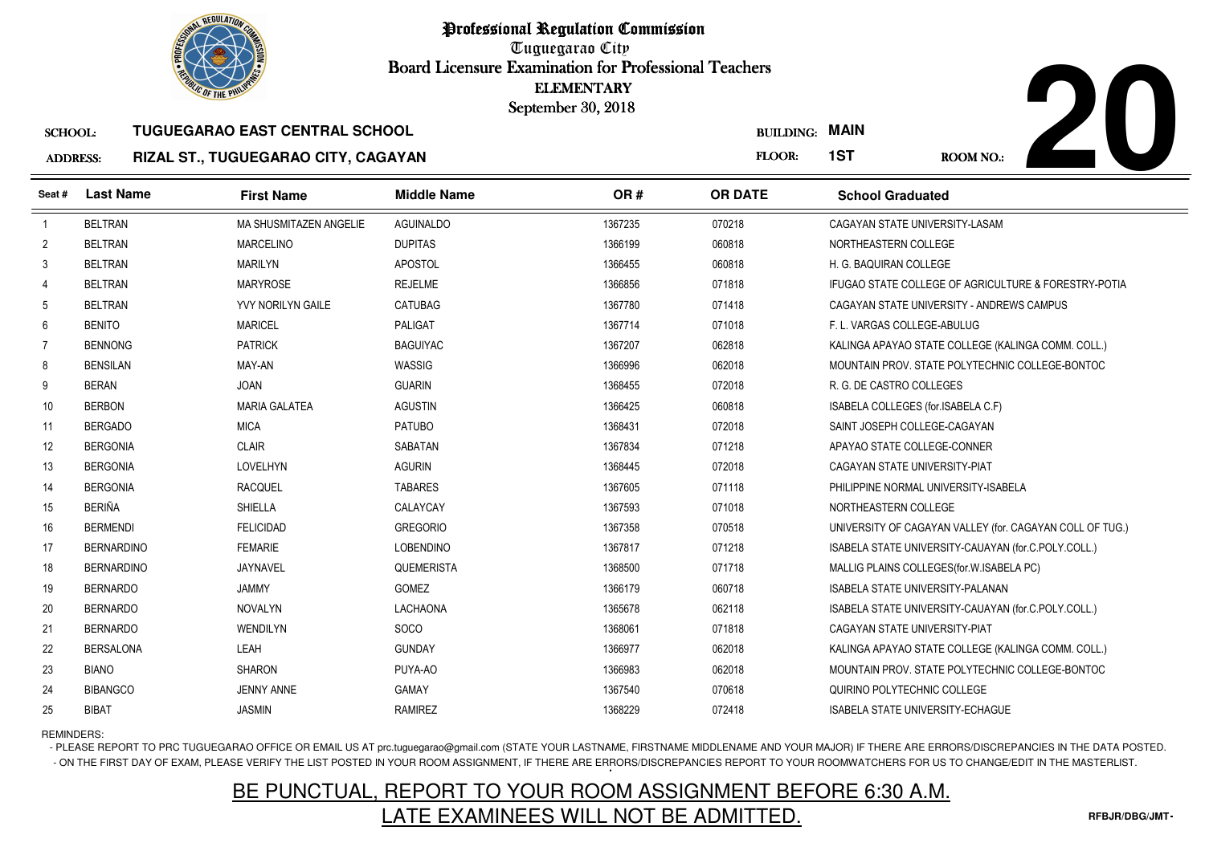# Professional Regulation Commission

Tuguegarao City

Board Licensure Examination for Professional Teachers

ELEMENTARY

September 30, 2018

**SCHOOL:** TUGUEGARAO EAST CENTRAL SCHOOL

**ADDRESS:** RIZAL ST., TUGUEGARAO CITY, CAGAYAN

**BUILDING:** MAIN

**FLOOR:** 1ST

**ROOM NO.:** 20

| Seat # | Last Name | First Name | Middle Name | OR # | OR DATE | School Graduated |
|---|---|---|---|---|---|---|
| 1 | BELTRAN | MA SHUSMITAZEN ANGELIE | AGUINALDO | 1367235 | 070218 | CAGAYAN STATE UNIVERSITY-LASAM |
| 2 | BELTRAN | MARCELINO | DUPITAS | 1366199 | 060818 | NORTHEASTERN COLLEGE |
| 3 | BELTRAN | MARILYN | APOSTOL | 1366455 | 060818 | H. G. BAQUIRAN COLLEGE |
| 4 | BELTRAN | MARYROSE | REJELME | 1366856 | 071818 | IFUGAO STATE COLLEGE OF AGRICULTURE & FORESTRY-POTIA |
| 5 | BELTRAN | YVY NORILYN GAILE | CATUBAG | 1367780 | 071418 | CAGAYAN STATE UNIVERSITY - ANDREWS CAMPUS |
| 6 | BENITO | MARICEL | PALIGAT | 1367714 | 071018 | F. L. VARGAS COLLEGE-ABULUG |
| 7 | BENNONG | PATRICK | BAGUIYAC | 1367207 | 062818 | KALINGA APAYAO STATE COLLEGE (KALINGA COMM. COLL.) |
| 8 | BENSILAN | MAY-AN | WASSIG | 1366996 | 062018 | MOUNTAIN PROV. STATE POLYTECHNIC COLLEGE-BONTOC |
| 9 | BERAN | JOAN | GUARIN | 1368455 | 072018 | R. G. DE CASTRO COLLEGES |
| 10 | BERBON | MARIA GALATEA | AGUSTIN | 1366425 | 060818 | ISABELA COLLEGES (for.ISABELA C.F) |
| 11 | BERGADO | MICA | PATUBO | 1368431 | 072018 | SAINT JOSEPH COLLEGE-CAGAYAN |
| 12 | BERGONIA | CLAIR | SABATAN | 1367834 | 071218 | APAYAO STATE COLLEGE-CONNER |
| 13 | BERGONIA | LOVELHYN | AGURIN | 1368445 | 072018 | CAGAYAN STATE UNIVERSITY-PIAT |
| 14 | BERGONIA | RACQUEL | TABARES | 1367605 | 071118 | PHILIPPINE NORMAL UNIVERSITY-ISABELA |
| 15 | BERIÑA | SHIELLA | CALAYCAY | 1367593 | 071018 | NORTHEASTERN COLLEGE |
| 16 | BERMENDI | FELICIDAD | GREGORIO | 1367358 | 070518 | UNIVERSITY OF CAGAYAN VALLEY (for. CAGAYAN COLL OF TUG.) |
| 17 | BERNARDINO | FEMARIE | LOBENDINO | 1367817 | 071218 | ISABELA STATE UNIVERSITY-CAUAYAN (for.C.POLY.COLL.) |
| 18 | BERNARDINO | JAYNAVEL | QUEMERISTA | 1368500 | 071718 | MALLIG PLAINS COLLEGES(for.W.ISABELA PC) |
| 19 | BERNARDO | JAMMY | GOMEZ | 1366179 | 060718 | ISABELA STATE UNIVERSITY-PALANAN |
| 20 | BERNARDO | NOVALYN | LACHAONA | 1365678 | 062118 | ISABELA STATE UNIVERSITY-CAUAYAN (for.C.POLY.COLL.) |
| 21 | BERNARDO | WENDILYN | SOCO | 1368061 | 071818 | CAGAYAN STATE UNIVERSITY-PIAT |
| 22 | BERSALONA | LEAH | GUNDAY | 1366977 | 062018 | KALINGA APAYAO STATE COLLEGE (KALINGA COMM. COLL.) |
| 23 | BIANO | SHARON | PUYA-AO | 1366983 | 062018 | MOUNTAIN PROV. STATE POLYTECHNIC COLLEGE-BONTOC |
| 24 | BIBANGCO | JENNY ANNE | GAMAY | 1367540 | 070618 | QUIRINO POLYTECHNIC COLLEGE |
| 25 | BIBAT | JASMIN | RAMIREZ | 1368229 | 072418 | ISABELA STATE UNIVERSITY-ECHAGUE |

REMINDERS:

- PLEASE REPORT TO PRC TUGUEGARAO OFFICE OR EMAIL US AT prc.tuguegarao@gmail.com (STATE YOUR LASTNAME, FIRSTNAME MIDDLENAME AND YOUR MAJOR) IF THERE ARE ERRORS/DISCREPANCIES IN THE DATA POSTED.
- ON THE FIRST DAY OF EXAM, PLEASE VERIFY THE LIST POSTED IN YOUR ROOM ASSIGNMENT, IF THERE ARE ERRORS/DISCREPANCIES REPORT TO YOUR ROOMWATCHERS FOR US TO CHANGE/EDIT IN THE MASTERLIST.

BE PUNCTUAL, REPORT TO YOUR ROOM ASSIGNMENT BEFORE 6:30 A.M.

LATE EXAMINEES WILL NOT BE ADMITTED.

RFBJR/DBG/JMT-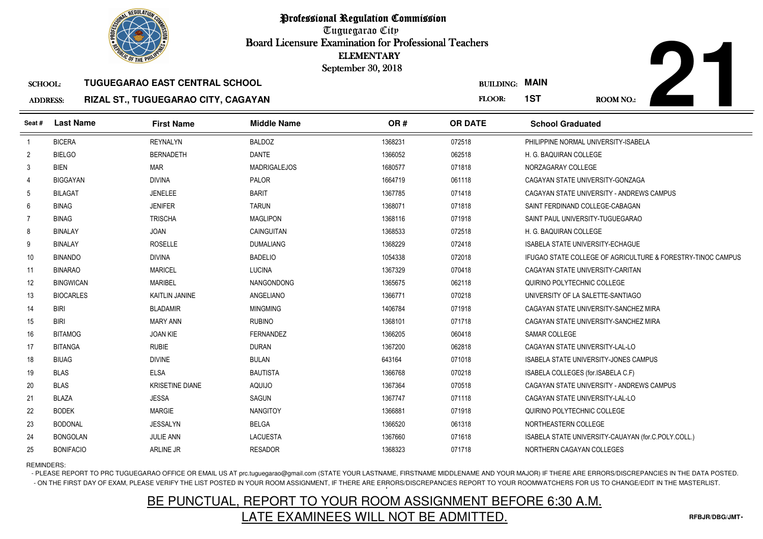# Professional Regulation Commission

Tuguegarao City

Board Licensure Examination for Professional Teachers

ELEMENTARY

September 30, 2018

**SCHOOL:** TUGUEGARAO EAST CENTRAL SCHOOL

**ADDRESS:** RIZAL ST., TUGUEGARAO CITY, CAGAYAN

**BUILDING:** MAIN

**FLOOR:** 1ST

**ROOM NO.:** 21

| Seat # | Last Name | First Name | Middle Name | OR # | OR DATE | School Graduated |
|---|---|---|---|---|---|---|
| 1 | BICERA | REYNALYN | BALDOZ | 1368231 | 072518 | PHILIPPINE NORMAL UNIVERSITY-ISABELA |
| 2 | BIELGO | BERNADETH | DANTE | 1366052 | 062518 | H. G. BAQUIRAN COLLEGE |
| 3 | BIEN | MAR | MADRIGALEJOS | 1680577 | 071818 | NORZAGARAY COLLEGE |
| 4 | BIGGAYAN | DIVINA | PALOR | 1664719 | 061118 | CAGAYAN STATE UNIVERSITY-GONZAGA |
| 5 | BILAGAT | JENELEE | BARIT | 1367785 | 071418 | CAGAYAN STATE UNIVERSITY - ANDREWS CAMPUS |
| 6 | BINAG | JENIFER | TARUN | 1368071 | 071818 | SAINT FERDINAND COLLEGE-CABAGAN |
| 7 | BINAG | TRISCHA | MAGLIPON | 1368116 | 071918 | SAINT PAUL UNIVERSITY-TUGUEGARAO |
| 8 | BINALAY | JOAN | CAINGUITAN | 1368533 | 072518 | H. G. BAQUIRAN COLLEGE |
| 9 | BINALAY | ROSELLE | DUMALIANG | 1368229 | 072418 | ISABELA STATE UNIVERSITY-ECHAGUE |
| 10 | BINANDO | DIVINA | BADELIO | 1054338 | 072018 | IFUGAO STATE COLLEGE OF AGRICULTURE & FORESTRY-TINOC CAMPUS |
| 11 | BINARAO | MARICEL | LUCINA | 1367329 | 070418 | CAGAYAN STATE UNIVERSITY-CARITAN |
| 12 | BINGWICAN | MARIBEL | NANGONDONG | 1365675 | 062118 | QUIRINO POLYTECHNIC COLLEGE |
| 13 | BIOCARLES | KAITLIN JANINE | ANGELIANO | 1366771 | 070218 | UNIVERSITY OF LA SALETTE-SANTIAGO |
| 14 | BIRI | BLADAMIR | MINGMING | 1406784 | 071918 | CAGAYAN STATE UNIVERSITY-SANCHEZ MIRA |
| 15 | BIRI | MARY ANN | RUBINO | 1368101 | 071718 | CAGAYAN STATE UNIVERSITY-SANCHEZ MIRA |
| 16 | BITAMOG | JOAN KIE | FERNANDEZ | 1366205 | 060418 | SAMAR COLLEGE |
| 17 | BITANGA | RUBIE | DURAN | 1367200 | 062818 | CAGAYAN STATE UNIVERSITY-LAL-LO |
| 18 | BIUAG | DIVINE | BULAN | 643164 | 071018 | ISABELA STATE UNIVERSITY-JONES CAMPUS |
| 19 | BLAS | ELSA | BAUTISTA | 1366768 | 070218 | ISABELA COLLEGES (for.ISABELA C.F) |
| 20 | BLAS | KRISETINE DIANE | AQUIJO | 1367364 | 070518 | CAGAYAN STATE UNIVERSITY - ANDREWS CAMPUS |
| 21 | BLAZA | JESSA | SAGUN | 1367747 | 071118 | CAGAYAN STATE UNIVERSITY-LAL-LO |
| 22 | BODEK | MARGIE | NANGITOY | 1366881 | 071918 | QUIRINO POLYTECHNIC COLLEGE |
| 23 | BODONAL | JESSALYN | BELGA | 1366520 | 061318 | NORTHEASTERN COLLEGE |
| 24 | BONGOLAN | JULIE ANN | LACUESTA | 1367660 | 071618 | ISABELA STATE UNIVERSITY-CAUAYAN (for.C.POLY.COLL.) |
| 25 | BONIFACIO | ARLINE JR | RESADOR | 1368323 | 071718 | NORTHERN CAGAYAN COLLEGES |

REMINDERS:

- PLEASE REPORT TO PRC TUGUEGARAO OFFICE OR EMAIL US AT prc.tuguegarao@gmail.com (STATE YOUR LASTNAME, FIRSTNAME MIDDLENAME AND YOUR MAJOR) IF THERE ARE ERRORS/DISCREPANCIES IN THE DATA POSTED.
- ON THE FIRST DAY OF EXAM, PLEASE VERIFY THE LIST POSTED IN YOUR ROOM ASSIGNMENT, IF THERE ARE ERRORS/DISCREPANCIES REPORT TO YOUR ROOMWATCHERS FOR US TO CHANGE/EDIT IN THE MASTERLIST.

BE PUNCTUAL, REPORT TO YOUR ROOM ASSIGNMENT BEFORE 6:30 A.M.

LATE EXAMINEES WILL NOT BE ADMITTED.

RFBJR/DBG/JMT-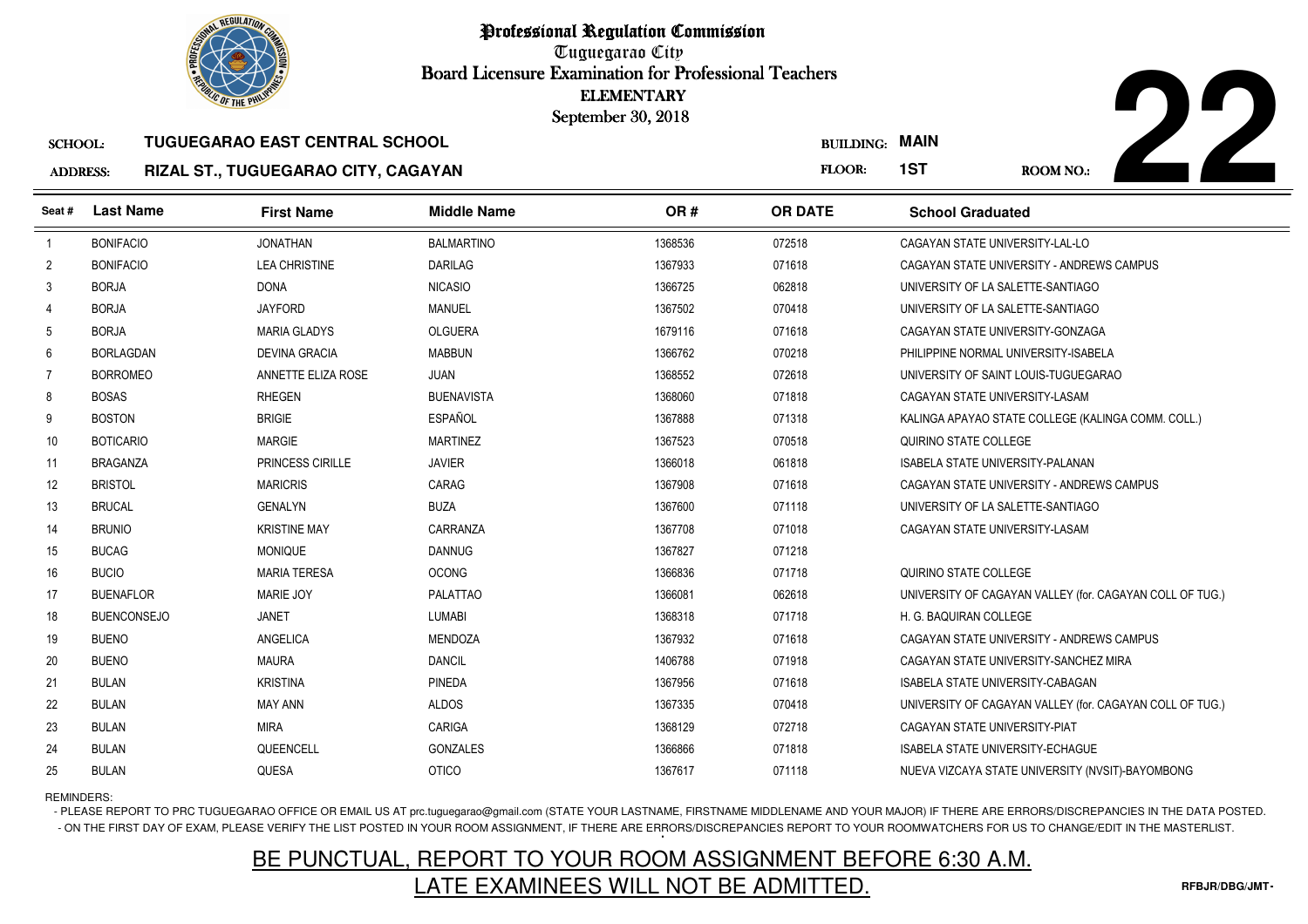# Professional Regulation Commission

Tuguegarao City

Board Licensure Examination for Professional Teachers

ELEMENTARY

September 30, 2018

**SCHOOL:** TUGUEGARAO EAST CENTRAL SCHOOL

**ADDRESS:** RIZAL ST., TUGUEGARAO CITY, CAGAYAN

**BUILDING:** MAIN

**FLOOR:** 1ST

**ROOM NO.:** 22

| Seat # | Last Name | First Name | Middle Name | OR # | OR DATE | School Graduated |
|---|---|---|---|---|---|---|
| 1 | BONIFACIO | JONATHAN | BALMARTINO | 1368536 | 072518 | CAGAYAN STATE UNIVERSITY-LAL-LO |
| 2 | BONIFACIO | LEA CHRISTINE | DARILAG | 1367933 | 071618 | CAGAYAN STATE UNIVERSITY - ANDREWS CAMPUS |
| 3 | BORJA | DONA | NICASIO | 1366725 | 062818 | UNIVERSITY OF LA SALETTE-SANTIAGO |
| 4 | BORJA | JAYFORD | MANUEL | 1367502 | 070418 | UNIVERSITY OF LA SALETTE-SANTIAGO |
| 5 | BORJA | MARIA GLADYS | OLGUERA | 1679116 | 071618 | CAGAYAN STATE UNIVERSITY-GONZAGA |
| 6 | BORLAGDAN | DEVINA GRACIA | MABBUN | 1366762 | 070218 | PHILIPPINE NORMAL UNIVERSITY-ISABELA |
| 7 | BORROMEO | ANNETTE ELIZA ROSE | JUAN | 1368552 | 072618 | UNIVERSITY OF SAINT LOUIS-TUGUEGARAO |
| 8 | BOSAS | RHEGEN | BUENAVISTA | 1368060 | 071818 | CAGAYAN STATE UNIVERSITY-LASAM |
| 9 | BOSTON | BRIGIE | ESPAÑOL | 1367888 | 071318 | KALINGA APAYAO STATE COLLEGE (KALINGA COMM. COLL.) |
| 10 | BOTICARIO | MARGIE | MARTINEZ | 1367523 | 070518 | QUIRINO STATE COLLEGE |
| 11 | BRAGANZA | PRINCESS CIRILLE | JAVIER | 1366018 | 061818 | ISABELA STATE UNIVERSITY-PALANAN |
| 12 | BRISTOL | MARICRIS | CARAG | 1367908 | 071618 | CAGAYAN STATE UNIVERSITY - ANDREWS CAMPUS |
| 13 | BRUCAL | GENALYN | BUZA | 1367600 | 071118 | UNIVERSITY OF LA SALETTE-SANTIAGO |
| 14 | BRUNIO | KRISTINE MAY | CARRANZA | 1367708 | 071018 | CAGAYAN STATE UNIVERSITY-LASAM |
| 15 | BUCAG | MONIQUE | DANNUG | 1367827 | 071218 | |
| 16 | BUCIO | MARIA TERESA | OCONG | 1366836 | 071718 | QUIRINO STATE COLLEGE |
| 17 | BUENAFLOR | MARIE JOY | PALATTAO | 1366081 | 062618 | UNIVERSITY OF CAGAYAN VALLEY (for. CAGAYAN COLL OF TUG.) |
| 18 | BUENCONSEJO | JANET | LUMABI | 1368318 | 071718 | H. G. BAQUIRAN COLLEGE |
| 19 | BUENO | ANGELICA | MENDOZA | 1367932 | 071618 | CAGAYAN STATE UNIVERSITY - ANDREWS CAMPUS |
| 20 | BUENO | MAURA | DANCIL | 1406788 | 071918 | CAGAYAN STATE UNIVERSITY-SANCHEZ MIRA |
| 21 | BULAN | KRISTINA | PINEDA | 1367956 | 071618 | ISABELA STATE UNIVERSITY-CABAGAN |
| 22 | BULAN | MAY ANN | ALDOS | 1367335 | 070418 | UNIVERSITY OF CAGAYAN VALLEY (for. CAGAYAN COLL OF TUG.) |
| 23 | BULAN | MIRA | CARIGA | 1368129 | 072718 | CAGAYAN STATE UNIVERSITY-PIAT |
| 24 | BULAN | QUEENCELL | GONZALES | 1366866 | 071818 | ISABELA STATE UNIVERSITY-ECHAGUE |
| 25 | BULAN | QUESA | OTICO | 1367617 | 071118 | NUEVA VIZCAYA STATE UNIVERSITY (NVSIT)-BAYOMBONG |

REMINDERS:

- PLEASE REPORT TO PRC TUGUEGARAO OFFICE OR EMAIL US AT prc.tuguegarao@gmail.com (STATE YOUR LASTNAME, FIRSTNAME MIDDLENAME AND YOUR MAJOR) IF THERE ARE ERRORS/DISCREPANCIES IN THE DATA POSTED.
- ON THE FIRST DAY OF EXAM, PLEASE VERIFY THE LIST POSTED IN YOUR ROOM ASSIGNMENT, IF THERE ARE ERRORS/DISCREPANCIES REPORT TO YOUR ROOMWATCHERS FOR US TO CHANGE/EDIT IN THE MASTERLIST.

**BE PUNCTUAL, REPORT TO YOUR ROOM ASSIGNMENT BEFORE 6:30 A.M.**

**LATE EXAMINEES WILL NOT BE ADMITTED.**

RFBJR/DBG/JMT-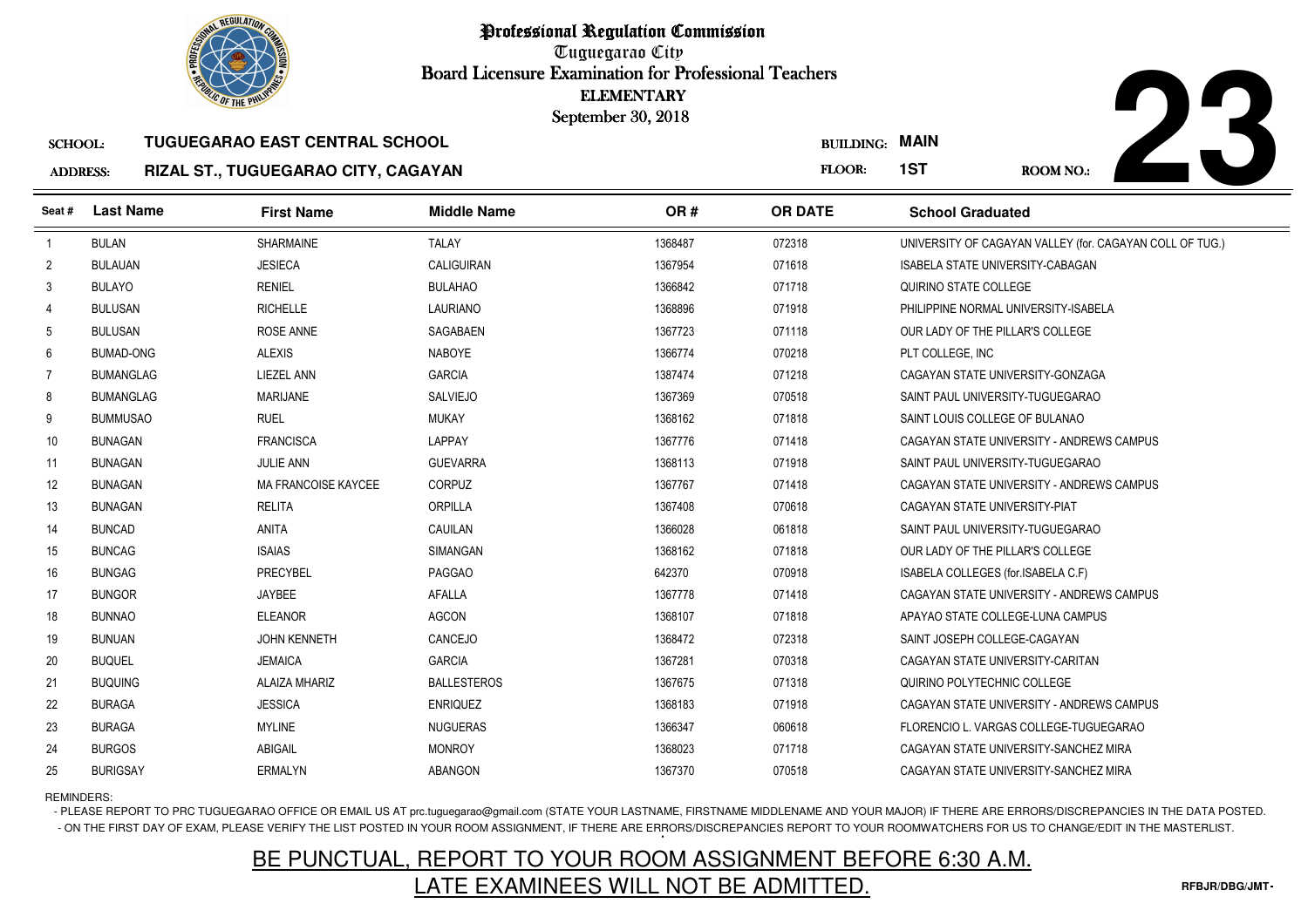# Professional Regulation Commission

Tuguegarao City

Board Licensure Examination for Professional Teachers

ELEMENTARY

September 30, 2018

**SCHOOL:** TUGUEGARAO EAST CENTRAL SCHOOL

**ADDRESS:** RIZAL ST., TUGUEGARAO CITY, CAGAYAN

**BUILDING:** MAIN

**FLOOR:** 1ST

**ROOM NO.:** 23

| Seat # | Last Name | First Name | Middle Name | OR # | OR DATE | School Graduated |
|---|---|---|---|---|---|---|
| 1 | BULAN | SHARMAINE | TALAY | 1368487 | 072318 | UNIVERSITY OF CAGAYAN VALLEY (for. CAGAYAN COLL OF TUG.) |
| 2 | BULAUAN | JESIECA | CALIGUIRAN | 1367954 | 071618 | ISABELA STATE UNIVERSITY-CABAGAN |
| 3 | BULAYO | RENIEL | BULAHAO | 1366842 | 071718 | QUIRINO STATE COLLEGE |
| 4 | BULUSAN | RICHELLE | LAURIANO | 1368896 | 071918 | PHILIPPINE NORMAL UNIVERSITY-ISABELA |
| 5 | BULUSAN | ROSE ANNE | SAGABAEN | 1367723 | 071118 | OUR LADY OF THE PILLAR'S COLLEGE |
| 6 | BUMAD-ONG | ALEXIS | NABOYE | 1366774 | 070218 | PLT COLLEGE, INC |
| 7 | BUMANGLAG | LIEZEL ANN | GARCIA | 1387474 | 071218 | CAGAYAN STATE UNIVERSITY-GONZAGA |
| 8 | BUMANGLAG | MARIJANE | SALVIEJO | 1367369 | 070518 | SAINT PAUL UNIVERSITY-TUGUEGARAO |
| 9 | BUMMUSAO | RUEL | MUKAY | 1368162 | 071818 | SAINT LOUIS COLLEGE OF BULANAO |
| 10 | BUNAGAN | FRANCISCA | LAPPAY | 1367776 | 071418 | CAGAYAN STATE UNIVERSITY - ANDREWS CAMPUS |
| 11 | BUNAGAN | JULIE ANN | GUEVARRA | 1368113 | 071918 | SAINT PAUL UNIVERSITY-TUGUEGARAO |
| 12 | BUNAGAN | MA FRANCOISE KAYCEE | CORPUZ | 1367767 | 071418 | CAGAYAN STATE UNIVERSITY - ANDREWS CAMPUS |
| 13 | BUNAGAN | RELITA | ORPILLA | 1367408 | 070618 | CAGAYAN STATE UNIVERSITY-PIAT |
| 14 | BUNCAD | ANITA | CAUILAN | 1366028 | 061818 | SAINT PAUL UNIVERSITY-TUGUEGARAO |
| 15 | BUNCAG | ISAIAS | SIMANGAN | 1368162 | 071818 | OUR LADY OF THE PILLAR'S COLLEGE |
| 16 | BUNGAG | PRECYBEL | PAGGAO | 642370 | 070918 | ISABELA COLLEGES (for.ISABELA C.F) |
| 17 | BUNGOR | JAYBEE | AFALLA | 1367778 | 071418 | CAGAYAN STATE UNIVERSITY - ANDREWS CAMPUS |
| 18 | BUNNAO | ELEANOR | AGCON | 1368107 | 071818 | APAYAO STATE COLLEGE-LUNA CAMPUS |
| 19 | BUNUAN | JOHN KENNETH | CANCEJO | 1368472 | 072318 | SAINT JOSEPH COLLEGE-CAGAYAN |
| 20 | BUQUEL | JEMAICA | GARCIA | 1367281 | 070318 | CAGAYAN STATE UNIVERSITY-CARITAN |
| 21 | BUQUING | ALAIZA MHARIZ | BALLESTEROS | 1367675 | 071318 | QUIRINO POLYTECHNIC COLLEGE |
| 22 | BURAGA | JESSICA | ENRIQUEZ | 1368183 | 071918 | CAGAYAN STATE UNIVERSITY - ANDREWS CAMPUS |
| 23 | BURAGA | MYLINE | NUGUERAS | 1366347 | 060618 | FLORENCIO L. VARGAS COLLEGE-TUGUEGARAO |
| 24 | BURGOS | ABIGAIL | MONROY | 1368023 | 071718 | CAGAYAN STATE UNIVERSITY-SANCHEZ MIRA |
| 25 | BURIGSAY | ERMALYN | ABANGON | 1367370 | 070518 | CAGAYAN STATE UNIVERSITY-SANCHEZ MIRA |

REMINDERS:

- PLEASE REPORT TO PRC TUGUEGARAO OFFICE OR EMAIL US AT prc.tuguegarao@gmail.com (STATE YOUR LASTNAME, FIRSTNAME MIDDLENAME AND YOUR MAJOR) IF THERE ARE ERRORS/DISCREPANCIES IN THE DATA POSTED.
- ON THE FIRST DAY OF EXAM, PLEASE VERIFY THE LIST POSTED IN YOUR ROOM ASSIGNMENT, IF THERE ARE ERRORS/DISCREPANCIES REPORT TO YOUR ROOMWATCHERS FOR US TO CHANGE/EDIT IN THE MASTERLIST.

**BE PUNCTUAL, REPORT TO YOUR ROOM ASSIGNMENT BEFORE 6:30 A.M.**

**LATE EXAMINEES WILL NOT BE ADMITTED.**

RFBJR/DBG/JMT-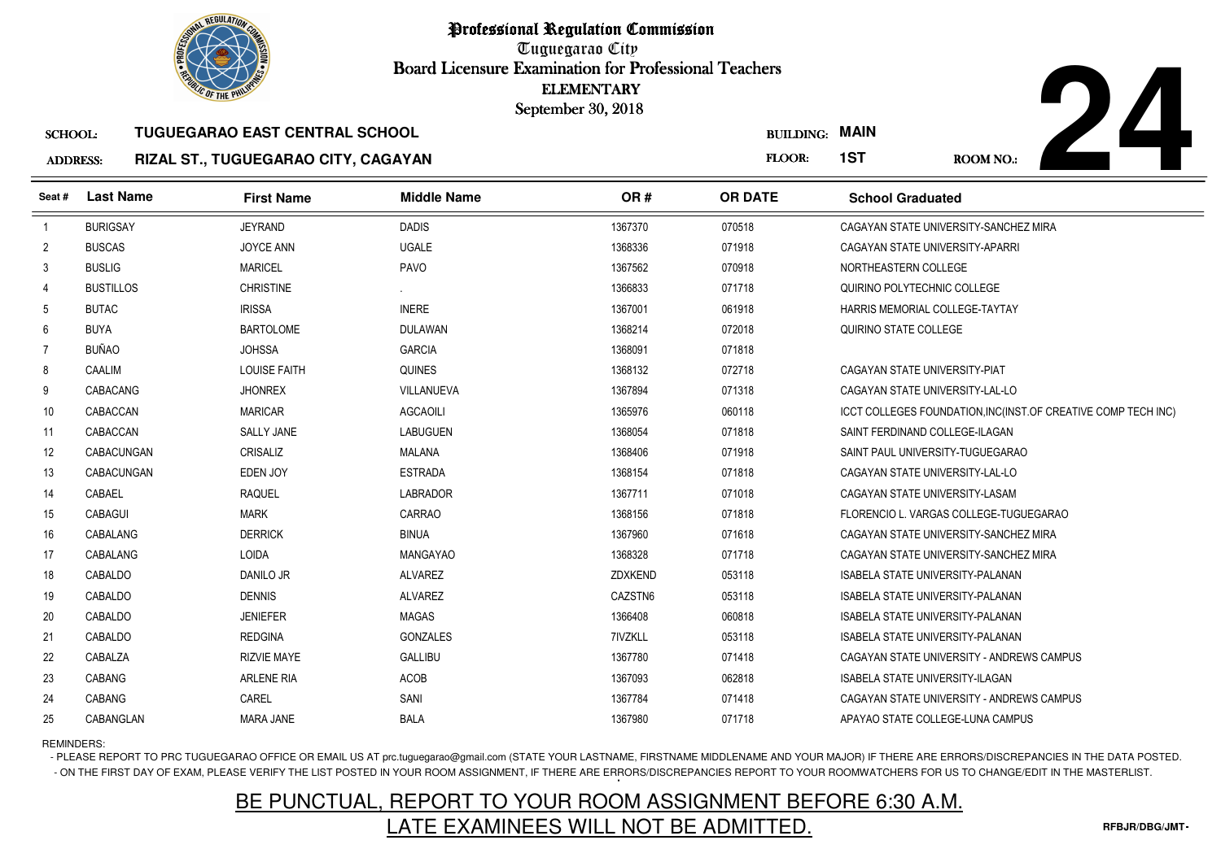# Professional Regulation Commission

Tuguegarao City

Board Licensure Examination for Professional Teachers

ELEMENTARY

September 30, 2018

**24**

SCHOOL: **TUGUEGARAO EAST CENTRAL SCHOOL**

ADDRESS: **RIZAL ST., TUGUEGARAO CITY, CAGAYAN**

BUILDING: **MAIN**

FLOOR: **1ST**

ROOM NO.:

| Seat # | Last Name | First Name | Middle Name | OR # | OR DATE | School Graduated |
|---|---|---|---|---|---|---|
| 1 | BURIGSAY | JEYRAND | DADIS | 1367370 | 070518 | CAGAYAN STATE UNIVERSITY-SANCHEZ MIRA |
| 2 | BUSCAS | JOYCE ANN | UGALE | 1368336 | 071918 | CAGAYAN STATE UNIVERSITY-APARRI |
| 3 | BUSLIG | MARICEL | PAVO | 1367562 | 070918 | NORTHEASTERN COLLEGE |
| 4 | BUSTILLOS | CHRISTINE | . | 1366833 | 071718 | QUIRINO POLYTECHNIC COLLEGE |
| 5 | BUTAC | IRISSA | INERE | 1367001 | 061918 | HARRIS MEMORIAL COLLEGE-TAYTAY |
| 6 | BUYA | BARTOLOME | DULAWAN | 1368214 | 072018 | QUIRINO STATE COLLEGE |
| 7 | BUÑAO | JOHSSA | GARCIA | 1368091 | 071818 | |
| 8 | CAALIM | LOUISE FAITH | QUINES | 1368132 | 072718 | CAGAYAN STATE UNIVERSITY-PIAT |
| 9 | CABACANG | JHONREX | VILLANUEVA | 1367894 | 071318 | CAGAYAN STATE UNIVERSITY-LAL-LO |
| 10 | CABACCAN | MARICAR | AGCAOILI | 1365976 | 060118 | ICCT COLLEGES FOUNDATION,INC(INST.OF CREATIVE COMP TECH INC) |
| 11 | CABACCAN | SALLY JANE | LABUGUEN | 1368054 | 071818 | SAINT FERDINAND COLLEGE-ILAGAN |
| 12 | CABACUNGAN | CRISALIZ | MALANA | 1368406 | 071918 | SAINT PAUL UNIVERSITY-TUGUEGARAO |
| 13 | CABACUNGAN | EDEN JOY | ESTRADA | 1368154 | 071818 | CAGAYAN STATE UNIVERSITY-LAL-LO |
| 14 | CABAEL | RAQUEL | LABRADOR | 1367711 | 071018 | CAGAYAN STATE UNIVERSITY-LASAM |
| 15 | CABAGUI | MARK | CARRAO | 1368156 | 071818 | FLORENCIO L. VARGAS COLLEGE-TUGUEGARAO |
| 16 | CABALANG | DERRICK | BINUA | 1367960 | 071618 | CAGAYAN STATE UNIVERSITY-SANCHEZ MIRA |
| 17 | CABALANG | LOIDA | MANGAYAO | 1368328 | 071718 | CAGAYAN STATE UNIVERSITY-SANCHEZ MIRA |
| 18 | CABALDO | DANILO JR | ALVAREZ | ZDXKEND | 053118 | ISABELA STATE UNIVERSITY-PALANAN |
| 19 | CABALDO | DENNIS | ALVAREZ | CAZSTN6 | 053118 | ISABELA STATE UNIVERSITY-PALANAN |
| 20 | CABALDO | JENIEFER | MAGAS | 1366408 | 060818 | ISABELA STATE UNIVERSITY-PALANAN |
| 21 | CABALDO | REDGINA | GONZALES | 7IVZKLL | 053118 | ISABELA STATE UNIVERSITY-PALANAN |
| 22 | CABALZA | RIZVIE MAYE | GALLIBU | 1367780 | 071418 | CAGAYAN STATE UNIVERSITY - ANDREWS CAMPUS |
| 23 | CABANG | ARLENE RIA | ACOB | 1367093 | 062818 | ISABELA STATE UNIVERSITY-ILAGAN |
| 24 | CABANG | CAREL | SANI | 1367784 | 071418 | CAGAYAN STATE UNIVERSITY - ANDREWS CAMPUS |
| 25 | CABANGLAN | MARA JANE | BALA | 1367980 | 071718 | APAYAO STATE COLLEGE-LUNA CAMPUS |

REMINDERS:

- PLEASE REPORT TO PRC TUGUEGARAO OFFICE OR EMAIL US AT prc.tuguegarao@gmail.com (STATE YOUR LASTNAME, FIRSTNAME MIDDLENAME AND YOUR MAJOR) IF THERE ARE ERRORS/DISCREPANCIES IN THE DATA POSTED.
- ON THE FIRST DAY OF EXAM, PLEASE VERIFY THE LIST POSTED IN YOUR ROOM ASSIGNMENT, IF THERE ARE ERRORS/DISCREPANCIES REPORT TO YOUR ROOMWATCHERS FOR US TO CHANGE/EDIT IN THE MASTERLIST.

BE PUNCTUAL, REPORT TO YOUR ROOM ASSIGNMENT BEFORE 6:30 A.M.

LATE EXAMINEES WILL NOT BE ADMITTED.

RFBJR/DBG/JMT-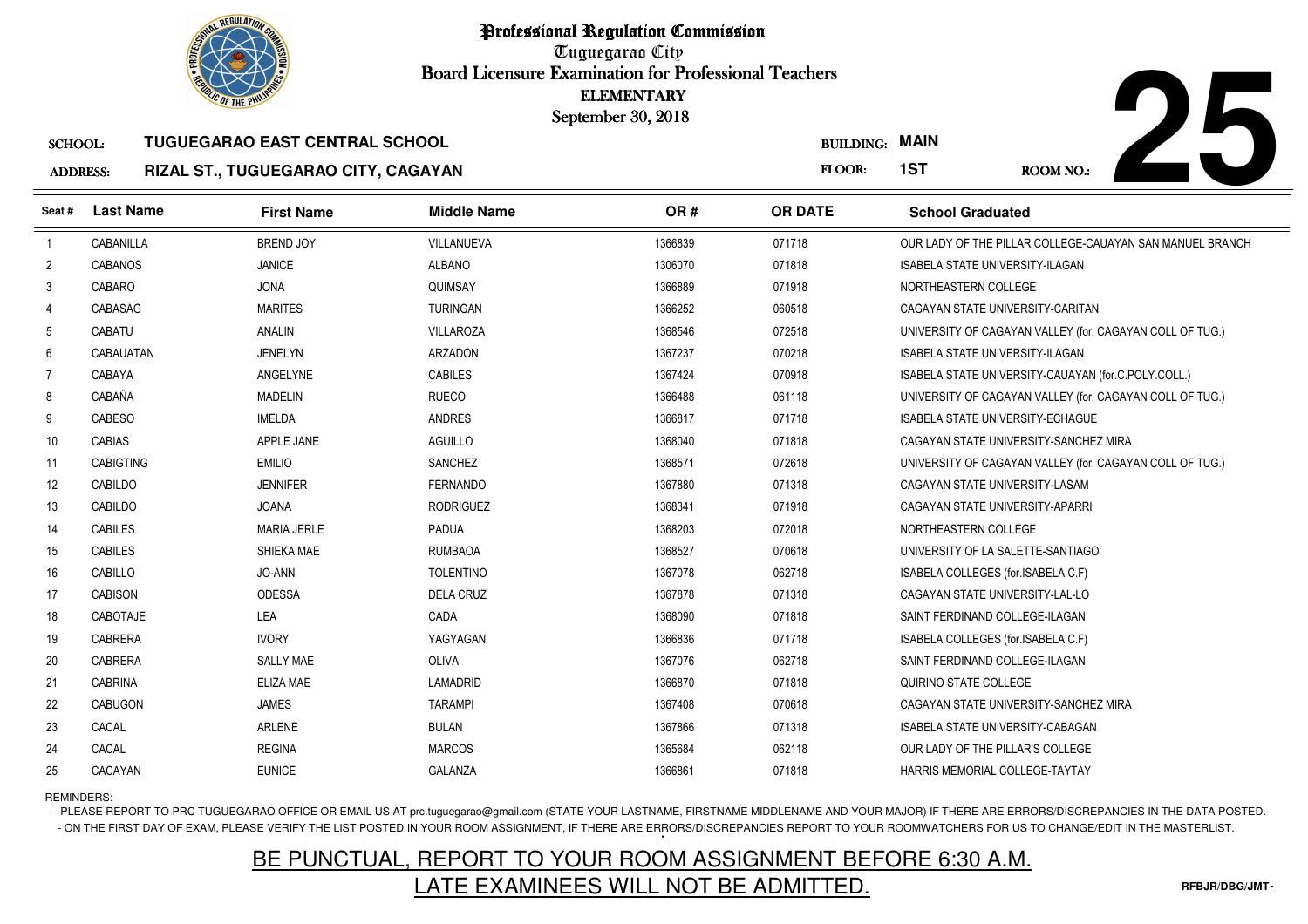# Professional Regulation Commission

Tuguegarao City

Board Licensure Examination for Professional Teachers

ELEMENTARY

September 30, 2018

**SCHOOL:** TUGUEGARAO EAST CENTRAL SCHOOL

**ADDRESS:** RIZAL ST., TUGUEGARAO CITY, CAGAYAN

**BUILDING:** MAIN

**FLOOR:** 1ST

**ROOM NO.:** 25

| Seat # | Last Name | First Name | Middle Name | OR # | OR DATE | School Graduated |
|---|---|---|---|---|---|---|
| 1 | CABANILLA | BREND JOY | VILLANUEVA | 1366839 | 071718 | OUR LADY OF THE PILLAR COLLEGE-CAUAYAN SAN MANUEL BRANCH |
| 2 | CABANOS | JANICE | ALBANO | 1306070 | 071818 | ISABELA STATE UNIVERSITY-ILAGAN |
| 3 | CABARO | JONA | QUIMSAY | 1366889 | 071918 | NORTHEASTERN COLLEGE |
| 4 | CABASAG | MARITES | TURINGAN | 1366252 | 060518 | CAGAYAN STATE UNIVERSITY-CARITAN |
| 5 | CABATU | ANALIN | VILLAROZA | 1368546 | 072518 | UNIVERSITY OF CAGAYAN VALLEY (for. CAGAYAN COLL OF TUG.) |
| 6 | CABAUATAN | JENELYN | ARZADON | 1367237 | 070218 | ISABELA STATE UNIVERSITY-ILAGAN |
| 7 | CABAYA | ANGELYNE | CABILES | 1367424 | 070918 | ISABELA STATE UNIVERSITY-CAUAYAN (for.C.POLY.COLL.) |
| 8 | CABAÑA | MADELIN | RUECO | 1366488 | 061118 | UNIVERSITY OF CAGAYAN VALLEY (for. CAGAYAN COLL OF TUG.) |
| 9 | CABESO | IMELDA | ANDRES | 1366817 | 071718 | ISABELA STATE UNIVERSITY-ECHAGUE |
| 10 | CABIAS | APPLE JANE | AGUILLO | 1368040 | 071818 | CAGAYAN STATE UNIVERSITY-SANCHEZ MIRA |
| 11 | CABIGTING | EMILIO | SANCHEZ | 1368571 | 072618 | UNIVERSITY OF CAGAYAN VALLEY (for. CAGAYAN COLL OF TUG.) |
| 12 | CABILDO | JENNIFER | FERNANDO | 1367880 | 071318 | CAGAYAN STATE UNIVERSITY-LASAM |
| 13 | CABILDO | JOANA | RODRIGUEZ | 1368341 | 071918 | CAGAYAN STATE UNIVERSITY-APARRI |
| 14 | CABILES | MARIA JERLE | PADUA | 1368203 | 072018 | NORTHEASTERN COLLEGE |
| 15 | CABILES | SHIEKA MAE | RUMBAOA | 1368527 | 070618 | UNIVERSITY OF LA SALETTE-SANTIAGO |
| 16 | CABILLO | JO-ANN | TOLENTINO | 1367078 | 062718 | ISABELA COLLEGES (for.ISABELA C.F) |
| 17 | CABISON | ODESSA | DELA CRUZ | 1367878 | 071318 | CAGAYAN STATE UNIVERSITY-LAL-LO |
| 18 | CABOTAJE | LEA | CADA | 1368090 | 071818 | SAINT FERDINAND COLLEGE-ILAGAN |
| 19 | CABRERA | IVORY | YAGYAGAN | 1366836 | 071718 | ISABELA COLLEGES (for.ISABELA C.F) |
| 20 | CABRERA | SALLY MAE | OLIVA | 1367076 | 062718 | SAINT FERDINAND COLLEGE-ILAGAN |
| 21 | CABRINA | ELIZA MAE | LAMADRID | 1366870 | 071818 | QUIRINO STATE COLLEGE |
| 22 | CABUGON | JAMES | TARAMPI | 1367408 | 070618 | CAGAYAN STATE UNIVERSITY-SANCHEZ MIRA |
| 23 | CACAL | ARLENE | BULAN | 1367866 | 071318 | ISABELA STATE UNIVERSITY-CABAGAN |
| 24 | CACAL | REGINA | MARCOS | 1365684 | 062118 | OUR LADY OF THE PILLAR'S COLLEGE |
| 25 | CACAYAN | EUNICE | GALANZA | 1366861 | 071818 | HARRIS MEMORIAL COLLEGE-TAYTAY |

REMINDERS:

- PLEASE REPORT TO PRC TUGUEGARAO OFFICE OR EMAIL US AT prc.tuguegarao@gmail.com (STATE YOUR LASTNAME, FIRSTNAME MIDDLENAME AND YOUR MAJOR) IF THERE ARE ERRORS/DISCREPANCIES IN THE DATA POSTED.
- ON THE FIRST DAY OF EXAM, PLEASE VERIFY THE LIST POSTED IN YOUR ROOM ASSIGNMENT, IF THERE ARE ERRORS/DISCREPANCIES REPORT TO YOUR ROOMWATCHERS FOR US TO CHANGE/EDIT IN THE MASTERLIST.

**BE PUNCTUAL, REPORT TO YOUR ROOM ASSIGNMENT BEFORE 6:30 A.M.**

**LATE EXAMINEES WILL NOT BE ADMITTED.**

RFBJR/DBG/JMT-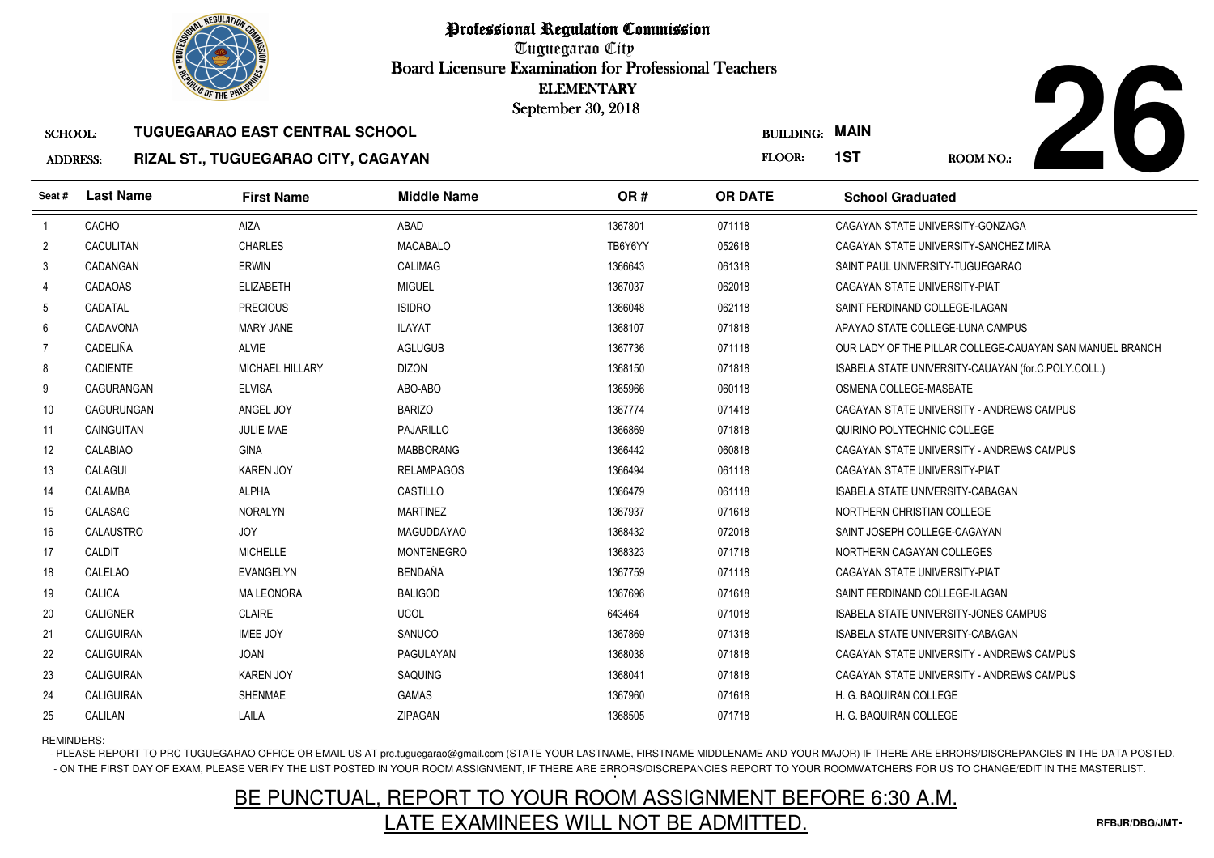# Professional Regulation Commission

Tuguegarao City

Board Licensure Examination for Professional Teachers

ELEMENTARY

September 30, 2018

**SCHOOL:** TUGUEGARAO EAST CENTRAL SCHOOL

**ADDRESS:** RIZAL ST., TUGUEGARAO CITY, CAGAYAN

**BUILDING:** MAIN

**FLOOR:** 1ST

**ROOM NO.:** 26

| Seat # | Last Name | First Name | Middle Name | OR # | OR DATE | School Graduated |
|---|---|---|---|---|---|---|
| 1 | CACHO | AIZA | ABAD | 1367801 | 071118 | CAGAYAN STATE UNIVERSITY-GONZAGA |
| 2 | CACULITAN | CHARLES | MACABALO | TB6Y6YY | 052618 | CAGAYAN STATE UNIVERSITY-SANCHEZ MIRA |
| 3 | CADANGAN | ERWIN | CALIMAG | 1366643 | 061318 | SAINT PAUL UNIVERSITY-TUGUEGARAO |
| 4 | CADAOAS | ELIZABETH | MIGUEL | 1367037 | 062018 | CAGAYAN STATE UNIVERSITY-PIAT |
| 5 | CADATAL | PRECIOUS | ISIDRO | 1366048 | 062118 | SAINT FERDINAND COLLEGE-ILAGAN |
| 6 | CADAVONA | MARY JANE | ILAYAT | 1368107 | 071818 | APAYAO STATE COLLEGE-LUNA CAMPUS |
| 7 | CADELIÑA | ALVIE | AGLUGUB | 1367736 | 071118 | OUR LADY OF THE PILLAR COLLEGE-CAUAYAN SAN MANUEL BRANCH |
| 8 | CADIENTE | MICHAEL HILLARY | DIZON | 1368150 | 071818 | ISABELA STATE UNIVERSITY-CAUAYAN (for.C.POLY.COLL.) |
| 9 | CAGURANGAN | ELVISA | ABO-ABO | 1365966 | 060118 | OSMENA COLLEGE-MASBATE |
| 10 | CAGURUNGAN | ANGEL JOY | BARIZO | 1367774 | 071418 | CAGAYAN STATE UNIVERSITY - ANDREWS CAMPUS |
| 11 | CAINGUITAN | JULIE MAE | PAJARILLO | 1366869 | 071818 | QUIRINO POLYTECHNIC COLLEGE |
| 12 | CALABIAO | GINA | MABBORANG | 1366442 | 060818 | CAGAYAN STATE UNIVERSITY - ANDREWS CAMPUS |
| 13 | CALAGUI | KAREN JOY | RELAMPAGOS | 1366494 | 061118 | CAGAYAN STATE UNIVERSITY-PIAT |
| 14 | CALAMBA | ALPHA | CASTILLO | 1366479 | 061118 | ISABELA STATE UNIVERSITY-CABAGAN |
| 15 | CALASAG | NORALYN | MARTINEZ | 1367937 | 071618 | NORTHERN CHRISTIAN COLLEGE |
| 16 | CALAUSTRO | JOY | MAGUDDAYAO | 1368432 | 072018 | SAINT JOSEPH COLLEGE-CAGAYAN |
| 17 | CALDIT | MICHELLE | MONTENEGRO | 1368323 | 071718 | NORTHERN CAGAYAN COLLEGES |
| 18 | CALELAO | EVANGELYN | BENDAÑA | 1367759 | 071118 | CAGAYAN STATE UNIVERSITY-PIAT |
| 19 | CALICA | MA LEONORA | BALIGOD | 1367696 | 071618 | SAINT FERDINAND COLLEGE-ILAGAN |
| 20 | CALIGNER | CLAIRE | UCOL | 643464 | 071018 | ISABELA STATE UNIVERSITY-JONES CAMPUS |
| 21 | CALIGUIRAN | IMEE JOY | SANUCO | 1367869 | 071318 | ISABELA STATE UNIVERSITY-CABAGAN |
| 22 | CALIGUIRAN | JOAN | PAGULAYAN | 1368038 | 071818 | CAGAYAN STATE UNIVERSITY - ANDREWS CAMPUS |
| 23 | CALIGUIRAN | KAREN JOY | SAQUING | 1368041 | 071818 | CAGAYAN STATE UNIVERSITY - ANDREWS CAMPUS |
| 24 | CALIGUIRAN | SHENMAE | GAMAS | 1367960 | 071618 | H. G. BAQUIRAN COLLEGE |
| 25 | CALILAN | LAILA | ZIPAGAN | 1368505 | 071718 | H. G. BAQUIRAN COLLEGE |

REMINDERS:

- PLEASE REPORT TO PRC TUGUEGARAO OFFICE OR EMAIL US AT prc.tuguegarao@gmail.com (STATE YOUR LASTNAME, FIRSTNAME MIDDLENAME AND YOUR MAJOR) IF THERE ARE ERRORS/DISCREPANCIES IN THE DATA POSTED.
- ON THE FIRST DAY OF EXAM, PLEASE VERIFY THE LIST POSTED IN YOUR ROOM ASSIGNMENT, IF THERE ARE ERRORS/DISCREPANCIES REPORT TO YOUR ROOMWATCHERS FOR US TO CHANGE/EDIT IN THE MASTERLIST.

**BE PUNCTUAL, REPORT TO YOUR ROOM ASSIGNMENT BEFORE 6:30 A.M.**

**LATE EXAMINEES WILL NOT BE ADMITTED.**

RFBJR/DBG/JMT-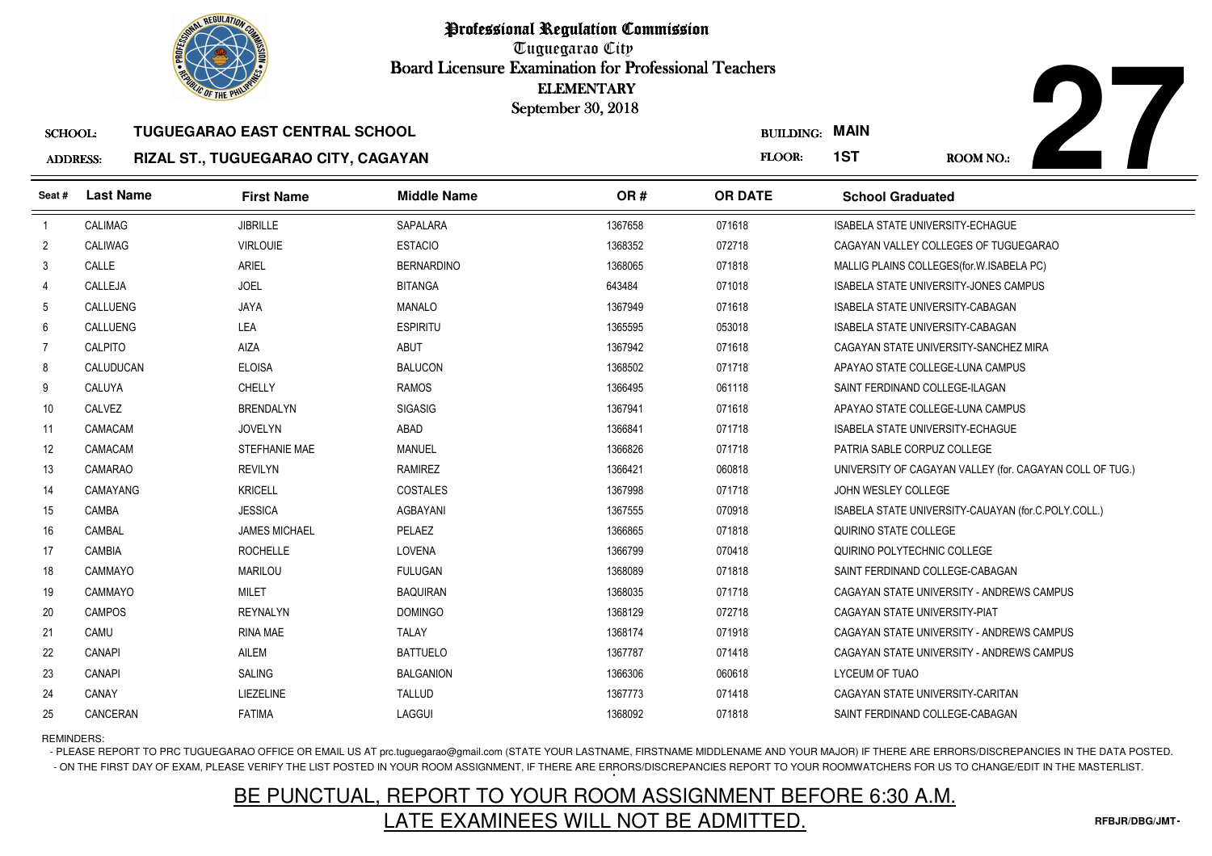# Professional Regulation Commission

Tuguegarao City

Board Licensure Examination for Professional Teachers

ELEMENTARY

September 30, 2018

**SCHOOL:** TUGUEGARAO EAST CENTRAL SCHOOL

**ADDRESS:** RIZAL ST., TUGUEGARAO CITY, CAGAYAN

**BUILDING:** MAIN

**FLOOR:** 1ST

**ROOM NO.:** 27

| Seat # | Last Name | First Name | Middle Name | OR # | OR DATE | School Graduated |
|---|---|---|---|---|---|---|
| 1 | CALIMAG | JIBRILLE | SAPALARA | 1367658 | 071618 | ISABELA STATE UNIVERSITY-ECHAGUE |
| 2 | CALIWAG | VIRLOUIE | ESTACIO | 1368352 | 072718 | CAGAYAN VALLEY COLLEGES OF TUGUEGARAO |
| 3 | CALLE | ARIEL | BERNARDINO | 1368065 | 071818 | MALLIG PLAINS COLLEGES(for.W.ISABELA PC) |
| 4 | CALLEJA | JOEL | BITANGA | 643484 | 071018 | ISABELA STATE UNIVERSITY-JONES CAMPUS |
| 5 | CALLUENG | JAYA | MANALO | 1367949 | 071618 | ISABELA STATE UNIVERSITY-CABAGAN |
| 6 | CALLUENG | LEA | ESPIRITU | 1365595 | 053018 | ISABELA STATE UNIVERSITY-CABAGAN |
| 7 | CALPITO | AIZA | ABUT | 1367942 | 071618 | CAGAYAN STATE UNIVERSITY-SANCHEZ MIRA |
| 8 | CALUDUCAN | ELOISA | BALUCON | 1368502 | 071718 | APAYAO STATE COLLEGE-LUNA CAMPUS |
| 9 | CALUYA | CHELLY | RAMOS | 1366495 | 061118 | SAINT FERDINAND COLLEGE-ILAGAN |
| 10 | CALVEZ | BRENDALYN | SIGASIG | 1367941 | 071618 | APAYAO STATE COLLEGE-LUNA CAMPUS |
| 11 | CAMACAM | JOVELYN | ABAD | 1366841 | 071718 | ISABELA STATE UNIVERSITY-ECHAGUE |
| 12 | CAMACAM | STEFHANIE MAE | MANUEL | 1366826 | 071718 | PATRIA SABLE CORPUZ COLLEGE |
| 13 | CAMARAO | REVILYN | RAMIREZ | 1366421 | 060818 | UNIVERSITY OF CAGAYAN VALLEY (for. CAGAYAN COLL OF TUG.) |
| 14 | CAMAYANG | KRICELL | COSTALES | 1367998 | 071718 | JOHN WESLEY COLLEGE |
| 15 | CAMBA | JESSICA | AGBAYANI | 1367555 | 070918 | ISABELA STATE UNIVERSITY-CAUAYAN (for.C.POLY.COLL.) |
| 16 | CAMBAL | JAMES MICHAEL | PELAEZ | 1366865 | 071818 | QUIRINO STATE COLLEGE |
| 17 | CAMBIA | ROCHELLE | LOVENA | 1366799 | 070418 | QUIRINO POLYTECHNIC COLLEGE |
| 18 | CAMMAYO | MARILOU | FULUGAN | 1368089 | 071818 | SAINT FERDINAND COLLEGE-CABAGAN |
| 19 | CAMMAYO | MILET | BAQUIRAN | 1368035 | 071718 | CAGAYAN STATE UNIVERSITY - ANDREWS CAMPUS |
| 20 | CAMPOS | REYNALYN | DOMINGO | 1368129 | 072718 | CAGAYAN STATE UNIVERSITY-PIAT |
| 21 | CAMU | RINA MAE | TALAY | 1368174 | 071918 | CAGAYAN STATE UNIVERSITY - ANDREWS CAMPUS |
| 22 | CANAPI | AILEM | BATTUELO | 1367787 | 071418 | CAGAYAN STATE UNIVERSITY - ANDREWS CAMPUS |
| 23 | CANAPI | SALING | BALGANION | 1366306 | 060618 | LYCEUM OF TUAO |
| 24 | CANAY | LIEZELINE | TALLUD | 1367773 | 071418 | CAGAYAN STATE UNIVERSITY-CARITAN |
| 25 | CANCERAN | FATIMA | LAGGUI | 1368092 | 071818 | SAINT FERDINAND COLLEGE-CABAGAN |

REMINDERS:

- PLEASE REPORT TO PRC TUGUEGARAO OFFICE OR EMAIL US AT prc.tuguegarao@gmail.com (STATE YOUR LASTNAME, FIRSTNAME MIDDLENAME AND YOUR MAJOR) IF THERE ARE ERRORS/DISCREPANCIES IN THE DATA POSTED.
- ON THE FIRST DAY OF EXAM, PLEASE VERIFY THE LIST POSTED IN YOUR ROOM ASSIGNMENT, IF THERE ARE ERRORS/DISCREPANCIES REPORT TO YOUR ROOMWATCHERS FOR US TO CHANGE/EDIT IN THE MASTERLIST.

BE PUNCTUAL, REPORT TO YOUR ROOM ASSIGNMENT BEFORE 6:30 A.M.

LATE EXAMINEES WILL NOT BE ADMITTED.

RFBJR/DBG/JMT-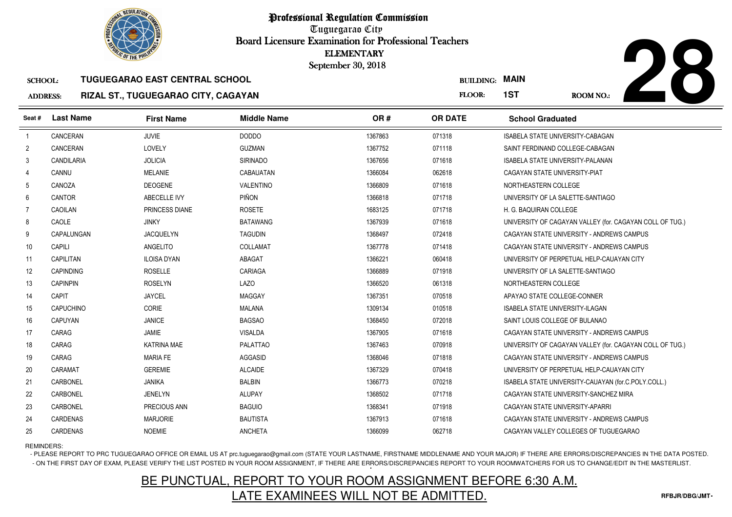# Professional Regulation Commission

Tuguegarao City

Board Licensure Examination for Professional Teachers

ELEMENTARY

September 30, 2018

**SCHOOL:** TUGUEGARAO EAST CENTRAL SCHOOL

**ADDRESS:** RIZAL ST., TUGUEGARAO CITY, CAGAYAN

**BUILDING:** MAIN

**FLOOR:** 1ST

**ROOM NO.:** 28

| Seat # | Last Name | First Name | Middle Name | OR # | OR DATE | School Graduated |
|---|---|---|---|---|---|---|
| 1 | CANCERAN | JUVIE | DODDO | 1367863 | 071318 | ISABELA STATE UNIVERSITY-CABAGAN |
| 2 | CANCERAN | LOVELY | GUZMAN | 1367752 | 071118 | SAINT FERDINAND COLLEGE-CABAGAN |
| 3 | CANDILARIA | JOLICIA | SIRINADO | 1367656 | 071618 | ISABELA STATE UNIVERSITY-PALANAN |
| 4 | CANNU | MELANIE | CABAUATAN | 1366084 | 062618 | CAGAYAN STATE UNIVERSITY-PIAT |
| 5 | CANOZA | DEOGENE | VALENTINO | 1366809 | 071618 | NORTHEASTERN COLLEGE |
| 6 | CANTOR | ABECELLE IVY | PIÑON | 1366818 | 071718 | UNIVERSITY OF LA SALETTE-SANTIAGO |
| 7 | CAOILAN | PRINCESS DIANE | ROSETE | 1683125 | 071718 | H. G. BAQUIRAN COLLEGE |
| 8 | CAOLE | JINKY | BATAWANG | 1367939 | 071618 | UNIVERSITY OF CAGAYAN VALLEY (for. CAGAYAN COLL OF TUG.) |
| 9 | CAPALUNGAN | JACQUELYN | TAGUDIN | 1368497 | 072418 | CAGAYAN STATE UNIVERSITY - ANDREWS CAMPUS |
| 10 | CAPILI | ANGELITO | COLLAMAT | 1367778 | 071418 | CAGAYAN STATE UNIVERSITY - ANDREWS CAMPUS |
| 11 | CAPILITAN | ILOISA DYAN | ABAGAT | 1366221 | 060418 | UNIVERSITY OF PERPETUAL HELP-CAUAYAN CITY |
| 12 | CAPINDING | ROSELLE | CARIAGA | 1366889 | 071918 | UNIVERSITY OF LA SALETTE-SANTIAGO |
| 13 | CAPINPIN | ROSELYN | LAZO | 1366520 | 061318 | NORTHEASTERN COLLEGE |
| 14 | CAPIT | JAYCEL | MAGGAY | 1367351 | 070518 | APAYAO STATE COLLEGE-CONNER |
| 15 | CAPUCHINO | CORIE | MALANA | 1309134 | 010518 | ISABELA STATE UNIVERSITY-ILAGAN |
| 16 | CAPUYAN | JANICE | BAGSAO | 1368450 | 072018 | SAINT LOUIS COLLEGE OF BULANAO |
| 17 | CARAG | JAMIE | VISALDA | 1367905 | 071618 | CAGAYAN STATE UNIVERSITY - ANDREWS CAMPUS |
| 18 | CARAG | KATRINA MAE | PALATTAO | 1367463 | 070918 | UNIVERSITY OF CAGAYAN VALLEY (for. CAGAYAN COLL OF TUG.) |
| 19 | CARAG | MARIA FE | AGGASID | 1368046 | 071818 | CAGAYAN STATE UNIVERSITY - ANDREWS CAMPUS |
| 20 | CARAMAT | GEREMIE | ALCAIDE | 1367329 | 070418 | UNIVERSITY OF PERPETUAL HELP-CAUAYAN CITY |
| 21 | CARBONEL | JANIKA | BALBIN | 1366773 | 070218 | ISABELA STATE UNIVERSITY-CAUAYAN (for.C.POLY.COLL.) |
| 22 | CARBONEL | JENELYN | ALUPAY | 1368502 | 071718 | CAGAYAN STATE UNIVERSITY-SANCHEZ MIRA |
| 23 | CARBONEL | PRECIOUS ANN | BAGUIO | 1368341 | 071918 | CAGAYAN STATE UNIVERSITY-APARRI |
| 24 | CARDENAS | MARJORIE | BAUTISTA | 1367913 | 071618 | CAGAYAN STATE UNIVERSITY - ANDREWS CAMPUS |
| 25 | CARDENAS | NOEMIE | ANCHETA | 1366099 | 062718 | CAGAYAN VALLEY COLLEGES OF TUGUEGARAO |

REMINDERS:

- PLEASE REPORT TO PRC TUGUEGARAO OFFICE OR EMAIL US AT prc.tuguegarao@gmail.com (STATE YOUR LASTNAME, FIRSTNAME MIDDLENAME AND YOUR MAJOR) IF THERE ARE ERRORS/DISCREPANCIES IN THE DATA POSTED.
- ON THE FIRST DAY OF EXAM, PLEASE VERIFY THE LIST POSTED IN YOUR ROOM ASSIGNMENT, IF THERE ARE ERRORS/DISCREPANCIES REPORT TO YOUR ROOMWATCHERS FOR US TO CHANGE/EDIT IN THE MASTERLIST.

BE PUNCTUAL, REPORT TO YOUR ROOM ASSIGNMENT BEFORE 6:30 A.M.

LATE EXAMINEES WILL NOT BE ADMITTED.

RFBJR/DBG/JMT-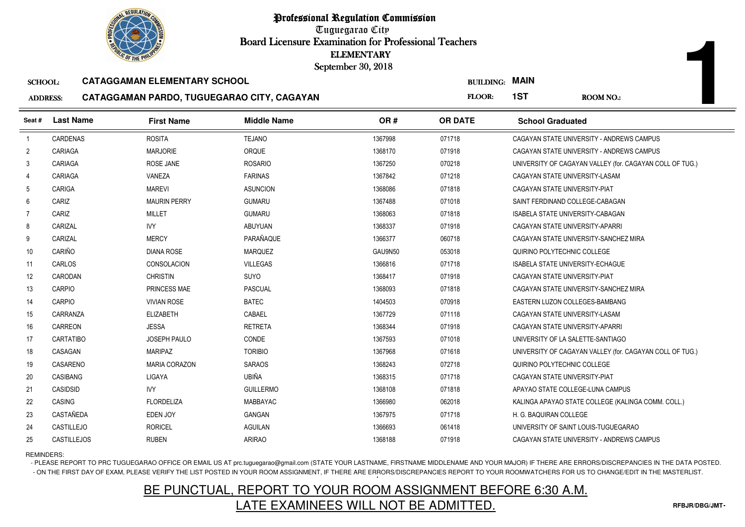# Professional Regulation Commission

Tuguegarao City

Board Licensure Examination for Professional Teachers

ELEMENTARY

September 30, 2018

**SCHOOL:** CATAGGAMAN ELEMENTARY SCHOOL

**BUILDING:** MAIN

**ADDRESS:** CATAGGAMAN PARDO, TUGUEGARAO CITY, CAGAYAN

**FLOOR:** 1ST

**ROOM NO.:** 1

| Seat # | Last Name | First Name | Middle Name | OR # | OR DATE | School Graduated |
|---|---|---|---|---|---|---|
| 1 | CARDENAS | ROSITA | TEJANO | 1367998 | 071718 | CAGAYAN STATE UNIVERSITY - ANDREWS CAMPUS |
| 2 | CARIAGA | MARJORIE | ORQUE | 1368170 | 071918 | CAGAYAN STATE UNIVERSITY - ANDREWS CAMPUS |
| 3 | CARIAGA | ROSE JANE | ROSARIO | 1367250 | 070218 | UNIVERSITY OF CAGAYAN VALLEY (for. CAGAYAN COLL OF TUG.) |
| 4 | CARIAGA | VANEZA | FARINAS | 1367842 | 071218 | CAGAYAN STATE UNIVERSITY-LASAM |
| 5 | CARIGA | MAREVI | ASUNCION | 1368086 | 071818 | CAGAYAN STATE UNIVERSITY-PIAT |
| 6 | CARIZ | MAURIN PERRY | GUMARU | 1367488 | 071018 | SAINT FERDINAND COLLEGE-CABAGAN |
| 7 | CARIZ | MILLET | GUMARU | 1368063 | 071818 | ISABELA STATE UNIVERSITY-CABAGAN |
| 8 | CARIZAL | IVY | ABUYUAN | 1368337 | 071918 | CAGAYAN STATE UNIVERSITY-APARRI |
| 9 | CARIZAL | MERCY | PARAÑAQUE | 1366377 | 060718 | CAGAYAN STATE UNIVERSITY-SANCHEZ MIRA |
| 10 | CARIÑO | DIANA ROSE | MARQUEZ | GAU9N50 | 053018 | QUIRINO POLYTECHNIC COLLEGE |
| 11 | CARLOS | CONSOLACION | VILLEGAS | 1366816 | 071718 | ISABELA STATE UNIVERSITY-ECHAGUE |
| 12 | CARODAN | CHRISTIN | SUYO | 1368417 | 071918 | CAGAYAN STATE UNIVERSITY-PIAT |
| 13 | CARPIO | PRINCESS MAE | PASCUAL | 1368093 | 071818 | CAGAYAN STATE UNIVERSITY-SANCHEZ MIRA |
| 14 | CARPIO | VIVIAN ROSE | BATEC | 1404503 | 070918 | EASTERN LUZON COLLEGES-BAMBANG |
| 15 | CARRANZA | ELIZABETH | CABAEL | 1367729 | 071118 | CAGAYAN STATE UNIVERSITY-LASAM |
| 16 | CARREON | JESSA | RETRETA | 1368344 | 071918 | CAGAYAN STATE UNIVERSITY-APARRI |
| 17 | CARTATIBO | JOSEPH PAULO | CONDE | 1367593 | 071018 | UNIVERSITY OF LA SALETTE-SANTIAGO |
| 18 | CASAGAN | MARIPAZ | TORIBIO | 1367968 | 071618 | UNIVERSITY OF CAGAYAN VALLEY (for. CAGAYAN COLL OF TUG.) |
| 19 | CASARENO | MARIA CORAZON | SARAOS | 1368243 | 072718 | QUIRINO POLYTECHNIC COLLEGE |
| 20 | CASIBANG | LIGAYA | UBIÑA | 1368315 | 071718 | CAGAYAN STATE UNIVERSITY-PIAT |
| 21 | CASIDSID | IVY | GUILLERMO | 1368108 | 071818 | APAYAO STATE COLLEGE-LUNA CAMPUS |
| 22 | CASING | FLORDELIZA | MABBAYAC | 1366980 | 062018 | KALINGA APAYAO STATE COLLEGE (KALINGA COMM. COLL.) |
| 23 | CASTAÑEDA | EDEN JOY | GANGAN | 1367975 | 071718 | H. G. BAQUIRAN COLLEGE |
| 24 | CASTILLEJO | RORICEL | AGUILAN | 1366693 | 061418 | UNIVERSITY OF SAINT LOUIS-TUGUEGARAO |
| 25 | CASTILLEJOS | RUBEN | ARIRAO | 1368188 | 071918 | CAGAYAN STATE UNIVERSITY - ANDREWS CAMPUS |

REMINDERS:

- PLEASE REPORT TO PRC TUGUEGARAO OFFICE OR EMAIL US AT prc.tuguegarao@gmail.com (STATE YOUR LASTNAME, FIRSTNAME MIDDLENAME AND YOUR MAJOR) IF THERE ARE ERRORS/DISCREPANCIES IN THE DATA POSTED.
- ON THE FIRST DAY OF EXAM, PLEASE VERIFY THE LIST POSTED IN YOUR ROOM ASSIGNMENT, IF THERE ARE ERRORS/DISCREPANCIES REPORT TO YOUR ROOMWATCHERS FOR US TO CHANGE/EDIT IN THE MASTERLIST.

**BE PUNCTUAL, REPORT TO YOUR ROOM ASSIGNMENT BEFORE 6:30 A.M.**

**LATE EXAMINEES WILL NOT BE ADMITTED.**

RFBJR/DBG/JMT-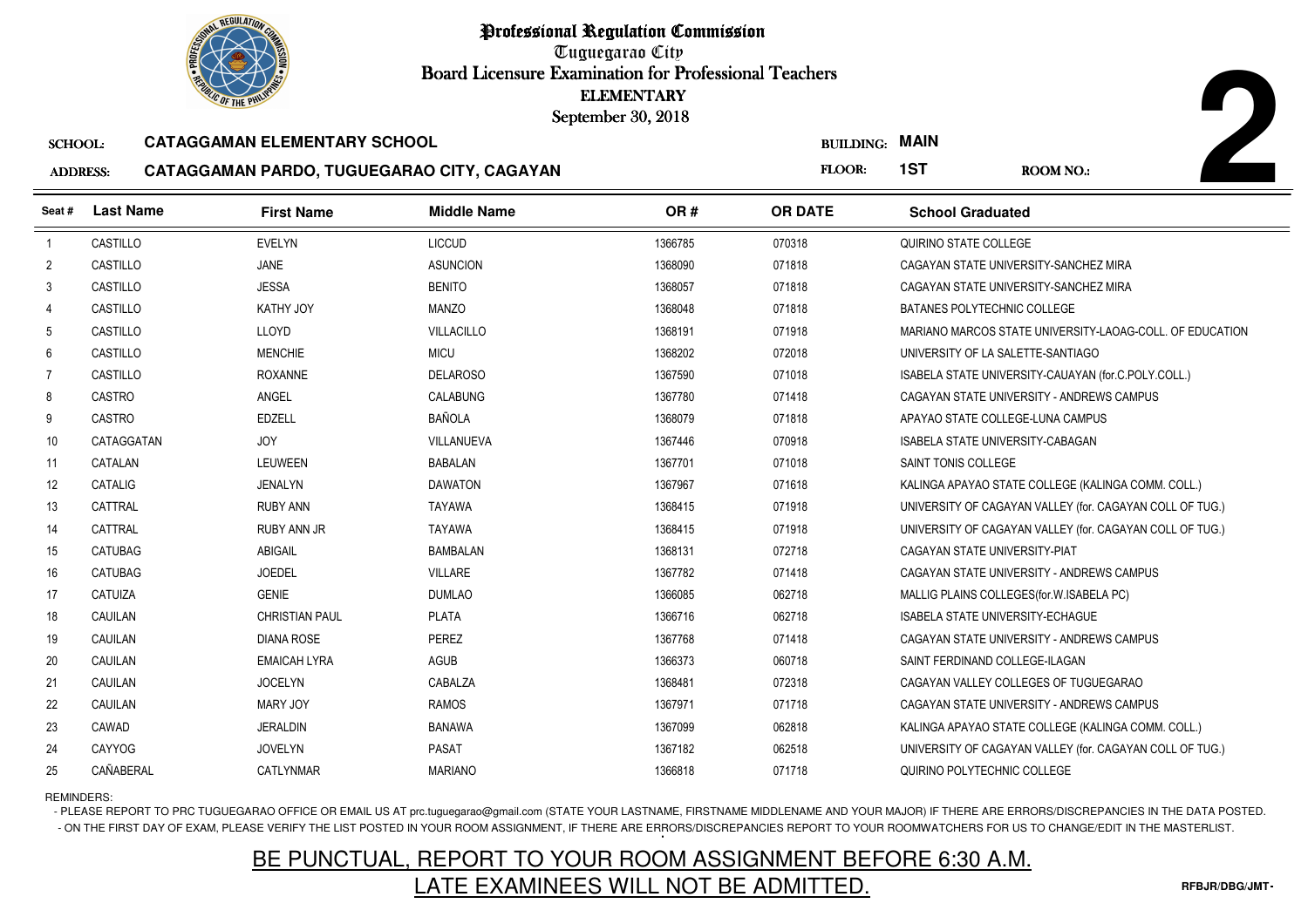# Professional Regulation Commission

Tuguegarao City

Board Licensure Examination for Professional Teachers

ELEMENTARY

September 30, 2018

**2**

**SCHOOL:** CATAGGAMAN ELEMENTARY SCHOOL

**BUILDING:** MAIN

**ADDRESS:** CATAGGAMAN PARDO, TUGUEGARAO CITY, CAGAYAN

**FLOOR:** 1ST

**ROOM NO.:**

| Seat # | Last Name | First Name | Middle Name | OR # | OR DATE | School Graduated |
|---|---|---|---|---|---|---|
| 1 | CASTILLO | EVELYN | LICCUD | 1366785 | 070318 | QUIRINO STATE COLLEGE |
| 2 | CASTILLO | JANE | ASUNCION | 1368090 | 071818 | CAGAYAN STATE UNIVERSITY-SANCHEZ MIRA |
| 3 | CASTILLO | JESSA | BENITO | 1368057 | 071818 | CAGAYAN STATE UNIVERSITY-SANCHEZ MIRA |
| 4 | CASTILLO | KATHY JOY | MANZO | 1368048 | 071818 | BATANES POLYTECHNIC COLLEGE |
| 5 | CASTILLO | LLOYD | VILLACILLO | 1368191 | 071918 | MARIANO MARCOS STATE UNIVERSITY-LAOAG-COLL. OF EDUCATION |
| 6 | CASTILLO | MENCHIE | MICU | 1368202 | 072018 | UNIVERSITY OF LA SALETTE-SANTIAGO |
| 7 | CASTILLO | ROXANNE | DELAROSO | 1367590 | 071018 | ISABELA STATE UNIVERSITY-CAUAYAN (for.C.POLY.COLL.) |
| 8 | CASTRO | ANGEL | CALABUNG | 1367780 | 071418 | CAGAYAN STATE UNIVERSITY - ANDREWS CAMPUS |
| 9 | CASTRO | EDZELL | BAÑOLA | 1368079 | 071818 | APAYAO STATE COLLEGE-LUNA CAMPUS |
| 10 | CATAGGATAN | JOY | VILLANUEVA | 1367446 | 070918 | ISABELA STATE UNIVERSITY-CABAGAN |
| 11 | CATALAN | LEUWEEN | BABALAN | 1367701 | 071018 | SAINT TONIS COLLEGE |
| 12 | CATALIG | JENALYN | DAWATON | 1367967 | 071618 | KALINGA APAYAO STATE COLLEGE (KALINGA COMM. COLL.) |
| 13 | CATTRAL | RUBY ANN | TAYAWA | 1368415 | 071918 | UNIVERSITY OF CAGAYAN VALLEY (for. CAGAYAN COLL OF TUG.) |
| 14 | CATTRAL | RUBY ANN JR | TAYAWA | 1368415 | 071918 | UNIVERSITY OF CAGAYAN VALLEY (for. CAGAYAN COLL OF TUG.) |
| 15 | CATUBAG | ABIGAIL | BAMBALAN | 1368131 | 072718 | CAGAYAN STATE UNIVERSITY-PIAT |
| 16 | CATUBAG | JOEDEL | VILLARE | 1367782 | 071418 | CAGAYAN STATE UNIVERSITY - ANDREWS CAMPUS |
| 17 | CATUIZA | GENIE | DUMLAO | 1366085 | 062718 | MALLIG PLAINS COLLEGES(for.W.ISABELA PC) |
| 18 | CAUILAN | CHRISTIAN PAUL | PLATA | 1366716 | 062718 | ISABELA STATE UNIVERSITY-ECHAGUE |
| 19 | CAUILAN | DIANA ROSE | PEREZ | 1367768 | 071418 | CAGAYAN STATE UNIVERSITY - ANDREWS CAMPUS |
| 20 | CAUILAN | EMAICAH LYRA | AGUB | 1366373 | 060718 | SAINT FERDINAND COLLEGE-ILAGAN |
| 21 | CAUILAN | JOCELYN | CABALZA | 1368481 | 072318 | CAGAYAN VALLEY COLLEGES OF TUGUEGARAO |
| 22 | CAUILAN | MARY JOY | RAMOS | 1367971 | 071718 | CAGAYAN STATE UNIVERSITY - ANDREWS CAMPUS |
| 23 | CAWAD | JERALDIN | BANAWA | 1367099 | 062818 | KALINGA APAYAO STATE COLLEGE (KALINGA COMM. COLL.) |
| 24 | CAYYOG | JOVELYN | PASAT | 1367182 | 062518 | UNIVERSITY OF CAGAYAN VALLEY (for. CAGAYAN COLL OF TUG.) |
| 25 | CAÑABERAL | CATLYNMAR | MARIANO | 1366818 | 071718 | QUIRINO POLYTECHNIC COLLEGE |

REMINDERS:

- PLEASE REPORT TO PRC TUGUEGARAO OFFICE OR EMAIL US AT prc.tuguegarao@gmail.com (STATE YOUR LASTNAME, FIRSTNAME MIDDLENAME AND YOUR MAJOR) IF THERE ARE ERRORS/DISCREPANCIES IN THE DATA POSTED.
- ON THE FIRST DAY OF EXAM, PLEASE VERIFY THE LIST POSTED IN YOUR ROOM ASSIGNMENT, IF THERE ARE ERRORS/DISCREPANCIES REPORT TO YOUR ROOMWATCHERS FOR US TO CHANGE/EDIT IN THE MASTERLIST.

## BE PUNCTUAL, REPORT TO YOUR ROOM ASSIGNMENT BEFORE 6:30 A.M.
## LATE EXAMINEES WILL NOT BE ADMITTED.

RFBJR/DBG/JMT-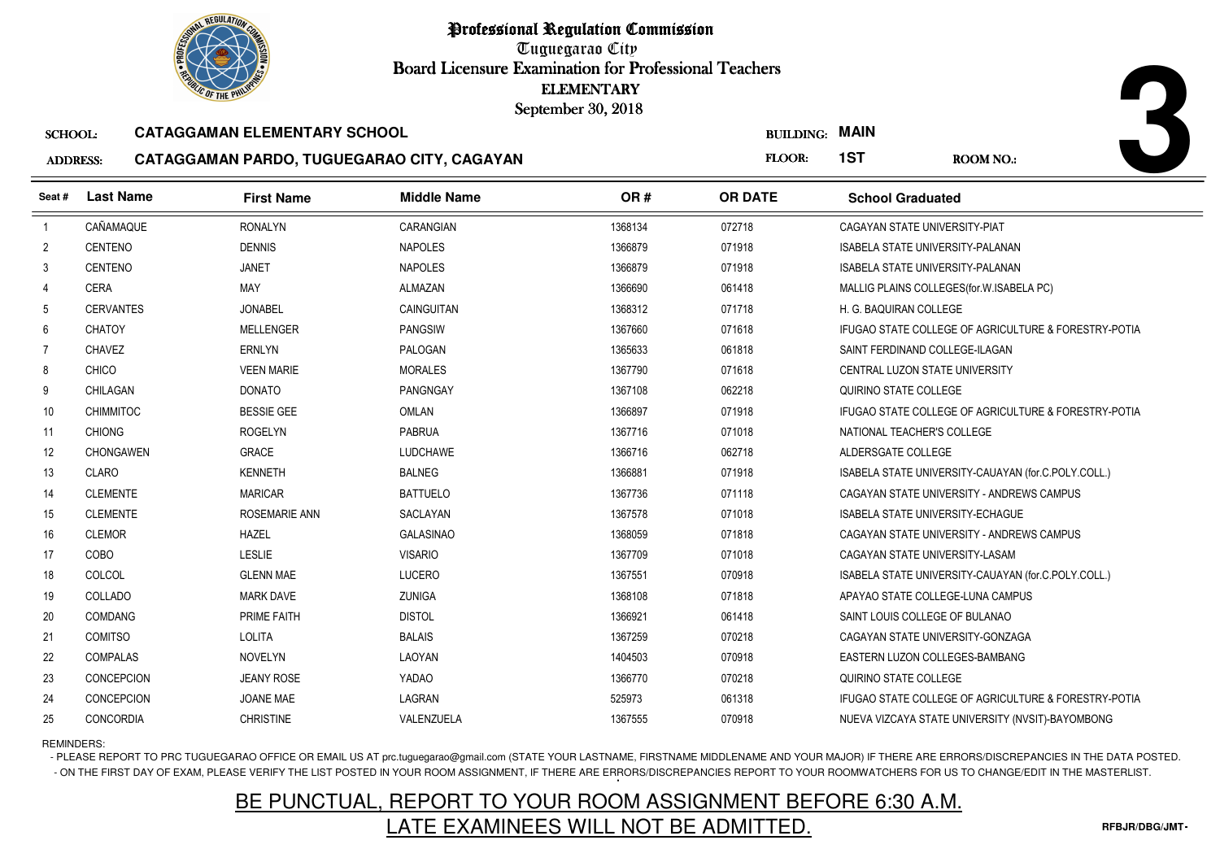# Professional Regulation Commission

Tuguegarao City

Board Licensure Examination for Professional Teachers

ELEMENTARY

September 30, 2018

**3**

**SCHOOL:** CATAGGAMAN ELEMENTARY SCHOOL

**BUILDING:** MAIN

**ADDRESS:** CATAGGAMAN PARDO, TUGUEGARAO CITY, CAGAYAN

**FLOOR:** 1ST

**ROOM NO.:**

| Seat # | Last Name | First Name | Middle Name | OR # | OR DATE | School Graduated |
|---|---|---|---|---|---|---|
| 1 | CAÑAMAQUE | RONALYN | CARANGIAN | 1368134 | 072718 | CAGAYAN STATE UNIVERSITY-PIAT |
| 2 | CENTENO | DENNIS | NAPOLES | 1366879 | 071918 | ISABELA STATE UNIVERSITY-PALANAN |
| 3 | CENTENO | JANET | NAPOLES | 1366879 | 071918 | ISABELA STATE UNIVERSITY-PALANAN |
| 4 | CERA | MAY | ALMAZAN | 1366690 | 061418 | MALLIG PLAINS COLLEGES(for.W.ISABELA PC) |
| 5 | CERVANTES | JONABEL | CAINGUITAN | 1368312 | 071718 | H. G. BAQUIRAN COLLEGE |
| 6 | CHATOY | MELLENGER | PANGSIW | 1367660 | 071618 | IFUGAO STATE COLLEGE OF AGRICULTURE & FORESTRY-POTIA |
| 7 | CHAVEZ | ERNLYN | PALOGAN | 1365633 | 061818 | SAINT FERDINAND COLLEGE-ILAGAN |
| 8 | CHICO | VEEN MARIE | MORALES | 1367790 | 071618 | CENTRAL LUZON STATE UNIVERSITY |
| 9 | CHILAGAN | DONATO | PANGNGAY | 1367108 | 062218 | QUIRINO STATE COLLEGE |
| 10 | CHIMMITOC | BESSIE GEE | OMLAN | 1366897 | 071918 | IFUGAO STATE COLLEGE OF AGRICULTURE & FORESTRY-POTIA |
| 11 | CHIONG | ROGELYN | PABRUA | 1367716 | 071018 | NATIONAL TEACHER'S COLLEGE |
| 12 | CHONGAWEN | GRACE | LUDCHAWE | 1366716 | 062718 | ALDERSGATE COLLEGE |
| 13 | CLARO | KENNETH | BALNEG | 1366881 | 071918 | ISABELA STATE UNIVERSITY-CAUAYAN (for.C.POLY.COLL.) |
| 14 | CLEMENTE | MARICAR | BATTUELO | 1367736 | 071118 | CAGAYAN STATE UNIVERSITY - ANDREWS CAMPUS |
| 15 | CLEMENTE | ROSEMARIE ANN | SACLAYAN | 1367578 | 071018 | ISABELA STATE UNIVERSITY-ECHAGUE |
| 16 | CLEMOR | HAZEL | GALASINAO | 1368059 | 071818 | CAGAYAN STATE UNIVERSITY - ANDREWS CAMPUS |
| 17 | COBO | LESLIE | VISARIO | 1367709 | 071018 | CAGAYAN STATE UNIVERSITY-LASAM |
| 18 | COLCOL | GLENN MAE | LUCERO | 1367551 | 070918 | ISABELA STATE UNIVERSITY-CAUAYAN (for.C.POLY.COLL.) |
| 19 | COLLADO | MARK DAVE | ZUNIGA | 1368108 | 071818 | APAYAO STATE COLLEGE-LUNA CAMPUS |
| 20 | COMDANG | PRIME FAITH | DISTOL | 1366921 | 061418 | SAINT LOUIS COLLEGE OF BULANAO |
| 21 | COMITSO | LOLITA | BALAIS | 1367259 | 070218 | CAGAYAN STATE UNIVERSITY-GONZAGA |
| 22 | COMPALAS | NOVELYN | LAOYAN | 1404503 | 070918 | EASTERN LUZON COLLEGES-BAMBANG |
| 23 | CONCEPCION | JEANY ROSE | YADAO | 1366770 | 070218 | QUIRINO STATE COLLEGE |
| 24 | CONCEPCION | JOANE MAE | LAGRAN | 525973 | 061318 | IFUGAO STATE COLLEGE OF AGRICULTURE & FORESTRY-POTIA |
| 25 | CONCORDIA | CHRISTINE | VALENZUELA | 1367555 | 070918 | NUEVA VIZCAYA STATE UNIVERSITY (NVSIT)-BAYOMBONG |

REMINDERS:

- PLEASE REPORT TO PRC TUGUEGARAO OFFICE OR EMAIL US AT prc.tuguegarao@gmail.com (STATE YOUR LASTNAME, FIRSTNAME MIDDLENAME AND YOUR MAJOR) IF THERE ARE ERRORS/DISCREPANCIES IN THE DATA POSTED.
- ON THE FIRST DAY OF EXAM, PLEASE VERIFY THE LIST POSTED IN YOUR ROOM ASSIGNMENT, IF THERE ARE ERRORS/DISCREPANCIES REPORT TO YOUR ROOMWATCHERS FOR US TO CHANGE/EDIT IN THE MASTERLIST.

**BE PUNCTUAL, REPORT TO YOUR ROOM ASSIGNMENT BEFORE 6:30 A.M.**

**LATE EXAMINEES WILL NOT BE ADMITTED.**

RFBJR/DBG/JMT-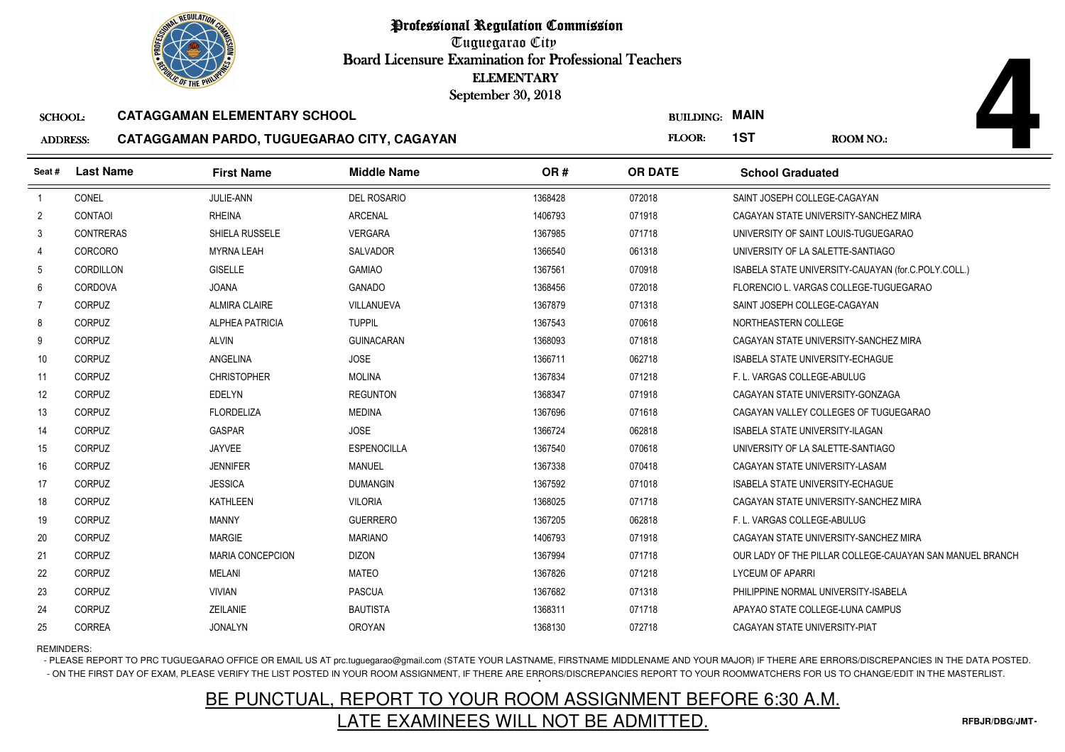# Professional Regulation Commission

Tuguegarao City

Board Licensure Examination for Professional Teachers

ELEMENTARY

September 30, 2018

**4**

SCHOOL: **CATAGGAMAN ELEMENTARY SCHOOL**

ADDRESS: **CATAGGAMAN PARDO, TUGUEGARAO CITY, CAGAYAN**

BUILDING: **MAIN**

FLOOR: **1ST**

ROOM NO.:

| Seat # | Last Name | First Name | Middle Name | OR # | OR DATE | School Graduated |
|---|---|---|---|---|---|---|
| 1 | CONEL | JULIE-ANN | DEL ROSARIO | 1368428 | 072018 | SAINT JOSEPH COLLEGE-CAGAYAN |
| 2 | CONTAOI | RHEINA | ARCENAL | 1406793 | 071918 | CAGAYAN STATE UNIVERSITY-SANCHEZ MIRA |
| 3 | CONTRERAS | SHIELA RUSSELE | VERGARA | 1367985 | 071718 | UNIVERSITY OF SAINT LOUIS-TUGUEGARAO |
| 4 | CORCORO | MYRNA LEAH | SALVADOR | 1366540 | 061318 | UNIVERSITY OF LA SALETTE-SANTIAGO |
| 5 | CORDILLON | GISELLE | GAMIAO | 1367561 | 070918 | ISABELA STATE UNIVERSITY-CAUAYAN (for.C.POLY.COLL.) |
| 6 | CORDOVA | JOANA | GANADO | 1368456 | 072018 | FLORENCIO L. VARGAS COLLEGE-TUGUEGARAO |
| 7 | CORPUZ | ALMIRA CLAIRE | VILLANUEVA | 1367879 | 071318 | SAINT JOSEPH COLLEGE-CAGAYAN |
| 8 | CORPUZ | ALPHEA PATRICIA | TUPPIL | 1367543 | 070618 | NORTHEASTERN COLLEGE |
| 9 | CORPUZ | ALVIN | GUINACARAN | 1368093 | 071818 | CAGAYAN STATE UNIVERSITY-SANCHEZ MIRA |
| 10 | CORPUZ | ANGELINA | JOSE | 1366711 | 062718 | ISABELA STATE UNIVERSITY-ECHAGUE |
| 11 | CORPUZ | CHRISTOPHER | MOLINA | 1367834 | 071218 | F. L. VARGAS COLLEGE-ABULUG |
| 12 | CORPUZ | EDELYN | REGUNTON | 1368347 | 071918 | CAGAYAN STATE UNIVERSITY-GONZAGA |
| 13 | CORPUZ | FLORDELIZA | MEDINA | 1367696 | 071618 | CAGAYAN VALLEY COLLEGES OF TUGUEGARAO |
| 14 | CORPUZ | GASPAR | JOSE | 1366724 | 062818 | ISABELA STATE UNIVERSITY-ILAGAN |
| 15 | CORPUZ | JAYVEE | ESPENOCILLA | 1367540 | 070618 | UNIVERSITY OF LA SALETTE-SANTIAGO |
| 16 | CORPUZ | JENNIFER | MANUEL | 1367338 | 070418 | CAGAYAN STATE UNIVERSITY-LASAM |
| 17 | CORPUZ | JESSICA | DUMANGIN | 1367592 | 071018 | ISABELA STATE UNIVERSITY-ECHAGUE |
| 18 | CORPUZ | KATHLEEN | VILORIA | 1368025 | 071718 | CAGAYAN STATE UNIVERSITY-SANCHEZ MIRA |
| 19 | CORPUZ | MANNY | GUERRERO | 1367205 | 062818 | F. L. VARGAS COLLEGE-ABULUG |
| 20 | CORPUZ | MARGIE | MARIANO | 1406793 | 071918 | CAGAYAN STATE UNIVERSITY-SANCHEZ MIRA |
| 21 | CORPUZ | MARIA CONCEPCION | DIZON | 1367994 | 071718 | OUR LADY OF THE PILLAR COLLEGE-CAUAYAN SAN MANUEL BRANCH |
| 22 | CORPUZ | MELANI | MATEO | 1367826 | 071218 | LYCEUM OF APARRI |
| 23 | CORPUZ | VIVIAN | PASCUA | 1367682 | 071318 | PHILIPPINE NORMAL UNIVERSITY-ISABELA |
| 24 | CORPUZ | ZEILANIE | BAUTISTA | 1368311 | 071718 | APAYAO STATE COLLEGE-LUNA CAMPUS |
| 25 | CORREA | JONALYN | OROYAN | 1368130 | 072718 | CAGAYAN STATE UNIVERSITY-PIAT |

REMINDERS:

- PLEASE REPORT TO PRC TUGUEGARAO OFFICE OR EMAIL US AT prc.tuguegarao@gmail.com (STATE YOUR LASTNAME, FIRSTNAME MIDDLENAME AND YOUR MAJOR) IF THERE ARE ERRORS/DISCREPANCIES IN THE DATA POSTED.
- ON THE FIRST DAY OF EXAM, PLEASE VERIFY THE LIST POSTED IN YOUR ROOM ASSIGNMENT, IF THERE ARE ERRORS/DISCREPANCIES REPORT TO YOUR ROOMWATCHERS FOR US TO CHANGE/EDIT IN THE MASTERLIST.

BE PUNCTUAL, REPORT TO YOUR ROOM ASSIGNMENT BEFORE 6:30 A.M.

LATE EXAMINEES WILL NOT BE ADMITTED.

RFBJR/DBG/JMT-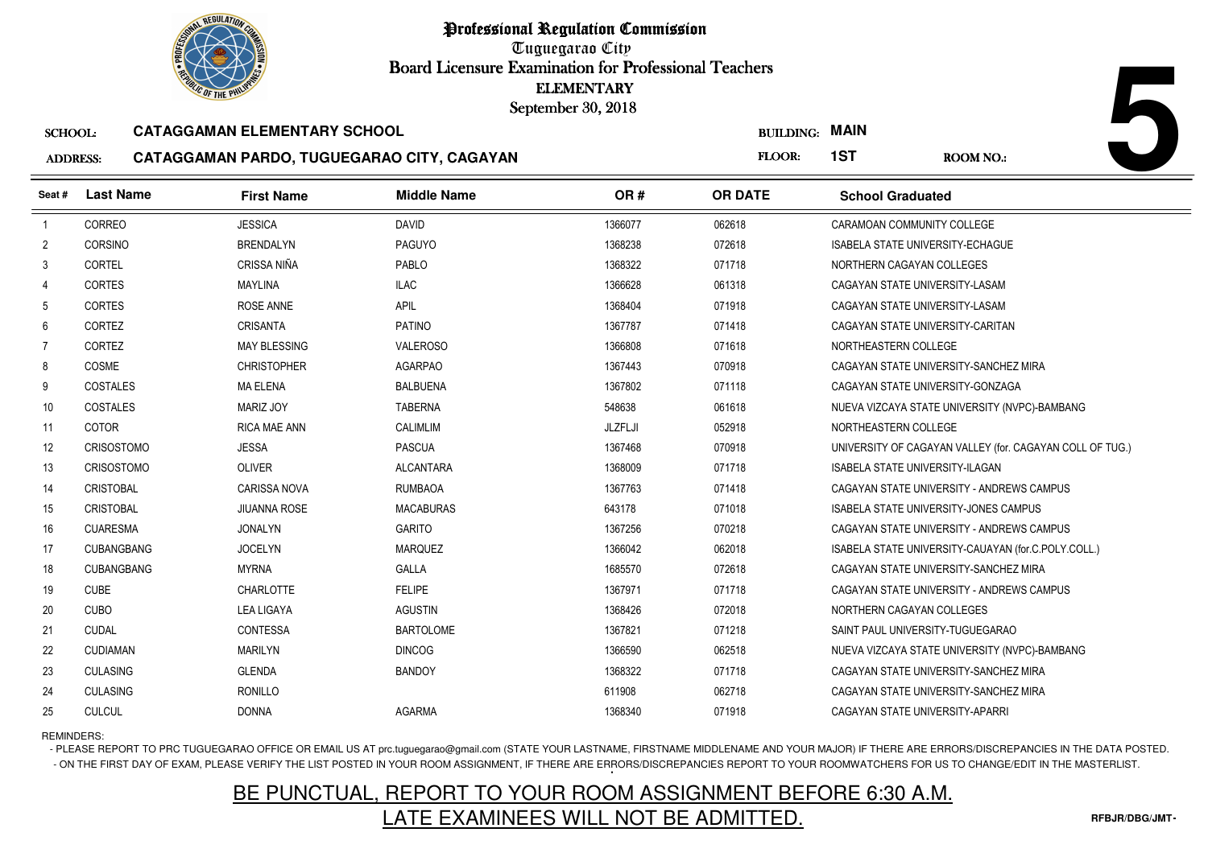# Professional Regulation Commission

Tuguegarao City

Board Licensure Examination for Professional Teachers

ELEMENTARY

September 30, 2018

**SCHOOL:** CATAGGAMAN ELEMENTARY SCHOOL

**ADDRESS:** CATAGGAMAN PARDO, TUGUEGARAO CITY, CAGAYAN

**BUILDING:** MAIN

**FLOOR:** 1ST

**ROOM NO.:** 5

| Seat # | Last Name | First Name | Middle Name | OR # | OR DATE | School Graduated |
|---|---|---|---|---|---|---|
| 1 | CORREO | JESSICA | DAVID | 1366077 | 062618 | CARAMOAN COMMUNITY COLLEGE |
| 2 | CORSINO | BRENDALYN | PAGUYO | 1368238 | 072618 | ISABELA STATE UNIVERSITY-ECHAGUE |
| 3 | CORTEL | CRISSA NIÑA | PABLO | 1368322 | 071718 | NORTHERN CAGAYAN COLLEGES |
| 4 | CORTES | MAYLINA | ILAC | 1366628 | 061318 | CAGAYAN STATE UNIVERSITY-LASAM |
| 5 | CORTES | ROSE ANNE | APIL | 1368404 | 071918 | CAGAYAN STATE UNIVERSITY-LASAM |
| 6 | CORTEZ | CRISANTA | PATINO | 1367787 | 071418 | CAGAYAN STATE UNIVERSITY-CARITAN |
| 7 | CORTEZ | MAY BLESSING | VALEROSO | 1366808 | 071618 | NORTHEASTERN COLLEGE |
| 8 | COSME | CHRISTOPHER | AGARPAO | 1367443 | 070918 | CAGAYAN STATE UNIVERSITY-SANCHEZ MIRA |
| 9 | COSTALES | MA ELENA | BALBUENA | 1367802 | 071118 | CAGAYAN STATE UNIVERSITY-GONZAGA |
| 10 | COSTALES | MARIZ JOY | TABERNA | 548638 | 061618 | NUEVA VIZCAYA STATE UNIVERSITY (NVPC)-BAMBANG |
| 11 | COTOR | RICA MAE ANN | CALIMLIM | JLZFLJI | 052918 | NORTHEASTERN COLLEGE |
| 12 | CRISOSTOMO | JESSA | PASCUA | 1367468 | 070918 | UNIVERSITY OF CAGAYAN VALLEY (for. CAGAYAN COLL OF TUG.) |
| 13 | CRISOSTOMO | OLIVER | ALCANTARA | 1368009 | 071718 | ISABELA STATE UNIVERSITY-ILAGAN |
| 14 | CRISTOBAL | CARISSA NOVA | RUMBAOA | 1367763 | 071418 | CAGAYAN STATE UNIVERSITY - ANDREWS CAMPUS |
| 15 | CRISTOBAL | JIUANNA ROSE | MACABURAS | 643178 | 071018 | ISABELA STATE UNIVERSITY-JONES CAMPUS |
| 16 | CUARESMA | JONALYN | GARITO | 1367256 | 070218 | CAGAYAN STATE UNIVERSITY - ANDREWS CAMPUS |
| 17 | CUBANGBANG | JOCELYN | MARQUEZ | 1366042 | 062018 | ISABELA STATE UNIVERSITY-CAUAYAN (for.C.POLY.COLL.) |
| 18 | CUBANGBANG | MYRNA | GALLA | 1685570 | 072618 | CAGAYAN STATE UNIVERSITY-SANCHEZ MIRA |
| 19 | CUBE | CHARLOTTE | FELIPE | 1367971 | 071718 | CAGAYAN STATE UNIVERSITY - ANDREWS CAMPUS |
| 20 | CUBO | LEA LIGAYA | AGUSTIN | 1368426 | 072018 | NORTHERN CAGAYAN COLLEGES |
| 21 | CUDAL | CONTESSA | BARTOLOME | 1367821 | 071218 | SAINT PAUL UNIVERSITY-TUGUEGARAO |
| 22 | CUDIAMAN | MARILYN | DINCOG | 1366590 | 062518 | NUEVA VIZCAYA STATE UNIVERSITY (NVPC)-BAMBANG |
| 23 | CULASING | GLENDA | BANDOY | 1368322 | 071718 | CAGAYAN STATE UNIVERSITY-SANCHEZ MIRA |
| 24 | CULASING | RONILLO | | 611908 | 062718 | CAGAYAN STATE UNIVERSITY-SANCHEZ MIRA |
| 25 | CULCUL | DONNA | AGARMA | 1368340 | 071918 | CAGAYAN STATE UNIVERSITY-APARRI |

REMINDERS:

- PLEASE REPORT TO PRC TUGUEGARAO OFFICE OR EMAIL US AT prc.tuguegarao@gmail.com (STATE YOUR LASTNAME, FIRSTNAME MIDDLENAME AND YOUR MAJOR) IF THERE ARE ERRORS/DISCREPANCIES IN THE DATA POSTED.
- ON THE FIRST DAY OF EXAM, PLEASE VERIFY THE LIST POSTED IN YOUR ROOM ASSIGNMENT, IF THERE ARE ERRORS/DISCREPANCIES REPORT TO YOUR ROOMWATCHERS FOR US TO CHANGE/EDIT IN THE MASTERLIST.

BE PUNCTUAL, REPORT TO YOUR ROOM ASSIGNMENT BEFORE 6:30 A.M.

LATE EXAMINEES WILL NOT BE ADMITTED.

RFBJR/DBG/JMT-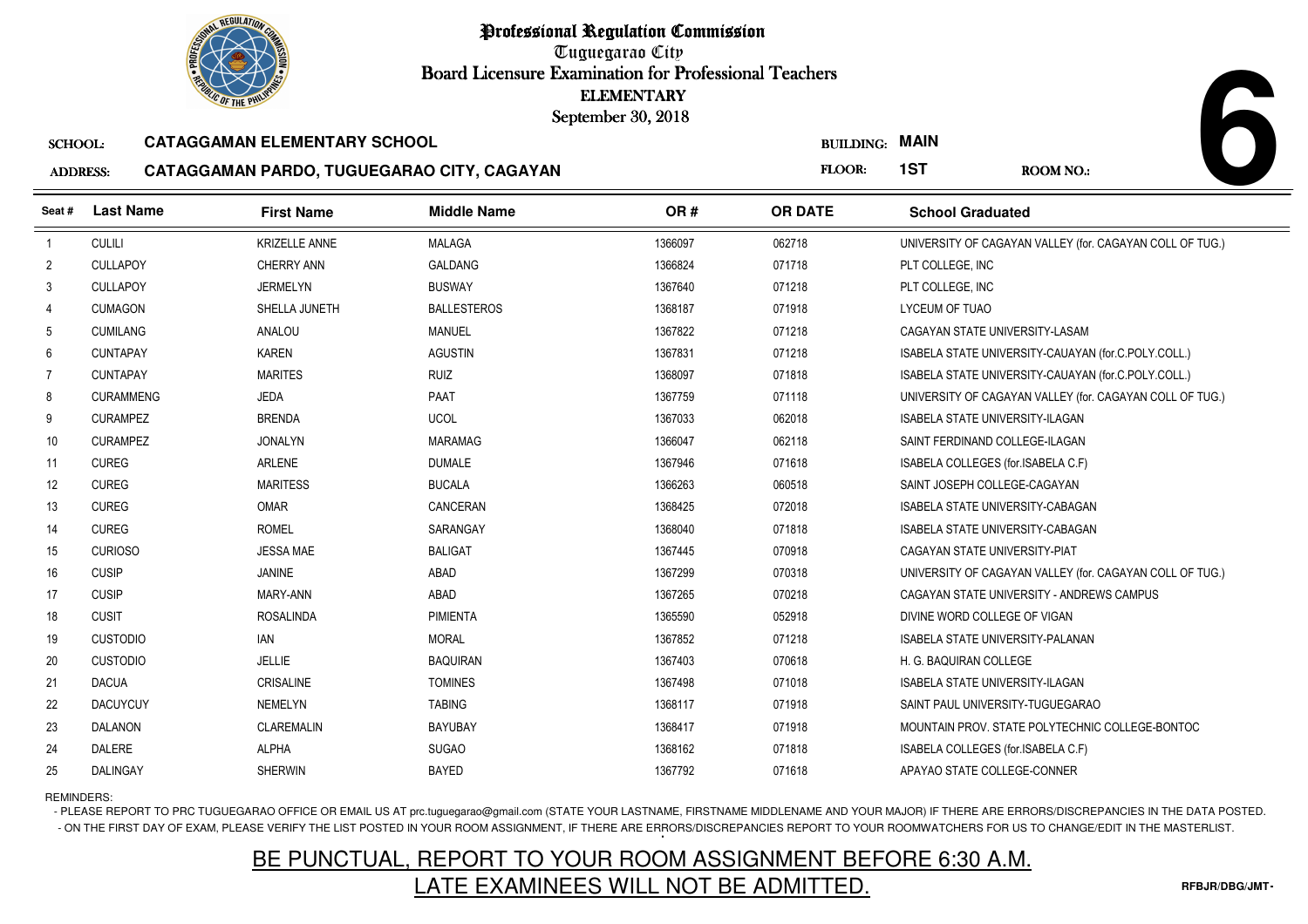# Professional Regulation Commission

Tuguegarao City

Board Licensure Examination for Professional Teachers

ELEMENTARY

September 30, 2018

**6**

**SCHOOL:** CATAGGAMAN ELEMENTARY SCHOOL

**ADDRESS:** CATAGGAMAN PARDO, TUGUEGARAO CITY, CAGAYAN

**BUILDING:** MAIN

**FLOOR:** 1ST

**ROOM NO.:**

| Seat # | Last Name | First Name | Middle Name | OR # | OR DATE | School Graduated |
|---|---|---|---|---|---|---|
| 1 | CULILI | KRIZELLE ANNE | MALAGA | 1366097 | 062718 | UNIVERSITY OF CAGAYAN VALLEY (for. CAGAYAN COLL OF TUG.) |
| 2 | CULLAPOY | CHERRY ANN | GALDANG | 1366824 | 071718 | PLT COLLEGE, INC |
| 3 | CULLAPOY | JERMELYN | BUSWAY | 1367640 | 071218 | PLT COLLEGE, INC |
| 4 | CUMAGON | SHELLA JUNETH | BALLESTEROS | 1368187 | 071918 | LYCEUM OF TUAO |
| 5 | CUMILANG | ANALOU | MANUEL | 1367822 | 071218 | CAGAYAN STATE UNIVERSITY-LASAM |
| 6 | CUNTAPAY | KAREN | AGUSTIN | 1367831 | 071218 | ISABELA STATE UNIVERSITY-CAUAYAN (for.C.POLY.COLL.) |
| 7 | CUNTAPAY | MARITES | RUIZ | 1368097 | 071818 | ISABELA STATE UNIVERSITY-CAUAYAN (for.C.POLY.COLL.) |
| 8 | CURAMMENG | JEDA | PAAT | 1367759 | 071118 | UNIVERSITY OF CAGAYAN VALLEY (for. CAGAYAN COLL OF TUG.) |
| 9 | CURAMPEZ | BRENDA | UCOL | 1367033 | 062018 | ISABELA STATE UNIVERSITY-ILAGAN |
| 10 | CURAMPEZ | JONALYN | MARAMAG | 1366047 | 062118 | SAINT FERDINAND COLLEGE-ILAGAN |
| 11 | CUREG | ARLENE | DUMALE | 1367946 | 071618 | ISABELA COLLEGES (for.ISABELA C.F) |
| 12 | CUREG | MARITESS | BUCALA | 1366263 | 060518 | SAINT JOSEPH COLLEGE-CAGAYAN |
| 13 | CUREG | OMAR | CANCERAN | 1368425 | 072018 | ISABELA STATE UNIVERSITY-CABAGAN |
| 14 | CUREG | ROMEL | SARANGAY | 1368040 | 071818 | ISABELA STATE UNIVERSITY-CABAGAN |
| 15 | CURIOSO | JESSA MAE | BALIGAT | 1367445 | 070918 | CAGAYAN STATE UNIVERSITY-PIAT |
| 16 | CUSIP | JANINE | ABAD | 1367299 | 070318 | UNIVERSITY OF CAGAYAN VALLEY (for. CAGAYAN COLL OF TUG.) |
| 17 | CUSIP | MARY-ANN | ABAD | 1367265 | 070218 | CAGAYAN STATE UNIVERSITY - ANDREWS CAMPUS |
| 18 | CUSIT | ROSALINDA | PIMIENTA | 1365590 | 052918 | DIVINE WORD COLLEGE OF VIGAN |
| 19 | CUSTODIO | IAN | MORAL | 1367852 | 071218 | ISABELA STATE UNIVERSITY-PALANAN |
| 20 | CUSTODIO | JELLIE | BAQUIRAN | 1367403 | 070618 | H. G. BAQUIRAN COLLEGE |
| 21 | DACUA | CRISALINE | TOMINES | 1367498 | 071018 | ISABELA STATE UNIVERSITY-ILAGAN |
| 22 | DACUYCUY | NEMELYN | TABING | 1368117 | 071918 | SAINT PAUL UNIVERSITY-TUGUEGARAO |
| 23 | DALANON | CLAREMALIN | BAYUBAY | 1368417 | 071918 | MOUNTAIN PROV. STATE POLYTECHNIC COLLEGE-BONTOC |
| 24 | DALERE | ALPHA | SUGAO | 1368162 | 071818 | ISABELA COLLEGES (for.ISABELA C.F) |
| 25 | DALINGAY | SHERWIN | BAYED | 1367792 | 071618 | APAYAO STATE COLLEGE-CONNER |

REMINDERS:

- PLEASE REPORT TO PRC TUGUEGARAO OFFICE OR EMAIL US AT prc.tuguegarao@gmail.com (STATE YOUR LASTNAME, FIRSTNAME MIDDLENAME AND YOUR MAJOR) IF THERE ARE ERRORS/DISCREPANCIES IN THE DATA POSTED.
- ON THE FIRST DAY OF EXAM, PLEASE VERIFY THE LIST POSTED IN YOUR ROOM ASSIGNMENT, IF THERE ARE ERRORS/DISCREPANCIES REPORT TO YOUR ROOMWATCHERS FOR US TO CHANGE/EDIT IN THE MASTERLIST.

BE PUNCTUAL, REPORT TO YOUR ROOM ASSIGNMENT BEFORE 6:30 A.M.

LATE EXAMINEES WILL NOT BE ADMITTED.

RFBJR/DBG/JMT-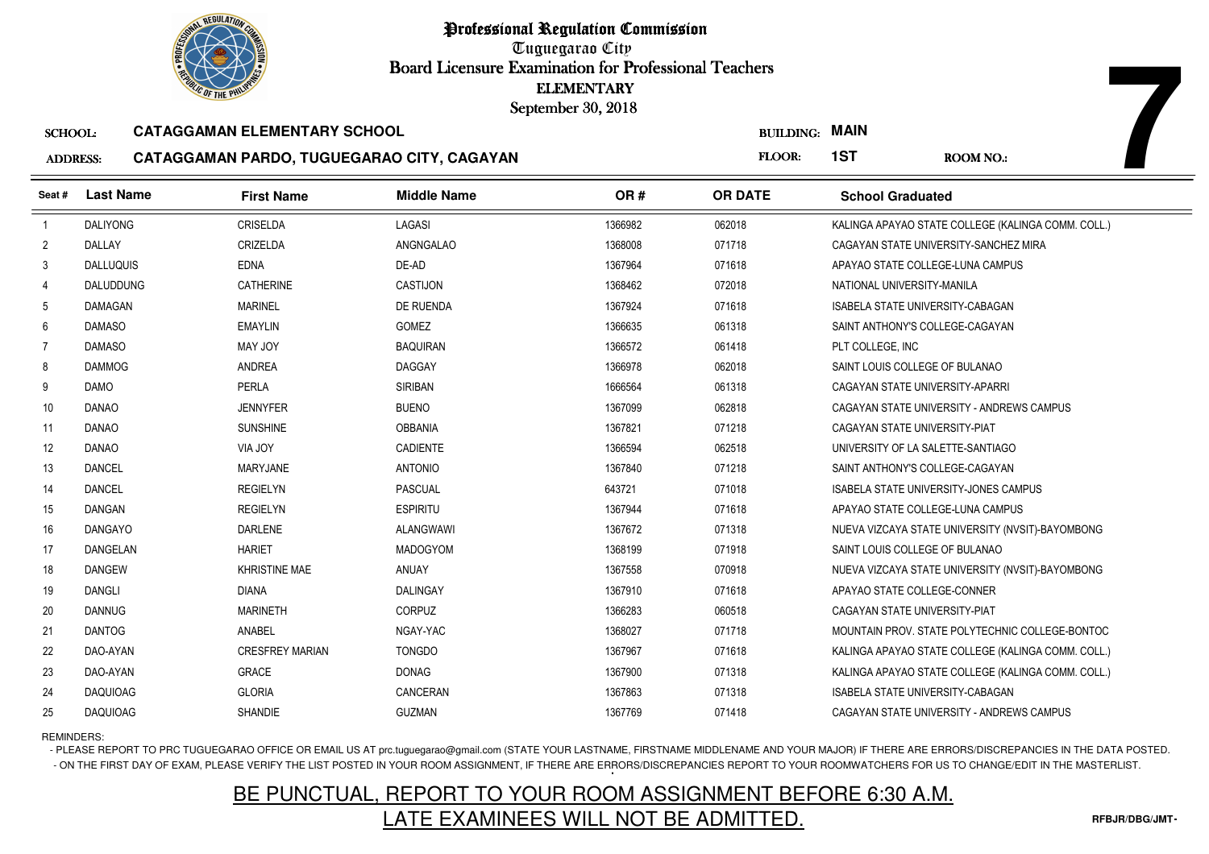# Professional Regulation Commission

Tuguegarao City

Board Licensure Examination for Professional Teachers

ELEMENTARY

September 30, 2018

**7**

**SCHOOL:** CATAGGAMAN ELEMENTARY SCHOOL

**BUILDING:** MAIN

**ADDRESS:** CATAGGAMAN PARDO, TUGUEGARAO CITY, CAGAYAN

**FLOOR:** 1ST

**ROOM NO.:**

| Seat # | Last Name | First Name | Middle Name | OR # | OR DATE | School Graduated |
|---|---|---|---|---|---|---|
| 1 | DALIYONG | CRISELDA | LAGASI | 1366982 | 062018 | KALINGA APAYAO STATE COLLEGE (KALINGA COMM. COLL.) |
| 2 | DALLAY | CRIZELDA | ANGNGALAO | 1368008 | 071718 | CAGAYAN STATE UNIVERSITY-SANCHEZ MIRA |
| 3 | DALLUQUIS | EDNA | DE-AD | 1367964 | 071618 | APAYAO STATE COLLEGE-LUNA CAMPUS |
| 4 | DALUDDUNG | CATHERINE | CASTIJON | 1368462 | 072018 | NATIONAL UNIVERSITY-MANILA |
| 5 | DAMAGAN | MARINEL | DE RUENDA | 1367924 | 071618 | ISABELA STATE UNIVERSITY-CABAGAN |
| 6 | DAMASO | EMAYLIN | GOMEZ | 1366635 | 061318 | SAINT ANTHONY'S COLLEGE-CAGAYAN |
| 7 | DAMASO | MAY JOY | BAQUIRAN | 1366572 | 061418 | PLT COLLEGE, INC |
| 8 | DAMMOG | ANDREA | DAGGAY | 1366978 | 062018 | SAINT LOUIS COLLEGE OF BULANAO |
| 9 | DAMO | PERLA | SIRIBAN | 1666564 | 061318 | CAGAYAN STATE UNIVERSITY-APARRI |
| 10 | DANAO | JENNYFER | BUENO | 1367099 | 062818 | CAGAYAN STATE UNIVERSITY - ANDREWS CAMPUS |
| 11 | DANAO | SUNSHINE | OBBANIA | 1367821 | 071218 | CAGAYAN STATE UNIVERSITY-PIAT |
| 12 | DANAO | VIA JOY | CADIENTE | 1366594 | 062518 | UNIVERSITY OF LA SALETTE-SANTIAGO |
| 13 | DANCEL | MARYJANE | ANTONIO | 1367840 | 071218 | SAINT ANTHONY'S COLLEGE-CAGAYAN |
| 14 | DANCEL | REGIELYN | PASCUAL | 643721 | 071018 | ISABELA STATE UNIVERSITY-JONES CAMPUS |
| 15 | DANGAN | REGIELYN | ESPIRITU | 1367944 | 071618 | APAYAO STATE COLLEGE-LUNA CAMPUS |
| 16 | DANGAYO | DARLENE | ALANGWAWI | 1367672 | 071318 | NUEVA VIZCAYA STATE UNIVERSITY (NVSIT)-BAYOMBONG |
| 17 | DANGELAN | HARIET | MADOGYOM | 1368199 | 071918 | SAINT LOUIS COLLEGE OF BULANAO |
| 18 | DANGEW | KHRISTINE MAE | ANUAY | 1367558 | 070918 | NUEVA VIZCAYA STATE UNIVERSITY (NVSIT)-BAYOMBONG |
| 19 | DANGLI | DIANA | DALINGAY | 1367910 | 071618 | APAYAO STATE COLLEGE-CONNER |
| 20 | DANNUG | MARINETH | CORPUZ | 1366283 | 060518 | CAGAYAN STATE UNIVERSITY-PIAT |
| 21 | DANTOG | ANABEL | NGAY-YAC | 1368027 | 071718 | MOUNTAIN PROV. STATE POLYTECHNIC COLLEGE-BONTOC |
| 22 | DAO-AYAN | CRESFREY MARIAN | TONGDO | 1367967 | 071618 | KALINGA APAYAO STATE COLLEGE (KALINGA COMM. COLL.) |
| 23 | DAO-AYAN | GRACE | DONAG | 1367900 | 071318 | KALINGA APAYAO STATE COLLEGE (KALINGA COMM. COLL.) |
| 24 | DAQUIOAG | GLORIA | CANCERAN | 1367863 | 071318 | ISABELA STATE UNIVERSITY-CABAGAN |
| 25 | DAQUIOAG | SHANDIE | GUZMAN | 1367769 | 071418 | CAGAYAN STATE UNIVERSITY - ANDREWS CAMPUS |

REMINDERS:

- PLEASE REPORT TO PRC TUGUEGARAO OFFICE OR EMAIL US AT prc.tuguegarao@gmail.com (STATE YOUR LASTNAME, FIRSTNAME MIDDLENAME AND YOUR MAJOR) IF THERE ARE ERRORS/DISCREPANCIES IN THE DATA POSTED.
- ON THE FIRST DAY OF EXAM, PLEASE VERIFY THE LIST POSTED IN YOUR ROOM ASSIGNMENT, IF THERE ARE ERRORS/DISCREPANCIES REPORT TO YOUR ROOMWATCHERS FOR US TO CHANGE/EDIT IN THE MASTERLIST.

BE PUNCTUAL, REPORT TO YOUR ROOM ASSIGNMENT BEFORE 6:30 A.M.

LATE EXAMINEES WILL NOT BE ADMITTED.

RFBJR/DBG/JMT-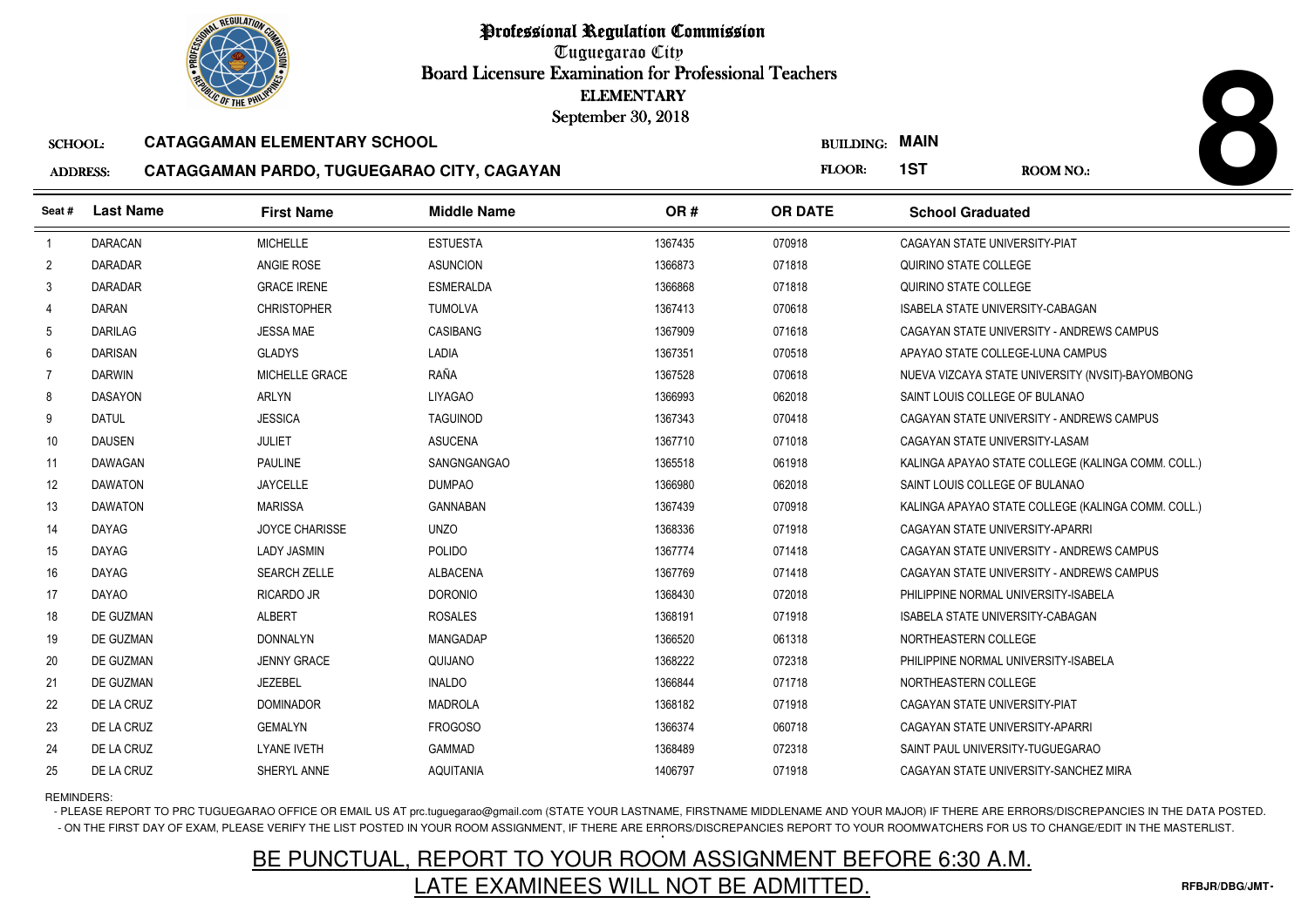# Professional Regulation Commission

Tuguegarao City

Board Licensure Examination for Professional Teachers

ELEMENTARY

September 30, 2018

**8**

**SCHOOL:** CATAGGAMAN ELEMENTARY SCHOOL

**BUILDING:** MAIN

**ADDRESS:** CATAGGAMAN PARDO, TUGUEGARAO CITY, CAGAYAN

**FLOOR:** 1ST

**ROOM NO.:**

| Seat # | Last Name | First Name | Middle Name | OR # | OR DATE | School Graduated |
|---|---|---|---|---|---|---|
| 1 | DARACAN | MICHELLE | ESTUESTA | 1367435 | 070918 | CAGAYAN STATE UNIVERSITY-PIAT |
| 2 | DARADAR | ANGIE ROSE | ASUNCION | 1366873 | 071818 | QUIRINO STATE COLLEGE |
| 3 | DARADAR | GRACE IRENE | ESMERALDA | 1366868 | 071818 | QUIRINO STATE COLLEGE |
| 4 | DARAN | CHRISTOPHER | TUMOLVA | 1367413 | 070618 | ISABELA STATE UNIVERSITY-CABAGAN |
| 5 | DARILAG | JESSA MAE | CASIBANG | 1367909 | 071618 | CAGAYAN STATE UNIVERSITY - ANDREWS CAMPUS |
| 6 | DARISAN | GLADYS | LADIA | 1367351 | 070518 | APAYAO STATE COLLEGE-LUNA CAMPUS |
| 7 | DARWIN | MICHELLE GRACE | RAÑA | 1367528 | 070618 | NUEVA VIZCAYA STATE UNIVERSITY (NVSIT)-BAYOMBONG |
| 8 | DASAYON | ARLYN | LIYAGAO | 1366993 | 062018 | SAINT LOUIS COLLEGE OF BULANAO |
| 9 | DATUL | JESSICA | TAGUINOD | 1367343 | 070418 | CAGAYAN STATE UNIVERSITY - ANDREWS CAMPUS |
| 10 | DAUSEN | JULIET | ASUCENA | 1367710 | 071018 | CAGAYAN STATE UNIVERSITY-LASAM |
| 11 | DAWAGAN | PAULINE | SANGNGANGAO | 1365518 | 061918 | KALINGA APAYAO STATE COLLEGE (KALINGA COMM. COLL.) |
| 12 | DAWATON | JAYCELLE | DUMPAO | 1366980 | 062018 | SAINT LOUIS COLLEGE OF BULANAO |
| 13 | DAWATON | MARISSA | GANNABAN | 1367439 | 070918 | KALINGA APAYAO STATE COLLEGE (KALINGA COMM. COLL.) |
| 14 | DAYAG | JOYCE CHARISSE | UNZO | 1368336 | 071918 | CAGAYAN STATE UNIVERSITY-APARRI |
| 15 | DAYAG | LADY JASMIN | POLIDO | 1367774 | 071418 | CAGAYAN STATE UNIVERSITY - ANDREWS CAMPUS |
| 16 | DAYAG | SEARCH ZELLE | ALBACENA | 1367769 | 071418 | CAGAYAN STATE UNIVERSITY - ANDREWS CAMPUS |
| 17 | DAYAO | RICARDO JR | DORONIO | 1368430 | 072018 | PHILIPPINE NORMAL UNIVERSITY-ISABELA |
| 18 | DE GUZMAN | ALBERT | ROSALES | 1368191 | 071918 | ISABELA STATE UNIVERSITY-CABAGAN |
| 19 | DE GUZMAN | DONNALYN | MANGADAP | 1366520 | 061318 | NORTHEASTERN COLLEGE |
| 20 | DE GUZMAN | JENNY GRACE | QUIJANO | 1368222 | 072318 | PHILIPPINE NORMAL UNIVERSITY-ISABELA |
| 21 | DE GUZMAN | JEZEBEL | INALDO | 1366844 | 071718 | NORTHEASTERN COLLEGE |
| 22 | DE LA CRUZ | DOMINADOR | MADROLA | 1368182 | 071918 | CAGAYAN STATE UNIVERSITY-PIAT |
| 23 | DE LA CRUZ | GEMALYN | FROGOSO | 1366374 | 060718 | CAGAYAN STATE UNIVERSITY-APARRI |
| 24 | DE LA CRUZ | LYANE IVETH | GAMMAD | 1368489 | 072318 | SAINT PAUL UNIVERSITY-TUGUEGARAO |
| 25 | DE LA CRUZ | SHERYL ANNE | AQUITANIA | 1406797 | 071918 | CAGAYAN STATE UNIVERSITY-SANCHEZ MIRA |

REMINDERS:

- PLEASE REPORT TO PRC TUGUEGARAO OFFICE OR EMAIL US AT prc.tuguegarao@gmail.com (STATE YOUR LASTNAME, FIRSTNAME MIDDLENAME AND YOUR MAJOR) IF THERE ARE ERRORS/DISCREPANCIES IN THE DATA POSTED.
- ON THE FIRST DAY OF EXAM, PLEASE VERIFY THE LIST POSTED IN YOUR ROOM ASSIGNMENT, IF THERE ARE ERRORS/DISCREPANCIES REPORT TO YOUR ROOMWATCHERS FOR US TO CHANGE/EDIT IN THE MASTERLIST.

BE PUNCTUAL, REPORT TO YOUR ROOM ASSIGNMENT BEFORE 6:30 A.M.

LATE EXAMINEES WILL NOT BE ADMITTED.

RFBJR/DBG/JMT-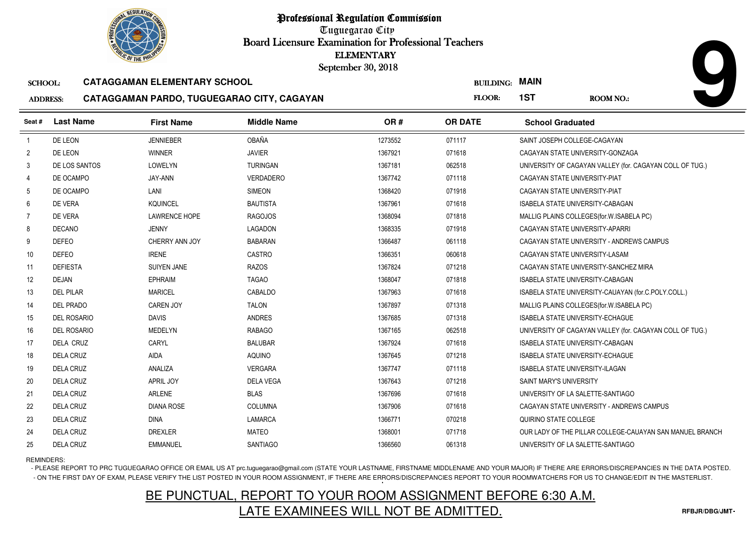# Professional Regulation Commission

Tuguegarao City

Board Licensure Examination for Professional Teachers

ELEMENTARY

September 30, 2018

**SCHOOL:** CATAGGAMAN ELEMENTARY SCHOOL

**ADDRESS:** CATAGGAMAN PARDO, TUGUEGARAO CITY, CAGAYAN

**BUILDING:** MAIN

**FLOOR:** 1ST

**ROOM NO.:** 9

| Seat # | Last Name | First Name | Middle Name | OR # | OR DATE | School Graduated |
|---|---|---|---|---|---|---|
| 1 | DE LEON | JENNIEBER | OBAÑA | 1273552 | 071117 | SAINT JOSEPH COLLEGE-CAGAYAN |
| 2 | DE LEON | WINNER | JAVIER | 1367921 | 071618 | CAGAYAN STATE UNIVERSITY-GONZAGA |
| 3 | DE LOS SANTOS | LOWELYN | TURINGAN | 1367181 | 062518 | UNIVERSITY OF CAGAYAN VALLEY (for. CAGAYAN COLL OF TUG.) |
| 4 | DE OCAMPO | JAY-ANN | VERDADERO | 1367742 | 071118 | CAGAYAN STATE UNIVERSITY-PIAT |
| 5 | DE OCAMPO | LANI | SIMEON | 1368420 | 071918 | CAGAYAN STATE UNIVERSITY-PIAT |
| 6 | DE VERA | KQUINCEL | BAUTISTA | 1367961 | 071618 | ISABELA STATE UNIVERSITY-CABAGAN |
| 7 | DE VERA | LAWRENCE HOPE | RAGOJOS | 1368094 | 071818 | MALLIG PLAINS COLLEGES(for.W.ISABELA PC) |
| 8 | DECANO | JENNY | LAGADON | 1368335 | 071918 | CAGAYAN STATE UNIVERSITY-APARRI |
| 9 | DEFEO | CHERRY ANN JOY | BABARAN | 1366487 | 061118 | CAGAYAN STATE UNIVERSITY - ANDREWS CAMPUS |
| 10 | DEFEO | IRENE | CASTRO | 1366351 | 060618 | CAGAYAN STATE UNIVERSITY-LASAM |
| 11 | DEFIESTA | SUIYEN JANE | RAZOS | 1367824 | 071218 | CAGAYAN STATE UNIVERSITY-SANCHEZ MIRA |
| 12 | DEJAN | EPHRAIM | TAGAO | 1368047 | 071818 | ISABELA STATE UNIVERSITY-CABAGAN |
| 13 | DEL PILAR | MARICEL | CABALDO | 1367963 | 071618 | ISABELA STATE UNIVERSITY-CAUAYAN (for.C.POLY.COLL.) |
| 14 | DEL PRADO | CAREN JOY | TALON | 1367897 | 071318 | MALLIG PLAINS COLLEGES(for.W.ISABELA PC) |
| 15 | DEL ROSARIO | DAVIS | ANDRES | 1367685 | 071318 | ISABELA STATE UNIVERSITY-ECHAGUE |
| 16 | DEL ROSARIO | MEDELYN | RABAGO | 1367165 | 062518 | UNIVERSITY OF CAGAYAN VALLEY (for. CAGAYAN COLL OF TUG.) |
| 17 | DELA CRUZ | CARYL | BALUBAR | 1367924 | 071618 | ISABELA STATE UNIVERSITY-CABAGAN |
| 18 | DELA CRUZ | AIDA | AQUINO | 1367645 | 071218 | ISABELA STATE UNIVERSITY-ECHAGUE |
| 19 | DELA CRUZ | ANALIZA | VERGARA | 1367747 | 071118 | ISABELA STATE UNIVERSITY-ILAGAN |
| 20 | DELA CRUZ | APRIL JOY | DELA VEGA | 1367643 | 071218 | SAINT MARY'S UNIVERSITY |
| 21 | DELA CRUZ | ARLENE | BLAS | 1367696 | 071618 | UNIVERSITY OF LA SALETTE-SANTIAGO |
| 22 | DELA CRUZ | DIANA ROSE | COLUMNA | 1367906 | 071618 | CAGAYAN STATE UNIVERSITY - ANDREWS CAMPUS |
| 23 | DELA CRUZ | DINA | LAMARCA | 1366771 | 070218 | QUIRINO STATE COLLEGE |
| 24 | DELA CRUZ | DREXLER | MATEO | 1368001 | 071718 | OUR LADY OF THE PILLAR COLLEGE-CAUAYAN SAN MANUEL BRANCH |
| 25 | DELA CRUZ | EMMANUEL | SANTIAGO | 1366560 | 061318 | UNIVERSITY OF LA SALETTE-SANTIAGO |

REMINDERS:

- PLEASE REPORT TO PRC TUGUEGARAO OFFICE OR EMAIL US AT prc.tuguegarao@gmail.com (STATE YOUR LASTNAME, FIRSTNAME MIDDLENAME AND YOUR MAJOR) IF THERE ARE ERRORS/DISCREPANCIES IN THE DATA POSTED.
- ON THE FIRST DAY OF EXAM, PLEASE VERIFY THE LIST POSTED IN YOUR ROOM ASSIGNMENT, IF THERE ARE ERRORS/DISCREPANCIES REPORT TO YOUR ROOMWATCHERS FOR US TO CHANGE/EDIT IN THE MASTERLIST.

BE PUNCTUAL, REPORT TO YOUR ROOM ASSIGNMENT BEFORE 6:30 A.M.

LATE EXAMINEES WILL NOT BE ADMITTED.

RFBJR/DBG/JMT-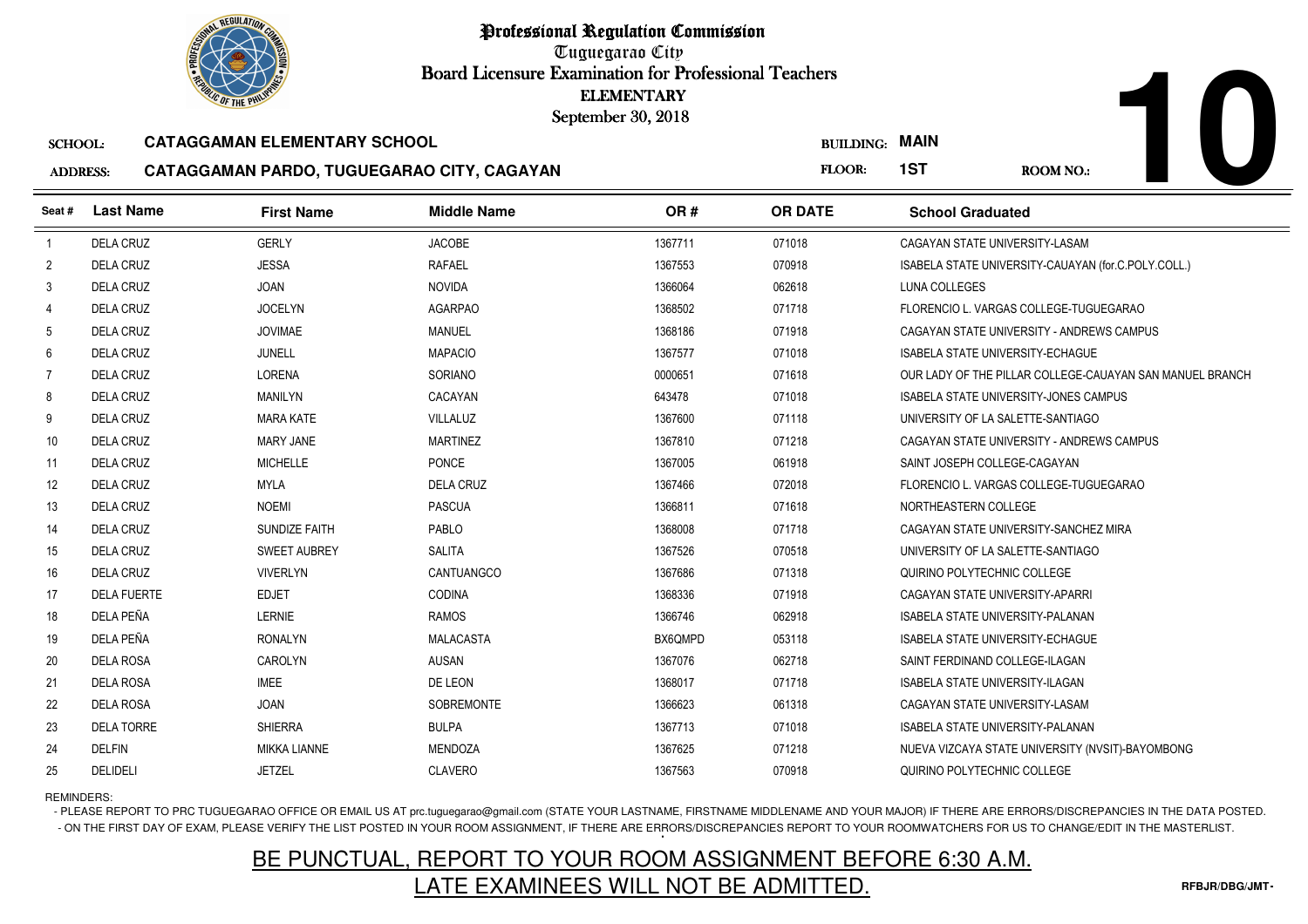# Professional Regulation Commission

Tuguegarao City

Board Licensure Examination for Professional Teachers

ELEMENTARY

September 30, 2018

**10**

SCHOOL: **CATAGGAMAN ELEMENTARY SCHOOL**

ADDRESS: **CATAGGAMAN PARDO, TUGUEGARAO CITY, CAGAYAN**

BUILDING: **MAIN**

FLOOR: **1ST**

ROOM NO.:

| Seat # | Last Name | First Name | Middle Name | OR # | OR DATE | School Graduated |
|---|---|---|---|---|---|---|
| 1 | DELA CRUZ | GERLY | JACOBE | 1367711 | 071018 | CAGAYAN STATE UNIVERSITY-LASAM |
| 2 | DELA CRUZ | JESSA | RAFAEL | 1367553 | 070918 | ISABELA STATE UNIVERSITY-CAUAYAN (for.C.POLY.COLL.) |
| 3 | DELA CRUZ | JOAN | NOVIDA | 1366064 | 062618 | LUNA COLLEGES |
| 4 | DELA CRUZ | JOCELYN | AGARPAO | 1368502 | 071718 | FLORENCIO L. VARGAS COLLEGE-TUGUEGARAO |
| 5 | DELA CRUZ | JOVIMAE | MANUEL | 1368186 | 071918 | CAGAYAN STATE UNIVERSITY - ANDREWS CAMPUS |
| 6 | DELA CRUZ | JUNELL | MAPACIO | 1367577 | 071018 | ISABELA STATE UNIVERSITY-ECHAGUE |
| 7 | DELA CRUZ | LORENA | SORIANO | 0000651 | 071618 | OUR LADY OF THE PILLAR COLLEGE-CAUAYAN SAN MANUEL BRANCH |
| 8 | DELA CRUZ | MANILYN | CACAYAN | 643478 | 071018 | ISABELA STATE UNIVERSITY-JONES CAMPUS |
| 9 | DELA CRUZ | MARA KATE | VILLALUZ | 1367600 | 071118 | UNIVERSITY OF LA SALETTE-SANTIAGO |
| 10 | DELA CRUZ | MARY JANE | MARTINEZ | 1367810 | 071218 | CAGAYAN STATE UNIVERSITY - ANDREWS CAMPUS |
| 11 | DELA CRUZ | MICHELLE | PONCE | 1367005 | 061918 | SAINT JOSEPH COLLEGE-CAGAYAN |
| 12 | DELA CRUZ | MYLA | DELA CRUZ | 1367466 | 072018 | FLORENCIO L. VARGAS COLLEGE-TUGUEGARAO |
| 13 | DELA CRUZ | NOEMI | PASCUA | 1366811 | 071618 | NORTHEASTERN COLLEGE |
| 14 | DELA CRUZ | SUNDIZE FAITH | PABLO | 1368008 | 071718 | CAGAYAN STATE UNIVERSITY-SANCHEZ MIRA |
| 15 | DELA CRUZ | SWEET AUBREY | SALITA | 1367526 | 070518 | UNIVERSITY OF LA SALETTE-SANTIAGO |
| 16 | DELA CRUZ | VIVERLYN | CANTUANGCO | 1367686 | 071318 | QUIRINO POLYTECHNIC COLLEGE |
| 17 | DELA FUERTE | EDJET | CODINA | 1368336 | 071918 | CAGAYAN STATE UNIVERSITY-APARRI |
| 18 | DELA PEÑA | LERNIE | RAMOS | 1366746 | 062918 | ISABELA STATE UNIVERSITY-PALANAN |
| 19 | DELA PEÑA | RONALYN | MALACASTA | BX6QMPD | 053118 | ISABELA STATE UNIVERSITY-ECHAGUE |
| 20 | DELA ROSA | CAROLYN | AUSAN | 1367076 | 062718 | SAINT FERDINAND COLLEGE-ILAGAN |
| 21 | DELA ROSA | IMEE | DE LEON | 1368017 | 071718 | ISABELA STATE UNIVERSITY-ILAGAN |
| 22 | DELA ROSA | JOAN | SOBREMONTE | 1366623 | 061318 | CAGAYAN STATE UNIVERSITY-LASAM |
| 23 | DELA TORRE | SHIERRA | BULPA | 1367713 | 071018 | ISABELA STATE UNIVERSITY-PALANAN |
| 24 | DELFIN | MIKKA LIANNE | MENDOZA | 1367625 | 071218 | NUEVA VIZCAYA STATE UNIVERSITY (NVSIT)-BAYOMBONG |
| 25 | DELIDELI | JETZEL | CLAVERO | 1367563 | 070918 | QUIRINO POLYTECHNIC COLLEGE |

REMINDERS:

- PLEASE REPORT TO PRC TUGUEGARAO OFFICE OR EMAIL US AT prc.tuguegarao@gmail.com (STATE YOUR LASTNAME, FIRSTNAME MIDDLENAME AND YOUR MAJOR) IF THERE ARE ERRORS/DISCREPANCIES IN THE DATA POSTED.
- ON THE FIRST DAY OF EXAM, PLEASE VERIFY THE LIST POSTED IN YOUR ROOM ASSIGNMENT, IF THERE ARE ERRORS/DISCREPANCIES REPORT TO YOUR ROOMWATCHERS FOR US TO CHANGE/EDIT IN THE MASTERLIST.

BE PUNCTUAL, REPORT TO YOUR ROOM ASSIGNMENT BEFORE 6:30 A.M.

LATE EXAMINEES WILL NOT BE ADMITTED.

RFBJR/DBG/JMT-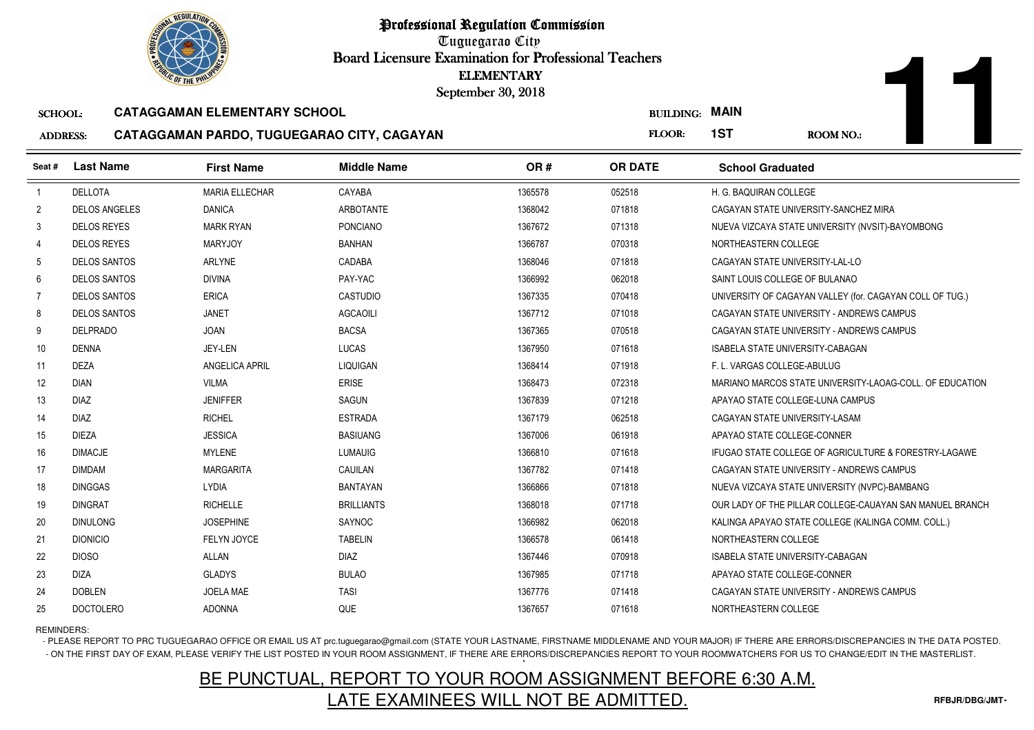# Professional Regulation Commission
## Tuguegarao City
## Board Licensure Examination for Professional Teachers
### ELEMENTARY
September 30, 2018

**SCHOOL:** CATAGGAMAN ELEMENTARY SCHOOL
**ADDRESS:** CATAGGAMAN PARDO, TUGUEGARAO CITY, CAGAYAN
**BUILDING:** MAIN
**FLOOR:** 1ST
**ROOM NO.:** 11

| Seat # | Last Name | First Name | Middle Name | OR # | OR DATE | School Graduated |
|---|---|---|---|---|---|---|
| 1 | DELLOTA | MARIA ELLECHAR | CAYABA | 1365578 | 052518 | H. G. BAQUIRAN COLLEGE |
| 2 | DELOS ANGELES | DANICA | ARBOTANTE | 1368042 | 071818 | CAGAYAN STATE UNIVERSITY-SANCHEZ MIRA |
| 3 | DELOS REYES | MARK RYAN | PONCIANO | 1367672 | 071318 | NUEVA VIZCAYA STATE UNIVERSITY (NVSIT)-BAYOMBONG |
| 4 | DELOS REYES | MARYJOY | BANHAN | 1366787 | 070318 | NORTHEASTERN COLLEGE |
| 5 | DELOS SANTOS | ARLYNE | CADABA | 1368046 | 071818 | CAGAYAN STATE UNIVERSITY-LAL-LO |
| 6 | DELOS SANTOS | DIVINA | PAY-YAC | 1366992 | 062018 | SAINT LOUIS COLLEGE OF BULANAO |
| 7 | DELOS SANTOS | ERICA | CASTUDIO | 1367335 | 070418 | UNIVERSITY OF CAGAYAN VALLEY (for. CAGAYAN COLL OF TUG.) |
| 8 | DELOS SANTOS | JANET | AGCAOILI | 1367712 | 071018 | CAGAYAN STATE UNIVERSITY - ANDREWS CAMPUS |
| 9 | DELPRADO | JOAN | BACSA | 1367365 | 070518 | CAGAYAN STATE UNIVERSITY - ANDREWS CAMPUS |
| 10 | DENNA | JEY-LEN | LUCAS | 1367950 | 071618 | ISABELA STATE UNIVERSITY-CABAGAN |
| 11 | DEZA | ANGELICA APRIL | LIQUIGAN | 1368414 | 071918 | F. L. VARGAS COLLEGE-ABULUG |
| 12 | DIAN | VILMA | ERISE | 1368473 | 072318 | MARIANO MARCOS STATE UNIVERSITY-LAOAG-COLL. OF EDUCATION |
| 13 | DIAZ | JENIFFER | SAGUN | 1367839 | 071218 | APAYAO STATE COLLEGE-LUNA CAMPUS |
| 14 | DIAZ | RICHEL | ESTRADA | 1367179 | 062518 | CAGAYAN STATE UNIVERSITY-LASAM |
| 15 | DIEZA | JESSICA | BASIUANG | 1367006 | 061918 | APAYAO STATE COLLEGE-CONNER |
| 16 | DIMACJE | MYLENE | LUMAUIG | 1366810 | 071618 | IFUGAO STATE COLLEGE OF AGRICULTURE & FORESTRY-LAGAWE |
| 17 | DIMDAM | MARGARITA | CAUILAN | 1367782 | 071418 | CAGAYAN STATE UNIVERSITY - ANDREWS CAMPUS |
| 18 | DINGGAS | LYDIA | BANTAYAN | 1366866 | 071818 | NUEVA VIZCAYA STATE UNIVERSITY (NVPC)-BAMBANG |
| 19 | DINGRAT | RICHELLE | BRILLIANTS | 1368018 | 071718 | OUR LADY OF THE PILLAR COLLEGE-CAUAYAN SAN MANUEL BRANCH |
| 20 | DINULONG | JOSEPHINE | SAYNOC | 1366982 | 062018 | KALINGA APAYAO STATE COLLEGE (KALINGA COMM. COLL.) |
| 21 | DIONICIO | FELYN JOYCE | TABELIN | 1366578 | 061418 | NORTHEASTERN COLLEGE |
| 22 | DIOSO | ALLAN | DIAZ | 1367446 | 070918 | ISABELA STATE UNIVERSITY-CABAGAN |
| 23 | DIZA | GLADYS | BULAO | 1367985 | 071718 | APAYAO STATE COLLEGE-CONNER |
| 24 | DOBLEN | JOELA MAE | TASI | 1367776 | 071418 | CAGAYAN STATE UNIVERSITY - ANDREWS CAMPUS |
| 25 | DOCTOLERO | ADONNA | QUE | 1367657 | 071618 | NORTHEASTERN COLLEGE |

REMINDERS:

- PLEASE REPORT TO PRC TUGUEGARAO OFFICE OR EMAIL US AT prc.tuguegarao@gmail.com (STATE YOUR LASTNAME, FIRSTNAME MIDDLENAME AND YOUR MAJOR) IF THERE ARE ERRORS/DISCREPANCIES IN THE DATA POSTED.
- ON THE FIRST DAY OF EXAM, PLEASE VERIFY THE LIST POSTED IN YOUR ROOM ASSIGNMENT, IF THERE ARE ERRORS/DISCREPANCIES REPORT TO YOUR ROOMWATCHERS FOR US TO CHANGE/EDIT IN THE MASTERLIST.

BE PUNCTUAL, REPORT TO YOUR ROOM ASSIGNMENT BEFORE 6:30 A.M.
LATE EXAMINEES WILL NOT BE ADMITTED.

RFBJR/DBG/JMT-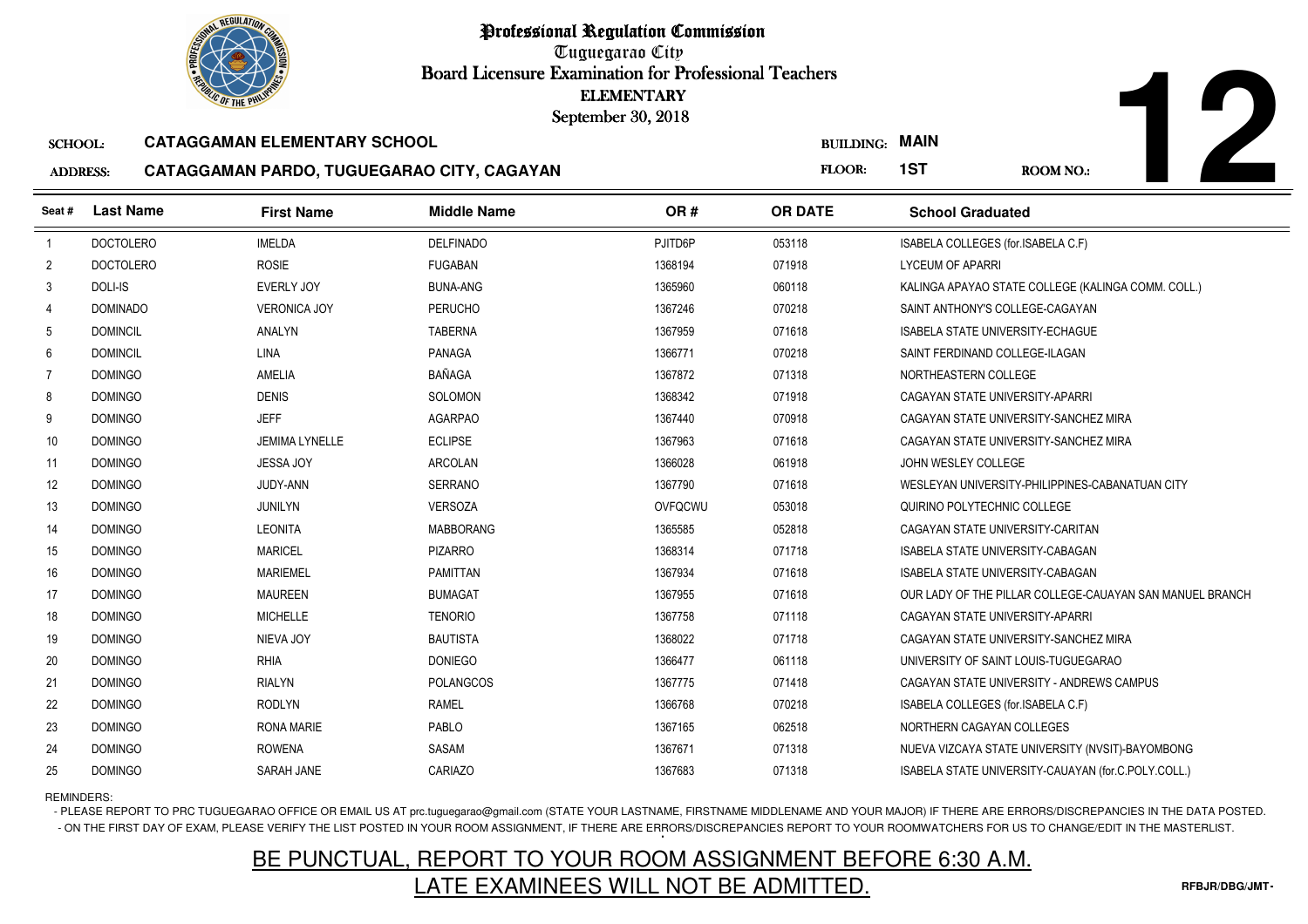# Professional Regulation Commission

Tuguegarao City

Board Licensure Examination for Professional Teachers

ELEMENTARY

September 30, 2018

**12**

SCHOOL: **CATAGGAMAN ELEMENTARY SCHOOL**

BUILDING: **MAIN**

ADDRESS: **CATAGGAMAN PARDO, TUGUEGARAO CITY, CAGAYAN**

FLOOR: **1ST**

ROOM NO.:

| Seat # | Last Name | First Name | Middle Name | OR # | OR DATE | School Graduated |
|---|---|---|---|---|---|---|
| 1 | DOCTOLERO | IMELDA | DELFINADO | PJITD6P | 053118 | ISABELA COLLEGES (for.ISABELA C.F) |
| 2 | DOCTOLERO | ROSIE | FUGABAN | 1368194 | 071918 | LYCEUM OF APARRI |
| 3 | DOLI-IS | EVERLY JOY | BUNA-ANG | 1365960 | 060118 | KALINGA APAYAO STATE COLLEGE (KALINGA COMM. COLL.) |
| 4 | DOMINADO | VERONICA JOY | PERUCHO | 1367246 | 070218 | SAINT ANTHONY'S COLLEGE-CAGAYAN |
| 5 | DOMINCIL | ANALYN | TABERNA | 1367959 | 071618 | ISABELA STATE UNIVERSITY-ECHAGUE |
| 6 | DOMINCIL | LINA | PANAGA | 1366771 | 070218 | SAINT FERDINAND COLLEGE-ILAGAN |
| 7 | DOMINGO | AMELIA | BAÑAGA | 1367872 | 071318 | NORTHEASTERN COLLEGE |
| 8 | DOMINGO | DENIS | SOLOMON | 1368342 | 071918 | CAGAYAN STATE UNIVERSITY-APARRI |
| 9 | DOMINGO | JEFF | AGARPAO | 1367440 | 070918 | CAGAYAN STATE UNIVERSITY-SANCHEZ MIRA |
| 10 | DOMINGO | JEMIMA LYNELLE | ECLIPSE | 1367963 | 071618 | CAGAYAN STATE UNIVERSITY-SANCHEZ MIRA |
| 11 | DOMINGO | JESSA JOY | ARCOLAN | 1366028 | 061918 | JOHN WESLEY COLLEGE |
| 12 | DOMINGO | JUDY-ANN | SERRANO | 1367790 | 071618 | WESLEYAN UNIVERSITY-PHILIPPINES-CABANATUAN CITY |
| 13 | DOMINGO | JUNILYN | VERSOZA | OVFQCWU | 053018 | QUIRINO POLYTECHNIC COLLEGE |
| 14 | DOMINGO | LEONITA | MABBORANG | 1365585 | 052818 | CAGAYAN STATE UNIVERSITY-CARITAN |
| 15 | DOMINGO | MARICEL | PIZARRO | 1368314 | 071718 | ISABELA STATE UNIVERSITY-CABAGAN |
| 16 | DOMINGO | MARIEMEL | PAMITTAN | 1367934 | 071618 | ISABELA STATE UNIVERSITY-CABAGAN |
| 17 | DOMINGO | MAUREEN | BUMAGAT | 1367955 | 071618 | OUR LADY OF THE PILLAR COLLEGE-CAUAYAN SAN MANUEL BRANCH |
| 18 | DOMINGO | MICHELLE | TENORIO | 1367758 | 071118 | CAGAYAN STATE UNIVERSITY-APARRI |
| 19 | DOMINGO | NIEVA JOY | BAUTISTA | 1368022 | 071718 | CAGAYAN STATE UNIVERSITY-SANCHEZ MIRA |
| 20 | DOMINGO | RHIA | DONIEGO | 1366477 | 061118 | UNIVERSITY OF SAINT LOUIS-TUGUEGARAO |
| 21 | DOMINGO | RIALYN | POLANGCOS | 1367775 | 071418 | CAGAYAN STATE UNIVERSITY - ANDREWS CAMPUS |
| 22 | DOMINGO | RODLYN | RAMEL | 1366768 | 070218 | ISABELA COLLEGES (for.ISABELA C.F) |
| 23 | DOMINGO | RONA MARIE | PABLO | 1367165 | 062518 | NORTHERN CAGAYAN COLLEGES |
| 24 | DOMINGO | ROWENA | SASAM | 1367671 | 071318 | NUEVA VIZCAYA STATE UNIVERSITY (NVSIT)-BAYOMBONG |
| 25 | DOMINGO | SARAH JANE | CARIAZO | 1367683 | 071318 | ISABELA STATE UNIVERSITY-CAUAYAN (for.C.POLY.COLL.) |

REMINDERS:

- PLEASE REPORT TO PRC TUGUEGARAO OFFICE OR EMAIL US AT prc.tuguegarao@gmail.com (STATE YOUR LASTNAME, FIRSTNAME MIDDLENAME AND YOUR MAJOR) IF THERE ARE ERRORS/DISCREPANCIES IN THE DATA POSTED.
- ON THE FIRST DAY OF EXAM, PLEASE VERIFY THE LIST POSTED IN YOUR ROOM ASSIGNMENT, IF THERE ARE ERRORS/DISCREPANCIES REPORT TO YOUR ROOMWATCHERS FOR US TO CHANGE/EDIT IN THE MASTERLIST.

BE PUNCTUAL, REPORT TO YOUR ROOM ASSIGNMENT BEFORE 6:30 A.M.

LATE EXAMINEES WILL NOT BE ADMITTED.

RFBJR/DBG/JMT-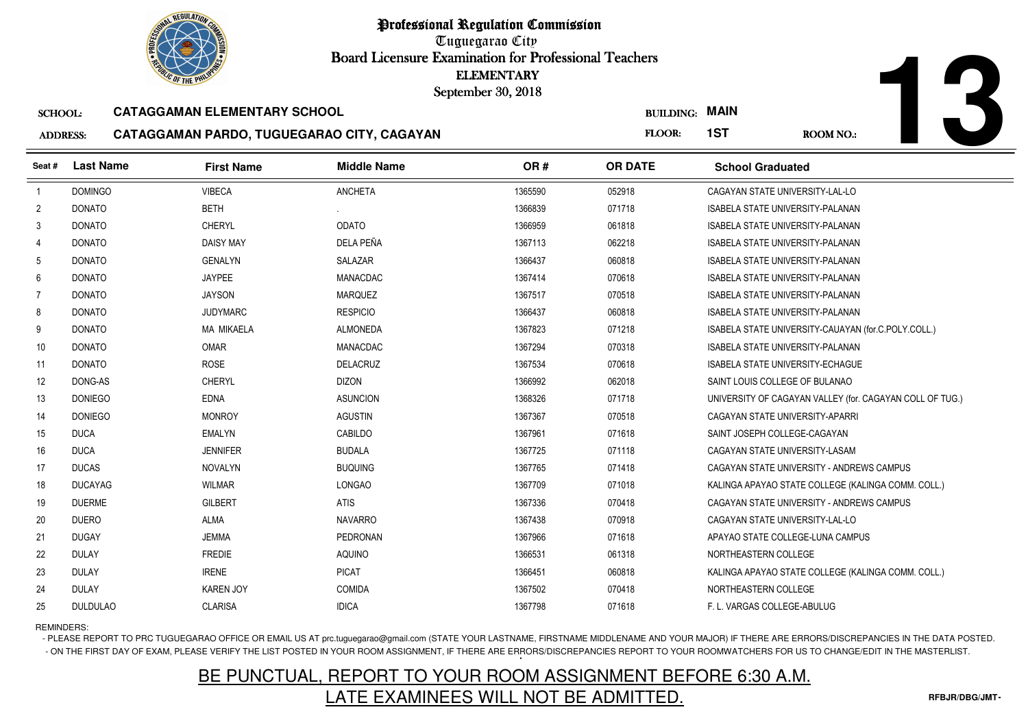# Professional Regulation Commission

Tuguegarao City

Board Licensure Examination for Professional Teachers

ELEMENTARY

September 30, 2018

**13**

SCHOOL: **CATAGGAMAN ELEMENTARY SCHOOL**

ADDRESS: **CATAGGAMAN PARDO, TUGUEGARAO CITY, CAGAYAN**

BUILDING: **MAIN**

FLOOR: **1ST**

ROOM NO.:

| Seat # | Last Name | First Name | Middle Name | OR # | OR DATE | School Graduated |
|---|---|---|---|---|---|---|
| 1 | DOMINGO | VIBECA | ANCHETA | 1365590 | 052918 | CAGAYAN STATE UNIVERSITY-LAL-LO |
| 2 | DONATO | BETH | . | 1366839 | 071718 | ISABELA STATE UNIVERSITY-PALANAN |
| 3 | DONATO | CHERYL | ODATO | 1366959 | 061818 | ISABELA STATE UNIVERSITY-PALANAN |
| 4 | DONATO | DAISY MAY | DELA PEÑA | 1367113 | 062218 | ISABELA STATE UNIVERSITY-PALANAN |
| 5 | DONATO | GENALYN | SALAZAR | 1366437 | 060818 | ISABELA STATE UNIVERSITY-PALANAN |
| 6 | DONATO | JAYPEE | MANACDAC | 1367414 | 070618 | ISABELA STATE UNIVERSITY-PALANAN |
| 7 | DONATO | JAYSON | MARQUEZ | 1367517 | 070518 | ISABELA STATE UNIVERSITY-PALANAN |
| 8 | DONATO | JUDYMARC | RESPICIO | 1366437 | 060818 | ISABELA STATE UNIVERSITY-PALANAN |
| 9 | DONATO | MA MIKAELA | ALMONEDA | 1367823 | 071218 | ISABELA STATE UNIVERSITY-CAUAYAN (for.C.POLY.COLL.) |
| 10 | DONATO | OMAR | MANACDAC | 1367294 | 070318 | ISABELA STATE UNIVERSITY-PALANAN |
| 11 | DONATO | ROSE | DELACRUZ | 1367534 | 070618 | ISABELA STATE UNIVERSITY-ECHAGUE |
| 12 | DONG-AS | CHERYL | DIZON | 1366992 | 062018 | SAINT LOUIS COLLEGE OF BULANAO |
| 13 | DONIEGO | EDNA | ASUNCION | 1368326 | 071718 | UNIVERSITY OF CAGAYAN VALLEY (for. CAGAYAN COLL OF TUG.) |
| 14 | DONIEGO | MONROY | AGUSTIN | 1367367 | 070518 | CAGAYAN STATE UNIVERSITY-APARRI |
| 15 | DUCA | EMALYN | CABILDO | 1367961 | 071618 | SAINT JOSEPH COLLEGE-CAGAYAN |
| 16 | DUCA | JENNIFER | BUDALA | 1367725 | 071118 | CAGAYAN STATE UNIVERSITY-LASAM |
| 17 | DUCAS | NOVALYN | BUQUING | 1367765 | 071418 | CAGAYAN STATE UNIVERSITY - ANDREWS CAMPUS |
| 18 | DUCAYAG | WILMAR | LONGAO | 1367709 | 071018 | KALINGA APAYAO STATE COLLEGE (KALINGA COMM. COLL.) |
| 19 | DUERME | GILBERT | ATIS | 1367336 | 070418 | CAGAYAN STATE UNIVERSITY - ANDREWS CAMPUS |
| 20 | DUERO | ALMA | NAVARRO | 1367438 | 070918 | CAGAYAN STATE UNIVERSITY-LAL-LO |
| 21 | DUGAY | JEMMA | PEDRONAN | 1367966 | 071618 | APAYAO STATE COLLEGE-LUNA CAMPUS |
| 22 | DULAY | FREDIE | AQUINO | 1366531 | 061318 | NORTHEASTERN COLLEGE |
| 23 | DULAY | IRENE | PICAT | 1366451 | 060818 | KALINGA APAYAO STATE COLLEGE (KALINGA COMM. COLL.) |
| 24 | DULAY | KAREN JOY | COMIDA | 1367502 | 070418 | NORTHEASTERN COLLEGE |
| 25 | DULDULAO | CLARISA | IDICA | 1367798 | 071618 | F. L. VARGAS COLLEGE-ABULUG |

REMINDERS:

- PLEASE REPORT TO PRC TUGUEGARAO OFFICE OR EMAIL US AT prc.tuguegarao@gmail.com (STATE YOUR LASTNAME, FIRSTNAME MIDDLENAME AND YOUR MAJOR) IF THERE ARE ERRORS/DISCREPANCIES IN THE DATA POSTED.
- ON THE FIRST DAY OF EXAM, PLEASE VERIFY THE LIST POSTED IN YOUR ROOM ASSIGNMENT, IF THERE ARE ERRORS/DISCREPANCIES REPORT TO YOUR ROOMWATCHERS FOR US TO CHANGE/EDIT IN THE MASTERLIST.

BE PUNCTUAL, REPORT TO YOUR ROOM ASSIGNMENT BEFORE 6:30 A.M.

LATE EXAMINEES WILL NOT BE ADMITTED.

RFBJR/DBG/JMT-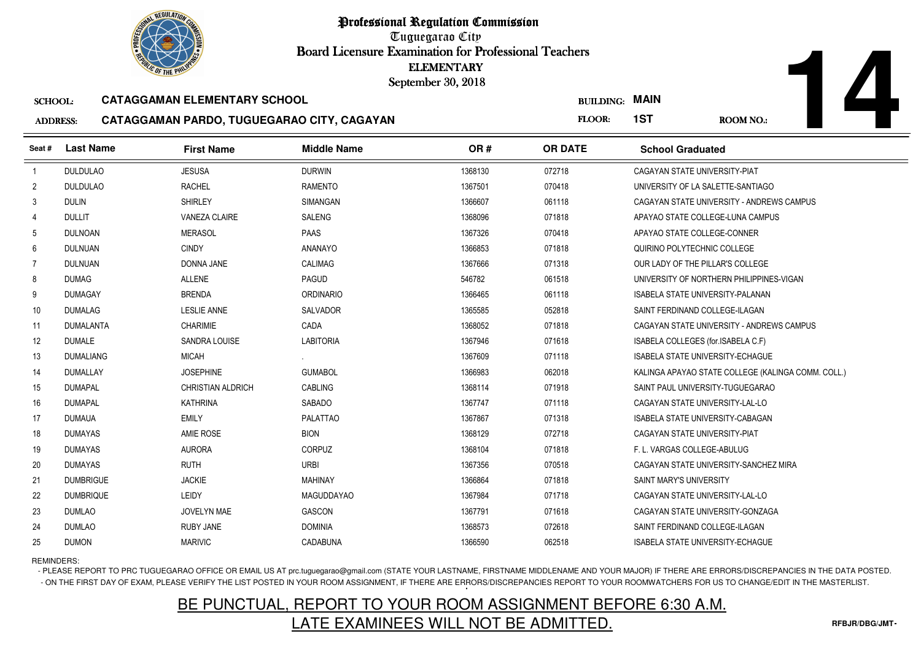# Professional Regulation Commission

Tuguegarao City

Board Licensure Examination for Professional Teachers

ELEMENTARY

September 30, 2018

**14**

SCHOOL: **CATAGGAMAN ELEMENTARY SCHOOL** BUILDING: **MAIN**

ADDRESS: **CATAGGAMAN PARDO, TUGUEGARAO CITY, CAGAYAN** FLOOR: **1ST** ROOM NO.:

| Seat # | Last Name | First Name | Middle Name | OR # | OR DATE | School Graduated |
|---|---|---|---|---|---|---|
| 1 | DULDULAO | JESUSA | DURWIN | 1368130 | 072718 | CAGAYAN STATE UNIVERSITY-PIAT |
| 2 | DULDULAO | RACHEL | RAMENTO | 1367501 | 070418 | UNIVERSITY OF LA SALETTE-SANTIAGO |
| 3 | DULIN | SHIRLEY | SIMANGAN | 1366607 | 061118 | CAGAYAN STATE UNIVERSITY - ANDREWS CAMPUS |
| 4 | DULLIT | VANEZA CLAIRE | SALENG | 1368096 | 071818 | APAYAO STATE COLLEGE-LUNA CAMPUS |
| 5 | DULNOAN | MERASOL | PAAS | 1367326 | 070418 | APAYAO STATE COLLEGE-CONNER |
| 6 | DULNUAN | CINDY | ANANAYO | 1366853 | 071818 | QUIRINO POLYTECHNIC COLLEGE |
| 7 | DULNUAN | DONNA JANE | CALIMAG | 1367666 | 071318 | OUR LADY OF THE PILLAR'S COLLEGE |
| 8 | DUMAG | ALLENE | PAGUD | 546782 | 061518 | UNIVERSITY OF NORTHERN PHILIPPINES-VIGAN |
| 9 | DUMAGAY | BRENDA | ORDINARIO | 1366465 | 061118 | ISABELA STATE UNIVERSITY-PALANAN |
| 10 | DUMALAG | LESLIE ANNE | SALVADOR | 1365585 | 052818 | SAINT FERDINAND COLLEGE-ILAGAN |
| 11 | DUMALANTA | CHARIMIE | CADA | 1368052 | 071818 | CAGAYAN STATE UNIVERSITY - ANDREWS CAMPUS |
| 12 | DUMALE | SANDRA LOUISE | LABITORIA | 1367946 | 071618 | ISABELA COLLEGES (for.ISABELA C.F) |
| 13 | DUMALIANG | MICAH | . | 1367609 | 071118 | ISABELA STATE UNIVERSITY-ECHAGUE |
| 14 | DUMALLAY | JOSEPHINE | GUMABOL | 1366983 | 062018 | KALINGA APAYAO STATE COLLEGE (KALINGA COMM. COLL.) |
| 15 | DUMAPAL | CHRISTIAN ALDRICH | CABLING | 1368114 | 071918 | SAINT PAUL UNIVERSITY-TUGUEGARAO |
| 16 | DUMAPAL | KATHRINA | SABADO | 1367747 | 071118 | CAGAYAN STATE UNIVERSITY-LAL-LO |
| 17 | DUMAUA | EMILY | PALATTAO | 1367867 | 071318 | ISABELA STATE UNIVERSITY-CABAGAN |
| 18 | DUMAYAS | AMIE ROSE | BION | 1368129 | 072718 | CAGAYAN STATE UNIVERSITY-PIAT |
| 19 | DUMAYAS | AURORA | CORPUZ | 1368104 | 071818 | F. L. VARGAS COLLEGE-ABULUG |
| 20 | DUMAYAS | RUTH | URBI | 1367356 | 070518 | CAGAYAN STATE UNIVERSITY-SANCHEZ MIRA |
| 21 | DUMBRIGUE | JACKIE | MAHINAY | 1366864 | 071818 | SAINT MARY'S UNIVERSITY |
| 22 | DUMBRIQUE | LEIDY | MAGUDDAYAO | 1367984 | 071718 | CAGAYAN STATE UNIVERSITY-LAL-LO |
| 23 | DUMLAO | JOVELYN MAE | GASCON | 1367791 | 071618 | CAGAYAN STATE UNIVERSITY-GONZAGA |
| 24 | DUMLAO | RUBY JANE | DOMINIA | 1368573 | 072618 | SAINT FERDINAND COLLEGE-ILAGAN |
| 25 | DUMON | MARIVIC | CADABUNA | 1366590 | 062518 | ISABELA STATE UNIVERSITY-ECHAGUE |

REMINDERS:

- PLEASE REPORT TO PRC TUGUEGARAO OFFICE OR EMAIL US AT prc.tuguegarao@gmail.com (STATE YOUR LASTNAME, FIRSTNAME MIDDLENAME AND YOUR MAJOR) IF THERE ARE ERRORS/DISCREPANCIES IN THE DATA POSTED.
- ON THE FIRST DAY OF EXAM, PLEASE VERIFY THE LIST POSTED IN YOUR ROOM ASSIGNMENT, IF THERE ARE ERRORS/DISCREPANCIES REPORT TO YOUR ROOMWATCHERS FOR US TO CHANGE/EDIT IN THE MASTERLIST.

BE PUNCTUAL, REPORT TO YOUR ROOM ASSIGNMENT BEFORE 6:30 A.M.
LATE EXAMINEES WILL NOT BE ADMITTED.

RFBJR/DBG/JMT-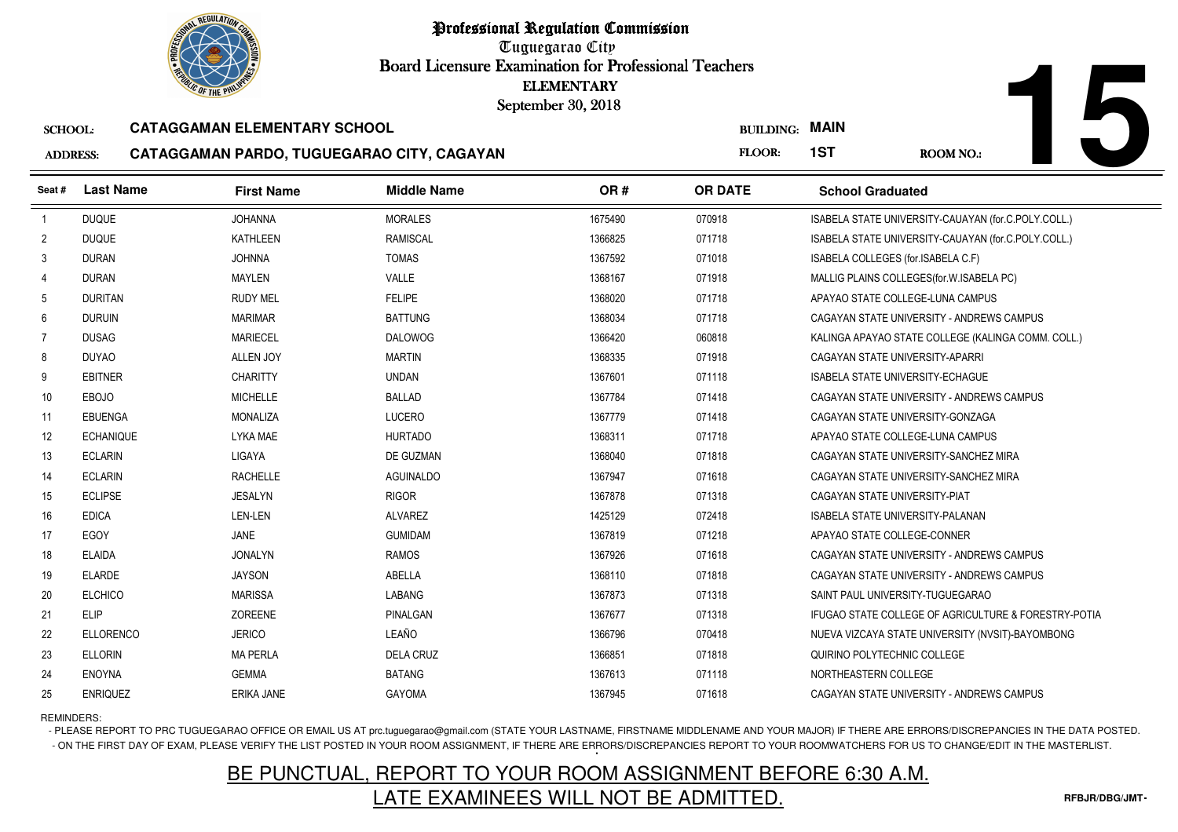# Professional Regulation Commission

Tuguegarao City

Board Licensure Examination for Professional Teachers

ELEMENTARY

September 30, 2018

**15**

SCHOOL: **CATAGGAMAN ELEMENTARY SCHOOL** BUILDING: **MAIN**

ADDRESS: **CATAGGAMAN PARDO, TUGUEGARAO CITY, CAGAYAN** FLOOR: **1ST** ROOM NO.:

| Seat # | Last Name | First Name | Middle Name | OR # | OR DATE | School Graduated |
|---|---|---|---|---|---|---|
| 1 | DUQUE | JOHANNA | MORALES | 1675490 | 070918 | ISABELA STATE UNIVERSITY-CAUAYAN (for.C.POLY.COLL.) |
| 2 | DUQUE | KATHLEEN | RAMISCAL | 1366825 | 071718 | ISABELA STATE UNIVERSITY-CAUAYAN (for.C.POLY.COLL.) |
| 3 | DURAN | JOHNNA | TOMAS | 1367592 | 071018 | ISABELA COLLEGES (for.ISABELA C.F) |
| 4 | DURAN | MAYLEN | VALLE | 1368167 | 071918 | MALLIG PLAINS COLLEGES(for.W.ISABELA PC) |
| 5 | DURITAN | RUDY MEL | FELIPE | 1368020 | 071718 | APAYAO STATE COLLEGE-LUNA CAMPUS |
| 6 | DURUIN | MARIMAR | BATTUNG | 1368034 | 071718 | CAGAYAN STATE UNIVERSITY - ANDREWS CAMPUS |
| 7 | DUSAG | MARIECEL | DALOWOG | 1366420 | 060818 | KALINGA APAYAO STATE COLLEGE (KALINGA COMM. COLL.) |
| 8 | DUYAO | ALLEN JOY | MARTIN | 1368335 | 071918 | CAGAYAN STATE UNIVERSITY-APARRI |
| 9 | EBITNER | CHARITTY | UNDAN | 1367601 | 071118 | ISABELA STATE UNIVERSITY-ECHAGUE |
| 10 | EBOJO | MICHELLE | BALLAD | 1367784 | 071418 | CAGAYAN STATE UNIVERSITY - ANDREWS CAMPUS |
| 11 | EBUENGA | MONALIZA | LUCERO | 1367779 | 071418 | CAGAYAN STATE UNIVERSITY-GONZAGA |
| 12 | ECHANIQUE | LYKA MAE | HURTADO | 1368311 | 071718 | APAYAO STATE COLLEGE-LUNA CAMPUS |
| 13 | ECLARIN | LIGAYA | DE GUZMAN | 1368040 | 071818 | CAGAYAN STATE UNIVERSITY-SANCHEZ MIRA |
| 14 | ECLARIN | RACHELLE | AGUINALDO | 1367947 | 071618 | CAGAYAN STATE UNIVERSITY-SANCHEZ MIRA |
| 15 | ECLIPSE | JESALYN | RIGOR | 1367878 | 071318 | CAGAYAN STATE UNIVERSITY-PIAT |
| 16 | EDICA | LEN-LEN | ALVAREZ | 1425129 | 072418 | ISABELA STATE UNIVERSITY-PALANAN |
| 17 | EGOY | JANE | GUMIDAM | 1367819 | 071218 | APAYAO STATE COLLEGE-CONNER |
| 18 | ELAIDA | JONALYN | RAMOS | 1367926 | 071618 | CAGAYAN STATE UNIVERSITY - ANDREWS CAMPUS |
| 19 | ELARDE | JAYSON | ABELLA | 1368110 | 071818 | CAGAYAN STATE UNIVERSITY - ANDREWS CAMPUS |
| 20 | ELCHICO | MARISSA | LABANG | 1367873 | 071318 | SAINT PAUL UNIVERSITY-TUGUEGARAO |
| 21 | ELIP | ZOREENE | PINALGAN | 1367677 | 071318 | IFUGAO STATE COLLEGE OF AGRICULTURE & FORESTRY-POTIA |
| 22 | ELLORENCO | JERICO | LEAÑO | 1366796 | 070418 | NUEVA VIZCAYA STATE UNIVERSITY (NVSIT)-BAYOMBONG |
| 23 | ELLORIN | MA PERLA | DELA CRUZ | 1366851 | 071818 | QUIRINO POLYTECHNIC COLLEGE |
| 24 | ENOYNA | GEMMA | BATANG | 1367613 | 071118 | NORTHEASTERN COLLEGE |
| 25 | ENRIQUEZ | ERIKA JANE | GAYOMA | 1367945 | 071618 | CAGAYAN STATE UNIVERSITY - ANDREWS CAMPUS |

REMINDERS:

- PLEASE REPORT TO PRC TUGUEGARAO OFFICE OR EMAIL US AT prc.tuguegarao@gmail.com (STATE YOUR LASTNAME, FIRSTNAME MIDDLENAME AND YOUR MAJOR) IF THERE ARE ERRORS/DISCREPANCIES IN THE DATA POSTED.
- ON THE FIRST DAY OF EXAM, PLEASE VERIFY THE LIST POSTED IN YOUR ROOM ASSIGNMENT, IF THERE ARE ERRORS/DISCREPANCIES REPORT TO YOUR ROOMWATCHERS FOR US TO CHANGE/EDIT IN THE MASTERLIST.

BE PUNCTUAL, REPORT TO YOUR ROOM ASSIGNMENT BEFORE 6:30 A.M.

LATE EXAMINEES WILL NOT BE ADMITTED.

RFBJR/DBG/JMT-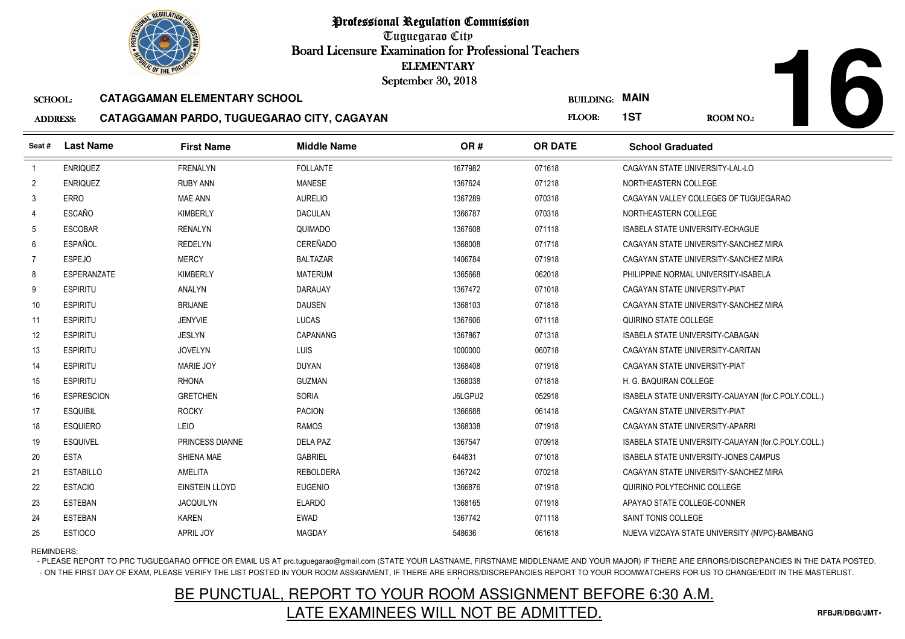# Professional Regulation Commission

Tuguegarao City

Board Licensure Examination for Professional Teachers

ELEMENTARY

September 30, 2018

**16**

**SCHOOL:** CATAGGAMAN ELEMENTARY SCHOOL

**BUILDING:** MAIN

**ADDRESS:** CATAGGAMAN PARDO, TUGUEGARAO CITY, CAGAYAN

**FLOOR:** 1ST

**ROOM NO.:**

| Seat # | Last Name | First Name | Middle Name | OR # | OR DATE | School Graduated |
|---|---|---|---|---|---|---|
| 1 | ENRIQUEZ | FRENALYN | FOLLANTE | 1677982 | 071618 | CAGAYAN STATE UNIVERSITY-LAL-LO |
| 2 | ENRIQUEZ | RUBY ANN | MANESE | 1367624 | 071218 | NORTHEASTERN COLLEGE |
| 3 | ERRO | MAE ANN | AURELIO | 1367289 | 070318 | CAGAYAN VALLEY COLLEGES OF TUGUEGARAO |
| 4 | ESCAÑO | KIMBERLY | DACULAN | 1366787 | 070318 | NORTHEASTERN COLLEGE |
| 5 | ESCOBAR | RENALYN | QUIMADO | 1367608 | 071118 | ISABELA STATE UNIVERSITY-ECHAGUE |
| 6 | ESPAÑOL | REDELYN | CEREÑADO | 1368008 | 071718 | CAGAYAN STATE UNIVERSITY-SANCHEZ MIRA |
| 7 | ESPEJO | MERCY | BALTAZAR | 1406784 | 071918 | CAGAYAN STATE UNIVERSITY-SANCHEZ MIRA |
| 8 | ESPERANZATE | KIMBERLY | MATERUM | 1365668 | 062018 | PHILIPPINE NORMAL UNIVERSITY-ISABELA |
| 9 | ESPIRITU | ANALYN | DARAUAY | 1367472 | 071018 | CAGAYAN STATE UNIVERSITY-PIAT |
| 10 | ESPIRITU | BRIJANE | DAUSEN | 1368103 | 071818 | CAGAYAN STATE UNIVERSITY-SANCHEZ MIRA |
| 11 | ESPIRITU | JENYVIE | LUCAS | 1367606 | 071118 | QUIRINO STATE COLLEGE |
| 12 | ESPIRITU | JESLYN | CAPANANG | 1367867 | 071318 | ISABELA STATE UNIVERSITY-CABAGAN |
| 13 | ESPIRITU | JOVELYN | LUIS | 1000000 | 060718 | CAGAYAN STATE UNIVERSITY-CARITAN |
| 14 | ESPIRITU | MARIE JOY | DUYAN | 1368408 | 071918 | CAGAYAN STATE UNIVERSITY-PIAT |
| 15 | ESPIRITU | RHONA | GUZMAN | 1368038 | 071818 | H. G. BAQUIRAN COLLEGE |
| 16 | ESPRESCION | GRETCHEN | SORIA | J6LGPU2 | 052918 | ISABELA STATE UNIVERSITY-CAUAYAN (for.C.POLY.COLL.) |
| 17 | ESQUIBIL | ROCKY | PACION | 1366688 | 061418 | CAGAYAN STATE UNIVERSITY-PIAT |
| 18 | ESQUIERO | LEIO | RAMOS | 1368338 | 071918 | CAGAYAN STATE UNIVERSITY-APARRI |
| 19 | ESQUIVEL | PRINCESS DIANNE | DELA PAZ | 1367547 | 070918 | ISABELA STATE UNIVERSITY-CAUAYAN (for.C.POLY.COLL.) |
| 20 | ESTA | SHIENA MAE | GABRIEL | 644831 | 071018 | ISABELA STATE UNIVERSITY-JONES CAMPUS |
| 21 | ESTABILLO | AMELITA | REBOLDERA | 1367242 | 070218 | CAGAYAN STATE UNIVERSITY-SANCHEZ MIRA |
| 22 | ESTACIO | EINSTEIN LLOYD | EUGENIO | 1366876 | 071918 | QUIRINO POLYTECHNIC COLLEGE |
| 23 | ESTEBAN | JACQUILYN | ELARDO | 1368165 | 071918 | APAYAO STATE COLLEGE-CONNER |
| 24 | ESTEBAN | KAREN | EWAD | 1367742 | 071118 | SAINT TONIS COLLEGE |
| 25 | ESTIOCO | APRIL JOY | MAGDAY | 548636 | 061618 | NUEVA VIZCAYA STATE UNIVERSITY (NVPC)-BAMBANG |

REMINDERS:

- PLEASE REPORT TO PRC TUGUEGARAO OFFICE OR EMAIL US AT prc.tuguegarao@gmail.com (STATE YOUR LASTNAME, FIRSTNAME MIDDLENAME AND YOUR MAJOR) IF THERE ARE ERRORS/DISCREPANCIES IN THE DATA POSTED.
- ON THE FIRST DAY OF EXAM, PLEASE VERIFY THE LIST POSTED IN YOUR ROOM ASSIGNMENT, IF THERE ARE ERRORS/DISCREPANCIES REPORT TO YOUR ROOMWATCHERS FOR US TO CHANGE/EDIT IN THE MASTERLIST.

BE PUNCTUAL, REPORT TO YOUR ROOM ASSIGNMENT BEFORE 6:30 A.M.

LATE EXAMINEES WILL NOT BE ADMITTED.

RFBJR/DBG/JMT-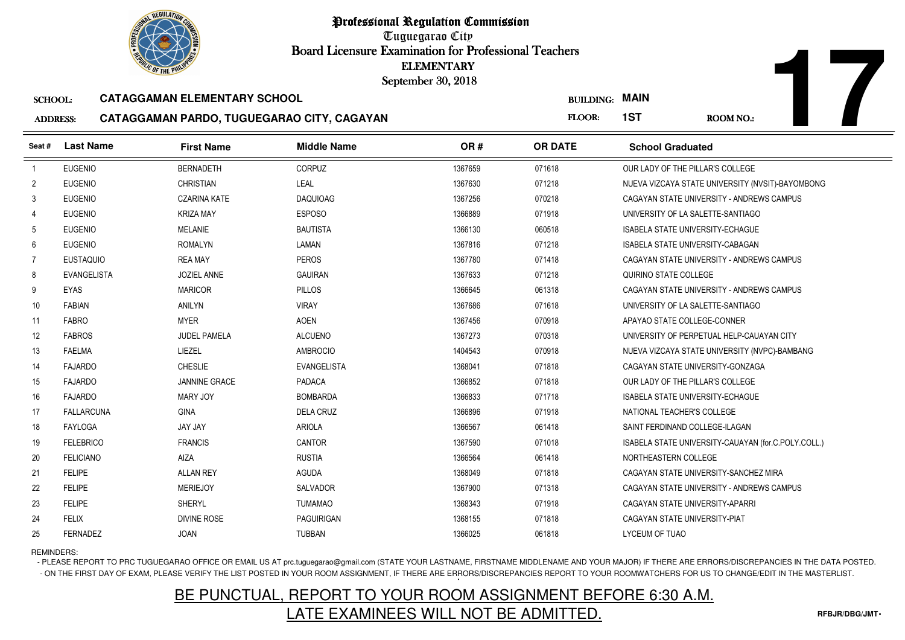# Professional Regulation Commission

Tuguegarao City

Board Licensure Examination for Professional Teachers

ELEMENTARY

September 30, 2018

**17**

**SCHOOL:** CATAGGAMAN ELEMENTARY SCHOOL

**ADDRESS:** CATAGGAMAN PARDO, TUGUEGARAO CITY, CAGAYAN

**BUILDING:** MAIN

**FLOOR:** 1ST

**ROOM NO.:**

| Seat # | Last Name | First Name | Middle Name | OR # | OR DATE | School Graduated |
|---|---|---|---|---|---|---|
| 1 | EUGENIO | BERNADETH | CORPUZ | 1367659 | 071618 | OUR LADY OF THE PILLAR'S COLLEGE |
| 2 | EUGENIO | CHRISTIAN | LEAL | 1367630 | 071218 | NUEVA VIZCAYA STATE UNIVERSITY (NVSIT)-BAYOMBONG |
| 3 | EUGENIO | CZARINA KATE | DAQUIOAG | 1367256 | 070218 | CAGAYAN STATE UNIVERSITY - ANDREWS CAMPUS |
| 4 | EUGENIO | KRIZA MAY | ESPOSO | 1366889 | 071918 | UNIVERSITY OF LA SALETTE-SANTIAGO |
| 5 | EUGENIO | MELANIE | BAUTISTA | 1366130 | 060518 | ISABELA STATE UNIVERSITY-ECHAGUE |
| 6 | EUGENIO | ROMALYN | LAMAN | 1367816 | 071218 | ISABELA STATE UNIVERSITY-CABAGAN |
| 7 | EUSTAQUIO | REA MAY | PEROS | 1367780 | 071418 | CAGAYAN STATE UNIVERSITY - ANDREWS CAMPUS |
| 8 | EVANGELISTA | JOZIEL ANNE | GAUIRAN | 1367633 | 071218 | QUIRINO STATE COLLEGE |
| 9 | EYAS | MARICOR | PILLOS | 1366645 | 061318 | CAGAYAN STATE UNIVERSITY - ANDREWS CAMPUS |
| 10 | FABIAN | ANILYN | VIRAY | 1367686 | 071618 | UNIVERSITY OF LA SALETTE-SANTIAGO |
| 11 | FABRO | MYER | AOEN | 1367456 | 070918 | APAYAO STATE COLLEGE-CONNER |
| 12 | FABROS | JUDEL PAMELA | ALCUENO | 1367273 | 070318 | UNIVERSITY OF PERPETUAL HELP-CAUAYAN CITY |
| 13 | FAELMA | LIEZEL | AMBROCIO | 1404543 | 070918 | NUEVA VIZCAYA STATE UNIVERSITY (NVPC)-BAMBANG |
| 14 | FAJARDO | CHESLIE | EVANGELISTA | 1368041 | 071818 | CAGAYAN STATE UNIVERSITY-GONZAGA |
| 15 | FAJARDO | JANNINE GRACE | PADACA | 1366852 | 071818 | OUR LADY OF THE PILLAR'S COLLEGE |
| 16 | FAJARDO | MARY JOY | BOMBARDA | 1366833 | 071718 | ISABELA STATE UNIVERSITY-ECHAGUE |
| 17 | FALLARCUNA | GINA | DELA CRUZ | 1366896 | 071918 | NATIONAL TEACHER'S COLLEGE |
| 18 | FAYLOGA | JAY JAY | ARIOLA | 1366567 | 061418 | SAINT FERDINAND COLLEGE-ILAGAN |
| 19 | FELEBRICO | FRANCIS | CANTOR | 1367590 | 071018 | ISABELA STATE UNIVERSITY-CAUAYAN (for.C.POLY.COLL.) |
| 20 | FELICIANO | AIZA | RUSTIA | 1366564 | 061418 | NORTHEASTERN COLLEGE |
| 21 | FELIPE | ALLAN REY | AGUDA | 1368049 | 071818 | CAGAYAN STATE UNIVERSITY-SANCHEZ MIRA |
| 22 | FELIPE | MERIEJOY | SALVADOR | 1367900 | 071318 | CAGAYAN STATE UNIVERSITY - ANDREWS CAMPUS |
| 23 | FELIPE | SHERYL | TUMAMAO | 1368343 | 071918 | CAGAYAN STATE UNIVERSITY-APARRI |
| 24 | FELIX | DIVINE ROSE | PAGUIRIGAN | 1368155 | 071818 | CAGAYAN STATE UNIVERSITY-PIAT |
| 25 | FERNADEZ | JOAN | TUBBAN | 1366025 | 061818 | LYCEUM OF TUAO |

REMINDERS:

- PLEASE REPORT TO PRC TUGUEGARAO OFFICE OR EMAIL US AT prc.tuguegarao@gmail.com (STATE YOUR LASTNAME, FIRSTNAME MIDDLENAME AND YOUR MAJOR) IF THERE ARE ERRORS/DISCREPANCIES IN THE DATA POSTED.
- ON THE FIRST DAY OF EXAM, PLEASE VERIFY THE LIST POSTED IN YOUR ROOM ASSIGNMENT, IF THERE ARE ERRORS/DISCREPANCIES REPORT TO YOUR ROOMWATCHERS FOR US TO CHANGE/EDIT IN THE MASTERLIST.

BE PUNCTUAL, REPORT TO YOUR ROOM ASSIGNMENT BEFORE 6:30 A.M.

LATE EXAMINEES WILL NOT BE ADMITTED.

RFBJR/DBG/JMT-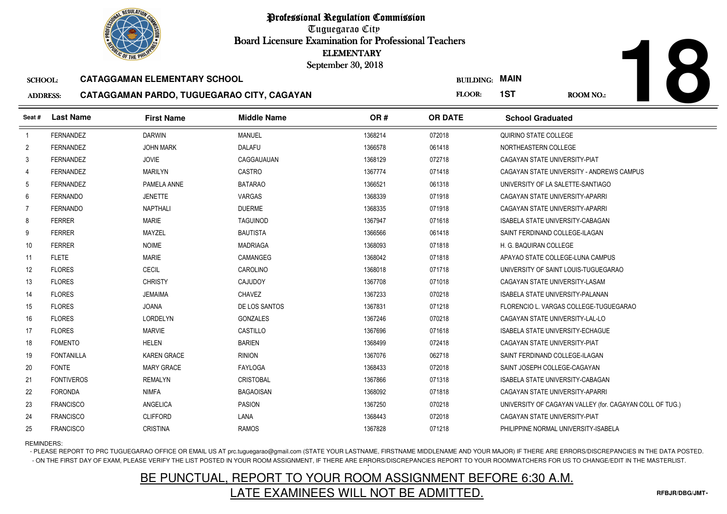# Professional Regulation Commission

Tuguegarao City

Board Licensure Examination for Professional Teachers

ELEMENTARY

September 30, 2018

**18**

SCHOOL: **CATAGGAMAN ELEMENTARY SCHOOL**

BUILDING: **MAIN**

ADDRESS: **CATAGGAMAN PARDO, TUGUEGARAO CITY, CAGAYAN**

FLOOR: **1ST**

ROOM NO.:

| Seat # | Last Name | First Name | Middle Name | OR # | OR DATE | School Graduated |
|---|---|---|---|---|---|---|
| 1 | FERNANDEZ | DARWIN | MANUEL | 1368214 | 072018 | QUIRINO STATE COLLEGE |
| 2 | FERNANDEZ | JOHN MARK | DALAFU | 1366578 | 061418 | NORTHEASTERN COLLEGE |
| 3 | FERNANDEZ | JOVIE | CAGGAUAUAN | 1368129 | 072718 | CAGAYAN STATE UNIVERSITY-PIAT |
| 4 | FERNANDEZ | MARILYN | CASTRO | 1367774 | 071418 | CAGAYAN STATE UNIVERSITY - ANDREWS CAMPUS |
| 5 | FERNANDEZ | PAMELA ANNE | BATARAO | 1366521 | 061318 | UNIVERSITY OF LA SALETTE-SANTIAGO |
| 6 | FERNANDO | JENETTE | VARGAS | 1368339 | 071918 | CAGAYAN STATE UNIVERSITY-APARRI |
| 7 | FERNANDO | NAPTHALI | DUERME | 1368335 | 071918 | CAGAYAN STATE UNIVERSITY-APARRI |
| 8 | FERRER | MARIE | TAGUINOD | 1367947 | 071618 | ISABELA STATE UNIVERSITY-CABAGAN |
| 9 | FERRER | MAYZEL | BAUTISTA | 1366566 | 061418 | SAINT FERDINAND COLLEGE-ILAGAN |
| 10 | FERRER | NOIME | MADRIAGA | 1368093 | 071818 | H. G. BAQUIRAN COLLEGE |
| 11 | FLETE | MARIE | CAMANGEG | 1368042 | 071818 | APAYAO STATE COLLEGE-LUNA CAMPUS |
| 12 | FLORES | CECIL | CAROLINO | 1368018 | 071718 | UNIVERSITY OF SAINT LOUIS-TUGUEGARAO |
| 13 | FLORES | CHRISTY | CAJUDOY | 1367708 | 071018 | CAGAYAN STATE UNIVERSITY-LASAM |
| 14 | FLORES | JEMAIMA | CHAVEZ | 1367233 | 070218 | ISABELA STATE UNIVERSITY-PALANAN |
| 15 | FLORES | JOANA | DE LOS SANTOS | 1367831 | 071218 | FLORENCIO L. VARGAS COLLEGE-TUGUEGARAO |
| 16 | FLORES | LORDELYN | GONZALES | 1367246 | 070218 | CAGAYAN STATE UNIVERSITY-LAL-LO |
| 17 | FLORES | MARVIE | CASTILLO | 1367696 | 071618 | ISABELA STATE UNIVERSITY-ECHAGUE |
| 18 | FOMENTO | HELEN | BARIEN | 1368499 | 072418 | CAGAYAN STATE UNIVERSITY-PIAT |
| 19 | FONTANILLA | KAREN GRACE | RINION | 1367076 | 062718 | SAINT FERDINAND COLLEGE-ILAGAN |
| 20 | FONTE | MARY GRACE | FAYLOGA | 1368433 | 072018 | SAINT JOSEPH COLLEGE-CAGAYAN |
| 21 | FONTIVEROS | REMALYN | CRISTOBAL | 1367866 | 071318 | ISABELA STATE UNIVERSITY-CABAGAN |
| 22 | FORONDA | NIMFA | BAGAOISAN | 1368092 | 071818 | CAGAYAN STATE UNIVERSITY-APARRI |
| 23 | FRANCISCO | ANGELICA | PASION | 1367250 | 070218 | UNIVERSITY OF CAGAYAN VALLEY (for. CAGAYAN COLL OF TUG.) |
| 24 | FRANCISCO | CLIFFORD | LANA | 1368443 | 072018 | CAGAYAN STATE UNIVERSITY-PIAT |
| 25 | FRANCISCO | CRISTINA | RAMOS | 1367828 | 071218 | PHILIPPINE NORMAL UNIVERSITY-ISABELA |

REMINDERS:

- PLEASE REPORT TO PRC TUGUEGARAO OFFICE OR EMAIL US AT prc.tuguegarao@gmail.com (STATE YOUR LASTNAME, FIRSTNAME MIDDLENAME AND YOUR MAJOR) IF THERE ARE ERRORS/DISCREPANCIES IN THE DATA POSTED.
- ON THE FIRST DAY OF EXAM, PLEASE VERIFY THE LIST POSTED IN YOUR ROOM ASSIGNMENT, IF THERE ARE ERRORS/DISCREPANCIES REPORT TO YOUR ROOMWATCHERS FOR US TO CHANGE/EDIT IN THE MASTERLIST.

BE PUNCTUAL, REPORT TO YOUR ROOM ASSIGNMENT BEFORE 6:30 A.M.

LATE EXAMINEES WILL NOT BE ADMITTED.

RFBJR/DBG/JMT-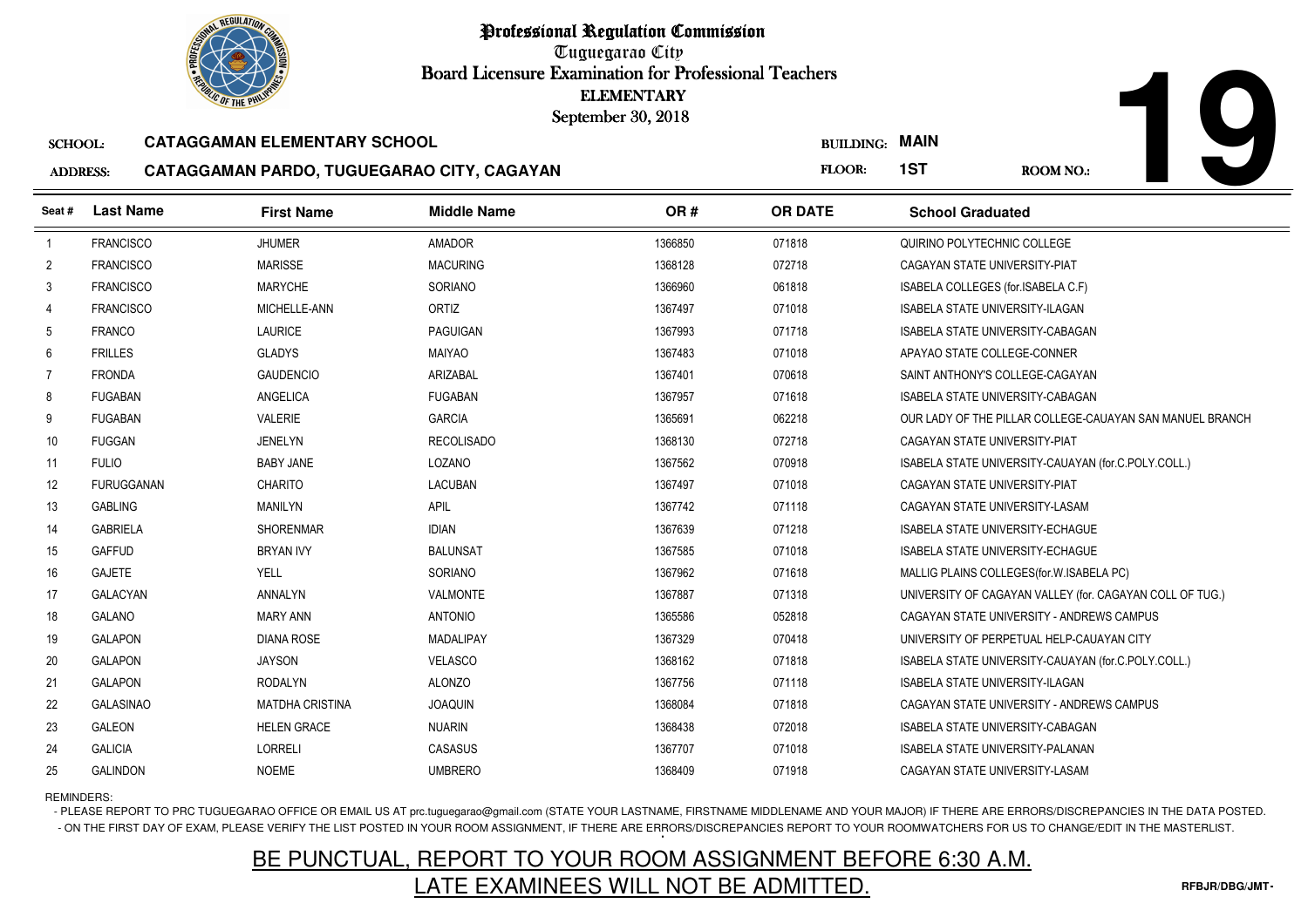# Professional Regulation Commission

Tuguegarao City

Board Licensure Examination for Professional Teachers

ELEMENTARY

September 30, 2018

**19**

SCHOOL: **CATAGGAMAN ELEMENTARY SCHOOL** BUILDING: **MAIN**

ADDRESS: **CATAGGAMAN PARDO, TUGUEGARAO CITY, CAGAYAN** FLOOR: **1ST** ROOM NO.:

| Seat # | Last Name | First Name | Middle Name | OR # | OR DATE | School Graduated |
|---|---|---|---|---|---|---|
| 1 | FRANCISCO | JHUMER | AMADOR | 1366850 | 071818 | QUIRINO POLYTECHNIC COLLEGE |
| 2 | FRANCISCO | MARISSE | MACURING | 1368128 | 072718 | CAGAYAN STATE UNIVERSITY-PIAT |
| 3 | FRANCISCO | MARYCHE | SORIANO | 1366960 | 061818 | ISABELA COLLEGES (for.ISABELA C.F) |
| 4 | FRANCISCO | MICHELLE-ANN | ORTIZ | 1367497 | 071018 | ISABELA STATE UNIVERSITY-ILAGAN |
| 5 | FRANCO | LAURICE | PAGUIGAN | 1367993 | 071718 | ISABELA STATE UNIVERSITY-CABAGAN |
| 6 | FRILLES | GLADYS | MAIYAO | 1367483 | 071018 | APAYAO STATE COLLEGE-CONNER |
| 7 | FRONDA | GAUDENCIO | ARIZABAL | 1367401 | 070618 | SAINT ANTHONY'S COLLEGE-CAGAYAN |
| 8 | FUGABAN | ANGELICA | FUGABAN | 1367957 | 071618 | ISABELA STATE UNIVERSITY-CABAGAN |
| 9 | FUGABAN | VALERIE | GARCIA | 1365691 | 062218 | OUR LADY OF THE PILLAR COLLEGE-CAUAYAN SAN MANUEL BRANCH |
| 10 | FUGGAN | JENELYN | RECOLISADO | 1368130 | 072718 | CAGAYAN STATE UNIVERSITY-PIAT |
| 11 | FULIO | BABY JANE | LOZANO | 1367562 | 070918 | ISABELA STATE UNIVERSITY-CAUAYAN (for.C.POLY.COLL.) |
| 12 | FURUGGANAN | CHARITO | LACUBAN | 1367497 | 071018 | CAGAYAN STATE UNIVERSITY-PIAT |
| 13 | GABLING | MANILYN | APIL | 1367742 | 071118 | CAGAYAN STATE UNIVERSITY-LASAM |
| 14 | GABRIELA | SHORENMAR | IDIAN | 1367639 | 071218 | ISABELA STATE UNIVERSITY-ECHAGUE |
| 15 | GAFFUD | BRYAN IVY | BALUNSAT | 1367585 | 071018 | ISABELA STATE UNIVERSITY-ECHAGUE |
| 16 | GAJETE | YELL | SORIANO | 1367962 | 071618 | MALLIG PLAINS COLLEGES(for.W.ISABELA PC) |
| 17 | GALACYAN | ANNALYN | VALMONTE | 1367887 | 071318 | UNIVERSITY OF CAGAYAN VALLEY (for. CAGAYAN COLL OF TUG.) |
| 18 | GALANO | MARY ANN | ANTONIO | 1365586 | 052818 | CAGAYAN STATE UNIVERSITY - ANDREWS CAMPUS |
| 19 | GALAPON | DIANA ROSE | MADALIPAY | 1367329 | 070418 | UNIVERSITY OF PERPETUAL HELP-CAUAYAN CITY |
| 20 | GALAPON | JAYSON | VELASCO | 1368162 | 071818 | ISABELA STATE UNIVERSITY-CAUAYAN (for.C.POLY.COLL.) |
| 21 | GALAPON | RODALYN | ALONZO | 1367756 | 071118 | ISABELA STATE UNIVERSITY-ILAGAN |
| 22 | GALASINAO | MATDHA CRISTINA | JOAQUIN | 1368084 | 071818 | CAGAYAN STATE UNIVERSITY - ANDREWS CAMPUS |
| 23 | GALEON | HELEN GRACE | NUARIN | 1368438 | 072018 | ISABELA STATE UNIVERSITY-CABAGAN |
| 24 | GALICIA | LORRELI | CASASUS | 1367707 | 071018 | ISABELA STATE UNIVERSITY-PALANAN |
| 25 | GALINDON | NOEME | UMBRERO | 1368409 | 071918 | CAGAYAN STATE UNIVERSITY-LASAM |

REMINDERS:

- PLEASE REPORT TO PRC TUGUEGARAO OFFICE OR EMAIL US AT prc.tuguegarao@gmail.com (STATE YOUR LASTNAME, FIRSTNAME MIDDLENAME AND YOUR MAJOR) IF THERE ARE ERRORS/DISCREPANCIES IN THE DATA POSTED.
- ON THE FIRST DAY OF EXAM, PLEASE VERIFY THE LIST POSTED IN YOUR ROOM ASSIGNMENT, IF THERE ARE ERRORS/DISCREPANCIES REPORT TO YOUR ROOMWATCHERS FOR US TO CHANGE/EDIT IN THE MASTERLIST.

BE PUNCTUAL, REPORT TO YOUR ROOM ASSIGNMENT BEFORE 6:30 A.M.

LATE EXAMINEES WILL NOT BE ADMITTED.

RFBJR/DBG/JMT-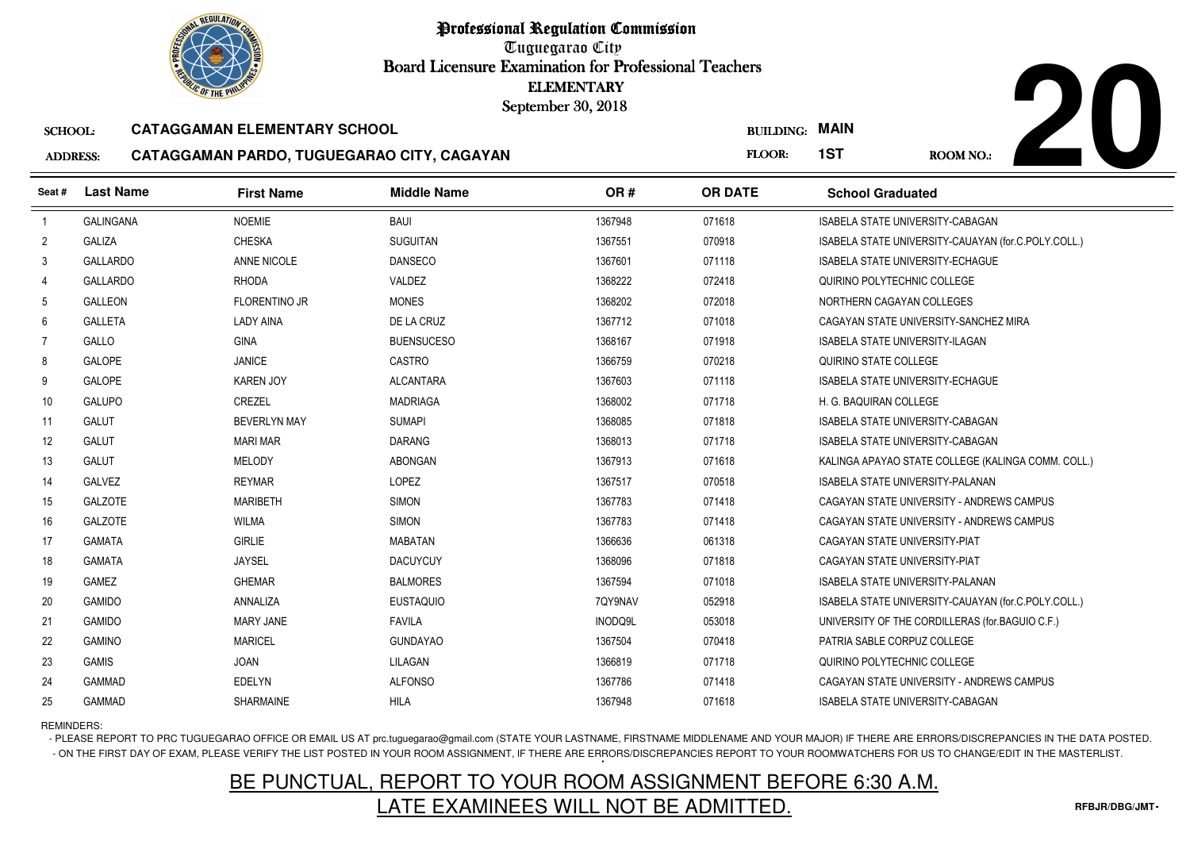# Professional Regulation Commission

Tuguegarao City

Board Licensure Examination for Professional Teachers

ELEMENTARY

September 30, 2018

**SCHOOL:** CATAGGAMAN ELEMENTARY SCHOOL

**ADDRESS:** CATAGGAMAN PARDO, TUGUEGARAO CITY, CAGAYAN

**BUILDING:** MAIN

**FLOOR:** 1ST

**ROOM NO.:** 20

| Seat # | Last Name | First Name | Middle Name | OR # | OR DATE | School Graduated |
|---|---|---|---|---|---|---|
| 1 | GALINGANA | NOEMIE | BAUI | 1367948 | 071618 | ISABELA STATE UNIVERSITY-CABAGAN |
| 2 | GALIZA | CHESKA | SUGUITAN | 1367551 | 070918 | ISABELA STATE UNIVERSITY-CAUAYAN (for.C.POLY.COLL.) |
| 3 | GALLARDO | ANNE NICOLE | DANSECO | 1367601 | 071118 | ISABELA STATE UNIVERSITY-ECHAGUE |
| 4 | GALLARDO | RHODA | VALDEZ | 1368222 | 072418 | QUIRINO POLYTECHNIC COLLEGE |
| 5 | GALLEON | FLORENTINO JR | MONES | 1368202 | 072018 | NORTHERN CAGAYAN COLLEGES |
| 6 | GALLETA | LADY AINA | DE LA CRUZ | 1367712 | 071018 | CAGAYAN STATE UNIVERSITY-SANCHEZ MIRA |
| 7 | GALLO | GINA | BUENSUCESO | 1368167 | 071918 | ISABELA STATE UNIVERSITY-ILAGAN |
| 8 | GALOPE | JANICE | CASTRO | 1366759 | 070218 | QUIRINO STATE COLLEGE |
| 9 | GALOPE | KAREN JOY | ALCANTARA | 1367603 | 071118 | ISABELA STATE UNIVERSITY-ECHAGUE |
| 10 | GALUPO | CREZEL | MADRIAGA | 1368002 | 071718 | H. G. BAQUIRAN COLLEGE |
| 11 | GALUT | BEVERLYN MAY | SUMAPI | 1368085 | 071818 | ISABELA STATE UNIVERSITY-CABAGAN |
| 12 | GALUT | MARI MAR | DARANG | 1368013 | 071718 | ISABELA STATE UNIVERSITY-CABAGAN |
| 13 | GALUT | MELODY | ABONGAN | 1367913 | 071618 | KALINGA APAYAO STATE COLLEGE (KALINGA COMM. COLL.) |
| 14 | GALVEZ | REYMAR | LOPEZ | 1367517 | 070518 | ISABELA STATE UNIVERSITY-PALANAN |
| 15 | GALZOTE | MARIBETH | SIMON | 1367783 | 071418 | CAGAYAN STATE UNIVERSITY - ANDREWS CAMPUS |
| 16 | GALZOTE | WILMA | SIMON | 1367783 | 071418 | CAGAYAN STATE UNIVERSITY - ANDREWS CAMPUS |
| 17 | GAMATA | GIRLIE | MABATAN | 1366636 | 061318 | CAGAYAN STATE UNIVERSITY-PIAT |
| 18 | GAMATA | JAYSEL | DACUYCUY | 1368096 | 071818 | CAGAYAN STATE UNIVERSITY-PIAT |
| 19 | GAMEZ | GHEMAR | BALMORES | 1367594 | 071018 | ISABELA STATE UNIVERSITY-PALANAN |
| 20 | GAMIDO | ANNALIZA | EUSTAQUIO | 7QY9NAV | 052918 | ISABELA STATE UNIVERSITY-CAUAYAN (for.C.POLY.COLL.) |
| 21 | GAMIDO | MARY JANE | FAVILA | INODQ9L | 053018 | UNIVERSITY OF THE CORDILLERAS (for.BAGUIO C.F.) |
| 22 | GAMINO | MARICEL | GUNDAYAO | 1367504 | 070418 | PATRIA SABLE CORPUZ COLLEGE |
| 23 | GAMIS | JOAN | LILAGAN | 1366819 | 071718 | QUIRINO POLYTECHNIC COLLEGE |
| 24 | GAMMAD | EDELYN | ALFONSO | 1367786 | 071418 | CAGAYAN STATE UNIVERSITY - ANDREWS CAMPUS |
| 25 | GAMMAD | SHARMAINE | HILA | 1367948 | 071618 | ISABELA STATE UNIVERSITY-CABAGAN |

REMINDERS:

- PLEASE REPORT TO PRC TUGUEGARAO OFFICE OR EMAIL US AT prc.tuguegarao@gmail.com (STATE YOUR LASTNAME, FIRSTNAME MIDDLENAME AND YOUR MAJOR) IF THERE ARE ERRORS/DISCREPANCIES IN THE DATA POSTED.
- ON THE FIRST DAY OF EXAM, PLEASE VERIFY THE LIST POSTED IN YOUR ROOM ASSIGNMENT, IF THERE ARE ERRORS/DISCREPANCIES REPORT TO YOUR ROOMWATCHERS FOR US TO CHANGE/EDIT IN THE MASTERLIST.

BE PUNCTUAL, REPORT TO YOUR ROOM ASSIGNMENT BEFORE 6:30 A.M.

LATE EXAMINEES WILL NOT BE ADMITTED.

RFBJR/DBG/JMT-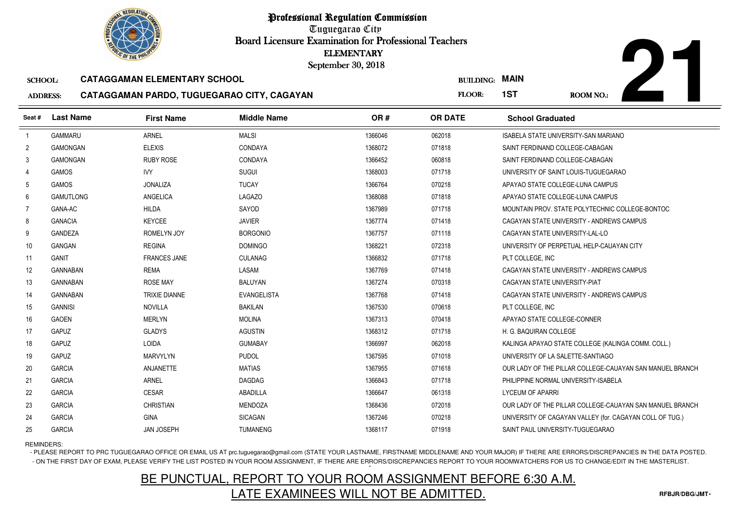# Professional Regulation Commission

Tuguegarao City

Board Licensure Examination for Professional Teachers

ELEMENTARY

September 30, 2018

**SCHOOL:** CATAGGAMAN ELEMENTARY SCHOOL

**ADDRESS:** CATAGGAMAN PARDO, TUGUEGARAO CITY, CAGAYAN

**BUILDING:** MAIN

**FLOOR:** 1ST

**ROOM NO.:** 21

| Seat # | Last Name | First Name | Middle Name | OR # | OR DATE | School Graduated |
|---|---|---|---|---|---|---|
| 1 | GAMMARU | ARNEL | MALSI | 1366046 | 062018 | ISABELA STATE UNIVERSITY-SAN MARIANO |
| 2 | GAMONGAN | ELEXIS | CONDAYA | 1368072 | 071818 | SAINT FERDINAND COLLEGE-CABAGAN |
| 3 | GAMONGAN | RUBY ROSE | CONDAYA | 1366452 | 060818 | SAINT FERDINAND COLLEGE-CABAGAN |
| 4 | GAMOS | IVY | SUGUI | 1368003 | 071718 | UNIVERSITY OF SAINT LOUIS-TUGUEGARAO |
| 5 | GAMOS | JONALIZA | TUCAY | 1366764 | 070218 | APAYAO STATE COLLEGE-LUNA CAMPUS |
| 6 | GAMUTLONG | ANGELICA | LAGAZO | 1368088 | 071818 | APAYAO STATE COLLEGE-LUNA CAMPUS |
| 7 | GANA-AC | HILDA | SAYOD | 1367989 | 071718 | MOUNTAIN PROV. STATE POLYTECHNIC COLLEGE-BONTOC |
| 8 | GANACIA | KEYCEE | JAVIER | 1367774 | 071418 | CAGAYAN STATE UNIVERSITY - ANDREWS CAMPUS |
| 9 | GANDEZA | ROMELYN JOY | BORGONIO | 1367757 | 071118 | CAGAYAN STATE UNIVERSITY-LAL-LO |
| 10 | GANGAN | REGINA | DOMINGO | 1368221 | 072318 | UNIVERSITY OF PERPETUAL HELP-CAUAYAN CITY |
| 11 | GANIT | FRANCES JANE | CULANAG | 1366832 | 071718 | PLT COLLEGE, INC |
| 12 | GANNABAN | REMA | LASAM | 1367769 | 071418 | CAGAYAN STATE UNIVERSITY - ANDREWS CAMPUS |
| 13 | GANNABAN | ROSE MAY | BALUYAN | 1367274 | 070318 | CAGAYAN STATE UNIVERSITY-PIAT |
| 14 | GANNABAN | TRIXIE DIANNE | EVANGELISTA | 1367768 | 071418 | CAGAYAN STATE UNIVERSITY - ANDREWS CAMPUS |
| 15 | GANNISI | NOVILLA | BAKILAN | 1367530 | 070618 | PLT COLLEGE, INC |
| 16 | GAOEN | MERLYN | MOLINA | 1367313 | 070418 | APAYAO STATE COLLEGE-CONNER |
| 17 | GAPUZ | GLADYS | AGUSTIN | 1368312 | 071718 | H. G. BAQUIRAN COLLEGE |
| 18 | GAPUZ | LOIDA | GUMABAY | 1366997 | 062018 | KALINGA APAYAO STATE COLLEGE (KALINGA COMM. COLL.) |
| 19 | GAPUZ | MARVYLYN | PUDOL | 1367595 | 071018 | UNIVERSITY OF LA SALETTE-SANTIAGO |
| 20 | GARCIA | ANJANETTE | MATIAS | 1367955 | 071618 | OUR LADY OF THE PILLAR COLLEGE-CAUAYAN SAN MANUEL BRANCH |
| 21 | GARCIA | ARNEL | DAGDAG | 1366843 | 071718 | PHILIPPINE NORMAL UNIVERSITY-ISABELA |
| 22 | GARCIA | CESAR | ABADILLA | 1366647 | 061318 | LYCEUM OF APARRI |
| 23 | GARCIA | CHRISTIAN | MENDOZA | 1368436 | 072018 | OUR LADY OF THE PILLAR COLLEGE-CAUAYAN SAN MANUEL BRANCH |
| 24 | GARCIA | GINA | SICAGAN | 1367246 | 070218 | UNIVERSITY OF CAGAYAN VALLEY (for. CAGAYAN COLL OF TUG.) |
| 25 | GARCIA | JAN JOSEPH | TUMANENG | 1368117 | 071918 | SAINT PAUL UNIVERSITY-TUGUEGARAO |

REMINDERS:

- PLEASE REPORT TO PRC TUGUEGARAO OFFICE OR EMAIL US AT prc.tuguegarao@gmail.com (STATE YOUR LASTNAME, FIRSTNAME MIDDLENAME AND YOUR MAJOR) IF THERE ARE ERRORS/DISCREPANCIES IN THE DATA POSTED.
- ON THE FIRST DAY OF EXAM, PLEASE VERIFY THE LIST POSTED IN YOUR ROOM ASSIGNMENT, IF THERE ARE ERRORS/DISCREPANCIES REPORT TO YOUR ROOMWATCHERS FOR US TO CHANGE/EDIT IN THE MASTERLIST.

BE PUNCTUAL, REPORT TO YOUR ROOM ASSIGNMENT BEFORE 6:30 A.M.

LATE EXAMINEES WILL NOT BE ADMITTED.

RFBJR/DBG/JMT-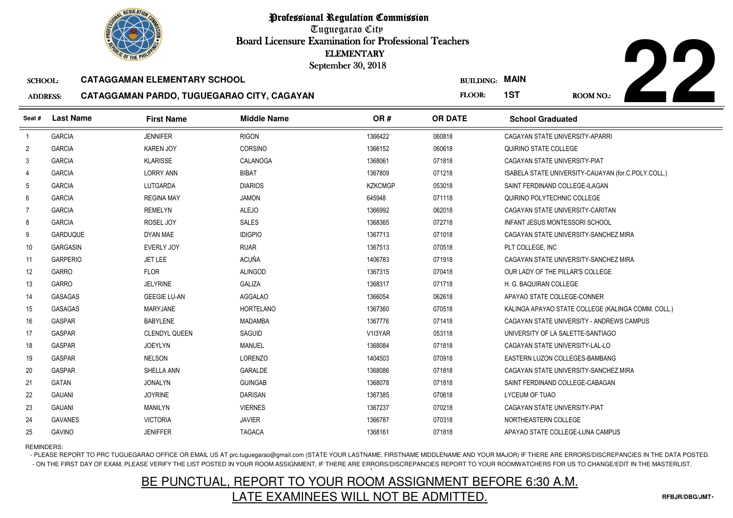# Professional Regulation Commission

Tuguegarao City

Board Licensure Examination for Professional Teachers

ELEMENTARY

September 30, 2018

**SCHOOL:** CATAGGAMAN ELEMENTARY SCHOOL

**ADDRESS:** CATAGGAMAN PARDO, TUGUEGARAO CITY, CAGAYAN

**BUILDING:** MAIN

**FLOOR:** 1ST

**ROOM NO.:** 22

| Seat # | Last Name | First Name | Middle Name | OR # | OR DATE | School Graduated |
|---|---|---|---|---|---|---|
| 1 | GARCIA | JENNIFER | RIGON | 1366422 | 060818 | CAGAYAN STATE UNIVERSITY-APARRI |
| 2 | GARCIA | KAREN JOY | CORSINO | 1366152 | 060618 | QUIRINO STATE COLLEGE |
| 3 | GARCIA | KLARISSE | CALANOGA | 1368061 | 071818 | CAGAYAN STATE UNIVERSITY-PIAT |
| 4 | GARCIA | LORRY ANN | BIBAT | 1367809 | 071218 | ISABELA STATE UNIVERSITY-CAUAYAN (for.C.POLY.COLL.) |
| 5 | GARCIA | LUTGARDA | DIARIOS | KZKCMGP | 053018 | SAINT FERDINAND COLLEGE-ILAGAN |
| 6 | GARCIA | REGINA MAY | JAMON | 645948 | 071118 | QUIRINO POLYTECHNIC COLLEGE |
| 7 | GARCIA | REMELYN | ALEJO | 1366992 | 062018 | CAGAYAN STATE UNIVERSITY-CARITAN |
| 8 | GARCIA | ROSEL JOY | SALES | 1368365 | 072718 | INFANT JESUS MONTESSORI SCHOOL |
| 9 | GARDUQUE | DYAN MAE | IDIGPIO | 1367713 | 071018 | CAGAYAN STATE UNIVERSITY-SANCHEZ MIRA |
| 10 | GARGASIN | EVERLY JOY | RUAR | 1367513 | 070518 | PLT COLLEGE, INC |
| 11 | GARPERIO | JET LEE | ACUÑA | 1406783 | 071918 | CAGAYAN STATE UNIVERSITY-SANCHEZ MIRA |
| 12 | GARRO | FLOR | ALINGOD | 1367315 | 070418 | OUR LADY OF THE PILLAR'S COLLEGE |
| 13 | GARRO | JELYRINE | GALIZA | 1368317 | 071718 | H. G. BAQUIRAN COLLEGE |
| 14 | GASAGAS | GEEGIE LU-AN | AGGALAO | 1366054 | 062618 | APAYAO STATE COLLEGE-CONNER |
| 15 | GASAGAS | MARYJANE | HORTELANO | 1367360 | 070518 | KALINGA APAYAO STATE COLLEGE (KALINGA COMM. COLL.) |
| 16 | GASPAR | BABYLENE | MADAMBA | 1367776 | 071418 | CAGAYAN STATE UNIVERSITY - ANDREWS CAMPUS |
| 17 | GASPAR | CLENDYL QUEEN | SAGUID | V1I3YAR | 053118 | UNIVERSITY OF LA SALETTE-SANTIAGO |
| 18 | GASPAR | JOEYLYN | MANUEL | 1368084 | 071818 | CAGAYAN STATE UNIVERSITY-LAL-LO |
| 19 | GASPAR | NELSON | LORENZO | 1404503 | 070918 | EASTERN LUZON COLLEGES-BAMBANG |
| 20 | GASPAR | SHELLA ANN | GARALDE | 1368086 | 071818 | CAGAYAN STATE UNIVERSITY-SANCHEZ MIRA |
| 21 | GATAN | JONALYN | GUINGAB | 1368078 | 071818 | SAINT FERDINAND COLLEGE-CABAGAN |
| 22 | GAUANI | JOYRINE | DARISAN | 1367385 | 070618 | LYCEUM OF TUAO |
| 23 | GAUANI | MANILYN | VIERNES | 1367237 | 070218 | CAGAYAN STATE UNIVERSITY-PIAT |
| 24 | GAVANES | VICTORIA | JAVIER | 1366787 | 070318 | NORTHEASTERN COLLEGE |
| 25 | GAVINO | JENIFFER | TAGACA | 1368161 | 071818 | APAYAO STATE COLLEGE-LUNA CAMPUS |

REMINDERS:

- PLEASE REPORT TO PRC TUGUEGARAO OFFICE OR EMAIL US AT prc.tuguegarao@gmail.com (STATE YOUR LASTNAME, FIRSTNAME MIDDLENAME AND YOUR MAJOR) IF THERE ARE ERRORS/DISCREPANCIES IN THE DATA POSTED.
- ON THE FIRST DAY OF EXAM, PLEASE VERIFY THE LIST POSTED IN YOUR ROOM ASSIGNMENT, IF THERE ARE ERRORS/DISCREPANCIES REPORT TO YOUR ROOMWATCHERS FOR US TO CHANGE/EDIT IN THE MASTERLIST.

## BE PUNCTUAL, REPORT TO YOUR ROOM ASSIGNMENT BEFORE 6:30 A.M.
## LATE EXAMINEES WILL NOT BE ADMITTED.

RFBJR/DBG/JMT-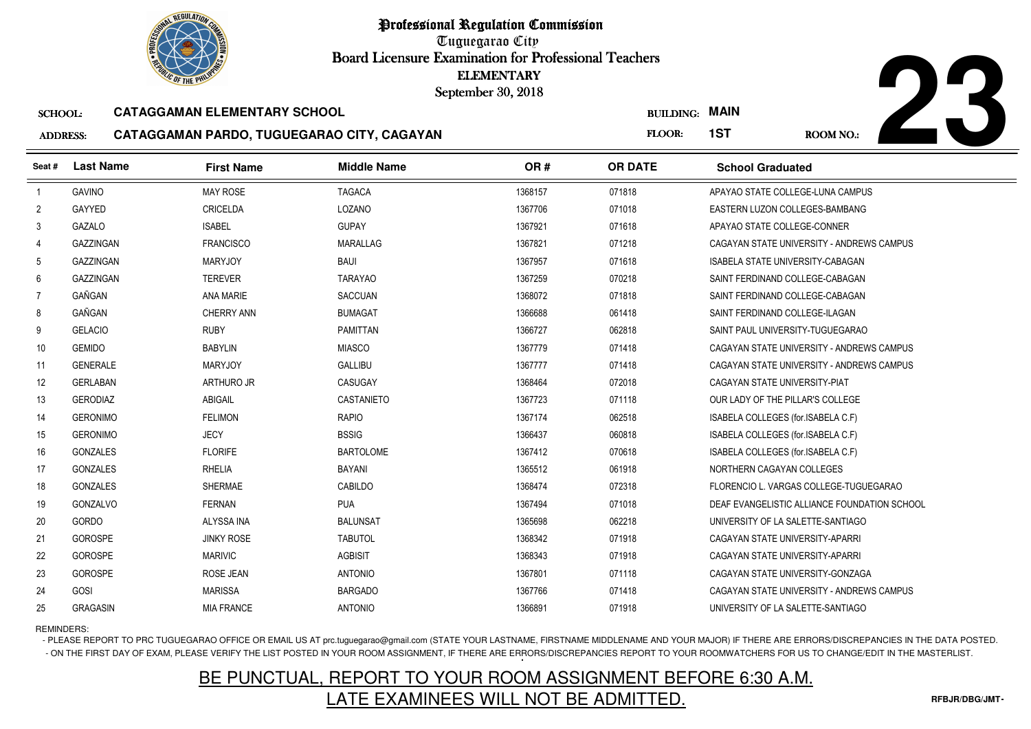# Professional Regulation Commission

Tuguegarao City

Board Licensure Examination for Professional Teachers

ELEMENTARY

September 30, 2018

**SCHOOL:** CATAGGAMAN ELEMENTARY SCHOOL

**ADDRESS:** CATAGGAMAN PARDO, TUGUEGARAO CITY, CAGAYAN

**BUILDING:** MAIN

**FLOOR:** 1ST

**ROOM NO.:** 23

| Seat # | Last Name | First Name | Middle Name | OR # | OR DATE | School Graduated |
|---|---|---|---|---|---|---|
| 1 | GAVINO | MAY ROSE | TAGACA | 1368157 | 071818 | APAYAO STATE COLLEGE-LUNA CAMPUS |
| 2 | GAYYED | CRICELDA | LOZANO | 1367706 | 071018 | EASTERN LUZON COLLEGES-BAMBANG |
| 3 | GAZALO | ISABEL | GUPAY | 1367921 | 071618 | APAYAO STATE COLLEGE-CONNER |
| 4 | GAZZINGAN | FRANCISCO | MARALLAG | 1367821 | 071218 | CAGAYAN STATE UNIVERSITY - ANDREWS CAMPUS |
| 5 | GAZZINGAN | MARYJOY | BAUI | 1367957 | 071618 | ISABELA STATE UNIVERSITY-CABAGAN |
| 6 | GAZZINGAN | TEREVER | TARAYAO | 1367259 | 070218 | SAINT FERDINAND COLLEGE-CABAGAN |
| 7 | GAÑGAN | ANA MARIE | SACCUAN | 1368072 | 071818 | SAINT FERDINAND COLLEGE-CABAGAN |
| 8 | GAÑGAN | CHERRY ANN | BUMAGAT | 1366688 | 061418 | SAINT FERDINAND COLLEGE-ILAGAN |
| 9 | GELACIO | RUBY | PAMITTAN | 1366727 | 062818 | SAINT PAUL UNIVERSITY-TUGUEGARAO |
| 10 | GEMIDO | BABYLIN | MIASCO | 1367779 | 071418 | CAGAYAN STATE UNIVERSITY - ANDREWS CAMPUS |
| 11 | GENERALE | MARYJOY | GALLIBU | 1367777 | 071418 | CAGAYAN STATE UNIVERSITY - ANDREWS CAMPUS |
| 12 | GERLABAN | ARTHURO JR | CASUGAY | 1368464 | 072018 | CAGAYAN STATE UNIVERSITY-PIAT |
| 13 | GERODIAZ | ABIGAIL | CASTANIETO | 1367723 | 071118 | OUR LADY OF THE PILLAR'S COLLEGE |
| 14 | GERONIMO | FELIMON | RAPIO | 1367174 | 062518 | ISABELA COLLEGES (for.ISABELA C.F) |
| 15 | GERONIMO | JECY | BSSIG | 1366437 | 060818 | ISABELA COLLEGES (for.ISABELA C.F) |
| 16 | GONZALES | FLORIFE | BARTOLOME | 1367412 | 070618 | ISABELA COLLEGES (for.ISABELA C.F) |
| 17 | GONZALES | RHELIA | BAYANI | 1365512 | 061918 | NORTHERN CAGAYAN COLLEGES |
| 18 | GONZALES | SHERMAE | CABILDO | 1368474 | 072318 | FLORENCIO L. VARGAS COLLEGE-TUGUEGARAO |
| 19 | GONZALVO | FERNAN | PUA | 1367494 | 071018 | DEAF EVANGELISTIC ALLIANCE FOUNDATION SCHOOL |
| 20 | GORDO | ALYSSA INA | BALUNSAT | 1365698 | 062218 | UNIVERSITY OF LA SALETTE-SANTIAGO |
| 21 | GOROSPE | JINKY ROSE | TABUTOL | 1368342 | 071918 | CAGAYAN STATE UNIVERSITY-APARRI |
| 22 | GOROSPE | MARIVIC | AGBISIT | 1368343 | 071918 | CAGAYAN STATE UNIVERSITY-APARRI |
| 23 | GOROSPE | ROSE JEAN | ANTONIO | 1367801 | 071118 | CAGAYAN STATE UNIVERSITY-GONZAGA |
| 24 | GOSI | MARISSA | BARGADO | 1367766 | 071418 | CAGAYAN STATE UNIVERSITY - ANDREWS CAMPUS |
| 25 | GRAGASIN | MIA FRANCE | ANTONIO | 1366891 | 071918 | UNIVERSITY OF LA SALETTE-SANTIAGO |

REMINDERS:

- PLEASE REPORT TO PRC TUGUEGARAO OFFICE OR EMAIL US AT prc.tuguegarao@gmail.com (STATE YOUR LASTNAME, FIRSTNAME MIDDLENAME AND YOUR MAJOR) IF THERE ARE ERRORS/DISCREPANCIES IN THE DATA POSTED.
- ON THE FIRST DAY OF EXAM, PLEASE VERIFY THE LIST POSTED IN YOUR ROOM ASSIGNMENT, IF THERE ARE ERRORS/DISCREPANCIES REPORT TO YOUR ROOMWATCHERS FOR US TO CHANGE/EDIT IN THE MASTERLIST.

BE PUNCTUAL, REPORT TO YOUR ROOM ASSIGNMENT BEFORE 6:30 A.M.

LATE EXAMINEES WILL NOT BE ADMITTED.

RFBJR/DBG/JMT-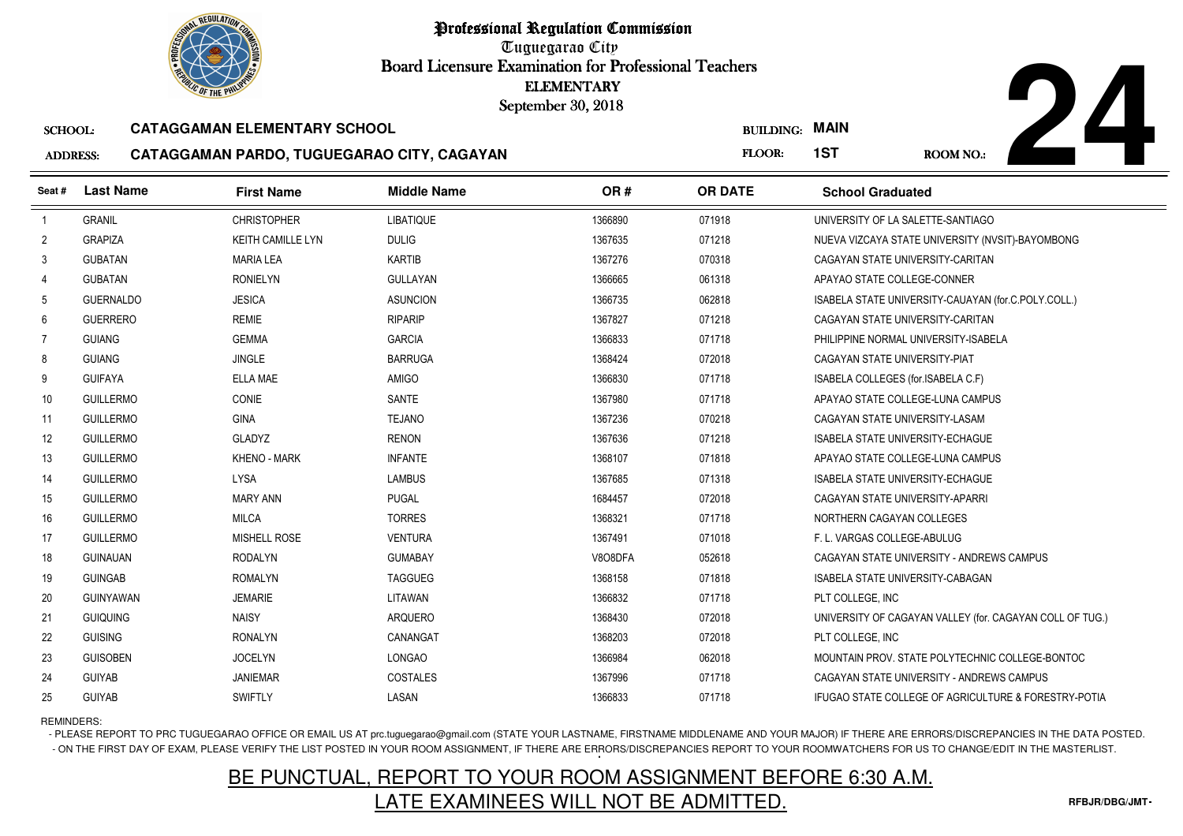# Professional Regulation Commission

Tuguegarao City

Board Licensure Examination for Professional Teachers

ELEMENTARY

September 30, 2018

**SCHOOL:** CATAGGAMAN ELEMENTARY SCHOOL

**ADDRESS:** CATAGGAMAN PARDO, TUGUEGARAO CITY, CAGAYAN

**BUILDING:** MAIN

**FLOOR:** 1ST

**ROOM NO.:** 24

| Seat # | Last Name | First Name | Middle Name | OR # | OR DATE | School Graduated |
|---|---|---|---|---|---|---|
| 1 | GRANIL | CHRISTOPHER | LIBATIQUE | 1366890 | 071918 | UNIVERSITY OF LA SALETTE-SANTIAGO |
| 2 | GRAPIZA | KEITH CAMILLE LYN | DULIG | 1367635 | 071218 | NUEVA VIZCAYA STATE UNIVERSITY (NVSIT)-BAYOMBONG |
| 3 | GUBATAN | MARIA LEA | KARTIB | 1367276 | 070318 | CAGAYAN STATE UNIVERSITY-CARITAN |
| 4 | GUBATAN | RONIELYN | GULLAYAN | 1366665 | 061318 | APAYAO STATE COLLEGE-CONNER |
| 5 | GUERNALDO | JESICA | ASUNCION | 1366735 | 062818 | ISABELA STATE UNIVERSITY-CAUAYAN (for.C.POLY.COLL.) |
| 6 | GUERRERO | REMIE | RIPARIP | 1367827 | 071218 | CAGAYAN STATE UNIVERSITY-CARITAN |
| 7 | GUIANG | GEMMA | GARCIA | 1366833 | 071718 | PHILIPPINE NORMAL UNIVERSITY-ISABELA |
| 8 | GUIANG | JINGLE | BARRUGA | 1368424 | 072018 | CAGAYAN STATE UNIVERSITY-PIAT |
| 9 | GUIFAYA | ELLA MAE | AMIGO | 1366830 | 071718 | ISABELA COLLEGES (for.ISABELA C.F) |
| 10 | GUILLERMO | CONIE | SANTE | 1367980 | 071718 | APAYAO STATE COLLEGE-LUNA CAMPUS |
| 11 | GUILLERMO | GINA | TEJANO | 1367236 | 070218 | CAGAYAN STATE UNIVERSITY-LASAM |
| 12 | GUILLERMO | GLADYZ | RENON | 1367636 | 071218 | ISABELA STATE UNIVERSITY-ECHAGUE |
| 13 | GUILLERMO | KHENO - MARK | INFANTE | 1368107 | 071818 | APAYAO STATE COLLEGE-LUNA CAMPUS |
| 14 | GUILLERMO | LYSA | LAMBUS | 1367685 | 071318 | ISABELA STATE UNIVERSITY-ECHAGUE |
| 15 | GUILLERMO | MARY ANN | PUGAL | 1684457 | 072018 | CAGAYAN STATE UNIVERSITY-APARRI |
| 16 | GUILLERMO | MILCA | TORRES | 1368321 | 071718 | NORTHERN CAGAYAN COLLEGES |
| 17 | GUILLERMO | MISHELL ROSE | VENTURA | 1367491 | 071018 | F. L. VARGAS COLLEGE-ABULUG |
| 18 | GUINAUAN | RODALYN | GUMABAY | V8O8DFA | 052618 | CAGAYAN STATE UNIVERSITY - ANDREWS CAMPUS |
| 19 | GUINGAB | ROMALYN | TAGGUEG | 1368158 | 071818 | ISABELA STATE UNIVERSITY-CABAGAN |
| 20 | GUINYAWAN | JEMARIE | LITAWAN | 1366832 | 071718 | PLT COLLEGE, INC |
| 21 | GUIQUING | NAISY | ARQUERO | 1368430 | 072018 | UNIVERSITY OF CAGAYAN VALLEY (for. CAGAYAN COLL OF TUG.) |
| 22 | GUISING | RONALYN | CANANGAT | 1368203 | 072018 | PLT COLLEGE, INC |
| 23 | GUISOBEN | JOCELYN | LONGAO | 1366984 | 062018 | MOUNTAIN PROV. STATE POLYTECHNIC COLLEGE-BONTOC |
| 24 | GUIYAB | JANIEMAR | COSTALES | 1367996 | 071718 | CAGAYAN STATE UNIVERSITY - ANDREWS CAMPUS |
| 25 | GUIYAB | SWIFTLY | LASAN | 1366833 | 071718 | IFUGAO STATE COLLEGE OF AGRICULTURE & FORESTRY-POTIA |

REMINDERS:

- PLEASE REPORT TO PRC TUGUEGARAO OFFICE OR EMAIL US AT prc.tuguegarao@gmail.com (STATE YOUR LASTNAME, FIRSTNAME MIDDLENAME AND YOUR MAJOR) IF THERE ARE ERRORS/DISCREPANCIES IN THE DATA POSTED.
- ON THE FIRST DAY OF EXAM, PLEASE VERIFY THE LIST POSTED IN YOUR ROOM ASSIGNMENT, IF THERE ARE ERRORS/DISCREPANCIES REPORT TO YOUR ROOMWATCHERS FOR US TO CHANGE/EDIT IN THE MASTERLIST.

## BE PUNCTUAL, REPORT TO YOUR ROOM ASSIGNMENT BEFORE 6:30 A.M.

## LATE EXAMINEES WILL NOT BE ADMITTED.

RFBJR/DBG/JMT-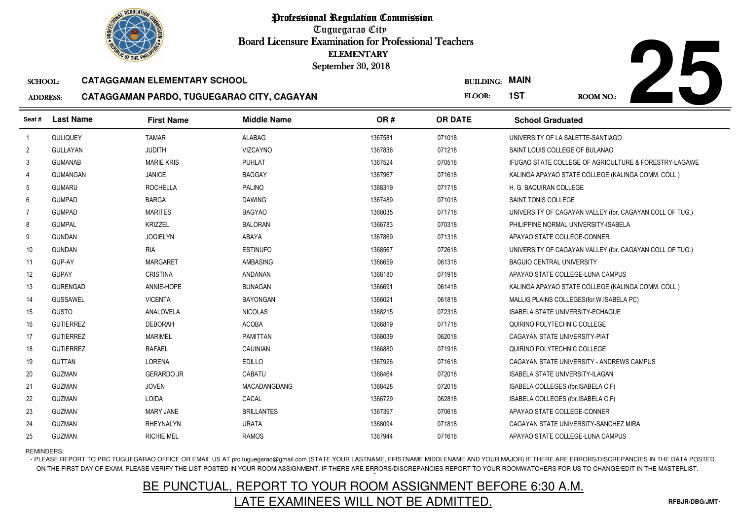# Professional Regulation Commission

Tuguegarao City

Board Licensure Examination for Professional Teachers

ELEMENTARY

September 30, 2018

**25**

SCHOOL: **CATAGGAMAN ELEMENTARY SCHOOL**

BUILDING: **MAIN**

ADDRESS: **CATAGGAMAN PARDO, TUGUEGARAO CITY, CAGAYAN**

FLOOR: **1ST**

ROOM NO.:

| Seat # | Last Name | First Name | Middle Name | OR # | OR DATE | School Graduated |
|---|---|---|---|---|---|---|
| 1 | GULIQUEY | TAMAR | ALABAG | 1367581 | 071018 | UNIVERSITY OF LA SALETTE-SANTIAGO |
| 2 | GULLAYAN | JUDITH | VIZCAYNO | 1367836 | 071218 | SAINT LOUIS COLLEGE OF BULANAO |
| 3 | GUMANAB | MARIE KRIS | PUHLAT | 1367524 | 070518 | IFUGAO STATE COLLEGE OF AGRICULTURE & FORESTRY-LAGAWE |
| 4 | GUMANGAN | JANICE | BAGGAY | 1367967 | 071618 | KALINGA APAYAO STATE COLLEGE (KALINGA COMM. COLL.) |
| 5 | GUMARU | ROCHELLA | PALINO | 1368319 | 071718 | H. G. BAQUIRAN COLLEGE |
| 6 | GUMPAD | BARGA | DAWING | 1367489 | 071018 | SAINT TONIS COLLEGE |
| 7 | GUMPAD | MARITES | BAGYAO | 1368035 | 071718 | UNIVERSITY OF CAGAYAN VALLEY (for. CAGAYAN COLL OF TUG.) |
| 8 | GUMPAL | KRIZZEL | BALORAN | 1366783 | 070318 | PHILIPPINE NORMAL UNIVERSITY-ISABELA |
| 9 | GUNDAN | JOGIELYN | ABAYA | 1367869 | 071318 | APAYAO STATE COLLEGE-CONNER |
| 10 | GUNDAN | RIA | ESTINUFO | 1368567 | 072618 | UNIVERSITY OF CAGAYAN VALLEY (for. CAGAYAN COLL OF TUG.) |
| 11 | GUP-AY | MARGARET | AMBASING | 1366659 | 061318 | BAGUIO CENTRAL UNIVERSITY |
| 12 | GUPAY | CRISTINA | ANDANAN | 1368180 | 071918 | APAYAO STATE COLLEGE-LUNA CAMPUS |
| 13 | GURENGAD | ANNIE-HOPE | BUNAGAN | 1366691 | 061418 | KALINGA APAYAO STATE COLLEGE (KALINGA COMM. COLL.) |
| 14 | GUSSAWEL | VICENTA | BAYONGAN | 1366021 | 061818 | MALLIG PLAINS COLLEGES(for.W.ISABELA PC) |
| 15 | GUSTO | ANALOVELA | NICOLAS | 1368215 | 072318 | ISABELA STATE UNIVERSITY-ECHAGUE |
| 16 | GUTIERREZ | DEBORAH | ACOBA | 1366819 | 071718 | QUIRINO POLYTECHNIC COLLEGE |
| 17 | GUTIERREZ | MARIMEL | PAMITTAN | 1366039 | 062018 | CAGAYAN STATE UNIVERSITY-PIAT |
| 18 | GUTIERREZ | RAFAEL | CAUINIAN | 1366880 | 071918 | QUIRINO POLYTECHNIC COLLEGE |
| 19 | GUTTAN | LORENA | EDILLO | 1367926 | 071618 | CAGAYAN STATE UNIVERSITY - ANDREWS CAMPUS |
| 20 | GUZMAN | GERARDO JR | CABATU | 1368464 | 072018 | ISABELA STATE UNIVERSITY-ILAGAN |
| 21 | GUZMAN | JOVEN | MACADANGDANG | 1368428 | 072018 | ISABELA COLLEGES (for.ISABELA C.F) |
| 22 | GUZMAN | LOIDA | CACAL | 1366729 | 062818 | ISABELA COLLEGES (for.ISABELA C.F) |
| 23 | GUZMAN | MARY JANE | BRILLANTES | 1367397 | 070618 | APAYAO STATE COLLEGE-CONNER |
| 24 | GUZMAN | RHEYNALYN | URATA | 1368094 | 071818 | CAGAYAN STATE UNIVERSITY-SANCHEZ MIRA |
| 25 | GUZMAN | RICHIE MEL | RAMOS | 1367944 | 071618 | APAYAO STATE COLLEGE-LUNA CAMPUS |

REMINDERS:

- PLEASE REPORT TO PRC TUGUEGARAO OFFICE OR EMAIL US AT prc.tuguegarao@gmail.com (STATE YOUR LASTNAME, FIRSTNAME MIDDLENAME AND YOUR MAJOR) IF THERE ARE ERRORS/DISCREPANCIES IN THE DATA POSTED.
- ON THE FIRST DAY OF EXAM, PLEASE VERIFY THE LIST POSTED IN YOUR ROOM ASSIGNMENT, IF THERE ARE ERRORS/DISCREPANCIES REPORT TO YOUR ROOMWATCHERS FOR US TO CHANGE/EDIT IN THE MASTERLIST.

BE PUNCTUAL, REPORT TO YOUR ROOM ASSIGNMENT BEFORE 6:30 A.M.

LATE EXAMINEES WILL NOT BE ADMITTED.

RFBJR/DBG/JMT-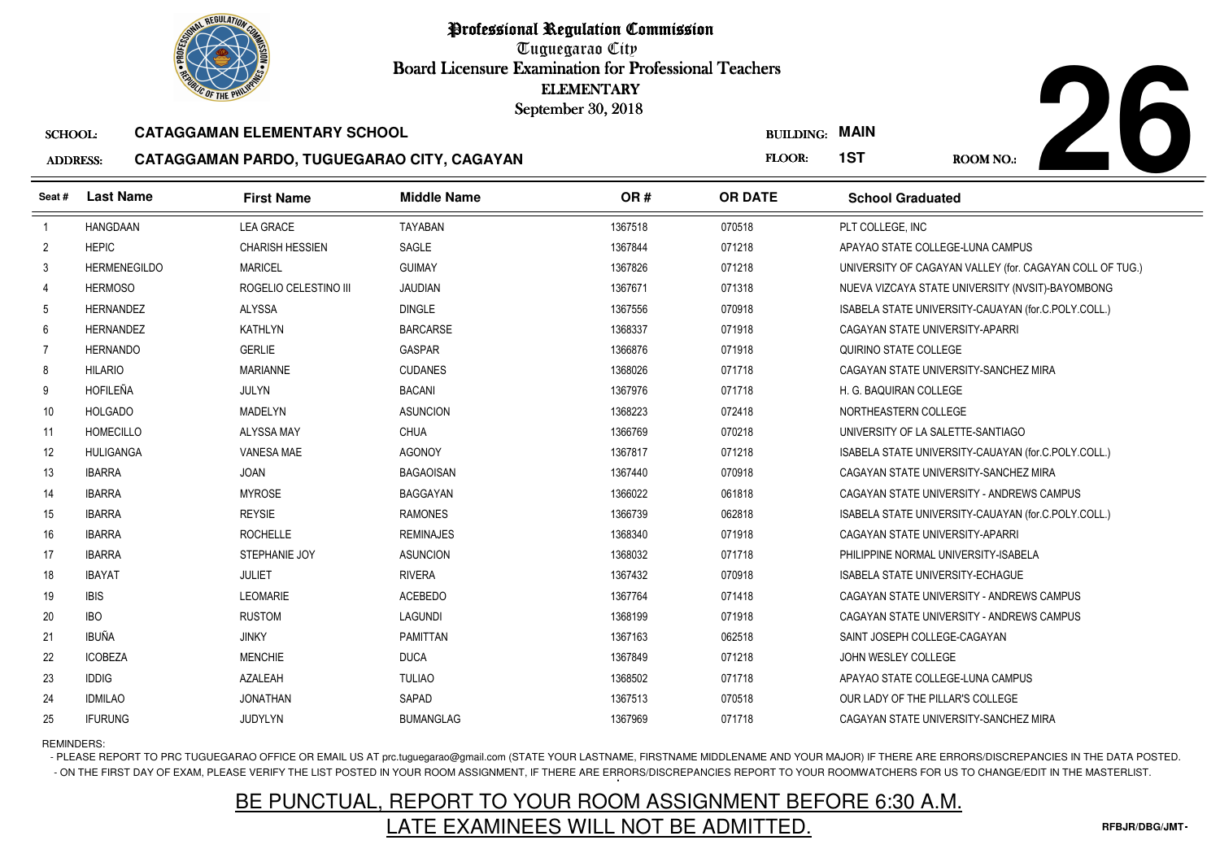# Professional Regulation Commission

Tuguegarao City

Board Licensure Examination for Professional Teachers

ELEMENTARY

September 30, 2018

**SCHOOL:** CATAGGAMAN ELEMENTARY SCHOOL

**BUILDING:** MAIN

**ADDRESS:** CATAGGAMAN PARDO, TUGUEGARAO CITY, CAGAYAN

**FLOOR:** 1ST

**ROOM NO.:** 26

| Seat # | Last Name | First Name | Middle Name | OR # | OR DATE | School Graduated |
|---|---|---|---|---|---|---|
| 1 | HANGDAAN | LEA GRACE | TAYABAN | 1367518 | 070518 | PLT COLLEGE, INC |
| 2 | HEPIC | CHARISH HESSIEN | SAGLE | 1367844 | 071218 | APAYAO STATE COLLEGE-LUNA CAMPUS |
| 3 | HERMENEGILDO | MARICEL | GUIMAY | 1367826 | 071218 | UNIVERSITY OF CAGAYAN VALLEY (for. CAGAYAN COLL OF TUG.) |
| 4 | HERMOSO | ROGELIO CELESTINO III | JAUDIAN | 1367671 | 071318 | NUEVA VIZCAYA STATE UNIVERSITY (NVSIT)-BAYOMBONG |
| 5 | HERNANDEZ | ALYSSA | DINGLE | 1367556 | 070918 | ISABELA STATE UNIVERSITY-CAUAYAN (for.C.POLY.COLL.) |
| 6 | HERNANDEZ | KATHLYN | BARCARSE | 1368337 | 071918 | CAGAYAN STATE UNIVERSITY-APARRI |
| 7 | HERNANDO | GERLIE | GASPAR | 1366876 | 071918 | QUIRINO STATE COLLEGE |
| 8 | HILARIO | MARIANNE | CUDANES | 1368026 | 071718 | CAGAYAN STATE UNIVERSITY-SANCHEZ MIRA |
| 9 | HOFILEÑA | JULYN | BACANI | 1367976 | 071718 | H. G. BAQUIRAN COLLEGE |
| 10 | HOLGADO | MADELYN | ASUNCION | 1368223 | 072418 | NORTHEASTERN COLLEGE |
| 11 | HOMECILLO | ALYSSA MAY | CHUA | 1366769 | 070218 | UNIVERSITY OF LA SALETTE-SANTIAGO |
| 12 | HULIGANGA | VANESA MAE | AGONOY | 1367817 | 071218 | ISABELA STATE UNIVERSITY-CAUAYAN (for.C.POLY.COLL.) |
| 13 | IBARRA | JOAN | BAGAOISAN | 1367440 | 070918 | CAGAYAN STATE UNIVERSITY-SANCHEZ MIRA |
| 14 | IBARRA | MYROSE | BAGGAYAN | 1366022 | 061818 | CAGAYAN STATE UNIVERSITY - ANDREWS CAMPUS |
| 15 | IBARRA | REYSIE | RAMONES | 1366739 | 062818 | ISABELA STATE UNIVERSITY-CAUAYAN (for.C.POLY.COLL.) |
| 16 | IBARRA | ROCHELLE | REMINAJES | 1368340 | 071918 | CAGAYAN STATE UNIVERSITY-APARRI |
| 17 | IBARRA | STEPHANIE JOY | ASUNCION | 1368032 | 071718 | PHILIPPINE NORMAL UNIVERSITY-ISABELA |
| 18 | IBAYAT | JULIET | RIVERA | 1367432 | 070918 | ISABELA STATE UNIVERSITY-ECHAGUE |
| 19 | IBIS | LEOMARIE | ACEBEDO | 1367764 | 071418 | CAGAYAN STATE UNIVERSITY - ANDREWS CAMPUS |
| 20 | IBO | RUSTOM | LAGUNDI | 1368199 | 071918 | CAGAYAN STATE UNIVERSITY - ANDREWS CAMPUS |
| 21 | IBUÑA | JINKY | PAMITTAN | 1367163 | 062518 | SAINT JOSEPH COLLEGE-CAGAYAN |
| 22 | ICOBEZA | MENCHIE | DUCA | 1367849 | 071218 | JOHN WESLEY COLLEGE |
| 23 | IDDIG | AZALEAH | TULIAO | 1368502 | 071718 | APAYAO STATE COLLEGE-LUNA CAMPUS |
| 24 | IDMILAO | JONATHAN | SAPAD | 1367513 | 070518 | OUR LADY OF THE PILLAR'S COLLEGE |
| 25 | IFURUNG | JUDYLYN | BUMANGLAG | 1367969 | 071718 | CAGAYAN STATE UNIVERSITY-SANCHEZ MIRA |

REMINDERS:

- PLEASE REPORT TO PRC TUGUEGARAO OFFICE OR EMAIL US AT prc.tuguegarao@gmail.com (STATE YOUR LASTNAME, FIRSTNAME MIDDLENAME AND YOUR MAJOR) IF THERE ARE ERRORS/DISCREPANCIES IN THE DATA POSTED.
- ON THE FIRST DAY OF EXAM, PLEASE VERIFY THE LIST POSTED IN YOUR ROOM ASSIGNMENT, IF THERE ARE ERRORS/DISCREPANCIES REPORT TO YOUR ROOMWATCHERS FOR US TO CHANGE/EDIT IN THE MASTERLIST.

BE PUNCTUAL, REPORT TO YOUR ROOM ASSIGNMENT BEFORE 6:30 A.M.

LATE EXAMINEES WILL NOT BE ADMITTED.

RFBJR/DBG/JMT-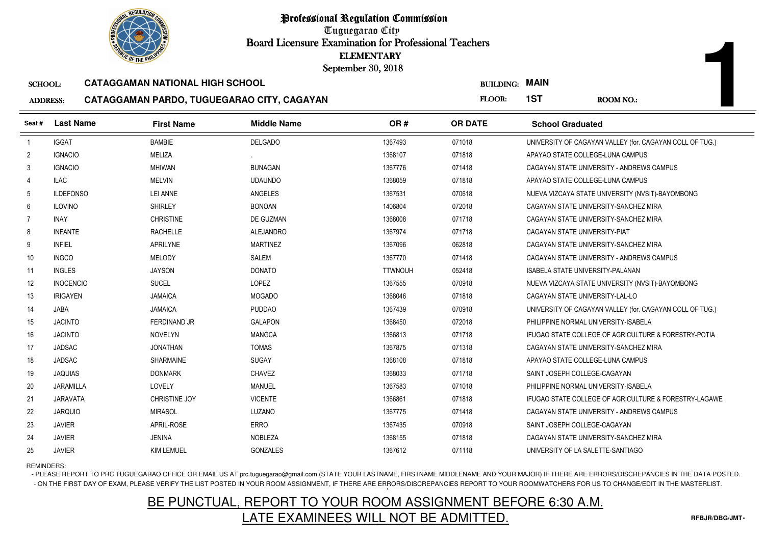# Professional Regulation Commission

Tuguegarao City

Board Licensure Examination for Professional Teachers

ELEMENTARY

September 30, 2018

**1**

**SCHOOL:** CATAGGAMAN NATIONAL HIGH SCHOOL

**ADDRESS:** CATAGGAMAN PARDO, TUGUEGARAO CITY, CAGAYAN

**BUILDING:** MAIN

**FLOOR:** 1ST

**ROOM NO.:**

| Seat # | Last Name | First Name | Middle Name | OR # | OR DATE | School Graduated |
|---|---|---|---|---|---|---|
| 1 | IGGAT | BAMBIE | DELGADO | 1367493 | 071018 | UNIVERSITY OF CAGAYAN VALLEY (for. CAGAYAN COLL OF TUG.) |
| 2 | IGNACIO | MELIZA | . | 1368107 | 071818 | APAYAO STATE COLLEGE-LUNA CAMPUS |
| 3 | IGNACIO | MHIWAN | BUNAGAN | 1367776 | 071418 | CAGAYAN STATE UNIVERSITY - ANDREWS CAMPUS |
| 4 | ILAC | MELVIN | UDAUNDO | 1368059 | 071818 | APAYAO STATE COLLEGE-LUNA CAMPUS |
| 5 | ILDEFONSO | LEI ANNE | ANGELES | 1367531 | 070618 | NUEVA VIZCAYA STATE UNIVERSITY (NVSIT)-BAYOMBONG |
| 6 | ILOVINO | SHIRLEY | BONOAN | 1406804 | 072018 | CAGAYAN STATE UNIVERSITY-SANCHEZ MIRA |
| 7 | INAY | CHRISTINE | DE GUZMAN | 1368008 | 071718 | CAGAYAN STATE UNIVERSITY-SANCHEZ MIRA |
| 8 | INFANTE | RACHELLE | ALEJANDRO | 1367974 | 071718 | CAGAYAN STATE UNIVERSITY-PIAT |
| 9 | INFIEL | APRILYNE | MARTINEZ | 1367096 | 062818 | CAGAYAN STATE UNIVERSITY-SANCHEZ MIRA |
| 10 | INGCO | MELODY | SALEM | 1367770 | 071418 | CAGAYAN STATE UNIVERSITY - ANDREWS CAMPUS |
| 11 | INGLES | JAYSON | DONATO | TTWNOUH | 052418 | ISABELA STATE UNIVERSITY-PALANAN |
| 12 | INOCENCIO | SUCEL | LOPEZ | 1367555 | 070918 | NUEVA VIZCAYA STATE UNIVERSITY (NVSIT)-BAYOMBONG |
| 13 | IRIGAYEN | JAMAICA | MOGADO | 1368046 | 071818 | CAGAYAN STATE UNIVERSITY-LAL-LO |
| 14 | JABA | JAMAICA | PUDDAO | 1367439 | 070918 | UNIVERSITY OF CAGAYAN VALLEY (for. CAGAYAN COLL OF TUG.) |
| 15 | JACINTO | FERDINAND JR | GALAPON | 1368450 | 072018 | PHILIPPINE NORMAL UNIVERSITY-ISABELA |
| 16 | JACINTO | NOVELYN | MANGCA | 1366813 | 071718 | IFUGAO STATE COLLEGE OF AGRICULTURE & FORESTRY-POTIA |
| 17 | JADSAC | JONATHAN | TOMAS | 1367875 | 071318 | CAGAYAN STATE UNIVERSITY-SANCHEZ MIRA |
| 18 | JADSAC | SHARMAINE | SUGAY | 1368108 | 071818 | APAYAO STATE COLLEGE-LUNA CAMPUS |
| 19 | JAQUIAS | DONMARK | CHAVEZ | 1368033 | 071718 | SAINT JOSEPH COLLEGE-CAGAYAN |
| 20 | JARAMILLA | LOVELY | MANUEL | 1367583 | 071018 | PHILIPPINE NORMAL UNIVERSITY-ISABELA |
| 21 | JARAVATA | CHRISTINE JOY | VICENTE | 1366861 | 071818 | IFUGAO STATE COLLEGE OF AGRICULTURE & FORESTRY-LAGAWE |
| 22 | JARQUIO | MIRASOL | LUZANO | 1367775 | 071418 | CAGAYAN STATE UNIVERSITY - ANDREWS CAMPUS |
| 23 | JAVIER | APRIL-ROSE | ERRO | 1367435 | 070918 | SAINT JOSEPH COLLEGE-CAGAYAN |
| 24 | JAVIER | JENINA | NOBLEZA | 1368155 | 071818 | CAGAYAN STATE UNIVERSITY-SANCHEZ MIRA |
| 25 | JAVIER | KIM LEMUEL | GONZALES | 1367612 | 071118 | UNIVERSITY OF LA SALETTE-SANTIAGO |

REMINDERS:

- PLEASE REPORT TO PRC TUGUEGARAO OFFICE OR EMAIL US AT prc.tuguegarao@gmail.com (STATE YOUR LASTNAME, FIRSTNAME MIDDLENAME AND YOUR MAJOR) IF THERE ARE ERRORS/DISCREPANCIES IN THE DATA POSTED.
- ON THE FIRST DAY OF EXAM, PLEASE VERIFY THE LIST POSTED IN YOUR ROOM ASSIGNMENT, IF THERE ARE ERRORS/DISCREPANCIES REPORT TO YOUR ROOMWATCHERS FOR US TO CHANGE/EDIT IN THE MASTERLIST.

BE PUNCTUAL, REPORT TO YOUR ROOM ASSIGNMENT BEFORE 6:30 A.M.

LATE EXAMINEES WILL NOT BE ADMITTED.

RFBJR/DBG/JMT-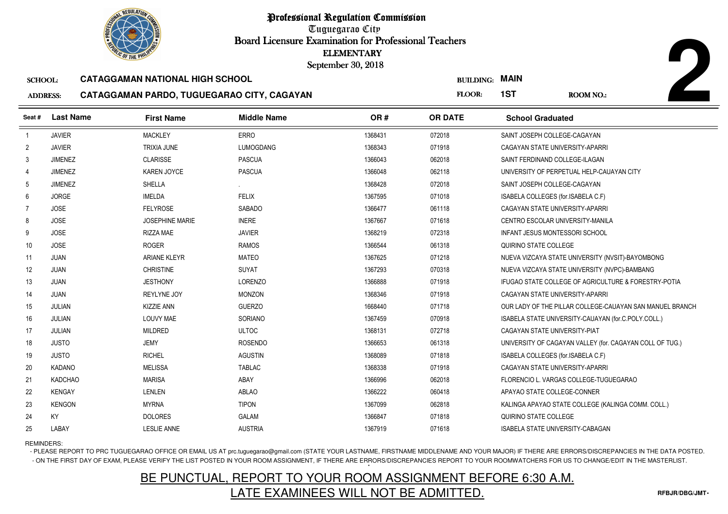# Professional Regulation Commission

Tuguegarao City

Board Licensure Examination for Professional Teachers

ELEMENTARY

September 30, 2018

**2**

**SCHOOL:** CATAGGAMAN NATIONAL HIGH SCHOOL

**ADDRESS:** CATAGGAMAN PARDO, TUGUEGARAO CITY, CAGAYAN

**BUILDING:** MAIN

**FLOOR:** 1ST

**ROOM NO.:**

| Seat # | Last Name | First Name | Middle Name | OR # | OR DATE | School Graduated |
|---|---|---|---|---|---|---|
| 1 | JAVIER | MACKLEY | ERRO | 1368431 | 072018 | SAINT JOSEPH COLLEGE-CAGAYAN |
| 2 | JAVIER | TRIXIA JUNE | LUMOGDANG | 1368343 | 071918 | CAGAYAN STATE UNIVERSITY-APARRI |
| 3 | JIMENEZ | CLARISSE | PASCUA | 1366043 | 062018 | SAINT FERDINAND COLLEGE-ILAGAN |
| 4 | JIMENEZ | KAREN JOYCE | PASCUA | 1366048 | 062118 | UNIVERSITY OF PERPETUAL HELP-CAUAYAN CITY |
| 5 | JIMENEZ | SHELLA | . | 1368428 | 072018 | SAINT JOSEPH COLLEGE-CAGAYAN |
| 6 | JORGE | IMELDA | FELIX | 1367595 | 071018 | ISABELA COLLEGES (for.ISABELA C.F) |
| 7 | JOSE | FELYROSE | SABADO | 1366477 | 061118 | CAGAYAN STATE UNIVERSITY-APARRI |
| 8 | JOSE | JOSEPHINE MARIE | INERE | 1367667 | 071618 | CENTRO ESCOLAR UNIVERSITY-MANILA |
| 9 | JOSE | RIZZA MAE | JAVIER | 1368219 | 072318 | INFANT JESUS MONTESSORI SCHOOL |
| 10 | JOSE | ROGER | RAMOS | 1366544 | 061318 | QUIRINO STATE COLLEGE |
| 11 | JUAN | ARIANE KLEYR | MATEO | 1367625 | 071218 | NUEVA VIZCAYA STATE UNIVERSITY (NVSIT)-BAYOMBONG |
| 12 | JUAN | CHRISTINE | SUYAT | 1367293 | 070318 | NUEVA VIZCAYA STATE UNIVERSITY (NVPC)-BAMBANG |
| 13 | JUAN | JESTHONY | LORENZO | 1366888 | 071918 | IFUGAO STATE COLLEGE OF AGRICULTURE & FORESTRY-POTIA |
| 14 | JUAN | REYLYNE JOY | MONZON | 1368346 | 071918 | CAGAYAN STATE UNIVERSITY-APARRI |
| 15 | JULIAN | KIZZIE ANN | GUERZO | 1668440 | 071718 | OUR LADY OF THE PILLAR COLLEGE-CAUAYAN SAN MANUEL BRANCH |
| 16 | JULIAN | LOUVY MAE | SORIANO | 1367459 | 070918 | ISABELA STATE UNIVERSITY-CAUAYAN (for.C.POLY.COLL.) |
| 17 | JULIAN | MILDRED | ULTOC | 1368131 | 072718 | CAGAYAN STATE UNIVERSITY-PIAT |
| 18 | JUSTO | JEMY | ROSENDO | 1366653 | 061318 | UNIVERSITY OF CAGAYAN VALLEY (for. CAGAYAN COLL OF TUG.) |
| 19 | JUSTO | RICHEL | AGUSTIN | 1368089 | 071818 | ISABELA COLLEGES (for.ISABELA C.F) |
| 20 | KADANO | MELISSA | TABLAC | 1368338 | 071918 | CAGAYAN STATE UNIVERSITY-APARRI |
| 21 | KADCHAO | MARISA | ABAY | 1366996 | 062018 | FLORENCIO L. VARGAS COLLEGE-TUGUEGARAO |
| 22 | KENGAY | LENLEN | ABLAO | 1366222 | 060418 | APAYAO STATE COLLEGE-CONNER |
| 23 | KENGON | MYRNA | TIPON | 1367099 | 062818 | KALINGA APAYAO STATE COLLEGE (KALINGA COMM. COLL.) |
| 24 | KY | DOLORES | GALAM | 1366847 | 071818 | QUIRINO STATE COLLEGE |
| 25 | LABAY | LESLIE ANNE | AUSTRIA | 1367919 | 071618 | ISABELA STATE UNIVERSITY-CABAGAN |

REMINDERS:

- PLEASE REPORT TO PRC TUGUEGARAO OFFICE OR EMAIL US AT prc.tuguegarao@gmail.com (STATE YOUR LASTNAME, FIRSTNAME MIDDLENAME AND YOUR MAJOR) IF THERE ARE ERRORS/DISCREPANCIES IN THE DATA POSTED.
- ON THE FIRST DAY OF EXAM, PLEASE VERIFY THE LIST POSTED IN YOUR ROOM ASSIGNMENT, IF THERE ARE ERRORS/DISCREPANCIES REPORT TO YOUR ROOMWATCHERS FOR US TO CHANGE/EDIT IN THE MASTERLIST.

BE PUNCTUAL, REPORT TO YOUR ROOM ASSIGNMENT BEFORE 6:30 A.M.
LATE EXAMINEES WILL NOT BE ADMITTED.

RFBJR/DBG/JMT-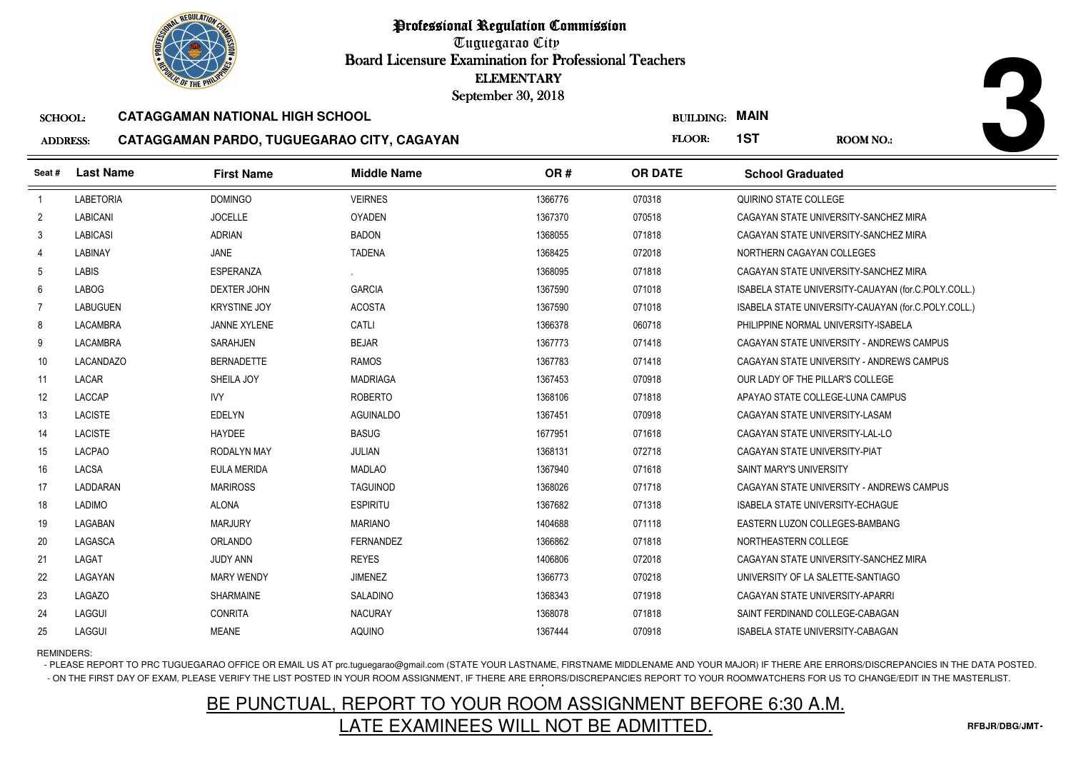# Professional Regulation Commission

Tuguegarao City

Board Licensure Examination for Professional Teachers

ELEMENTARY

September 30, 2018

**3**

**SCHOOL:** CATAGGAMAN NATIONAL HIGH SCHOOL

**ADDRESS:** CATAGGAMAN PARDO, TUGUEGARAO CITY, CAGAYAN

**BUILDING:** MAIN

**FLOOR:** 1ST

**ROOM NO.:**

| Seat # | Last Name | First Name | Middle Name | OR # | OR DATE | School Graduated |
|---|---|---|---|---|---|---|
| 1 | LABETORIA | DOMINGO | VEIRNES | 1366776 | 070318 | QUIRINO STATE COLLEGE |
| 2 | LABICANI | JOCELLE | OYADEN | 1367370 | 070518 | CAGAYAN STATE UNIVERSITY-SANCHEZ MIRA |
| 3 | LABICASI | ADRIAN | BADON | 1368055 | 071818 | CAGAYAN STATE UNIVERSITY-SANCHEZ MIRA |
| 4 | LABINAY | JANE | TADENA | 1368425 | 072018 | NORTHERN CAGAYAN COLLEGES |
| 5 | LABIS | ESPERANZA | . | 1368095 | 071818 | CAGAYAN STATE UNIVERSITY-SANCHEZ MIRA |
| 6 | LABOG | DEXTER JOHN | GARCIA | 1367590 | 071018 | ISABELA STATE UNIVERSITY-CAUAYAN (for.C.POLY.COLL.) |
| 7 | LABUGUEN | KRYSTINE JOY | ACOSTA | 1367590 | 071018 | ISABELA STATE UNIVERSITY-CAUAYAN (for.C.POLY.COLL.) |
| 8 | LACAMBRA | JANNE XYLENE | CATLI | 1366378 | 060718 | PHILIPPINE NORMAL UNIVERSITY-ISABELA |
| 9 | LACAMBRA | SARAHJEN | BEJAR | 1367773 | 071418 | CAGAYAN STATE UNIVERSITY - ANDREWS CAMPUS |
| 10 | LACANDAZO | BERNADETTE | RAMOS | 1367783 | 071418 | CAGAYAN STATE UNIVERSITY - ANDREWS CAMPUS |
| 11 | LACAR | SHEILA JOY | MADRIAGA | 1367453 | 070918 | OUR LADY OF THE PILLAR'S COLLEGE |
| 12 | LACCAP | IVY | ROBERTO | 1368106 | 071818 | APAYAO STATE COLLEGE-LUNA CAMPUS |
| 13 | LACISTE | EDELYN | AGUINALDO | 1367451 | 070918 | CAGAYAN STATE UNIVERSITY-LASAM |
| 14 | LACISTE | HAYDEE | BASUG | 1677951 | 071618 | CAGAYAN STATE UNIVERSITY-LAL-LO |
| 15 | LACPAO | RODALYN MAY | JULIAN | 1368131 | 072718 | CAGAYAN STATE UNIVERSITY-PIAT |
| 16 | LACSA | EULA MERIDA | MADLAO | 1367940 | 071618 | SAINT MARY'S UNIVERSITY |
| 17 | LADDARAN | MARIROSS | TAGUINOD | 1368026 | 071718 | CAGAYAN STATE UNIVERSITY - ANDREWS CAMPUS |
| 18 | LADIMO | ALONA | ESPIRITU | 1367682 | 071318 | ISABELA STATE UNIVERSITY-ECHAGUE |
| 19 | LAGABAN | MARJURY | MARIANO | 1404688 | 071118 | EASTERN LUZON COLLEGES-BAMBANG |
| 20 | LAGASCA | ORLANDO | FERNANDEZ | 1366862 | 071818 | NORTHEASTERN COLLEGE |
| 21 | LAGAT | JUDY ANN | REYES | 1406806 | 072018 | CAGAYAN STATE UNIVERSITY-SANCHEZ MIRA |
| 22 | LAGAYAN | MARY WENDY | JIMENEZ | 1366773 | 070218 | UNIVERSITY OF LA SALETTE-SANTIAGO |
| 23 | LAGAZO | SHARMAINE | SALADINO | 1368343 | 071918 | CAGAYAN STATE UNIVERSITY-APARRI |
| 24 | LAGGUI | CONRITA | NACURAY | 1368078 | 071818 | SAINT FERDINAND COLLEGE-CABAGAN |
| 25 | LAGGUI | MEANE | AQUINO | 1367444 | 070918 | ISABELA STATE UNIVERSITY-CABAGAN |

REMINDERS:

- PLEASE REPORT TO PRC TUGUEGARAO OFFICE OR EMAIL US AT prc.tuguegarao@gmail.com (STATE YOUR LASTNAME, FIRSTNAME MIDDLENAME AND YOUR MAJOR) IF THERE ARE ERRORS/DISCREPANCIES IN THE DATA POSTED.
- ON THE FIRST DAY OF EXAM, PLEASE VERIFY THE LIST POSTED IN YOUR ROOM ASSIGNMENT, IF THERE ARE ERRORS/DISCREPANCIES REPORT TO YOUR ROOMWATCHERS FOR US TO CHANGE/EDIT IN THE MASTERLIST.

## BE PUNCTUAL, REPORT TO YOUR ROOM ASSIGNMENT BEFORE 6:30 A.M.
## LATE EXAMINEES WILL NOT BE ADMITTED.

RFBJR/DBG/JMT-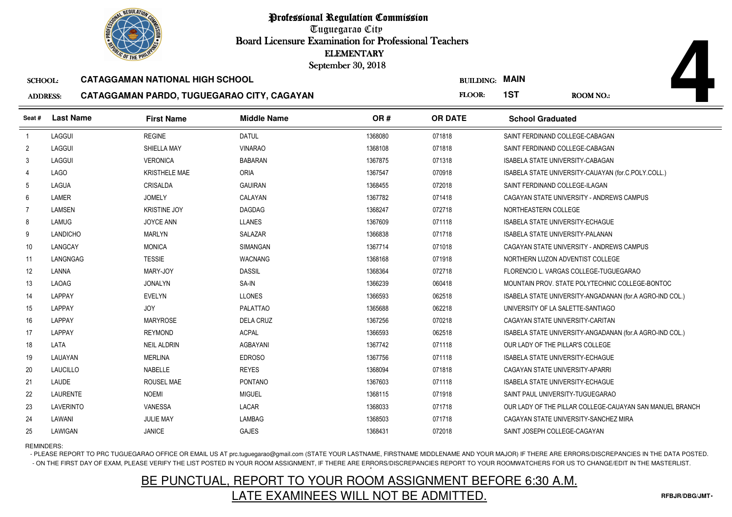# Professional Regulation Commission

Tuguegarao City

Board Licensure Examination for Professional Teachers

ELEMENTARY

September 30, 2018

**SCHOOL:** CATAGGAMAN NATIONAL HIGH SCHOOL

**ADDRESS:** CATAGGAMAN PARDO, TUGUEGARAO CITY, CAGAYAN

**BUILDING:** MAIN

**FLOOR:** 1ST

**ROOM NO.:** 4

| Seat # | Last Name | First Name | Middle Name | OR # | OR DATE | School Graduated |
|---|---|---|---|---|---|---|
| 1 | LAGGUI | REGINE | DATUL | 1368080 | 071818 | SAINT FERDINAND COLLEGE-CABAGAN |
| 2 | LAGGUI | SHIELLA MAY | VINARAO | 1368108 | 071818 | SAINT FERDINAND COLLEGE-CABAGAN |
| 3 | LAGGUI | VERONICA | BABARAN | 1367875 | 071318 | ISABELA STATE UNIVERSITY-CABAGAN |
| 4 | LAGO | KRISTHELE MAE | ORIA | 1367547 | 070918 | ISABELA STATE UNIVERSITY-CAUAYAN (for.C.POLY.COLL.) |
| 5 | LAGUA | CRISALDA | GAUIRAN | 1368455 | 072018 | SAINT FERDINAND COLLEGE-ILAGAN |
| 6 | LAMER | JOMELY | CALAYAN | 1367782 | 071418 | CAGAYAN STATE UNIVERSITY - ANDREWS CAMPUS |
| 7 | LAMSEN | KRISTINE JOY | DAGDAG | 1368247 | 072718 | NORTHEASTERN COLLEGE |
| 8 | LAMUG | JOYCE ANN | LLANES | 1367609 | 071118 | ISABELA STATE UNIVERSITY-ECHAGUE |
| 9 | LANDICHO | MARLYN | SALAZAR | 1366838 | 071718 | ISABELA STATE UNIVERSITY-PALANAN |
| 10 | LANGCAY | MONICA | SIMANGAN | 1367714 | 071018 | CAGAYAN STATE UNIVERSITY - ANDREWS CAMPUS |
| 11 | LANGNGAG | TESSIE | WACNANG | 1368168 | 071918 | NORTHERN LUZON ADVENTIST COLLEGE |
| 12 | LANNA | MARY-JOY | DASSIL | 1368364 | 072718 | FLORENCIO L. VARGAS COLLEGE-TUGUEGARAO |
| 13 | LAOAG | JONALYN | SA-IN | 1366239 | 060418 | MOUNTAIN PROV. STATE POLYTECHNIC COLLEGE-BONTOC |
| 14 | LAPPAY | EVELYN | LLONES | 1366593 | 062518 | ISABELA STATE UNIVERSITY-ANGADANAN (for.A AGRO-IND COL.) |
| 15 | LAPPAY | JOY | PALATTAO | 1365688 | 062218 | UNIVERSITY OF LA SALETTE-SANTIAGO |
| 16 | LAPPAY | MARYROSE | DELA CRUZ | 1367256 | 070218 | CAGAYAN STATE UNIVERSITY-CARITAN |
| 17 | LAPPAY | REYMOND | ACPAL | 1366593 | 062518 | ISABELA STATE UNIVERSITY-ANGADANAN (for.A AGRO-IND COL.) |
| 18 | LATA | NEIL ALDRIN | AGBAYANI | 1367742 | 071118 | OUR LADY OF THE PILLAR'S COLLEGE |
| 19 | LAUAYAN | MERLINA | EDROSO | 1367756 | 071118 | ISABELA STATE UNIVERSITY-ECHAGUE |
| 20 | LAUCILLO | NABELLE | REYES | 1368094 | 071818 | CAGAYAN STATE UNIVERSITY-APARRI |
| 21 | LAUDE | ROUSEL MAE | PONTANO | 1367603 | 071118 | ISABELA STATE UNIVERSITY-ECHAGUE |
| 22 | LAURENTE | NOEMI | MIGUEL | 1368115 | 071918 | SAINT PAUL UNIVERSITY-TUGUEGARAO |
| 23 | LAVERINTO | VANESSA | LACAR | 1368033 | 071718 | OUR LADY OF THE PILLAR COLLEGE-CAUAYAN SAN MANUEL BRANCH |
| 24 | LAWANI | JULIE MAY | LAMBAG | 1368503 | 071718 | CAGAYAN STATE UNIVERSITY-SANCHEZ MIRA |
| 25 | LAWIGAN | JANICE | GAJES | 1368431 | 072018 | SAINT JOSEPH COLLEGE-CAGAYAN |

REMINDERS:

- PLEASE REPORT TO PRC TUGUEGARAO OFFICE OR EMAIL US AT prc.tuguegarao@gmail.com (STATE YOUR LASTNAME, FIRSTNAME MIDDLENAME AND YOUR MAJOR) IF THERE ARE ERRORS/DISCREPANCIES IN THE DATA POSTED.
- ON THE FIRST DAY OF EXAM, PLEASE VERIFY THE LIST POSTED IN YOUR ROOM ASSIGNMENT, IF THERE ARE ERRORS/DISCREPANCIES REPORT TO YOUR ROOMWATCHERS FOR US TO CHANGE/EDIT IN THE MASTERLIST.

BE PUNCTUAL, REPORT TO YOUR ROOM ASSIGNMENT BEFORE 6:30 A.M.

LATE EXAMINEES WILL NOT BE ADMITTED.

RFBJR/DBG/JMT-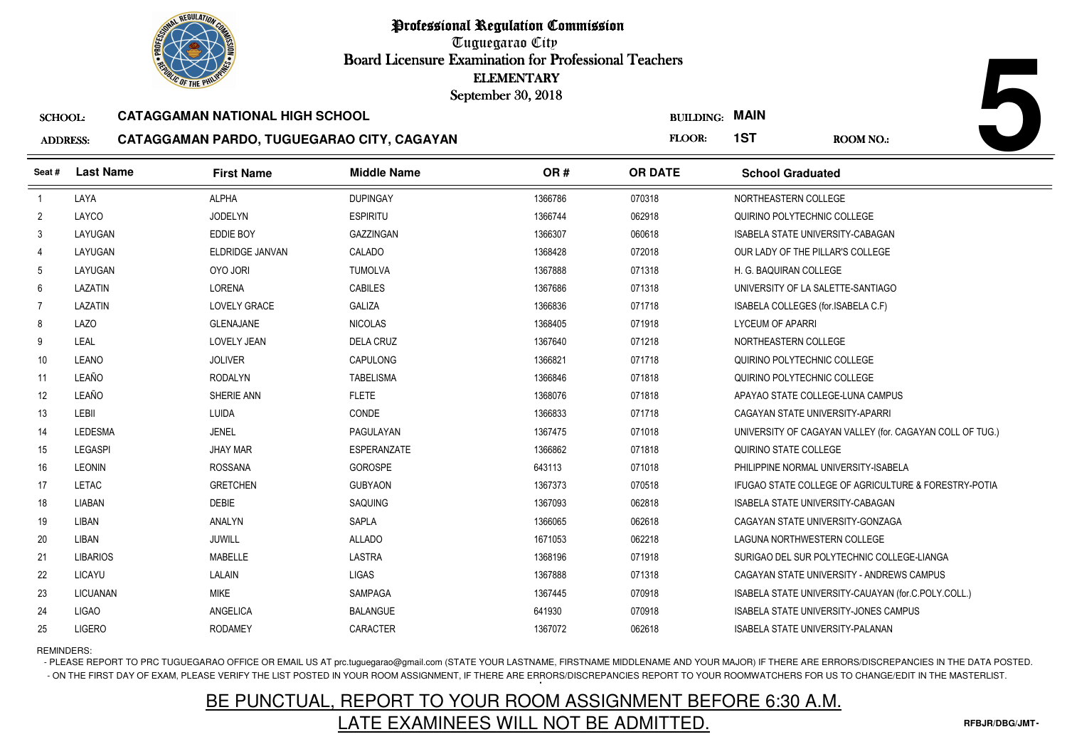# Professional Regulation Commission

Tuguegarao City

Board Licensure Examination for Professional Teachers

ELEMENTARY

September 30, 2018

**SCHOOL:** CATAGGAMAN NATIONAL HIGH SCHOOL

**BUILDING:** MAIN

**ADDRESS:** CATAGGAMAN PARDO, TUGUEGARAO CITY, CAGAYAN

**FLOOR:** 1ST

**ROOM NO.:** 5

| Seat # | Last Name | First Name | Middle Name | OR # | OR DATE | School Graduated |
|---|---|---|---|---|---|---|
| 1 | LAYA | ALPHA | DUPINGAY | 1366786 | 070318 | NORTHEASTERN COLLEGE |
| 2 | LAYCO | JODELYN | ESPIRITU | 1366744 | 062918 | QUIRINO POLYTECHNIC COLLEGE |
| 3 | LAYUGAN | EDDIE BOY | GAZZINGAN | 1366307 | 060618 | ISABELA STATE UNIVERSITY-CABAGAN |
| 4 | LAYUGAN | ELDRIDGE JANVAN | CALADO | 1368428 | 072018 | OUR LADY OF THE PILLAR'S COLLEGE |
| 5 | LAYUGAN | OYO JORI | TUMOLVA | 1367888 | 071318 | H. G. BAQUIRAN COLLEGE |
| 6 | LAZATIN | LORENA | CABILES | 1367686 | 071318 | UNIVERSITY OF LA SALETTE-SANTIAGO |
| 7 | LAZATIN | LOVELY GRACE | GALIZA | 1366836 | 071718 | ISABELA COLLEGES (for.ISABELA C.F) |
| 8 | LAZO | GLENAJANE | NICOLAS | 1368405 | 071918 | LYCEUM OF APARRI |
| 9 | LEAL | LOVELY JEAN | DELA CRUZ | 1367640 | 071218 | NORTHEASTERN COLLEGE |
| 10 | LEANO | JOLIVER | CAPULONG | 1366821 | 071718 | QUIRINO POLYTECHNIC COLLEGE |
| 11 | LEAÑO | RODALYN | TABELISMA | 1366846 | 071818 | QUIRINO POLYTECHNIC COLLEGE |
| 12 | LEAÑO | SHERIE ANN | FLETE | 1368076 | 071818 | APAYAO STATE COLLEGE-LUNA CAMPUS |
| 13 | LEBII | LUIDA | CONDE | 1366833 | 071718 | CAGAYAN STATE UNIVERSITY-APARRI |
| 14 | LEDESMA | JENEL | PAGULAYAN | 1367475 | 071018 | UNIVERSITY OF CAGAYAN VALLEY (for. CAGAYAN COLL OF TUG.) |
| 15 | LEGASPI | JHAY MAR | ESPERANZATE | 1366862 | 071818 | QUIRINO STATE COLLEGE |
| 16 | LEONIN | ROSSANA | GOROSPE | 643113 | 071018 | PHILIPPINE NORMAL UNIVERSITY-ISABELA |
| 17 | LETAC | GRETCHEN | GUBYAON | 1367373 | 070518 | IFUGAO STATE COLLEGE OF AGRICULTURE & FORESTRY-POTIA |
| 18 | LIABAN | DEBIE | SAQUING | 1367093 | 062818 | ISABELA STATE UNIVERSITY-CABAGAN |
| 19 | LIBAN | ANALYN | SAPLA | 1366065 | 062618 | CAGAYAN STATE UNIVERSITY-GONZAGA |
| 20 | LIBAN | JUWILL | ALLADO | 1671053 | 062218 | LAGUNA NORTHWESTERN COLLEGE |
| 21 | LIBARIOS | MABELLE | LASTRA | 1368196 | 071918 | SURIGAO DEL SUR POLYTECHNIC COLLEGE-LIANGA |
| 22 | LICAYU | LALAIN | LIGAS | 1367888 | 071318 | CAGAYAN STATE UNIVERSITY - ANDREWS CAMPUS |
| 23 | LICUANAN | MIKE | SAMPAGA | 1367445 | 070918 | ISABELA STATE UNIVERSITY-CAUAYAN (for.C.POLY.COLL.) |
| 24 | LIGAO | ANGELICA | BALANGUE | 641930 | 070918 | ISABELA STATE UNIVERSITY-JONES CAMPUS |
| 25 | LIGERO | RODAMEY | CARACTER | 1367072 | 062618 | ISABELA STATE UNIVERSITY-PALANAN |

REMINDERS:

- PLEASE REPORT TO PRC TUGUEGARAO OFFICE OR EMAIL US AT prc.tuguegarao@gmail.com (STATE YOUR LASTNAME, FIRSTNAME MIDDLENAME AND YOUR MAJOR) IF THERE ARE ERRORS/DISCREPANCIES IN THE DATA POSTED.
- ON THE FIRST DAY OF EXAM, PLEASE VERIFY THE LIST POSTED IN YOUR ROOM ASSIGNMENT, IF THERE ARE ERRORS/DISCREPANCIES REPORT TO YOUR ROOMWATCHERS FOR US TO CHANGE/EDIT IN THE MASTERLIST.

## BE PUNCTUAL, REPORT TO YOUR ROOM ASSIGNMENT BEFORE 6:30 A.M.
## LATE EXAMINEES WILL NOT BE ADMITTED.

RFBJR/DBG/JMT-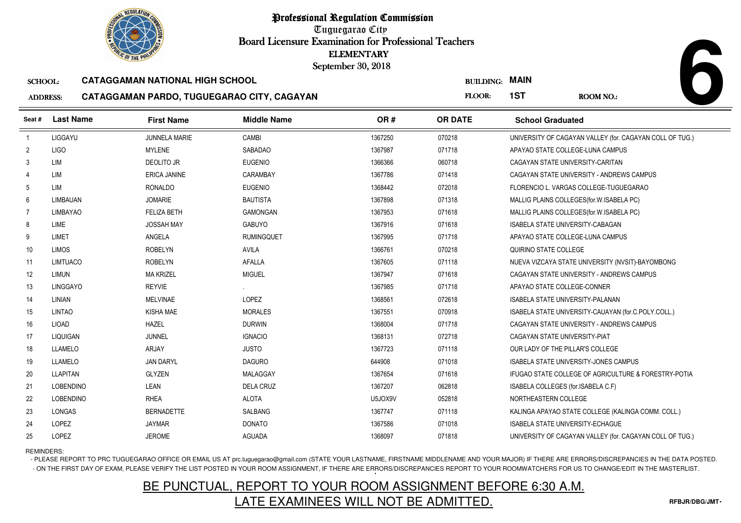# Professional Regulation Commission

Tuguegarao City

Board Licensure Examination for Professional Teachers

ELEMENTARY

September 30, 2018

**6**

SCHOOL: **CATAGGAMAN NATIONAL HIGH SCHOOL** BUILDING: **MAIN**

ADDRESS: **CATAGGAMAN PARDO, TUGUEGARAO CITY, CAGAYAN** FLOOR: **1ST** ROOM NO.:

| Seat # | Last Name | First Name | Middle Name | OR # | OR DATE | School Graduated |
|---|---|---|---|---|---|---|
| 1 | LIGGAYU | JUNNELA MARIE | CAMBI | 1367250 | 070218 | UNIVERSITY OF CAGAYAN VALLEY (for. CAGAYAN COLL OF TUG.) |
| 2 | LIGO | MYLENE | SABADAO | 1367987 | 071718 | APAYAO STATE COLLEGE-LUNA CAMPUS |
| 3 | LIM | DEOLITO JR | EUGENIO | 1366366 | 060718 | CAGAYAN STATE UNIVERSITY-CARITAN |
| 4 | LIM | ERICA JANINE | CARAMBAY | 1367786 | 071418 | CAGAYAN STATE UNIVERSITY - ANDREWS CAMPUS |
| 5 | LIM | RONALDO | EUGENIO | 1368442 | 072018 | FLORENCIO L. VARGAS COLLEGE-TUGUEGARAO |
| 6 | LIMBAUAN | JOMARIE | BAUTISTA | 1367898 | 071318 | MALLIG PLAINS COLLEGES(for.W.ISABELA PC) |
| 7 | LIMBAYAO | FELIZA BETH | GAMONGAN | 1367953 | 071618 | MALLIG PLAINS COLLEGES(for.W.ISABELA PC) |
| 8 | LIME | JOSSAH MAY | GABUYO | 1367916 | 071618 | ISABELA STATE UNIVERSITY-CABAGAN |
| 9 | LIMET | ANGELA | RUMINGQUET | 1367995 | 071718 | APAYAO STATE COLLEGE-LUNA CAMPUS |
| 10 | LIMOS | ROBELYN | AVILA | 1366761 | 070218 | QUIRINO STATE COLLEGE |
| 11 | LIMTUACO | ROBELYN | AFALLA | 1367605 | 071118 | NUEVA VIZCAYA STATE UNIVERSITY (NVSIT)-BAYOMBONG |
| 12 | LIMUN | MA KRIZEL | MIGUEL | 1367947 | 071618 | CAGAYAN STATE UNIVERSITY - ANDREWS CAMPUS |
| 13 | LINGGAYO | REYVIE | . | 1367985 | 071718 | APAYAO STATE COLLEGE-CONNER |
| 14 | LINIAN | MELVINAE | LOPEZ | 1368561 | 072618 | ISABELA STATE UNIVERSITY-PALANAN |
| 15 | LINTAO | KISHA MAE | MORALES | 1367551 | 070918 | ISABELA STATE UNIVERSITY-CAUAYAN (for.C.POLY.COLL.) |
| 16 | LIOAD | HAZEL | DURWIN | 1368004 | 071718 | CAGAYAN STATE UNIVERSITY - ANDREWS CAMPUS |
| 17 | LIQUIGAN | JUNNEL | IGNACIO | 1368131 | 072718 | CAGAYAN STATE UNIVERSITY-PIAT |
| 18 | LLAMELO | ARJAY | JUSTO | 1367723 | 071118 | OUR LADY OF THE PILLAR'S COLLEGE |
| 19 | LLAMELO | JAN DARYL | DAGURO | 644908 | 071018 | ISABELA STATE UNIVERSITY-JONES CAMPUS |
| 20 | LLAPITAN | GLYZEN | MALAGGAY | 1367654 | 071618 | IFUGAO STATE COLLEGE OF AGRICULTURE & FORESTRY-POTIA |
| 21 | LOBENDINO | LEAN | DELA CRUZ | 1367207 | 062818 | ISABELA COLLEGES (for.ISABELA C.F) |
| 22 | LOBENDINO | RHEA | ALOTA | U5JOX9V | 052818 | NORTHEASTERN COLLEGE |
| 23 | LONGAS | BERNADETTE | SALBANG | 1367747 | 071118 | KALINGA APAYAO STATE COLLEGE (KALINGA COMM. COLL.) |
| 24 | LOPEZ | JAYMAR | DONATO | 1367586 | 071018 | ISABELA STATE UNIVERSITY-ECHAGUE |
| 25 | LOPEZ | JEROME | AGUADA | 1368097 | 071818 | UNIVERSITY OF CAGAYAN VALLEY (for. CAGAYAN COLL OF TUG.) |

REMINDERS:

- PLEASE REPORT TO PRC TUGUEGARAO OFFICE OR EMAIL US AT prc.tuguegarao@gmail.com (STATE YOUR LASTNAME, FIRSTNAME MIDDLENAME AND YOUR MAJOR) IF THERE ARE ERRORS/DISCREPANCIES IN THE DATA POSTED.
- ON THE FIRST DAY OF EXAM, PLEASE VERIFY THE LIST POSTED IN YOUR ROOM ASSIGNMENT, IF THERE ARE ERRORS/DISCREPANCIES REPORT TO YOUR ROOMWATCHERS FOR US TO CHANGE/EDIT IN THE MASTERLIST.

## BE PUNCTUAL, REPORT TO YOUR ROOM ASSIGNMENT BEFORE 6:30 A.M.
## LATE EXAMINEES WILL NOT BE ADMITTED.

RFBJR/DBG/JMT-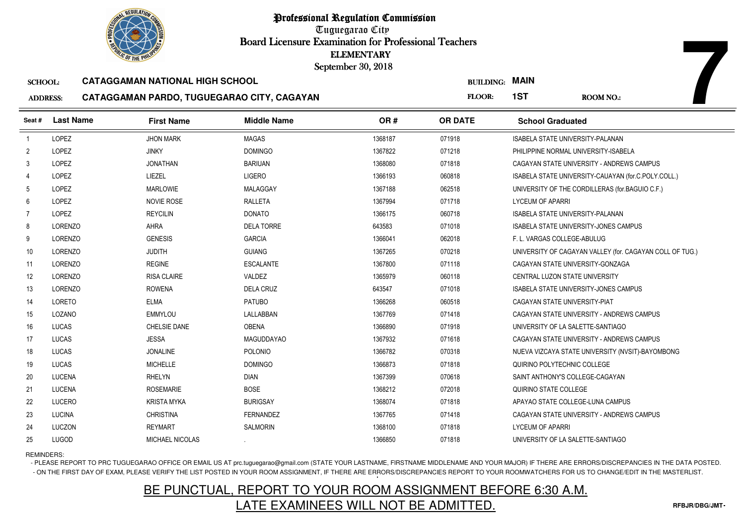# Professional Regulation Commission

Tuguegarao City

Board Licensure Examination for Professional Teachers

ELEMENTARY

September 30, 2018

**7**

SCHOOL: **CATAGGAMAN NATIONAL HIGH SCHOOL** BUILDING: **MAIN**

ADDRESS: **CATAGGAMAN PARDO, TUGUEGARAO CITY, CAGAYAN** FLOOR: **1ST** ROOM NO.:

| Seat # | Last Name | First Name | Middle Name | OR # | OR DATE | School Graduated |
|---|---|---|---|---|---|---|
| 1 | LOPEZ | JHON MARK | MAGAS | 1368187 | 071918 | ISABELA STATE UNIVERSITY-PALANAN |
| 2 | LOPEZ | JINKY | DOMINGO | 1367822 | 071218 | PHILIPPINE NORMAL UNIVERSITY-ISABELA |
| 3 | LOPEZ | JONATHAN | BARIUAN | 1368080 | 071818 | CAGAYAN STATE UNIVERSITY - ANDREWS CAMPUS |
| 4 | LOPEZ | LIEZEL | LIGERO | 1366193 | 060818 | ISABELA STATE UNIVERSITY-CAUAYAN (for.C.POLY.COLL.) |
| 5 | LOPEZ | MARLOWIE | MALAGGAY | 1367188 | 062518 | UNIVERSITY OF THE CORDILLERAS (for.BAGUIO C.F.) |
| 6 | LOPEZ | NOVIE ROSE | RALLETA | 1367994 | 071718 | LYCEUM OF APARRI |
| 7 | LOPEZ | REYCILIN | DONATO | 1366175 | 060718 | ISABELA STATE UNIVERSITY-PALANAN |
| 8 | LORENZO | AHRA | DELA TORRE | 643583 | 071018 | ISABELA STATE UNIVERSITY-JONES CAMPUS |
| 9 | LORENZO | GENESIS | GARCIA | 1366041 | 062018 | F. L. VARGAS COLLEGE-ABULUG |
| 10 | LORENZO | JUDITH | GUIANG | 1367265 | 070218 | UNIVERSITY OF CAGAYAN VALLEY (for. CAGAYAN COLL OF TUG.) |
| 11 | LORENZO | REGINE | ESCALANTE | 1367800 | 071118 | CAGAYAN STATE UNIVERSITY-GONZAGA |
| 12 | LORENZO | RISA CLAIRE | VALDEZ | 1365979 | 060118 | CENTRAL LUZON STATE UNIVERSITY |
| 13 | LORENZO | ROWENA | DELA CRUZ | 643547 | 071018 | ISABELA STATE UNIVERSITY-JONES CAMPUS |
| 14 | LORETO | ELMA | PATUBO | 1366268 | 060518 | CAGAYAN STATE UNIVERSITY-PIAT |
| 15 | LOZANO | EMMYLOU | LALLABBAN | 1367769 | 071418 | CAGAYAN STATE UNIVERSITY - ANDREWS CAMPUS |
| 16 | LUCAS | CHELSIE DANE | OBENA | 1366890 | 071918 | UNIVERSITY OF LA SALETTE-SANTIAGO |
| 17 | LUCAS | JESSA | MAGUDDAYAO | 1367932 | 071618 | CAGAYAN STATE UNIVERSITY - ANDREWS CAMPUS |
| 18 | LUCAS | JONALINE | POLONIO | 1366782 | 070318 | NUEVA VIZCAYA STATE UNIVERSITY (NVSIT)-BAYOMBONG |
| 19 | LUCAS | MICHELLE | DOMINGO | 1366873 | 071818 | QUIRINO POLYTECHNIC COLLEGE |
| 20 | LUCENA | RHELYN | DIAN | 1367399 | 070618 | SAINT ANTHONY'S COLLEGE-CAGAYAN |
| 21 | LUCENA | ROSEMARIE | BOSE | 1368212 | 072018 | QUIRINO STATE COLLEGE |
| 22 | LUCERO | KRISTA MYKA | BURIGSAY | 1368074 | 071818 | APAYAO STATE COLLEGE-LUNA CAMPUS |
| 23 | LUCINA | CHRISTINA | FERNANDEZ | 1367765 | 071418 | CAGAYAN STATE UNIVERSITY - ANDREWS CAMPUS |
| 24 | LUCZON | REYMART | SALMORIN | 1368100 | 071818 | LYCEUM OF APARRI |
| 25 | LUGOD | MICHAEL NICOLAS | . | 1366850 | 071818 | UNIVERSITY OF LA SALETTE-SANTIAGO |

REMINDERS:

- PLEASE REPORT TO PRC TUGUEGARAO OFFICE OR EMAIL US AT prc.tuguegarao@gmail.com (STATE YOUR LASTNAME, FIRSTNAME MIDDLENAME AND YOUR MAJOR) IF THERE ARE ERRORS/DISCREPANCIES IN THE DATA POSTED.
- ON THE FIRST DAY OF EXAM, PLEASE VERIFY THE LIST POSTED IN YOUR ROOM ASSIGNMENT, IF THERE ARE ERRORS/DISCREPANCIES REPORT TO YOUR ROOMWATCHERS FOR US TO CHANGE/EDIT IN THE MASTERLIST.

## BE PUNCTUAL, REPORT TO YOUR ROOM ASSIGNMENT BEFORE 6:30 A.M. LATE EXAMINEES WILL NOT BE ADMITTED.

RFBJR/DBG/JMT-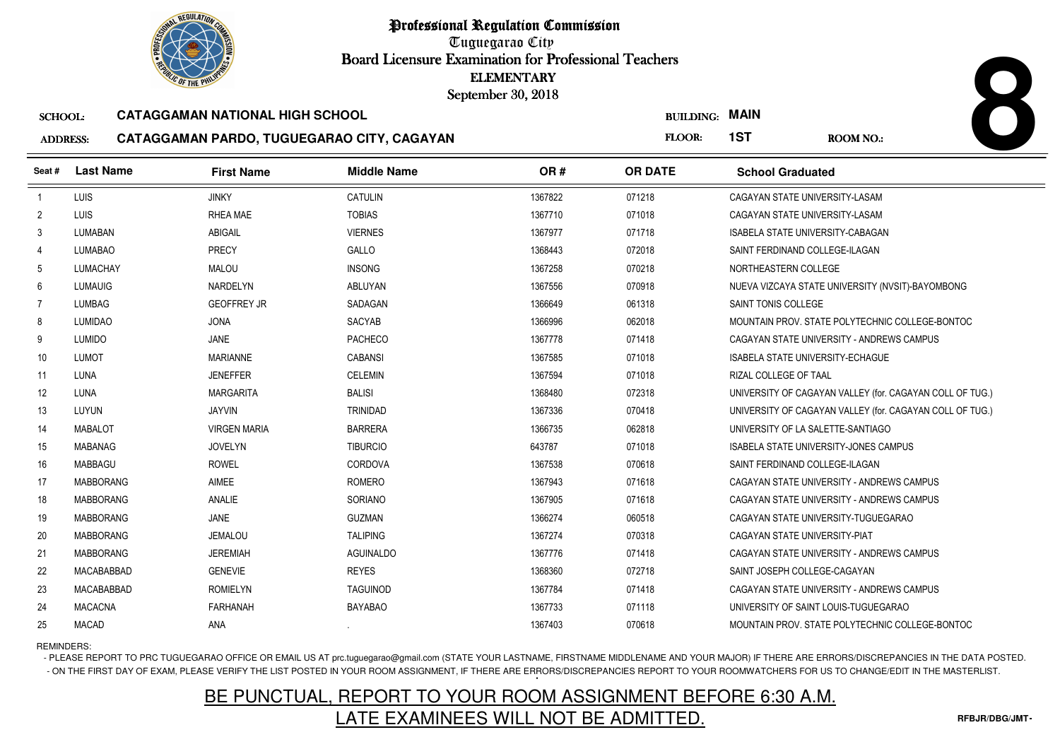# Professional Regulation Commission

Tuguegarao City

Board Licensure Examination for Professional Teachers

ELEMENTARY

September 30, 2018

**8**

SCHOOL: **CATAGGAMAN NATIONAL HIGH SCHOOL**

BUILDING: **MAIN**

ADDRESS: **CATAGGAMAN PARDO, TUGUEGARAO CITY, CAGAYAN**

FLOOR: **1ST**

ROOM NO.:

| Seat # | Last Name | First Name | Middle Name | OR # | OR DATE | School Graduated |
|---|---|---|---|---|---|---|
| 1 | LUIS | JINKY | CATULIN | 1367822 | 071218 | CAGAYAN STATE UNIVERSITY-LASAM |
| 2 | LUIS | RHEA MAE | TOBIAS | 1367710 | 071018 | CAGAYAN STATE UNIVERSITY-LASAM |
| 3 | LUMABAN | ABIGAIL | VIERNES | 1367977 | 071718 | ISABELA STATE UNIVERSITY-CABAGAN |
| 4 | LUMABAO | PRECY | GALLO | 1368443 | 072018 | SAINT FERDINAND COLLEGE-ILAGAN |
| 5 | LUMACHAY | MALOU | INSONG | 1367258 | 070218 | NORTHEASTERN COLLEGE |
| 6 | LUMAUIG | NARDELYN | ABLUYAN | 1367556 | 070918 | NUEVA VIZCAYA STATE UNIVERSITY (NVSIT)-BAYOMBONG |
| 7 | LUMBAG | GEOFFREY JR | SADAGAN | 1366649 | 061318 | SAINT TONIS COLLEGE |
| 8 | LUMIDAO | JONA | SACYAB | 1366996 | 062018 | MOUNTAIN PROV. STATE POLYTECHNIC COLLEGE-BONTOC |
| 9 | LUMIDO | JANE | PACHECO | 1367778 | 071418 | CAGAYAN STATE UNIVERSITY - ANDREWS CAMPUS |
| 10 | LUMOT | MARIANNE | CABANSI | 1367585 | 071018 | ISABELA STATE UNIVERSITY-ECHAGUE |
| 11 | LUNA | JENEFFER | CELEMIN | 1367594 | 071018 | RIZAL COLLEGE OF TAAL |
| 12 | LUNA | MARGARITA | BALISI | 1368480 | 072318 | UNIVERSITY OF CAGAYAN VALLEY (for. CAGAYAN COLL OF TUG.) |
| 13 | LUYUN | JAYVIN | TRINIDAD | 1367336 | 070418 | UNIVERSITY OF CAGAYAN VALLEY (for. CAGAYAN COLL OF TUG.) |
| 14 | MABALOT | VIRGEN MARIA | BARRERA | 1366735 | 062818 | UNIVERSITY OF LA SALETTE-SANTIAGO |
| 15 | MABANAG | JOVELYN | TIBURCIO | 643787 | 071018 | ISABELA STATE UNIVERSITY-JONES CAMPUS |
| 16 | MABBAGU | ROWEL | CORDOVA | 1367538 | 070618 | SAINT FERDINAND COLLEGE-ILAGAN |
| 17 | MABBORANG | AIMEE | ROMERO | 1367943 | 071618 | CAGAYAN STATE UNIVERSITY - ANDREWS CAMPUS |
| 18 | MABBORANG | ANALIE | SORIANO | 1367905 | 071618 | CAGAYAN STATE UNIVERSITY - ANDREWS CAMPUS |
| 19 | MABBORANG | JANE | GUZMAN | 1366274 | 060518 | CAGAYAN STATE UNIVERSITY-TUGUEGARAO |
| 20 | MABBORANG | JEMALOU | TALIPING | 1367274 | 070318 | CAGAYAN STATE UNIVERSITY-PIAT |
| 21 | MABBORANG | JEREMIAH | AGUINALDO | 1367776 | 071418 | CAGAYAN STATE UNIVERSITY - ANDREWS CAMPUS |
| 22 | MACABABBAD | GENEVIE | REYES | 1368360 | 072718 | SAINT JOSEPH COLLEGE-CAGAYAN |
| 23 | MACABABBAD | ROMIELYN | TAGUINOD | 1367784 | 071418 | CAGAYAN STATE UNIVERSITY - ANDREWS CAMPUS |
| 24 | MACACNA | FARHANAH | BAYABAO | 1367733 | 071118 | UNIVERSITY OF SAINT LOUIS-TUGUEGARAO |
| 25 | MACAD | ANA | . | 1367403 | 070618 | MOUNTAIN PROV. STATE POLYTECHNIC COLLEGE-BONTOC |

REMINDERS:

- PLEASE REPORT TO PRC TUGUEGARAO OFFICE OR EMAIL US AT prc.tuguegarao@gmail.com (STATE YOUR LASTNAME, FIRSTNAME MIDDLENAME AND YOUR MAJOR) IF THERE ARE ERRORS/DISCREPANCIES IN THE DATA POSTED.
- ON THE FIRST DAY OF EXAM, PLEASE VERIFY THE LIST POSTED IN YOUR ROOM ASSIGNMENT, IF THERE ARE ERRORS/DISCREPANCIES REPORT TO YOUR ROOMWATCHERS FOR US TO CHANGE/EDIT IN THE MASTERLIST.

## BE PUNCTUAL, REPORT TO YOUR ROOM ASSIGNMENT BEFORE 6:30 A.M.
## LATE EXAMINEES WILL NOT BE ADMITTED.

RFBJR/DBG/JMT-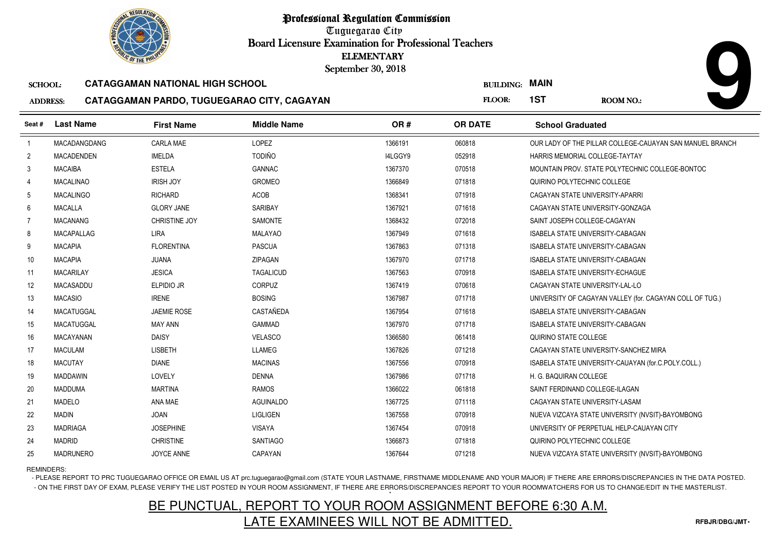# Professional Regulation Commission

Tuguegarao City

Board Licensure Examination for Professional Teachers

ELEMENTARY

September 30, 2018

**SCHOOL:** CATAGGAMAN NATIONAL HIGH SCHOOL

**BUILDING:** MAIN

**ADDRESS:** CATAGGAMAN PARDO, TUGUEGARAO CITY, CAGAYAN

**FLOOR:** 1ST

**ROOM NO.:** 9

| Seat # | Last Name | First Name | Middle Name | OR # | OR DATE | School Graduated |
|---|---|---|---|---|---|---|
| 1 | MACADANGDANG | CARLA MAE | LOPEZ | 1366191 | 060818 | OUR LADY OF THE PILLAR COLLEGE-CAUAYAN SAN MANUEL BRANCH |
| 2 | MACADENDEN | IMELDA | TODIÑO | I4LGGY9 | 052918 | HARRIS MEMORIAL COLLEGE-TAYTAY |
| 3 | MACAIBA | ESTELA | GANNAC | 1367370 | 070518 | MOUNTAIN PROV. STATE POLYTECHNIC COLLEGE-BONTOC |
| 4 | MACALINAO | IRISH JOY | GROMEO | 1366849 | 071818 | QUIRINO POLYTECHNIC COLLEGE |
| 5 | MACALINGO | RICHARD | ACOB | 1368341 | 071918 | CAGAYAN STATE UNIVERSITY-APARRI |
| 6 | MACALLA | GLORY JANE | SARIBAY | 1367921 | 071618 | CAGAYAN STATE UNIVERSITY-GONZAGA |
| 7 | MACANANG | CHRISTINE JOY | SAMONTE | 1368432 | 072018 | SAINT JOSEPH COLLEGE-CAGAYAN |
| 8 | MACAPALLAG | LIRA | MALAYAO | 1367949 | 071618 | ISABELA STATE UNIVERSITY-CABAGAN |
| 9 | MACAPIA | FLORENTINA | PASCUA | 1367863 | 071318 | ISABELA STATE UNIVERSITY-CABAGAN |
| 10 | MACAPIA | JUANA | ZIPAGAN | 1367970 | 071718 | ISABELA STATE UNIVERSITY-CABAGAN |
| 11 | MACARILAY | JESICA | TAGALICUD | 1367563 | 070918 | ISABELA STATE UNIVERSITY-ECHAGUE |
| 12 | MACASADDU | ELPIDIO JR | CORPUZ | 1367419 | 070618 | CAGAYAN STATE UNIVERSITY-LAL-LO |
| 13 | MACASIO | IRENE | BOSING | 1367987 | 071718 | UNIVERSITY OF CAGAYAN VALLEY (for. CAGAYAN COLL OF TUG.) |
| 14 | MACATUGGAL | JAEMIE ROSE | CASTAÑEDA | 1367954 | 071618 | ISABELA STATE UNIVERSITY-CABAGAN |
| 15 | MACATUGGAL | MAY ANN | GAMMAD | 1367970 | 071718 | ISABELA STATE UNIVERSITY-CABAGAN |
| 16 | MACAYANAN | DAISY | VELASCO | 1366580 | 061418 | QUIRINO STATE COLLEGE |
| 17 | MACULAM | LISBETH | LLAMEG | 1367826 | 071218 | CAGAYAN STATE UNIVERSITY-SANCHEZ MIRA |
| 18 | MACUTAY | DIANE | MACINAS | 1367556 | 070918 | ISABELA STATE UNIVERSITY-CAUAYAN (for.C.POLY.COLL.) |
| 19 | MADDAWIN | LOVELY | DENNA | 1367986 | 071718 | H. G. BAQUIRAN COLLEGE |
| 20 | MADDUMA | MARTINA | RAMOS | 1366022 | 061818 | SAINT FERDINAND COLLEGE-ILAGAN |
| 21 | MADELO | ANA MAE | AGUINALDO | 1367725 | 071118 | CAGAYAN STATE UNIVERSITY-LASAM |
| 22 | MADIN | JOAN | LIGLIGEN | 1367558 | 070918 | NUEVA VIZCAYA STATE UNIVERSITY (NVSIT)-BAYOMBONG |
| 23 | MADRIAGA | JOSEPHINE | VISAYA | 1367454 | 070918 | UNIVERSITY OF PERPETUAL HELP-CAUAYAN CITY |
| 24 | MADRID | CHRISTINE | SANTIAGO | 1366873 | 071818 | QUIRINO POLYTECHNIC COLLEGE |
| 25 | MADRUNERO | JOYCE ANNE | CAPAYAN | 1367644 | 071218 | NUEVA VIZCAYA STATE UNIVERSITY (NVSIT)-BAYOMBONG |

REMINDERS:

- PLEASE REPORT TO PRC TUGUEGARAO OFFICE OR EMAIL US AT prc.tuguegarao@gmail.com (STATE YOUR LASTNAME, FIRSTNAME MIDDLENAME AND YOUR MAJOR) IF THERE ARE ERRORS/DISCREPANCIES IN THE DATA POSTED.
- ON THE FIRST DAY OF EXAM, PLEASE VERIFY THE LIST POSTED IN YOUR ROOM ASSIGNMENT, IF THERE ARE ERRORS/DISCREPANCIES REPORT TO YOUR ROOMWATCHERS FOR US TO CHANGE/EDIT IN THE MASTERLIST.

BE PUNCTUAL, REPORT TO YOUR ROOM ASSIGNMENT BEFORE 6:30 A.M.

LATE EXAMINEES WILL NOT BE ADMITTED.

RFBJR/DBG/JMT-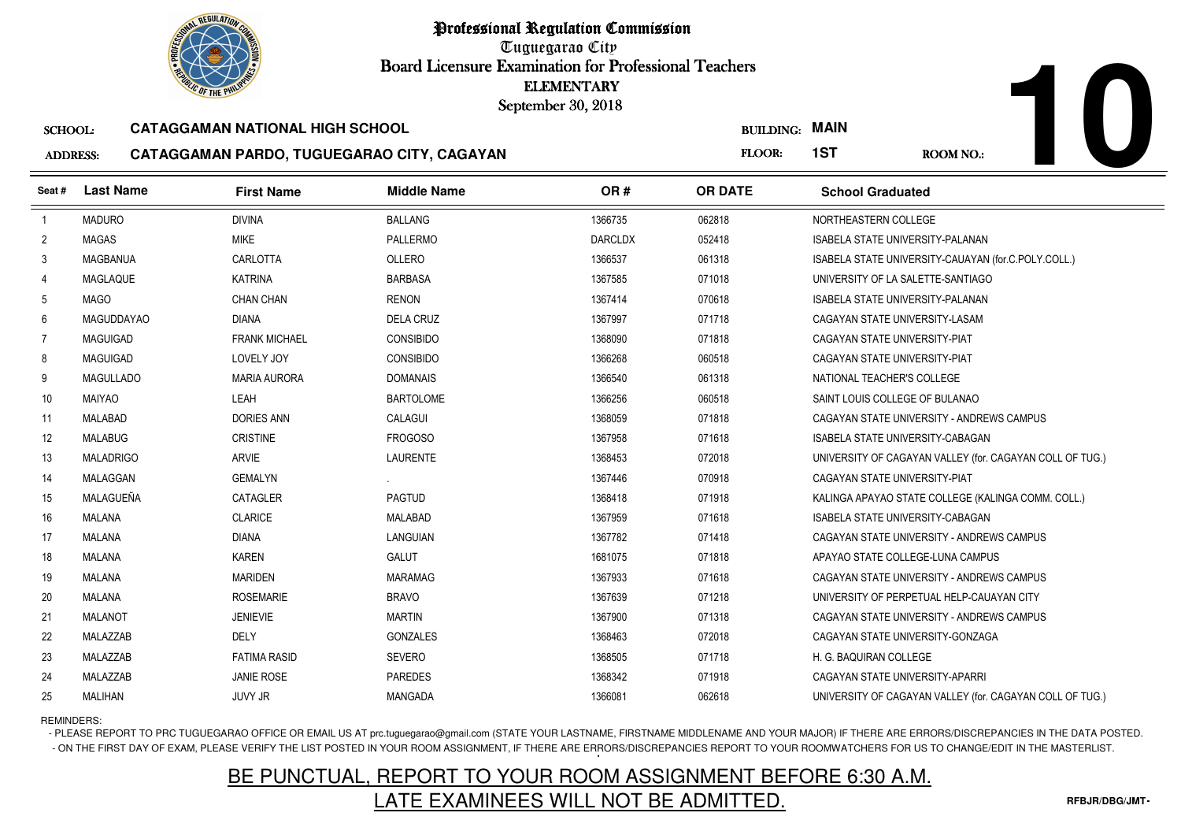# Professional Regulation Commission

Tuguegarao City

Board Licensure Examination for Professional Teachers

ELEMENTARY

September 30, 2018

**10**

SCHOOL: **CATAGGAMAN NATIONAL HIGH SCHOOL** BUILDING: **MAIN**

ADDRESS: **CATAGGAMAN PARDO, TUGUEGARAO CITY, CAGAYAN** FLOOR: **1ST** ROOM NO.:

| Seat # | Last Name | First Name | Middle Name | OR # | OR DATE | School Graduated |
|---|---|---|---|---|---|---|
| 1 | MADURO | DIVINA | BALLANG | 1366735 | 062818 | NORTHEASTERN COLLEGE |
| 2 | MAGAS | MIKE | PALLERMO | DARCLDX | 052418 | ISABELA STATE UNIVERSITY-PALANAN |
| 3 | MAGBANUA | CARLOTTA | OLLERO | 1366537 | 061318 | ISABELA STATE UNIVERSITY-CAUAYAN (for.C.POLY.COLL.) |
| 4 | MAGLAQUE | KATRINA | BARBASA | 1367585 | 071018 | UNIVERSITY OF LA SALETTE-SANTIAGO |
| 5 | MAGO | CHAN CHAN | RENON | 1367414 | 070618 | ISABELA STATE UNIVERSITY-PALANAN |
| 6 | MAGUDDAYAO | DIANA | DELA CRUZ | 1367997 | 071718 | CAGAYAN STATE UNIVERSITY-LASAM |
| 7 | MAGUIGAD | FRANK MICHAEL | CONSIBIDO | 1368090 | 071818 | CAGAYAN STATE UNIVERSITY-PIAT |
| 8 | MAGUIGAD | LOVELY JOY | CONSIBIDO | 1366268 | 060518 | CAGAYAN STATE UNIVERSITY-PIAT |
| 9 | MAGULLADO | MARIA AURORA | DOMANAIS | 1366540 | 061318 | NATIONAL TEACHER'S COLLEGE |
| 10 | MAIYAO | LEAH | BARTOLOME | 1366256 | 060518 | SAINT LOUIS COLLEGE OF BULANAO |
| 11 | MALABAD | DORIES ANN | CALAGUI | 1368059 | 071818 | CAGAYAN STATE UNIVERSITY - ANDREWS CAMPUS |
| 12 | MALABUG | CRISTINE | FROGOSO | 1367958 | 071618 | ISABELA STATE UNIVERSITY-CABAGAN |
| 13 | MALADRIGO | ARVIE | LAURENTE | 1368453 | 072018 | UNIVERSITY OF CAGAYAN VALLEY (for. CAGAYAN COLL OF TUG.) |
| 14 | MALAGGAN | GEMALYN | . | 1367446 | 070918 | CAGAYAN STATE UNIVERSITY-PIAT |
| 15 | MALAGUEÑA | CATAGLER | PAGTUD | 1368418 | 071918 | KALINGA APAYAO STATE COLLEGE (KALINGA COMM. COLL.) |
| 16 | MALANA | CLARICE | MALABAD | 1367959 | 071618 | ISABELA STATE UNIVERSITY-CABAGAN |
| 17 | MALANA | DIANA | LANGUIAN | 1367782 | 071418 | CAGAYAN STATE UNIVERSITY - ANDREWS CAMPUS |
| 18 | MALANA | KAREN | GALUT | 1681075 | 071818 | APAYAO STATE COLLEGE-LUNA CAMPUS |
| 19 | MALANA | MARIDEN | MARAMAG | 1367933 | 071618 | CAGAYAN STATE UNIVERSITY - ANDREWS CAMPUS |
| 20 | MALANA | ROSEMARIE | BRAVO | 1367639 | 071218 | UNIVERSITY OF PERPETUAL HELP-CAUAYAN CITY |
| 21 | MALANOT | JENIEVIE | MARTIN | 1367900 | 071318 | CAGAYAN STATE UNIVERSITY - ANDREWS CAMPUS |
| 22 | MALAZZAB | DELY | GONZALES | 1368463 | 072018 | CAGAYAN STATE UNIVERSITY-GONZAGA |
| 23 | MALAZZAB | FATIMA RASID | SEVERO | 1368505 | 071718 | H. G. BAQUIRAN COLLEGE |
| 24 | MALAZZAB | JANIE ROSE | PAREDES | 1368342 | 071918 | CAGAYAN STATE UNIVERSITY-APARRI |
| 25 | MALIHAN | JUVY JR | MANGADA | 1366081 | 062618 | UNIVERSITY OF CAGAYAN VALLEY (for. CAGAYAN COLL OF TUG.) |

REMINDERS:

- PLEASE REPORT TO PRC TUGUEGARAO OFFICE OR EMAIL US AT prc.tuguegarao@gmail.com (STATE YOUR LASTNAME, FIRSTNAME MIDDLENAME AND YOUR MAJOR) IF THERE ARE ERRORS/DISCREPANCIES IN THE DATA POSTED.
- ON THE FIRST DAY OF EXAM, PLEASE VERIFY THE LIST POSTED IN YOUR ROOM ASSIGNMENT, IF THERE ARE ERRORS/DISCREPANCIES REPORT TO YOUR ROOMWATCHERS FOR US TO CHANGE/EDIT IN THE MASTERLIST.

BE PUNCTUAL, REPORT TO YOUR ROOM ASSIGNMENT BEFORE 6:30 A.M.

LATE EXAMINEES WILL NOT BE ADMITTED.

RFBJR/DBG/JMT-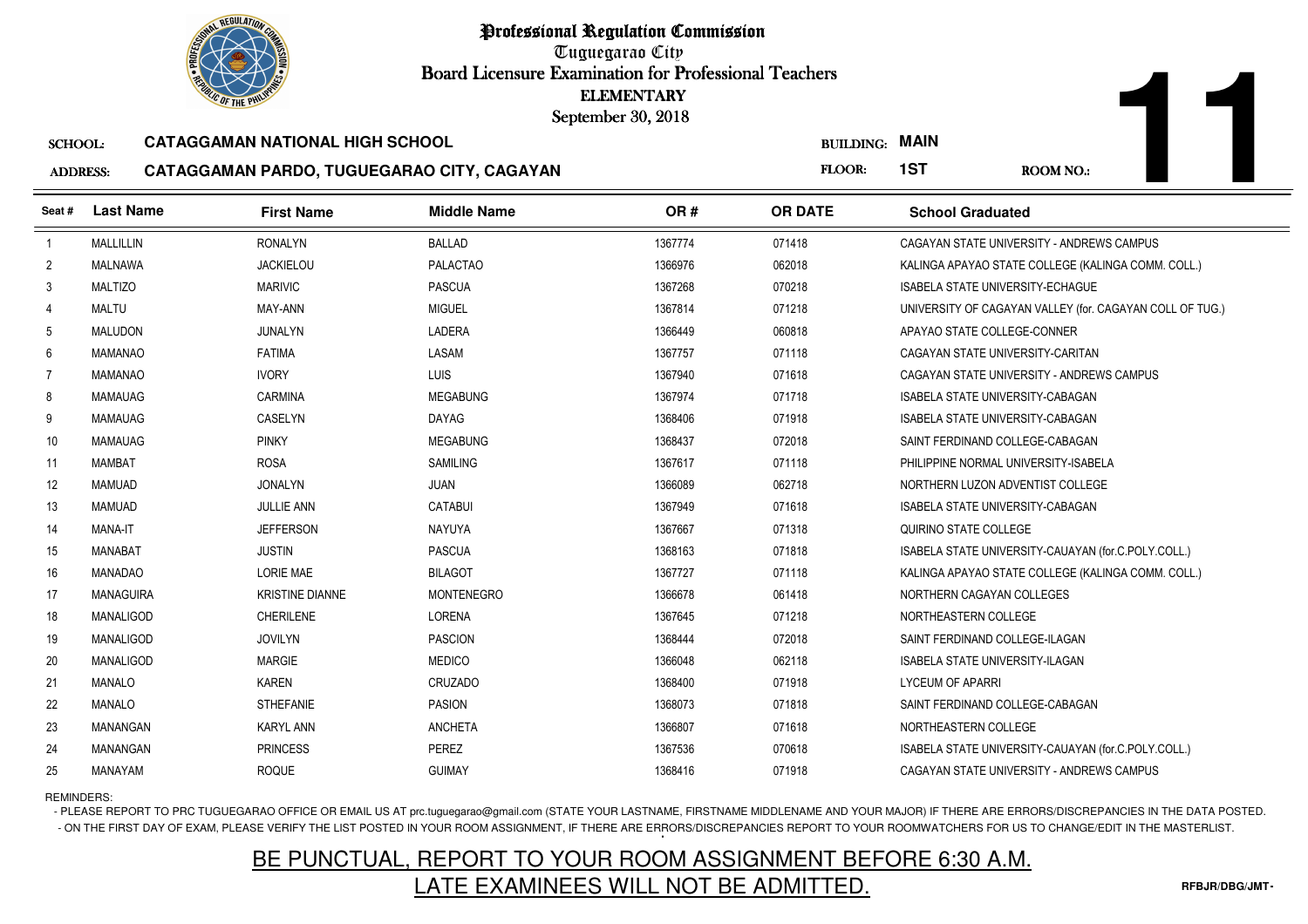# Professional Regulation Commission

Tuguegarao City

Board Licensure Examination for Professional Teachers

ELEMENTARY

September 30, 2018

**SCHOOL:** CATAGGAMAN NATIONAL HIGH SCHOOL

**ADDRESS:** CATAGGAMAN PARDO, TUGUEGARAO CITY, CAGAYAN

**BUILDING:** MAIN

**FLOOR:** 1ST

**ROOM NO.:** 11

| Seat # | Last Name | First Name | Middle Name | OR # | OR DATE | School Graduated |
|---|---|---|---|---|---|---|
| 1 | MALLILLIN | RONALYN | BALLAD | 1367774 | 071418 | CAGAYAN STATE UNIVERSITY - ANDREWS CAMPUS |
| 2 | MALNAWA | JACKIELOU | PALACTAO | 1366976 | 062018 | KALINGA APAYAO STATE COLLEGE (KALINGA COMM. COLL.) |
| 3 | MALTIZO | MARIVIC | PASCUA | 1367268 | 070218 | ISABELA STATE UNIVERSITY-ECHAGUE |
| 4 | MALTU | MAY-ANN | MIGUEL | 1367814 | 071218 | UNIVERSITY OF CAGAYAN VALLEY (for. CAGAYAN COLL OF TUG.) |
| 5 | MALUDON | JUNALYN | LADERA | 1366449 | 060818 | APAYAO STATE COLLEGE-CONNER |
| 6 | MAMANAO | FATIMA | LASAM | 1367757 | 071118 | CAGAYAN STATE UNIVERSITY-CARITAN |
| 7 | MAMANAO | IVORY | LUIS | 1367940 | 071618 | CAGAYAN STATE UNIVERSITY - ANDREWS CAMPUS |
| 8 | MAMAUAG | CARMINA | MEGABUNG | 1367974 | 071718 | ISABELA STATE UNIVERSITY-CABAGAN |
| 9 | MAMAUAG | CASELYN | DAYAG | 1368406 | 071918 | ISABELA STATE UNIVERSITY-CABAGAN |
| 10 | MAMAUAG | PINKY | MEGABUNG | 1368437 | 072018 | SAINT FERDINAND COLLEGE-CABAGAN |
| 11 | MAMBAT | ROSA | SAMILING | 1367617 | 071118 | PHILIPPINE NORMAL UNIVERSITY-ISABELA |
| 12 | MAMUAD | JONALYN | JUAN | 1366089 | 062718 | NORTHERN LUZON ADVENTIST COLLEGE |
| 13 | MAMUAD | JULLIE ANN | CATABUI | 1367949 | 071618 | ISABELA STATE UNIVERSITY-CABAGAN |
| 14 | MANA-IT | JEFFERSON | NAYUYA | 1367667 | 071318 | QUIRINO STATE COLLEGE |
| 15 | MANABAT | JUSTIN | PASCUA | 1368163 | 071818 | ISABELA STATE UNIVERSITY-CAUAYAN (for.C.POLY.COLL.) |
| 16 | MANADAO | LORIE MAE | BILAGOT | 1367727 | 071118 | KALINGA APAYAO STATE COLLEGE (KALINGA COMM. COLL.) |
| 17 | MANAGUIRA | KRISTINE DIANNE | MONTENEGRO | 1366678 | 061418 | NORTHERN CAGAYAN COLLEGES |
| 18 | MANALIGOD | CHERILENE | LORENA | 1367645 | 071218 | NORTHEASTERN COLLEGE |
| 19 | MANALIGOD | JOVILYN | PASCION | 1368444 | 072018 | SAINT FERDINAND COLLEGE-ILAGAN |
| 20 | MANALIGOD | MARGIE | MEDICO | 1366048 | 062118 | ISABELA STATE UNIVERSITY-ILAGAN |
| 21 | MANALO | KAREN | CRUZADO | 1368400 | 071918 | LYCEUM OF APARRI |
| 22 | MANALO | STHEFANIE | PASION | 1368073 | 071818 | SAINT FERDINAND COLLEGE-CABAGAN |
| 23 | MANANGAN | KARYL ANN | ANCHETA | 1366807 | 071618 | NORTHEASTERN COLLEGE |
| 24 | MANANGAN | PRINCESS | PEREZ | 1367536 | 070618 | ISABELA STATE UNIVERSITY-CAUAYAN (for.C.POLY.COLL.) |
| 25 | MANAYAM | ROQUE | GUIMAY | 1368416 | 071918 | CAGAYAN STATE UNIVERSITY - ANDREWS CAMPUS |

REMINDERS:

- PLEASE REPORT TO PRC TUGUEGARAO OFFICE OR EMAIL US AT prc.tuguegarao@gmail.com (STATE YOUR LASTNAME, FIRSTNAME MIDDLENAME AND YOUR MAJOR) IF THERE ARE ERRORS/DISCREPANCIES IN THE DATA POSTED.
- ON THE FIRST DAY OF EXAM, PLEASE VERIFY THE LIST POSTED IN YOUR ROOM ASSIGNMENT, IF THERE ARE ERRORS/DISCREPANCIES REPORT TO YOUR ROOMWATCHERS FOR US TO CHANGE/EDIT IN THE MASTERLIST.

BE PUNCTUAL, REPORT TO YOUR ROOM ASSIGNMENT BEFORE 6:30 A.M.

LATE EXAMINEES WILL NOT BE ADMITTED.

RFBJR/DBG/JMT-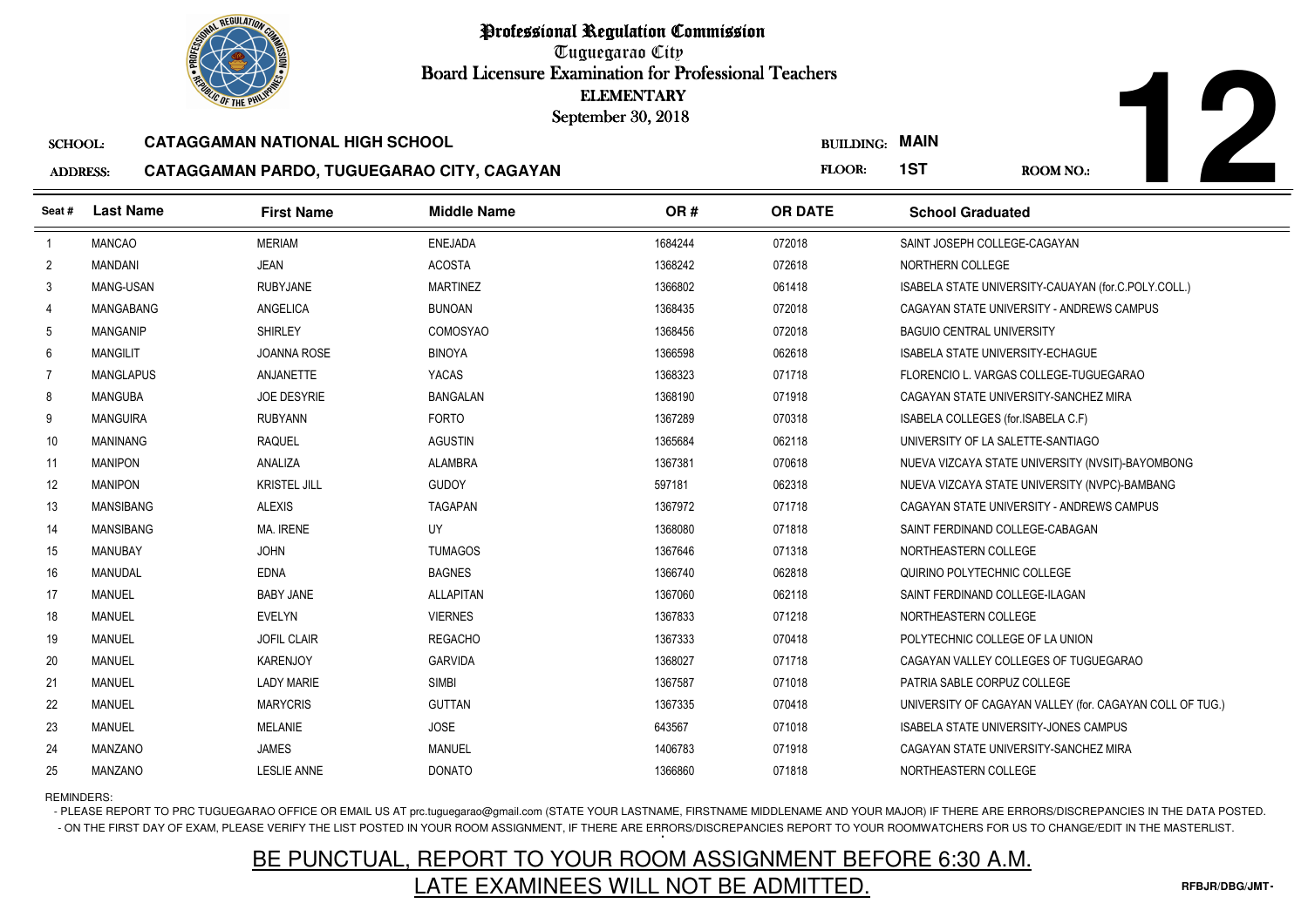# Professional Regulation Commission

Tuguegarao City

Board Licensure Examination for Professional Teachers

ELEMENTARY

September 30, 2018

**SCHOOL:** CATAGGAMAN NATIONAL HIGH SCHOOL

**ADDRESS:** CATAGGAMAN PARDO, TUGUEGARAO CITY, CAGAYAN

**BUILDING:** MAIN

**FLOOR:** 1ST

**ROOM NO.:** 12

| Seat # | Last Name | First Name | Middle Name | OR # | OR DATE | School Graduated |
|---|---|---|---|---|---|---|
| 1 | MANCAO | MERIAM | ENEJADA | 1684244 | 072018 | SAINT JOSEPH COLLEGE-CAGAYAN |
| 2 | MANDANI | JEAN | ACOSTA | 1368242 | 072618 | NORTHERN COLLEGE |
| 3 | MANG-USAN | RUBYJANE | MARTINEZ | 1366802 | 061418 | ISABELA STATE UNIVERSITY-CAUAYAN (for.C.POLY.COLL.) |
| 4 | MANGABANG | ANGELICA | BUNOAN | 1368435 | 072018 | CAGAYAN STATE UNIVERSITY - ANDREWS CAMPUS |
| 5 | MANGANIP | SHIRLEY | COMOSYAO | 1368456 | 072018 | BAGUIO CENTRAL UNIVERSITY |
| 6 | MANGILIT | JOANNA ROSE | BINOYA | 1366598 | 062618 | ISABELA STATE UNIVERSITY-ECHAGUE |
| 7 | MANGLAPUS | ANJANETTE | YACAS | 1368323 | 071718 | FLORENCIO L. VARGAS COLLEGE-TUGUEGARAO |
| 8 | MANGUBA | JOE DESYRIE | BANGALAN | 1368190 | 071918 | CAGAYAN STATE UNIVERSITY-SANCHEZ MIRA |
| 9 | MANGUIRA | RUBYANN | FORTO | 1367289 | 070318 | ISABELA COLLEGES (for.ISABELA C.F) |
| 10 | MANINANG | RAQUEL | AGUSTIN | 1365684 | 062118 | UNIVERSITY OF LA SALETTE-SANTIAGO |
| 11 | MANIPON | ANALIZA | ALAMBRA | 1367381 | 070618 | NUEVA VIZCAYA STATE UNIVERSITY (NVSIT)-BAYOMBONG |
| 12 | MANIPON | KRISTEL JILL | GUDOY | 597181 | 062318 | NUEVA VIZCAYA STATE UNIVERSITY (NVPC)-BAMBANG |
| 13 | MANSIBANG | ALEXIS | TAGAPAN | 1367972 | 071718 | CAGAYAN STATE UNIVERSITY - ANDREWS CAMPUS |
| 14 | MANSIBANG | MA. IRENE | UY | 1368080 | 071818 | SAINT FERDINAND COLLEGE-CABAGAN |
| 15 | MANUBAY | JOHN | TUMAGOS | 1367646 | 071318 | NORTHEASTERN COLLEGE |
| 16 | MANUDAL | EDNA | BAGNES | 1366740 | 062818 | QUIRINO POLYTECHNIC COLLEGE |
| 17 | MANUEL | BABY JANE | ALLAPITAN | 1367060 | 062118 | SAINT FERDINAND COLLEGE-ILAGAN |
| 18 | MANUEL | EVELYN | VIERNES | 1367833 | 071218 | NORTHEASTERN COLLEGE |
| 19 | MANUEL | JOFIL CLAIR | REGACHO | 1367333 | 070418 | POLYTECHNIC COLLEGE OF LA UNION |
| 20 | MANUEL | KARENJOY | GARVIDA | 1368027 | 071718 | CAGAYAN VALLEY COLLEGES OF TUGUEGARAO |
| 21 | MANUEL | LADY MARIE | SIMBI | 1367587 | 071018 | PATRIA SABLE CORPUZ COLLEGE |
| 22 | MANUEL | MARYCRIS | GUTTAN | 1367335 | 070418 | UNIVERSITY OF CAGAYAN VALLEY (for. CAGAYAN COLL OF TUG.) |
| 23 | MANUEL | MELANIE | JOSE | 643567 | 071018 | ISABELA STATE UNIVERSITY-JONES CAMPUS |
| 24 | MANZANO | JAMES | MANUEL | 1406783 | 071918 | CAGAYAN STATE UNIVERSITY-SANCHEZ MIRA |
| 25 | MANZANO | LESLIE ANNE | DONATO | 1366860 | 071818 | NORTHEASTERN COLLEGE |

REMINDERS:

- PLEASE REPORT TO PRC TUGUEGARAO OFFICE OR EMAIL US AT prc.tuguegarao@gmail.com (STATE YOUR LASTNAME, FIRSTNAME MIDDLENAME AND YOUR MAJOR) IF THERE ARE ERRORS/DISCREPANCIES IN THE DATA POSTED.
- ON THE FIRST DAY OF EXAM, PLEASE VERIFY THE LIST POSTED IN YOUR ROOM ASSIGNMENT, IF THERE ARE ERRORS/DISCREPANCIES REPORT TO YOUR ROOMWATCHERS FOR US TO CHANGE/EDIT IN THE MASTERLIST.

BE PUNCTUAL, REPORT TO YOUR ROOM ASSIGNMENT BEFORE 6:30 A.M.
LATE EXAMINEES WILL NOT BE ADMITTED.

RFBJR/DBG/JMT-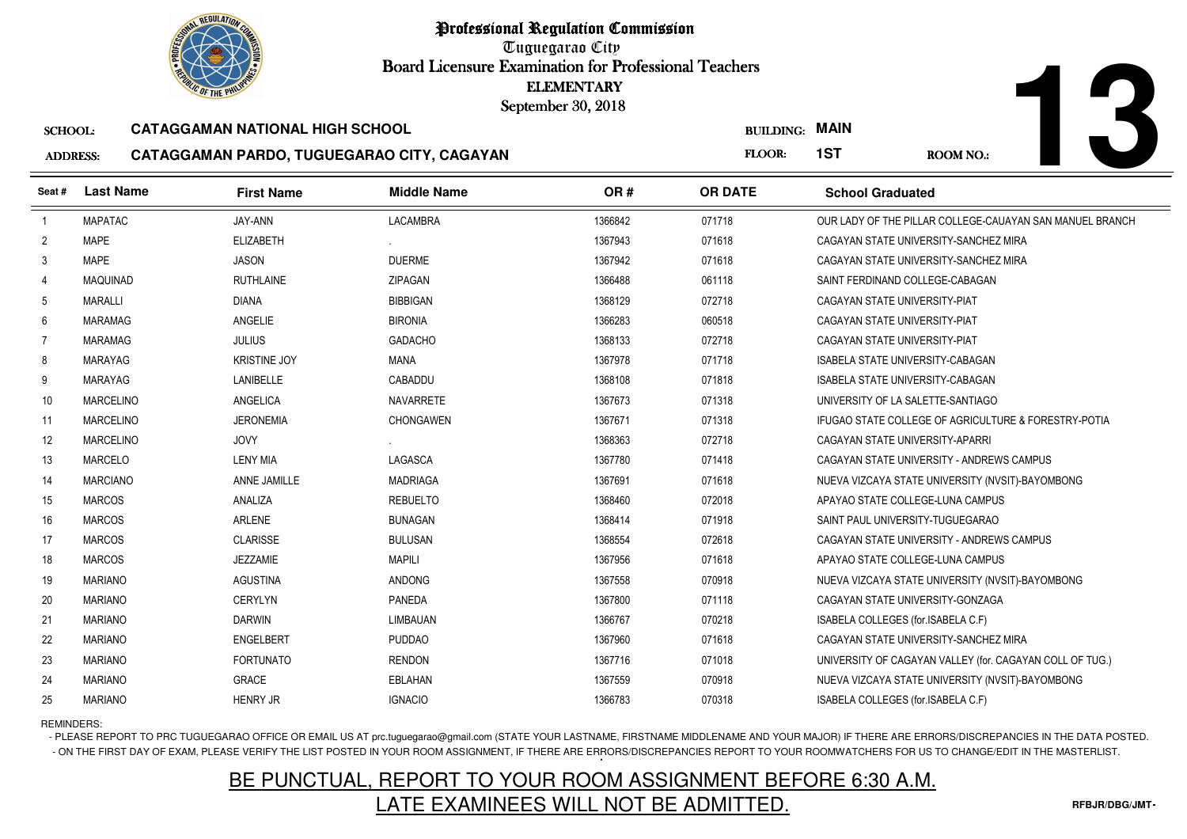# Professional Regulation Commission

Tuguegarao City

Board Licensure Examination for Professional Teachers

ELEMENTARY

September 30, 2018

**13**

SCHOOL: **CATAGGAMAN NATIONAL HIGH SCHOOL**

ADDRESS: **CATAGGAMAN PARDO, TUGUEGARAO CITY, CAGAYAN**

BUILDING: **MAIN**

FLOOR: **1ST**

ROOM NO.:

| Seat # | Last Name | First Name | Middle Name | OR # | OR DATE | School Graduated |
|---|---|---|---|---|---|---|
| 1 | MAPATAC | JAY-ANN | LACAMBRA | 1366842 | 071718 | OUR LADY OF THE PILLAR COLLEGE-CAUAYAN SAN MANUEL BRANCH |
| 2 | MAPE | ELIZABETH | . | 1367943 | 071618 | CAGAYAN STATE UNIVERSITY-SANCHEZ MIRA |
| 3 | MAPE | JASON | DUERME | 1367942 | 071618 | CAGAYAN STATE UNIVERSITY-SANCHEZ MIRA |
| 4 | MAQUINAD | RUTHLAINE | ZIPAGAN | 1366488 | 061118 | SAINT FERDINAND COLLEGE-CABAGAN |
| 5 | MARALLI | DIANA | BIBBIGAN | 1368129 | 072718 | CAGAYAN STATE UNIVERSITY-PIAT |
| 6 | MARAMAG | ANGELIE | BIRONIA | 1366283 | 060518 | CAGAYAN STATE UNIVERSITY-PIAT |
| 7 | MARAMAG | JULIUS | GADACHO | 1368133 | 072718 | CAGAYAN STATE UNIVERSITY-PIAT |
| 8 | MARAYAG | KRISTINE JOY | MANA | 1367978 | 071718 | ISABELA STATE UNIVERSITY-CABAGAN |
| 9 | MARAYAG | LANIBELLE | CABADDU | 1368108 | 071818 | ISABELA STATE UNIVERSITY-CABAGAN |
| 10 | MARCELINO | ANGELICA | NAVARRETE | 1367673 | 071318 | UNIVERSITY OF LA SALETTE-SANTIAGO |
| 11 | MARCELINO | JERONEMIA | CHONGAWEN | 1367671 | 071318 | IFUGAO STATE COLLEGE OF AGRICULTURE & FORESTRY-POTIA |
| 12 | MARCELINO | JOVY | . | 1368363 | 072718 | CAGAYAN STATE UNIVERSITY-APARRI |
| 13 | MARCELO | LENY MIA | LAGASCA | 1367780 | 071418 | CAGAYAN STATE UNIVERSITY - ANDREWS CAMPUS |
| 14 | MARCIANO | ANNE JAMILLE | MADRIAGA | 1367691 | 071618 | NUEVA VIZCAYA STATE UNIVERSITY (NVSIT)-BAYOMBONG |
| 15 | MARCOS | ANALIZA | REBUELTO | 1368460 | 072018 | APAYAO STATE COLLEGE-LUNA CAMPUS |
| 16 | MARCOS | ARLENE | BUNAGAN | 1368414 | 071918 | SAINT PAUL UNIVERSITY-TUGUEGARAO |
| 17 | MARCOS | CLARISSE | BULUSAN | 1368554 | 072618 | CAGAYAN STATE UNIVERSITY - ANDREWS CAMPUS |
| 18 | MARCOS | JEZZAMIE | MAPILI | 1367956 | 071618 | APAYAO STATE COLLEGE-LUNA CAMPUS |
| 19 | MARIANO | AGUSTINA | ANDONG | 1367558 | 070918 | NUEVA VIZCAYA STATE UNIVERSITY (NVSIT)-BAYOMBONG |
| 20 | MARIANO | CERYLYN | PANEDA | 1367800 | 071118 | CAGAYAN STATE UNIVERSITY-GONZAGA |
| 21 | MARIANO | DARWIN | LIMBAUAN | 1366767 | 070218 | ISABELA COLLEGES (for.ISABELA C.F) |
| 22 | MARIANO | ENGELBERT | PUDDAO | 1367960 | 071618 | CAGAYAN STATE UNIVERSITY-SANCHEZ MIRA |
| 23 | MARIANO | FORTUNATO | RENDON | 1367716 | 071018 | UNIVERSITY OF CAGAYAN VALLEY (for. CAGAYAN COLL OF TUG.) |
| 24 | MARIANO | GRACE | EBLAHAN | 1367559 | 070918 | NUEVA VIZCAYA STATE UNIVERSITY (NVSIT)-BAYOMBONG |
| 25 | MARIANO | HENRY JR | IGNACIO | 1366783 | 070318 | ISABELA COLLEGES (for.ISABELA C.F) |

REMINDERS:

- PLEASE REPORT TO PRC TUGUEGARAO OFFICE OR EMAIL US AT prc.tuguegarao@gmail.com (STATE YOUR LASTNAME, FIRSTNAME MIDDLENAME AND YOUR MAJOR) IF THERE ARE ERRORS/DISCREPANCIES IN THE DATA POSTED.
- ON THE FIRST DAY OF EXAM, PLEASE VERIFY THE LIST POSTED IN YOUR ROOM ASSIGNMENT, IF THERE ARE ERRORS/DISCREPANCIES REPORT TO YOUR ROOMWATCHERS FOR US TO CHANGE/EDIT IN THE MASTERLIST.

BE PUNCTUAL, REPORT TO YOUR ROOM ASSIGNMENT BEFORE 6:30 A.M.
LATE EXAMINEES WILL NOT BE ADMITTED.

RFBJR/DBG/JMT-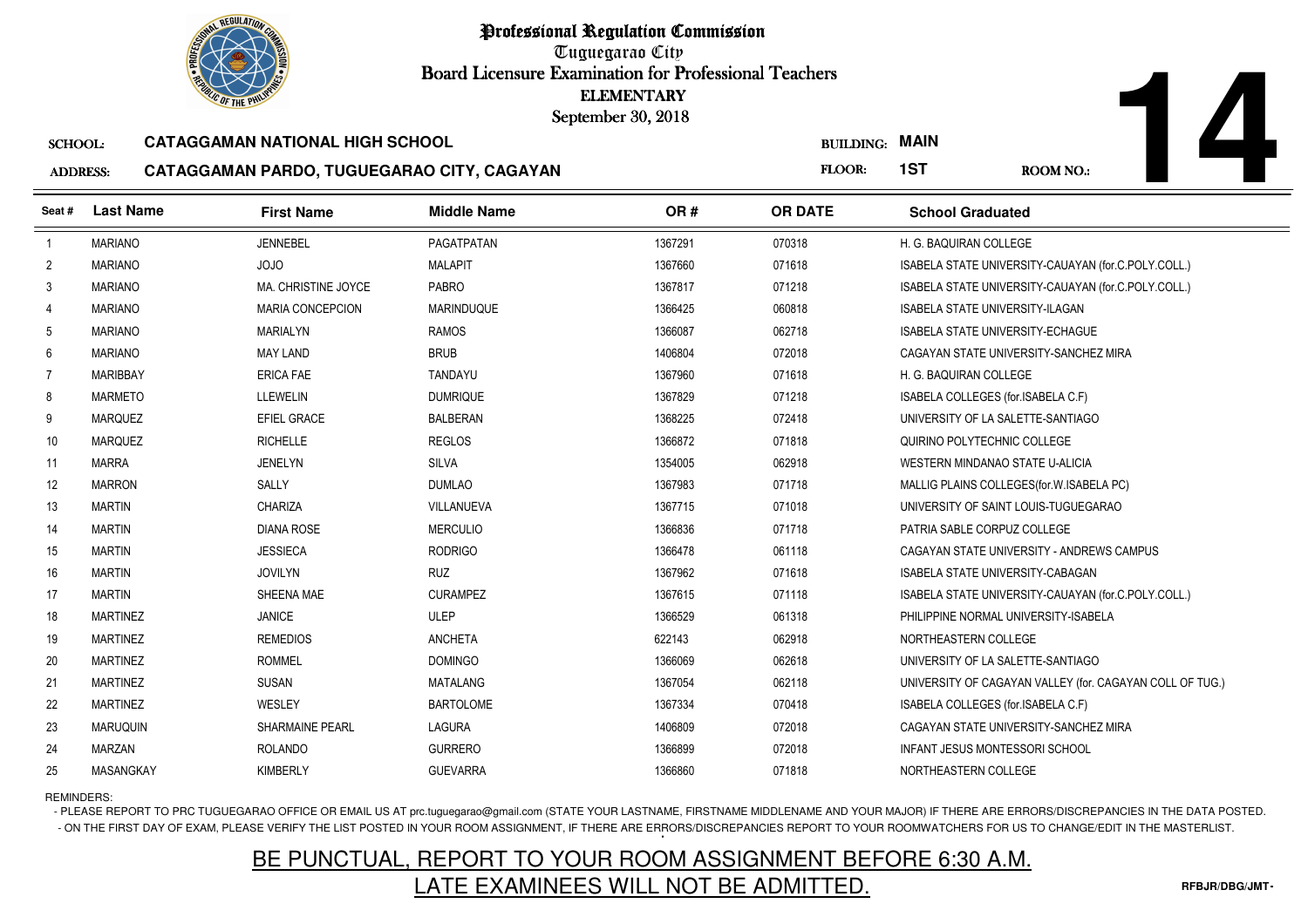# Professional Regulation Commission

Tuguegarao City

Board Licensure Examination for Professional Teachers

ELEMENTARY

September 30, 2018

**SCHOOL:** CATAGGAMAN NATIONAL HIGH SCHOOL

**ADDRESS:** CATAGGAMAN PARDO, TUGUEGARAO CITY, CAGAYAN

**BUILDING:** MAIN

**FLOOR:** 1ST

**ROOM NO.:** 14

| Seat # | Last Name | First Name | Middle Name | OR # | OR DATE | School Graduated |
|---|---|---|---|---|---|---|
| 1 | MARIANO | JENNEBEL | PAGATPATAN | 1367291 | 070318 | H. G. BAQUIRAN COLLEGE |
| 2 | MARIANO | JOJO | MALAPIT | 1367660 | 071618 | ISABELA STATE UNIVERSITY-CAUAYAN (for.C.POLY.COLL.) |
| 3 | MARIANO | MA. CHRISTINE JOYCE | PABRO | 1367817 | 071218 | ISABELA STATE UNIVERSITY-CAUAYAN (for.C.POLY.COLL.) |
| 4 | MARIANO | MARIA CONCEPCION | MARINDUQUE | 1366425 | 060818 | ISABELA STATE UNIVERSITY-ILAGAN |
| 5 | MARIANO | MARIALYN | RAMOS | 1366087 | 062718 | ISABELA STATE UNIVERSITY-ECHAGUE |
| 6 | MARIANO | MAY LAND | BRUB | 1406804 | 072018 | CAGAYAN STATE UNIVERSITY-SANCHEZ MIRA |
| 7 | MARIBBAY | ERICA FAE | TANDAYU | 1367960 | 071618 | H. G. BAQUIRAN COLLEGE |
| 8 | MARMETO | LLEWELIN | DUMRIQUE | 1367829 | 071218 | ISABELA COLLEGES (for.ISABELA C.F) |
| 9 | MARQUEZ | EFIEL GRACE | BALBERAN | 1368225 | 072418 | UNIVERSITY OF LA SALETTE-SANTIAGO |
| 10 | MARQUEZ | RICHELLE | REGLOS | 1366872 | 071818 | QUIRINO POLYTECHNIC COLLEGE |
| 11 | MARRA | JENELYN | SILVA | 1354005 | 062918 | WESTERN MINDANAO STATE U-ALICIA |
| 12 | MARRON | SALLY | DUMLAO | 1367983 | 071718 | MALLIG PLAINS COLLEGES(for.W.ISABELA PC) |
| 13 | MARTIN | CHARIZA | VILLANUEVA | 1367715 | 071018 | UNIVERSITY OF SAINT LOUIS-TUGUEGARAO |
| 14 | MARTIN | DIANA ROSE | MERCULIO | 1366836 | 071718 | PATRIA SABLE CORPUZ COLLEGE |
| 15 | MARTIN | JESSIECA | RODRIGO | 1366478 | 061118 | CAGAYAN STATE UNIVERSITY - ANDREWS CAMPUS |
| 16 | MARTIN | JOVILYN | RUZ | 1367962 | 071618 | ISABELA STATE UNIVERSITY-CABAGAN |
| 17 | MARTIN | SHEENA MAE | CURAMPEZ | 1367615 | 071118 | ISABELA STATE UNIVERSITY-CAUAYAN (for.C.POLY.COLL.) |
| 18 | MARTINEZ | JANICE | ULEP | 1366529 | 061318 | PHILIPPINE NORMAL UNIVERSITY-ISABELA |
| 19 | MARTINEZ | REMEDIOS | ANCHETA | 622143 | 062918 | NORTHEASTERN COLLEGE |
| 20 | MARTINEZ | ROMMEL | DOMINGO | 1366069 | 062618 | UNIVERSITY OF LA SALETTE-SANTIAGO |
| 21 | MARTINEZ | SUSAN | MATALANG | 1367054 | 062118 | UNIVERSITY OF CAGAYAN VALLEY (for. CAGAYAN COLL OF TUG.) |
| 22 | MARTINEZ | WESLEY | BARTOLOME | 1367334 | 070418 | ISABELA COLLEGES (for.ISABELA C.F) |
| 23 | MARUQUIN | SHARMAINE PEARL | LAGURA | 1406809 | 072018 | CAGAYAN STATE UNIVERSITY-SANCHEZ MIRA |
| 24 | MARZAN | ROLANDO | GURRERO | 1366899 | 072018 | INFANT JESUS MONTESSORI SCHOOL |
| 25 | MASANGKAY | KIMBERLY | GUEVARRA | 1366860 | 071818 | NORTHEASTERN COLLEGE |

REMINDERS:

- PLEASE REPORT TO PRC TUGUEGARAO OFFICE OR EMAIL US AT prc.tuguegarao@gmail.com (STATE YOUR LASTNAME, FIRSTNAME MIDDLENAME AND YOUR MAJOR) IF THERE ARE ERRORS/DISCREPANCIES IN THE DATA POSTED.
- ON THE FIRST DAY OF EXAM, PLEASE VERIFY THE LIST POSTED IN YOUR ROOM ASSIGNMENT, IF THERE ARE ERRORS/DISCREPANCIES REPORT TO YOUR ROOMWATCHERS FOR US TO CHANGE/EDIT IN THE MASTERLIST.

## BE PUNCTUAL, REPORT TO YOUR ROOM ASSIGNMENT BEFORE 6:30 A.M.
## LATE EXAMINEES WILL NOT BE ADMITTED.

RFBJR/DBG/JMT-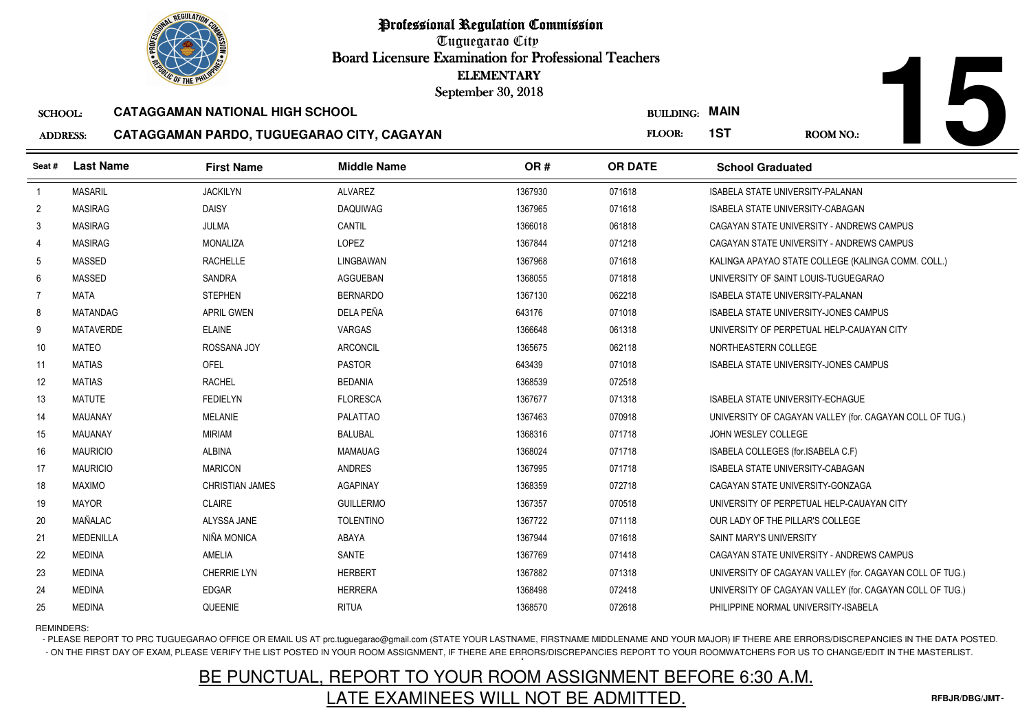# Professional Regulation Commission

Tuguegarao City

Board Licensure Examination for Professional Teachers

ELEMENTARY

September 30, 2018

**15**

SCHOOL: **CATAGGAMAN NATIONAL HIGH SCHOOL**

BUILDING: **MAIN**

ADDRESS: **CATAGGAMAN PARDO, TUGUEGARAO CITY, CAGAYAN**

FLOOR: **1ST**

ROOM NO.:

| Seat # | Last Name | First Name | Middle Name | OR # | OR DATE | School Graduated |
|---|---|---|---|---|---|---|
| 1 | MASARIL | JACKILYN | ALVAREZ | 1367930 | 071618 | ISABELA STATE UNIVERSITY-PALANAN |
| 2 | MASIRAG | DAISY | DAQUIWAG | 1367965 | 071618 | ISABELA STATE UNIVERSITY-CABAGAN |
| 3 | MASIRAG | JULMA | CANTIL | 1366018 | 061818 | CAGAYAN STATE UNIVERSITY - ANDREWS CAMPUS |
| 4 | MASIRAG | MONALIZA | LOPEZ | 1367844 | 071218 | CAGAYAN STATE UNIVERSITY - ANDREWS CAMPUS |
| 5 | MASSED | RACHELLE | LINGBAWAN | 1367968 | 071618 | KALINGA APAYAO STATE COLLEGE (KALINGA COMM. COLL.) |
| 6 | MASSED | SANDRA | AGGUEBAN | 1368055 | 071818 | UNIVERSITY OF SAINT LOUIS-TUGUEGARAO |
| 7 | MATA | STEPHEN | BERNARDO | 1367130 | 062218 | ISABELA STATE UNIVERSITY-PALANAN |
| 8 | MATANDAG | APRIL GWEN | DELA PEÑA | 643176 | 071018 | ISABELA STATE UNIVERSITY-JONES CAMPUS |
| 9 | MATAVERDE | ELAINE | VARGAS | 1366648 | 061318 | UNIVERSITY OF PERPETUAL HELP-CAUAYAN CITY |
| 10 | MATEO | ROSSANA JOY | ARCONCIL | 1365675 | 062118 | NORTHEASTERN COLLEGE |
| 11 | MATIAS | OFEL | PASTOR | 643439 | 071018 | ISABELA STATE UNIVERSITY-JONES CAMPUS |
| 12 | MATIAS | RACHEL | BEDANIA | 1368539 | 072518 | |
| 13 | MATUTE | FEDIELYN | FLORESCA | 1367677 | 071318 | ISABELA STATE UNIVERSITY-ECHAGUE |
| 14 | MAUANAY | MELANIE | PALATTAO | 1367463 | 070918 | UNIVERSITY OF CAGAYAN VALLEY (for. CAGAYAN COLL OF TUG.) |
| 15 | MAUANAY | MIRIAM | BALUBAL | 1368316 | 071718 | JOHN WESLEY COLLEGE |
| 16 | MAURICIO | ALBINA | MAMAUAG | 1368024 | 071718 | ISABELA COLLEGES (for.ISABELA C.F) |
| 17 | MAURICIO | MARICON | ANDRES | 1367995 | 071718 | ISABELA STATE UNIVERSITY-CABAGAN |
| 18 | MAXIMO | CHRISTIAN JAMES | AGAPINAY | 1368359 | 072718 | CAGAYAN STATE UNIVERSITY-GONZAGA |
| 19 | MAYOR | CLAIRE | GUILLERMO | 1367357 | 070518 | UNIVERSITY OF PERPETUAL HELP-CAUAYAN CITY |
| 20 | MAÑALAC | ALYSSA JANE | TOLENTINO | 1367722 | 071118 | OUR LADY OF THE PILLAR'S COLLEGE |
| 21 | MEDENILLA | NIÑA MONICA | ABAYA | 1367944 | 071618 | SAINT MARY'S UNIVERSITY |
| 22 | MEDINA | AMELIA | SANTE | 1367769 | 071418 | CAGAYAN STATE UNIVERSITY - ANDREWS CAMPUS |
| 23 | MEDINA | CHERRIE LYN | HERBERT | 1367882 | 071318 | UNIVERSITY OF CAGAYAN VALLEY (for. CAGAYAN COLL OF TUG.) |
| 24 | MEDINA | EDGAR | HERRERA | 1368498 | 072418 | UNIVERSITY OF CAGAYAN VALLEY (for. CAGAYAN COLL OF TUG.) |
| 25 | MEDINA | QUEENIE | RITUA | 1368570 | 072618 | PHILIPPINE NORMAL UNIVERSITY-ISABELA |

REMINDERS:

- PLEASE REPORT TO PRC TUGUEGARAO OFFICE OR EMAIL US AT prc.tuguegarao@gmail.com (STATE YOUR LASTNAME, FIRSTNAME MIDDLENAME AND YOUR MAJOR) IF THERE ARE ERRORS/DISCREPANCIES IN THE DATA POSTED.
- ON THE FIRST DAY OF EXAM, PLEASE VERIFY THE LIST POSTED IN YOUR ROOM ASSIGNMENT, IF THERE ARE ERRORS/DISCREPANCIES REPORT TO YOUR ROOMWATCHERS FOR US TO CHANGE/EDIT IN THE MASTERLIST.

BE PUNCTUAL, REPORT TO YOUR ROOM ASSIGNMENT BEFORE 6:30 A.M.

LATE EXAMINEES WILL NOT BE ADMITTED.

RFBJR/DBG/JMT-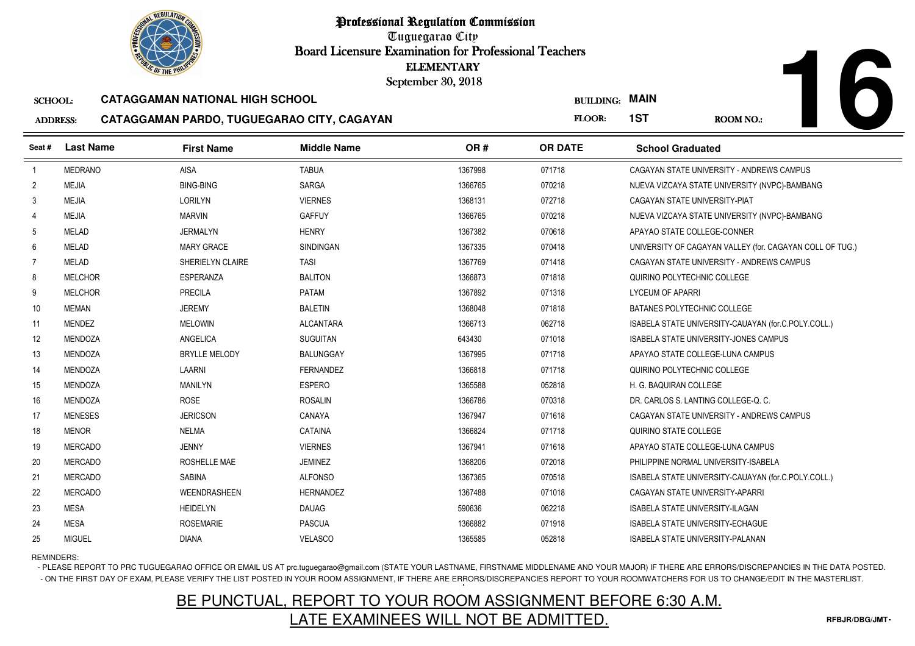# Professional Regulation Commission

Tuguegarao City

Board Licensure Examination for Professional Teachers

ELEMENTARY

September 30, 2018

**SCHOOL:** CATAGGAMAN NATIONAL HIGH SCHOOL

**ADDRESS:** CATAGGAMAN PARDO, TUGUEGARAO CITY, CAGAYAN

**BUILDING:** MAIN

**FLOOR:** 1ST

**ROOM NO.:** 16

| Seat # | Last Name | First Name | Middle Name | OR # | OR DATE | School Graduated |
|---|---|---|---|---|---|---|
| 1 | MEDRANO | AISA | TABUA | 1367998 | 071718 | CAGAYAN STATE UNIVERSITY - ANDREWS CAMPUS |
| 2 | MEJIA | BING-BING | SARGA | 1366765 | 070218 | NUEVA VIZCAYA STATE UNIVERSITY (NVPC)-BAMBANG |
| 3 | MEJIA | LORILYN | VIERNES | 1368131 | 072718 | CAGAYAN STATE UNIVERSITY-PIAT |
| 4 | MEJIA | MARVIN | GAFFUY | 1366765 | 070218 | NUEVA VIZCAYA STATE UNIVERSITY (NVPC)-BAMBANG |
| 5 | MELAD | JERMALYN | HENRY | 1367382 | 070618 | APAYAO STATE COLLEGE-CONNER |
| 6 | MELAD | MARY GRACE | SINDINGAN | 1367335 | 070418 | UNIVERSITY OF CAGAYAN VALLEY (for. CAGAYAN COLL OF TUG.) |
| 7 | MELAD | SHERIELYN CLAIRE | TASI | 1367769 | 071418 | CAGAYAN STATE UNIVERSITY - ANDREWS CAMPUS |
| 8 | MELCHOR | ESPERANZA | BALITON | 1366873 | 071818 | QUIRINO POLYTECHNIC COLLEGE |
| 9 | MELCHOR | PRECILA | PATAM | 1367892 | 071318 | LYCEUM OF APARRI |
| 10 | MEMAN | JEREMY | BALETIN | 1368048 | 071818 | BATANES POLYTECHNIC COLLEGE |
| 11 | MENDEZ | MELOWIN | ALCANTARA | 1366713 | 062718 | ISABELA STATE UNIVERSITY-CAUAYAN (for.C.POLY.COLL.) |
| 12 | MENDOZA | ANGELICA | SUGUITAN | 643430 | 071018 | ISABELA STATE UNIVERSITY-JONES CAMPUS |
| 13 | MENDOZA | BRYLLE MELODY | BALUNGGAY | 1367995 | 071718 | APAYAO STATE COLLEGE-LUNA CAMPUS |
| 14 | MENDOZA | LAARNI | FERNANDEZ | 1366818 | 071718 | QUIRINO POLYTECHNIC COLLEGE |
| 15 | MENDOZA | MANILYN | ESPERO | 1365588 | 052818 | H. G. BAQUIRAN COLLEGE |
| 16 | MENDOZA | ROSE | ROSALIN | 1366786 | 070318 | DR. CARLOS S. LANTING COLLEGE-Q. C. |
| 17 | MENESES | JERICSON | CANAYA | 1367947 | 071618 | CAGAYAN STATE UNIVERSITY - ANDREWS CAMPUS |
| 18 | MENOR | NELMA | CATAINA | 1366824 | 071718 | QUIRINO STATE COLLEGE |
| 19 | MERCADO | JENNY | VIERNES | 1367941 | 071618 | APAYAO STATE COLLEGE-LUNA CAMPUS |
| 20 | MERCADO | ROSHELLE MAE | JEMINEZ | 1368206 | 072018 | PHILIPPINE NORMAL UNIVERSITY-ISABELA |
| 21 | MERCADO | SABINA | ALFONSO | 1367365 | 070518 | ISABELA STATE UNIVERSITY-CAUAYAN (for.C.POLY.COLL.) |
| 22 | MERCADO | WEENDRASHEEN | HERNANDEZ | 1367488 | 071018 | CAGAYAN STATE UNIVERSITY-APARRI |
| 23 | MESA | HEIDELYN | DAUAG | 590636 | 062218 | ISABELA STATE UNIVERSITY-ILAGAN |
| 24 | MESA | ROSEMARIE | PASCUA | 1366882 | 071918 | ISABELA STATE UNIVERSITY-ECHAGUE |
| 25 | MIGUEL | DIANA | VELASCO | 1365585 | 052818 | ISABELA STATE UNIVERSITY-PALANAN |

REMINDERS:

- PLEASE REPORT TO PRC TUGUEGARAO OFFICE OR EMAIL US AT prc.tuguegarao@gmail.com (STATE YOUR LASTNAME, FIRSTNAME MIDDLENAME AND YOUR MAJOR) IF THERE ARE ERRORS/DISCREPANCIES IN THE DATA POSTED.
- ON THE FIRST DAY OF EXAM, PLEASE VERIFY THE LIST POSTED IN YOUR ROOM ASSIGNMENT, IF THERE ARE ERRORS/DISCREPANCIES REPORT TO YOUR ROOMWATCHERS FOR US TO CHANGE/EDIT IN THE MASTERLIST.

BE PUNCTUAL, REPORT TO YOUR ROOM ASSIGNMENT BEFORE 6:30 A.M.

LATE EXAMINEES WILL NOT BE ADMITTED.

RFBJR/DBG/JMT-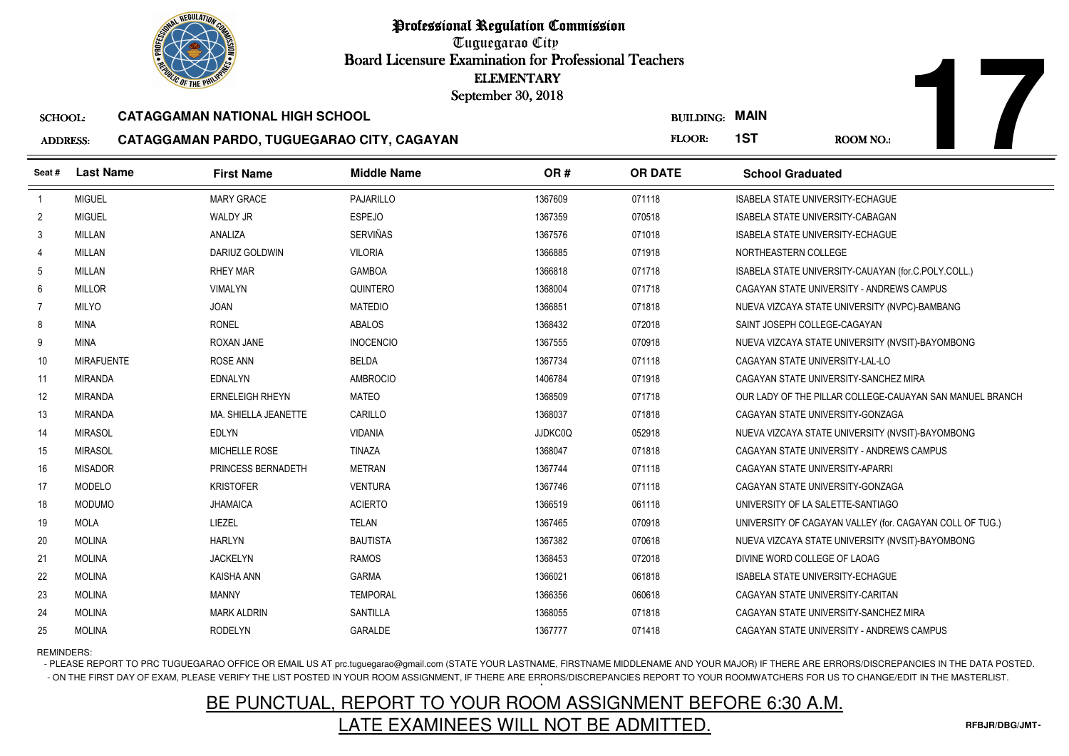# Professional Regulation Commission

Tuguegarao City

Board Licensure Examination for Professional Teachers

ELEMENTARY

September 30, 2018

**SCHOOL:** CATAGGAMAN NATIONAL HIGH SCHOOL

**ADDRESS:** CATAGGAMAN PARDO, TUGUEGARAO CITY, CAGAYAN

**BUILDING:** MAIN

**FLOOR:** 1ST

**ROOM NO.:** 17

| Seat # | Last Name | First Name | Middle Name | OR # | OR DATE | School Graduated |
|---|---|---|---|---|---|---|
| 1 | MIGUEL | MARY GRACE | PAJARILLO | 1367609 | 071118 | ISABELA STATE UNIVERSITY-ECHAGUE |
| 2 | MIGUEL | WALDY JR | ESPEJO | 1367359 | 070518 | ISABELA STATE UNIVERSITY-CABAGAN |
| 3 | MILLAN | ANALIZA | SERVIÑAS | 1367576 | 071018 | ISABELA STATE UNIVERSITY-ECHAGUE |
| 4 | MILLAN | DARIUZ GOLDWIN | VILORIA | 1366885 | 071918 | NORTHEASTERN COLLEGE |
| 5 | MILLAN | RHEY MAR | GAMBOA | 1366818 | 071718 | ISABELA STATE UNIVERSITY-CAUAYAN (for.C.POLY.COLL.) |
| 6 | MILLOR | VIMALYN | QUINTERO | 1368004 | 071718 | CAGAYAN STATE UNIVERSITY - ANDREWS CAMPUS |
| 7 | MILYO | JOAN | MATEDIO | 1366851 | 071818 | NUEVA VIZCAYA STATE UNIVERSITY (NVPC)-BAMBANG |
| 8 | MINA | RONEL | ABALOS | 1368432 | 072018 | SAINT JOSEPH COLLEGE-CAGAYAN |
| 9 | MINA | ROXAN JANE | INOCENCIO | 1367555 | 070918 | NUEVA VIZCAYA STATE UNIVERSITY (NVSIT)-BAYOMBONG |
| 10 | MIRAFUENTE | ROSE ANN | BELDA | 1367734 | 071118 | CAGAYAN STATE UNIVERSITY-LAL-LO |
| 11 | MIRANDA | EDNALYN | AMBROCIO | 1406784 | 071918 | CAGAYAN STATE UNIVERSITY-SANCHEZ MIRA |
| 12 | MIRANDA | ERNELEIGH RHEYN | MATEO | 1368509 | 071718 | OUR LADY OF THE PILLAR COLLEGE-CAUAYAN SAN MANUEL BRANCH |
| 13 | MIRANDA | MA. SHIELLA JEANETTE | CARILLO | 1368037 | 071818 | CAGAYAN STATE UNIVERSITY-GONZAGA |
| 14 | MIRASOL | EDLYN | VIDANIA | JJDKC0Q | 052918 | NUEVA VIZCAYA STATE UNIVERSITY (NVSIT)-BAYOMBONG |
| 15 | MIRASOL | MICHELLE ROSE | TINAZA | 1368047 | 071818 | CAGAYAN STATE UNIVERSITY - ANDREWS CAMPUS |
| 16 | MISADOR | PRINCESS BERNADETH | METRAN | 1367744 | 071118 | CAGAYAN STATE UNIVERSITY-APARRI |
| 17 | MODELO | KRISTOFER | VENTURA | 1367746 | 071118 | CAGAYAN STATE UNIVERSITY-GONZAGA |
| 18 | MODUMO | JHAMAICA | ACIERTO | 1366519 | 061118 | UNIVERSITY OF LA SALETTE-SANTIAGO |
| 19 | MOLA | LIEZEL | TELAN | 1367465 | 070918 | UNIVERSITY OF CAGAYAN VALLEY (for. CAGAYAN COLL OF TUG.) |
| 20 | MOLINA | HARLYN | BAUTISTA | 1367382 | 070618 | NUEVA VIZCAYA STATE UNIVERSITY (NVSIT)-BAYOMBONG |
| 21 | MOLINA | JACKELYN | RAMOS | 1368453 | 072018 | DIVINE WORD COLLEGE OF LAOAG |
| 22 | MOLINA | KAISHA ANN | GARMA | 1366021 | 061818 | ISABELA STATE UNIVERSITY-ECHAGUE |
| 23 | MOLINA | MANNY | TEMPORAL | 1366356 | 060618 | CAGAYAN STATE UNIVERSITY-CARITAN |
| 24 | MOLINA | MARK ALDRIN | SANTILLA | 1368055 | 071818 | CAGAYAN STATE UNIVERSITY-SANCHEZ MIRA |
| 25 | MOLINA | RODELYN | GARALDE | 1367777 | 071418 | CAGAYAN STATE UNIVERSITY - ANDREWS CAMPUS |

REMINDERS:

- PLEASE REPORT TO PRC TUGUEGARAO OFFICE OR EMAIL US AT prc.tuguegarao@gmail.com (STATE YOUR LASTNAME, FIRSTNAME MIDDLENAME AND YOUR MAJOR) IF THERE ARE ERRORS/DISCREPANCIES IN THE DATA POSTED.
- ON THE FIRST DAY OF EXAM, PLEASE VERIFY THE LIST POSTED IN YOUR ROOM ASSIGNMENT, IF THERE ARE ERRORS/DISCREPANCIES REPORT TO YOUR ROOMWATCHERS FOR US TO CHANGE/EDIT IN THE MASTERLIST.

BE PUNCTUAL, REPORT TO YOUR ROOM ASSIGNMENT BEFORE 6:30 A.M.

LATE EXAMINEES WILL NOT BE ADMITTED.

RFBJR/DBG/JMT-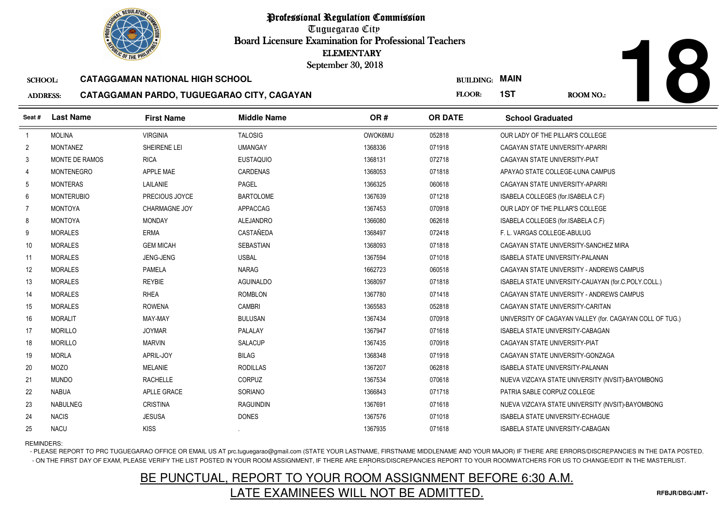# Professional Regulation Commission

Tuguegarao City

Board Licensure Examination for Professional Teachers

ELEMENTARY

September 30, 2018

**18**

**SCHOOL:** CATAGGAMAN NATIONAL HIGH SCHOOL

**ADDRESS:** CATAGGAMAN PARDO, TUGUEGARAO CITY, CAGAYAN

**BUILDING:** MAIN

**FLOOR:** 1ST

**ROOM NO.:**

| Seat # | Last Name | First Name | Middle Name | OR # | OR DATE | School Graduated |
|---|---|---|---|---|---|---|
| 1 | MOLINA | VIRGINIA | TALOSIG | OWOK6MU | 052818 | OUR LADY OF THE PILLAR'S COLLEGE |
| 2 | MONTANEZ | SHEIRENE LEI | UMANGAY | 1368336 | 071918 | CAGAYAN STATE UNIVERSITY-APARRI |
| 3 | MONTE DE RAMOS | RICA | EUSTAQUIO | 1368131 | 072718 | CAGAYAN STATE UNIVERSITY-PIAT |
| 4 | MONTENEGRO | APPLE MAE | CARDENAS | 1368053 | 071818 | APAYAO STATE COLLEGE-LUNA CAMPUS |
| 5 | MONTERAS | LAILANIE | PAGEL | 1366325 | 060618 | CAGAYAN STATE UNIVERSITY-APARRI |
| 6 | MONTERUBIO | PRECIOUS JOYCE | BARTOLOME | 1367639 | 071218 | ISABELA COLLEGES (for.ISABELA C.F) |
| 7 | MONTOYA | CHARMAGNE JOY | APPACCAG | 1367453 | 070918 | OUR LADY OF THE PILLAR'S COLLEGE |
| 8 | MONTOYA | MONDAY | ALEJANDRO | 1366080 | 062618 | ISABELA COLLEGES (for.ISABELA C.F) |
| 9 | MORALES | ERMA | CASTAÑEDA | 1368497 | 072418 | F. L. VARGAS COLLEGE-ABULUG |
| 10 | MORALES | GEM MICAH | SEBASTIAN | 1368093 | 071818 | CAGAYAN STATE UNIVERSITY-SANCHEZ MIRA |
| 11 | MORALES | JENG-JENG | USBAL | 1367594 | 071018 | ISABELA STATE UNIVERSITY-PALANAN |
| 12 | MORALES | PAMELA | NARAG | 1662723 | 060518 | CAGAYAN STATE UNIVERSITY - ANDREWS CAMPUS |
| 13 | MORALES | REYBIE | AGUINALDO | 1368097 | 071818 | ISABELA STATE UNIVERSITY-CAUAYAN (for.C.POLY.COLL.) |
| 14 | MORALES | RHEA | ROMBLON | 1367780 | 071418 | CAGAYAN STATE UNIVERSITY - ANDREWS CAMPUS |
| 15 | MORALES | ROWENA | CAMBRI | 1365583 | 052818 | CAGAYAN STATE UNIVERSITY-CARITAN |
| 16 | MORALIT | MAY-MAY | BULUSAN | 1367434 | 070918 | UNIVERSITY OF CAGAYAN VALLEY (for. CAGAYAN COLL OF TUG.) |
| 17 | MORILLO | JOYMAR | PALALAY | 1367947 | 071618 | ISABELA STATE UNIVERSITY-CABAGAN |
| 18 | MORILLO | MARVIN | SALACUP | 1367435 | 070918 | CAGAYAN STATE UNIVERSITY-PIAT |
| 19 | MORLA | APRIL-JOY | BILAG | 1368348 | 071918 | CAGAYAN STATE UNIVERSITY-GONZAGA |
| 20 | MOZO | MELANIE | RODILLAS | 1367207 | 062818 | ISABELA STATE UNIVERSITY-PALANAN |
| 21 | MUNDO | RACHELLE | CORPUZ | 1367534 | 070618 | NUEVA VIZCAYA STATE UNIVERSITY (NVSIT)-BAYOMBONG |
| 22 | NABUA | APLLE GRACE | SORIANO | 1366843 | 071718 | PATRIA SABLE CORPUZ COLLEGE |
| 23 | NABULNEG | CRISTINA | RAGUINDIN | 1367691 | 071618 | NUEVA VIZCAYA STATE UNIVERSITY (NVSIT)-BAYOMBONG |
| 24 | NACIS | JESUSA | DONES | 1367576 | 071018 | ISABELA STATE UNIVERSITY-ECHAGUE |
| 25 | NACU | KISS | . | 1367935 | 071618 | ISABELA STATE UNIVERSITY-CABAGAN |

REMINDERS:

- PLEASE REPORT TO PRC TUGUEGARAO OFFICE OR EMAIL US AT prc.tuguegarao@gmail.com (STATE YOUR LASTNAME, FIRSTNAME MIDDLENAME AND YOUR MAJOR) IF THERE ARE ERRORS/DISCREPANCIES IN THE DATA POSTED.
- ON THE FIRST DAY OF EXAM, PLEASE VERIFY THE LIST POSTED IN YOUR ROOM ASSIGNMENT, IF THERE ARE ERRORS/DISCREPANCIES REPORT TO YOUR ROOMWATCHERS FOR US TO CHANGE/EDIT IN THE MASTERLIST.

BE PUNCTUAL, REPORT TO YOUR ROOM ASSIGNMENT BEFORE 6:30 A.M.

LATE EXAMINEES WILL NOT BE ADMITTED.

RFBJR/DBG/JMT-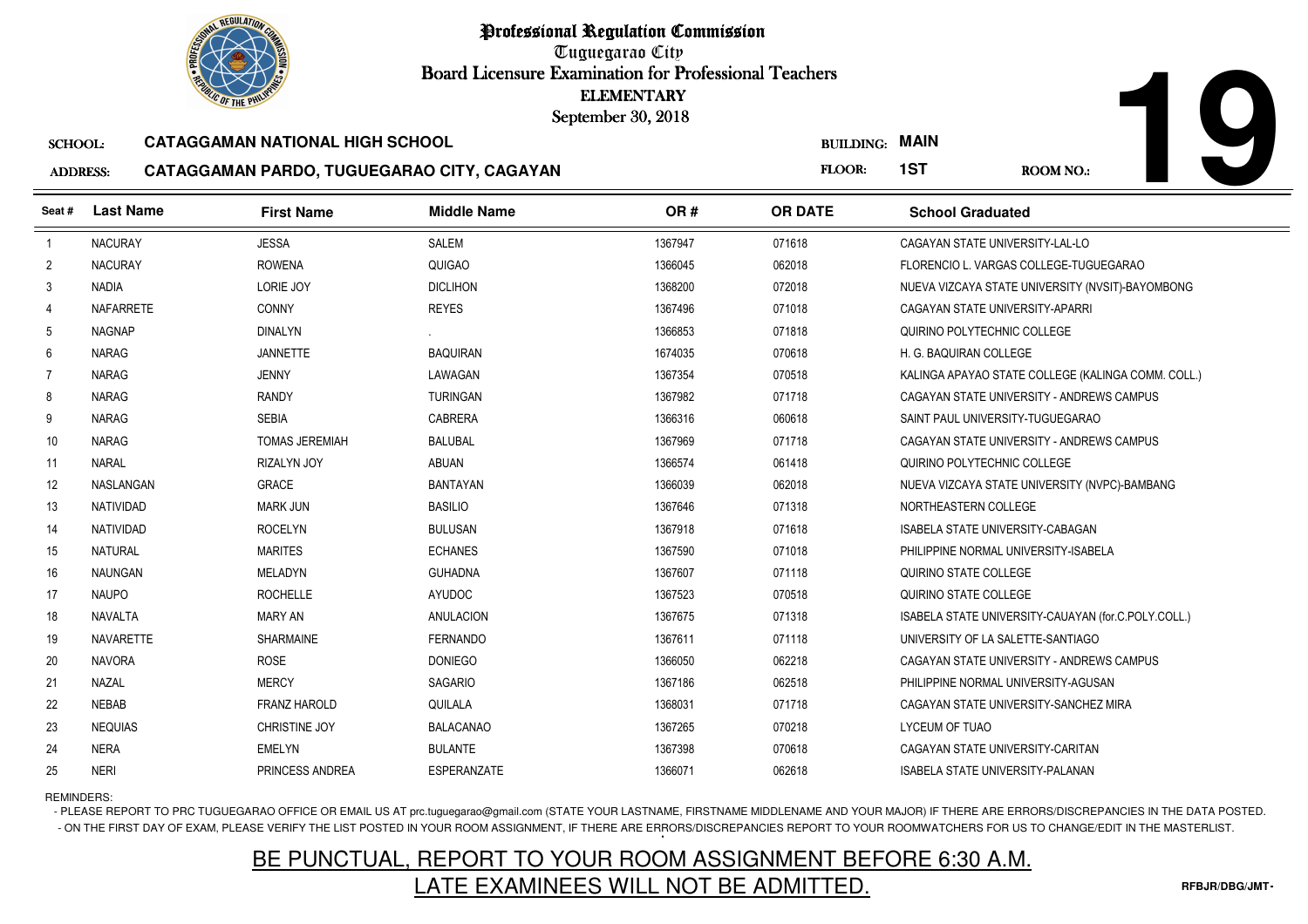# Professional Regulation Commission

Tuguegarao City

Board Licensure Examination for Professional Teachers

ELEMENTARY

September 30, 2018

**19**

SCHOOL: **CATAGGAMAN NATIONAL HIGH SCHOOL**

ADDRESS: **CATAGGAMAN PARDO, TUGUEGARAO CITY, CAGAYAN**

BUILDING: **MAIN**

FLOOR: **1ST**

ROOM NO.:

| Seat # | Last Name | First Name | Middle Name | OR # | OR DATE | School Graduated |
|---|---|---|---|---|---|---|
| 1 | NACURAY | JESSA | SALEM | 1367947 | 071618 | CAGAYAN STATE UNIVERSITY-LAL-LO |
| 2 | NACURAY | ROWENA | QUIGAO | 1366045 | 062018 | FLORENCIO L. VARGAS COLLEGE-TUGUEGARAO |
| 3 | NADIA | LORIE JOY | DICLIHON | 1368200 | 072018 | NUEVA VIZCAYA STATE UNIVERSITY (NVSIT)-BAYOMBONG |
| 4 | NAFARRETE | CONNY | REYES | 1367496 | 071018 | CAGAYAN STATE UNIVERSITY-APARRI |
| 5 | NAGNAP | DINALYN | . | 1366853 | 071818 | QUIRINO POLYTECHNIC COLLEGE |
| 6 | NARAG | JANNETTE | BAQUIRAN | 1674035 | 070618 | H. G. BAQUIRAN COLLEGE |
| 7 | NARAG | JENNY | LAWAGAN | 1367354 | 070518 | KALINGA APAYAO STATE COLLEGE (KALINGA COMM. COLL.) |
| 8 | NARAG | RANDY | TURINGAN | 1367982 | 071718 | CAGAYAN STATE UNIVERSITY - ANDREWS CAMPUS |
| 9 | NARAG | SEBIA | CABRERA | 1366316 | 060618 | SAINT PAUL UNIVERSITY-TUGUEGARAO |
| 10 | NARAG | TOMAS JEREMIAH | BALUBAL | 1367969 | 071718 | CAGAYAN STATE UNIVERSITY - ANDREWS CAMPUS |
| 11 | NARAL | RIZALYN JOY | ABUAN | 1366574 | 061418 | QUIRINO POLYTECHNIC COLLEGE |
| 12 | NASLANGAN | GRACE | BANTAYAN | 1366039 | 062018 | NUEVA VIZCAYA STATE UNIVERSITY (NVPC)-BAMBANG |
| 13 | NATIVIDAD | MARK JUN | BASILIO | 1367646 | 071318 | NORTHEASTERN COLLEGE |
| 14 | NATIVIDAD | ROCELYN | BULUSAN | 1367918 | 071618 | ISABELA STATE UNIVERSITY-CABAGAN |
| 15 | NATURAL | MARITES | ECHANES | 1367590 | 071018 | PHILIPPINE NORMAL UNIVERSITY-ISABELA |
| 16 | NAUNGAN | MELADYN | GUHADNA | 1367607 | 071118 | QUIRINO STATE COLLEGE |
| 17 | NAUPO | ROCHELLE | AYUDOC | 1367523 | 070518 | QUIRINO STATE COLLEGE |
| 18 | NAVALTA | MARY AN | ANULACION | 1367675 | 071318 | ISABELA STATE UNIVERSITY-CAUAYAN (for.C.POLY.COLL.) |
| 19 | NAVARETTE | SHARMAINE | FERNANDO | 1367611 | 071118 | UNIVERSITY OF LA SALETTE-SANTIAGO |
| 20 | NAVORA | ROSE | DONIEGO | 1366050 | 062218 | CAGAYAN STATE UNIVERSITY - ANDREWS CAMPUS |
| 21 | NAZAL | MERCY | SAGARIO | 1367186 | 062518 | PHILIPPINE NORMAL UNIVERSITY-AGUSAN |
| 22 | NEBAB | FRANZ HAROLD | QUILALA | 1368031 | 071718 | CAGAYAN STATE UNIVERSITY-SANCHEZ MIRA |
| 23 | NEQUIAS | CHRISTINE JOY | BALACANAO | 1367265 | 070218 | LYCEUM OF TUAO |
| 24 | NERA | EMELYN | BULANTE | 1367398 | 070618 | CAGAYAN STATE UNIVERSITY-CARITAN |
| 25 | NERI | PRINCESS ANDREA | ESPERANZATE | 1366071 | 062618 | ISABELA STATE UNIVERSITY-PALANAN |

REMINDERS:

- PLEASE REPORT TO PRC TUGUEGARAO OFFICE OR EMAIL US AT prc.tuguegarao@gmail.com (STATE YOUR LASTNAME, FIRSTNAME MIDDLENAME AND YOUR MAJOR) IF THERE ARE ERRORS/DISCREPANCIES IN THE DATA POSTED.
- ON THE FIRST DAY OF EXAM, PLEASE VERIFY THE LIST POSTED IN YOUR ROOM ASSIGNMENT, IF THERE ARE ERRORS/DISCREPANCIES REPORT TO YOUR ROOMWATCHERS FOR US TO CHANGE/EDIT IN THE MASTERLIST.

**BE PUNCTUAL, REPORT TO YOUR ROOM ASSIGNMENT BEFORE 6:30 A.M.**

**LATE EXAMINEES WILL NOT BE ADMITTED.**

RFBJR/DBG/JMT-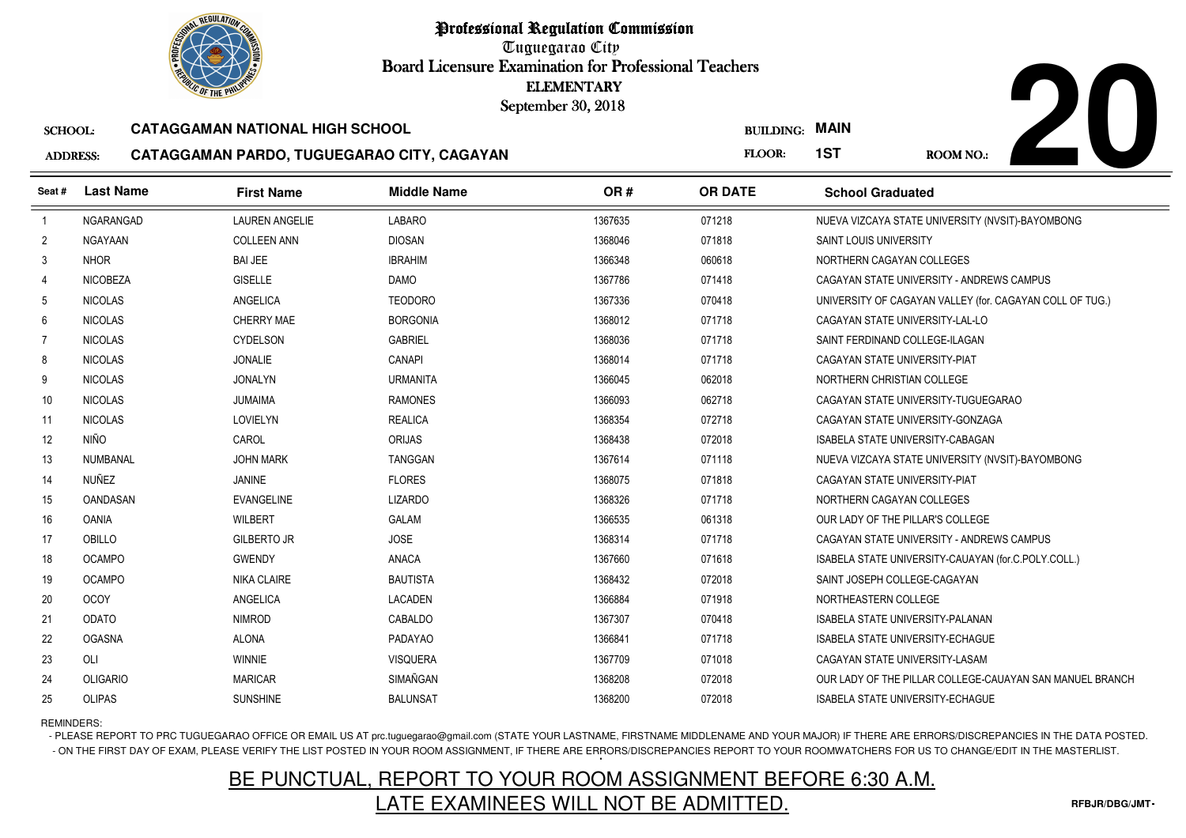# Professional Regulation Commission

Tuguegarao City

Board Licensure Examination for Professional Teachers

ELEMENTARY

September 30, 2018

**SCHOOL:** CATAGGAMAN NATIONAL HIGH SCHOOL

**BUILDING:** MAIN

**ADDRESS:** CATAGGAMAN PARDO, TUGUEGARAO CITY, CAGAYAN

**FLOOR:** 1ST

**ROOM NO.:** 20

| Seat # | Last Name | First Name | Middle Name | OR # | OR DATE | School Graduated |
|---|---|---|---|---|---|---|
| 1 | NGARANGAD | LAUREN ANGELIE | LABARO | 1367635 | 071218 | NUEVA VIZCAYA STATE UNIVERSITY (NVSIT)-BAYOMBONG |
| 2 | NGAYAAN | COLLEEN ANN | DIOSAN | 1368046 | 071818 | SAINT LOUIS UNIVERSITY |
| 3 | NHOR | BAI JEE | IBRAHIM | 1366348 | 060618 | NORTHERN CAGAYAN COLLEGES |
| 4 | NICOBEZA | GISELLE | DAMO | 1367786 | 071418 | CAGAYAN STATE UNIVERSITY - ANDREWS CAMPUS |
| 5 | NICOLAS | ANGELICA | TEODORO | 1367336 | 070418 | UNIVERSITY OF CAGAYAN VALLEY (for. CAGAYAN COLL OF TUG.) |
| 6 | NICOLAS | CHERRY MAE | BORGONIA | 1368012 | 071718 | CAGAYAN STATE UNIVERSITY-LAL-LO |
| 7 | NICOLAS | CYDELSON | GABRIEL | 1368036 | 071718 | SAINT FERDINAND COLLEGE-ILAGAN |
| 8 | NICOLAS | JONALIE | CANAPI | 1368014 | 071718 | CAGAYAN STATE UNIVERSITY-PIAT |
| 9 | NICOLAS | JONALYN | URMANITA | 1366045 | 062018 | NORTHERN CHRISTIAN COLLEGE |
| 10 | NICOLAS | JUMAIMA | RAMONES | 1366093 | 062718 | CAGAYAN STATE UNIVERSITY-TUGUEGARAO |
| 11 | NICOLAS | LOVIELYN | REALICA | 1368354 | 072718 | CAGAYAN STATE UNIVERSITY-GONZAGA |
| 12 | NIÑO | CAROL | ORIJAS | 1368438 | 072018 | ISABELA STATE UNIVERSITY-CABAGAN |
| 13 | NUMBANAL | JOHN MARK | TANGGAN | 1367614 | 071118 | NUEVA VIZCAYA STATE UNIVERSITY (NVSIT)-BAYOMBONG |
| 14 | NUÑEZ | JANINE | FLORES | 1368075 | 071818 | CAGAYAN STATE UNIVERSITY-PIAT |
| 15 | OANDASAN | EVANGELINE | LIZARDO | 1368326 | 071718 | NORTHERN CAGAYAN COLLEGES |
| 16 | OANIA | WILBERT | GALAM | 1366535 | 061318 | OUR LADY OF THE PILLAR'S COLLEGE |
| 17 | OBILLO | GILBERTO JR | JOSE | 1368314 | 071718 | CAGAYAN STATE UNIVERSITY - ANDREWS CAMPUS |
| 18 | OCAMPO | GWENDY | ANACA | 1367660 | 071618 | ISABELA STATE UNIVERSITY-CAUAYAN (for.C.POLY.COLL.) |
| 19 | OCAMPO | NIKA CLAIRE | BAUTISTA | 1368432 | 072018 | SAINT JOSEPH COLLEGE-CAGAYAN |
| 20 | OCOY | ANGELICA | LACADEN | 1366884 | 071918 | NORTHEASTERN COLLEGE |
| 21 | ODATO | NIMROD | CABALDO | 1367307 | 070418 | ISABELA STATE UNIVERSITY-PALANAN |
| 22 | OGASNA | ALONA | PADAYAO | 1366841 | 071718 | ISABELA STATE UNIVERSITY-ECHAGUE |
| 23 | OLI | WINNIE | VISQUERA | 1367709 | 071018 | CAGAYAN STATE UNIVERSITY-LASAM |
| 24 | OLIGARIO | MARICAR | SIMAÑGAN | 1368208 | 072018 | OUR LADY OF THE PILLAR COLLEGE-CAUAYAN SAN MANUEL BRANCH |
| 25 | OLIPAS | SUNSHINE | BALUNSAT | 1368200 | 072018 | ISABELA STATE UNIVERSITY-ECHAGUE |

REMINDERS:

- PLEASE REPORT TO PRC TUGUEGARAO OFFICE OR EMAIL US AT prc.tuguegarao@gmail.com (STATE YOUR LASTNAME, FIRSTNAME MIDDLENAME AND YOUR MAJOR) IF THERE ARE ERRORS/DISCREPANCIES IN THE DATA POSTED.
- ON THE FIRST DAY OF EXAM, PLEASE VERIFY THE LIST POSTED IN YOUR ROOM ASSIGNMENT, IF THERE ARE ERRORS/DISCREPANCIES REPORT TO YOUR ROOMWATCHERS FOR US TO CHANGE/EDIT IN THE MASTERLIST.

## BE PUNCTUAL, REPORT TO YOUR ROOM ASSIGNMENT BEFORE 6:30 A.M.
## LATE EXAMINEES WILL NOT BE ADMITTED.

RFBJR/DBG/JMT-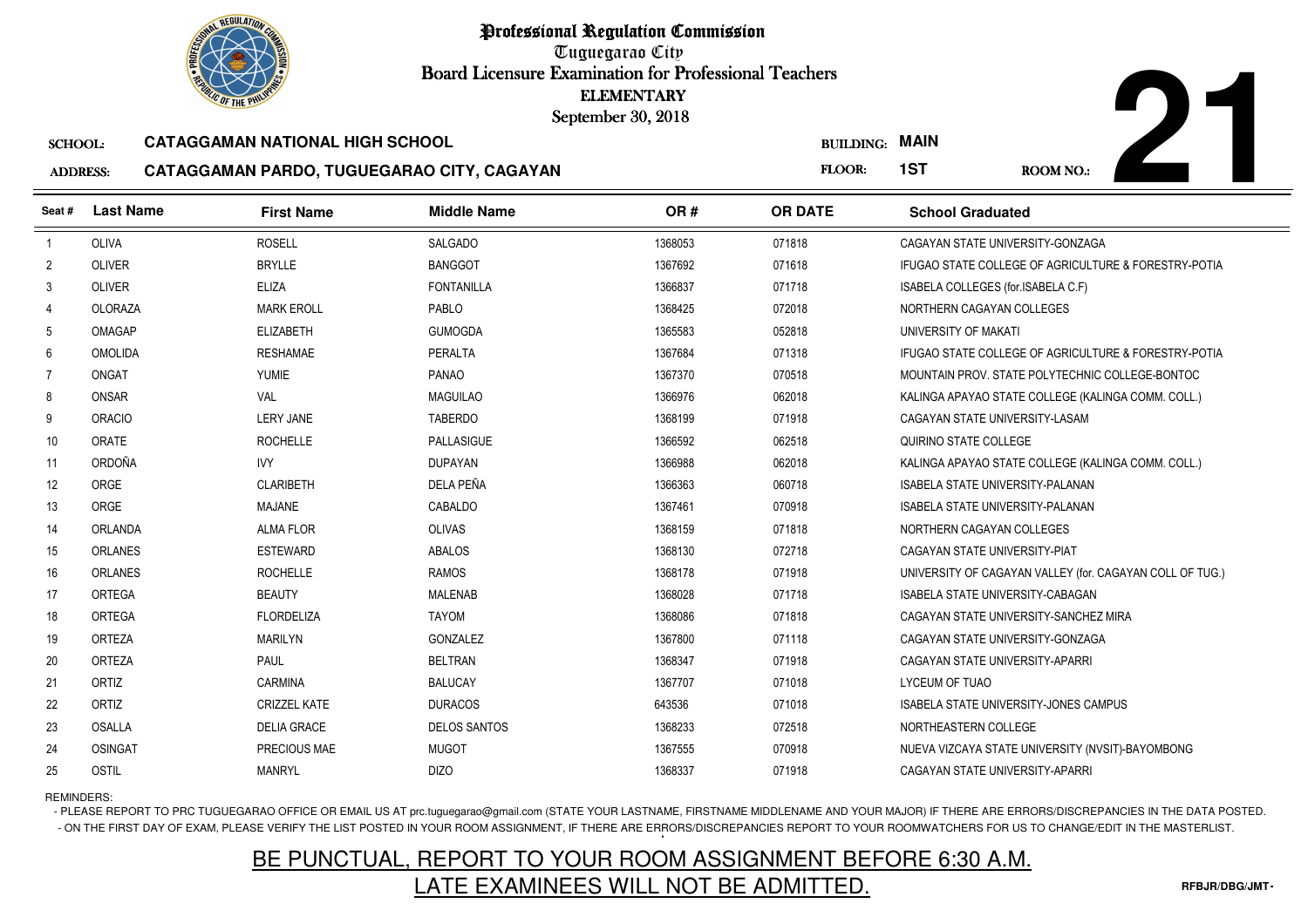# Professional Regulation Commission

Tuguegarao City

Board Licensure Examination for Professional Teachers

ELEMENTARY

September 30, 2018

**21**

SCHOOL: **CATAGGAMAN NATIONAL HIGH SCHOOL**

ADDRESS: **CATAGGAMAN PARDO, TUGUEGARAO CITY, CAGAYAN**

BUILDING: **MAIN**

FLOOR: **1ST**

ROOM NO.:

| Seat # | Last Name | First Name | Middle Name | OR # | OR DATE | School Graduated |
|---|---|---|---|---|---|---|
| 1 | OLIVA | ROSELL | SALGADO | 1368053 | 071818 | CAGAYAN STATE UNIVERSITY-GONZAGA |
| 2 | OLIVER | BRYLLE | BANGGOT | 1367692 | 071618 | IFUGAO STATE COLLEGE OF AGRICULTURE & FORESTRY-POTIA |
| 3 | OLIVER | ELIZA | FONTANILLA | 1366837 | 071718 | ISABELA COLLEGES (for.ISABELA C.F) |
| 4 | OLORAZA | MARK EROLL | PABLO | 1368425 | 072018 | NORTHERN CAGAYAN COLLEGES |
| 5 | OMAGAP | ELIZABETH | GUMOGDA | 1365583 | 052818 | UNIVERSITY OF MAKATI |
| 6 | OMOLIDA | RESHAMAE | PERALTA | 1367684 | 071318 | IFUGAO STATE COLLEGE OF AGRICULTURE & FORESTRY-POTIA |
| 7 | ONGAT | YUMIE | PANAO | 1367370 | 070518 | MOUNTAIN PROV. STATE POLYTECHNIC COLLEGE-BONTOC |
| 8 | ONSAR | VAL | MAGUILAO | 1366976 | 062018 | KALINGA APAYAO STATE COLLEGE (KALINGA COMM. COLL.) |
| 9 | ORACIO | LERY JANE | TABERDO | 1368199 | 071918 | CAGAYAN STATE UNIVERSITY-LASAM |
| 10 | ORATE | ROCHELLE | PALLASIGUE | 1366592 | 062518 | QUIRINO STATE COLLEGE |
| 11 | ORDOÑA | IVY | DUPAYAN | 1366988 | 062018 | KALINGA APAYAO STATE COLLEGE (KALINGA COMM. COLL.) |
| 12 | ORGE | CLARIBETH | DELA PEÑA | 1366363 | 060718 | ISABELA STATE UNIVERSITY-PALANAN |
| 13 | ORGE | MAJANE | CABALDO | 1367461 | 070918 | ISABELA STATE UNIVERSITY-PALANAN |
| 14 | ORLANDA | ALMA FLOR | OLIVAS | 1368159 | 071818 | NORTHERN CAGAYAN COLLEGES |
| 15 | ORLANES | ESTEWARD | ABALOS | 1368130 | 072718 | CAGAYAN STATE UNIVERSITY-PIAT |
| 16 | ORLANES | ROCHELLE | RAMOS | 1368178 | 071918 | UNIVERSITY OF CAGAYAN VALLEY (for. CAGAYAN COLL OF TUG.) |
| 17 | ORTEGA | BEAUTY | MALENAB | 1368028 | 071718 | ISABELA STATE UNIVERSITY-CABAGAN |
| 18 | ORTEGA | FLORDELIZA | TAYOM | 1368086 | 071818 | CAGAYAN STATE UNIVERSITY-SANCHEZ MIRA |
| 19 | ORTEZA | MARILYN | GONZALEZ | 1367800 | 071118 | CAGAYAN STATE UNIVERSITY-GONZAGA |
| 20 | ORTEZA | PAUL | BELTRAN | 1368347 | 071918 | CAGAYAN STATE UNIVERSITY-APARRI |
| 21 | ORTIZ | CARMINA | BALUCAY | 1367707 | 071018 | LYCEUM OF TUAO |
| 22 | ORTIZ | CRIZZEL KATE | DURACOS | 643536 | 071018 | ISABELA STATE UNIVERSITY-JONES CAMPUS |
| 23 | OSALLA | DELIA GRACE | DELOS SANTOS | 1368233 | 072518 | NORTHEASTERN COLLEGE |
| 24 | OSINGAT | PRECIOUS MAE | MUGOT | 1367555 | 070918 | NUEVA VIZCAYA STATE UNIVERSITY (NVSIT)-BAYOMBONG |
| 25 | OSTIL | MANRYL | DIZO | 1368337 | 071918 | CAGAYAN STATE UNIVERSITY-APARRI |

REMINDERS:

- PLEASE REPORT TO PRC TUGUEGARAO OFFICE OR EMAIL US AT prc.tuguegarao@gmail.com (STATE YOUR LASTNAME, FIRSTNAME MIDDLENAME AND YOUR MAJOR) IF THERE ARE ERRORS/DISCREPANCIES IN THE DATA POSTED.
- ON THE FIRST DAY OF EXAM, PLEASE VERIFY THE LIST POSTED IN YOUR ROOM ASSIGNMENT, IF THERE ARE ERRORS/DISCREPANCIES REPORT TO YOUR ROOMWATCHERS FOR US TO CHANGE/EDIT IN THE MASTERLIST.

BE PUNCTUAL, REPORT TO YOUR ROOM ASSIGNMENT BEFORE 6:30 A.M.

LATE EXAMINEES WILL NOT BE ADMITTED.

RFBJR/DBG/JMT-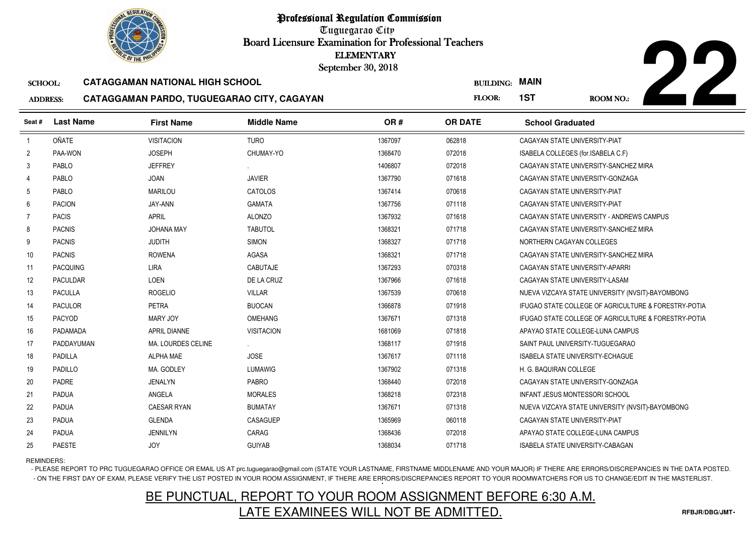# Professional Regulation Commission

Tuguegarao City

Board Licensure Examination for Professional Teachers

ELEMENTARY

September 30, 2018

**22**

SCHOOL: **CATAGGAMAN NATIONAL HIGH SCHOOL** BUILDING: **MAIN**

ADDRESS: **CATAGGAMAN PARDO, TUGUEGARAO CITY, CAGAYAN** FLOOR: **1ST** ROOM NO.:

| Seat # | Last Name | First Name | Middle Name | OR # | OR DATE | School Graduated |
|---|---|---|---|---|---|---|
| 1 | OÑATE | VISITACION | TURO | 1367097 | 062818 | CAGAYAN STATE UNIVERSITY-PIAT |
| 2 | PAA-WON | JOSEPH | CHUMAY-YO | 1368470 | 072018 | ISABELA COLLEGES (for.ISABELA C.F) |
| 3 | PABLO | JEFFREY | . | 1406807 | 072018 | CAGAYAN STATE UNIVERSITY-SANCHEZ MIRA |
| 4 | PABLO | JOAN | JAVIER | 1367790 | 071618 | CAGAYAN STATE UNIVERSITY-GONZAGA |
| 5 | PABLO | MARILOU | CATOLOS | 1367414 | 070618 | CAGAYAN STATE UNIVERSITY-PIAT |
| 6 | PACION | JAY-ANN | GAMATA | 1367756 | 071118 | CAGAYAN STATE UNIVERSITY-PIAT |
| 7 | PACIS | APRIL | ALONZO | 1367932 | 071618 | CAGAYAN STATE UNIVERSITY - ANDREWS CAMPUS |
| 8 | PACNIS | JOHANA MAY | TABUTOL | 1368321 | 071718 | CAGAYAN STATE UNIVERSITY-SANCHEZ MIRA |
| 9 | PACNIS | JUDITH | SIMON | 1368327 | 071718 | NORTHERN CAGAYAN COLLEGES |
| 10 | PACNIS | ROWENA | AGASA | 1368321 | 071718 | CAGAYAN STATE UNIVERSITY-SANCHEZ MIRA |
| 11 | PACQUING | LIRA | CABUTAJE | 1367293 | 070318 | CAGAYAN STATE UNIVERSITY-APARRI |
| 12 | PACULDAR | LOEN | DE LA CRUZ | 1367966 | 071618 | CAGAYAN STATE UNIVERSITY-LASAM |
| 13 | PACULLA | ROGELIO | VILLAR | 1367539 | 070618 | NUEVA VIZCAYA STATE UNIVERSITY (NVSIT)-BAYOMBONG |
| 14 | PACULOR | PETRA | BUOCAN | 1366878 | 071918 | IFUGAO STATE COLLEGE OF AGRICULTURE & FORESTRY-POTIA |
| 15 | PACYOD | MARY JOY | OMEHANG | 1367671 | 071318 | IFUGAO STATE COLLEGE OF AGRICULTURE & FORESTRY-POTIA |
| 16 | PADAMADA | APRIL DIANNE | VISITACION | 1681069 | 071818 | APAYAO STATE COLLEGE-LUNA CAMPUS |
| 17 | PADDAYUMAN | MA. LOURDES CELINE | . | 1368117 | 071918 | SAINT PAUL UNIVERSITY-TUGUEGARAO |
| 18 | PADILLA | ALPHA MAE | JOSE | 1367617 | 071118 | ISABELA STATE UNIVERSITY-ECHAGUE |
| 19 | PADILLO | MA. GODLEY | LUMAWIG | 1367902 | 071318 | H. G. BAQUIRAN COLLEGE |
| 20 | PADRE | JENALYN | PABRO | 1368440 | 072018 | CAGAYAN STATE UNIVERSITY-GONZAGA |
| 21 | PADUA | ANGELA | MORALES | 1368218 | 072318 | INFANT JESUS MONTESSORI SCHOOL |
| 22 | PADUA | CAESAR RYAN | BUMATAY | 1367671 | 071318 | NUEVA VIZCAYA STATE UNIVERSITY (NVSIT)-BAYOMBONG |
| 23 | PADUA | GLENDA | CASAGUEP | 1365969 | 060118 | CAGAYAN STATE UNIVERSITY-PIAT |
| 24 | PADUA | JENNILYN | CARAG | 1368436 | 072018 | APAYAO STATE COLLEGE-LUNA CAMPUS |
| 25 | PAESTE | JOY | GUIYAB | 1368034 | 071718 | ISABELA STATE UNIVERSITY-CABAGAN |

REMINDERS:

- PLEASE REPORT TO PRC TUGUEGARAO OFFICE OR EMAIL US AT prc.tuguegarao@gmail.com (STATE YOUR LASTNAME, FIRSTNAME MIDDLENAME AND YOUR MAJOR) IF THERE ARE ERRORS/DISCREPANCIES IN THE DATA POSTED.
- ON THE FIRST DAY OF EXAM, PLEASE VERIFY THE LIST POSTED IN YOUR ROOM ASSIGNMENT, IF THERE ARE ERRORS/DISCREPANCIES REPORT TO YOUR ROOMWATCHERS FOR US TO CHANGE/EDIT IN THE MASTERLIST.

BE PUNCTUAL, REPORT TO YOUR ROOM ASSIGNMENT BEFORE 6:30 A.M.

LATE EXAMINEES WILL NOT BE ADMITTED.

RFBJR/DBG/JMT-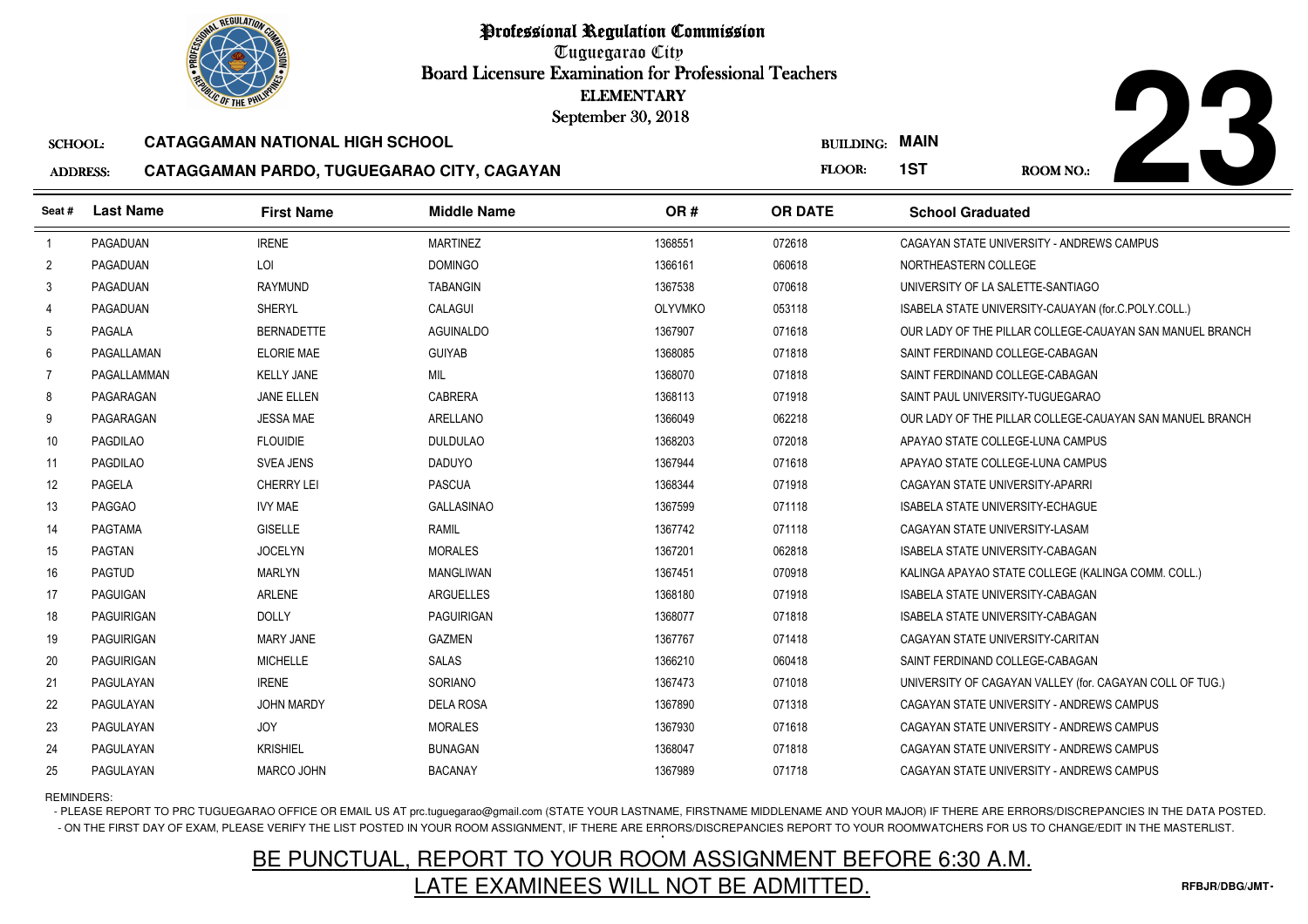# Professional Regulation Commission

Tuguegarao City

Board Licensure Examination for Professional Teachers

ELEMENTARY

September 30, 2018

**SCHOOL:** CATAGGAMAN NATIONAL HIGH SCHOOL

**ADDRESS:** CATAGGAMAN PARDO, TUGUEGARAO CITY, CAGAYAN

**BUILDING:** MAIN

**FLOOR:** 1ST

**ROOM NO.:** 23

| Seat # | Last Name | First Name | Middle Name | OR # | OR DATE | School Graduated |
|---|---|---|---|---|---|---|
| 1 | PAGADUAN | IRENE | MARTINEZ | 1368551 | 072618 | CAGAYAN STATE UNIVERSITY - ANDREWS CAMPUS |
| 2 | PAGADUAN | LOI | DOMINGO | 1366161 | 060618 | NORTHEASTERN COLLEGE |
| 3 | PAGADUAN | RAYMUND | TABANGIN | 1367538 | 070618 | UNIVERSITY OF LA SALETTE-SANTIAGO |
| 4 | PAGADUAN | SHERYL | CALAGUI | OLYVMKO | 053118 | ISABELA STATE UNIVERSITY-CAUAYAN (for.C.POLY.COLL.) |
| 5 | PAGALA | BERNADETTE | AGUINALDO | 1367907 | 071618 | OUR LADY OF THE PILLAR COLLEGE-CAUAYAN SAN MANUEL BRANCH |
| 6 | PAGALLAMAN | ELORIE MAE | GUIYAB | 1368085 | 071818 | SAINT FERDINAND COLLEGE-CABAGAN |
| 7 | PAGALLAMMAN | KELLY JANE | MIL | 1368070 | 071818 | SAINT FERDINAND COLLEGE-CABAGAN |
| 8 | PAGARAGAN | JANE ELLEN | CABRERA | 1368113 | 071918 | SAINT PAUL UNIVERSITY-TUGUEGARAO |
| 9 | PAGARAGAN | JESSA MAE | ARELLANO | 1366049 | 062218 | OUR LADY OF THE PILLAR COLLEGE-CAUAYAN SAN MANUEL BRANCH |
| 10 | PAGDILAO | FLOUIDIE | DULDULAO | 1368203 | 072018 | APAYAO STATE COLLEGE-LUNA CAMPUS |
| 11 | PAGDILAO | SVEA JENS | DADUYO | 1367944 | 071618 | APAYAO STATE COLLEGE-LUNA CAMPUS |
| 12 | PAGELA | CHERRY LEI | PASCUA | 1368344 | 071918 | CAGAYAN STATE UNIVERSITY-APARRI |
| 13 | PAGGAO | IVY MAE | GALLASINAO | 1367599 | 071118 | ISABELA STATE UNIVERSITY-ECHAGUE |
| 14 | PAGTAMA | GISELLE | RAMIL | 1367742 | 071118 | CAGAYAN STATE UNIVERSITY-LASAM |
| 15 | PAGTAN | JOCELYN | MORALES | 1367201 | 062818 | ISABELA STATE UNIVERSITY-CABAGAN |
| 16 | PAGTUD | MARLYN | MANGLIWAN | 1367451 | 070918 | KALINGA APAYAO STATE COLLEGE (KALINGA COMM. COLL.) |
| 17 | PAGUIGAN | ARLENE | ARGUELLES | 1368180 | 071918 | ISABELA STATE UNIVERSITY-CABAGAN |
| 18 | PAGUIRIGAN | DOLLY | PAGUIRIGAN | 1368077 | 071818 | ISABELA STATE UNIVERSITY-CABAGAN |
| 19 | PAGUIRIGAN | MARY JANE | GAZMEN | 1367767 | 071418 | CAGAYAN STATE UNIVERSITY-CARITAN |
| 20 | PAGUIRIGAN | MICHELLE | SALAS | 1366210 | 060418 | SAINT FERDINAND COLLEGE-CABAGAN |
| 21 | PAGULAYAN | IRENE | SORIANO | 1367473 | 071018 | UNIVERSITY OF CAGAYAN VALLEY (for. CAGAYAN COLL OF TUG.) |
| 22 | PAGULAYAN | JOHN MARDY | DELA ROSA | 1367890 | 071318 | CAGAYAN STATE UNIVERSITY - ANDREWS CAMPUS |
| 23 | PAGULAYAN | JOY | MORALES | 1367930 | 071618 | CAGAYAN STATE UNIVERSITY - ANDREWS CAMPUS |
| 24 | PAGULAYAN | KRISHIEL | BUNAGAN | 1368047 | 071818 | CAGAYAN STATE UNIVERSITY - ANDREWS CAMPUS |
| 25 | PAGULAYAN | MARCO JOHN | BACANAY | 1367989 | 071718 | CAGAYAN STATE UNIVERSITY - ANDREWS CAMPUS |

REMINDERS:

- PLEASE REPORT TO PRC TUGUEGARAO OFFICE OR EMAIL US AT prc.tuguegarao@gmail.com (STATE YOUR LASTNAME, FIRSTNAME MIDDLENAME AND YOUR MAJOR) IF THERE ARE ERRORS/DISCREPANCIES IN THE DATA POSTED.
- ON THE FIRST DAY OF EXAM, PLEASE VERIFY THE LIST POSTED IN YOUR ROOM ASSIGNMENT, IF THERE ARE ERRORS/DISCREPANCIES REPORT TO YOUR ROOMWATCHERS FOR US TO CHANGE/EDIT IN THE MASTERLIST.

BE PUNCTUAL, REPORT TO YOUR ROOM ASSIGNMENT BEFORE 6:30 A.M.
LATE EXAMINEES WILL NOT BE ADMITTED.

RFBJR/DBG/JMT-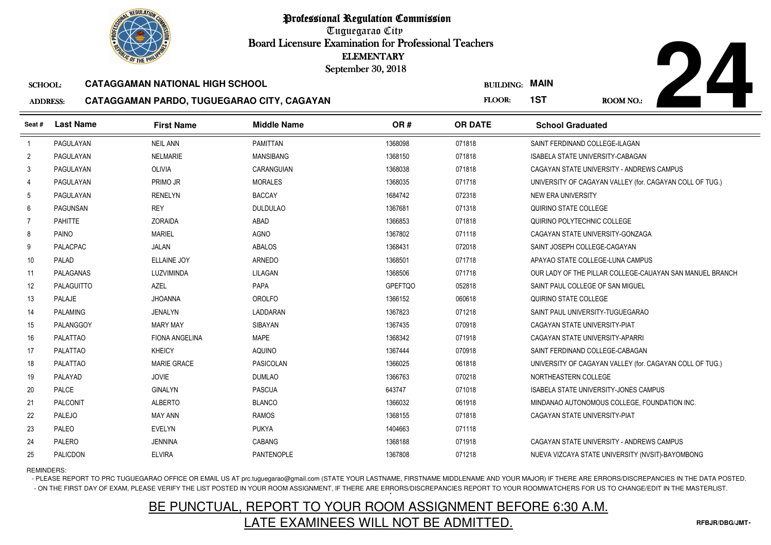# Professional Regulation Commission

Tuguegarao City

Board Licensure Examination for Professional Teachers

ELEMENTARY

September 30, 2018

**SCHOOL:** CATAGGAMAN NATIONAL HIGH SCHOOL

**ADDRESS:** CATAGGAMAN PARDO, TUGUEGARAO CITY, CAGAYAN

**BUILDING:** MAIN

**FLOOR:** 1ST

**ROOM NO.:** 24

| Seat # | Last Name | First Name | Middle Name | OR # | OR DATE | School Graduated |
|---|---|---|---|---|---|---|
| 1 | PAGULAYAN | NEIL ANN | PAMITTAN | 1368098 | 071818 | SAINT FERDINAND COLLEGE-ILAGAN |
| 2 | PAGULAYAN | NELMARIE | MANSIBANG | 1368150 | 071818 | ISABELA STATE UNIVERSITY-CABAGAN |
| 3 | PAGULAYAN | OLIVIA | CARANGUIAN | 1368038 | 071818 | CAGAYAN STATE UNIVERSITY - ANDREWS CAMPUS |
| 4 | PAGULAYAN | PRIMO JR | MORALES | 1368035 | 071718 | UNIVERSITY OF CAGAYAN VALLEY (for. CAGAYAN COLL OF TUG.) |
| 5 | PAGULAYAN | RENELYN | BACCAY | 1684742 | 072318 | NEW ERA UNIVERSITY |
| 6 | PAGUNSAN | REY | DULDULAO | 1367681 | 071318 | QUIRINO STATE COLLEGE |
| 7 | PAHITTE | ZORAIDA | ABAD | 1366853 | 071818 | QUIRINO POLYTECHNIC COLLEGE |
| 8 | PAINO | MARIEL | AGNO | 1367802 | 071118 | CAGAYAN STATE UNIVERSITY-GONZAGA |
| 9 | PALACPAC | JALAN | ABALOS | 1368431 | 072018 | SAINT JOSEPH COLLEGE-CAGAYAN |
| 10 | PALAD | ELLAINE JOY | ARNEDO | 1368501 | 071718 | APAYAO STATE COLLEGE-LUNA CAMPUS |
| 11 | PALAGANAS | LUZVIMINDA | LILAGAN | 1368506 | 071718 | OUR LADY OF THE PILLAR COLLEGE-CAUAYAN SAN MANUEL BRANCH |
| 12 | PALAGUITTO | AZEL | PAPA | GPEFTQO | 052818 | SAINT PAUL COLLEGE OF SAN MIGUEL |
| 13 | PALAJE | JHOANNA | OROLFO | 1366152 | 060618 | QUIRINO STATE COLLEGE |
| 14 | PALAMING | JENALYN | LADDARAN | 1367823 | 071218 | SAINT PAUL UNIVERSITY-TUGUEGARAO |
| 15 | PALANGGOY | MARY MAY | SIBAYAN | 1367435 | 070918 | CAGAYAN STATE UNIVERSITY-PIAT |
| 16 | PALATTAO | FIONA ANGELINA | MAPE | 1368342 | 071918 | CAGAYAN STATE UNIVERSITY-APARRI |
| 17 | PALATTAO | KHEICY | AQUINO | 1367444 | 070918 | SAINT FERDINAND COLLEGE-CABAGAN |
| 18 | PALATTAO | MARIE GRACE | PASICOLAN | 1366025 | 061818 | UNIVERSITY OF CAGAYAN VALLEY (for. CAGAYAN COLL OF TUG.) |
| 19 | PALAYAD | JOVIE | DUMLAO | 1366763 | 070218 | NORTHEASTERN COLLEGE |
| 20 | PALCE | GINALYN | PASCUA | 643747 | 071018 | ISABELA STATE UNIVERSITY-JONES CAMPUS |
| 21 | PALCONIT | ALBERTO | BLANCO | 1366032 | 061918 | MINDANAO AUTONOMOUS COLLEGE, FOUNDATION INC. |
| 22 | PALEJO | MAY ANN | RAMOS | 1368155 | 071818 | CAGAYAN STATE UNIVERSITY-PIAT |
| 23 | PALEO | EVELYN | PUKYA | 1404663 | 071118 | |
| 24 | PALERO | JENNINA | CABANG | 1368188 | 071918 | CAGAYAN STATE UNIVERSITY - ANDREWS CAMPUS |
| 25 | PALICDON | ELVIRA | PANTENOPLE | 1367808 | 071218 | NUEVA VIZCAYA STATE UNIVERSITY (NVSIT)-BAYOMBONG |

REMINDERS:

- PLEASE REPORT TO PRC TUGUEGARAO OFFICE OR EMAIL US AT prc.tuguegarao@gmail.com (STATE YOUR LASTNAME, FIRSTNAME MIDDLENAME AND YOUR MAJOR) IF THERE ARE ERRORS/DISCREPANCIES IN THE DATA POSTED.
- ON THE FIRST DAY OF EXAM, PLEASE VERIFY THE LIST POSTED IN YOUR ROOM ASSIGNMENT, IF THERE ARE ERRORS/DISCREPANCIES REPORT TO YOUR ROOMWATCHERS FOR US TO CHANGE/EDIT IN THE MASTERLIST.

BE PUNCTUAL, REPORT TO YOUR ROOM ASSIGNMENT BEFORE 6:30 A.M.

LATE EXAMINEES WILL NOT BE ADMITTED.

RFBJR/DBG/JMT-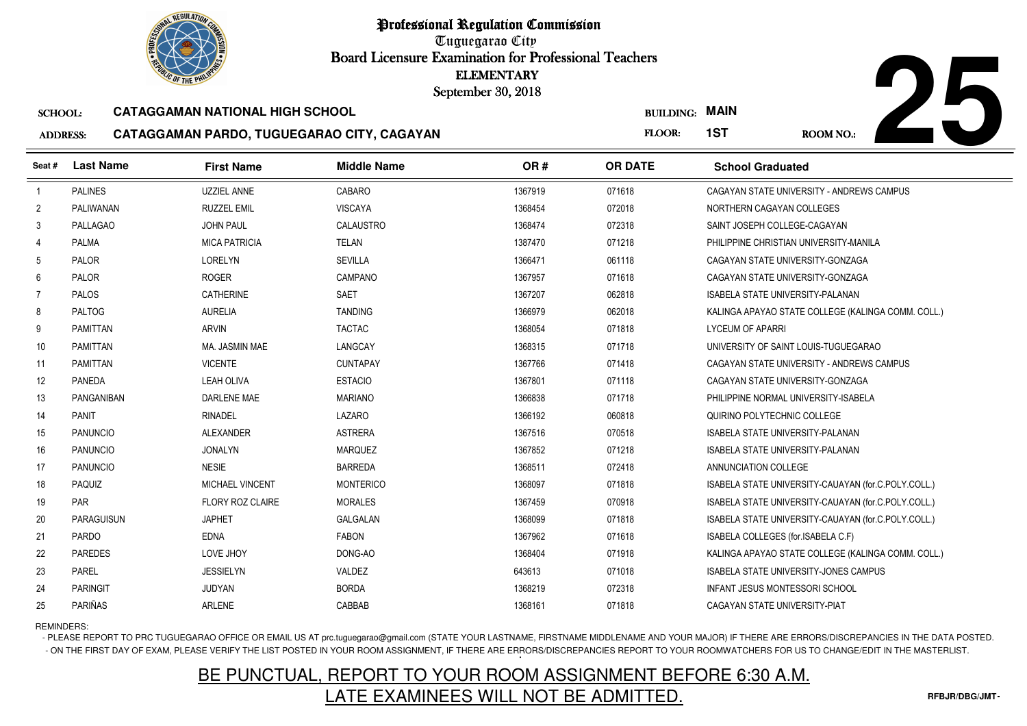# Professional Regulation Commission

Tuguegarao City

Board Licensure Examination for Professional Teachers

ELEMENTARY

September 30, 2018

**25**

SCHOOL: **CATAGGAMAN NATIONAL HIGH SCHOOL**

BUILDING: **MAIN**

ADDRESS: **CATAGGAMAN PARDO, TUGUEGARAO CITY, CAGAYAN**

FLOOR: **1ST**

ROOM NO.:

| Seat # | Last Name | First Name | Middle Name | OR # | OR DATE | School Graduated |
|---|---|---|---|---|---|---|
| 1 | PALINES | UZZIEL ANNE | CABARO | 1367919 | 071618 | CAGAYAN STATE UNIVERSITY - ANDREWS CAMPUS |
| 2 | PALIWANAN | RUZZEL EMIL | VISCAYA | 1368454 | 072018 | NORTHERN CAGAYAN COLLEGES |
| 3 | PALLAGAO | JOHN PAUL | CALAUSTRO | 1368474 | 072318 | SAINT JOSEPH COLLEGE-CAGAYAN |
| 4 | PALMA | MICA PATRICIA | TELAN | 1387470 | 071218 | PHILIPPINE CHRISTIAN UNIVERSITY-MANILA |
| 5 | PALOR | LORELYN | SEVILLA | 1366471 | 061118 | CAGAYAN STATE UNIVERSITY-GONZAGA |
| 6 | PALOR | ROGER | CAMPANO | 1367957 | 071618 | CAGAYAN STATE UNIVERSITY-GONZAGA |
| 7 | PALOS | CATHERINE | SAET | 1367207 | 062818 | ISABELA STATE UNIVERSITY-PALANAN |
| 8 | PALTOG | AURELIA | TANDING | 1366979 | 062018 | KALINGA APAYAO STATE COLLEGE (KALINGA COMM. COLL.) |
| 9 | PAMITTAN | ARVIN | TACTAC | 1368054 | 071818 | LYCEUM OF APARRI |
| 10 | PAMITTAN | MA. JASMIN MAE | LANGCAY | 1368315 | 071718 | UNIVERSITY OF SAINT LOUIS-TUGUEGARAO |
| 11 | PAMITTAN | VICENTE | CUNTAPAY | 1367766 | 071418 | CAGAYAN STATE UNIVERSITY - ANDREWS CAMPUS |
| 12 | PANEDA | LEAH OLIVA | ESTACIO | 1367801 | 071118 | CAGAYAN STATE UNIVERSITY-GONZAGA |
| 13 | PANGANIBAN | DARLENE MAE | MARIANO | 1366838 | 071718 | PHILIPPINE NORMAL UNIVERSITY-ISABELA |
| 14 | PANIT | RINADEL | LAZARO | 1366192 | 060818 | QUIRINO POLYTECHNIC COLLEGE |
| 15 | PANUNCIO | ALEXANDER | ASTRERA | 1367516 | 070518 | ISABELA STATE UNIVERSITY-PALANAN |
| 16 | PANUNCIO | JONALYN | MARQUEZ | 1367852 | 071218 | ISABELA STATE UNIVERSITY-PALANAN |
| 17 | PANUNCIO | NESIE | BARREDA | 1368511 | 072418 | ANNUNCIATION COLLEGE |
| 18 | PAQUIZ | MICHAEL VINCENT | MONTERICO | 1368097 | 071818 | ISABELA STATE UNIVERSITY-CAUAYAN (for.C.POLY.COLL.) |
| 19 | PAR | FLORY ROZ CLAIRE | MORALES | 1367459 | 070918 | ISABELA STATE UNIVERSITY-CAUAYAN (for.C.POLY.COLL.) |
| 20 | PARAGUISUN | JAPHET | GALGALAN | 1368099 | 071818 | ISABELA STATE UNIVERSITY-CAUAYAN (for.C.POLY.COLL.) |
| 21 | PARDO | EDNA | FABON | 1367962 | 071618 | ISABELA COLLEGES (for.ISABELA C.F) |
| 22 | PAREDES | LOVE JHOY | DONG-AO | 1368404 | 071918 | KALINGA APAYAO STATE COLLEGE (KALINGA COMM. COLL.) |
| 23 | PAREL | JESSIELYN | VALDEZ | 643613 | 071018 | ISABELA STATE UNIVERSITY-JONES CAMPUS |
| 24 | PARINGIT | JUDYAN | BORDA | 1368219 | 072318 | INFANT JESUS MONTESSORI SCHOOL |
| 25 | PARIÑAS | ARLENE | CABBAB | 1368161 | 071818 | CAGAYAN STATE UNIVERSITY-PIAT |

REMINDERS:

- PLEASE REPORT TO PRC TUGUEGARAO OFFICE OR EMAIL US AT prc.tuguegarao@gmail.com (STATE YOUR LASTNAME, FIRSTNAME MIDDLENAME AND YOUR MAJOR) IF THERE ARE ERRORS/DISCREPANCIES IN THE DATA POSTED.
- ON THE FIRST DAY OF EXAM, PLEASE VERIFY THE LIST POSTED IN YOUR ROOM ASSIGNMENT, IF THERE ARE ERRORS/DISCREPANCIES REPORT TO YOUR ROOMWATCHERS FOR US TO CHANGE/EDIT IN THE MASTERLIST.

BE PUNCTUAL, REPORT TO YOUR ROOM ASSIGNMENT BEFORE 6:30 A.M.

LATE EXAMINEES WILL NOT BE ADMITTED.

RFBJR/DBG/JMT-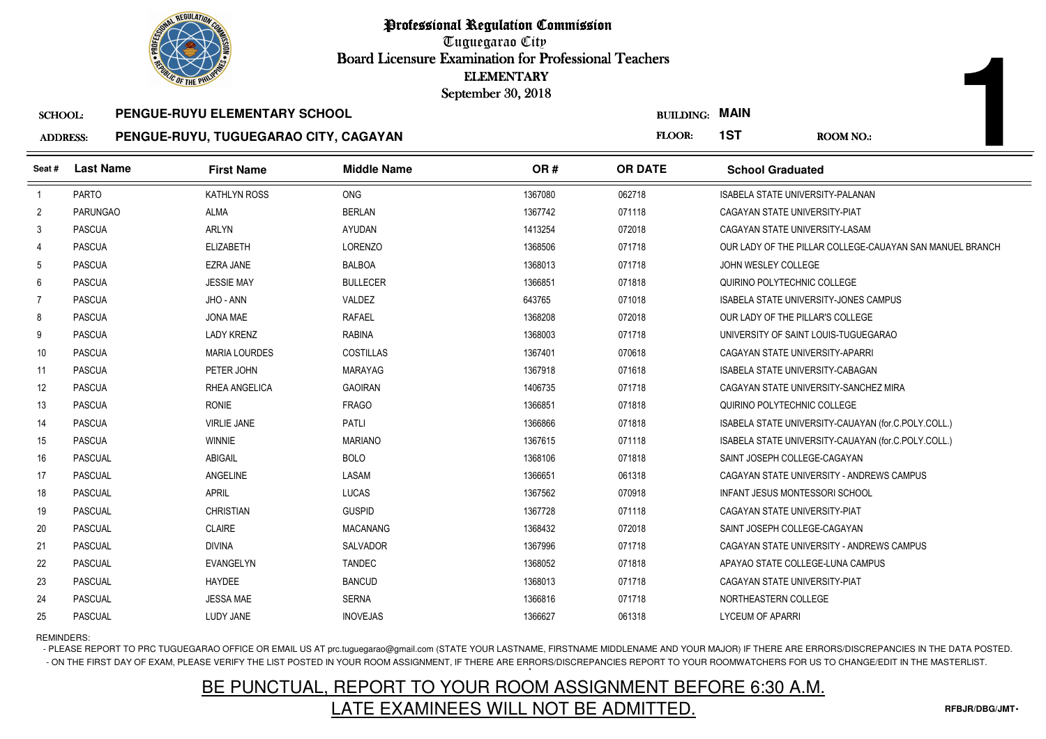# Professional Regulation Commission

Tuguegarao City

Board Licensure Examination for Professional Teachers

ELEMENTARY

September 30, 2018

**1**

**SCHOOL:** PENGUE-RUYU ELEMENTARY SCHOOL

**BUILDING:** MAIN

**ADDRESS:** PENGUE-RUYU, TUGUEGARAO CITY, CAGAYAN

**FLOOR:** 1ST

**ROOM NO.:**

| Seat # | Last Name | First Name | Middle Name | OR # | OR DATE | School Graduated |
|---|---|---|---|---|---|---|
| 1 | PARTO | KATHLYN ROSS | ONG | 1367080 | 062718 | ISABELA STATE UNIVERSITY-PALANAN |
| 2 | PARUNGAO | ALMA | BERLAN | 1367742 | 071118 | CAGAYAN STATE UNIVERSITY-PIAT |
| 3 | PASCUA | ARLYN | AYUDAN | 1413254 | 072018 | CAGAYAN STATE UNIVERSITY-LASAM |
| 4 | PASCUA | ELIZABETH | LORENZO | 1368506 | 071718 | OUR LADY OF THE PILLAR COLLEGE-CAUAYAN SAN MANUEL BRANCH |
| 5 | PASCUA | EZRA JANE | BALBOA | 1368013 | 071718 | JOHN WESLEY COLLEGE |
| 6 | PASCUA | JESSIE MAY | BULLECER | 1366851 | 071818 | QUIRINO POLYTECHNIC COLLEGE |
| 7 | PASCUA | JHO - ANN | VALDEZ | 643765 | 071018 | ISABELA STATE UNIVERSITY-JONES CAMPUS |
| 8 | PASCUA | JONA MAE | RAFAEL | 1368208 | 072018 | OUR LADY OF THE PILLAR'S COLLEGE |
| 9 | PASCUA | LADY KRENZ | RABINA | 1368003 | 071718 | UNIVERSITY OF SAINT LOUIS-TUGUEGARAO |
| 10 | PASCUA | MARIA LOURDES | COSTILLAS | 1367401 | 070618 | CAGAYAN STATE UNIVERSITY-APARRI |
| 11 | PASCUA | PETER JOHN | MARAYAG | 1367918 | 071618 | ISABELA STATE UNIVERSITY-CABAGAN |
| 12 | PASCUA | RHEA ANGELICA | GAOIRAN | 1406735 | 071718 | CAGAYAN STATE UNIVERSITY-SANCHEZ MIRA |
| 13 | PASCUA | RONIE | FRAGO | 1366851 | 071818 | QUIRINO POLYTECHNIC COLLEGE |
| 14 | PASCUA | VIRLIE JANE | PATLI | 1366866 | 071818 | ISABELA STATE UNIVERSITY-CAUAYAN (for.C.POLY.COLL.) |
| 15 | PASCUA | WINNIE | MARIANO | 1367615 | 071118 | ISABELA STATE UNIVERSITY-CAUAYAN (for.C.POLY.COLL.) |
| 16 | PASCUAL | ABIGAIL | BOLO | 1368106 | 071818 | SAINT JOSEPH COLLEGE-CAGAYAN |
| 17 | PASCUAL | ANGELINE | LASAM | 1366651 | 061318 | CAGAYAN STATE UNIVERSITY - ANDREWS CAMPUS |
| 18 | PASCUAL | APRIL | LUCAS | 1367562 | 070918 | INFANT JESUS MONTESSORI SCHOOL |
| 19 | PASCUAL | CHRISTIAN | GUSPID | 1367728 | 071118 | CAGAYAN STATE UNIVERSITY-PIAT |
| 20 | PASCUAL | CLAIRE | MACANANG | 1368432 | 072018 | SAINT JOSEPH COLLEGE-CAGAYAN |
| 21 | PASCUAL | DIVINA | SALVADOR | 1367996 | 071718 | CAGAYAN STATE UNIVERSITY - ANDREWS CAMPUS |
| 22 | PASCUAL | EVANGELYN | TANDEC | 1368052 | 071818 | APAYAO STATE COLLEGE-LUNA CAMPUS |
| 23 | PASCUAL | HAYDEE | BANCUD | 1368013 | 071718 | CAGAYAN STATE UNIVERSITY-PIAT |
| 24 | PASCUAL | JESSA MAE | SERNA | 1366816 | 071718 | NORTHEASTERN COLLEGE |
| 25 | PASCUAL | LUDY JANE | INOVEJAS | 1366627 | 061318 | LYCEUM OF APARRI |

REMINDERS:

- PLEASE REPORT TO PRC TUGUEGARAO OFFICE OR EMAIL US AT prc.tuguegarao@gmail.com (STATE YOUR LASTNAME, FIRSTNAME MIDDLENAME AND YOUR MAJOR) IF THERE ARE ERRORS/DISCREPANCIES IN THE DATA POSTED.
- ON THE FIRST DAY OF EXAM, PLEASE VERIFY THE LIST POSTED IN YOUR ROOM ASSIGNMENT, IF THERE ARE ERRORS/DISCREPANCIES REPORT TO YOUR ROOMWATCHERS FOR US TO CHANGE/EDIT IN THE MASTERLIST.

BE PUNCTUAL, REPORT TO YOUR ROOM ASSIGNMENT BEFORE 6:30 A.M.

LATE EXAMINEES WILL NOT BE ADMITTED.

RFBJR/DBG/JMT-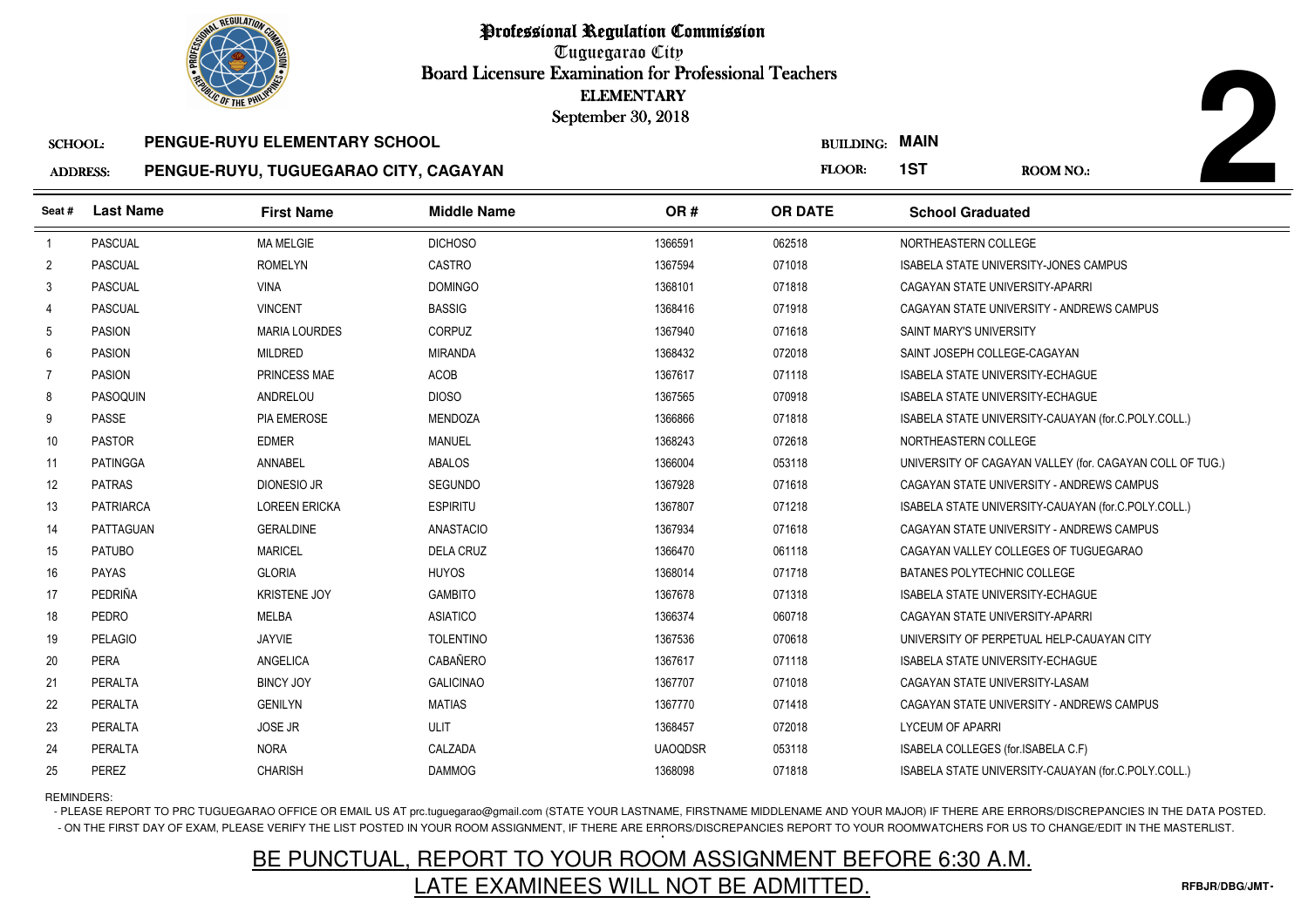# Professional Regulation Commission

Tuguegarao City

Board Licensure Examination for Professional Teachers

ELEMENTARY

September 30, 2018

**2**

SCHOOL: **PENGUE-RUYU ELEMENTARY SCHOOL**

ADDRESS: **PENGUE-RUYU, TUGUEGARAO CITY, CAGAYAN**

BUILDING: **MAIN**

FLOOR: **1ST**

ROOM NO.:

| Seat # | Last Name | First Name | Middle Name | OR # | OR DATE | School Graduated |
|---|---|---|---|---|---|---|
| 1 | PASCUAL | MA MELGIE | DICHOSO | 1366591 | 062518 | NORTHEASTERN COLLEGE |
| 2 | PASCUAL | ROMELYN | CASTRO | 1367594 | 071018 | ISABELA STATE UNIVERSITY-JONES CAMPUS |
| 3 | PASCUAL | VINA | DOMINGO | 1368101 | 071818 | CAGAYAN STATE UNIVERSITY-APARRI |
| 4 | PASCUAL | VINCENT | BASSIG | 1368416 | 071918 | CAGAYAN STATE UNIVERSITY - ANDREWS CAMPUS |
| 5 | PASION | MARIA LOURDES | CORPUZ | 1367940 | 071618 | SAINT MARY'S UNIVERSITY |
| 6 | PASION | MILDRED | MIRANDA | 1368432 | 072018 | SAINT JOSEPH COLLEGE-CAGAYAN |
| 7 | PASION | PRINCESS MAE | ACOB | 1367617 | 071118 | ISABELA STATE UNIVERSITY-ECHAGUE |
| 8 | PASOQUIN | ANDRELOU | DIOSO | 1367565 | 070918 | ISABELA STATE UNIVERSITY-ECHAGUE |
| 9 | PASSE | PIA EMEROSE | MENDOZA | 1366866 | 071818 | ISABELA STATE UNIVERSITY-CAUAYAN (for.C.POLY.COLL.) |
| 10 | PASTOR | EDMER | MANUEL | 1368243 | 072618 | NORTHEASTERN COLLEGE |
| 11 | PATINGGA | ANNABEL | ABALOS | 1366004 | 053118 | UNIVERSITY OF CAGAYAN VALLEY (for. CAGAYAN COLL OF TUG.) |
| 12 | PATRAS | DIONESIO JR | SEGUNDO | 1367928 | 071618 | CAGAYAN STATE UNIVERSITY - ANDREWS CAMPUS |
| 13 | PATRIARCA | LOREEN ERICKA | ESPIRITU | 1367807 | 071218 | ISABELA STATE UNIVERSITY-CAUAYAN (for.C.POLY.COLL.) |
| 14 | PATTAGUAN | GERALDINE | ANASTACIO | 1367934 | 071618 | CAGAYAN STATE UNIVERSITY - ANDREWS CAMPUS |
| 15 | PATUBO | MARICEL | DELA CRUZ | 1366470 | 061118 | CAGAYAN VALLEY COLLEGES OF TUGUEGARAO |
| 16 | PAYAS | GLORIA | HUYOS | 1368014 | 071718 | BATANES POLYTECHNIC COLLEGE |
| 17 | PEDRIÑA | KRISTENE JOY | GAMBITO | 1367678 | 071318 | ISABELA STATE UNIVERSITY-ECHAGUE |
| 18 | PEDRO | MELBA | ASIATICO | 1366374 | 060718 | CAGAYAN STATE UNIVERSITY-APARRI |
| 19 | PELAGIO | JAYVIE | TOLENTINO | 1367536 | 070618 | UNIVERSITY OF PERPETUAL HELP-CAUAYAN CITY |
| 20 | PERA | ANGELICA | CABAÑERO | 1367617 | 071118 | ISABELA STATE UNIVERSITY-ECHAGUE |
| 21 | PERALTA | BINCY JOY | GALICINAO | 1367707 | 071018 | CAGAYAN STATE UNIVERSITY-LASAM |
| 22 | PERALTA | GENILYN | MATIAS | 1367770 | 071418 | CAGAYAN STATE UNIVERSITY - ANDREWS CAMPUS |
| 23 | PERALTA | JOSE JR | ULIT | 1368457 | 072018 | LYCEUM OF APARRI |
| 24 | PERALTA | NORA | CALZADA | UAOQDSR | 053118 | ISABELA COLLEGES (for.ISABELA C.F) |
| 25 | PEREZ | CHARISH | DAMMOG | 1368098 | 071818 | ISABELA STATE UNIVERSITY-CAUAYAN (for.C.POLY.COLL.) |

REMINDERS:

- PLEASE REPORT TO PRC TUGUEGARAO OFFICE OR EMAIL US AT prc.tuguegarao@gmail.com (STATE YOUR LASTNAME, FIRSTNAME MIDDLENAME AND YOUR MAJOR) IF THERE ARE ERRORS/DISCREPANCIES IN THE DATA POSTED.
- ON THE FIRST DAY OF EXAM, PLEASE VERIFY THE LIST POSTED IN YOUR ROOM ASSIGNMENT, IF THERE ARE ERRORS/DISCREPANCIES REPORT TO YOUR ROOMWATCHERS FOR US TO CHANGE/EDIT IN THE MASTERLIST.

## BE PUNCTUAL, REPORT TO YOUR ROOM ASSIGNMENT BEFORE 6:30 A.M.
## LATE EXAMINEES WILL NOT BE ADMITTED.

RFBJR/DBG/JMT-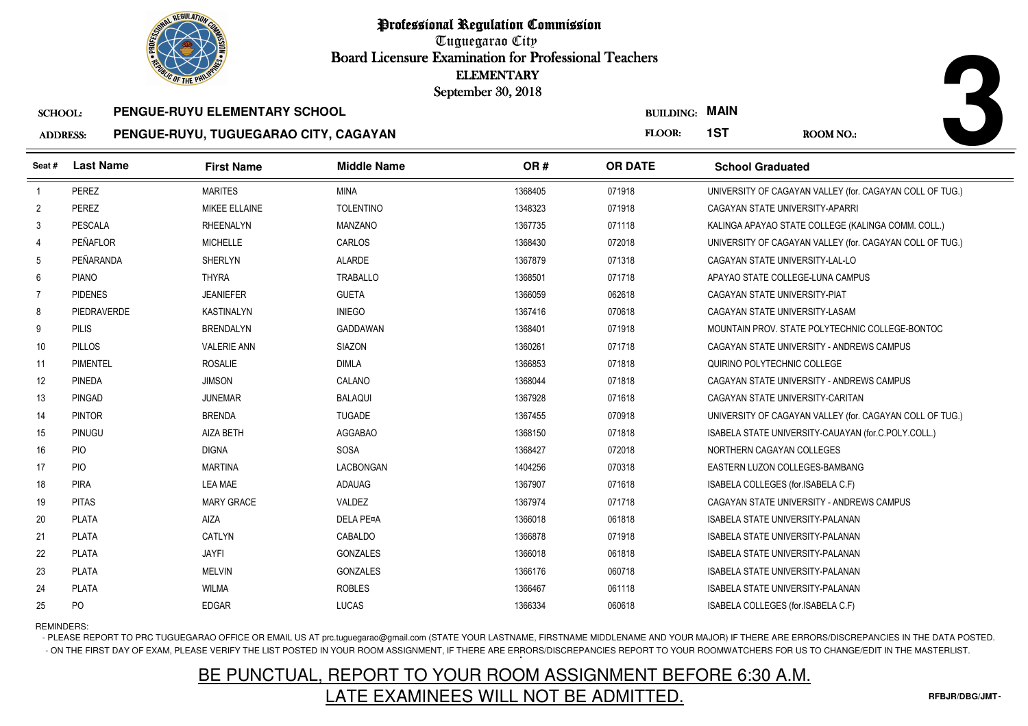# Professional Regulation Commission

Tuguegarao City

Board Licensure Examination for Professional Teachers

ELEMENTARY

September 30, 2018

**3**

SCHOOL: **PENGUE-RUYU ELEMENTARY SCHOOL** BUILDING: **MAIN**

ADDRESS: **PENGUE-RUYU, TUGUEGARAO CITY, CAGAYAN** FLOOR: **1ST** ROOM NO.:

| Seat # | Last Name | First Name | Middle Name | OR # | OR DATE | School Graduated |
|---|---|---|---|---|---|---|
| 1 | PEREZ | MARITES | MINA | 1368405 | 071918 | UNIVERSITY OF CAGAYAN VALLEY (for. CAGAYAN COLL OF TUG.) |
| 2 | PEREZ | MIKEE ELLAINE | TOLENTINO | 1348323 | 071918 | CAGAYAN STATE UNIVERSITY-APARRI |
| 3 | PESCALA | RHEENALYN | MANZANO | 1367735 | 071118 | KALINGA APAYAO STATE COLLEGE (KALINGA COMM. COLL.) |
| 4 | PEÑAFLOR | MICHELLE | CARLOS | 1368430 | 072018 | UNIVERSITY OF CAGAYAN VALLEY (for. CAGAYAN COLL OF TUG.) |
| 5 | PEÑARANDA | SHERLYN | ALARDE | 1367879 | 071318 | CAGAYAN STATE UNIVERSITY-LAL-LO |
| 6 | PIANO | THYRA | TRABALLO | 1368501 | 071718 | APAYAO STATE COLLEGE-LUNA CAMPUS |
| 7 | PIDENES | JEANIEFER | GUETA | 1366059 | 062618 | CAGAYAN STATE UNIVERSITY-PIAT |
| 8 | PIEDRAVERDE | KASTINALYN | INIEGO | 1367416 | 070618 | CAGAYAN STATE UNIVERSITY-LASAM |
| 9 | PILIS | BRENDALYN | GADDAWAN | 1368401 | 071918 | MOUNTAIN PROV. STATE POLYTECHNIC COLLEGE-BONTOC |
| 10 | PILLOS | VALERIE ANN | SIAZON | 1360261 | 071718 | CAGAYAN STATE UNIVERSITY - ANDREWS CAMPUS |
| 11 | PIMENTEL | ROSALIE | DIMLA | 1366853 | 071818 | QUIRINO POLYTECHNIC COLLEGE |
| 12 | PINEDA | JIMSON | CALANO | 1368044 | 071818 | CAGAYAN STATE UNIVERSITY - ANDREWS CAMPUS |
| 13 | PINGAD | JUNEMAR | BALAQUI | 1367928 | 071618 | CAGAYAN STATE UNIVERSITY-CARITAN |
| 14 | PINTOR | BRENDA | TUGADE | 1367455 | 070918 | UNIVERSITY OF CAGAYAN VALLEY (for. CAGAYAN COLL OF TUG.) |
| 15 | PINUGU | AIZA BETH | AGGABAO | 1368150 | 071818 | ISABELA STATE UNIVERSITY-CAUAYAN (for.C.POLY.COLL.) |
| 16 | PIO | DIGNA | SOSA | 1368427 | 072018 | NORTHERN CAGAYAN COLLEGES |
| 17 | PIO | MARTINA | LACBONGAN | 1404256 | 070318 | EASTERN LUZON COLLEGES-BAMBANG |
| 18 | PIRA | LEA MAE | ADAUAG | 1367907 | 071618 | ISABELA COLLEGES (for.ISABELA C.F) |
| 19 | PITAS | MARY GRACE | VALDEZ | 1367974 | 071718 | CAGAYAN STATE UNIVERSITY - ANDREWS CAMPUS |
| 20 | PLATA | AIZA | DELA PE¤A | 1366018 | 061818 | ISABELA STATE UNIVERSITY-PALANAN |
| 21 | PLATA | CATLYN | CABALDO | 1366878 | 071918 | ISABELA STATE UNIVERSITY-PALANAN |
| 22 | PLATA | JAYFI | GONZALES | 1366018 | 061818 | ISABELA STATE UNIVERSITY-PALANAN |
| 23 | PLATA | MELVIN | GONZALES | 1366176 | 060718 | ISABELA STATE UNIVERSITY-PALANAN |
| 24 | PLATA | WILMA | ROBLES | 1366467 | 061118 | ISABELA STATE UNIVERSITY-PALANAN |
| 25 | PO | EDGAR | LUCAS | 1366334 | 060618 | ISABELA COLLEGES (for.ISABELA C.F) |

REMINDERS:

- PLEASE REPORT TO PRC TUGUEGARAO OFFICE OR EMAIL US AT prc.tuguegarao@gmail.com (STATE YOUR LASTNAME, FIRSTNAME MIDDLENAME AND YOUR MAJOR) IF THERE ARE ERRORS/DISCREPANCIES IN THE DATA POSTED.
- ON THE FIRST DAY OF EXAM, PLEASE VERIFY THE LIST POSTED IN YOUR ROOM ASSIGNMENT, IF THERE ARE ERRORS/DISCREPANCIES REPORT TO YOUR ROOMWATCHERS FOR US TO CHANGE/EDIT IN THE MASTERLIST.

BE PUNCTUAL, REPORT TO YOUR ROOM ASSIGNMENT BEFORE 6:30 A.M.

LATE EXAMINEES WILL NOT BE ADMITTED.

RFBJR/DBG/JMT-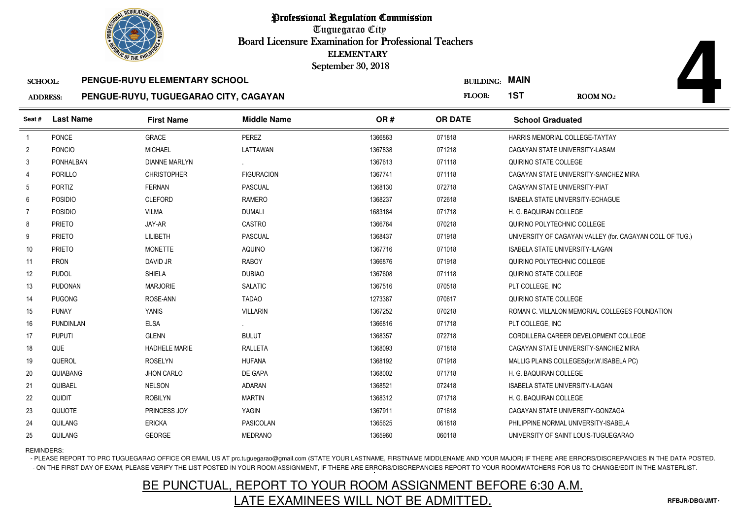# Professional Regulation Commission

Tuguegarao City

Board Licensure Examination for Professional Teachers

ELEMENTARY

September 30, 2018

**SCHOOL:** PENGUE-RUYU ELEMENTARY SCHOOL

**ADDRESS:** PENGUE-RUYU, TUGUEGARAO CITY, CAGAYAN

**BUILDING:** MAIN

**FLOOR:** 1ST

**ROOM NO.:** 4

| Seat # | Last Name | First Name | Middle Name | OR # | OR DATE | School Graduated |
|---|---|---|---|---|---|---|
| 1 | PONCE | GRACE | PEREZ | 1366863 | 071818 | HARRIS MEMORIAL COLLEGE-TAYTAY |
| 2 | PONCIO | MICHAEL | LATTAWAN | 1367838 | 071218 | CAGAYAN STATE UNIVERSITY-LASAM |
| 3 | PONHALBAN | DIANNE MARLYN | . | 1367613 | 071118 | QUIRINO STATE COLLEGE |
| 4 | PORILLO | CHRISTOPHER | FIGURACION | 1367741 | 071118 | CAGAYAN STATE UNIVERSITY-SANCHEZ MIRA |
| 5 | PORTIZ | FERNAN | PASCUAL | 1368130 | 072718 | CAGAYAN STATE UNIVERSITY-PIAT |
| 6 | POSIDIO | CLEFORD | RAMERO | 1368237 | 072618 | ISABELA STATE UNIVERSITY-ECHAGUE |
| 7 | POSIDIO | VILMA | DUMALI | 1683184 | 071718 | H. G. BAQUIRAN COLLEGE |
| 8 | PRIETO | JAY-AR | CASTRO | 1366764 | 070218 | QUIRINO POLYTECHNIC COLLEGE |
| 9 | PRIETO | LILIBETH | PASCUAL | 1368437 | 071918 | UNIVERSITY OF CAGAYAN VALLEY (for. CAGAYAN COLL OF TUG.) |
| 10 | PRIETO | MONETTE | AQUINO | 1367716 | 071018 | ISABELA STATE UNIVERSITY-ILAGAN |
| 11 | PRON | DAVID JR | RABOY | 1366876 | 071918 | QUIRINO POLYTECHNIC COLLEGE |
| 12 | PUDOL | SHIELA | DUBIAO | 1367608 | 071118 | QUIRINO STATE COLLEGE |
| 13 | PUDONAN | MARJORIE | SALATIC | 1367516 | 070518 | PLT COLLEGE, INC |
| 14 | PUGONG | ROSE-ANN | TADAO | 1273387 | 070617 | QUIRINO STATE COLLEGE |
| 15 | PUNAY | YANIS | VILLARIN | 1367252 | 070218 | ROMAN C. VILLALON MEMORIAL COLLEGES FOUNDATION |
| 16 | PUNDINLAN | ELSA | . | 1366816 | 071718 | PLT COLLEGE, INC |
| 17 | PUPUTI | GLENN | BULUT | 1368357 | 072718 | CORDILLERA CAREER DEVELOPMENT COLLEGE |
| 18 | QUE | HADHELE MARIE | RALLETA | 1368093 | 071818 | CAGAYAN STATE UNIVERSITY-SANCHEZ MIRA |
| 19 | QUEROL | ROSELYN | HUFANA | 1368192 | 071918 | MALLIG PLAINS COLLEGES(for.W.ISABELA PC) |
| 20 | QUIABANG | JHON CARLO | DE GAPA | 1368002 | 071718 | H. G. BAQUIRAN COLLEGE |
| 21 | QUIBAEL | NELSON | ADARAN | 1368521 | 072418 | ISABELA STATE UNIVERSITY-ILAGAN |
| 22 | QUIDIT | ROBILYN | MARTIN | 1368312 | 071718 | H. G. BAQUIRAN COLLEGE |
| 23 | QUIJOTE | PRINCESS JOY | YAGIN | 1367911 | 071618 | CAGAYAN STATE UNIVERSITY-GONZAGA |
| 24 | QUILANG | ERICKA | PASICOLAN | 1365625 | 061818 | PHILIPPINE NORMAL UNIVERSITY-ISABELA |
| 25 | QUILANG | GEORGE | MEDRANO | 1365960 | 060118 | UNIVERSITY OF SAINT LOUIS-TUGUEGARAO |

REMINDERS:

- PLEASE REPORT TO PRC TUGUEGARAO OFFICE OR EMAIL US AT prc.tuguegarao@gmail.com (STATE YOUR LASTNAME, FIRSTNAME MIDDLENAME AND YOUR MAJOR) IF THERE ARE ERRORS/DISCREPANCIES IN THE DATA POSTED.
- ON THE FIRST DAY OF EXAM, PLEASE VERIFY THE LIST POSTED IN YOUR ROOM ASSIGNMENT, IF THERE ARE ERRORS/DISCREPANCIES REPORT TO YOUR ROOMWATCHERS FOR US TO CHANGE/EDIT IN THE MASTERLIST.

## BE PUNCTUAL, REPORT TO YOUR ROOM ASSIGNMENT BEFORE 6:30 A.M.
## LATE EXAMINEES WILL NOT BE ADMITTED.

RFBJR/DBG/JMT-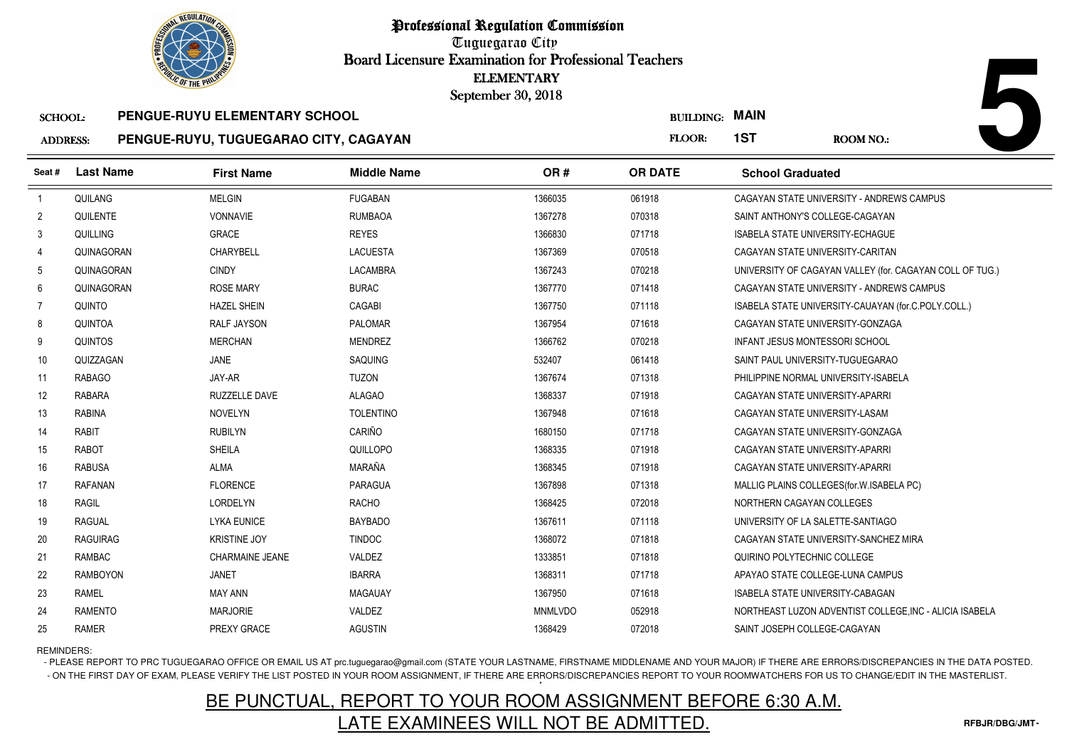# Professional Regulation Commission

Tuguegarao City

Board Licensure Examination for Professional Teachers

ELEMENTARY

September 30, 2018

**5**

SCHOOL: **PENGUE-RUYU ELEMENTARY SCHOOL**

BUILDING: **MAIN**

ADDRESS: **PENGUE-RUYU, TUGUEGARAO CITY, CAGAYAN**

FLOOR: **1ST**

ROOM NO.:

| Seat # | Last Name | First Name | Middle Name | OR # | OR DATE | School Graduated |
|---|---|---|---|---|---|---|
| 1 | QUILANG | MELGIN | FUGABAN | 1366035 | 061918 | CAGAYAN STATE UNIVERSITY - ANDREWS CAMPUS |
| 2 | QUILENTE | VONNAVIE | RUMBAOA | 1367278 | 070318 | SAINT ANTHONY'S COLLEGE-CAGAYAN |
| 3 | QUILLING | GRACE | REYES | 1366830 | 071718 | ISABELA STATE UNIVERSITY-ECHAGUE |
| 4 | QUINAGORAN | CHARYBELL | LACUESTA | 1367369 | 070518 | CAGAYAN STATE UNIVERSITY-CARITAN |
| 5 | QUINAGORAN | CINDY | LACAMBRA | 1367243 | 070218 | UNIVERSITY OF CAGAYAN VALLEY (for. CAGAYAN COLL OF TUG.) |
| 6 | QUINAGORAN | ROSE MARY | BURAC | 1367770 | 071418 | CAGAYAN STATE UNIVERSITY - ANDREWS CAMPUS |
| 7 | QUINTO | HAZEL SHEIN | CAGABI | 1367750 | 071118 | ISABELA STATE UNIVERSITY-CAUAYAN (for.C.POLY.COLL.) |
| 8 | QUINTOA | RALF JAYSON | PALOMAR | 1367954 | 071618 | CAGAYAN STATE UNIVERSITY-GONZAGA |
| 9 | QUINTOS | MERCHAN | MENDREZ | 1366762 | 070218 | INFANT JESUS MONTESSORI SCHOOL |
| 10 | QUIZZAGAN | JANE | SAQUING | 532407 | 061418 | SAINT PAUL UNIVERSITY-TUGUEGARAO |
| 11 | RABAGO | JAY-AR | TUZON | 1367674 | 071318 | PHILIPPINE NORMAL UNIVERSITY-ISABELA |
| 12 | RABARA | RUZZELLE DAVE | ALAGAO | 1368337 | 071918 | CAGAYAN STATE UNIVERSITY-APARRI |
| 13 | RABINA | NOVELYN | TOLENTINO | 1367948 | 071618 | CAGAYAN STATE UNIVERSITY-LASAM |
| 14 | RABIT | RUBILYN | CARIÑO | 1680150 | 071718 | CAGAYAN STATE UNIVERSITY-GONZAGA |
| 15 | RABOT | SHEILA | QUILLOPO | 1368335 | 071918 | CAGAYAN STATE UNIVERSITY-APARRI |
| 16 | RABUSA | ALMA | MARAÑA | 1368345 | 071918 | CAGAYAN STATE UNIVERSITY-APARRI |
| 17 | RAFANAN | FLORENCE | PARAGUA | 1367898 | 071318 | MALLIG PLAINS COLLEGES(for.W.ISABELA PC) |
| 18 | RAGIL | LORDELYN | RACHO | 1368425 | 072018 | NORTHERN CAGAYAN COLLEGES |
| 19 | RAGUAL | LYKA EUNICE | BAYBADO | 1367611 | 071118 | UNIVERSITY OF LA SALETTE-SANTIAGO |
| 20 | RAGUIRAG | KRISTINE JOY | TINDOC | 1368072 | 071818 | CAGAYAN STATE UNIVERSITY-SANCHEZ MIRA |
| 21 | RAMBAC | CHARMAINE JEANE | VALDEZ | 1333851 | 071818 | QUIRINO POLYTECHNIC COLLEGE |
| 22 | RAMBOYON | JANET | IBARRA | 1368311 | 071718 | APAYAO STATE COLLEGE-LUNA CAMPUS |
| 23 | RAMEL | MAY ANN | MAGAUAY | 1367950 | 071618 | ISABELA STATE UNIVERSITY-CABAGAN |
| 24 | RAMENTO | MARJORIE | VALDEZ | MNMLVDO | 052918 | NORTHEAST LUZON ADVENTIST COLLEGE,INC - ALICIA ISABELA |
| 25 | RAMER | PREXY GRACE | AGUSTIN | 1368429 | 072018 | SAINT JOSEPH COLLEGE-CAGAYAN |

REMINDERS:

- PLEASE REPORT TO PRC TUGUEGARAO OFFICE OR EMAIL US AT prc.tuguegarao@gmail.com (STATE YOUR LASTNAME, FIRSTNAME MIDDLENAME AND YOUR MAJOR) IF THERE ARE ERRORS/DISCREPANCIES IN THE DATA POSTED.
- ON THE FIRST DAY OF EXAM, PLEASE VERIFY THE LIST POSTED IN YOUR ROOM ASSIGNMENT, IF THERE ARE ERRORS/DISCREPANCIES REPORT TO YOUR ROOMWATCHERS FOR US TO CHANGE/EDIT IN THE MASTERLIST.

BE PUNCTUAL, REPORT TO YOUR ROOM ASSIGNMENT BEFORE 6:30 A.M.

LATE EXAMINEES WILL NOT BE ADMITTED.

RFBJR/DBG/JMT-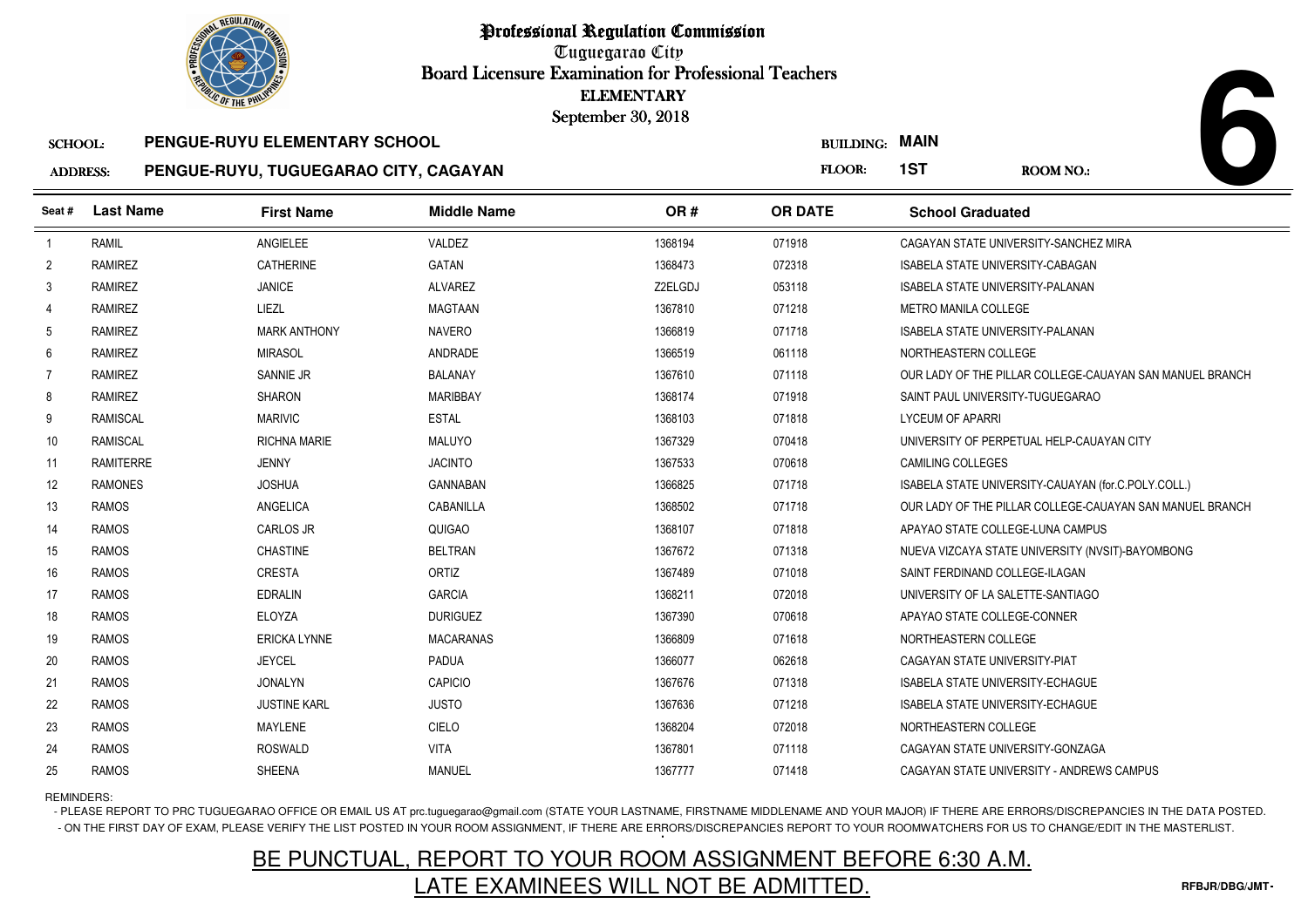# Professional Regulation Commission

Tuguegarao City

Board Licensure Examination for Professional Teachers

ELEMENTARY

September 30, 2018

**SCHOOL:** PENGUE-RUYU ELEMENTARY SCHOOL

**ADDRESS:** PENGUE-RUYU, TUGUEGARAO CITY, CAGAYAN

**BUILDING:** MAIN

**FLOOR:** 1ST

**ROOM NO.:** 6

| Seat # | Last Name | First Name | Middle Name | OR # | OR DATE | School Graduated |
|---|---|---|---|---|---|---|
| 1 | RAMIL | ANGIELEE | VALDEZ | 1368194 | 071918 | CAGAYAN STATE UNIVERSITY-SANCHEZ MIRA |
| 2 | RAMIREZ | CATHERINE | GATAN | 1368473 | 072318 | ISABELA STATE UNIVERSITY-CABAGAN |
| 3 | RAMIREZ | JANICE | ALVAREZ | Z2ELGDJ | 053118 | ISABELA STATE UNIVERSITY-PALANAN |
| 4 | RAMIREZ | LIEZL | MAGTAAN | 1367810 | 071218 | METRO MANILA COLLEGE |
| 5 | RAMIREZ | MARK ANTHONY | NAVERO | 1366819 | 071718 | ISABELA STATE UNIVERSITY-PALANAN |
| 6 | RAMIREZ | MIRASOL | ANDRADE | 1366519 | 061118 | NORTHEASTERN COLLEGE |
| 7 | RAMIREZ | SANNIE JR | BALANAY | 1367610 | 071118 | OUR LADY OF THE PILLAR COLLEGE-CAUAYAN SAN MANUEL BRANCH |
| 8 | RAMIREZ | SHARON | MARIBBAY | 1368174 | 071918 | SAINT PAUL UNIVERSITY-TUGUEGARAO |
| 9 | RAMISCAL | MARIVIC | ESTAL | 1368103 | 071818 | LYCEUM OF APARRI |
| 10 | RAMISCAL | RICHNA MARIE | MALUYO | 1367329 | 070418 | UNIVERSITY OF PERPETUAL HELP-CAUAYAN CITY |
| 11 | RAMITERRE | JENNY | JACINTO | 1367533 | 070618 | CAMILING COLLEGES |
| 12 | RAMONES | JOSHUA | GANNABAN | 1366825 | 071718 | ISABELA STATE UNIVERSITY-CAUAYAN (for.C.POLY.COLL.) |
| 13 | RAMOS | ANGELICA | CABANILLA | 1368502 | 071718 | OUR LADY OF THE PILLAR COLLEGE-CAUAYAN SAN MANUEL BRANCH |
| 14 | RAMOS | CARLOS JR | QUIGAO | 1368107 | 071818 | APAYAO STATE COLLEGE-LUNA CAMPUS |
| 15 | RAMOS | CHASTINE | BELTRAN | 1367672 | 071318 | NUEVA VIZCAYA STATE UNIVERSITY (NVSIT)-BAYOMBONG |
| 16 | RAMOS | CRESTA | ORTIZ | 1367489 | 071018 | SAINT FERDINAND COLLEGE-ILAGAN |
| 17 | RAMOS | EDRALIN | GARCIA | 1368211 | 072018 | UNIVERSITY OF LA SALETTE-SANTIAGO |
| 18 | RAMOS | ELOYZA | DURIGUEZ | 1367390 | 070618 | APAYAO STATE COLLEGE-CONNER |
| 19 | RAMOS | ERICKA LYNNE | MACARANAS | 1366809 | 071618 | NORTHEASTERN COLLEGE |
| 20 | RAMOS | JEYCEL | PADUA | 1366077 | 062618 | CAGAYAN STATE UNIVERSITY-PIAT |
| 21 | RAMOS | JONALYN | CAPICIO | 1367676 | 071318 | ISABELA STATE UNIVERSITY-ECHAGUE |
| 22 | RAMOS | JUSTINE KARL | JUSTO | 1367636 | 071218 | ISABELA STATE UNIVERSITY-ECHAGUE |
| 23 | RAMOS | MAYLENE | CIELO | 1368204 | 072018 | NORTHEASTERN COLLEGE |
| 24 | RAMOS | ROSWALD | VITA | 1367801 | 071118 | CAGAYAN STATE UNIVERSITY-GONZAGA |
| 25 | RAMOS | SHEENA | MANUEL | 1367777 | 071418 | CAGAYAN STATE UNIVERSITY - ANDREWS CAMPUS |

REMINDERS:

- PLEASE REPORT TO PRC TUGUEGARAO OFFICE OR EMAIL US AT prc.tuguegarao@gmail.com (STATE YOUR LASTNAME, FIRSTNAME MIDDLENAME AND YOUR MAJOR) IF THERE ARE ERRORS/DISCREPANCIES IN THE DATA POSTED.
- ON THE FIRST DAY OF EXAM, PLEASE VERIFY THE LIST POSTED IN YOUR ROOM ASSIGNMENT, IF THERE ARE ERRORS/DISCREPANCIES REPORT TO YOUR ROOMWATCHERS FOR US TO CHANGE/EDIT IN THE MASTERLIST.

## BE PUNCTUAL, REPORT TO YOUR ROOM ASSIGNMENT BEFORE 6:30 A.M.
## LATE EXAMINEES WILL NOT BE ADMITTED.

RFBJR/DBG/JMT-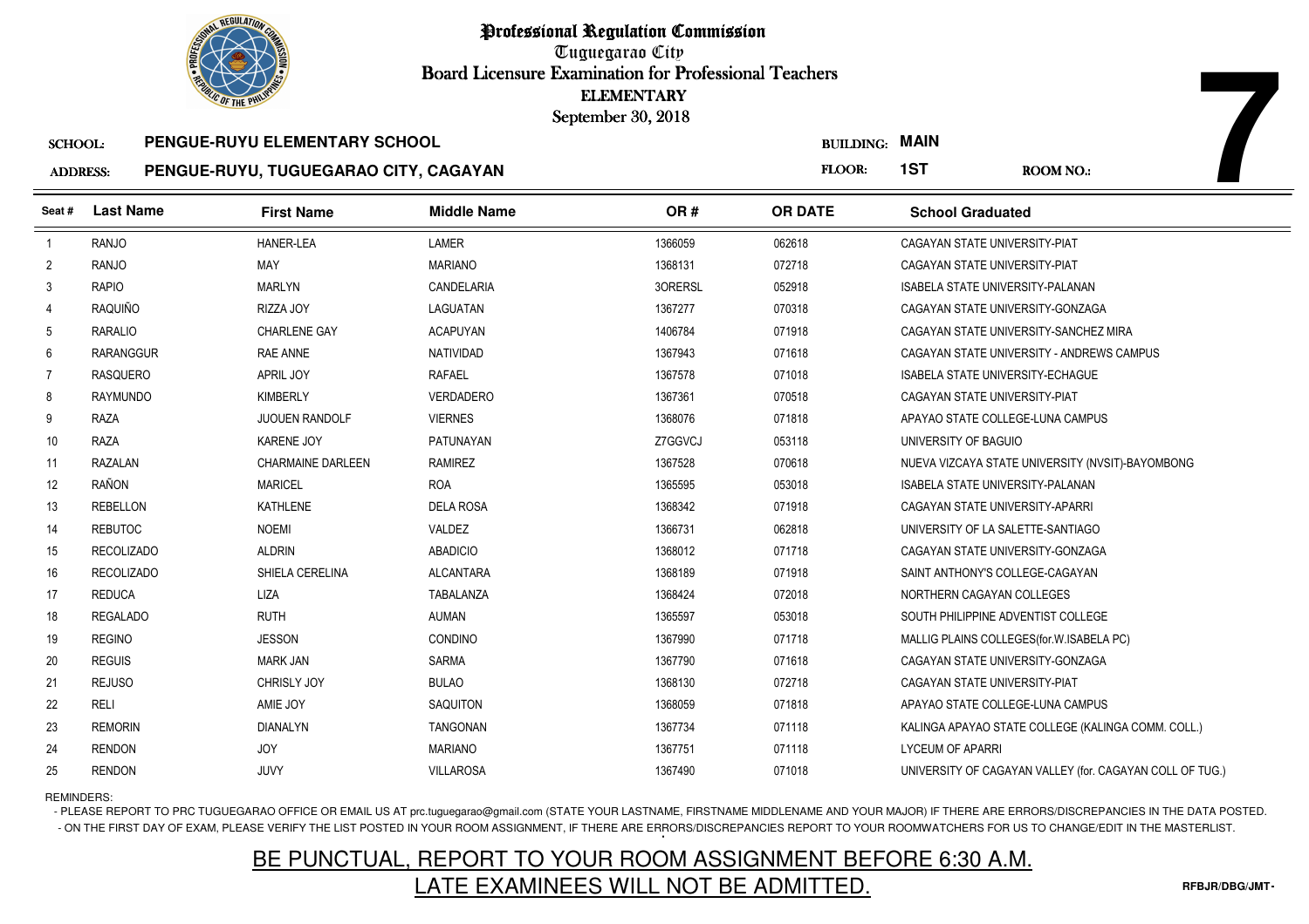# Professional Regulation Commission

Tuguegarao City

Board Licensure Examination for Professional Teachers

ELEMENTARY

September 30, 2018

**7**

**SCHOOL:** PENGUE-RUYU ELEMENTARY SCHOOL

**ADDRESS:** PENGUE-RUYU, TUGUEGARAO CITY, CAGAYAN

**BUILDING:** MAIN

**FLOOR:** 1ST

**ROOM NO.:**

| Seat # | Last Name | First Name | Middle Name | OR # | OR DATE | School Graduated |
|---|---|---|---|---|---|---|
| 1 | RANJO | HANER-LEA | LAMER | 1366059 | 062618 | CAGAYAN STATE UNIVERSITY-PIAT |
| 2 | RANJO | MAY | MARIANO | 1368131 | 072718 | CAGAYAN STATE UNIVERSITY-PIAT |
| 3 | RAPIO | MARLYN | CANDELARIA | 3ORERSL | 052918 | ISABELA STATE UNIVERSITY-PALANAN |
| 4 | RAQUIÑO | RIZZA JOY | LAGUATAN | 1367277 | 070318 | CAGAYAN STATE UNIVERSITY-GONZAGA |
| 5 | RARALIO | CHARLENE GAY | ACAPUYAN | 1406784 | 071918 | CAGAYAN STATE UNIVERSITY-SANCHEZ MIRA |
| 6 | RARANGGUR | RAE ANNE | NATIVIDAD | 1367943 | 071618 | CAGAYAN STATE UNIVERSITY - ANDREWS CAMPUS |
| 7 | RASQUERO | APRIL JOY | RAFAEL | 1367578 | 071018 | ISABELA STATE UNIVERSITY-ECHAGUE |
| 8 | RAYMUNDO | KIMBERLY | VERDADERO | 1367361 | 070518 | CAGAYAN STATE UNIVERSITY-PIAT |
| 9 | RAZA | JUOUEN RANDOLF | VIERNES | 1368076 | 071818 | APAYAO STATE COLLEGE-LUNA CAMPUS |
| 10 | RAZA | KARENE JOY | PATUNAYAN | Z7GGVCJ | 053118 | UNIVERSITY OF BAGUIO |
| 11 | RAZALAN | CHARMAINE DARLEEN | RAMIREZ | 1367528 | 070618 | NUEVA VIZCAYA STATE UNIVERSITY (NVSIT)-BAYOMBONG |
| 12 | RAÑON | MARICEL | ROA | 1365595 | 053018 | ISABELA STATE UNIVERSITY-PALANAN |
| 13 | REBELLON | KATHLENE | DELA ROSA | 1368342 | 071918 | CAGAYAN STATE UNIVERSITY-APARRI |
| 14 | REBUTOC | NOEMI | VALDEZ | 1366731 | 062818 | UNIVERSITY OF LA SALETTE-SANTIAGO |
| 15 | RECOLIZADO | ALDRIN | ABADICIO | 1368012 | 071718 | CAGAYAN STATE UNIVERSITY-GONZAGA |
| 16 | RECOLIZADO | SHIELA CERELINA | ALCANTARA | 1368189 | 071918 | SAINT ANTHONY'S COLLEGE-CAGAYAN |
| 17 | REDUCA | LIZA | TABALANZA | 1368424 | 072018 | NORTHERN CAGAYAN COLLEGES |
| 18 | REGALADO | RUTH | AUMAN | 1365597 | 053018 | SOUTH PHILIPPINE ADVENTIST COLLEGE |
| 19 | REGINO | JESSON | CONDINO | 1367990 | 071718 | MALLIG PLAINS COLLEGES(for.W.ISABELA PC) |
| 20 | REGUIS | MARK JAN | SARMA | 1367790 | 071618 | CAGAYAN STATE UNIVERSITY-GONZAGA |
| 21 | REJUSO | CHRISLY JOY | BULAO | 1368130 | 072718 | CAGAYAN STATE UNIVERSITY-PIAT |
| 22 | RELI | AMIE JOY | SAQUITON | 1368059 | 071818 | APAYAO STATE COLLEGE-LUNA CAMPUS |
| 23 | REMORIN | DIANALYN | TANGONAN | 1367734 | 071118 | KALINGA APAYAO STATE COLLEGE (KALINGA COMM. COLL.) |
| 24 | RENDON | JOY | MARIANO | 1367751 | 071118 | LYCEUM OF APARRI |
| 25 | RENDON | JUVY | VILLAROSA | 1367490 | 071018 | UNIVERSITY OF CAGAYAN VALLEY (for. CAGAYAN COLL OF TUG.) |

REMINDERS:

- PLEASE REPORT TO PRC TUGUEGARAO OFFICE OR EMAIL US AT prc.tuguegarao@gmail.com (STATE YOUR LASTNAME, FIRSTNAME MIDDLENAME AND YOUR MAJOR) IF THERE ARE ERRORS/DISCREPANCIES IN THE DATA POSTED.
- ON THE FIRST DAY OF EXAM, PLEASE VERIFY THE LIST POSTED IN YOUR ROOM ASSIGNMENT, IF THERE ARE ERRORS/DISCREPANCIES REPORT TO YOUR ROOMWATCHERS FOR US TO CHANGE/EDIT IN THE MASTERLIST.

**BE PUNCTUAL, REPORT TO YOUR ROOM ASSIGNMENT BEFORE 6:30 A.M.**

**LATE EXAMINEES WILL NOT BE ADMITTED.**

RFBJR/DBG/JMT-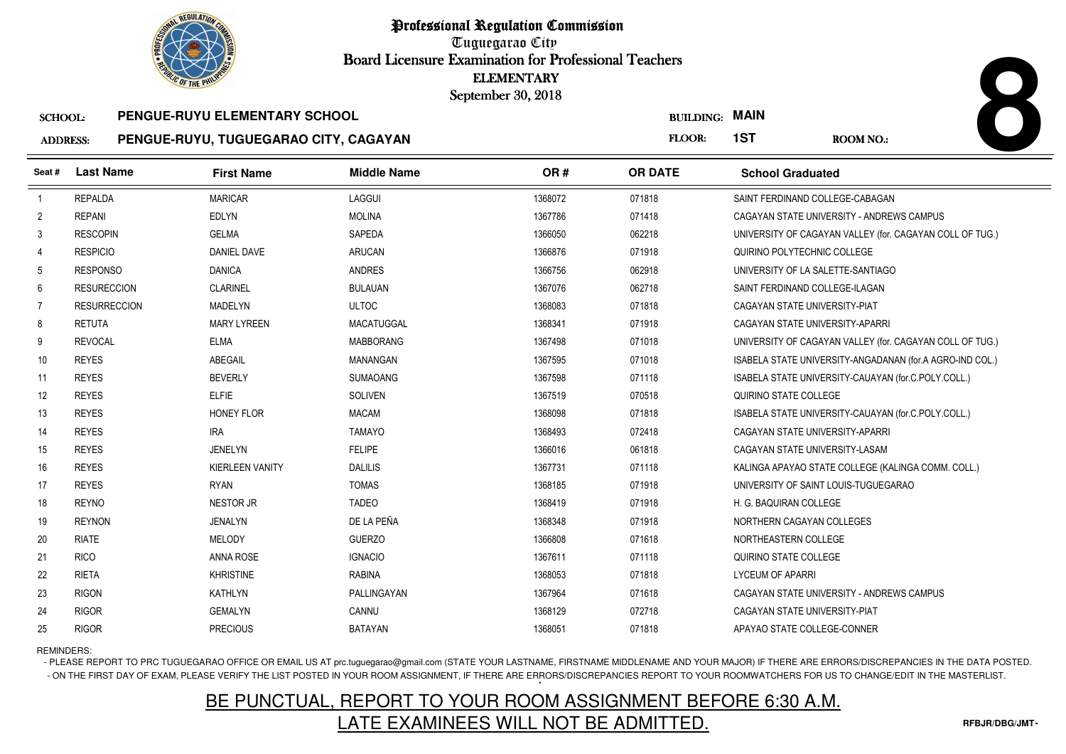# Professional Regulation Commission

Tuguegarao City

Board Licensure Examination for Professional Teachers

ELEMENTARY

September 30, 2018

**8**

SCHOOL: **PENGUE-RUYU ELEMENTARY SCHOOL**

ADDRESS: **PENGUE-RUYU, TUGUEGARAO CITY, CAGAYAN**

BUILDING: **MAIN**

FLOOR: **1ST**

ROOM NO.:

| Seat # | Last Name | First Name | Middle Name | OR # | OR DATE | School Graduated |
|---|---|---|---|---|---|---|
| 1 | REPALDA | MARICAR | LAGGUI | 1368072 | 071818 | SAINT FERDINAND COLLEGE-CABAGAN |
| 2 | REPANI | EDLYN | MOLINA | 1367786 | 071418 | CAGAYAN STATE UNIVERSITY - ANDREWS CAMPUS |
| 3 | RESCOPIN | GELMA | SAPEDA | 1366050 | 062218 | UNIVERSITY OF CAGAYAN VALLEY (for. CAGAYAN COLL OF TUG.) |
| 4 | RESPICIO | DANIEL DAVE | ARUCAN | 1366876 | 071918 | QUIRINO POLYTECHNIC COLLEGE |
| 5 | RESPONSO | DANICA | ANDRES | 1366756 | 062918 | UNIVERSITY OF LA SALETTE-SANTIAGO |
| 6 | RESURECCION | CLARINEL | BULAUAN | 1367076 | 062718 | SAINT FERDINAND COLLEGE-ILAGAN |
| 7 | RESURRECCION | MADELYN | ULTOC | 1368083 | 071818 | CAGAYAN STATE UNIVERSITY-PIAT |
| 8 | RETUTA | MARY LYREEN | MACATUGGAL | 1368341 | 071918 | CAGAYAN STATE UNIVERSITY-APARRI |
| 9 | REVOCAL | ELMA | MABBORANG | 1367498 | 071018 | UNIVERSITY OF CAGAYAN VALLEY (for. CAGAYAN COLL OF TUG.) |
| 10 | REYES | ABEGAIL | MANANGAN | 1367595 | 071018 | ISABELA STATE UNIVERSITY-ANGADANAN (for.A AGRO-IND COL.) |
| 11 | REYES | BEVERLY | SUMAOANG | 1367598 | 071118 | ISABELA STATE UNIVERSITY-CAUAYAN (for.C.POLY.COLL.) |
| 12 | REYES | ELFIE | SOLIVEN | 1367519 | 070518 | QUIRINO STATE COLLEGE |
| 13 | REYES | HONEY FLOR | MACAM | 1368098 | 071818 | ISABELA STATE UNIVERSITY-CAUAYAN (for.C.POLY.COLL.) |
| 14 | REYES | IRA | TAMAYO | 1368493 | 072418 | CAGAYAN STATE UNIVERSITY-APARRI |
| 15 | REYES | JENELYN | FELIPE | 1366016 | 061818 | CAGAYAN STATE UNIVERSITY-LASAM |
| 16 | REYES | KIERLEEN VANITY | DALILIS | 1367731 | 071118 | KALINGA APAYAO STATE COLLEGE (KALINGA COMM. COLL.) |
| 17 | REYES | RYAN | TOMAS | 1368185 | 071918 | UNIVERSITY OF SAINT LOUIS-TUGUEGARAO |
| 18 | REYNO | NESTOR JR | TADEO | 1368419 | 071918 | H. G. BAQUIRAN COLLEGE |
| 19 | REYNON | JENALYN | DE LA PEÑA | 1368348 | 071918 | NORTHERN CAGAYAN COLLEGES |
| 20 | RIATE | MELODY | GUERZO | 1366808 | 071618 | NORTHEASTERN COLLEGE |
| 21 | RICO | ANNA ROSE | IGNACIO | 1367611 | 071118 | QUIRINO STATE COLLEGE |
| 22 | RIETA | KHRISTINE | RABINA | 1368053 | 071818 | LYCEUM OF APARRI |
| 23 | RIGON | KATHLYN | PALLINGAYAN | 1367964 | 071618 | CAGAYAN STATE UNIVERSITY - ANDREWS CAMPUS |
| 24 | RIGOR | GEMALYN | CANNU | 1368129 | 072718 | CAGAYAN STATE UNIVERSITY-PIAT |
| 25 | RIGOR | PRECIOUS | BATAYAN | 1368051 | 071818 | APAYAO STATE COLLEGE-CONNER |

REMINDERS:

- PLEASE REPORT TO PRC TUGUEGARAO OFFICE OR EMAIL US AT prc.tuguegarao@gmail.com (STATE YOUR LASTNAME, FIRSTNAME MIDDLENAME AND YOUR MAJOR) IF THERE ARE ERRORS/DISCREPANCIES IN THE DATA POSTED.
- ON THE FIRST DAY OF EXAM, PLEASE VERIFY THE LIST POSTED IN YOUR ROOM ASSIGNMENT, IF THERE ARE ERRORS/DISCREPANCIES REPORT TO YOUR ROOMWATCHERS FOR US TO CHANGE/EDIT IN THE MASTERLIST.

## BE PUNCTUAL, REPORT TO YOUR ROOM ASSIGNMENT BEFORE 6:30 A.M.
## LATE EXAMINEES WILL NOT BE ADMITTED.

RFBJR/DBG/JMT-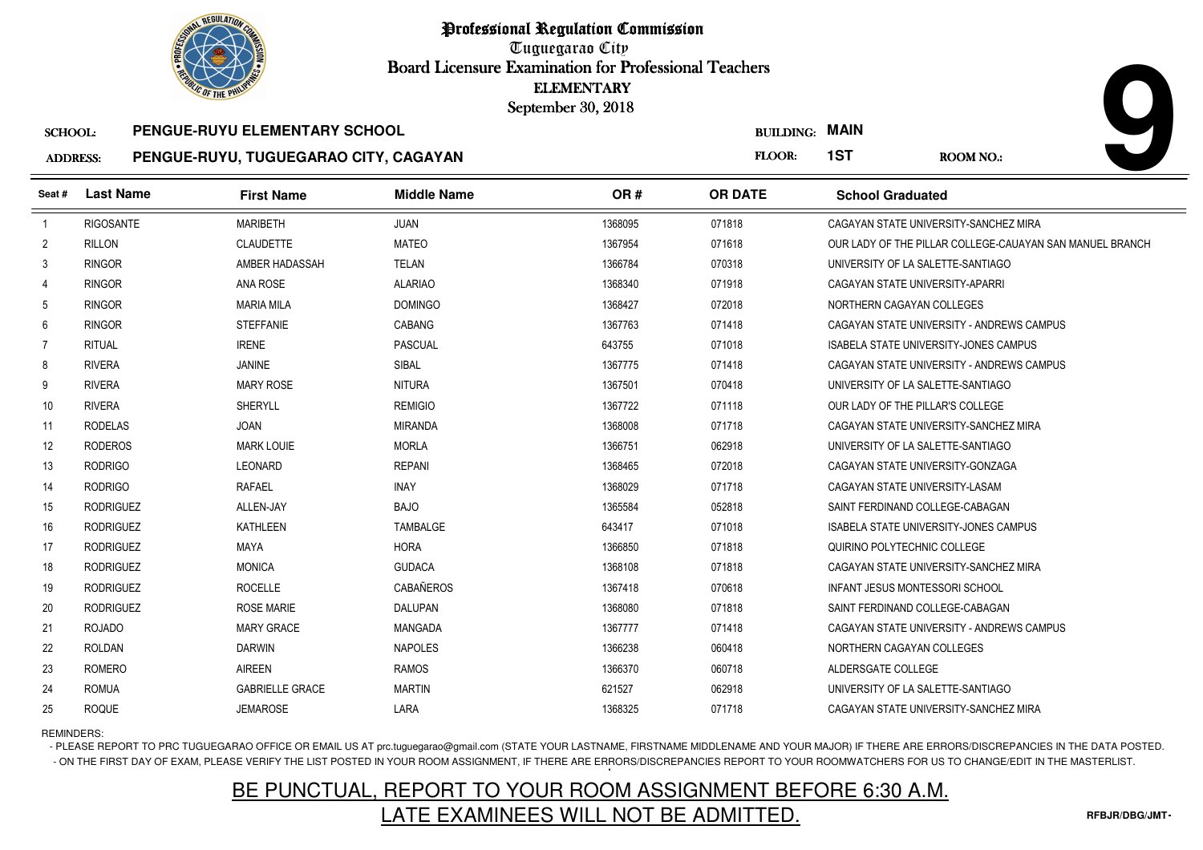# Professional Regulation Commission

Tuguegarao City

Board Licensure Examination for Professional Teachers

ELEMENTARY

September 30, 2018

**9**

**SCHOOL:** PENGUE-RUYU ELEMENTARY SCHOOL

**BUILDING:** MAIN

**ADDRESS:** PENGUE-RUYU, TUGUEGARAO CITY, CAGAYAN

**FLOOR:** 1ST

**ROOM NO.:**

| Seat # | Last Name | First Name | Middle Name | OR # | OR DATE | School Graduated |
|---|---|---|---|---|---|---|
| 1 | RIGOSANTE | MARIBETH | JUAN | 1368095 | 071818 | CAGAYAN STATE UNIVERSITY-SANCHEZ MIRA |
| 2 | RILLON | CLAUDETTE | MATEO | 1367954 | 071618 | OUR LADY OF THE PILLAR COLLEGE-CAUAYAN SAN MANUEL BRANCH |
| 3 | RINGOR | AMBER HADASSAH | TELAN | 1366784 | 070318 | UNIVERSITY OF LA SALETTE-SANTIAGO |
| 4 | RINGOR | ANA ROSE | ALARIAO | 1368340 | 071918 | CAGAYAN STATE UNIVERSITY-APARRI |
| 5 | RINGOR | MARIA MILA | DOMINGO | 1368427 | 072018 | NORTHERN CAGAYAN COLLEGES |
| 6 | RINGOR | STEFFANIE | CABANG | 1367763 | 071418 | CAGAYAN STATE UNIVERSITY - ANDREWS CAMPUS |
| 7 | RITUAL | IRENE | PASCUAL | 643755 | 071018 | ISABELA STATE UNIVERSITY-JONES CAMPUS |
| 8 | RIVERA | JANINE | SIBAL | 1367775 | 071418 | CAGAYAN STATE UNIVERSITY - ANDREWS CAMPUS |
| 9 | RIVERA | MARY ROSE | NITURA | 1367501 | 070418 | UNIVERSITY OF LA SALETTE-SANTIAGO |
| 10 | RIVERA | SHERYLL | REMIGIO | 1367722 | 071118 | OUR LADY OF THE PILLAR'S COLLEGE |
| 11 | RODELAS | JOAN | MIRANDA | 1368008 | 071718 | CAGAYAN STATE UNIVERSITY-SANCHEZ MIRA |
| 12 | RODEROS | MARK LOUIE | MORLA | 1366751 | 062918 | UNIVERSITY OF LA SALETTE-SANTIAGO |
| 13 | RODRIGO | LEONARD | REPANI | 1368465 | 072018 | CAGAYAN STATE UNIVERSITY-GONZAGA |
| 14 | RODRIGO | RAFAEL | INAY | 1368029 | 071718 | CAGAYAN STATE UNIVERSITY-LASAM |
| 15 | RODRIGUEZ | ALLEN-JAY | BAJO | 1365584 | 052818 | SAINT FERDINAND COLLEGE-CABAGAN |
| 16 | RODRIGUEZ | KATHLEEN | TAMBALGE | 643417 | 071018 | ISABELA STATE UNIVERSITY-JONES CAMPUS |
| 17 | RODRIGUEZ | MAYA | HORA | 1366850 | 071818 | QUIRINO POLYTECHNIC COLLEGE |
| 18 | RODRIGUEZ | MONICA | GUDACA | 1368108 | 071818 | CAGAYAN STATE UNIVERSITY-SANCHEZ MIRA |
| 19 | RODRIGUEZ | ROCELLE | CABAÑEROS | 1367418 | 070618 | INFANT JESUS MONTESSORI SCHOOL |
| 20 | RODRIGUEZ | ROSE MARIE | DALUPAN | 1368080 | 071818 | SAINT FERDINAND COLLEGE-CABAGAN |
| 21 | ROJADO | MARY GRACE | MANGADA | 1367777 | 071418 | CAGAYAN STATE UNIVERSITY - ANDREWS CAMPUS |
| 22 | ROLDAN | DARWIN | NAPOLES | 1366238 | 060418 | NORTHERN CAGAYAN COLLEGES |
| 23 | ROMERO | AIREEN | RAMOS | 1366370 | 060718 | ALDERSGATE COLLEGE |
| 24 | ROMUA | GABRIELLE GRACE | MARTIN | 621527 | 062918 | UNIVERSITY OF LA SALETTE-SANTIAGO |
| 25 | ROQUE | JEMAROSE | LARA | 1368325 | 071718 | CAGAYAN STATE UNIVERSITY-SANCHEZ MIRA |

REMINDERS:

- PLEASE REPORT TO PRC TUGUEGARAO OFFICE OR EMAIL US AT prc.tuguegarao@gmail.com (STATE YOUR LASTNAME, FIRSTNAME MIDDLENAME AND YOUR MAJOR) IF THERE ARE ERRORS/DISCREPANCIES IN THE DATA POSTED.
- ON THE FIRST DAY OF EXAM, PLEASE VERIFY THE LIST POSTED IN YOUR ROOM ASSIGNMENT, IF THERE ARE ERRORS/DISCREPANCIES REPORT TO YOUR ROOMWATCHERS FOR US TO CHANGE/EDIT IN THE MASTERLIST.

BE PUNCTUAL, REPORT TO YOUR ROOM ASSIGNMENT BEFORE 6:30 A.M.

LATE EXAMINEES WILL NOT BE ADMITTED.

RFBJR/DBG/JMT-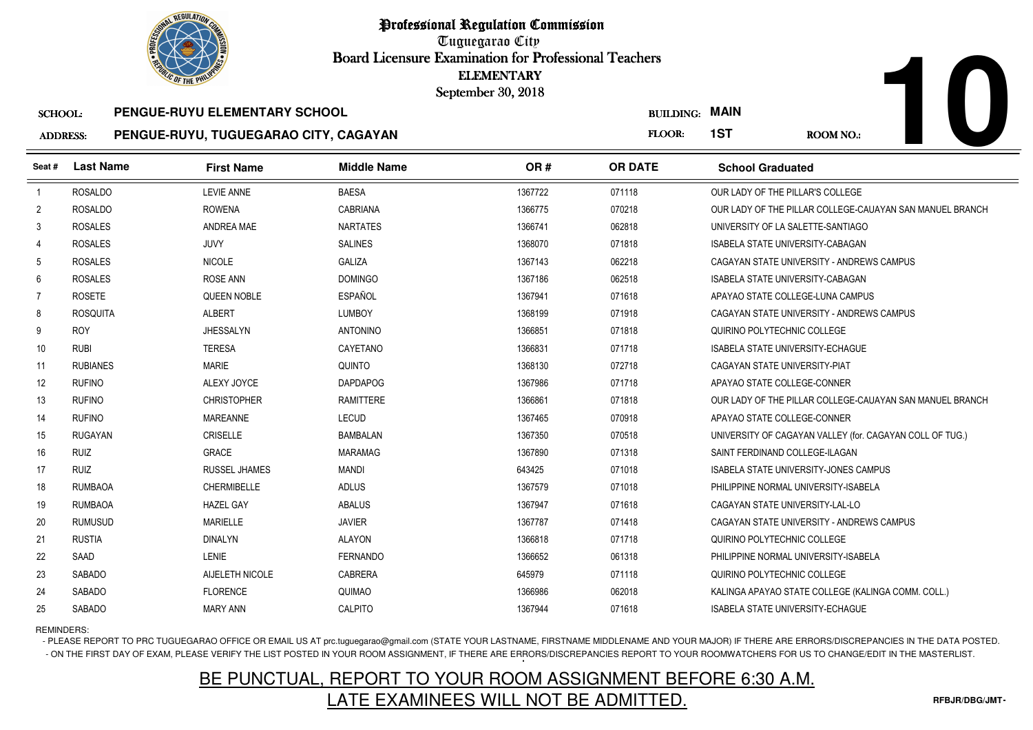# Professional Regulation Commission

Tuguegarao City

Board Licensure Examination for Professional Teachers

ELEMENTARY

September 30, 2018

**SCHOOL:** PENGUE-RUYU ELEMENTARY SCHOOL

**ADDRESS:** PENGUE-RUYU, TUGUEGARAO CITY, CAGAYAN

**BUILDING:** MAIN

**FLOOR:** 1ST

**ROOM NO.:** 10

| Seat # | Last Name | First Name | Middle Name | OR # | OR DATE | School Graduated |
|---|---|---|---|---|---|---|
| 1 | ROSALDO | LEVIE ANNE | BAESA | 1367722 | 071118 | OUR LADY OF THE PILLAR'S COLLEGE |
| 2 | ROSALDO | ROWENA | CABRIANA | 1366775 | 070218 | OUR LADY OF THE PILLAR COLLEGE-CAUAYAN SAN MANUEL BRANCH |
| 3 | ROSALES | ANDREA MAE | NARTATES | 1366741 | 062818 | UNIVERSITY OF LA SALETTE-SANTIAGO |
| 4 | ROSALES | JUVY | SALINES | 1368070 | 071818 | ISABELA STATE UNIVERSITY-CABAGAN |
| 5 | ROSALES | NICOLE | GALIZA | 1367143 | 062218 | CAGAYAN STATE UNIVERSITY - ANDREWS CAMPUS |
| 6 | ROSALES | ROSE ANN | DOMINGO | 1367186 | 062518 | ISABELA STATE UNIVERSITY-CABAGAN |
| 7 | ROSETE | QUEEN NOBLE | ESPAÑOL | 1367941 | 071618 | APAYAO STATE COLLEGE-LUNA CAMPUS |
| 8 | ROSQUITA | ALBERT | LUMBOY | 1368199 | 071918 | CAGAYAN STATE UNIVERSITY - ANDREWS CAMPUS |
| 9 | ROY | JHESSALYN | ANTONINO | 1366851 | 071818 | QUIRINO POLYTECHNIC COLLEGE |
| 10 | RUBI | TERESA | CAYETANO | 1366831 | 071718 | ISABELA STATE UNIVERSITY-ECHAGUE |
| 11 | RUBIANES | MARIE | QUINTO | 1368130 | 072718 | CAGAYAN STATE UNIVERSITY-PIAT |
| 12 | RUFINO | ALEXY JOYCE | DAPDAPOG | 1367986 | 071718 | APAYAO STATE COLLEGE-CONNER |
| 13 | RUFINO | CHRISTOPHER | RAMITTERE | 1366861 | 071818 | OUR LADY OF THE PILLAR COLLEGE-CAUAYAN SAN MANUEL BRANCH |
| 14 | RUFINO | MAREANNE | LECUD | 1367465 | 070918 | APAYAO STATE COLLEGE-CONNER |
| 15 | RUGAYAN | CRISELLE | BAMBALAN | 1367350 | 070518 | UNIVERSITY OF CAGAYAN VALLEY (for. CAGAYAN COLL OF TUG.) |
| 16 | RUIZ | GRACE | MARAMAG | 1367890 | 071318 | SAINT FERDINAND COLLEGE-ILAGAN |
| 17 | RUIZ | RUSSEL JHAMES | MANDI | 643425 | 071018 | ISABELA STATE UNIVERSITY-JONES CAMPUS |
| 18 | RUMBAOA | CHERMIBELLE | ADLUS | 1367579 | 071018 | PHILIPPINE NORMAL UNIVERSITY-ISABELA |
| 19 | RUMBAOA | HAZEL GAY | ABALUS | 1367947 | 071618 | CAGAYAN STATE UNIVERSITY-LAL-LO |
| 20 | RUMUSUD | MARIELLE | JAVIER | 1367787 | 071418 | CAGAYAN STATE UNIVERSITY - ANDREWS CAMPUS |
| 21 | RUSTIA | DINALYN | ALAYON | 1366818 | 071718 | QUIRINO POLYTECHNIC COLLEGE |
| 22 | SAAD | LENIE | FERNANDO | 1366652 | 061318 | PHILIPPINE NORMAL UNIVERSITY-ISABELA |
| 23 | SABADO | AIJELETH NICOLE | CABRERA | 645979 | 071118 | QUIRINO POLYTECHNIC COLLEGE |
| 24 | SABADO | FLORENCE | QUIMAO | 1366986 | 062018 | KALINGA APAYAO STATE COLLEGE (KALINGA COMM. COLL.) |
| 25 | SABADO | MARY ANN | CALPITO | 1367944 | 071618 | ISABELA STATE UNIVERSITY-ECHAGUE |

REMINDERS:

- PLEASE REPORT TO PRC TUGUEGARAO OFFICE OR EMAIL US AT prc.tuguegarao@gmail.com (STATE YOUR LASTNAME, FIRSTNAME MIDDLENAME AND YOUR MAJOR) IF THERE ARE ERRORS/DISCREPANCIES IN THE DATA POSTED.
- ON THE FIRST DAY OF EXAM, PLEASE VERIFY THE LIST POSTED IN YOUR ROOM ASSIGNMENT, IF THERE ARE ERRORS/DISCREPANCIES REPORT TO YOUR ROOMWATCHERS FOR US TO CHANGE/EDIT IN THE MASTERLIST.

## BE PUNCTUAL, REPORT TO YOUR ROOM ASSIGNMENT BEFORE 6:30 A.M.
## LATE EXAMINEES WILL NOT BE ADMITTED.

RFBJR/DBG/JMT-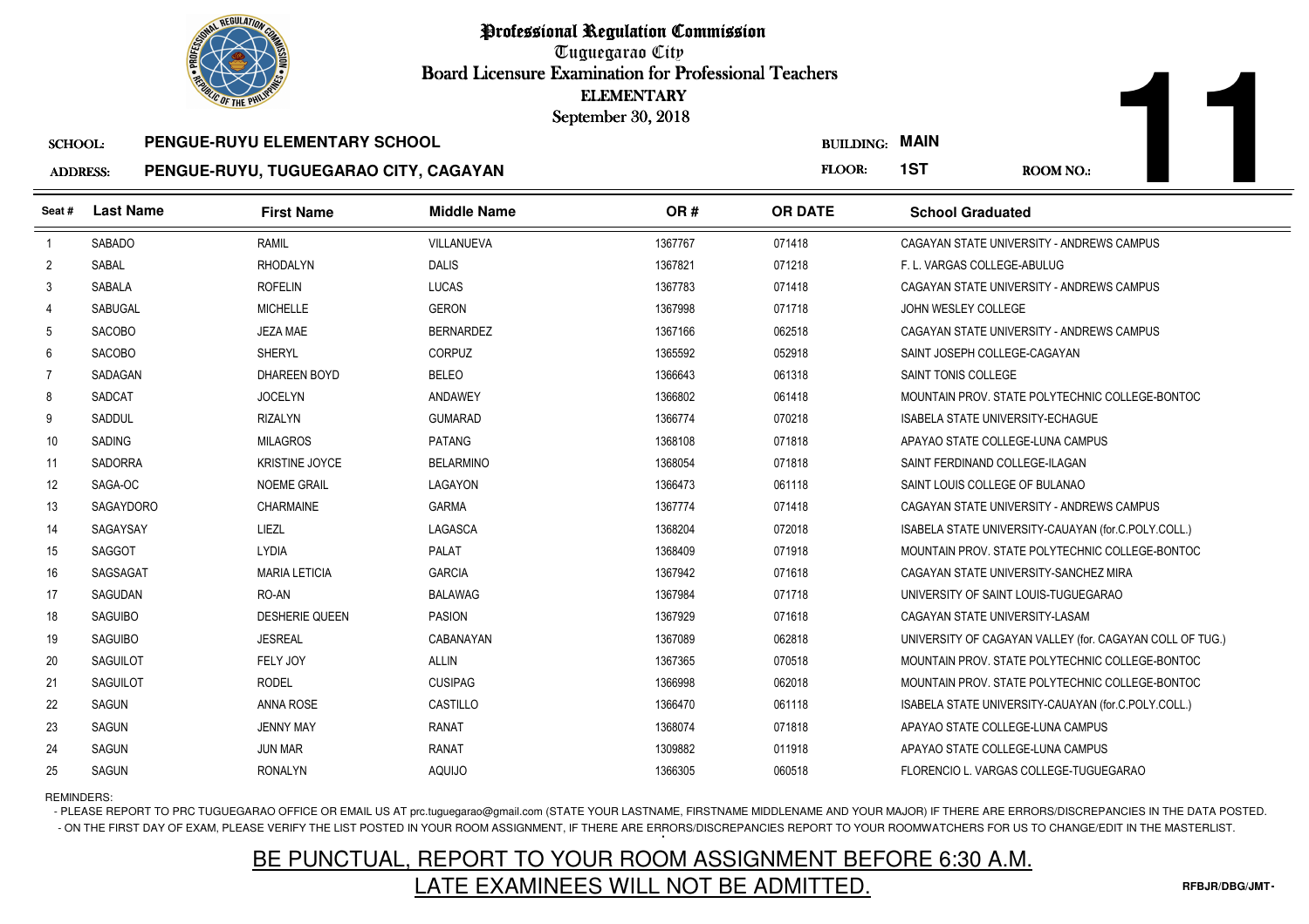# Professional Regulation Commission

Tuguegarao City

Board Licensure Examination for Professional Teachers

ELEMENTARY

September 30, 2018

**SCHOOL:** PENGUE-RUYU ELEMENTARY SCHOOL

**ADDRESS:** PENGUE-RUYU, TUGUEGARAO CITY, CAGAYAN

**BUILDING:** MAIN

**FLOOR:** 1ST

**ROOM NO.:** 11

| Seat # | Last Name | First Name | Middle Name | OR # | OR DATE | School Graduated |
|---|---|---|---|---|---|---|
| 1 | SABADO | RAMIL | VILLANUEVA | 1367767 | 071418 | CAGAYAN STATE UNIVERSITY - ANDREWS CAMPUS |
| 2 | SABAL | RHODALYN | DALIS | 1367821 | 071218 | F. L. VARGAS COLLEGE-ABULUG |
| 3 | SABALA | ROFELIN | LUCAS | 1367783 | 071418 | CAGAYAN STATE UNIVERSITY - ANDREWS CAMPUS |
| 4 | SABUGAL | MICHELLE | GERON | 1367998 | 071718 | JOHN WESLEY COLLEGE |
| 5 | SACOBO | JEZA MAE | BERNARDEZ | 1367166 | 062518 | CAGAYAN STATE UNIVERSITY - ANDREWS CAMPUS |
| 6 | SACOBO | SHERYL | CORPUZ | 1365592 | 052918 | SAINT JOSEPH COLLEGE-CAGAYAN |
| 7 | SADAGAN | DHAREEN BOYD | BELEO | 1366643 | 061318 | SAINT TONIS COLLEGE |
| 8 | SADCAT | JOCELYN | ANDAWEY | 1366802 | 061418 | MOUNTAIN PROV. STATE POLYTECHNIC COLLEGE-BONTOC |
| 9 | SADDUL | RIZALYN | GUMARAD | 1366774 | 070218 | ISABELA STATE UNIVERSITY-ECHAGUE |
| 10 | SADING | MILAGROS | PATANG | 1368108 | 071818 | APAYAO STATE COLLEGE-LUNA CAMPUS |
| 11 | SADORRA | KRISTINE JOYCE | BELARMINO | 1368054 | 071818 | SAINT FERDINAND COLLEGE-ILAGAN |
| 12 | SAGA-OC | NOEME GRAIL | LAGAYON | 1366473 | 061118 | SAINT LOUIS COLLEGE OF BULANAO |
| 13 | SAGAYDORO | CHARMAINE | GARMA | 1367774 | 071418 | CAGAYAN STATE UNIVERSITY - ANDREWS CAMPUS |
| 14 | SAGAYSAY | LIEZL | LAGASCA | 1368204 | 072018 | ISABELA STATE UNIVERSITY-CAUAYAN (for.C.POLY.COLL.) |
| 15 | SAGGOT | LYDIA | PALAT | 1368409 | 071918 | MOUNTAIN PROV. STATE POLYTECHNIC COLLEGE-BONTOC |
| 16 | SAGSAGAT | MARIA LETICIA | GARCIA | 1367942 | 071618 | CAGAYAN STATE UNIVERSITY-SANCHEZ MIRA |
| 17 | SAGUDAN | RO-AN | BALAWAG | 1367984 | 071718 | UNIVERSITY OF SAINT LOUIS-TUGUEGARAO |
| 18 | SAGUIBO | DESHERIE QUEEN | PASION | 1367929 | 071618 | CAGAYAN STATE UNIVERSITY-LASAM |
| 19 | SAGUIBO | JESREAL | CABANAYAN | 1367089 | 062818 | UNIVERSITY OF CAGAYAN VALLEY (for. CAGAYAN COLL OF TUG.) |
| 20 | SAGUILOT | FELY JOY | ALLIN | 1367365 | 070518 | MOUNTAIN PROV. STATE POLYTECHNIC COLLEGE-BONTOC |
| 21 | SAGUILOT | RODEL | CUSIPAG | 1366998 | 062018 | MOUNTAIN PROV. STATE POLYTECHNIC COLLEGE-BONTOC |
| 22 | SAGUN | ANNA ROSE | CASTILLO | 1366470 | 061118 | ISABELA STATE UNIVERSITY-CAUAYAN (for.C.POLY.COLL.) |
| 23 | SAGUN | JENNY MAY | RANAT | 1368074 | 071818 | APAYAO STATE COLLEGE-LUNA CAMPUS |
| 24 | SAGUN | JUN MAR | RANAT | 1309882 | 011918 | APAYAO STATE COLLEGE-LUNA CAMPUS |
| 25 | SAGUN | RONALYN | AQUIJO | 1366305 | 060518 | FLORENCIO L. VARGAS COLLEGE-TUGUEGARAO |

REMINDERS:

- PLEASE REPORT TO PRC TUGUEGARAO OFFICE OR EMAIL US AT prc.tuguegarao@gmail.com (STATE YOUR LASTNAME, FIRSTNAME MIDDLENAME AND YOUR MAJOR) IF THERE ARE ERRORS/DISCREPANCIES IN THE DATA POSTED.
- ON THE FIRST DAY OF EXAM, PLEASE VERIFY THE LIST POSTED IN YOUR ROOM ASSIGNMENT, IF THERE ARE ERRORS/DISCREPANCIES REPORT TO YOUR ROOMWATCHERS FOR US TO CHANGE/EDIT IN THE MASTERLIST.

BE PUNCTUAL, REPORT TO YOUR ROOM ASSIGNMENT BEFORE 6:30 A.M.
LATE EXAMINEES WILL NOT BE ADMITTED.

RFBJR/DBG/JMT-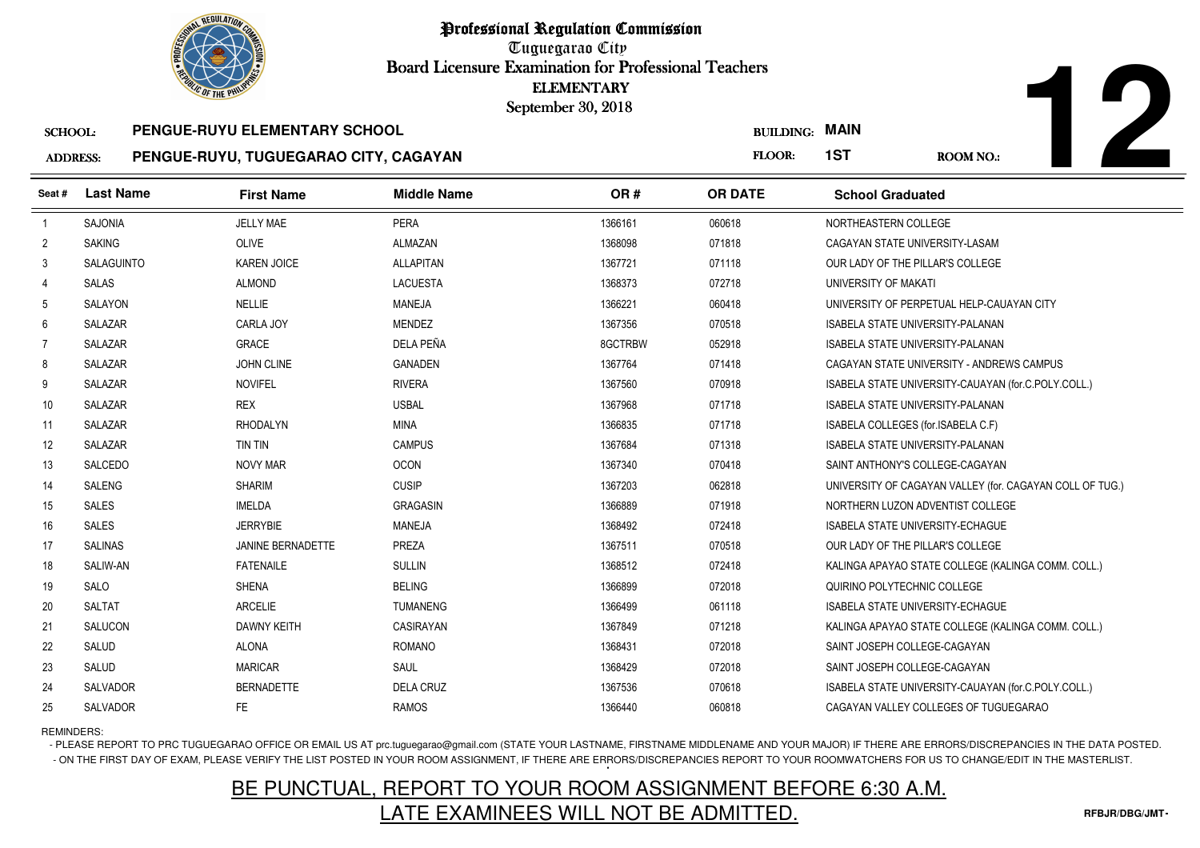# Professional Regulation Commission

Tuguegarao City

Board Licensure Examination for Professional Teachers

ELEMENTARY

September 30, 2018

**SCHOOL:** PENGUE-RUYU ELEMENTARY SCHOOL

**ADDRESS:** PENGUE-RUYU, TUGUEGARAO CITY, CAGAYAN

**BUILDING:** MAIN

**FLOOR:** 1ST

**ROOM NO.:** 12

| Seat # | Last Name | First Name | Middle Name | OR # | OR DATE | School Graduated |
|---|---|---|---|---|---|---|
| 1 | SAJONIA | JELLY MAE | PERA | 1366161 | 060618 | NORTHEASTERN COLLEGE |
| 2 | SAKING | OLIVE | ALMAZAN | 1368098 | 071818 | CAGAYAN STATE UNIVERSITY-LASAM |
| 3 | SALAGUINTO | KAREN JOICE | ALLAPITAN | 1367721 | 071118 | OUR LADY OF THE PILLAR'S COLLEGE |
| 4 | SALAS | ALMOND | LACUESTA | 1368373 | 072718 | UNIVERSITY OF MAKATI |
| 5 | SALAYON | NELLIE | MANEJA | 1366221 | 060418 | UNIVERSITY OF PERPETUAL HELP-CAUAYAN CITY |
| 6 | SALAZAR | CARLA JOY | MENDEZ | 1367356 | 070518 | ISABELA STATE UNIVERSITY-PALANAN |
| 7 | SALAZAR | GRACE | DELA PEÑA | 8GCTRBW | 052918 | ISABELA STATE UNIVERSITY-PALANAN |
| 8 | SALAZAR | JOHN CLINE | GANADEN | 1367764 | 071418 | CAGAYAN STATE UNIVERSITY - ANDREWS CAMPUS |
| 9 | SALAZAR | NOVIFEL | RIVERA | 1367560 | 070918 | ISABELA STATE UNIVERSITY-CAUAYAN (for.C.POLY.COLL.) |
| 10 | SALAZAR | REX | USBAL | 1367968 | 071718 | ISABELA STATE UNIVERSITY-PALANAN |
| 11 | SALAZAR | RHODALYN | MINA | 1366835 | 071718 | ISABELA COLLEGES (for.ISABELA C.F) |
| 12 | SALAZAR | TIN TIN | CAMPUS | 1367684 | 071318 | ISABELA STATE UNIVERSITY-PALANAN |
| 13 | SALCEDO | NOVY MAR | OCON | 1367340 | 070418 | SAINT ANTHONY'S COLLEGE-CAGAYAN |
| 14 | SALENG | SHARIM | CUSIP | 1367203 | 062818 | UNIVERSITY OF CAGAYAN VALLEY (for. CAGAYAN COLL OF TUG.) |
| 15 | SALES | IMELDA | GRAGASIN | 1366889 | 071918 | NORTHERN LUZON ADVENTIST COLLEGE |
| 16 | SALES | JERRYBIE | MANEJA | 1368492 | 072418 | ISABELA STATE UNIVERSITY-ECHAGUE |
| 17 | SALINAS | JANINE BERNADETTE | PREZA | 1367511 | 070518 | OUR LADY OF THE PILLAR'S COLLEGE |
| 18 | SALIW-AN | FATENAILE | SULLIN | 1368512 | 072418 | KALINGA APAYAO STATE COLLEGE (KALINGA COMM. COLL.) |
| 19 | SALO | SHENA | BELING | 1366899 | 072018 | QUIRINO POLYTECHNIC COLLEGE |
| 20 | SALTAT | ARCELIE | TUMANENG | 1366499 | 061118 | ISABELA STATE UNIVERSITY-ECHAGUE |
| 21 | SALUCON | DAWNY KEITH | CASIRAYAN | 1367849 | 071218 | KALINGA APAYAO STATE COLLEGE (KALINGA COMM. COLL.) |
| 22 | SALUD | ALONA | ROMANO | 1368431 | 072018 | SAINT JOSEPH COLLEGE-CAGAYAN |
| 23 | SALUD | MARICAR | SAUL | 1368429 | 072018 | SAINT JOSEPH COLLEGE-CAGAYAN |
| 24 | SALVADOR | BERNADETTE | DELA CRUZ | 1367536 | 070618 | ISABELA STATE UNIVERSITY-CAUAYAN (for.C.POLY.COLL.) |
| 25 | SALVADOR | FE | RAMOS | 1366440 | 060818 | CAGAYAN VALLEY COLLEGES OF TUGUEGARAO |

REMINDERS:

- PLEASE REPORT TO PRC TUGUEGARAO OFFICE OR EMAIL US AT prc.tuguegarao@gmail.com (STATE YOUR LASTNAME, FIRSTNAME MIDDLENAME AND YOUR MAJOR) IF THERE ARE ERRORS/DISCREPANCIES IN THE DATA POSTED.
- ON THE FIRST DAY OF EXAM, PLEASE VERIFY THE LIST POSTED IN YOUR ROOM ASSIGNMENT, IF THERE ARE ERRORS/DISCREPANCIES REPORT TO YOUR ROOMWATCHERS FOR US TO CHANGE/EDIT IN THE MASTERLIST.

BE PUNCTUAL, REPORT TO YOUR ROOM ASSIGNMENT BEFORE 6:30 A.M.

LATE EXAMINEES WILL NOT BE ADMITTED.

RFBJR/DBG/JMT-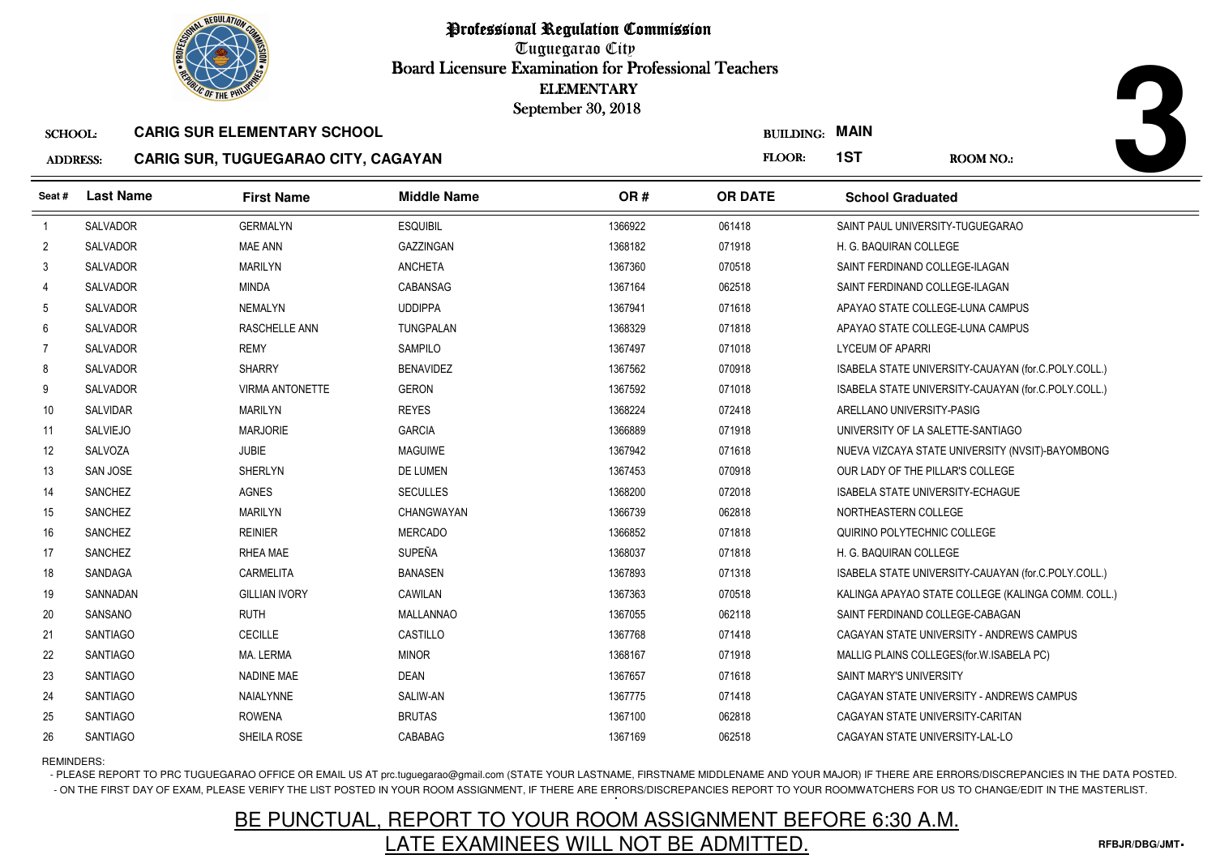# Professional Regulation Commission

Tuguegarao City

Board Licensure Examination for Professional Teachers

ELEMENTARY

September 30, 2018

**3**

**SCHOOL:** CARIG SUR ELEMENTARY SCHOOL

**BUILDING:** MAIN

**ADDRESS:** CARIG SUR, TUGUEGARAO CITY, CAGAYAN

**FLOOR:** 1ST

**ROOM NO.:**

| Seat # | Last Name | First Name | Middle Name | OR # | OR DATE | School Graduated |
|---|---|---|---|---|---|---|
| 1 | SALVADOR | GERMALYN | ESQUIBIL | 1366922 | 061418 | SAINT PAUL UNIVERSITY-TUGUEGARAO |
| 2 | SALVADOR | MAE ANN | GAZZINGAN | 1368182 | 071918 | H. G. BAQUIRAN COLLEGE |
| 3 | SALVADOR | MARILYN | ANCHETA | 1367360 | 070518 | SAINT FERDINAND COLLEGE-ILAGAN |
| 4 | SALVADOR | MINDA | CABANSAG | 1367164 | 062518 | SAINT FERDINAND COLLEGE-ILAGAN |
| 5 | SALVADOR | NEMALYN | UDDIPPA | 1367941 | 071618 | APAYAO STATE COLLEGE-LUNA CAMPUS |
| 6 | SALVADOR | RASCHELLE ANN | TUNGPALAN | 1368329 | 071818 | APAYAO STATE COLLEGE-LUNA CAMPUS |
| 7 | SALVADOR | REMY | SAMPILO | 1367497 | 071018 | LYCEUM OF APARRI |
| 8 | SALVADOR | SHARRY | BENAVIDEZ | 1367562 | 070918 | ISABELA STATE UNIVERSITY-CAUAYAN (for.C.POLY.COLL.) |
| 9 | SALVADOR | VIRMA ANTONETTE | GERON | 1367592 | 071018 | ISABELA STATE UNIVERSITY-CAUAYAN (for.C.POLY.COLL.) |
| 10 | SALVIDAR | MARILYN | REYES | 1368224 | 072418 | ARELLANO UNIVERSITY-PASIG |
| 11 | SALVIEJO | MARJORIE | GARCIA | 1366889 | 071918 | UNIVERSITY OF LA SALETTE-SANTIAGO |
| 12 | SALVOZA | JUBIE | MAGUIWE | 1367942 | 071618 | NUEVA VIZCAYA STATE UNIVERSITY (NVSIT)-BAYOMBONG |
| 13 | SAN JOSE | SHERLYN | DE LUMEN | 1367453 | 070918 | OUR LADY OF THE PILLAR'S COLLEGE |
| 14 | SANCHEZ | AGNES | SECULLES | 1368200 | 072018 | ISABELA STATE UNIVERSITY-ECHAGUE |
| 15 | SANCHEZ | MARILYN | CHANGWAYAN | 1366739 | 062818 | NORTHEASTERN COLLEGE |
| 16 | SANCHEZ | REINIER | MERCADO | 1366852 | 071818 | QUIRINO POLYTECHNIC COLLEGE |
| 17 | SANCHEZ | RHEA MAE | SUPEÑA | 1368037 | 071818 | H. G. BAQUIRAN COLLEGE |
| 18 | SANDAGA | CARMELITA | BANASEN | 1367893 | 071318 | ISABELA STATE UNIVERSITY-CAUAYAN (for.C.POLY.COLL.) |
| 19 | SANNADAN | GILLIAN IVORY | CAWILAN | 1367363 | 070518 | KALINGA APAYAO STATE COLLEGE (KALINGA COMM. COLL.) |
| 20 | SANSANO | RUTH | MALLANNAO | 1367055 | 062118 | SAINT FERDINAND COLLEGE-CABAGAN |
| 21 | SANTIAGO | CECILLE | CASTILLO | 1367768 | 071418 | CAGAYAN STATE UNIVERSITY - ANDREWS CAMPUS |
| 22 | SANTIAGO | MA. LERMA | MINOR | 1368167 | 071918 | MALLIG PLAINS COLLEGES(for.W.ISABELA PC) |
| 23 | SANTIAGO | NADINE MAE | DEAN | 1367657 | 071618 | SAINT MARY'S UNIVERSITY |
| 24 | SANTIAGO | NAIALYNNE | SALIW-AN | 1367775 | 071418 | CAGAYAN STATE UNIVERSITY - ANDREWS CAMPUS |
| 25 | SANTIAGO | ROWENA | BRUTAS | 1367100 | 062818 | CAGAYAN STATE UNIVERSITY-CARITAN |
| 26 | SANTIAGO | SHEILA ROSE | CABABAG | 1367169 | 062518 | CAGAYAN STATE UNIVERSITY-LAL-LO |

REMINDERS:

- PLEASE REPORT TO PRC TUGUEGARAO OFFICE OR EMAIL US AT prc.tuguegarao@gmail.com (STATE YOUR LASTNAME, FIRSTNAME MIDDLENAME AND YOUR MAJOR) IF THERE ARE ERRORS/DISCREPANCIES IN THE DATA POSTED.
- ON THE FIRST DAY OF EXAM, PLEASE VERIFY THE LIST POSTED IN YOUR ROOM ASSIGNMENT, IF THERE ARE ERRORS/DISCREPANCIES REPORT TO YOUR ROOMWATCHERS FOR US TO CHANGE/EDIT IN THE MASTERLIST.

BE PUNCTUAL, REPORT TO YOUR ROOM ASSIGNMENT BEFORE 6:30 A.M.

LATE EXAMINEES WILL NOT BE ADMITTED.

RFBJR/DBG/JMT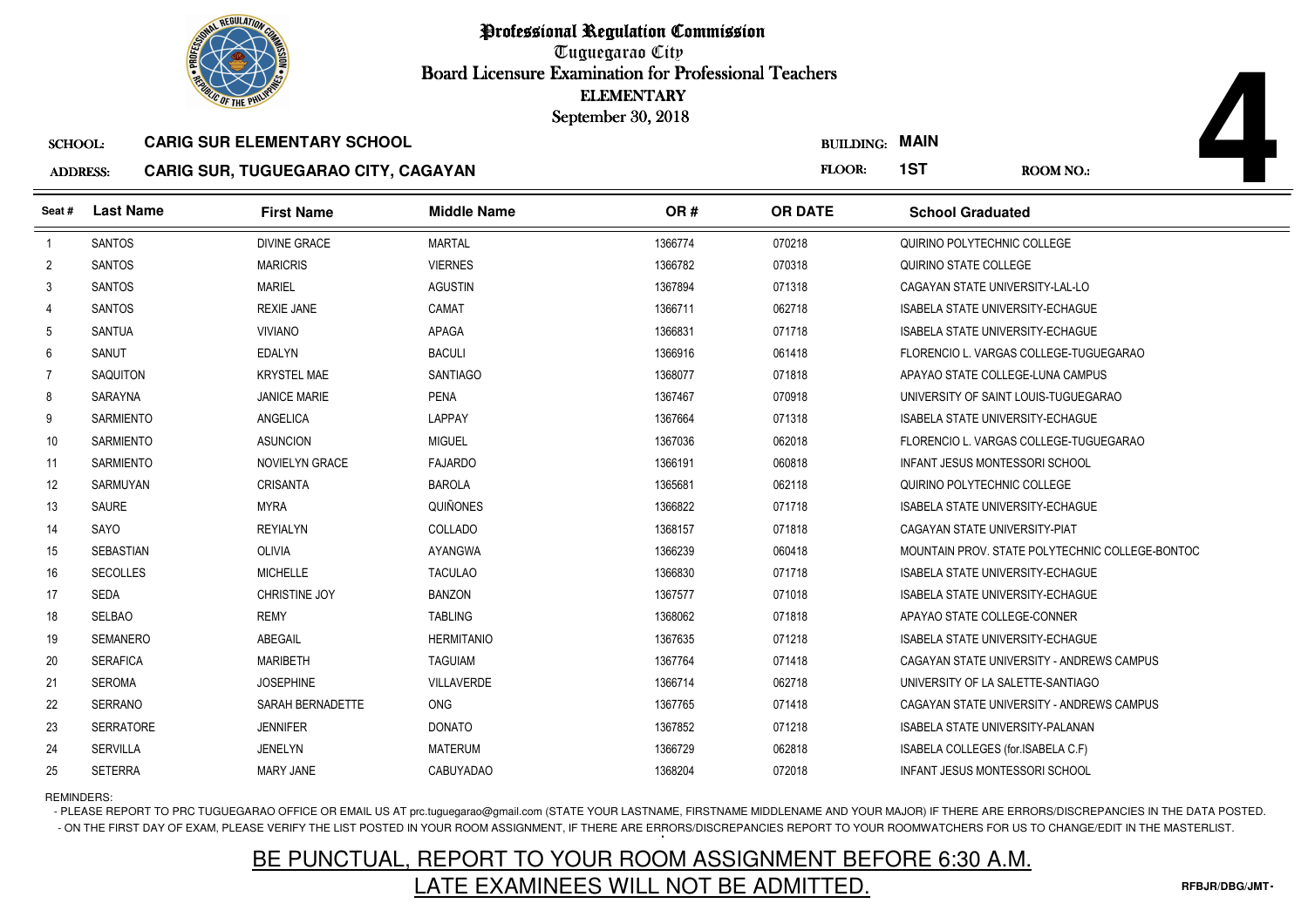# Professional Regulation Commission

Tuguegarao City

Board Licensure Examination for Professional Teachers

ELEMENTARY

September 30, 2018

**SCHOOL:** CARIG SUR ELEMENTARY SCHOOL

**ADDRESS:** CARIG SUR, TUGUEGARAO CITY, CAGAYAN

**BUILDING:** MAIN

**FLOOR:** 1ST

**ROOM NO.:** 4

| Seat # | Last Name | First Name | Middle Name | OR # | OR DATE | School Graduated |
|---|---|---|---|---|---|---|
| 1 | SANTOS | DIVINE GRACE | MARTAL | 1366774 | 070218 | QUIRINO POLYTECHNIC COLLEGE |
| 2 | SANTOS | MARICRIS | VIERNES | 1366782 | 070318 | QUIRINO STATE COLLEGE |
| 3 | SANTOS | MARIEL | AGUSTIN | 1367894 | 071318 | CAGAYAN STATE UNIVERSITY-LAL-LO |
| 4 | SANTOS | REXIE JANE | CAMAT | 1366711 | 062718 | ISABELA STATE UNIVERSITY-ECHAGUE |
| 5 | SANTUA | VIVIANO | APAGA | 1366831 | 071718 | ISABELA STATE UNIVERSITY-ECHAGUE |
| 6 | SANUT | EDALYN | BACULI | 1366916 | 061418 | FLORENCIO L. VARGAS COLLEGE-TUGUEGARAO |
| 7 | SAQUITON | KRYSTEL MAE | SANTIAGO | 1368077 | 071818 | APAYAO STATE COLLEGE-LUNA CAMPUS |
| 8 | SARAYNA | JANICE MARIE | PENA | 1367467 | 070918 | UNIVERSITY OF SAINT LOUIS-TUGUEGARAO |
| 9 | SARMIENTO | ANGELICA | LAPPAY | 1367664 | 071318 | ISABELA STATE UNIVERSITY-ECHAGUE |
| 10 | SARMIENTO | ASUNCION | MIGUEL | 1367036 | 062018 | FLORENCIO L. VARGAS COLLEGE-TUGUEGARAO |
| 11 | SARMIENTO | NOVIELYN GRACE | FAJARDO | 1366191 | 060818 | INFANT JESUS MONTESSORI SCHOOL |
| 12 | SARMUYAN | CRISANTA | BAROLA | 1365681 | 062118 | QUIRINO POLYTECHNIC COLLEGE |
| 13 | SAURE | MYRA | QUIÑONES | 1366822 | 071718 | ISABELA STATE UNIVERSITY-ECHAGUE |
| 14 | SAYO | REYIALYN | COLLADO | 1368157 | 071818 | CAGAYAN STATE UNIVERSITY-PIAT |
| 15 | SEBASTIAN | OLIVIA | AYANGWA | 1366239 | 060418 | MOUNTAIN PROV. STATE POLYTECHNIC COLLEGE-BONTOC |
| 16 | SECOLLES | MICHELLE | TACULAO | 1366830 | 071718 | ISABELA STATE UNIVERSITY-ECHAGUE |
| 17 | SEDA | CHRISTINE JOY | BANZON | 1367577 | 071018 | ISABELA STATE UNIVERSITY-ECHAGUE |
| 18 | SELBAO | REMY | TABLING | 1368062 | 071818 | APAYAO STATE COLLEGE-CONNER |
| 19 | SEMANERO | ABEGAIL | HERMITANIO | 1367635 | 071218 | ISABELA STATE UNIVERSITY-ECHAGUE |
| 20 | SERAFICA | MARIBETH | TAGUIAM | 1367764 | 071418 | CAGAYAN STATE UNIVERSITY - ANDREWS CAMPUS |
| 21 | SEROMA | JOSEPHINE | VILLAVERDE | 1366714 | 062718 | UNIVERSITY OF LA SALETTE-SANTIAGO |
| 22 | SERRANO | SARAH BERNADETTE | ONG | 1367765 | 071418 | CAGAYAN STATE UNIVERSITY - ANDREWS CAMPUS |
| 23 | SERRATORE | JENNIFER | DONATO | 1367852 | 071218 | ISABELA STATE UNIVERSITY-PALANAN |
| 24 | SERVILLA | JENELYN | MATERUM | 1366729 | 062818 | ISABELA COLLEGES (for.ISABELA C.F) |
| 25 | SETERRA | MARY JANE | CABUYADAO | 1368204 | 072018 | INFANT JESUS MONTESSORI SCHOOL |

REMINDERS:

- PLEASE REPORT TO PRC TUGUEGARAO OFFICE OR EMAIL US AT prc.tuguegarao@gmail.com (STATE YOUR LASTNAME, FIRSTNAME MIDDLENAME AND YOUR MAJOR) IF THERE ARE ERRORS/DISCREPANCIES IN THE DATA POSTED.
- ON THE FIRST DAY OF EXAM, PLEASE VERIFY THE LIST POSTED IN YOUR ROOM ASSIGNMENT, IF THERE ARE ERRORS/DISCREPANCIES REPORT TO YOUR ROOMWATCHERS FOR US TO CHANGE/EDIT IN THE MASTERLIST.

## BE PUNCTUAL, REPORT TO YOUR ROOM ASSIGNMENT BEFORE 6:30 A.M.
## LATE EXAMINEES WILL NOT BE ADMITTED.

RFBJR/DBG/JMT-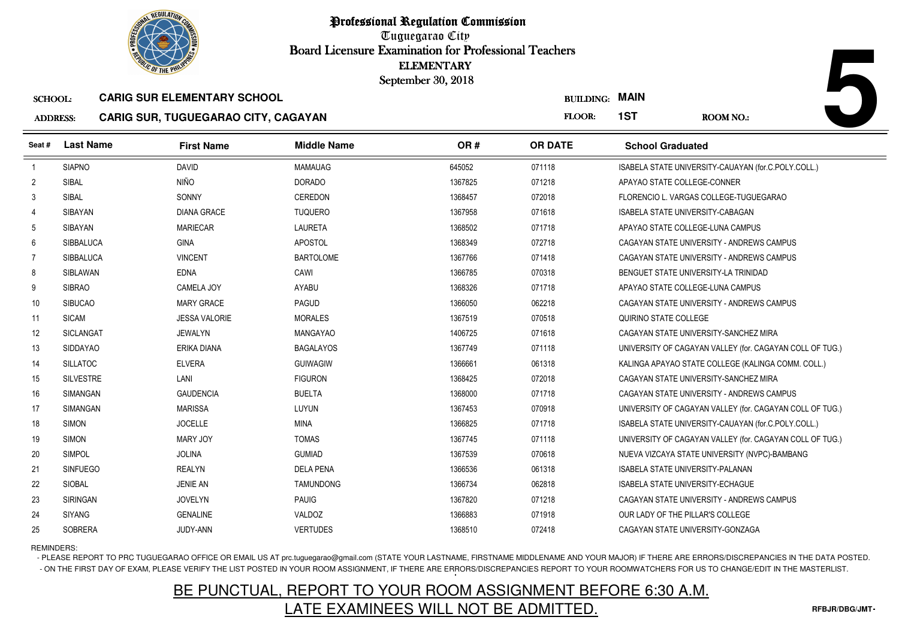# Professional Regulation Commission

Tuguegarao City

Board Licensure Examination for Professional Teachers

ELEMENTARY

September 30, 2018

**SCHOOL:** CARIG SUR ELEMENTARY SCHOOL

**ADDRESS:** CARIG SUR, TUGUEGARAO CITY, CAGAYAN

**BUILDING:** MAIN

**FLOOR:** 1ST

**ROOM NO.:** 5

| Seat # | Last Name | First Name | Middle Name | OR # | OR DATE | School Graduated |
|---|---|---|---|---|---|---|
| 1 | SIAPNO | DAVID | MAMAUAG | 645052 | 071118 | ISABELA STATE UNIVERSITY-CAUAYAN (for.C.POLY.COLL.) |
| 2 | SIBAL | NIÑO | DORADO | 1367825 | 071218 | APAYAO STATE COLLEGE-CONNER |
| 3 | SIBAL | SONNY | CEREDON | 1368457 | 072018 | FLORENCIO L. VARGAS COLLEGE-TUGUEGARAO |
| 4 | SIBAYAN | DIANA GRACE | TUQUERO | 1367958 | 071618 | ISABELA STATE UNIVERSITY-CABAGAN |
| 5 | SIBAYAN | MARIECAR | LAURETA | 1368502 | 071718 | APAYAO STATE COLLEGE-LUNA CAMPUS |
| 6 | SIBBALUCA | GINA | APOSTOL | 1368349 | 072718 | CAGAYAN STATE UNIVERSITY - ANDREWS CAMPUS |
| 7 | SIBBALUCA | VINCENT | BARTOLOME | 1367766 | 071418 | CAGAYAN STATE UNIVERSITY - ANDREWS CAMPUS |
| 8 | SIBLAWAN | EDNA | CAWI | 1366785 | 070318 | BENGUET STATE UNIVERSITY-LA TRINIDAD |
| 9 | SIBRAO | CAMELA JOY | AYABU | 1368326 | 071718 | APAYAO STATE COLLEGE-LUNA CAMPUS |
| 10 | SIBUCAO | MARY GRACE | PAGUD | 1366050 | 062218 | CAGAYAN STATE UNIVERSITY - ANDREWS CAMPUS |
| 11 | SICAM | JESSA VALORIE | MORALES | 1367519 | 070518 | QUIRINO STATE COLLEGE |
| 12 | SICLANGAT | JEWALYN | MANGAYAO | 1406725 | 071618 | CAGAYAN STATE UNIVERSITY-SANCHEZ MIRA |
| 13 | SIDDAYAO | ERIKA DIANA | BAGALAYOS | 1367749 | 071118 | UNIVERSITY OF CAGAYAN VALLEY (for. CAGAYAN COLL OF TUG.) |
| 14 | SILLATOC | ELVERA | GUIWAGIW | 1366661 | 061318 | KALINGA APAYAO STATE COLLEGE (KALINGA COMM. COLL.) |
| 15 | SILVESTRE | LANI | FIGURON | 1368425 | 072018 | CAGAYAN STATE UNIVERSITY-SANCHEZ MIRA |
| 16 | SIMANGAN | GAUDENCIA | BUELTA | 1368000 | 071718 | CAGAYAN STATE UNIVERSITY - ANDREWS CAMPUS |
| 17 | SIMANGAN | MARISSA | LUYUN | 1367453 | 070918 | UNIVERSITY OF CAGAYAN VALLEY (for. CAGAYAN COLL OF TUG.) |
| 18 | SIMON | JOCELLE | MINA | 1366825 | 071718 | ISABELA STATE UNIVERSITY-CAUAYAN (for.C.POLY.COLL.) |
| 19 | SIMON | MARY JOY | TOMAS | 1367745 | 071118 | UNIVERSITY OF CAGAYAN VALLEY (for. CAGAYAN COLL OF TUG.) |
| 20 | SIMPOL | JOLINA | GUMIAD | 1367539 | 070618 | NUEVA VIZCAYA STATE UNIVERSITY (NVPC)-BAMBANG |
| 21 | SINFUEGO | REALYN | DELA PENA | 1366536 | 061318 | ISABELA STATE UNIVERSITY-PALANAN |
| 22 | SIOBAL | JENIE AN | TAMUNDONG | 1366734 | 062818 | ISABELA STATE UNIVERSITY-ECHAGUE |
| 23 | SIRINGAN | JOVELYN | PAUIG | 1367820 | 071218 | CAGAYAN STATE UNIVERSITY - ANDREWS CAMPUS |
| 24 | SIYANG | GENALINE | VALDOZ | 1366883 | 071918 | OUR LADY OF THE PILLAR'S COLLEGE |
| 25 | SOBRERA | JUDY-ANN | VERTUDES | 1368510 | 072418 | CAGAYAN STATE UNIVERSITY-GONZAGA |

REMINDERS:

- PLEASE REPORT TO PRC TUGUEGARAO OFFICE OR EMAIL US AT prc.tuguegarao@gmail.com (STATE YOUR LASTNAME, FIRSTNAME MIDDLENAME AND YOUR MAJOR) IF THERE ARE ERRORS/DISCREPANCIES IN THE DATA POSTED.
- ON THE FIRST DAY OF EXAM, PLEASE VERIFY THE LIST POSTED IN YOUR ROOM ASSIGNMENT, IF THERE ARE ERRORS/DISCREPANCIES REPORT TO YOUR ROOMWATCHERS FOR US TO CHANGE/EDIT IN THE MASTERLIST.

## BE PUNCTUAL, REPORT TO YOUR ROOM ASSIGNMENT BEFORE 6:30 A.M.
## LATE EXAMINEES WILL NOT BE ADMITTED.

RFBJR/DBG/JMT-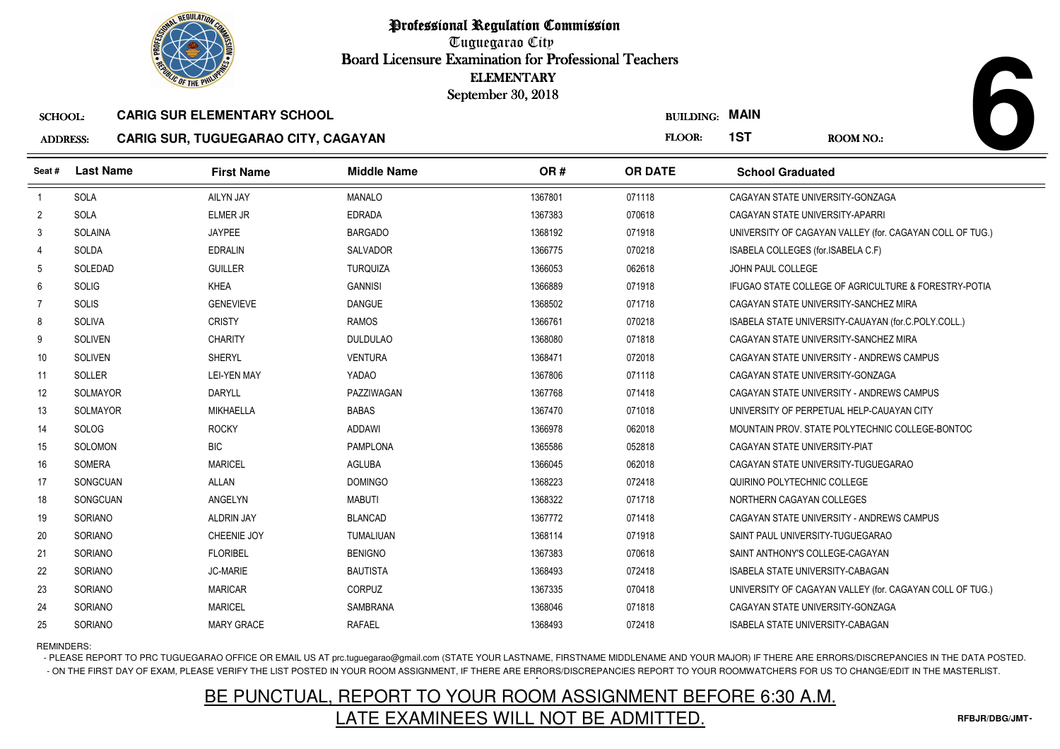# Professional Regulation Commission

Tuguegarao City

Board Licensure Examination for Professional Teachers

ELEMENTARY

September 30, 2018

**6**

SCHOOL: **CARIG SUR ELEMENTARY SCHOOL**

ADDRESS: **CARIG SUR, TUGUEGARAO CITY, CAGAYAN**

BUILDING: **MAIN**

FLOOR: **1ST**

ROOM NO.:

| Seat # | Last Name | First Name | Middle Name | OR # | OR DATE | School Graduated |
|---|---|---|---|---|---|---|
| 1 | SOLA | AILYN JAY | MANALO | 1367801 | 071118 | CAGAYAN STATE UNIVERSITY-GONZAGA |
| 2 | SOLA | ELMER JR | EDRADA | 1367383 | 070618 | CAGAYAN STATE UNIVERSITY-APARRI |
| 3 | SOLAINA | JAYPEE | BARGADO | 1368192 | 071918 | UNIVERSITY OF CAGAYAN VALLEY (for. CAGAYAN COLL OF TUG.) |
| 4 | SOLDA | EDRALIN | SALVADOR | 1366775 | 070218 | ISABELA COLLEGES (for.ISABELA C.F) |
| 5 | SOLEDAD | GUILLER | TURQUIZA | 1366053 | 062618 | JOHN PAUL COLLEGE |
| 6 | SOLIG | KHEA | GANNISI | 1366889 | 071918 | IFUGAO STATE COLLEGE OF AGRICULTURE & FORESTRY-POTIA |
| 7 | SOLIS | GENEVIEVE | DANGUE | 1368502 | 071718 | CAGAYAN STATE UNIVERSITY-SANCHEZ MIRA |
| 8 | SOLIVA | CRISTY | RAMOS | 1366761 | 070218 | ISABELA STATE UNIVERSITY-CAUAYAN (for.C.POLY.COLL.) |
| 9 | SOLIVEN | CHARITY | DULDULAO | 1368080 | 071818 | CAGAYAN STATE UNIVERSITY-SANCHEZ MIRA |
| 10 | SOLIVEN | SHERYL | VENTURA | 1368471 | 072018 | CAGAYAN STATE UNIVERSITY - ANDREWS CAMPUS |
| 11 | SOLLER | LEI-YEN MAY | YADAO | 1367806 | 071118 | CAGAYAN STATE UNIVERSITY-GONZAGA |
| 12 | SOLMAYOR | DARYLL | PAZZIWAGAN | 1367768 | 071418 | CAGAYAN STATE UNIVERSITY - ANDREWS CAMPUS |
| 13 | SOLMAYOR | MIKHAELLA | BABAS | 1367470 | 071018 | UNIVERSITY OF PERPETUAL HELP-CAUAYAN CITY |
| 14 | SOLOG | ROCKY | ADDAWI | 1366978 | 062018 | MOUNTAIN PROV. STATE POLYTECHNIC COLLEGE-BONTOC |
| 15 | SOLOMON | BIC | PAMPLONA | 1365586 | 052818 | CAGAYAN STATE UNIVERSITY-PIAT |
| 16 | SOMERA | MARICEL | AGLUBA | 1366045 | 062018 | CAGAYAN STATE UNIVERSITY-TUGUEGARAO |
| 17 | SONGCUAN | ALLAN | DOMINGO | 1368223 | 072418 | QUIRINO POLYTECHNIC COLLEGE |
| 18 | SONGCUAN | ANGELYN | MABUTI | 1368322 | 071718 | NORTHERN CAGAYAN COLLEGES |
| 19 | SORIANO | ALDRIN JAY | BLANCAD | 1367772 | 071418 | CAGAYAN STATE UNIVERSITY - ANDREWS CAMPUS |
| 20 | SORIANO | CHEENIE JOY | TUMALIUAN | 1368114 | 071918 | SAINT PAUL UNIVERSITY-TUGUEGARAO |
| 21 | SORIANO | FLORIBEL | BENIGNO | 1367383 | 070618 | SAINT ANTHONY'S COLLEGE-CAGAYAN |
| 22 | SORIANO | JC-MARIE | BAUTISTA | 1368493 | 072418 | ISABELA STATE UNIVERSITY-CABAGAN |
| 23 | SORIANO | MARICAR | CORPUZ | 1367335 | 070418 | UNIVERSITY OF CAGAYAN VALLEY (for. CAGAYAN COLL OF TUG.) |
| 24 | SORIANO | MARICEL | SAMBRANA | 1368046 | 071818 | CAGAYAN STATE UNIVERSITY-GONZAGA |
| 25 | SORIANO | MARY GRACE | RAFAEL | 1368493 | 072418 | ISABELA STATE UNIVERSITY-CABAGAN |

REMINDERS:

- PLEASE REPORT TO PRC TUGUEGARAO OFFICE OR EMAIL US AT prc.tuguegarao@gmail.com (STATE YOUR LASTNAME, FIRSTNAME MIDDLENAME AND YOUR MAJOR) IF THERE ARE ERRORS/DISCREPANCIES IN THE DATA POSTED.
- ON THE FIRST DAY OF EXAM, PLEASE VERIFY THE LIST POSTED IN YOUR ROOM ASSIGNMENT, IF THERE ARE ERRORS/DISCREPANCIES REPORT TO YOUR ROOMWATCHERS FOR US TO CHANGE/EDIT IN THE MASTERLIST.

BE PUNCTUAL, REPORT TO YOUR ROOM ASSIGNMENT BEFORE 6:30 A.M.

LATE EXAMINEES WILL NOT BE ADMITTED.

RFBJR/DBG/JMT-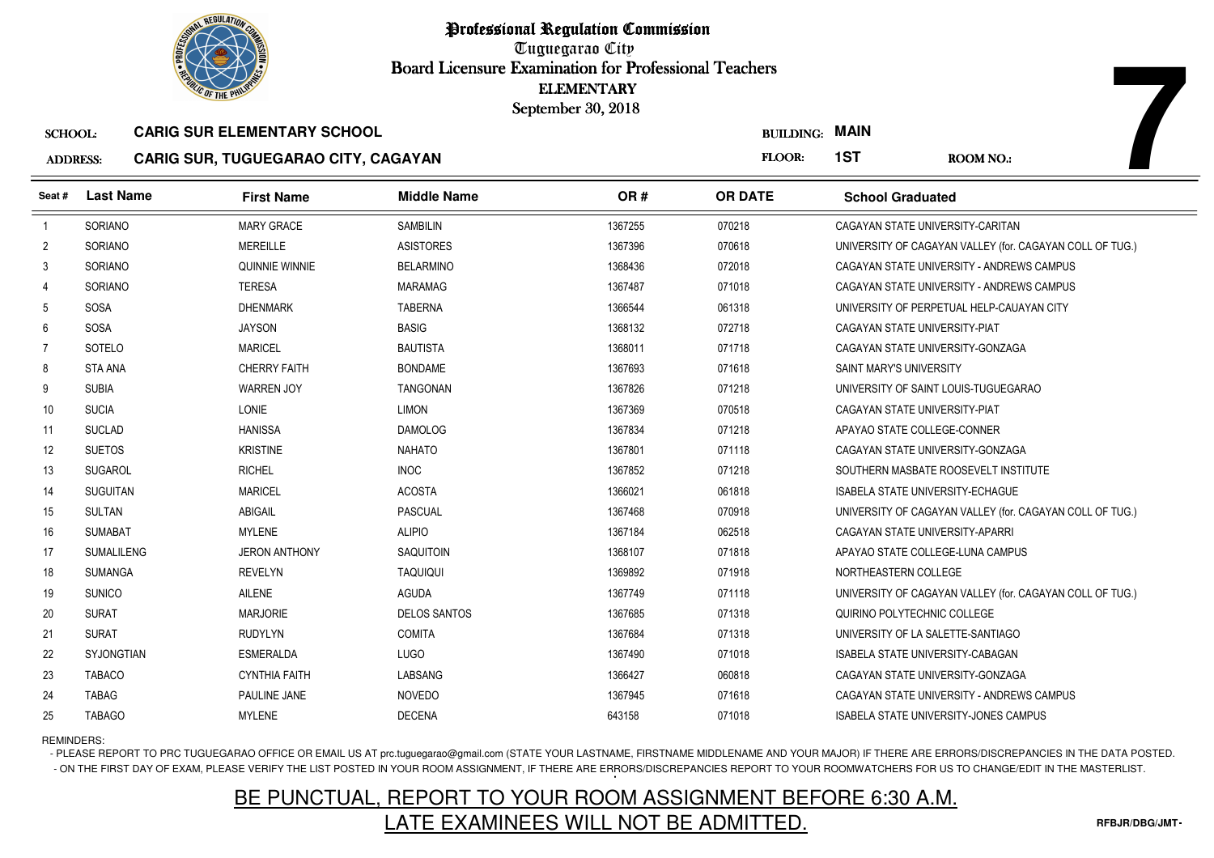# Professional Regulation Commission

Tuguegarao City

Board Licensure Examination for Professional Teachers

ELEMENTARY

September 30, 2018

**7**

SCHOOL: **CARIG SUR ELEMENTARY SCHOOL** BUILDING: **MAIN**

ADDRESS: **CARIG SUR, TUGUEGARAO CITY, CAGAYAN** FLOOR: **1ST** ROOM NO.:

| Seat # | Last Name | First Name | Middle Name | OR # | OR DATE | School Graduated |
|---|---|---|---|---|---|---|
| 1 | SORIANO | MARY GRACE | SAMBILIN | 1367255 | 070218 | CAGAYAN STATE UNIVERSITY-CARITAN |
| 2 | SORIANO | MEREILLE | ASISTORES | 1367396 | 070618 | UNIVERSITY OF CAGAYAN VALLEY (for. CAGAYAN COLL OF TUG.) |
| 3 | SORIANO | QUINNIE WINNIE | BELARMINO | 1368436 | 072018 | CAGAYAN STATE UNIVERSITY - ANDREWS CAMPUS |
| 4 | SORIANO | TERESA | MARAMAG | 1367487 | 071018 | CAGAYAN STATE UNIVERSITY - ANDREWS CAMPUS |
| 5 | SOSA | DHENMARK | TABERNA | 1366544 | 061318 | UNIVERSITY OF PERPETUAL HELP-CAUAYAN CITY |
| 6 | SOSA | JAYSON | BASIG | 1368132 | 072718 | CAGAYAN STATE UNIVERSITY-PIAT |
| 7 | SOTELO | MARICEL | BAUTISTA | 1368011 | 071718 | CAGAYAN STATE UNIVERSITY-GONZAGA |
| 8 | STA ANA | CHERRY FAITH | BONDAME | 1367693 | 071618 | SAINT MARY'S UNIVERSITY |
| 9 | SUBIA | WARREN JOY | TANGONAN | 1367826 | 071218 | UNIVERSITY OF SAINT LOUIS-TUGUEGARAO |
| 10 | SUCIA | LONIE | LIMON | 1367369 | 070518 | CAGAYAN STATE UNIVERSITY-PIAT |
| 11 | SUCLAD | HANISSA | DAMOLOG | 1367834 | 071218 | APAYAO STATE COLLEGE-CONNER |
| 12 | SUETOS | KRISTINE | NAHATO | 1367801 | 071118 | CAGAYAN STATE UNIVERSITY-GONZAGA |
| 13 | SUGAROL | RICHEL | INOC | 1367852 | 071218 | SOUTHERN MASBATE ROOSEVELT INSTITUTE |
| 14 | SUGUITAN | MARICEL | ACOSTA | 1366021 | 061818 | ISABELA STATE UNIVERSITY-ECHAGUE |
| 15 | SULTAN | ABIGAIL | PASCUAL | 1367468 | 070918 | UNIVERSITY OF CAGAYAN VALLEY (for. CAGAYAN COLL OF TUG.) |
| 16 | SUMABAT | MYLENE | ALIPIO | 1367184 | 062518 | CAGAYAN STATE UNIVERSITY-APARRI |
| 17 | SUMALILENG | JERON ANTHONY | SAQUITOIN | 1368107 | 071818 | APAYAO STATE COLLEGE-LUNA CAMPUS |
| 18 | SUMANGA | REVELYN | TAQUIQUI | 1369892 | 071918 | NORTHEASTERN COLLEGE |
| 19 | SUNICO | AILENE | AGUDA | 1367749 | 071118 | UNIVERSITY OF CAGAYAN VALLEY (for. CAGAYAN COLL OF TUG.) |
| 20 | SURAT | MARJORIE | DELOS SANTOS | 1367685 | 071318 | QUIRINO POLYTECHNIC COLLEGE |
| 21 | SURAT | RUDYLYN | COMITA | 1367684 | 071318 | UNIVERSITY OF LA SALETTE-SANTIAGO |
| 22 | SYJONGTIAN | ESMERALDA | LUGO | 1367490 | 071018 | ISABELA STATE UNIVERSITY-CABAGAN |
| 23 | TABACO | CYNTHIA FAITH | LABSANG | 1366427 | 060818 | CAGAYAN STATE UNIVERSITY-GONZAGA |
| 24 | TABAG | PAULINE JANE | NOVEDO | 1367945 | 071618 | CAGAYAN STATE UNIVERSITY - ANDREWS CAMPUS |
| 25 | TABAGO | MYLENE | DECENA | 643158 | 071018 | ISABELA STATE UNIVERSITY-JONES CAMPUS |

REMINDERS:

- PLEASE REPORT TO PRC TUGUEGARAO OFFICE OR EMAIL US AT prc.tuguegarao@gmail.com (STATE YOUR LASTNAME, FIRSTNAME MIDDLENAME AND YOUR MAJOR) IF THERE ARE ERRORS/DISCREPANCIES IN THE DATA POSTED.
- ON THE FIRST DAY OF EXAM, PLEASE VERIFY THE LIST POSTED IN YOUR ROOM ASSIGNMENT, IF THERE ARE ERRORS/DISCREPANCIES REPORT TO YOUR ROOMWATCHERS FOR US TO CHANGE/EDIT IN THE MASTERLIST.

## BE PUNCTUAL, REPORT TO YOUR ROOM ASSIGNMENT BEFORE 6:30 A.M.
## LATE EXAMINEES WILL NOT BE ADMITTED.

RFBJR/DBG/JMT-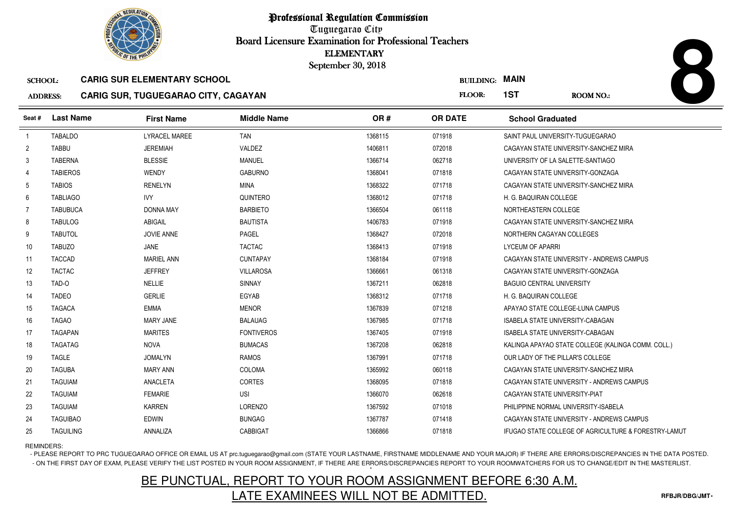# Professional Regulation Commission

Tuguegarao City

Board Licensure Examination for Professional Teachers

ELEMENTARY

September 30, 2018

**8**

**SCHOOL:** CARIG SUR ELEMENTARY SCHOOL

**ADDRESS:** CARIG SUR, TUGUEGARAO CITY, CAGAYAN

**BUILDING:** MAIN

**FLOOR:** 1ST

**ROOM NO.:**

| Seat # | Last Name | First Name | Middle Name | OR # | OR DATE | School Graduated |
|---|---|---|---|---|---|---|
| 1 | TABALDO | LYRACEL MAREE | TAN | 1368115 | 071918 | SAINT PAUL UNIVERSITY-TUGUEGARAO |
| 2 | TABBU | JEREMIAH | VALDEZ | 1406811 | 072018 | CAGAYAN STATE UNIVERSITY-SANCHEZ MIRA |
| 3 | TABERNA | BLESSIE | MANUEL | 1366714 | 062718 | UNIVERSITY OF LA SALETTE-SANTIAGO |
| 4 | TABIEROS | WENDY | GABURNO | 1368041 | 071818 | CAGAYAN STATE UNIVERSITY-GONZAGA |
| 5 | TABIOS | RENELYN | MINA | 1368322 | 071718 | CAGAYAN STATE UNIVERSITY-SANCHEZ MIRA |
| 6 | TABLIAGO | IVY | QUINTERO | 1368012 | 071718 | H. G. BAQUIRAN COLLEGE |
| 7 | TABUBUCA | DONNA MAY | BARBIETO | 1366504 | 061118 | NORTHEASTERN COLLEGE |
| 8 | TABULOG | ABIGAIL | BAUTISTA | 1406783 | 071918 | CAGAYAN STATE UNIVERSITY-SANCHEZ MIRA |
| 9 | TABUTOL | JOVIE ANNE | PAGEL | 1368427 | 072018 | NORTHERN CAGAYAN COLLEGES |
| 10 | TABUZO | JANE | TACTAC | 1368413 | 071918 | LYCEUM OF APARRI |
| 11 | TACCAD | MARIEL ANN | CUNTAPAY | 1368184 | 071918 | CAGAYAN STATE UNIVERSITY - ANDREWS CAMPUS |
| 12 | TACTAC | JEFFREY | VILLAROSA | 1366661 | 061318 | CAGAYAN STATE UNIVERSITY-GONZAGA |
| 13 | TAD-O | NELLIE | SINNAY | 1367211 | 062818 | BAGUIO CENTRAL UNIVERSITY |
| 14 | TADEO | GERLIE | EGYAB | 1368312 | 071718 | H. G. BAQUIRAN COLLEGE |
| 15 | TAGACA | EMMA | MENOR | 1367839 | 071218 | APAYAO STATE COLLEGE-LUNA CAMPUS |
| 16 | TAGAO | MARY JANE | BALAUAG | 1367985 | 071718 | ISABELA STATE UNIVERSITY-CABAGAN |
| 17 | TAGAPAN | MARITES | FONTIVEROS | 1367405 | 071918 | ISABELA STATE UNIVERSITY-CABAGAN |
| 18 | TAGATAG | NOVA | BUMACAS | 1367208 | 062818 | KALINGA APAYAO STATE COLLEGE (KALINGA COMM. COLL.) |
| 19 | TAGLE | JOMALYN | RAMOS | 1367991 | 071718 | OUR LADY OF THE PILLAR'S COLLEGE |
| 20 | TAGUBA | MARY ANN | COLOMA | 1365992 | 060118 | CAGAYAN STATE UNIVERSITY-SANCHEZ MIRA |
| 21 | TAGUIAM | ANACLETA | CORTES | 1368095 | 071818 | CAGAYAN STATE UNIVERSITY - ANDREWS CAMPUS |
| 22 | TAGUIAM | FEMARIE | USI | 1366070 | 062618 | CAGAYAN STATE UNIVERSITY-PIAT |
| 23 | TAGUIAM | KARREN | LORENZO | 1367592 | 071018 | PHILIPPINE NORMAL UNIVERSITY-ISABELA |
| 24 | TAGUIBAO | EDWIN | BUNGAG | 1367787 | 071418 | CAGAYAN STATE UNIVERSITY - ANDREWS CAMPUS |
| 25 | TAGUILING | ANNALIZA | CABBIGAT | 1366866 | 071818 | IFUGAO STATE COLLEGE OF AGRICULTURE & FORESTRY-LAMUT |

REMINDERS:

- PLEASE REPORT TO PRC TUGUEGARAO OFFICE OR EMAIL US AT prc.tuguegarao@gmail.com (STATE YOUR LASTNAME, FIRSTNAME MIDDLENAME AND YOUR MAJOR) IF THERE ARE ERRORS/DISCREPANCIES IN THE DATA POSTED.
- ON THE FIRST DAY OF EXAM, PLEASE VERIFY THE LIST POSTED IN YOUR ROOM ASSIGNMENT, IF THERE ARE ERRORS/DISCREPANCIES REPORT TO YOUR ROOMWATCHERS FOR US TO CHANGE/EDIT IN THE MASTERLIST.

BE PUNCTUAL, REPORT TO YOUR ROOM ASSIGNMENT BEFORE 6:30 A.M.

LATE EXAMINEES WILL NOT BE ADMITTED.

RFBJR/DBG/JMT-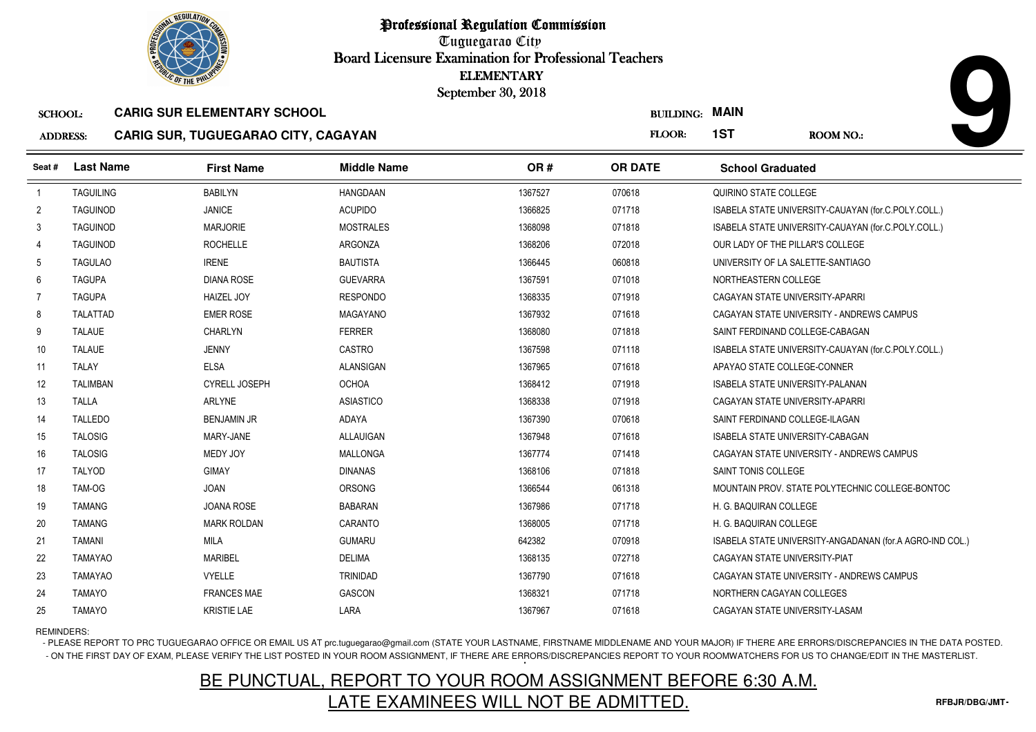# Professional Regulation Commission

Tuguegarao City

Board Licensure Examination for Professional Teachers

ELEMENTARY

September 30, 2018

**9**

**SCHOOL:** CARIG SUR ELEMENTARY SCHOOL

**BUILDING:** MAIN

**ADDRESS:** CARIG SUR, TUGUEGARAO CITY, CAGAYAN

**FLOOR:** 1ST

**ROOM NO.:**

| Seat # | Last Name | First Name | Middle Name | OR # | OR DATE | School Graduated |
|---|---|---|---|---|---|---|
| 1 | TAGUILING | BABILYN | HANGDAAN | 1367527 | 070618 | QUIRINO STATE COLLEGE |
| 2 | TAGUINOD | JANICE | ACUPIDO | 1366825 | 071718 | ISABELA STATE UNIVERSITY-CAUAYAN (for.C.POLY.COLL.) |
| 3 | TAGUINOD | MARJORIE | MOSTRALES | 1368098 | 071818 | ISABELA STATE UNIVERSITY-CAUAYAN (for.C.POLY.COLL.) |
| 4 | TAGUINOD | ROCHELLE | ARGONZA | 1368206 | 072018 | OUR LADY OF THE PILLAR'S COLLEGE |
| 5 | TAGULAO | IRENE | BAUTISTA | 1366445 | 060818 | UNIVERSITY OF LA SALETTE-SANTIAGO |
| 6 | TAGUPA | DIANA ROSE | GUEVARRA | 1367591 | 071018 | NORTHEASTERN COLLEGE |
| 7 | TAGUPA | HAIZEL JOY | RESPONDO | 1368335 | 071918 | CAGAYAN STATE UNIVERSITY-APARRI |
| 8 | TALATTAD | EMER ROSE | MAGAYANO | 1367932 | 071618 | CAGAYAN STATE UNIVERSITY - ANDREWS CAMPUS |
| 9 | TALAUE | CHARLYN | FERRER | 1368080 | 071818 | SAINT FERDINAND COLLEGE-CABAGAN |
| 10 | TALAUE | JENNY | CASTRO | 1367598 | 071118 | ISABELA STATE UNIVERSITY-CAUAYAN (for.C.POLY.COLL.) |
| 11 | TALAY | ELSA | ALANSIGAN | 1367965 | 071618 | APAYAO STATE COLLEGE-CONNER |
| 12 | TALIMBAN | CYRELL JOSEPH | OCHOA | 1368412 | 071918 | ISABELA STATE UNIVERSITY-PALANAN |
| 13 | TALLA | ARLYNE | ASIASTICO | 1368338 | 071918 | CAGAYAN STATE UNIVERSITY-APARRI |
| 14 | TALLEDO | BENJAMIN JR | ADAYA | 1367390 | 070618 | SAINT FERDINAND COLLEGE-ILAGAN |
| 15 | TALOSIG | MARY-JANE | ALLAUIGAN | 1367948 | 071618 | ISABELA STATE UNIVERSITY-CABAGAN |
| 16 | TALOSIG | MEDY JOY | MALLONGA | 1367774 | 071418 | CAGAYAN STATE UNIVERSITY - ANDREWS CAMPUS |
| 17 | TALYOD | GIMAY | DINANAS | 1368106 | 071818 | SAINT TONIS COLLEGE |
| 18 | TAM-OG | JOAN | ORSONG | 1366544 | 061318 | MOUNTAIN PROV. STATE POLYTECHNIC COLLEGE-BONTOC |
| 19 | TAMANG | JOANA ROSE | BABARAN | 1367986 | 071718 | H. G. BAQUIRAN COLLEGE |
| 20 | TAMANG | MARK ROLDAN | CARANTO | 1368005 | 071718 | H. G. BAQUIRAN COLLEGE |
| 21 | TAMANI | MILA | GUMARU | 642382 | 070918 | ISABELA STATE UNIVERSITY-ANGADANAN (for.A AGRO-IND COL.) |
| 22 | TAMAYAO | MARIBEL | DELIMA | 1368135 | 072718 | CAGAYAN STATE UNIVERSITY-PIAT |
| 23 | TAMAYAO | VYELLE | TRINIDAD | 1367790 | 071618 | CAGAYAN STATE UNIVERSITY - ANDREWS CAMPUS |
| 24 | TAMAYO | FRANCES MAE | GASCON | 1368321 | 071718 | NORTHERN CAGAYAN COLLEGES |
| 25 | TAMAYO | KRISTIE LAE | LARA | 1367967 | 071618 | CAGAYAN STATE UNIVERSITY-LASAM |

REMINDERS:

- PLEASE REPORT TO PRC TUGUEGARAO OFFICE OR EMAIL US AT prc.tuguegarao@gmail.com (STATE YOUR LASTNAME, FIRSTNAME MIDDLENAME AND YOUR MAJOR) IF THERE ARE ERRORS/DISCREPANCIES IN THE DATA POSTED.
- ON THE FIRST DAY OF EXAM, PLEASE VERIFY THE LIST POSTED IN YOUR ROOM ASSIGNMENT, IF THERE ARE ERRORS/DISCREPANCIES REPORT TO YOUR ROOMWATCHERS FOR US TO CHANGE/EDIT IN THE MASTERLIST.

## BE PUNCTUAL, REPORT TO YOUR ROOM ASSIGNMENT BEFORE 6:30 A.M.
## LATE EXAMINEES WILL NOT BE ADMITTED.

RFBJR/DBG/JMT-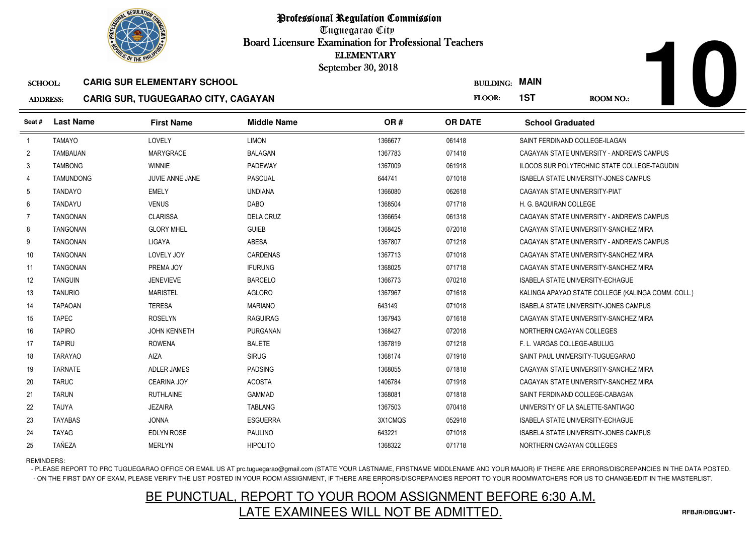# Professional Regulation Commission

Tuguegarao City

Board Licensure Examination for Professional Teachers

ELEMENTARY

September 30, 2018

**10**

SCHOOL: **CARIG SUR ELEMENTARY SCHOOL**

ADDRESS: **CARIG SUR, TUGUEGARAO CITY, CAGAYAN**

BUILDING: **MAIN**

FLOOR: **1ST**

ROOM NO.:

| Seat # | Last Name | First Name | Middle Name | OR # | OR DATE | School Graduated |
|---|---|---|---|---|---|---|
| 1 | TAMAYO | LOVELY | LIMON | 1366677 | 061418 | SAINT FERDINAND COLLEGE-ILAGAN |
| 2 | TAMBAUAN | MARYGRACE | BALAGAN | 1367783 | 071418 | CAGAYAN STATE UNIVERSITY - ANDREWS CAMPUS |
| 3 | TAMBONG | WINNIE | PADEWAY | 1367009 | 061918 | ILOCOS SUR POLYTECHNIC STATE COLLEGE-TAGUDIN |
| 4 | TAMUNDONG | JUVIE ANNE JANE | PASCUAL | 644741 | 071018 | ISABELA STATE UNIVERSITY-JONES CAMPUS |
| 5 | TANDAYO | EMELY | UNDIANA | 1366080 | 062618 | CAGAYAN STATE UNIVERSITY-PIAT |
| 6 | TANDAYU | VENUS | DABO | 1368504 | 071718 | H. G. BAQUIRAN COLLEGE |
| 7 | TANGONAN | CLARISSA | DELA CRUZ | 1366654 | 061318 | CAGAYAN STATE UNIVERSITY - ANDREWS CAMPUS |
| 8 | TANGONAN | GLORY MHEL | GUIEB | 1368425 | 072018 | CAGAYAN STATE UNIVERSITY-SANCHEZ MIRA |
| 9 | TANGONAN | LIGAYA | ABESA | 1367807 | 071218 | CAGAYAN STATE UNIVERSITY - ANDREWS CAMPUS |
| 10 | TANGONAN | LOVELY JOY | CARDENAS | 1367713 | 071018 | CAGAYAN STATE UNIVERSITY-SANCHEZ MIRA |
| 11 | TANGONAN | PREMA JOY | IFURUNG | 1368025 | 071718 | CAGAYAN STATE UNIVERSITY-SANCHEZ MIRA |
| 12 | TANGUIN | JENEVIEVE | BARCELO | 1366773 | 070218 | ISABELA STATE UNIVERSITY-ECHAGUE |
| 13 | TANURIO | MARISTEL | AGLORO | 1367967 | 071618 | KALINGA APAYAO STATE COLLEGE (KALINGA COMM. COLL.) |
| 14 | TAPAOAN | TERESA | MARIANO | 643149 | 071018 | ISABELA STATE UNIVERSITY-JONES CAMPUS |
| 15 | TAPEC | ROSELYN | RAGUIRAG | 1367943 | 071618 | CAGAYAN STATE UNIVERSITY-SANCHEZ MIRA |
| 16 | TAPIRO | JOHN KENNETH | PURGANAN | 1368427 | 072018 | NORTHERN CAGAYAN COLLEGES |
| 17 | TAPIRU | ROWENA | BALETE | 1367819 | 071218 | F. L. VARGAS COLLEGE-ABULUG |
| 18 | TARAYAO | AIZA | SIRUG | 1368174 | 071918 | SAINT PAUL UNIVERSITY-TUGUEGARAO |
| 19 | TARNATE | ADLER JAMES | PADSING | 1368055 | 071818 | CAGAYAN STATE UNIVERSITY-SANCHEZ MIRA |
| 20 | TARUC | CEARINA JOY | ACOSTA | 1406784 | 071918 | CAGAYAN STATE UNIVERSITY-SANCHEZ MIRA |
| 21 | TARUN | RUTHLAINE | GAMMAD | 1368081 | 071818 | SAINT FERDINAND COLLEGE-CABAGAN |
| 22 | TAUYA | JEZAIRA | TABLANG | 1367503 | 070418 | UNIVERSITY OF LA SALETTE-SANTIAGO |
| 23 | TAYABAS | JONNA | ESGUERRA | 3X1CMQS | 052918 | ISABELA STATE UNIVERSITY-ECHAGUE |
| 24 | TAYAG | EDLYN ROSE | PAULINO | 643221 | 071018 | ISABELA STATE UNIVERSITY-JONES CAMPUS |
| 25 | TAÑEZA | MERLYN | HIPOLITO | 1368322 | 071718 | NORTHERN CAGAYAN COLLEGES |

REMINDERS:

- PLEASE REPORT TO PRC TUGUEGARAO OFFICE OR EMAIL US AT prc.tuguegarao@gmail.com (STATE YOUR LASTNAME, FIRSTNAME MIDDLENAME AND YOUR MAJOR) IF THERE ARE ERRORS/DISCREPANCIES IN THE DATA POSTED.
- ON THE FIRST DAY OF EXAM, PLEASE VERIFY THE LIST POSTED IN YOUR ROOM ASSIGNMENT, IF THERE ARE ERRORS/DISCREPANCIES REPORT TO YOUR ROOMWATCHERS FOR US TO CHANGE/EDIT IN THE MASTERLIST.

BE PUNCTUAL, REPORT TO YOUR ROOM ASSIGNMENT BEFORE 6:30 A.M.

LATE EXAMINEES WILL NOT BE ADMITTED.

RFBJR/DBG/JMT-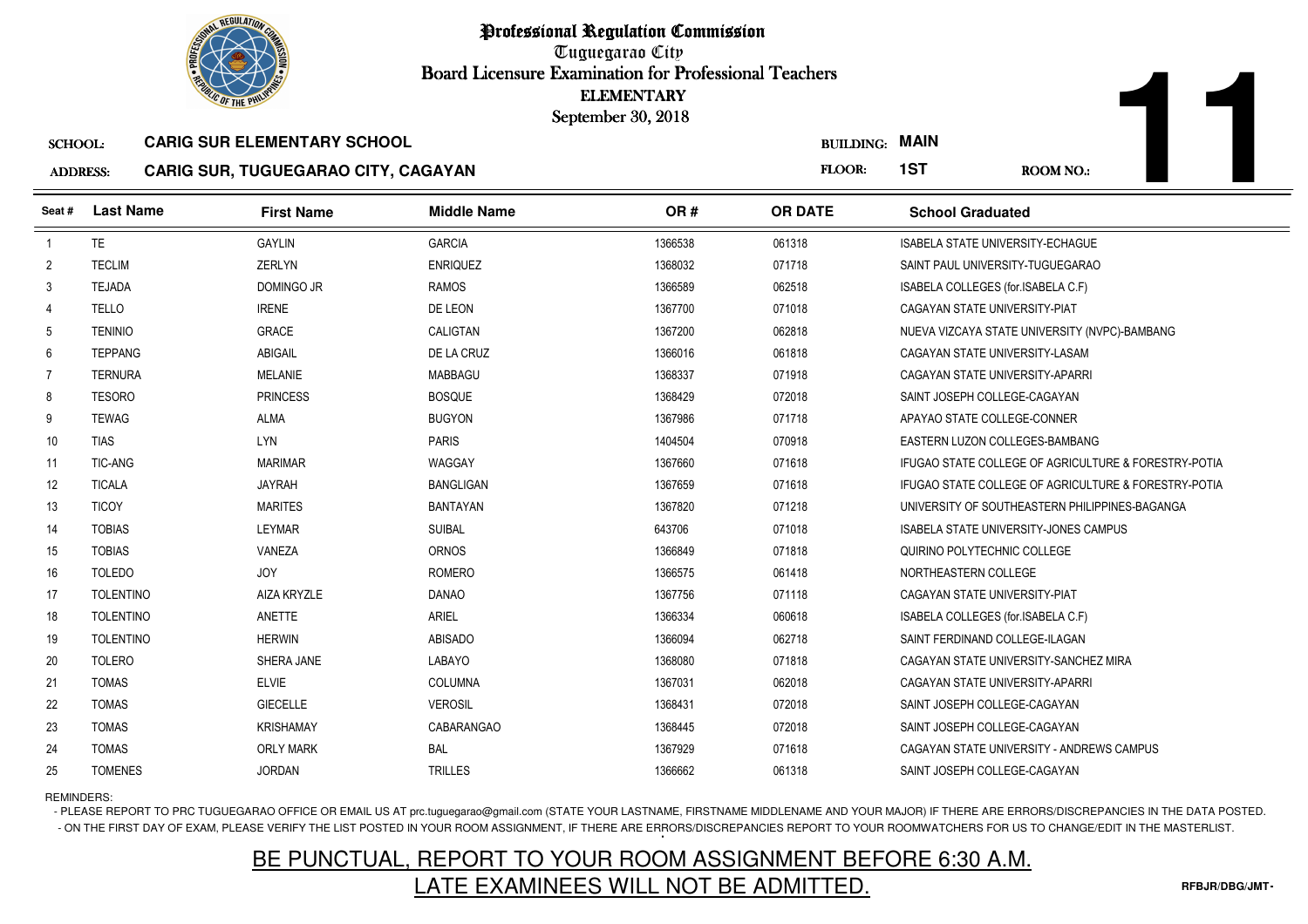# Professional Regulation Commission

Tuguegarao City

Board Licensure Examination for Professional Teachers

ELEMENTARY

September 30, 2018

**11**

SCHOOL: **CARIG SUR ELEMENTARY SCHOOL** BUILDING: **MAIN**

ADDRESS: **CARIG SUR, TUGUEGARAO CITY, CAGAYAN** FLOOR: **1ST** ROOM NO.:

| Seat # | Last Name | First Name | Middle Name | OR # | OR DATE | School Graduated |
|---|---|---|---|---|---|---|
| 1 | TE | GAYLIN | GARCIA | 1366538 | 061318 | ISABELA STATE UNIVERSITY-ECHAGUE |
| 2 | TECLIM | ZERLYN | ENRIQUEZ | 1368032 | 071718 | SAINT PAUL UNIVERSITY-TUGUEGARAO |
| 3 | TEJADA | DOMINGO JR | RAMOS | 1366589 | 062518 | ISABELA COLLEGES (for.ISABELA C.F) |
| 4 | TELLO | IRENE | DE LEON | 1367700 | 071018 | CAGAYAN STATE UNIVERSITY-PIAT |
| 5 | TENINIO | GRACE | CALIGTAN | 1367200 | 062818 | NUEVA VIZCAYA STATE UNIVERSITY (NVPC)-BAMBANG |
| 6 | TEPPANG | ABIGAIL | DE LA CRUZ | 1366016 | 061818 | CAGAYAN STATE UNIVERSITY-LASAM |
| 7 | TERNURA | MELANIE | MABBAGU | 1368337 | 071918 | CAGAYAN STATE UNIVERSITY-APARRI |
| 8 | TESORO | PRINCESS | BOSQUE | 1368429 | 072018 | SAINT JOSEPH COLLEGE-CAGAYAN |
| 9 | TEWAG | ALMA | BUGYON | 1367986 | 071718 | APAYAO STATE COLLEGE-CONNER |
| 10 | TIAS | LYN | PARIS | 1404504 | 070918 | EASTERN LUZON COLLEGES-BAMBANG |
| 11 | TIC-ANG | MARIMAR | WAGGAY | 1367660 | 071618 | IFUGAO STATE COLLEGE OF AGRICULTURE & FORESTRY-POTIA |
| 12 | TICALA | JAYRAH | BANGLIGAN | 1367659 | 071618 | IFUGAO STATE COLLEGE OF AGRICULTURE & FORESTRY-POTIA |
| 13 | TICOY | MARITES | BANTAYAN | 1367820 | 071218 | UNIVERSITY OF SOUTHEASTERN PHILIPPINES-BAGANGA |
| 14 | TOBIAS | LEYMAR | SUIBAL | 643706 | 071018 | ISABELA STATE UNIVERSITY-JONES CAMPUS |
| 15 | TOBIAS | VANEZA | ORNOS | 1366849 | 071818 | QUIRINO POLYTECHNIC COLLEGE |
| 16 | TOLEDO | JOY | ROMERO | 1366575 | 061418 | NORTHEASTERN COLLEGE |
| 17 | TOLENTINO | AIZA KRYZLE | DANAO | 1367756 | 071118 | CAGAYAN STATE UNIVERSITY-PIAT |
| 18 | TOLENTINO | ANETTE | ARIEL | 1366334 | 060618 | ISABELA COLLEGES (for.ISABELA C.F) |
| 19 | TOLENTINO | HERWIN | ABISADO | 1366094 | 062718 | SAINT FERDINAND COLLEGE-ILAGAN |
| 20 | TOLERO | SHERA JANE | LABAYO | 1368080 | 071818 | CAGAYAN STATE UNIVERSITY-SANCHEZ MIRA |
| 21 | TOMAS | ELVIE | COLUMNA | 1367031 | 062018 | CAGAYAN STATE UNIVERSITY-APARRI |
| 22 | TOMAS | GIECELLE | VEROSIL | 1368431 | 072018 | SAINT JOSEPH COLLEGE-CAGAYAN |
| 23 | TOMAS | KRISHAMAY | CABARANGAO | 1368445 | 072018 | SAINT JOSEPH COLLEGE-CAGAYAN |
| 24 | TOMAS | ORLY MARK | BAL | 1367929 | 071618 | CAGAYAN STATE UNIVERSITY - ANDREWS CAMPUS |
| 25 | TOMENES | JORDAN | TRILLES | 1366662 | 061318 | SAINT JOSEPH COLLEGE-CAGAYAN |

REMINDERS:

- PLEASE REPORT TO PRC TUGUEGARAO OFFICE OR EMAIL US AT prc.tuguegarao@gmail.com (STATE YOUR LASTNAME, FIRSTNAME MIDDLENAME AND YOUR MAJOR) IF THERE ARE ERRORS/DISCREPANCIES IN THE DATA POSTED.
- ON THE FIRST DAY OF EXAM, PLEASE VERIFY THE LIST POSTED IN YOUR ROOM ASSIGNMENT, IF THERE ARE ERRORS/DISCREPANCIES REPORT TO YOUR ROOMWATCHERS FOR US TO CHANGE/EDIT IN THE MASTERLIST.

BE PUNCTUAL, REPORT TO YOUR ROOM ASSIGNMENT BEFORE 6:30 A.M.

LATE EXAMINEES WILL NOT BE ADMITTED.

RFBJR/DBG/JMT-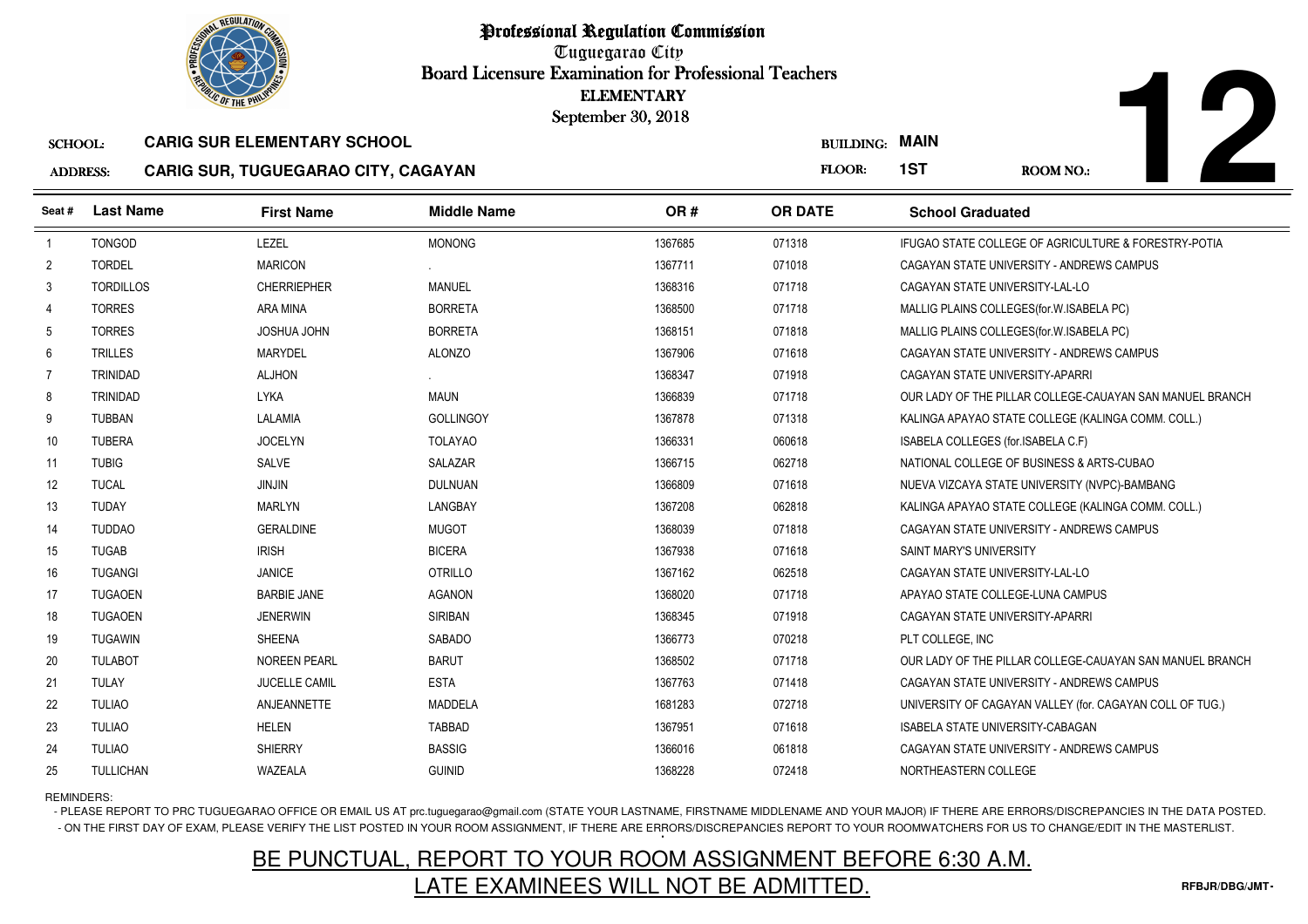# Professional Regulation Commission

Tuguegarao City

Board Licensure Examination for Professional Teachers

ELEMENTARY

September 30, 2018

**12**

SCHOOL: **CARIG SUR ELEMENTARY SCHOOL**

ADDRESS: **CARIG SUR, TUGUEGARAO CITY, CAGAYAN**

BUILDING: **MAIN**

FLOOR: **1ST**

ROOM NO.:

| Seat # | Last Name | First Name | Middle Name | OR # | OR DATE | School Graduated |
|---|---|---|---|---|---|---|
| 1 | TONGOD | LEZEL | MONONG | 1367685 | 071318 | IFUGAO STATE COLLEGE OF AGRICULTURE & FORESTRY-POTIA |
| 2 | TORDEL | MARICON | . | 1367711 | 071018 | CAGAYAN STATE UNIVERSITY - ANDREWS CAMPUS |
| 3 | TORDILLOS | CHERRIEPHER | MANUEL | 1368316 | 071718 | CAGAYAN STATE UNIVERSITY-LAL-LO |
| 4 | TORRES | ARA MINA | BORRETA | 1368500 | 071718 | MALLIG PLAINS COLLEGES(for.W.ISABELA PC) |
| 5 | TORRES | JOSHUA JOHN | BORRETA | 1368151 | 071818 | MALLIG PLAINS COLLEGES(for.W.ISABELA PC) |
| 6 | TRILLES | MARYDEL | ALONZO | 1367906 | 071618 | CAGAYAN STATE UNIVERSITY - ANDREWS CAMPUS |
| 7 | TRINIDAD | ALJHON | . | 1368347 | 071918 | CAGAYAN STATE UNIVERSITY-APARRI |
| 8 | TRINIDAD | LYKA | MAUN | 1366839 | 071718 | OUR LADY OF THE PILLAR COLLEGE-CAUAYAN SAN MANUEL BRANCH |
| 9 | TUBBAN | LALAMIA | GOLLINGOY | 1367878 | 071318 | KALINGA APAYAO STATE COLLEGE (KALINGA COMM. COLL.) |
| 10 | TUBERA | JOCELYN | TOLAYAO | 1366331 | 060618 | ISABELA COLLEGES (for.ISABELA C.F) |
| 11 | TUBIG | SALVE | SALAZAR | 1366715 | 062718 | NATIONAL COLLEGE OF BUSINESS & ARTS-CUBAO |
| 12 | TUCAL | JINJIN | DULNUAN | 1366809 | 071618 | NUEVA VIZCAYA STATE UNIVERSITY (NVPC)-BAMBANG |
| 13 | TUDAY | MARLYN | LANGBAY | 1367208 | 062818 | KALINGA APAYAO STATE COLLEGE (KALINGA COMM. COLL.) |
| 14 | TUDDAO | GERALDINE | MUGOT | 1368039 | 071818 | CAGAYAN STATE UNIVERSITY - ANDREWS CAMPUS |
| 15 | TUGAB | IRISH | BICERA | 1367938 | 071618 | SAINT MARY'S UNIVERSITY |
| 16 | TUGANGI | JANICE | OTRILLO | 1367162 | 062518 | CAGAYAN STATE UNIVERSITY-LAL-LO |
| 17 | TUGAOEN | BARBIE JANE | AGANON | 1368020 | 071718 | APAYAO STATE COLLEGE-LUNA CAMPUS |
| 18 | TUGAOEN | JENERWIN | SIRIBAN | 1368345 | 071918 | CAGAYAN STATE UNIVERSITY-APARRI |
| 19 | TUGAWIN | SHEENA | SABADO | 1366773 | 070218 | PLT COLLEGE, INC |
| 20 | TULABOT | NOREEN PEARL | BARUT | 1368502 | 071718 | OUR LADY OF THE PILLAR COLLEGE-CAUAYAN SAN MANUEL BRANCH |
| 21 | TULAY | JUCELLE CAMIL | ESTA | 1367763 | 071418 | CAGAYAN STATE UNIVERSITY - ANDREWS CAMPUS |
| 22 | TULIAO | ANJEANNETTE | MADDELA | 1681283 | 072718 | UNIVERSITY OF CAGAYAN VALLEY (for. CAGAYAN COLL OF TUG.) |
| 23 | TULIAO | HELEN | TABBAD | 1367951 | 071618 | ISABELA STATE UNIVERSITY-CABAGAN |
| 24 | TULIAO | SHIERRY | BASSIG | 1366016 | 061818 | CAGAYAN STATE UNIVERSITY - ANDREWS CAMPUS |
| 25 | TULLICHAN | WAZEALA | GUINID | 1368228 | 072418 | NORTHEASTERN COLLEGE |

REMINDERS:

- PLEASE REPORT TO PRC TUGUEGARAO OFFICE OR EMAIL US AT prc.tuguegarao@gmail.com (STATE YOUR LASTNAME, FIRSTNAME MIDDLENAME AND YOUR MAJOR) IF THERE ARE ERRORS/DISCREPANCIES IN THE DATA POSTED.
- ON THE FIRST DAY OF EXAM, PLEASE VERIFY THE LIST POSTED IN YOUR ROOM ASSIGNMENT, IF THERE ARE ERRORS/DISCREPANCIES REPORT TO YOUR ROOMWATCHERS FOR US TO CHANGE/EDIT IN THE MASTERLIST.

BE PUNCTUAL, REPORT TO YOUR ROOM ASSIGNMENT BEFORE 6:30 A.M.

LATE EXAMINEES WILL NOT BE ADMITTED.

RFBJR/DBG/JMT-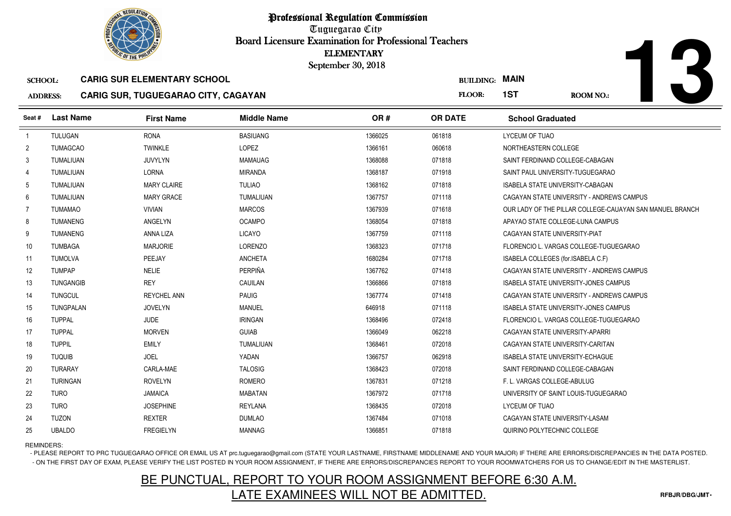# Professional Regulation Commission

Tuguegarao City

Board Licensure Examination for Professional Teachers

ELEMENTARY

September 30, 2018

**13**

SCHOOL: **CARIG SUR ELEMENTARY SCHOOL** BUILDING: **MAIN**

ADDRESS: **CARIG SUR, TUGUEGARAO CITY, CAGAYAN** FLOOR: **1ST** ROOM NO.:

| Seat # | Last Name | First Name | Middle Name | OR # | OR DATE | School Graduated |
|---|---|---|---|---|---|---|
| 1 | TULUGAN | RONA | BASIUANG | 1366025 | 061818 | LYCEUM OF TUAO |
| 2 | TUMAGCAO | TWINKLE | LOPEZ | 1366161 | 060618 | NORTHEASTERN COLLEGE |
| 3 | TUMALIUAN | JUVYLYN | MAMAUAG | 1368088 | 071818 | SAINT FERDINAND COLLEGE-CABAGAN |
| 4 | TUMALIUAN | LORNA | MIRANDA | 1368187 | 071918 | SAINT PAUL UNIVERSITY-TUGUEGARAO |
| 5 | TUMALIUAN | MARY CLAIRE | TULIAO | 1368162 | 071818 | ISABELA STATE UNIVERSITY-CABAGAN |
| 6 | TUMALIUAN | MARY GRACE | TUMALIUAN | 1367757 | 071118 | CAGAYAN STATE UNIVERSITY - ANDREWS CAMPUS |
| 7 | TUMAMAO | VIVIAN | MARCOS | 1367939 | 071618 | OUR LADY OF THE PILLAR COLLEGE-CAUAYAN SAN MANUEL BRANCH |
| 8 | TUMANENG | ANGELYN | OCAMPO | 1368054 | 071818 | APAYAO STATE COLLEGE-LUNA CAMPUS |
| 9 | TUMANENG | ANNA LIZA | LICAYO | 1367759 | 071118 | CAGAYAN STATE UNIVERSITY-PIAT |
| 10 | TUMBAGA | MARJORIE | LORENZO | 1368323 | 071718 | FLORENCIO L. VARGAS COLLEGE-TUGUEGARAO |
| 11 | TUMOLVA | PEEJAY | ANCHETA | 1680284 | 071718 | ISABELA COLLEGES (for.ISABELA C.F) |
| 12 | TUMPAP | NELIE | PERPIÑA | 1367762 | 071418 | CAGAYAN STATE UNIVERSITY - ANDREWS CAMPUS |
| 13 | TUNGANGIB | REY | CAUILAN | 1366866 | 071818 | ISABELA STATE UNIVERSITY-JONES CAMPUS |
| 14 | TUNGCUL | REYCHEL ANN | PAUIG | 1367774 | 071418 | CAGAYAN STATE UNIVERSITY - ANDREWS CAMPUS |
| 15 | TUNGPALAN | JOVELYN | MANUEL | 646918 | 071118 | ISABELA STATE UNIVERSITY-JONES CAMPUS |
| 16 | TUPPAL | JUDE | IRINGAN | 1368496 | 072418 | FLORENCIO L. VARGAS COLLEGE-TUGUEGARAO |
| 17 | TUPPAL | MORVEN | GUIAB | 1366049 | 062218 | CAGAYAN STATE UNIVERSITY-APARRI |
| 18 | TUPPIL | EMILY | TUMALIUAN | 1368461 | 072018 | CAGAYAN STATE UNIVERSITY-CARITAN |
| 19 | TUQUIB | JOEL | YADAN | 1366757 | 062918 | ISABELA STATE UNIVERSITY-ECHAGUE |
| 20 | TURARAY | CARLA-MAE | TALOSIG | 1368423 | 072018 | SAINT FERDINAND COLLEGE-CABAGAN |
| 21 | TURINGAN | ROVELYN | ROMERO | 1367831 | 071218 | F. L. VARGAS COLLEGE-ABULUG |
| 22 | TURO | JAMAICA | MABATAN | 1367972 | 071718 | UNIVERSITY OF SAINT LOUIS-TUGUEGARAO |
| 23 | TURO | JOSEPHINE | REYLANA | 1368435 | 072018 | LYCEUM OF TUAO |
| 24 | TUZON | REXTER | DUMLAO | 1367484 | 071018 | CAGAYAN STATE UNIVERSITY-LASAM |
| 25 | UBALDO | FREGIELYN | MANNAG | 1366851 | 071818 | QUIRINO POLYTECHNIC COLLEGE |

REMINDERS:

- PLEASE REPORT TO PRC TUGUEGARAO OFFICE OR EMAIL US AT prc.tuguegarao@gmail.com (STATE YOUR LASTNAME, FIRSTNAME MIDDLENAME AND YOUR MAJOR) IF THERE ARE ERRORS/DISCREPANCIES IN THE DATA POSTED.
- ON THE FIRST DAY OF EXAM, PLEASE VERIFY THE LIST POSTED IN YOUR ROOM ASSIGNMENT, IF THERE ARE ERRORS/DISCREPANCIES REPORT TO YOUR ROOMWATCHERS FOR US TO CHANGE/EDIT IN THE MASTERLIST.

BE PUNCTUAL, REPORT TO YOUR ROOM ASSIGNMENT BEFORE 6:30 A.M.

LATE EXAMINEES WILL NOT BE ADMITTED.

RFBJR/DBG/JMT-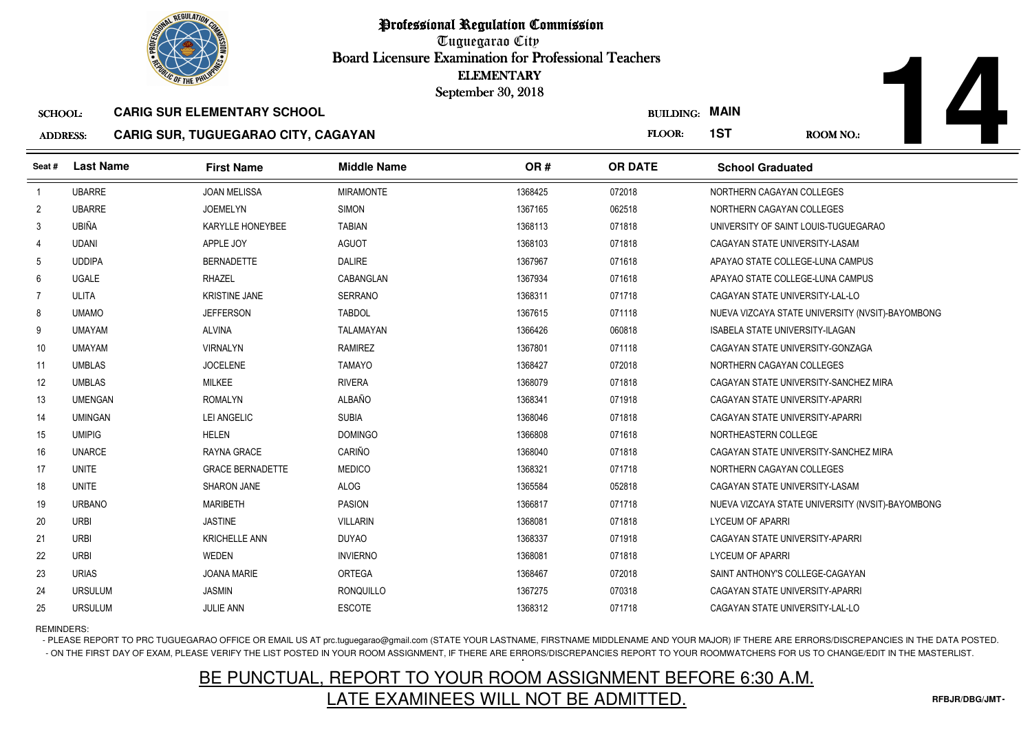# Professional Regulation Commission

Tuguegarao City

Board Licensure Examination for Professional Teachers

ELEMENTARY

September 30, 2018

**14**

**SCHOOL:** CARIG SUR ELEMENTARY SCHOOL

**ADDRESS:** CARIG SUR, TUGUEGARAO CITY, CAGAYAN

**BUILDING:** MAIN

**FLOOR:** 1ST

**ROOM NO.:**

| Seat # | Last Name | First Name | Middle Name | OR # | OR DATE | School Graduated |
|---|---|---|---|---|---|---|
| 1 | UBARRE | JOAN MELISSA | MIRAMONTE | 1368425 | 072018 | NORTHERN CAGAYAN COLLEGES |
| 2 | UBARRE | JOEMELYN | SIMON | 1367165 | 062518 | NORTHERN CAGAYAN COLLEGES |
| 3 | UBIÑA | KARYLLE HONEYBEE | TABIAN | 1368113 | 071818 | UNIVERSITY OF SAINT LOUIS-TUGUEGARAO |
| 4 | UDANI | APPLE JOY | AGUOT | 1368103 | 071818 | CAGAYAN STATE UNIVERSITY-LASAM |
| 5 | UDDIPA | BERNADETTE | DALIRE | 1367967 | 071618 | APAYAO STATE COLLEGE-LUNA CAMPUS |
| 6 | UGALE | RHAZEL | CABANGLAN | 1367934 | 071618 | APAYAO STATE COLLEGE-LUNA CAMPUS |
| 7 | ULITA | KRISTINE JANE | SERRANO | 1368311 | 071718 | CAGAYAN STATE UNIVERSITY-LAL-LO |
| 8 | UMAMO | JEFFERSON | TABDOL | 1367615 | 071118 | NUEVA VIZCAYA STATE UNIVERSITY (NVSIT)-BAYOMBONG |
| 9 | UMAYAM | ALVINA | TALAMAYAN | 1366426 | 060818 | ISABELA STATE UNIVERSITY-ILAGAN |
| 10 | UMAYAM | VIRNALYN | RAMIREZ | 1367801 | 071118 | CAGAYAN STATE UNIVERSITY-GONZAGA |
| 11 | UMBLAS | JOCELENE | TAMAYO | 1368427 | 072018 | NORTHERN CAGAYAN COLLEGES |
| 12 | UMBLAS | MILKEE | RIVERA | 1368079 | 071818 | CAGAYAN STATE UNIVERSITY-SANCHEZ MIRA |
| 13 | UMENGAN | ROMALYN | ALBAÑO | 1368341 | 071918 | CAGAYAN STATE UNIVERSITY-APARRI |
| 14 | UMINGAN | LEI ANGELIC | SUBIA | 1368046 | 071818 | CAGAYAN STATE UNIVERSITY-APARRI |
| 15 | UMIPIG | HELEN | DOMINGO | 1366808 | 071618 | NORTHEASTERN COLLEGE |
| 16 | UNARCE | RAYNA GRACE | CARIÑO | 1368040 | 071818 | CAGAYAN STATE UNIVERSITY-SANCHEZ MIRA |
| 17 | UNITE | GRACE BERNADETTE | MEDICO | 1368321 | 071718 | NORTHERN CAGAYAN COLLEGES |
| 18 | UNITE | SHARON JANE | ALOG | 1365584 | 052818 | CAGAYAN STATE UNIVERSITY-LASAM |
| 19 | URBANO | MARIBETH | PASION | 1366817 | 071718 | NUEVA VIZCAYA STATE UNIVERSITY (NVSIT)-BAYOMBONG |
| 20 | URBI | JASTINE | VILLARIN | 1368081 | 071818 | LYCEUM OF APARRI |
| 21 | URBI | KRICHELLE ANN | DUYAO | 1368337 | 071918 | CAGAYAN STATE UNIVERSITY-APARRI |
| 22 | URBI | WEDEN | INVIERNO | 1368081 | 071818 | LYCEUM OF APARRI |
| 23 | URIAS | JOANA MARIE | ORTEGA | 1368467 | 072018 | SAINT ANTHONY'S COLLEGE-CAGAYAN |
| 24 | URSULUM | JASMIN | RONQUILLO | 1367275 | 070318 | CAGAYAN STATE UNIVERSITY-APARRI |
| 25 | URSULUM | JULIE ANN | ESCOTE | 1368312 | 071718 | CAGAYAN STATE UNIVERSITY-LAL-LO |

REMINDERS:

- PLEASE REPORT TO PRC TUGUEGARAO OFFICE OR EMAIL US AT prc.tuguegarao@gmail.com (STATE YOUR LASTNAME, FIRSTNAME MIDDLENAME AND YOUR MAJOR) IF THERE ARE ERRORS/DISCREPANCIES IN THE DATA POSTED.
- ON THE FIRST DAY OF EXAM, PLEASE VERIFY THE LIST POSTED IN YOUR ROOM ASSIGNMENT, IF THERE ARE ERRORS/DISCREPANCIES REPORT TO YOUR ROOMWATCHERS FOR US TO CHANGE/EDIT IN THE MASTERLIST.

BE PUNCTUAL, REPORT TO YOUR ROOM ASSIGNMENT BEFORE 6:30 A.M.
LATE EXAMINEES WILL NOT BE ADMITTED.

RFBJR/DBG/JMT-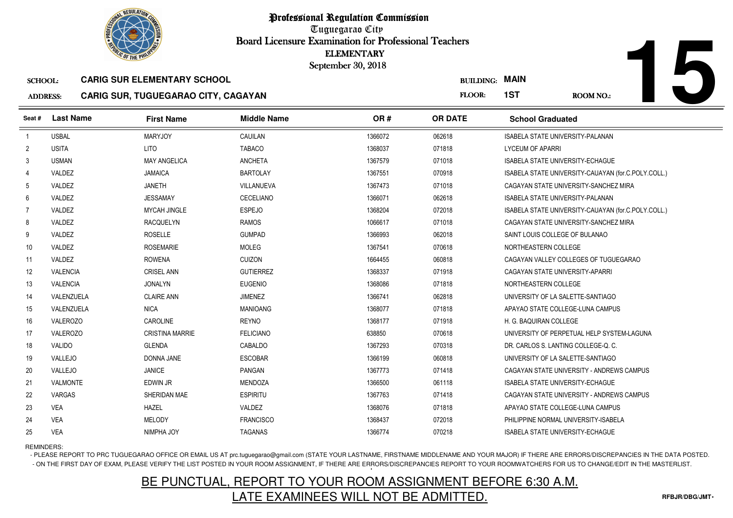# Professional Regulation Commission

Tuguegarao City

Board Licensure Examination for Professional Teachers

ELEMENTARY

September 30, 2018

**15**

SCHOOL: **CARIG SUR ELEMENTARY SCHOOL**

ADDRESS: **CARIG SUR, TUGUEGARAO CITY, CAGAYAN**

BUILDING: **MAIN**

FLOOR: **1ST**

ROOM NO.:

| Seat # | Last Name | First Name | Middle Name | OR # | OR DATE | School Graduated |
|---|---|---|---|---|---|---|
| 1 | USBAL | MARYJOY | CAUILAN | 1366072 | 062618 | ISABELA STATE UNIVERSITY-PALANAN |
| 2 | USITA | LITO | TABACO | 1368037 | 071818 | LYCEUM OF APARRI |
| 3 | USMAN | MAY ANGELICA | ANCHETA | 1367579 | 071018 | ISABELA STATE UNIVERSITY-ECHAGUE |
| 4 | VALDEZ | JAMAICA | BARTOLAY | 1367551 | 070918 | ISABELA STATE UNIVERSITY-CAUAYAN (for.C.POLY.COLL.) |
| 5 | VALDEZ | JANETH | VILLANUEVA | 1367473 | 071018 | CAGAYAN STATE UNIVERSITY-SANCHEZ MIRA |
| 6 | VALDEZ | JESSAMAY | CECELIANO | 1366071 | 062618 | ISABELA STATE UNIVERSITY-PALANAN |
| 7 | VALDEZ | MYCAH JINGLE | ESPEJO | 1368204 | 072018 | ISABELA STATE UNIVERSITY-CAUAYAN (for.C.POLY.COLL.) |
| 8 | VALDEZ | RACQUELYN | RAMOS | 1066617 | 071018 | CAGAYAN STATE UNIVERSITY-SANCHEZ MIRA |
| 9 | VALDEZ | ROSELLE | GUMPAD | 1366993 | 062018 | SAINT LOUIS COLLEGE OF BULANAO |
| 10 | VALDEZ | ROSEMARIE | MOLEG | 1367541 | 070618 | NORTHEASTERN COLLEGE |
| 11 | VALDEZ | ROWENA | CUIZON | 1664455 | 060818 | CAGAYAN VALLEY COLLEGES OF TUGUEGARAO |
| 12 | VALENCIA | CRISEL ANN | GUTIERREZ | 1368337 | 071918 | CAGAYAN STATE UNIVERSITY-APARRI |
| 13 | VALENCIA | JONALYN | EUGENIO | 1368086 | 071818 | NORTHEASTERN COLLEGE |
| 14 | VALENZUELA | CLAIRE ANN | JIMENEZ | 1366741 | 062818 | UNIVERSITY OF LA SALETTE-SANTIAGO |
| 15 | VALENZUELA | NICA | MANIOANG | 1368077 | 071818 | APAYAO STATE COLLEGE-LUNA CAMPUS |
| 16 | VALEROZO | CAROLINE | REYNO | 1368177 | 071918 | H. G. BAQUIRAN COLLEGE |
| 17 | VALEROZO | CRISTINA MARRIE | FELICIANO | 638850 | 070618 | UNIVERSITY OF PERPETUAL HELP SYSTEM-LAGUNA |
| 18 | VALIDO | GLENDA | CABALDO | 1367293 | 070318 | DR. CARLOS S. LANTING COLLEGE-Q. C. |
| 19 | VALLEJO | DONNA JANE | ESCOBAR | 1366199 | 060818 | UNIVERSITY OF LA SALETTE-SANTIAGO |
| 20 | VALLEJO | JANICE | PANGAN | 1367773 | 071418 | CAGAYAN STATE UNIVERSITY - ANDREWS CAMPUS |
| 21 | VALMONTE | EDWIN JR | MENDOZA | 1366500 | 061118 | ISABELA STATE UNIVERSITY-ECHAGUE |
| 22 | VARGAS | SHERIDAN MAE | ESPIRITU | 1367763 | 071418 | CAGAYAN STATE UNIVERSITY - ANDREWS CAMPUS |
| 23 | VEA | HAZEL | VALDEZ | 1368076 | 071818 | APAYAO STATE COLLEGE-LUNA CAMPUS |
| 24 | VEA | MELODY | FRANCISCO | 1368437 | 072018 | PHILIPPINE NORMAL UNIVERSITY-ISABELA |
| 25 | VEA | NIMPHA JOY | TAGANAS | 1366774 | 070218 | ISABELA STATE UNIVERSITY-ECHAGUE |

REMINDERS:

- PLEASE REPORT TO PRC TUGUEGARAO OFFICE OR EMAIL US AT prc.tuguegarao@gmail.com (STATE YOUR LASTNAME, FIRSTNAME MIDDLENAME AND YOUR MAJOR) IF THERE ARE ERRORS/DISCREPANCIES IN THE DATA POSTED.
- ON THE FIRST DAY OF EXAM, PLEASE VERIFY THE LIST POSTED IN YOUR ROOM ASSIGNMENT, IF THERE ARE ERRORS/DISCREPANCIES REPORT TO YOUR ROOMWATCHERS FOR US TO CHANGE/EDIT IN THE MASTERLIST.

BE PUNCTUAL, REPORT TO YOUR ROOM ASSIGNMENT BEFORE 6:30 A.M.

LATE EXAMINEES WILL NOT BE ADMITTED.

RFBJR/DBG/JMT-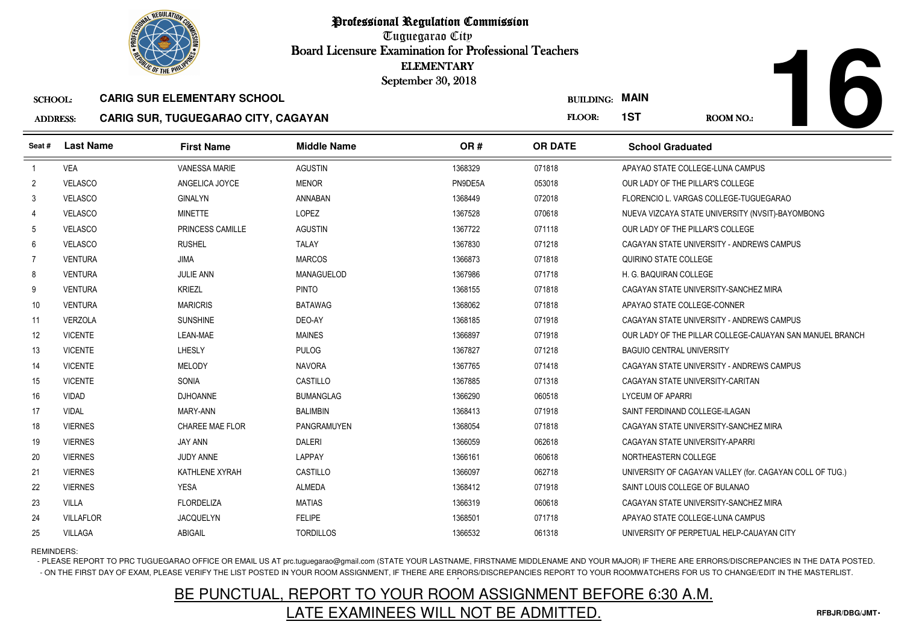# Professional Regulation Commission
## Tuguegarao City
## Board Licensure Examination for Professional Teachers
### ELEMENTARY
September 30, 2018

**16**

**SCHOOL:** CARIG SUR ELEMENTARY SCHOOL
**ADDRESS:** CARIG SUR, TUGUEGARAO CITY, CAGAYAN

**BUILDING:** MAIN
**FLOOR:** 1ST
**ROOM NO.:**

| Seat # | Last Name | First Name | Middle Name | OR # | OR DATE | School Graduated |
|---|---|---|---|---|---|---|
| 1 | VEA | VANESSA MARIE | AGUSTIN | 1368329 | 071818 | APAYAO STATE COLLEGE-LUNA CAMPUS |
| 2 | VELASCO | ANGELICA JOYCE | MENOR | PN9DE5A | 053018 | OUR LADY OF THE PILLAR'S COLLEGE |
| 3 | VELASCO | GINALYN | ANNABAN | 1368449 | 072018 | FLORENCIO L. VARGAS COLLEGE-TUGUEGARAO |
| 4 | VELASCO | MINETTE | LOPEZ | 1367528 | 070618 | NUEVA VIZCAYA STATE UNIVERSITY (NVSIT)-BAYOMBONG |
| 5 | VELASCO | PRINCESS CAMILLE | AGUSTIN | 1367722 | 071118 | OUR LADY OF THE PILLAR'S COLLEGE |
| 6 | VELASCO | RUSHEL | TALAY | 1367830 | 071218 | CAGAYAN STATE UNIVERSITY - ANDREWS CAMPUS |
| 7 | VENTURA | JIMA | MARCOS | 1366873 | 071818 | QUIRINO STATE COLLEGE |
| 8 | VENTURA | JULIE ANN | MANAGUELOD | 1367986 | 071718 | H. G. BAQUIRAN COLLEGE |
| 9 | VENTURA | KRIEZL | PINTO | 1368155 | 071818 | CAGAYAN STATE UNIVERSITY-SANCHEZ MIRA |
| 10 | VENTURA | MARICRIS | BATAWAG | 1368062 | 071818 | APAYAO STATE COLLEGE-CONNER |
| 11 | VERZOLA | SUNSHINE | DEO-AY | 1368185 | 071918 | CAGAYAN STATE UNIVERSITY - ANDREWS CAMPUS |
| 12 | VICENTE | LEAN-MAE | MAINES | 1366897 | 071918 | OUR LADY OF THE PILLAR COLLEGE-CAUAYAN SAN MANUEL BRANCH |
| 13 | VICENTE | LHESLY | PULOG | 1367827 | 071218 | BAGUIO CENTRAL UNIVERSITY |
| 14 | VICENTE | MELODY | NAVORA | 1367765 | 071418 | CAGAYAN STATE UNIVERSITY - ANDREWS CAMPUS |
| 15 | VICENTE | SONIA | CASTILLO | 1367885 | 071318 | CAGAYAN STATE UNIVERSITY-CARITAN |
| 16 | VIDAD | DJHOANNE | BUMANGLAG | 1366290 | 060518 | LYCEUM OF APARRI |
| 17 | VIDAL | MARY-ANN | BALIMBIN | 1368413 | 071918 | SAINT FERDINAND COLLEGE-ILAGAN |
| 18 | VIERNES | CHAREE MAE FLOR | PANGRAMUYEN | 1368054 | 071818 | CAGAYAN STATE UNIVERSITY-SANCHEZ MIRA |
| 19 | VIERNES | JAY ANN | DALERI | 1366059 | 062618 | CAGAYAN STATE UNIVERSITY-APARRI |
| 20 | VIERNES | JUDY ANNE | LAPPAY | 1366161 | 060618 | NORTHEASTERN COLLEGE |
| 21 | VIERNES | KATHLENE XYRAH | CASTILLO | 1366097 | 062718 | UNIVERSITY OF CAGAYAN VALLEY (for. CAGAYAN COLL OF TUG.) |
| 22 | VIERNES | YESA | ALMEDA | 1368412 | 071918 | SAINT LOUIS COLLEGE OF BULANAO |
| 23 | VILLA | FLORDELIZA | MATIAS | 1366319 | 060618 | CAGAYAN STATE UNIVERSITY-SANCHEZ MIRA |
| 24 | VILLAFLOR | JACQUELYN | FELIPE | 1368501 | 071718 | APAYAO STATE COLLEGE-LUNA CAMPUS |
| 25 | VILLAGA | ABIGAIL | TORDILLOS | 1366532 | 061318 | UNIVERSITY OF PERPETUAL HELP-CAUAYAN CITY |

REMINDERS:
- PLEASE REPORT TO PRC TUGUEGARAO OFFICE OR EMAIL US AT prc.tuguegarao@gmail.com (STATE YOUR LASTNAME, FIRSTNAME MIDDLENAME AND YOUR MAJOR) IF THERE ARE ERRORS/DISCREPANCIES IN THE DATA POSTED.
- ON THE FIRST DAY OF EXAM, PLEASE VERIFY THE LIST POSTED IN YOUR ROOM ASSIGNMENT, IF THERE ARE ERRORS/DISCREPANCIES REPORT TO YOUR ROOMWATCHERS FOR US TO CHANGE/EDIT IN THE MASTERLIST.

**BE PUNCTUAL, REPORT TO YOUR ROOM ASSIGNMENT BEFORE 6:30 A.M.**
**LATE EXAMINEES WILL NOT BE ADMITTED.**

RFBJR/DBG/JMT-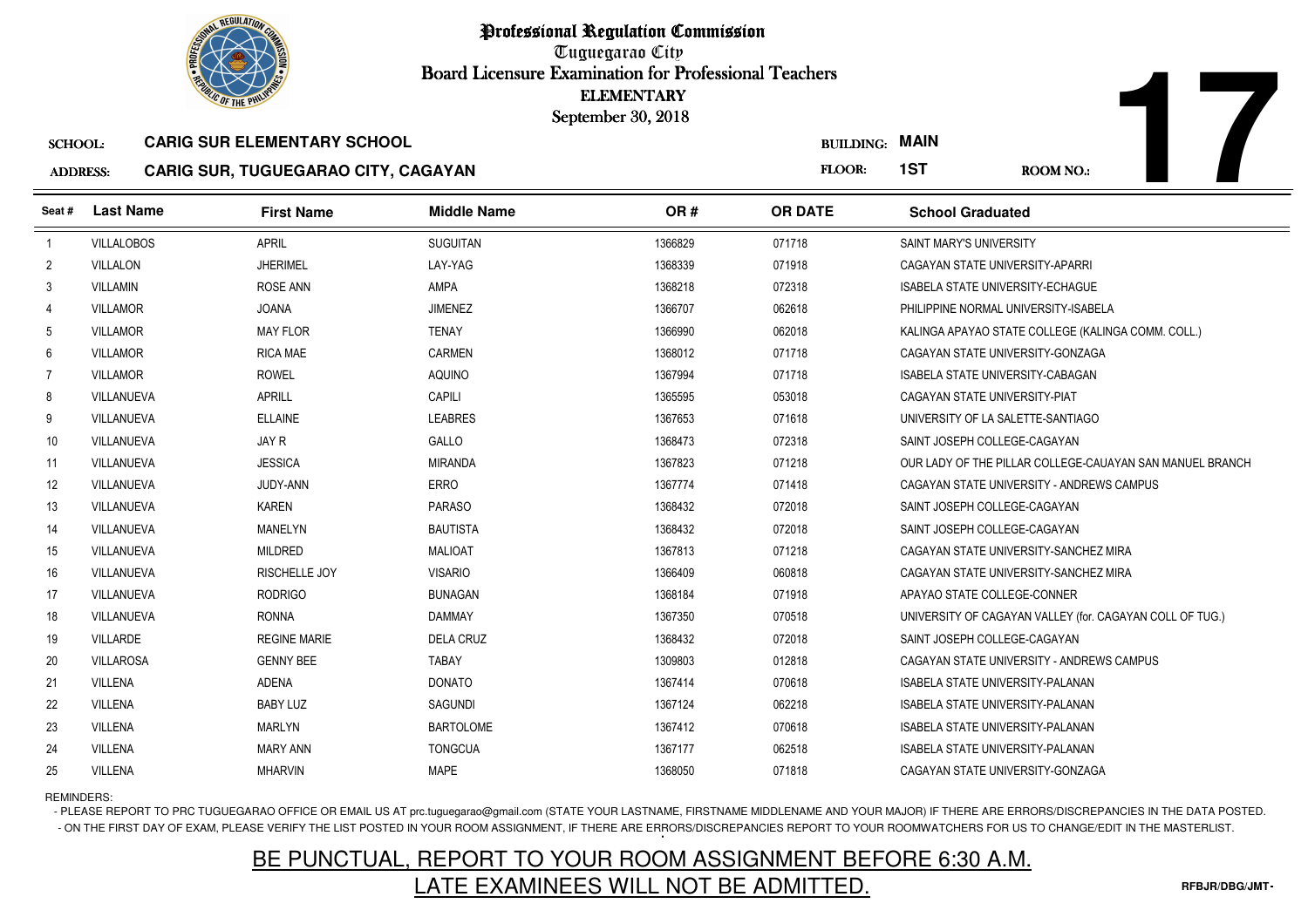# Professional Regulation Commission

Tuguegarao City

Board Licensure Examination for Professional Teachers

ELEMENTARY

September 30, 2018

**17**

SCHOOL: **CARIG SUR ELEMENTARY SCHOOL** BUILDING: **MAIN**

ADDRESS: **CARIG SUR, TUGUEGARAO CITY, CAGAYAN** FLOOR: **1ST** ROOM NO.:

| Seat # | Last Name | First Name | Middle Name | OR # | OR DATE | School Graduated |
|---|---|---|---|---|---|---|
| 1 | VILLALOBOS | APRIL | SUGUITAN | 1366829 | 071718 | SAINT MARY'S UNIVERSITY |
| 2 | VILLALON | JHERIMEL | LAY-YAG | 1368339 | 071918 | CAGAYAN STATE UNIVERSITY-APARRI |
| 3 | VILLAMIN | ROSE ANN | AMPA | 1368218 | 072318 | ISABELA STATE UNIVERSITY-ECHAGUE |
| 4 | VILLAMOR | JOANA | JIMENEZ | 1366707 | 062618 | PHILIPPINE NORMAL UNIVERSITY-ISABELA |
| 5 | VILLAMOR | MAY FLOR | TENAY | 1366990 | 062018 | KALINGA APAYAO STATE COLLEGE (KALINGA COMM. COLL.) |
| 6 | VILLAMOR | RICA MAE | CARMEN | 1368012 | 071718 | CAGAYAN STATE UNIVERSITY-GONZAGA |
| 7 | VILLAMOR | ROWEL | AQUINO | 1367994 | 071718 | ISABELA STATE UNIVERSITY-CABAGAN |
| 8 | VILLANUEVA | APRILL | CAPILI | 1365595 | 053018 | CAGAYAN STATE UNIVERSITY-PIAT |
| 9 | VILLANUEVA | ELLAINE | LEABRES | 1367653 | 071618 | UNIVERSITY OF LA SALETTE-SANTIAGO |
| 10 | VILLANUEVA | JAY R | GALLO | 1368473 | 072318 | SAINT JOSEPH COLLEGE-CAGAYAN |
| 11 | VILLANUEVA | JESSICA | MIRANDA | 1367823 | 071218 | OUR LADY OF THE PILLAR COLLEGE-CAUAYAN SAN MANUEL BRANCH |
| 12 | VILLANUEVA | JUDY-ANN | ERRO | 1367774 | 071418 | CAGAYAN STATE UNIVERSITY - ANDREWS CAMPUS |
| 13 | VILLANUEVA | KAREN | PARASO | 1368432 | 072018 | SAINT JOSEPH COLLEGE-CAGAYAN |
| 14 | VILLANUEVA | MANELYN | BAUTISTA | 1368432 | 072018 | SAINT JOSEPH COLLEGE-CAGAYAN |
| 15 | VILLANUEVA | MILDRED | MALIOAT | 1367813 | 071218 | CAGAYAN STATE UNIVERSITY-SANCHEZ MIRA |
| 16 | VILLANUEVA | RISCHELLE JOY | VISARIO | 1366409 | 060818 | CAGAYAN STATE UNIVERSITY-SANCHEZ MIRA |
| 17 | VILLANUEVA | RODRIGO | BUNAGAN | 1368184 | 071918 | APAYAO STATE COLLEGE-CONNER |
| 18 | VILLANUEVA | RONNA | DAMMAY | 1367350 | 070518 | UNIVERSITY OF CAGAYAN VALLEY (for. CAGAYAN COLL OF TUG.) |
| 19 | VILLARDE | REGINE MARIE | DELA CRUZ | 1368432 | 072018 | SAINT JOSEPH COLLEGE-CAGAYAN |
| 20 | VILLAROSA | GENNY BEE | TABAY | 1309803 | 012818 | CAGAYAN STATE UNIVERSITY - ANDREWS CAMPUS |
| 21 | VILLENA | ADENA | DONATO | 1367414 | 070618 | ISABELA STATE UNIVERSITY-PALANAN |
| 22 | VILLENA | BABY LUZ | SAGUNDI | 1367124 | 062218 | ISABELA STATE UNIVERSITY-PALANAN |
| 23 | VILLENA | MARLYN | BARTOLOME | 1367412 | 070618 | ISABELA STATE UNIVERSITY-PALANAN |
| 24 | VILLENA | MARY ANN | TONGCUA | 1367177 | 062518 | ISABELA STATE UNIVERSITY-PALANAN |
| 25 | VILLENA | MHARVIN | MAPE | 1368050 | 071818 | CAGAYAN STATE UNIVERSITY-GONZAGA |

REMINDERS:

- PLEASE REPORT TO PRC TUGUEGARAO OFFICE OR EMAIL US AT prc.tuguegarao@gmail.com (STATE YOUR LASTNAME, FIRSTNAME MIDDLENAME AND YOUR MAJOR) IF THERE ARE ERRORS/DISCREPANCIES IN THE DATA POSTED.
- ON THE FIRST DAY OF EXAM, PLEASE VERIFY THE LIST POSTED IN YOUR ROOM ASSIGNMENT, IF THERE ARE ERRORS/DISCREPANCIES REPORT TO YOUR ROOMWATCHERS FOR US TO CHANGE/EDIT IN THE MASTERLIST.

BE PUNCTUAL, REPORT TO YOUR ROOM ASSIGNMENT BEFORE 6:30 A.M.

LATE EXAMINEES WILL NOT BE ADMITTED.

RFBJR/DBG/JMT-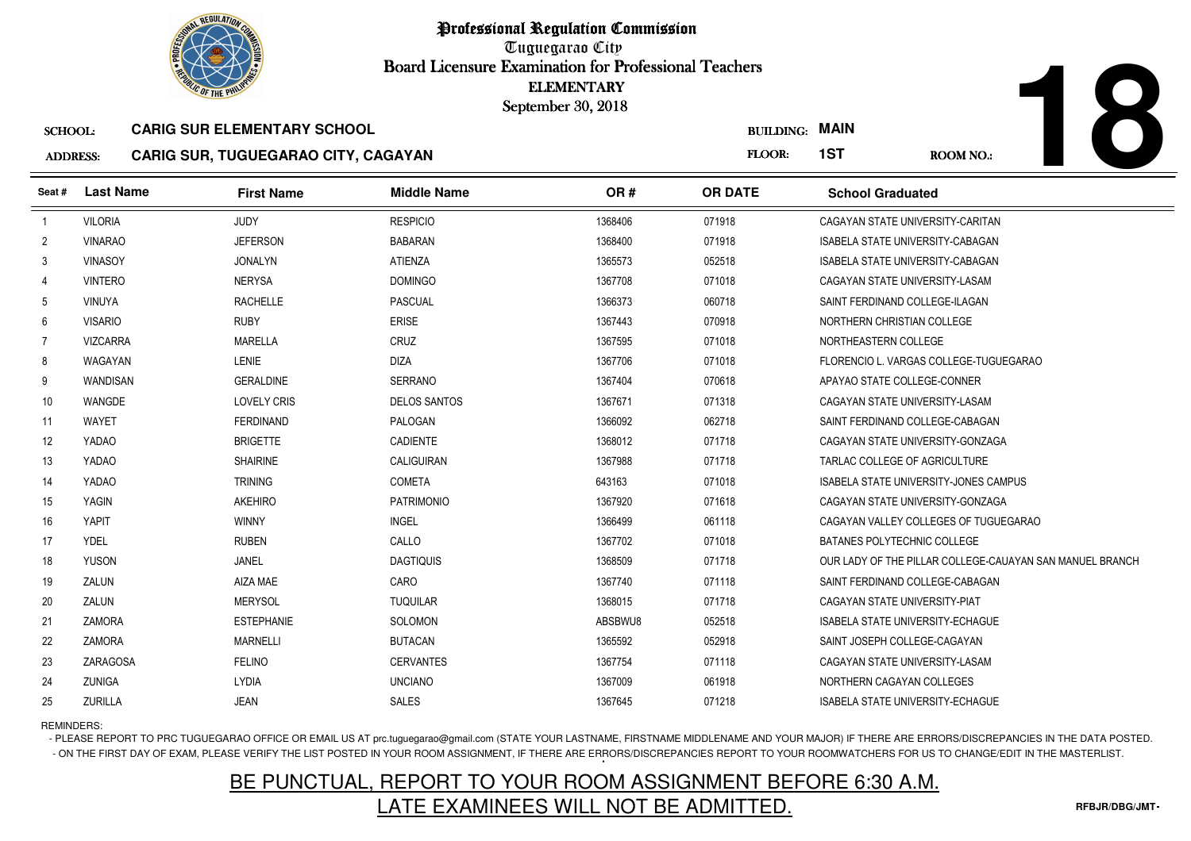# Professional Regulation Commission

Tuguegarao City

Board Licensure Examination for Professional Teachers

ELEMENTARY

September 30, 2018

**18**

SCHOOL: **CARIG SUR ELEMENTARY SCHOOL**

ADDRESS: **CARIG SUR, TUGUEGARAO CITY, CAGAYAN**

BUILDING: **MAIN**

FLOOR: **1ST**

ROOM NO.:

| Seat # | Last Name | First Name | Middle Name | OR # | OR DATE | School Graduated |
|---|---|---|---|---|---|---|
| 1 | VILORIA | JUDY | RESPICIO | 1368406 | 071918 | CAGAYAN STATE UNIVERSITY-CARITAN |
| 2 | VINARAO | JEFERSON | BABARAN | 1368400 | 071918 | ISABELA STATE UNIVERSITY-CABAGAN |
| 3 | VINASOY | JONALYN | ATIENZA | 1365573 | 052518 | ISABELA STATE UNIVERSITY-CABAGAN |
| 4 | VINTERO | NERYSA | DOMINGO | 1367708 | 071018 | CAGAYAN STATE UNIVERSITY-LASAM |
| 5 | VINUYA | RACHELLE | PASCUAL | 1366373 | 060718 | SAINT FERDINAND COLLEGE-ILAGAN |
| 6 | VISARIO | RUBY | ERISE | 1367443 | 070918 | NORTHERN CHRISTIAN COLLEGE |
| 7 | VIZCARRA | MARELLA | CRUZ | 1367595 | 071018 | NORTHEASTERN COLLEGE |
| 8 | WAGAYAN | LENIE | DIZA | 1367706 | 071018 | FLORENCIO L. VARGAS COLLEGE-TUGUEGARAO |
| 9 | WANDISAN | GERALDINE | SERRANO | 1367404 | 070618 | APAYAO STATE COLLEGE-CONNER |
| 10 | WANGDE | LOVELY CRIS | DELOS SANTOS | 1367671 | 071318 | CAGAYAN STATE UNIVERSITY-LASAM |
| 11 | WAYET | FERDINAND | PALOGAN | 1366092 | 062718 | SAINT FERDINAND COLLEGE-CABAGAN |
| 12 | YADAO | BRIGETTE | CADIENTE | 1368012 | 071718 | CAGAYAN STATE UNIVERSITY-GONZAGA |
| 13 | YADAO | SHAIRINE | CALIGUIRAN | 1367988 | 071718 | TARLAC COLLEGE OF AGRICULTURE |
| 14 | YADAO | TRINING | COMETA | 643163 | 071018 | ISABELA STATE UNIVERSITY-JONES CAMPUS |
| 15 | YAGIN | AKEHIRO | PATRIMONIO | 1367920 | 071618 | CAGAYAN STATE UNIVERSITY-GONZAGA |
| 16 | YAPIT | WINNY | INGEL | 1366499 | 061118 | CAGAYAN VALLEY COLLEGES OF TUGUEGARAO |
| 17 | YDEL | RUBEN | CALLO | 1367702 | 071018 | BATANES POLYTECHNIC COLLEGE |
| 18 | YUSON | JANEL | DAGTIQUIS | 1368509 | 071718 | OUR LADY OF THE PILLAR COLLEGE-CAUAYAN SAN MANUEL BRANCH |
| 19 | ZALUN | AIZA MAE | CARO | 1367740 | 071118 | SAINT FERDINAND COLLEGE-CABAGAN |
| 20 | ZALUN | MERYSOL | TUQUILAR | 1368015 | 071718 | CAGAYAN STATE UNIVERSITY-PIAT |
| 21 | ZAMORA | ESTEPHANIE | SOLOMON | ABSBWU8 | 052518 | ISABELA STATE UNIVERSITY-ECHAGUE |
| 22 | ZAMORA | MARNELLI | BUTACAN | 1365592 | 052918 | SAINT JOSEPH COLLEGE-CAGAYAN |
| 23 | ZARAGOSA | FELINO | CERVANTES | 1367754 | 071118 | CAGAYAN STATE UNIVERSITY-LASAM |
| 24 | ZUNIGA | LYDIA | UNCIANO | 1367009 | 061918 | NORTHERN CAGAYAN COLLEGES |
| 25 | ZURILLA | JEAN | SALES | 1367645 | 071218 | ISABELA STATE UNIVERSITY-ECHAGUE |

REMINDERS:

- PLEASE REPORT TO PRC TUGUEGARAO OFFICE OR EMAIL US AT prc.tuguegarao@gmail.com (STATE YOUR LASTNAME, FIRSTNAME MIDDLENAME AND YOUR MAJOR) IF THERE ARE ERRORS/DISCREPANCIES IN THE DATA POSTED.
- ON THE FIRST DAY OF EXAM, PLEASE VERIFY THE LIST POSTED IN YOUR ROOM ASSIGNMENT, IF THERE ARE ERRORS/DISCREPANCIES REPORT TO YOUR ROOMWATCHERS FOR US TO CHANGE/EDIT IN THE MASTERLIST.

BE PUNCTUAL, REPORT TO YOUR ROOM ASSIGNMENT BEFORE 6:30 A.M.

LATE EXAMINEES WILL NOT BE ADMITTED.

RFBJR/DBG/JMT-